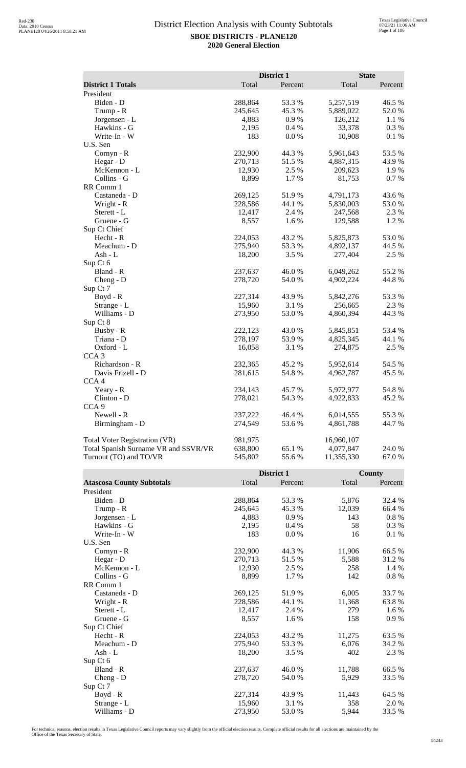# District Election Analysis with County Subtotals

**SBOE DISTRICTS - PLANE120**

**2020 General Election**

| District 1 Totals | District 1 Total | District 1 Percent | State Total | State Percent |
|---|---|---|---|---|
| President | | | | |
| Biden - D | 288,864 | 53.3 % | 5,257,519 | 46.5 % |
| Trump - R | 245,645 | 45.3 % | 5,889,022 | 52.0 % |
| Jorgensen - L | 4,883 | 0.9 % | 126,212 | 1.1 % |
| Hawkins - G | 2,195 | 0.4 % | 33,378 | 0.3 % |
| Write-In - W | 183 | 0.0 % | 10,908 | 0.1 % |
| U.S. Sen | | | | |
| Cornyn - R | 232,900 | 44.3 % | 5,961,643 | 53.5 % |
| Hegar - D | 270,713 | 51.5 % | 4,887,315 | 43.9 % |
| McKennon - L | 12,930 | 2.5 % | 209,623 | 1.9 % |
| Collins - G | 8,899 | 1.7 % | 81,753 | 0.7 % |
| RR Comm 1 | | | | |
| Castaneda - D | 269,125 | 51.9 % | 4,791,173 | 43.6 % |
| Wright - R | 228,586 | 44.1 % | 5,830,003 | 53.0 % |
| Sterett - L | 12,417 | 2.4 % | 247,568 | 2.3 % |
| Gruene - G | 8,557 | 1.6 % | 129,588 | 1.2 % |
| Sup Ct Chief | | | | |
| Hecht - R | 224,053 | 43.2 % | 5,825,873 | 53.0 % |
| Meachum - D | 275,940 | 53.3 % | 4,892,137 | 44.5 % |
| Ash - L | 18,200 | 3.5 % | 277,404 | 2.5 % |
| Sup Ct 6 | | | | |
| Bland - R | 237,637 | 46.0 % | 6,049,262 | 55.2 % |
| Cheng - D | 278,720 | 54.0 % | 4,902,224 | 44.8 % |
| Sup Ct 7 | | | | |
| Boyd - R | 227,314 | 43.9 % | 5,842,276 | 53.3 % |
| Strange - L | 15,960 | 3.1 % | 256,665 | 2.3 % |
| Williams - D | 273,950 | 53.0 % | 4,860,394 | 44.3 % |
| Sup Ct 8 | | | | |
| Busby - R | 222,123 | 43.0 % | 5,845,851 | 53.4 % |
| Triana - D | 278,197 | 53.9 % | 4,825,345 | 44.1 % |
| Oxford - L | 16,058 | 3.1 % | 274,875 | 2.5 % |
| CCA 3 | | | | |
| Richardson - R | 232,365 | 45.2 % | 5,952,614 | 54.5 % |
| Davis Frizell - D | 281,615 | 54.8 % | 4,962,787 | 45.5 % |
| CCA 4 | | | | |
| Yeary - R | 234,143 | 45.7 % | 5,972,977 | 54.8 % |
| Clinton - D | 278,021 | 54.3 % | 4,922,833 | 45.2 % |
| CCA 9 | | | | |
| Newell - R | 237,222 | 46.4 % | 6,014,555 | 55.3 % |
| Birmingham - D | 274,549 | 53.6 % | 4,861,788 | 44.7 % |
| Total Voter Registration (VR) | 981,975 | | 16,960,107 | |
| Total Spanish Surname VR and SSVR/VR | 638,800 | 65.1 % | 4,077,847 | 24.0 % |
| Turnout (TO) and TO/VR | 545,802 | 55.6 % | 11,355,330 | 67.0 % |

| Atascosa County Subtotals | District 1 Total | District 1 Percent | County Total | County Percent |
|---|---|---|---|---|
| President | | | | |
| Biden - D | 288,864 | 53.3 % | 5,876 | 32.4 % |
| Trump - R | 245,645 | 45.3 % | 12,039 | 66.4 % |
| Jorgensen - L | 4,883 | 0.9 % | 143 | 0.8 % |
| Hawkins - G | 2,195 | 0.4 % | 58 | 0.3 % |
| Write-In - W | 183 | 0.0 % | 16 | 0.1 % |
| U.S. Sen | | | | |
| Cornyn - R | 232,900 | 44.3 % | 11,906 | 66.5 % |
| Hegar - D | 270,713 | 51.5 % | 5,588 | 31.2 % |
| McKennon - L | 12,930 | 2.5 % | 258 | 1.4 % |
| Collins - G | 8,899 | 1.7 % | 142 | 0.8 % |
| RR Comm 1 | | | | |
| Castaneda - D | 269,125 | 51.9 % | 6,005 | 33.7 % |
| Wright - R | 228,586 | 44.1 % | 11,368 | 63.8 % |
| Sterett - L | 12,417 | 2.4 % | 279 | 1.6 % |
| Gruene - G | 8,557 | 1.6 % | 158 | 0.9 % |
| Sup Ct Chief | | | | |
| Hecht - R | 224,053 | 43.2 % | 11,275 | 63.5 % |
| Meachum - D | 275,940 | 53.3 % | 6,076 | 34.2 % |
| Ash - L | 18,200 | 3.5 % | 402 | 2.3 % |
| Sup Ct 6 | | | | |
| Bland - R | 237,637 | 46.0 % | 11,788 | 66.5 % |
| Cheng - D | 278,720 | 54.0 % | 5,929 | 33.5 % |
| Sup Ct 7 | | | | |
| Boyd - R | 227,314 | 43.9 % | 11,443 | 64.5 % |
| Strange - L | 15,960 | 3.1 % | 358 | 2.0 % |
| Williams - D | 273,950 | 53.0 % | 5,944 | 33.5 % |

For technical reasons, election results in Texas Legislative Council reports may vary slightly from the official election results. Complete official results for all elections are maintained by the Office of the Texas Secretary of State.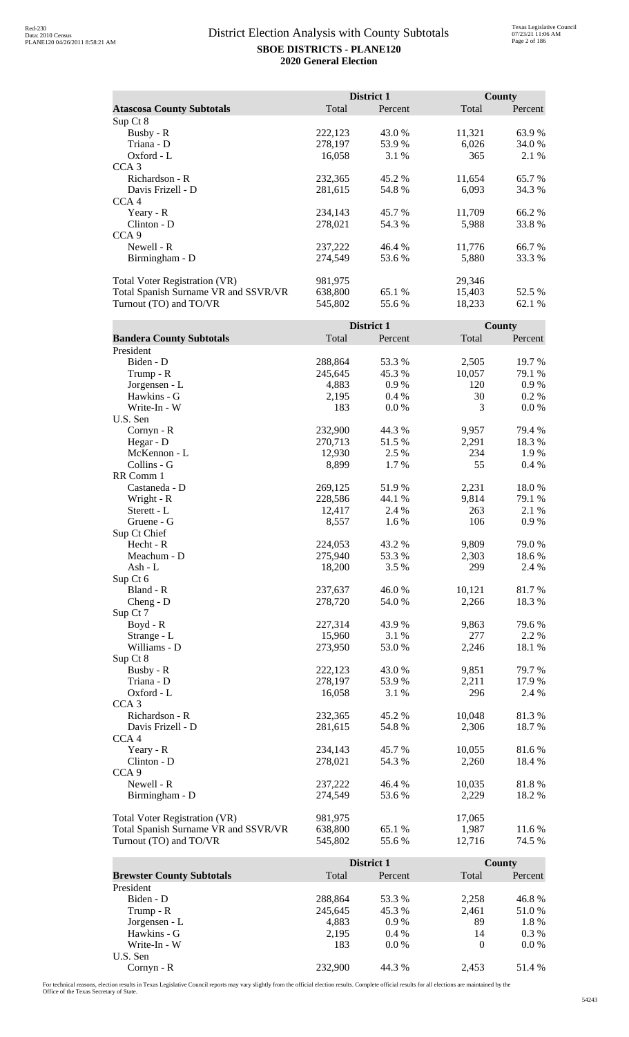# District Election Analysis with County Subtotals

**SBOE DISTRICTS - PLANE120**

**2020 General Election**

| **Atascosa County Subtotals** | District 1 Total | District 1 Percent | County Total | County Percent |
|---|---|---|---|---|
| Sup Ct 8 | | | | |
| Busby - R | 222,123 | 43.0 % | 11,321 | 63.9 % |
| Triana - D | 278,197 | 53.9 % | 6,026 | 34.0 % |
| Oxford - L | 16,058 | 3.1 % | 365 | 2.1 % |
| CCA 3 | | | | |
| Richardson - R | 232,365 | 45.2 % | 11,654 | 65.7 % |
| Davis Frizell - D | 281,615 | 54.8 % | 6,093 | 34.3 % |
| CCA 4 | | | | |
| Yeary - R | 234,143 | 45.7 % | 11,709 | 66.2 % |
| Clinton - D | 278,021 | 54.3 % | 5,988 | 33.8 % |
| CCA 9 | | | | |
| Newell - R | 237,222 | 46.4 % | 11,776 | 66.7 % |
| Birmingham - D | 274,549 | 53.6 % | 5,880 | 33.3 % |
| Total Voter Registration (VR) | 981,975 | | 29,346 | |
| Total Spanish Surname VR and SSVR/VR | 638,800 | 65.1 % | 15,403 | 52.5 % |
| Turnout (TO) and TO/VR | 545,802 | 55.6 % | 18,233 | 62.1 % |

| **Bandera County Subtotals** | District 1 Total | District 1 Percent | County Total | County Percent |
|---|---|---|---|---|
| President | | | | |
| Biden - D | 288,864 | 53.3 % | 2,505 | 19.7 % |
| Trump - R | 245,645 | 45.3 % | 10,057 | 79.1 % |
| Jorgensen - L | 4,883 | 0.9 % | 120 | 0.9 % |
| Hawkins - G | 2,195 | 0.4 % | 30 | 0.2 % |
| Write-In - W | 183 | 0.0 % | 3 | 0.0 % |
| U.S. Sen | | | | |
| Cornyn - R | 232,900 | 44.3 % | 9,957 | 79.4 % |
| Hegar - D | 270,713 | 51.5 % | 2,291 | 18.3 % |
| McKennon - L | 12,930 | 2.5 % | 234 | 1.9 % |
| Collins - G | 8,899 | 1.7 % | 55 | 0.4 % |
| RR Comm 1 | | | | |
| Castaneda - D | 269,125 | 51.9 % | 2,231 | 18.0 % |
| Wright - R | 228,586 | 44.1 % | 9,814 | 79.1 % |
| Sterett - L | 12,417 | 2.4 % | 263 | 2.1 % |
| Gruene - G | 8,557 | 1.6 % | 106 | 0.9 % |
| Sup Ct Chief | | | | |
| Hecht - R | 224,053 | 43.2 % | 9,809 | 79.0 % |
| Meachum - D | 275,940 | 53.3 % | 2,303 | 18.6 % |
| Ash - L | 18,200 | 3.5 % | 299 | 2.4 % |
| Sup Ct 6 | | | | |
| Bland - R | 237,637 | 46.0 % | 10,121 | 81.7 % |
| Cheng - D | 278,720 | 54.0 % | 2,266 | 18.3 % |
| Sup Ct 7 | | | | |
| Boyd - R | 227,314 | 43.9 % | 9,863 | 79.6 % |
| Strange - L | 15,960 | 3.1 % | 277 | 2.2 % |
| Williams - D | 273,950 | 53.0 % | 2,246 | 18.1 % |
| Sup Ct 8 | | | | |
| Busby - R | 222,123 | 43.0 % | 9,851 | 79.7 % |
| Triana - D | 278,197 | 53.9 % | 2,211 | 17.9 % |
| Oxford - L | 16,058 | 3.1 % | 296 | 2.4 % |
| CCA 3 | | | | |
| Richardson - R | 232,365 | 45.2 % | 10,048 | 81.3 % |
| Davis Frizell - D | 281,615 | 54.8 % | 2,306 | 18.7 % |
| CCA 4 | | | | |
| Yeary - R | 234,143 | 45.7 % | 10,055 | 81.6 % |
| Clinton - D | 278,021 | 54.3 % | 2,260 | 18.4 % |
| CCA 9 | | | | |
| Newell - R | 237,222 | 46.4 % | 10,035 | 81.8 % |
| Birmingham - D | 274,549 | 53.6 % | 2,229 | 18.2 % |
| Total Voter Registration (VR) | 981,975 | | 17,065 | |
| Total Spanish Surname VR and SSVR/VR | 638,800 | 65.1 % | 1,987 | 11.6 % |
| Turnout (TO) and TO/VR | 545,802 | 55.6 % | 12,716 | 74.5 % |

| **Brewster County Subtotals** | District 1 Total | District 1 Percent | County Total | County Percent |
|---|---|---|---|---|
| President | | | | |
| Biden - D | 288,864 | 53.3 % | 2,258 | 46.8 % |
| Trump - R | 245,645 | 45.3 % | 2,461 | 51.0 % |
| Jorgensen - L | 4,883 | 0.9 % | 89 | 1.8 % |
| Hawkins - G | 2,195 | 0.4 % | 14 | 0.3 % |
| Write-In - W | 183 | 0.0 % | 0 | 0.0 % |
| U.S. Sen | | | | |
| Cornyn - R | 232,900 | 44.3 % | 2,453 | 51.4 % |

For technical reasons, election results in Texas Legislative Council reports may vary slightly from the official election results. Complete official results for all elections are maintained by the Office of the Texas Secretary of State.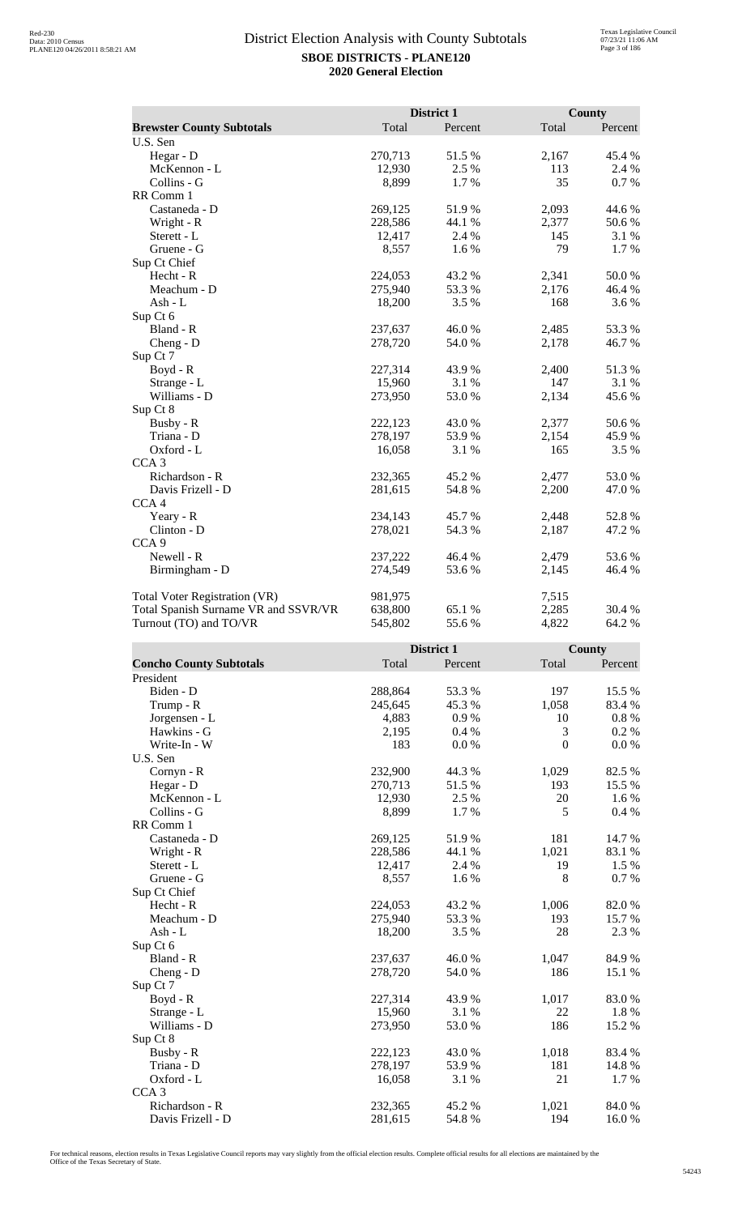# District Election Analysis with County Subtotals

**SBOE DISTRICTS - PLANE120**

**2020 General Election**

| | District 1 | | County | |
|---|---|---|---|---|
| **Brewster County Subtotals** | Total | Percent | Total | Percent |
| U.S. Sen | | | | |
| Hegar - D | 270,713 | 51.5 % | 2,167 | 45.4 % |
| McKennon - L | 12,930 | 2.5 % | 113 | 2.4 % |
| Collins - G | 8,899 | 1.7 % | 35 | 0.7 % |
| RR Comm 1 | | | | |
| Castaneda - D | 269,125 | 51.9 % | 2,093 | 44.6 % |
| Wright - R | 228,586 | 44.1 % | 2,377 | 50.6 % |
| Sterett - L | 12,417 | 2.4 % | 145 | 3.1 % |
| Gruene - G | 8,557 | 1.6 % | 79 | 1.7 % |
| Sup Ct Chief | | | | |
| Hecht - R | 224,053 | 43.2 % | 2,341 | 50.0 % |
| Meachum - D | 275,940 | 53.3 % | 2,176 | 46.4 % |
| Ash - L | 18,200 | 3.5 % | 168 | 3.6 % |
| Sup Ct 6 | | | | |
| Bland - R | 237,637 | 46.0 % | 2,485 | 53.3 % |
| Cheng - D | 278,720 | 54.0 % | 2,178 | 46.7 % |
| Sup Ct 7 | | | | |
| Boyd - R | 227,314 | 43.9 % | 2,400 | 51.3 % |
| Strange - L | 15,960 | 3.1 % | 147 | 3.1 % |
| Williams - D | 273,950 | 53.0 % | 2,134 | 45.6 % |
| Sup Ct 8 | | | | |
| Busby - R | 222,123 | 43.0 % | 2,377 | 50.6 % |
| Triana - D | 278,197 | 53.9 % | 2,154 | 45.9 % |
| Oxford - L | 16,058 | 3.1 % | 165 | 3.5 % |
| CCA 3 | | | | |
| Richardson - R | 232,365 | 45.2 % | 2,477 | 53.0 % |
| Davis Frizell - D | 281,615 | 54.8 % | 2,200 | 47.0 % |
| CCA 4 | | | | |
| Yeary - R | 234,143 | 45.7 % | 2,448 | 52.8 % |
| Clinton - D | 278,021 | 54.3 % | 2,187 | 47.2 % |
| CCA 9 | | | | |
| Newell - R | 237,222 | 46.4 % | 2,479 | 53.6 % |
| Birmingham - D | 274,549 | 53.6 % | 2,145 | 46.4 % |
| | | | | |
| Total Voter Registration (VR) | 981,975 | | 7,515 | |
| Total Spanish Surname VR and SSVR/VR | 638,800 | 65.1 % | 2,285 | 30.4 % |
| Turnout (TO) and TO/VR | 545,802 | 55.6 % | 4,822 | 64.2 % |

| | District 1 | | County | |
|---|---|---|---|---|
| **Concho County Subtotals** | Total | Percent | Total | Percent |
| President | | | | |
| Biden - D | 288,864 | 53.3 % | 197 | 15.5 % |
| Trump - R | 245,645 | 45.3 % | 1,058 | 83.4 % |
| Jorgensen - L | 4,883 | 0.9 % | 10 | 0.8 % |
| Hawkins - G | 2,195 | 0.4 % | 3 | 0.2 % |
| Write-In - W | 183 | 0.0 % | 0 | 0.0 % |
| U.S. Sen | | | | |
| Cornyn - R | 232,900 | 44.3 % | 1,029 | 82.5 % |
| Hegar - D | 270,713 | 51.5 % | 193 | 15.5 % |
| McKennon - L | 12,930 | 2.5 % | 20 | 1.6 % |
| Collins - G | 8,899 | 1.7 % | 5 | 0.4 % |
| RR Comm 1 | | | | |
| Castaneda - D | 269,125 | 51.9 % | 181 | 14.7 % |
| Wright - R | 228,586 | 44.1 % | 1,021 | 83.1 % |
| Sterett - L | 12,417 | 2.4 % | 19 | 1.5 % |
| Gruene - G | 8,557 | 1.6 % | 8 | 0.7 % |
| Sup Ct Chief | | | | |
| Hecht - R | 224,053 | 43.2 % | 1,006 | 82.0 % |
| Meachum - D | 275,940 | 53.3 % | 193 | 15.7 % |
| Ash - L | 18,200 | 3.5 % | 28 | 2.3 % |
| Sup Ct 6 | | | | |
| Bland - R | 237,637 | 46.0 % | 1,047 | 84.9 % |
| Cheng - D | 278,720 | 54.0 % | 186 | 15.1 % |
| Sup Ct 7 | | | | |
| Boyd - R | 227,314 | 43.9 % | 1,017 | 83.0 % |
| Strange - L | 15,960 | 3.1 % | 22 | 1.8 % |
| Williams - D | 273,950 | 53.0 % | 186 | 15.2 % |
| Sup Ct 8 | | | | |
| Busby - R | 222,123 | 43.0 % | 1,018 | 83.4 % |
| Triana - D | 278,197 | 53.9 % | 181 | 14.8 % |
| Oxford - L | 16,058 | 3.1 % | 21 | 1.7 % |
| CCA 3 | | | | |
| Richardson - R | 232,365 | 45.2 % | 1,021 | 84.0 % |
| Davis Frizell - D | 281,615 | 54.8 % | 194 | 16.0 % |

For technical reasons, election results in Texas Legislative Council reports may vary slightly from the official election results. Complete official results for all elections are maintained by the Office of the Texas Secretary of State.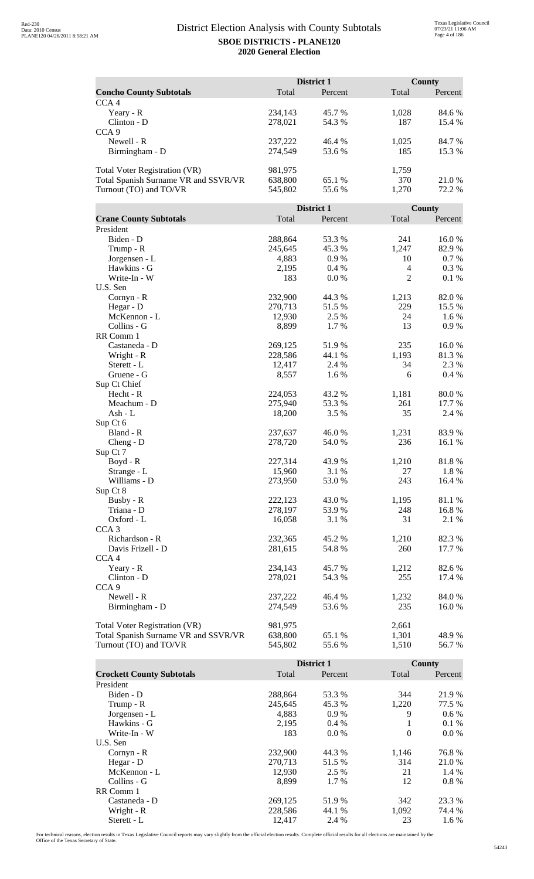# District Election Analysis with County Subtotals

**SBOE DISTRICTS - PLANE120**

**2020 General Election**

| | District 1 | | County | |
|---|---|---|---|---|
| **Concho County Subtotals** | Total | Percent | Total | Percent |
| CCA 4 | | | | |
| Yeary - R | 234,143 | 45.7 % | 1,028 | 84.6 % |
| Clinton - D | 278,021 | 54.3 % | 187 | 15.4 % |
| CCA 9 | | | | |
| Newell - R | 237,222 | 46.4 % | 1,025 | 84.7 % |
| Birmingham - D | 274,549 | 53.6 % | 185 | 15.3 % |
| Total Voter Registration (VR) | 981,975 | | 1,759 | |
| Total Spanish Surname VR and SSVR/VR | 638,800 | 65.1 % | 370 | 21.0 % |
| Turnout (TO) and TO/VR | 545,802 | 55.6 % | 1,270 | 72.2 % |

| | District 1 | | County | |
|---|---|---|---|---|
| **Crane County Subtotals** | Total | Percent | Total | Percent |
| President | | | | |
| Biden - D | 288,864 | 53.3 % | 241 | 16.0 % |
| Trump - R | 245,645 | 45.3 % | 1,247 | 82.9 % |
| Jorgensen - L | 4,883 | 0.9 % | 10 | 0.7 % |
| Hawkins - G | 2,195 | 0.4 % | 4 | 0.3 % |
| Write-In - W | 183 | 0.0 % | 2 | 0.1 % |
| U.S. Sen | | | | |
| Cornyn - R | 232,900 | 44.3 % | 1,213 | 82.0 % |
| Hegar - D | 270,713 | 51.5 % | 229 | 15.5 % |
| McKennon - L | 12,930 | 2.5 % | 24 | 1.6 % |
| Collins - G | 8,899 | 1.7 % | 13 | 0.9 % |
| RR Comm 1 | | | | |
| Castaneda - D | 269,125 | 51.9 % | 235 | 16.0 % |
| Wright - R | 228,586 | 44.1 % | 1,193 | 81.3 % |
| Sterett - L | 12,417 | 2.4 % | 34 | 2.3 % |
| Gruene - G | 8,557 | 1.6 % | 6 | 0.4 % |
| Sup Ct Chief | | | | |
| Hecht - R | 224,053 | 43.2 % | 1,181 | 80.0 % |
| Meachum - D | 275,940 | 53.3 % | 261 | 17.7 % |
| Ash - L | 18,200 | 3.5 % | 35 | 2.4 % |
| Sup Ct 6 | | | | |
| Bland - R | 237,637 | 46.0 % | 1,231 | 83.9 % |
| Cheng - D | 278,720 | 54.0 % | 236 | 16.1 % |
| Sup Ct 7 | | | | |
| Boyd - R | 227,314 | 43.9 % | 1,210 | 81.8 % |
| Strange - L | 15,960 | 3.1 % | 27 | 1.8 % |
| Williams - D | 273,950 | 53.0 % | 243 | 16.4 % |
| Sup Ct 8 | | | | |
| Busby - R | 222,123 | 43.0 % | 1,195 | 81.1 % |
| Triana - D | 278,197 | 53.9 % | 248 | 16.8 % |
| Oxford - L | 16,058 | 3.1 % | 31 | 2.1 % |
| CCA 3 | | | | |
| Richardson - R | 232,365 | 45.2 % | 1,210 | 82.3 % |
| Davis Frizell - D | 281,615 | 54.8 % | 260 | 17.7 % |
| CCA 4 | | | | |
| Yeary - R | 234,143 | 45.7 % | 1,212 | 82.6 % |
| Clinton - D | 278,021 | 54.3 % | 255 | 17.4 % |
| CCA 9 | | | | |
| Newell - R | 237,222 | 46.4 % | 1,232 | 84.0 % |
| Birmingham - D | 274,549 | 53.6 % | 235 | 16.0 % |
| Total Voter Registration (VR) | 981,975 | | 2,661 | |
| Total Spanish Surname VR and SSVR/VR | 638,800 | 65.1 % | 1,301 | 48.9 % |
| Turnout (TO) and TO/VR | 545,802 | 55.6 % | 1,510 | 56.7 % |

| | District 1 | | County | |
|---|---|---|---|---|
| **Crockett County Subtotals** | Total | Percent | Total | Percent |
| President | | | | |
| Biden - D | 288,864 | 53.3 % | 344 | 21.9 % |
| Trump - R | 245,645 | 45.3 % | 1,220 | 77.5 % |
| Jorgensen - L | 4,883 | 0.9 % | 9 | 0.6 % |
| Hawkins - G | 2,195 | 0.4 % | 1 | 0.1 % |
| Write-In - W | 183 | 0.0 % | 0 | 0.0 % |
| U.S. Sen | | | | |
| Cornyn - R | 232,900 | 44.3 % | 1,146 | 76.8 % |
| Hegar - D | 270,713 | 51.5 % | 314 | 21.0 % |
| McKennon - L | 12,930 | 2.5 % | 21 | 1.4 % |
| Collins - G | 8,899 | 1.7 % | 12 | 0.8 % |
| RR Comm 1 | | | | |
| Castaneda - D | 269,125 | 51.9 % | 342 | 23.3 % |
| Wright - R | 228,586 | 44.1 % | 1,092 | 74.4 % |
| Sterett - L | 12,417 | 2.4 % | 23 | 1.6 % |

For technical reasons, election results in Texas Legislative Council reports may vary slightly from the official election results. Complete official results for all elections are maintained by the Office of the Texas Secretary of State.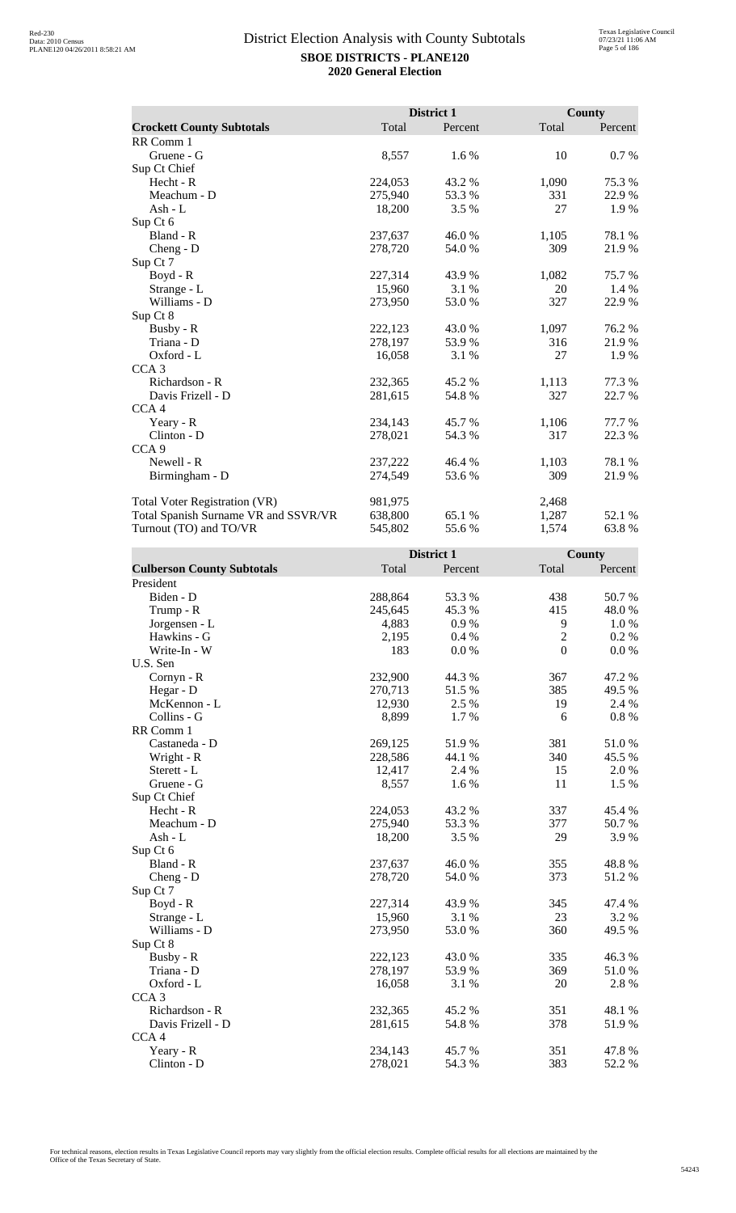# District Election Analysis with County Subtotals

**SBOE DISTRICTS - PLANE120**

**2020 General Election**

| | District 1 | | County | |
|---|---|---|---|---|
| **Crockett County Subtotals** | Total | Percent | Total | Percent |
| RR Comm 1 | | | | |
| Gruene - G | 8,557 | 1.6 % | 10 | 0.7 % |
| Sup Ct Chief | | | | |
| Hecht - R | 224,053 | 43.2 % | 1,090 | 75.3 % |
| Meachum - D | 275,940 | 53.3 % | 331 | 22.9 % |
| Ash - L | 18,200 | 3.5 % | 27 | 1.9 % |
| Sup Ct 6 | | | | |
| Bland - R | 237,637 | 46.0 % | 1,105 | 78.1 % |
| Cheng - D | 278,720 | 54.0 % | 309 | 21.9 % |
| Sup Ct 7 | | | | |
| Boyd - R | 227,314 | 43.9 % | 1,082 | 75.7 % |
| Strange - L | 15,960 | 3.1 % | 20 | 1.4 % |
| Williams - D | 273,950 | 53.0 % | 327 | 22.9 % |
| Sup Ct 8 | | | | |
| Busby - R | 222,123 | 43.0 % | 1,097 | 76.2 % |
| Triana - D | 278,197 | 53.9 % | 316 | 21.9 % |
| Oxford - L | 16,058 | 3.1 % | 27 | 1.9 % |
| CCA 3 | | | | |
| Richardson - R | 232,365 | 45.2 % | 1,113 | 77.3 % |
| Davis Frizell - D | 281,615 | 54.8 % | 327 | 22.7 % |
| CCA 4 | | | | |
| Yeary - R | 234,143 | 45.7 % | 1,106 | 77.7 % |
| Clinton - D | 278,021 | 54.3 % | 317 | 22.3 % |
| CCA 9 | | | | |
| Newell - R | 237,222 | 46.4 % | 1,103 | 78.1 % |
| Birmingham - D | 274,549 | 53.6 % | 309 | 21.9 % |
| | | | | |
| Total Voter Registration (VR) | 981,975 | | 2,468 | |
| Total Spanish Surname VR and SSVR/VR | 638,800 | 65.1 % | 1,287 | 52.1 % |
| Turnout (TO) and TO/VR | 545,802 | 55.6 % | 1,574 | 63.8 % |

| | District 1 | | County | |
|---|---|---|---|---|
| **Culberson County Subtotals** | Total | Percent | Total | Percent |
| President | | | | |
| Biden - D | 288,864 | 53.3 % | 438 | 50.7 % |
| Trump - R | 245,645 | 45.3 % | 415 | 48.0 % |
| Jorgensen - L | 4,883 | 0.9 % | 9 | 1.0 % |
| Hawkins - G | 2,195 | 0.4 % | 2 | 0.2 % |
| Write-In - W | 183 | 0.0 % | 0 | 0.0 % |
| U.S. Sen | | | | |
| Cornyn - R | 232,900 | 44.3 % | 367 | 47.2 % |
| Hegar - D | 270,713 | 51.5 % | 385 | 49.5 % |
| McKennon - L | 12,930 | 2.5 % | 19 | 2.4 % |
| Collins - G | 8,899 | 1.7 % | 6 | 0.8 % |
| RR Comm 1 | | | | |
| Castaneda - D | 269,125 | 51.9 % | 381 | 51.0 % |
| Wright - R | 228,586 | 44.1 % | 340 | 45.5 % |
| Sterett - L | 12,417 | 2.4 % | 15 | 2.0 % |
| Gruene - G | 8,557 | 1.6 % | 11 | 1.5 % |
| Sup Ct Chief | | | | |
| Hecht - R | 224,053 | 43.2 % | 337 | 45.4 % |
| Meachum - D | 275,940 | 53.3 % | 377 | 50.7 % |
| Ash - L | 18,200 | 3.5 % | 29 | 3.9 % |
| Sup Ct 6 | | | | |
| Bland - R | 237,637 | 46.0 % | 355 | 48.8 % |
| Cheng - D | 278,720 | 54.0 % | 373 | 51.2 % |
| Sup Ct 7 | | | | |
| Boyd - R | 227,314 | 43.9 % | 345 | 47.4 % |
| Strange - L | 15,960 | 3.1 % | 23 | 3.2 % |
| Williams - D | 273,950 | 53.0 % | 360 | 49.5 % |
| Sup Ct 8 | | | | |
| Busby - R | 222,123 | 43.0 % | 335 | 46.3 % |
| Triana - D | 278,197 | 53.9 % | 369 | 51.0 % |
| Oxford - L | 16,058 | 3.1 % | 20 | 2.8 % |
| CCA 3 | | | | |
| Richardson - R | 232,365 | 45.2 % | 351 | 48.1 % |
| Davis Frizell - D | 281,615 | 54.8 % | 378 | 51.9 % |
| CCA 4 | | | | |
| Yeary - R | 234,143 | 45.7 % | 351 | 47.8 % |
| Clinton - D | 278,021 | 54.3 % | 383 | 52.2 % |

For technical reasons, election results in Texas Legislative Council reports may vary slightly from the official election results. Complete official results for all elections are maintained by the Office of the Texas Secretary of State.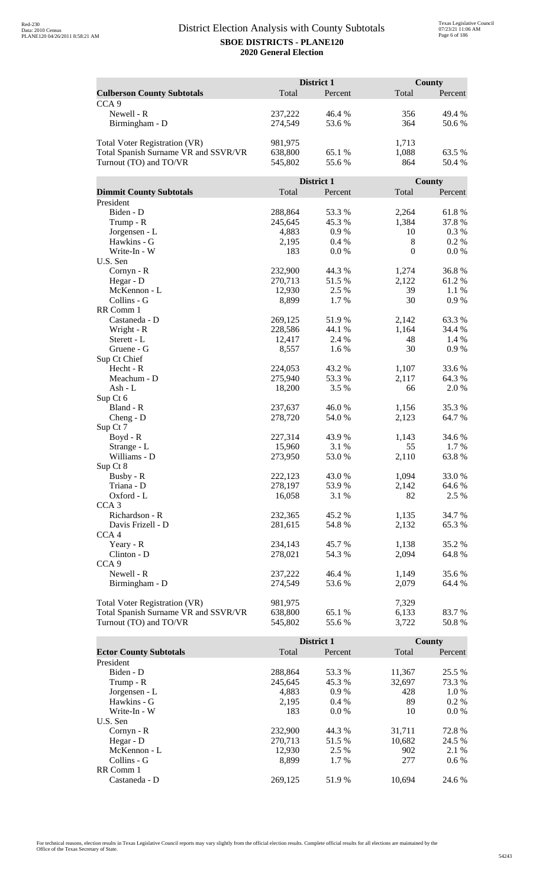# District Election Analysis with County Subtotals

**SBOE DISTRICTS - PLANE120**

**2020 General Election**

| | District 1 | | County | |
|---|---|---|---|---|
| **Culberson County Subtotals** | Total | Percent | Total | Percent |
| CCA 9 | | | | |
| Newell - R | 237,222 | 46.4 % | 356 | 49.4 % |
| Birmingham - D | 274,549 | 53.6 % | 364 | 50.6 % |
| | | | | |
| Total Voter Registration (VR) | 981,975 | | 1,713 | |
| Total Spanish Surname VR and SSVR/VR | 638,800 | 65.1 % | 1,088 | 63.5 % |
| Turnout (TO) and TO/VR | 545,802 | 55.6 % | 864 | 50.4 % |

| | District 1 | | County | |
|---|---|---|---|---|
| **Dimmit County Subtotals** | Total | Percent | Total | Percent |
| President | | | | |
| Biden - D | 288,864 | 53.3 % | 2,264 | 61.8 % |
| Trump - R | 245,645 | 45.3 % | 1,384 | 37.8 % |
| Jorgensen - L | 4,883 | 0.9 % | 10 | 0.3 % |
| Hawkins - G | 2,195 | 0.4 % | 8 | 0.2 % |
| Write-In - W | 183 | 0.0 % | 0 | 0.0 % |
| U.S. Sen | | | | |
| Cornyn - R | 232,900 | 44.3 % | 1,274 | 36.8 % |
| Hegar - D | 270,713 | 51.5 % | 2,122 | 61.2 % |
| McKennon - L | 12,930 | 2.5 % | 39 | 1.1 % |
| Collins - G | 8,899 | 1.7 % | 30 | 0.9 % |
| RR Comm 1 | | | | |
| Castaneda - D | 269,125 | 51.9 % | 2,142 | 63.3 % |
| Wright - R | 228,586 | 44.1 % | 1,164 | 34.4 % |
| Sterett - L | 12,417 | 2.4 % | 48 | 1.4 % |
| Gruene - G | 8,557 | 1.6 % | 30 | 0.9 % |
| Sup Ct Chief | | | | |
| Hecht - R | 224,053 | 43.2 % | 1,107 | 33.6 % |
| Meachum - D | 275,940 | 53.3 % | 2,117 | 64.3 % |
| Ash - L | 18,200 | 3.5 % | 66 | 2.0 % |
| Sup Ct 6 | | | | |
| Bland - R | 237,637 | 46.0 % | 1,156 | 35.3 % |
| Cheng - D | 278,720 | 54.0 % | 2,123 | 64.7 % |
| Sup Ct 7 | | | | |
| Boyd - R | 227,314 | 43.9 % | 1,143 | 34.6 % |
| Strange - L | 15,960 | 3.1 % | 55 | 1.7 % |
| Williams - D | 273,950 | 53.0 % | 2,110 | 63.8 % |
| Sup Ct 8 | | | | |
| Busby - R | 222,123 | 43.0 % | 1,094 | 33.0 % |
| Triana - D | 278,197 | 53.9 % | 2,142 | 64.6 % |
| Oxford - L | 16,058 | 3.1 % | 82 | 2.5 % |
| CCA 3 | | | | |
| Richardson - R | 232,365 | 45.2 % | 1,135 | 34.7 % |
| Davis Frizell - D | 281,615 | 54.8 % | 2,132 | 65.3 % |
| CCA 4 | | | | |
| Yeary - R | 234,143 | 45.7 % | 1,138 | 35.2 % |
| Clinton - D | 278,021 | 54.3 % | 2,094 | 64.8 % |
| CCA 9 | | | | |
| Newell - R | 237,222 | 46.4 % | 1,149 | 35.6 % |
| Birmingham - D | 274,549 | 53.6 % | 2,079 | 64.4 % |
| | | | | |
| Total Voter Registration (VR) | 981,975 | | 7,329 | |
| Total Spanish Surname VR and SSVR/VR | 638,800 | 65.1 % | 6,133 | 83.7 % |
| Turnout (TO) and TO/VR | 545,802 | 55.6 % | 3,722 | 50.8 % |

| | District 1 | | County | |
|---|---|---|---|---|
| **Ector County Subtotals** | Total | Percent | Total | Percent |
| President | | | | |
| Biden - D | 288,864 | 53.3 % | 11,367 | 25.5 % |
| Trump - R | 245,645 | 45.3 % | 32,697 | 73.3 % |
| Jorgensen - L | 4,883 | 0.9 % | 428 | 1.0 % |
| Hawkins - G | 2,195 | 0.4 % | 89 | 0.2 % |
| Write-In - W | 183 | 0.0 % | 10 | 0.0 % |
| U.S. Sen | | | | |
| Cornyn - R | 232,900 | 44.3 % | 31,711 | 72.8 % |
| Hegar - D | 270,713 | 51.5 % | 10,682 | 24.5 % |
| McKennon - L | 12,930 | 2.5 % | 902 | 2.1 % |
| Collins - G | 8,899 | 1.7 % | 277 | 0.6 % |
| RR Comm 1 | | | | |
| Castaneda - D | 269,125 | 51.9 % | 10,694 | 24.6 % |

For technical reasons, election results in Texas Legislative Council reports may vary slightly from the official election results. Complete official results for all elections are maintained by the Office of the Texas Secretary of State.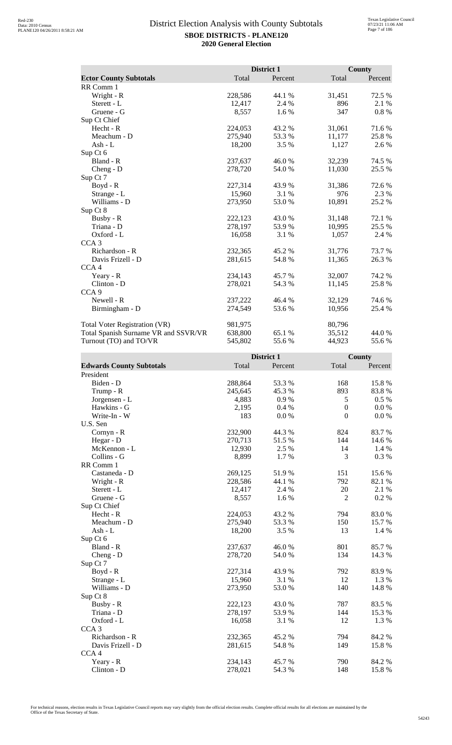# District Election Analysis with County Subtotals

**SBOE DISTRICTS - PLANE120**
**2020 General Election**

| Ector County Subtotals | District 1 Total | District 1 Percent | County Total | County Percent |
|---|---|---|---|---|
| RR Comm 1 | | | | |
| Wright - R | 228,586 | 44.1 % | 31,451 | 72.5 % |
| Sterett - L | 12,417 | 2.4 % | 896 | 2.1 % |
| Gruene - G | 8,557 | 1.6 % | 347 | 0.8 % |
| Sup Ct Chief | | | | |
| Hecht - R | 224,053 | 43.2 % | 31,061 | 71.6 % |
| Meachum - D | 275,940 | 53.3 % | 11,177 | 25.8 % |
| Ash - L | 18,200 | 3.5 % | 1,127 | 2.6 % |
| Sup Ct 6 | | | | |
| Bland - R | 237,637 | 46.0 % | 32,239 | 74.5 % |
| Cheng - D | 278,720 | 54.0 % | 11,030 | 25.5 % |
| Sup Ct 7 | | | | |
| Boyd - R | 227,314 | 43.9 % | 31,386 | 72.6 % |
| Strange - L | 15,960 | 3.1 % | 976 | 2.3 % |
| Williams - D | 273,950 | 53.0 % | 10,891 | 25.2 % |
| Sup Ct 8 | | | | |
| Busby - R | 222,123 | 43.0 % | 31,148 | 72.1 % |
| Triana - D | 278,197 | 53.9 % | 10,995 | 25.5 % |
| Oxford - L | 16,058 | 3.1 % | 1,057 | 2.4 % |
| CCA 3 | | | | |
| Richardson - R | 232,365 | 45.2 % | 31,776 | 73.7 % |
| Davis Frizell - D | 281,615 | 54.8 % | 11,365 | 26.3 % |
| CCA 4 | | | | |
| Yeary - R | 234,143 | 45.7 % | 32,007 | 74.2 % |
| Clinton - D | 278,021 | 54.3 % | 11,145 | 25.8 % |
| CCA 9 | | | | |
| Newell - R | 237,222 | 46.4 % | 32,129 | 74.6 % |
| Birmingham - D | 274,549 | 53.6 % | 10,956 | 25.4 % |
| | | | | |
| Total Voter Registration (VR) | 981,975 | | 80,796 | |
| Total Spanish Surname VR and SSVR/VR | 638,800 | 65.1 % | 35,512 | 44.0 % |
| Turnout (TO) and TO/VR | 545,802 | 55.6 % | 44,923 | 55.6 % |

| Edwards County Subtotals | District 1 Total | District 1 Percent | County Total | County Percent |
|---|---|---|---|---|
| President | | | | |
| Biden - D | 288,864 | 53.3 % | 168 | 15.8 % |
| Trump - R | 245,645 | 45.3 % | 893 | 83.8 % |
| Jorgensen - L | 4,883 | 0.9 % | 5 | 0.5 % |
| Hawkins - G | 2,195 | 0.4 % | 0 | 0.0 % |
| Write-In - W | 183 | 0.0 % | 0 | 0.0 % |
| U.S. Sen | | | | |
| Cornyn - R | 232,900 | 44.3 % | 824 | 83.7 % |
| Hegar - D | 270,713 | 51.5 % | 144 | 14.6 % |
| McKennon - L | 12,930 | 2.5 % | 14 | 1.4 % |
| Collins - G | 8,899 | 1.7 % | 3 | 0.3 % |
| RR Comm 1 | | | | |
| Castaneda - D | 269,125 | 51.9 % | 151 | 15.6 % |
| Wright - R | 228,586 | 44.1 % | 792 | 82.1 % |
| Sterett - L | 12,417 | 2.4 % | 20 | 2.1 % |
| Gruene - G | 8,557 | 1.6 % | 2 | 0.2 % |
| Sup Ct Chief | | | | |
| Hecht - R | 224,053 | 43.2 % | 794 | 83.0 % |
| Meachum - D | 275,940 | 53.3 % | 150 | 15.7 % |
| Ash - L | 18,200 | 3.5 % | 13 | 1.4 % |
| Sup Ct 6 | | | | |
| Bland - R | 237,637 | 46.0 % | 801 | 85.7 % |
| Cheng - D | 278,720 | 54.0 % | 134 | 14.3 % |
| Sup Ct 7 | | | | |
| Boyd - R | 227,314 | 43.9 % | 792 | 83.9 % |
| Strange - L | 15,960 | 3.1 % | 12 | 1.3 % |
| Williams - D | 273,950 | 53.0 % | 140 | 14.8 % |
| Sup Ct 8 | | | | |
| Busby - R | 222,123 | 43.0 % | 787 | 83.5 % |
| Triana - D | 278,197 | 53.9 % | 144 | 15.3 % |
| Oxford - L | 16,058 | 3.1 % | 12 | 1.3 % |
| CCA 3 | | | | |
| Richardson - R | 232,365 | 45.2 % | 794 | 84.2 % |
| Davis Frizell - D | 281,615 | 54.8 % | 149 | 15.8 % |
| CCA 4 | | | | |
| Yeary - R | 234,143 | 45.7 % | 790 | 84.2 % |
| Clinton - D | 278,021 | 54.3 % | 148 | 15.8 % |

For technical reasons, election results in Texas Legislative Council reports may vary slightly from the official election results. Complete official results for all elections are maintained by the Office of the Texas Secretary of State.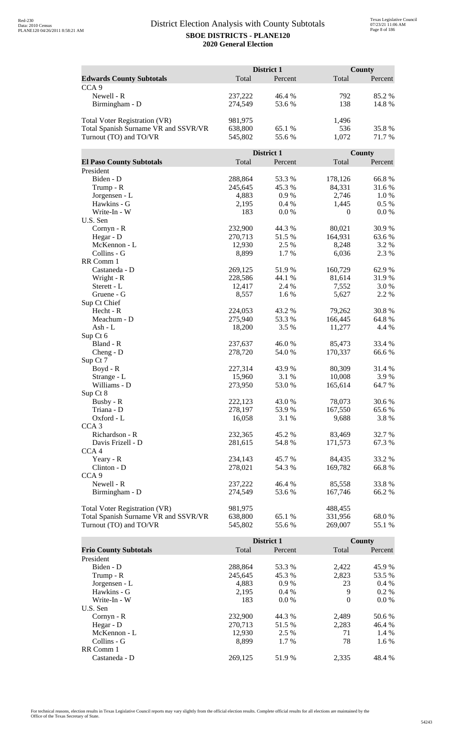# District Election Analysis with County Subtotals

**SBOE DISTRICTS - PLANE120**
**2020 General Election**

| Edwards County Subtotals | District 1 Total | District 1 Percent | County Total | County Percent |
|---|---|---|---|---|
| CCA 9 | | | | |
| Newell - R | 237,222 | 46.4 % | 792 | 85.2 % |
| Birmingham - D | 274,549 | 53.6 % | 138 | 14.8 % |
| | | | | |
| Total Voter Registration (VR) | 981,975 | | 1,496 | |
| Total Spanish Surname VR and SSVR/VR | 638,800 | 65.1 % | 536 | 35.8 % |
| Turnout (TO) and TO/VR | 545,802 | 55.6 % | 1,072 | 71.7 % |

| El Paso County Subtotals | District 1 Total | District 1 Percent | County Total | County Percent |
|---|---|---|---|---|
| President | | | | |
| Biden - D | 288,864 | 53.3 % | 178,126 | 66.8 % |
| Trump - R | 245,645 | 45.3 % | 84,331 | 31.6 % |
| Jorgensen - L | 4,883 | 0.9 % | 2,746 | 1.0 % |
| Hawkins - G | 2,195 | 0.4 % | 1,445 | 0.5 % |
| Write-In - W | 183 | 0.0 % | 0 | 0.0 % |
| U.S. Sen | | | | |
| Cornyn - R | 232,900 | 44.3 % | 80,021 | 30.9 % |
| Hegar - D | 270,713 | 51.5 % | 164,931 | 63.6 % |
| McKennon - L | 12,930 | 2.5 % | 8,248 | 3.2 % |
| Collins - G | 8,899 | 1.7 % | 6,036 | 2.3 % |
| RR Comm 1 | | | | |
| Castaneda - D | 269,125 | 51.9 % | 160,729 | 62.9 % |
| Wright - R | 228,586 | 44.1 % | 81,614 | 31.9 % |
| Sterett - L | 12,417 | 2.4 % | 7,552 | 3.0 % |
| Gruene - G | 8,557 | 1.6 % | 5,627 | 2.2 % |
| Sup Ct Chief | | | | |
| Hecht - R | 224,053 | 43.2 % | 79,262 | 30.8 % |
| Meachum - D | 275,940 | 53.3 % | 166,445 | 64.8 % |
| Ash - L | 18,200 | 3.5 % | 11,277 | 4.4 % |
| Sup Ct 6 | | | | |
| Bland - R | 237,637 | 46.0 % | 85,473 | 33.4 % |
| Cheng - D | 278,720 | 54.0 % | 170,337 | 66.6 % |
| Sup Ct 7 | | | | |
| Boyd - R | 227,314 | 43.9 % | 80,309 | 31.4 % |
| Strange - L | 15,960 | 3.1 % | 10,008 | 3.9 % |
| Williams - D | 273,950 | 53.0 % | 165,614 | 64.7 % |
| Sup Ct 8 | | | | |
| Busby - R | 222,123 | 43.0 % | 78,073 | 30.6 % |
| Triana - D | 278,197 | 53.9 % | 167,550 | 65.6 % |
| Oxford - L | 16,058 | 3.1 % | 9,688 | 3.8 % |
| CCA 3 | | | | |
| Richardson - R | 232,365 | 45.2 % | 83,469 | 32.7 % |
| Davis Frizell - D | 281,615 | 54.8 % | 171,573 | 67.3 % |
| CCA 4 | | | | |
| Yeary - R | 234,143 | 45.7 % | 84,435 | 33.2 % |
| Clinton - D | 278,021 | 54.3 % | 169,782 | 66.8 % |
| CCA 9 | | | | |
| Newell - R | 237,222 | 46.4 % | 85,558 | 33.8 % |
| Birmingham - D | 274,549 | 53.6 % | 167,746 | 66.2 % |
| | | | | |
| Total Voter Registration (VR) | 981,975 | | 488,455 | |
| Total Spanish Surname VR and SSVR/VR | 638,800 | 65.1 % | 331,956 | 68.0 % |
| Turnout (TO) and TO/VR | 545,802 | 55.6 % | 269,007 | 55.1 % |

| Frio County Subtotals | District 1 Total | District 1 Percent | County Total | County Percent |
|---|---|---|---|---|
| President | | | | |
| Biden - D | 288,864 | 53.3 % | 2,422 | 45.9 % |
| Trump - R | 245,645 | 45.3 % | 2,823 | 53.5 % |
| Jorgensen - L | 4,883 | 0.9 % | 23 | 0.4 % |
| Hawkins - G | 2,195 | 0.4 % | 9 | 0.2 % |
| Write-In - W | 183 | 0.0 % | 0 | 0.0 % |
| U.S. Sen | | | | |
| Cornyn - R | 232,900 | 44.3 % | 2,489 | 50.6 % |
| Hegar - D | 270,713 | 51.5 % | 2,283 | 46.4 % |
| McKennon - L | 12,930 | 2.5 % | 71 | 1.4 % |
| Collins - G | 8,899 | 1.7 % | 78 | 1.6 % |
| RR Comm 1 | | | | |
| Castaneda - D | 269,125 | 51.9 % | 2,335 | 48.4 % |

For technical reasons, election results in Texas Legislative Council reports may vary slightly from the official election results. Complete official results for all elections are maintained by the Office of the Texas Secretary of State.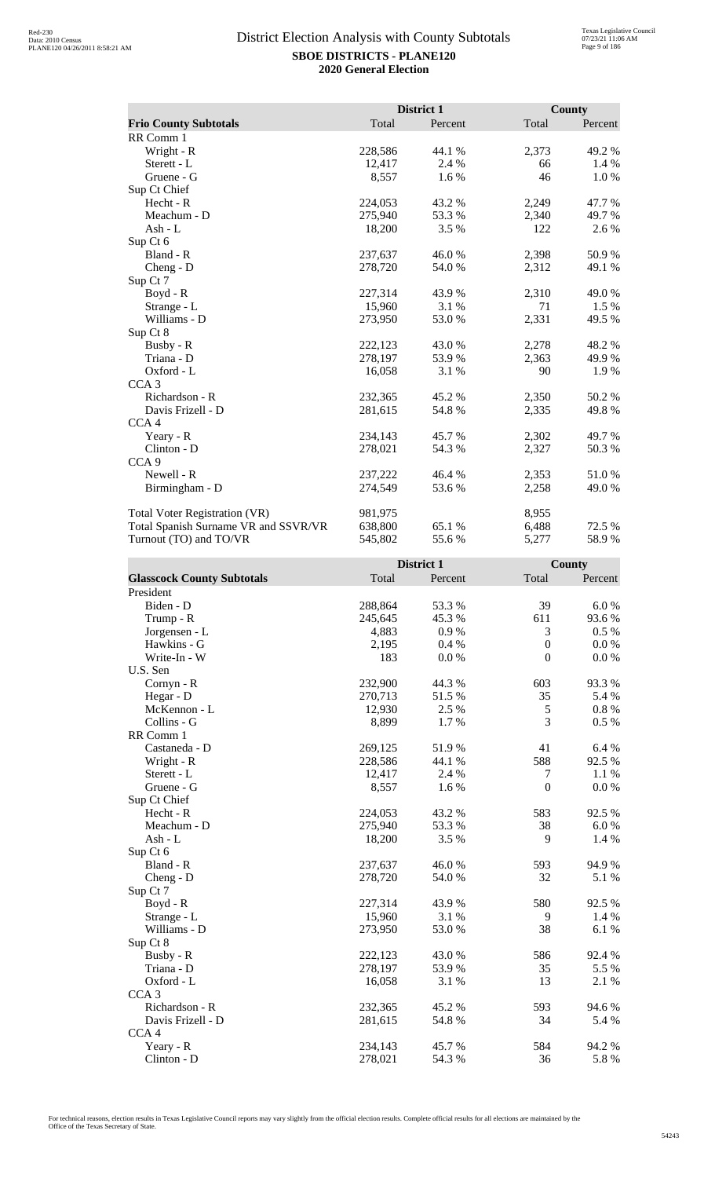# District Election Analysis with County Subtotals

**SBOE DISTRICTS - PLANE120**
**2020 General Election**

| Frio County Subtotals | District 1 Total | District 1 Percent | County Total | County Percent |
|---|---|---|---|---|
| RR Comm 1 | | | | |
| Wright - R | 228,586 | 44.1 % | 2,373 | 49.2 % |
| Sterett - L | 12,417 | 2.4 % | 66 | 1.4 % |
| Gruene - G | 8,557 | 1.6 % | 46 | 1.0 % |
| Sup Ct Chief | | | | |
| Hecht - R | 224,053 | 43.2 % | 2,249 | 47.7 % |
| Meachum - D | 275,940 | 53.3 % | 2,340 | 49.7 % |
| Ash - L | 18,200 | 3.5 % | 122 | 2.6 % |
| Sup Ct 6 | | | | |
| Bland - R | 237,637 | 46.0 % | 2,398 | 50.9 % |
| Cheng - D | 278,720 | 54.0 % | 2,312 | 49.1 % |
| Sup Ct 7 | | | | |
| Boyd - R | 227,314 | 43.9 % | 2,310 | 49.0 % |
| Strange - L | 15,960 | 3.1 % | 71 | 1.5 % |
| Williams - D | 273,950 | 53.0 % | 2,331 | 49.5 % |
| Sup Ct 8 | | | | |
| Busby - R | 222,123 | 43.0 % | 2,278 | 48.2 % |
| Triana - D | 278,197 | 53.9 % | 2,363 | 49.9 % |
| Oxford - L | 16,058 | 3.1 % | 90 | 1.9 % |
| CCA 3 | | | | |
| Richardson - R | 232,365 | 45.2 % | 2,350 | 50.2 % |
| Davis Frizell - D | 281,615 | 54.8 % | 2,335 | 49.8 % |
| CCA 4 | | | | |
| Yeary - R | 234,143 | 45.7 % | 2,302 | 49.7 % |
| Clinton - D | 278,021 | 54.3 % | 2,327 | 50.3 % |
| CCA 9 | | | | |
| Newell - R | 237,222 | 46.4 % | 2,353 | 51.0 % |
| Birmingham - D | 274,549 | 53.6 % | 2,258 | 49.0 % |
| | | | | |
| Total Voter Registration (VR) | 981,975 | | 8,955 | |
| Total Spanish Surname VR and SSVR/VR | 638,800 | 65.1 % | 6,488 | 72.5 % |
| Turnout (TO) and TO/VR | 545,802 | 55.6 % | 5,277 | 58.9 % |

| Glasscock County Subtotals | District 1 Total | District 1 Percent | County Total | County Percent |
|---|---|---|---|---|
| President | | | | |
| Biden - D | 288,864 | 53.3 % | 39 | 6.0 % |
| Trump - R | 245,645 | 45.3 % | 611 | 93.6 % |
| Jorgensen - L | 4,883 | 0.9 % | 3 | 0.5 % |
| Hawkins - G | 2,195 | 0.4 % | 0 | 0.0 % |
| Write-In - W | 183 | 0.0 % | 0 | 0.0 % |
| U.S. Sen | | | | |
| Cornyn - R | 232,900 | 44.3 % | 603 | 93.3 % |
| Hegar - D | 270,713 | 51.5 % | 35 | 5.4 % |
| McKennon - L | 12,930 | 2.5 % | 5 | 0.8 % |
| Collins - G | 8,899 | 1.7 % | 3 | 0.5 % |
| RR Comm 1 | | | | |
| Castaneda - D | 269,125 | 51.9 % | 41 | 6.4 % |
| Wright - R | 228,586 | 44.1 % | 588 | 92.5 % |
| Sterett - L | 12,417 | 2.4 % | 7 | 1.1 % |
| Gruene - G | 8,557 | 1.6 % | 0 | 0.0 % |
| Sup Ct Chief | | | | |
| Hecht - R | 224,053 | 43.2 % | 583 | 92.5 % |
| Meachum - D | 275,940 | 53.3 % | 38 | 6.0 % |
| Ash - L | 18,200 | 3.5 % | 9 | 1.4 % |
| Sup Ct 6 | | | | |
| Bland - R | 237,637 | 46.0 % | 593 | 94.9 % |
| Cheng - D | 278,720 | 54.0 % | 32 | 5.1 % |
| Sup Ct 7 | | | | |
| Boyd - R | 227,314 | 43.9 % | 580 | 92.5 % |
| Strange - L | 15,960 | 3.1 % | 9 | 1.4 % |
| Williams - D | 273,950 | 53.0 % | 38 | 6.1 % |
| Sup Ct 8 | | | | |
| Busby - R | 222,123 | 43.0 % | 586 | 92.4 % |
| Triana - D | 278,197 | 53.9 % | 35 | 5.5 % |
| Oxford - L | 16,058 | 3.1 % | 13 | 2.1 % |
| CCA 3 | | | | |
| Richardson - R | 232,365 | 45.2 % | 593 | 94.6 % |
| Davis Frizell - D | 281,615 | 54.8 % | 34 | 5.4 % |
| CCA 4 | | | | |
| Yeary - R | 234,143 | 45.7 % | 584 | 94.2 % |
| Clinton - D | 278,021 | 54.3 % | 36 | 5.8 % |

For technical reasons, election results in Texas Legislative Council reports may vary slightly from the official election results. Complete official results for all elections are maintained by the Office of the Texas Secretary of State.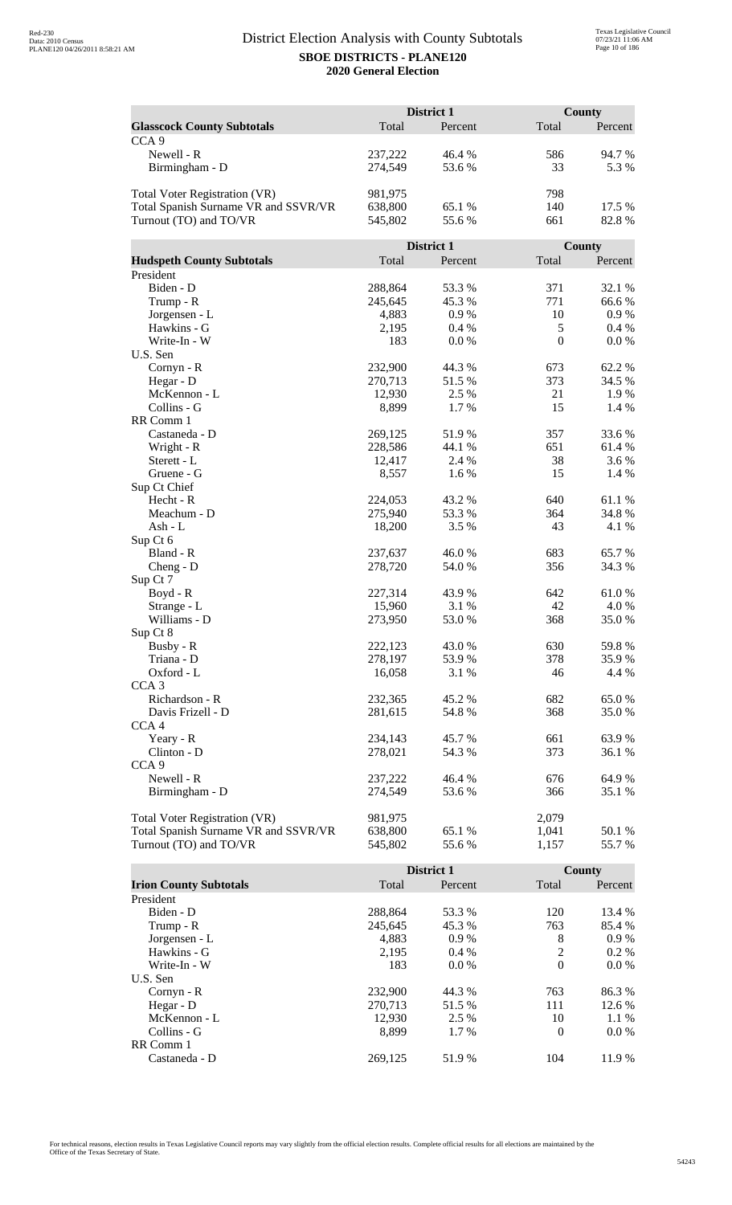# District Election Analysis with County Subtotals
**SBOE DISTRICTS - PLANE120**
**2020 General Election**

| Glasscock County Subtotals | District 1 Total | District 1 Percent | County Total | County Percent |
|---|---|---|---|---|
| CCA 9 | | | | |
| Newell - R | 237,222 | 46.4 % | 586 | 94.7 % |
| Birmingham - D | 274,549 | 53.6 % | 33 | 5.3 % |
| | | | | |
| Total Voter Registration (VR) | 981,975 | | 798 | |
| Total Spanish Surname VR and SSVR/VR | 638,800 | 65.1 % | 140 | 17.5 % |
| Turnout (TO) and TO/VR | 545,802 | 55.6 % | 661 | 82.8 % |

| Hudspeth County Subtotals | District 1 Total | District 1 Percent | County Total | County Percent |
|---|---|---|---|---|
| President | | | | |
| Biden - D | 288,864 | 53.3 % | 371 | 32.1 % |
| Trump - R | 245,645 | 45.3 % | 771 | 66.6 % |
| Jorgensen - L | 4,883 | 0.9 % | 10 | 0.9 % |
| Hawkins - G | 2,195 | 0.4 % | 5 | 0.4 % |
| Write-In - W | 183 | 0.0 % | 0 | 0.0 % |
| U.S. Sen | | | | |
| Cornyn - R | 232,900 | 44.3 % | 673 | 62.2 % |
| Hegar - D | 270,713 | 51.5 % | 373 | 34.5 % |
| McKennon - L | 12,930 | 2.5 % | 21 | 1.9 % |
| Collins - G | 8,899 | 1.7 % | 15 | 1.4 % |
| RR Comm 1 | | | | |
| Castaneda - D | 269,125 | 51.9 % | 357 | 33.6 % |
| Wright - R | 228,586 | 44.1 % | 651 | 61.4 % |
| Sterett - L | 12,417 | 2.4 % | 38 | 3.6 % |
| Gruene - G | 8,557 | 1.6 % | 15 | 1.4 % |
| Sup Ct Chief | | | | |
| Hecht - R | 224,053 | 43.2 % | 640 | 61.1 % |
| Meachum - D | 275,940 | 53.3 % | 364 | 34.8 % |
| Ash - L | 18,200 | 3.5 % | 43 | 4.1 % |
| Sup Ct 6 | | | | |
| Bland - R | 237,637 | 46.0 % | 683 | 65.7 % |
| Cheng - D | 278,720 | 54.0 % | 356 | 34.3 % |
| Sup Ct 7 | | | | |
| Boyd - R | 227,314 | 43.9 % | 642 | 61.0 % |
| Strange - L | 15,960 | 3.1 % | 42 | 4.0 % |
| Williams - D | 273,950 | 53.0 % | 368 | 35.0 % |
| Sup Ct 8 | | | | |
| Busby - R | 222,123 | 43.0 % | 630 | 59.8 % |
| Triana - D | 278,197 | 53.9 % | 378 | 35.9 % |
| Oxford - L | 16,058 | 3.1 % | 46 | 4.4 % |
| CCA 3 | | | | |
| Richardson - R | 232,365 | 45.2 % | 682 | 65.0 % |
| Davis Frizell - D | 281,615 | 54.8 % | 368 | 35.0 % |
| CCA 4 | | | | |
| Yeary - R | 234,143 | 45.7 % | 661 | 63.9 % |
| Clinton - D | 278,021 | 54.3 % | 373 | 36.1 % |
| CCA 9 | | | | |
| Newell - R | 237,222 | 46.4 % | 676 | 64.9 % |
| Birmingham - D | 274,549 | 53.6 % | 366 | 35.1 % |
| | | | | |
| Total Voter Registration (VR) | 981,975 | | 2,079 | |
| Total Spanish Surname VR and SSVR/VR | 638,800 | 65.1 % | 1,041 | 50.1 % |
| Turnout (TO) and TO/VR | 545,802 | 55.6 % | 1,157 | 55.7 % |

| Irion County Subtotals | District 1 Total | District 1 Percent | County Total | County Percent |
|---|---|---|---|---|
| President | | | | |
| Biden - D | 288,864 | 53.3 % | 120 | 13.4 % |
| Trump - R | 245,645 | 45.3 % | 763 | 85.4 % |
| Jorgensen - L | 4,883 | 0.9 % | 8 | 0.9 % |
| Hawkins - G | 2,195 | 0.4 % | 2 | 0.2 % |
| Write-In - W | 183 | 0.0 % | 0 | 0.0 % |
| U.S. Sen | | | | |
| Cornyn - R | 232,900 | 44.3 % | 763 | 86.3 % |
| Hegar - D | 270,713 | 51.5 % | 111 | 12.6 % |
| McKennon - L | 12,930 | 2.5 % | 10 | 1.1 % |
| Collins - G | 8,899 | 1.7 % | 0 | 0.0 % |
| RR Comm 1 | | | | |
| Castaneda - D | 269,125 | 51.9 % | 104 | 11.9 % |

For technical reasons, election results in Texas Legislative Council reports may vary slightly from the official election results. Complete official results for all elections are maintained by the Office of the Texas Secretary of State.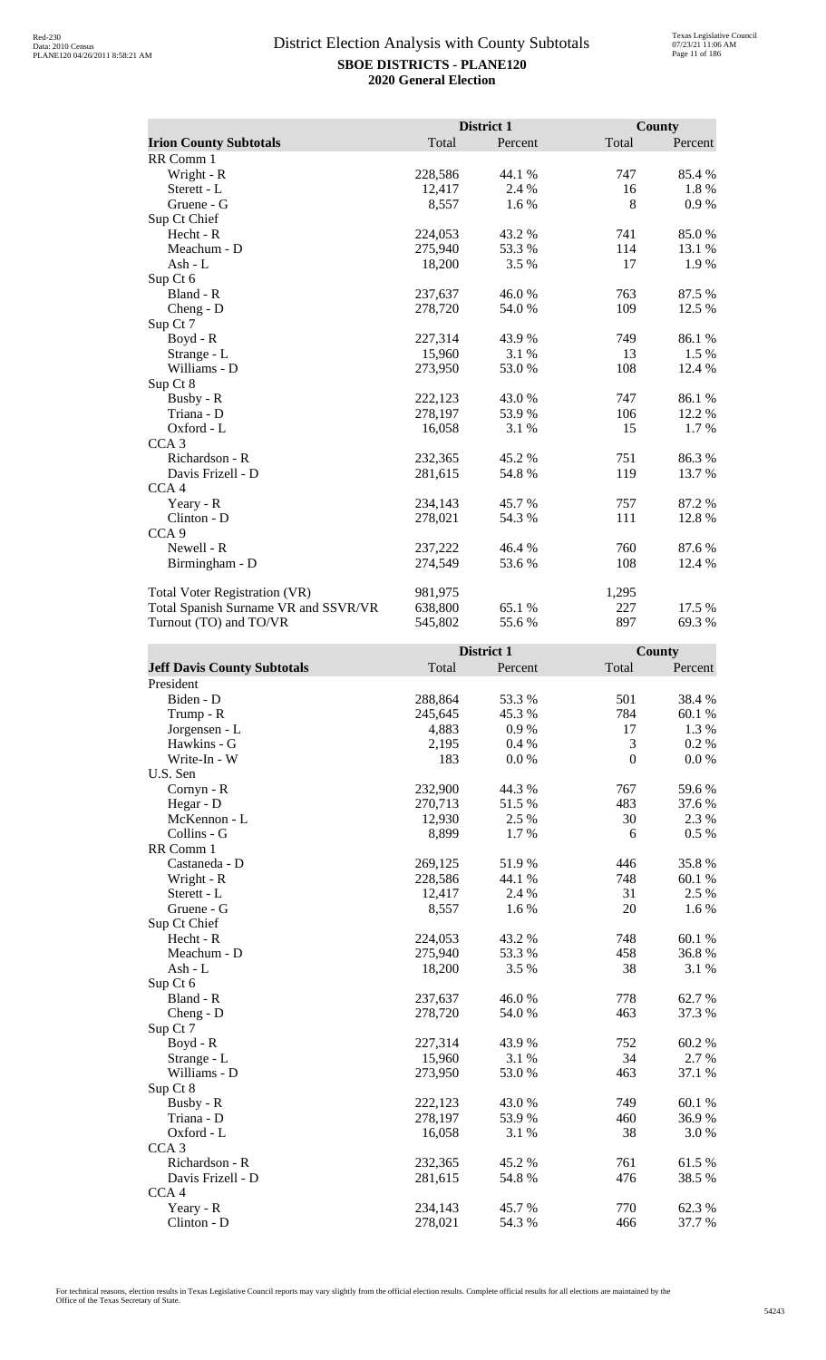# District Election Analysis with County Subtotals

**SBOE DISTRICTS - PLANE120**

**2020 General Election**

| Irion County Subtotals | District 1 Total | District 1 Percent | County Total | County Percent |
|---|---|---|---|---|
| RR Comm 1 | | | | |
| Wright - R | 228,586 | 44.1 % | 747 | 85.4 % |
| Sterett - L | 12,417 | 2.4 % | 16 | 1.8 % |
| Gruene - G | 8,557 | 1.6 % | 8 | 0.9 % |
| Sup Ct Chief | | | | |
| Hecht - R | 224,053 | 43.2 % | 741 | 85.0 % |
| Meachum - D | 275,940 | 53.3 % | 114 | 13.1 % |
| Ash - L | 18,200 | 3.5 % | 17 | 1.9 % |
| Sup Ct 6 | | | | |
| Bland - R | 237,637 | 46.0 % | 763 | 87.5 % |
| Cheng - D | 278,720 | 54.0 % | 109 | 12.5 % |
| Sup Ct 7 | | | | |
| Boyd - R | 227,314 | 43.9 % | 749 | 86.1 % |
| Strange - L | 15,960 | 3.1 % | 13 | 1.5 % |
| Williams - D | 273,950 | 53.0 % | 108 | 12.4 % |
| Sup Ct 8 | | | | |
| Busby - R | 222,123 | 43.0 % | 747 | 86.1 % |
| Triana - D | 278,197 | 53.9 % | 106 | 12.2 % |
| Oxford - L | 16,058 | 3.1 % | 15 | 1.7 % |
| CCA 3 | | | | |
| Richardson - R | 232,365 | 45.2 % | 751 | 86.3 % |
| Davis Frizell - D | 281,615 | 54.8 % | 119 | 13.7 % |
| CCA 4 | | | | |
| Yeary - R | 234,143 | 45.7 % | 757 | 87.2 % |
| Clinton - D | 278,021 | 54.3 % | 111 | 12.8 % |
| CCA 9 | | | | |
| Newell - R | 237,222 | 46.4 % | 760 | 87.6 % |
| Birmingham - D | 274,549 | 53.6 % | 108 | 12.4 % |
| | | | | |
| Total Voter Registration (VR) | 981,975 | | 1,295 | |
| Total Spanish Surname VR and SSVR/VR | 638,800 | 65.1 % | 227 | 17.5 % |
| Turnout (TO) and TO/VR | 545,802 | 55.6 % | 897 | 69.3 % |

| Jeff Davis County Subtotals | District 1 Total | District 1 Percent | County Total | County Percent |
|---|---|---|---|---|
| President | | | | |
| Biden - D | 288,864 | 53.3 % | 501 | 38.4 % |
| Trump - R | 245,645 | 45.3 % | 784 | 60.1 % |
| Jorgensen - L | 4,883 | 0.9 % | 17 | 1.3 % |
| Hawkins - G | 2,195 | 0.4 % | 3 | 0.2 % |
| Write-In - W | 183 | 0.0 % | 0 | 0.0 % |
| U.S. Sen | | | | |
| Cornyn - R | 232,900 | 44.3 % | 767 | 59.6 % |
| Hegar - D | 270,713 | 51.5 % | 483 | 37.6 % |
| McKennon - L | 12,930 | 2.5 % | 30 | 2.3 % |
| Collins - G | 8,899 | 1.7 % | 6 | 0.5 % |
| RR Comm 1 | | | | |
| Castaneda - D | 269,125 | 51.9 % | 446 | 35.8 % |
| Wright - R | 228,586 | 44.1 % | 748 | 60.1 % |
| Sterett - L | 12,417 | 2.4 % | 31 | 2.5 % |
| Gruene - G | 8,557 | 1.6 % | 20 | 1.6 % |
| Sup Ct Chief | | | | |
| Hecht - R | 224,053 | 43.2 % | 748 | 60.1 % |
| Meachum - D | 275,940 | 53.3 % | 458 | 36.8 % |
| Ash - L | 18,200 | 3.5 % | 38 | 3.1 % |
| Sup Ct 6 | | | | |
| Bland - R | 237,637 | 46.0 % | 778 | 62.7 % |
| Cheng - D | 278,720 | 54.0 % | 463 | 37.3 % |
| Sup Ct 7 | | | | |
| Boyd - R | 227,314 | 43.9 % | 752 | 60.2 % |
| Strange - L | 15,960 | 3.1 % | 34 | 2.7 % |
| Williams - D | 273,950 | 53.0 % | 463 | 37.1 % |
| Sup Ct 8 | | | | |
| Busby - R | 222,123 | 43.0 % | 749 | 60.1 % |
| Triana - D | 278,197 | 53.9 % | 460 | 36.9 % |
| Oxford - L | 16,058 | 3.1 % | 38 | 3.0 % |
| CCA 3 | | | | |
| Richardson - R | 232,365 | 45.2 % | 761 | 61.5 % |
| Davis Frizell - D | 281,615 | 54.8 % | 476 | 38.5 % |
| CCA 4 | | | | |
| Yeary - R | 234,143 | 45.7 % | 770 | 62.3 % |
| Clinton - D | 278,021 | 54.3 % | 466 | 37.7 % |

For technical reasons, election results in Texas Legislative Council reports may vary slightly from the official election results. Complete official results for all elections are maintained by the Office of the Texas Secretary of State.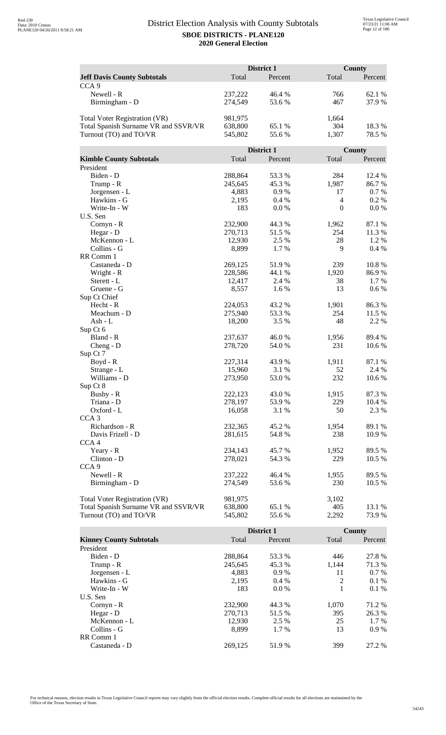# District Election Analysis with County Subtotals

**SBOE DISTRICTS - PLANE120**

**2020 General Election**

| Jeff Davis County Subtotals | District 1 Total | District 1 Percent | County Total | County Percent |
|---|---|---|---|---|
| CCA 9 | | | | |
| Newell - R | 237,222 | 46.4 % | 766 | 62.1 % |
| Birmingham - D | 274,549 | 53.6 % | 467 | 37.9 % |
| | | | | |
| Total Voter Registration (VR) | 981,975 | | 1,664 | |
| Total Spanish Surname VR and SSVR/VR | 638,800 | 65.1 % | 304 | 18.3 % |
| Turnout (TO) and TO/VR | 545,802 | 55.6 % | 1,307 | 78.5 % |

| Kimble County Subtotals | District 1 Total | District 1 Percent | County Total | County Percent |
|---|---|---|---|---|
| President | | | | |
| Biden - D | 288,864 | 53.3 % | 284 | 12.4 % |
| Trump - R | 245,645 | 45.3 % | 1,987 | 86.7 % |
| Jorgensen - L | 4,883 | 0.9 % | 17 | 0.7 % |
| Hawkins - G | 2,195 | 0.4 % | 4 | 0.2 % |
| Write-In - W | 183 | 0.0 % | 0 | 0.0 % |
| U.S. Sen | | | | |
| Cornyn - R | 232,900 | 44.3 % | 1,962 | 87.1 % |
| Hegar - D | 270,713 | 51.5 % | 254 | 11.3 % |
| McKennon - L | 12,930 | 2.5 % | 28 | 1.2 % |
| Collins - G | 8,899 | 1.7 % | 9 | 0.4 % |
| RR Comm 1 | | | | |
| Castaneda - D | 269,125 | 51.9 % | 239 | 10.8 % |
| Wright - R | 228,586 | 44.1 % | 1,920 | 86.9 % |
| Sterett - L | 12,417 | 2.4 % | 38 | 1.7 % |
| Gruene - G | 8,557 | 1.6 % | 13 | 0.6 % |
| Sup Ct Chief | | | | |
| Hecht - R | 224,053 | 43.2 % | 1,901 | 86.3 % |
| Meachum - D | 275,940 | 53.3 % | 254 | 11.5 % |
| Ash - L | 18,200 | 3.5 % | 48 | 2.2 % |
| Sup Ct 6 | | | | |
| Bland - R | 237,637 | 46.0 % | 1,956 | 89.4 % |
| Cheng - D | 278,720 | 54.0 % | 231 | 10.6 % |
| Sup Ct 7 | | | | |
| Boyd - R | 227,314 | 43.9 % | 1,911 | 87.1 % |
| Strange - L | 15,960 | 3.1 % | 52 | 2.4 % |
| Williams - D | 273,950 | 53.0 % | 232 | 10.6 % |
| Sup Ct 8 | | | | |
| Busby - R | 222,123 | 43.0 % | 1,915 | 87.3 % |
| Triana - D | 278,197 | 53.9 % | 229 | 10.4 % |
| Oxford - L | 16,058 | 3.1 % | 50 | 2.3 % |
| CCA 3 | | | | |
| Richardson - R | 232,365 | 45.2 % | 1,954 | 89.1 % |
| Davis Frizell - D | 281,615 | 54.8 % | 238 | 10.9 % |
| CCA 4 | | | | |
| Yeary - R | 234,143 | 45.7 % | 1,952 | 89.5 % |
| Clinton - D | 278,021 | 54.3 % | 229 | 10.5 % |
| CCA 9 | | | | |
| Newell - R | 237,222 | 46.4 % | 1,955 | 89.5 % |
| Birmingham - D | 274,549 | 53.6 % | 230 | 10.5 % |
| | | | | |
| Total Voter Registration (VR) | 981,975 | | 3,102 | |
| Total Spanish Surname VR and SSVR/VR | 638,800 | 65.1 % | 405 | 13.1 % |
| Turnout (TO) and TO/VR | 545,802 | 55.6 % | 2,292 | 73.9 % |

| Kinney County Subtotals | District 1 Total | District 1 Percent | County Total | County Percent |
|---|---|---|---|---|
| President | | | | |
| Biden - D | 288,864 | 53.3 % | 446 | 27.8 % |
| Trump - R | 245,645 | 45.3 % | 1,144 | 71.3 % |
| Jorgensen - L | 4,883 | 0.9 % | 11 | 0.7 % |
| Hawkins - G | 2,195 | 0.4 % | 2 | 0.1 % |
| Write-In - W | 183 | 0.0 % | 1 | 0.1 % |
| U.S. Sen | | | | |
| Cornyn - R | 232,900 | 44.3 % | 1,070 | 71.2 % |
| Hegar - D | 270,713 | 51.5 % | 395 | 26.3 % |
| McKennon - L | 12,930 | 2.5 % | 25 | 1.7 % |
| Collins - G | 8,899 | 1.7 % | 13 | 0.9 % |
| RR Comm 1 | | | | |
| Castaneda - D | 269,125 | 51.9 % | 399 | 27.2 % |

For technical reasons, election results in Texas Legislative Council reports may vary slightly from the official election results. Complete official results for all elections are maintained by the Office of the Texas Secretary of State.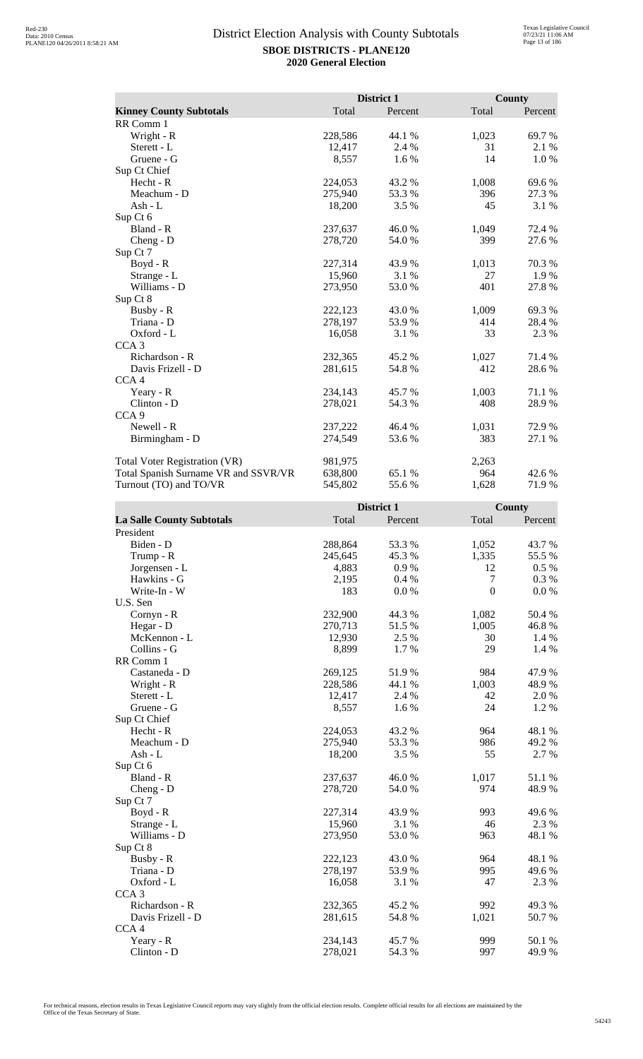# District Election Analysis with County Subtotals

**SBOE DISTRICTS - PLANE120**
**2020 General Election**

| Kinney County Subtotals | District 1 Total | District 1 Percent | County Total | County Percent |
|---|---|---|---|---|
| RR Comm 1 | | | | |
| Wright - R | 228,586 | 44.1 % | 1,023 | 69.7 % |
| Sterett - L | 12,417 | 2.4 % | 31 | 2.1 % |
| Gruene - G | 8,557 | 1.6 % | 14 | 1.0 % |
| Sup Ct Chief | | | | |
| Hecht - R | 224,053 | 43.2 % | 1,008 | 69.6 % |
| Meachum - D | 275,940 | 53.3 % | 396 | 27.3 % |
| Ash - L | 18,200 | 3.5 % | 45 | 3.1 % |
| Sup Ct 6 | | | | |
| Bland - R | 237,637 | 46.0 % | 1,049 | 72.4 % |
| Cheng - D | 278,720 | 54.0 % | 399 | 27.6 % |
| Sup Ct 7 | | | | |
| Boyd - R | 227,314 | 43.9 % | 1,013 | 70.3 % |
| Strange - L | 15,960 | 3.1 % | 27 | 1.9 % |
| Williams - D | 273,950 | 53.0 % | 401 | 27.8 % |
| Sup Ct 8 | | | | |
| Busby - R | 222,123 | 43.0 % | 1,009 | 69.3 % |
| Triana - D | 278,197 | 53.9 % | 414 | 28.4 % |
| Oxford - L | 16,058 | 3.1 % | 33 | 2.3 % |
| CCA 3 | | | | |
| Richardson - R | 232,365 | 45.2 % | 1,027 | 71.4 % |
| Davis Frizell - D | 281,615 | 54.8 % | 412 | 28.6 % |
| CCA 4 | | | | |
| Yeary - R | 234,143 | 45.7 % | 1,003 | 71.1 % |
| Clinton - D | 278,021 | 54.3 % | 408 | 28.9 % |
| CCA 9 | | | | |
| Newell - R | 237,222 | 46.4 % | 1,031 | 72.9 % |
| Birmingham - D | 274,549 | 53.6 % | 383 | 27.1 % |
| | | | | |
| Total Voter Registration (VR) | 981,975 | | 2,263 | |
| Total Spanish Surname VR and SSVR/VR | 638,800 | 65.1 % | 964 | 42.6 % |
| Turnout (TO) and TO/VR | 545,802 | 55.6 % | 1,628 | 71.9 % |

| La Salle County Subtotals | District 1 Total | District 1 Percent | County Total | County Percent |
|---|---|---|---|---|
| President | | | | |
| Biden - D | 288,864 | 53.3 % | 1,052 | 43.7 % |
| Trump - R | 245,645 | 45.3 % | 1,335 | 55.5 % |
| Jorgensen - L | 4,883 | 0.9 % | 12 | 0.5 % |
| Hawkins - G | 2,195 | 0.4 % | 7 | 0.3 % |
| Write-In - W | 183 | 0.0 % | 0 | 0.0 % |
| U.S. Sen | | | | |
| Cornyn - R | 232,900 | 44.3 % | 1,082 | 50.4 % |
| Hegar - D | 270,713 | 51.5 % | 1,005 | 46.8 % |
| McKennon - L | 12,930 | 2.5 % | 30 | 1.4 % |
| Collins - G | 8,899 | 1.7 % | 29 | 1.4 % |
| RR Comm 1 | | | | |
| Castaneda - D | 269,125 | 51.9 % | 984 | 47.9 % |
| Wright - R | 228,586 | 44.1 % | 1,003 | 48.9 % |
| Sterett - L | 12,417 | 2.4 % | 42 | 2.0 % |
| Gruene - G | 8,557 | 1.6 % | 24 | 1.2 % |
| Sup Ct Chief | | | | |
| Hecht - R | 224,053 | 43.2 % | 964 | 48.1 % |
| Meachum - D | 275,940 | 53.3 % | 986 | 49.2 % |
| Ash - L | 18,200 | 3.5 % | 55 | 2.7 % |
| Sup Ct 6 | | | | |
| Bland - R | 237,637 | 46.0 % | 1,017 | 51.1 % |
| Cheng - D | 278,720 | 54.0 % | 974 | 48.9 % |
| Sup Ct 7 | | | | |
| Boyd - R | 227,314 | 43.9 % | 993 | 49.6 % |
| Strange - L | 15,960 | 3.1 % | 46 | 2.3 % |
| Williams - D | 273,950 | 53.0 % | 963 | 48.1 % |
| Sup Ct 8 | | | | |
| Busby - R | 222,123 | 43.0 % | 964 | 48.1 % |
| Triana - D | 278,197 | 53.9 % | 995 | 49.6 % |
| Oxford - L | 16,058 | 3.1 % | 47 | 2.3 % |
| CCA 3 | | | | |
| Richardson - R | 232,365 | 45.2 % | 992 | 49.3 % |
| Davis Frizell - D | 281,615 | 54.8 % | 1,021 | 50.7 % |
| CCA 4 | | | | |
| Yeary - R | 234,143 | 45.7 % | 999 | 50.1 % |
| Clinton - D | 278,021 | 54.3 % | 997 | 49.9 % |

For technical reasons, election results in Texas Legislative Council reports may vary slightly from the official election results. Complete official results for all elections are maintained by the Office of the Texas Secretary of State.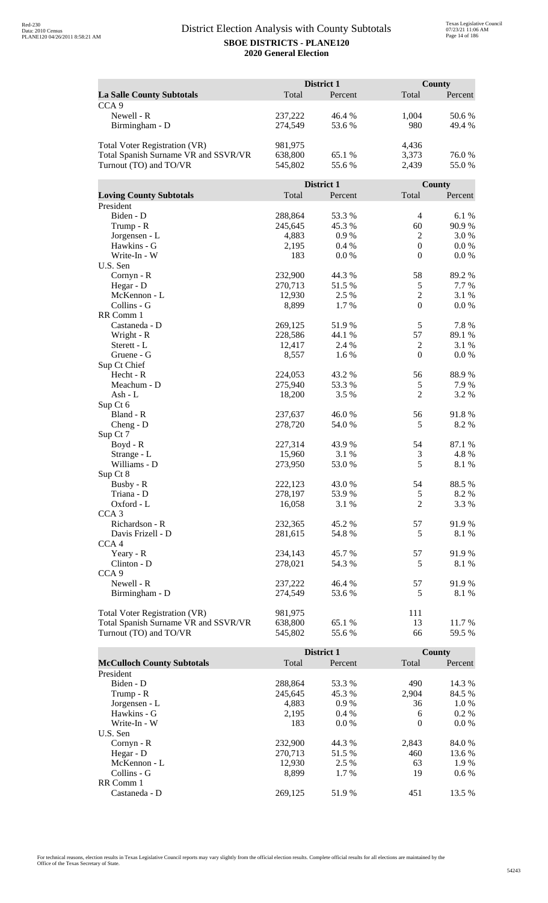# District Election Analysis with County Subtotals

**SBOE DISTRICTS - PLANE120**

**2020 General Election**

| La Salle County Subtotals | District 1 Total | District 1 Percent | County Total | County Percent |
|---|---|---|---|---|
| CCA 9 | | | | |
| Newell - R | 237,222 | 46.4 % | 1,004 | 50.6 % |
| Birmingham - D | 274,549 | 53.6 % | 980 | 49.4 % |
| | | | | |
| Total Voter Registration (VR) | 981,975 | | 4,436 | |
| Total Spanish Surname VR and SSVR/VR | 638,800 | 65.1 % | 3,373 | 76.0 % |
| Turnout (TO) and TO/VR | 545,802 | 55.6 % | 2,439 | 55.0 % |

| Loving County Subtotals | District 1 Total | District 1 Percent | County Total | County Percent |
|---|---|---|---|---|
| President | | | | |
| Biden - D | 288,864 | 53.3 % | 4 | 6.1 % |
| Trump - R | 245,645 | 45.3 % | 60 | 90.9 % |
| Jorgensen - L | 4,883 | 0.9 % | 2 | 3.0 % |
| Hawkins - G | 2,195 | 0.4 % | 0 | 0.0 % |
| Write-In - W | 183 | 0.0 % | 0 | 0.0 % |
| U.S. Sen | | | | |
| Cornyn - R | 232,900 | 44.3 % | 58 | 89.2 % |
| Hegar - D | 270,713 | 51.5 % | 5 | 7.7 % |
| McKennon - L | 12,930 | 2.5 % | 2 | 3.1 % |
| Collins - G | 8,899 | 1.7 % | 0 | 0.0 % |
| RR Comm 1 | | | | |
| Castaneda - D | 269,125 | 51.9 % | 5 | 7.8 % |
| Wright - R | 228,586 | 44.1 % | 57 | 89.1 % |
| Sterett - L | 12,417 | 2.4 % | 2 | 3.1 % |
| Gruene - G | 8,557 | 1.6 % | 0 | 0.0 % |
| Sup Ct Chief | | | | |
| Hecht - R | 224,053 | 43.2 % | 56 | 88.9 % |
| Meachum - D | 275,940 | 53.3 % | 5 | 7.9 % |
| Ash - L | 18,200 | 3.5 % | 2 | 3.2 % |
| Sup Ct 6 | | | | |
| Bland - R | 237,637 | 46.0 % | 56 | 91.8 % |
| Cheng - D | 278,720 | 54.0 % | 5 | 8.2 % |
| Sup Ct 7 | | | | |
| Boyd - R | 227,314 | 43.9 % | 54 | 87.1 % |
| Strange - L | 15,960 | 3.1 % | 3 | 4.8 % |
| Williams - D | 273,950 | 53.0 % | 5 | 8.1 % |
| Sup Ct 8 | | | | |
| Busby - R | 222,123 | 43.0 % | 54 | 88.5 % |
| Triana - D | 278,197 | 53.9 % | 5 | 8.2 % |
| Oxford - L | 16,058 | 3.1 % | 2 | 3.3 % |
| CCA 3 | | | | |
| Richardson - R | 232,365 | 45.2 % | 57 | 91.9 % |
| Davis Frizell - D | 281,615 | 54.8 % | 5 | 8.1 % |
| CCA 4 | | | | |
| Yeary - R | 234,143 | 45.7 % | 57 | 91.9 % |
| Clinton - D | 278,021 | 54.3 % | 5 | 8.1 % |
| CCA 9 | | | | |
| Newell - R | 237,222 | 46.4 % | 57 | 91.9 % |
| Birmingham - D | 274,549 | 53.6 % | 5 | 8.1 % |
| | | | | |
| Total Voter Registration (VR) | 981,975 | | 111 | |
| Total Spanish Surname VR and SSVR/VR | 638,800 | 65.1 % | 13 | 11.7 % |
| Turnout (TO) and TO/VR | 545,802 | 55.6 % | 66 | 59.5 % |

| McCulloch County Subtotals | District 1 Total | District 1 Percent | County Total | County Percent |
|---|---|---|---|---|
| President | | | | |
| Biden - D | 288,864 | 53.3 % | 490 | 14.3 % |
| Trump - R | 245,645 | 45.3 % | 2,904 | 84.5 % |
| Jorgensen - L | 4,883 | 0.9 % | 36 | 1.0 % |
| Hawkins - G | 2,195 | 0.4 % | 6 | 0.2 % |
| Write-In - W | 183 | 0.0 % | 0 | 0.0 % |
| U.S. Sen | | | | |
| Cornyn - R | 232,900 | 44.3 % | 2,843 | 84.0 % |
| Hegar - D | 270,713 | 51.5 % | 460 | 13.6 % |
| McKennon - L | 12,930 | 2.5 % | 63 | 1.9 % |
| Collins - G | 8,899 | 1.7 % | 19 | 0.6 % |
| RR Comm 1 | | | | |
| Castaneda - D | 269,125 | 51.9 % | 451 | 13.5 % |

For technical reasons, election results in Texas Legislative Council reports may vary slightly from the official election results. Complete official results for all elections are maintained by the Office of the Texas Secretary of State.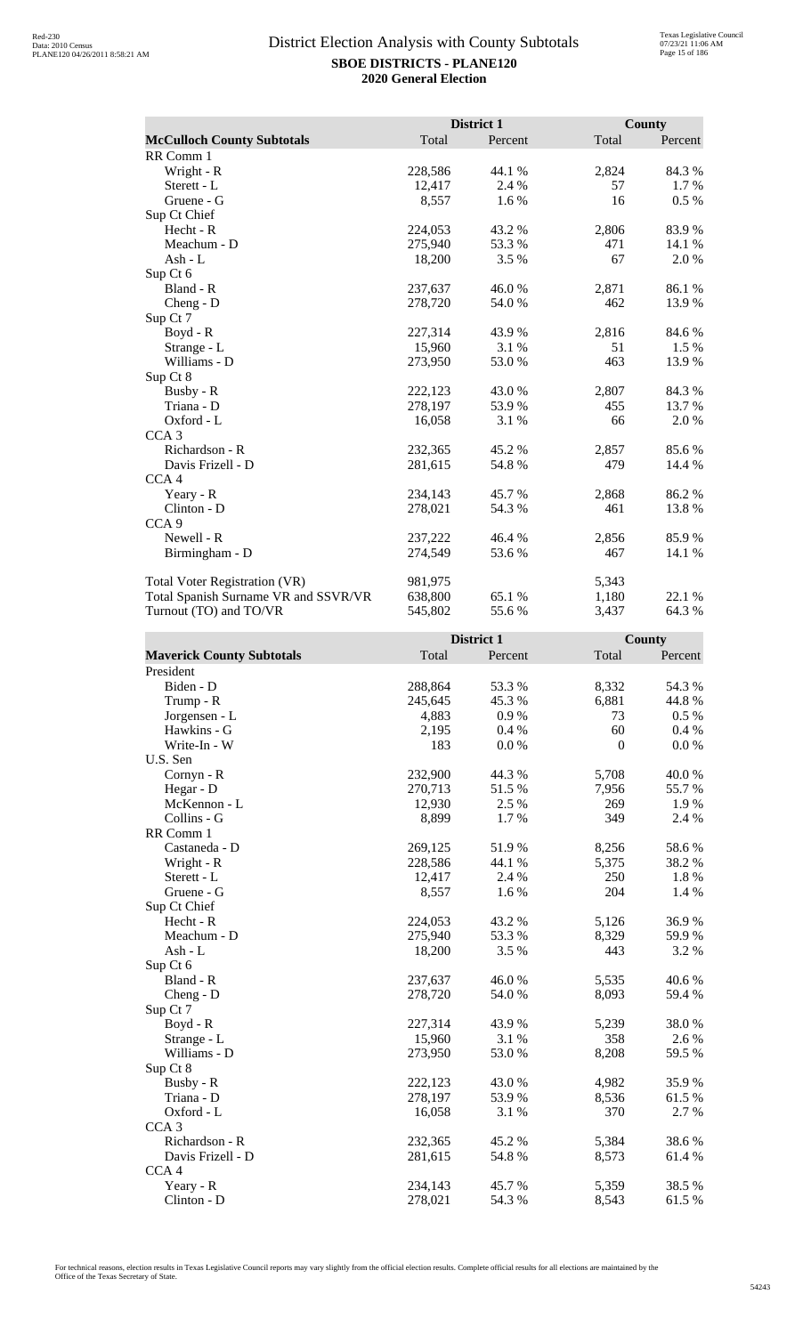# District Election Analysis with County Subtotals

**SBOE DISTRICTS - PLANE120**
**2020 General Election**

| McCulloch County Subtotals | District 1 Total | District 1 Percent | County Total | County Percent |
|---|---|---|---|---|
| RR Comm 1 | | | | |
| Wright - R | 228,586 | 44.1 % | 2,824 | 84.3 % |
| Sterett - L | 12,417 | 2.4 % | 57 | 1.7 % |
| Gruene - G | 8,557 | 1.6 % | 16 | 0.5 % |
| Sup Ct Chief | | | | |
| Hecht - R | 224,053 | 43.2 % | 2,806 | 83.9 % |
| Meachum - D | 275,940 | 53.3 % | 471 | 14.1 % |
| Ash - L | 18,200 | 3.5 % | 67 | 2.0 % |
| Sup Ct 6 | | | | |
| Bland - R | 237,637 | 46.0 % | 2,871 | 86.1 % |
| Cheng - D | 278,720 | 54.0 % | 462 | 13.9 % |
| Sup Ct 7 | | | | |
| Boyd - R | 227,314 | 43.9 % | 2,816 | 84.6 % |
| Strange - L | 15,960 | 3.1 % | 51 | 1.5 % |
| Williams - D | 273,950 | 53.0 % | 463 | 13.9 % |
| Sup Ct 8 | | | | |
| Busby - R | 222,123 | 43.0 % | 2,807 | 84.3 % |
| Triana - D | 278,197 | 53.9 % | 455 | 13.7 % |
| Oxford - L | 16,058 | 3.1 % | 66 | 2.0 % |
| CCA 3 | | | | |
| Richardson - R | 232,365 | 45.2 % | 2,857 | 85.6 % |
| Davis Frizell - D | 281,615 | 54.8 % | 479 | 14.4 % |
| CCA 4 | | | | |
| Yeary - R | 234,143 | 45.7 % | 2,868 | 86.2 % |
| Clinton - D | 278,021 | 54.3 % | 461 | 13.8 % |
| CCA 9 | | | | |
| Newell - R | 237,222 | 46.4 % | 2,856 | 85.9 % |
| Birmingham - D | 274,549 | 53.6 % | 467 | 14.1 % |
| | | | | |
| Total Voter Registration (VR) | 981,975 | | 5,343 | |
| Total Spanish Surname VR and SSVR/VR | 638,800 | 65.1 % | 1,180 | 22.1 % |
| Turnout (TO) and TO/VR | 545,802 | 55.6 % | 3,437 | 64.3 % |

| Maverick County Subtotals | District 1 Total | District 1 Percent | County Total | County Percent |
|---|---|---|---|---|
| President | | | | |
| Biden - D | 288,864 | 53.3 % | 8,332 | 54.3 % |
| Trump - R | 245,645 | 45.3 % | 6,881 | 44.8 % |
| Jorgensen - L | 4,883 | 0.9 % | 73 | 0.5 % |
| Hawkins - G | 2,195 | 0.4 % | 60 | 0.4 % |
| Write-In - W | 183 | 0.0 % | 0 | 0.0 % |
| U.S. Sen | | | | |
| Cornyn - R | 232,900 | 44.3 % | 5,708 | 40.0 % |
| Hegar - D | 270,713 | 51.5 % | 7,956 | 55.7 % |
| McKennon - L | 12,930 | 2.5 % | 269 | 1.9 % |
| Collins - G | 8,899 | 1.7 % | 349 | 2.4 % |
| RR Comm 1 | | | | |
| Castaneda - D | 269,125 | 51.9 % | 8,256 | 58.6 % |
| Wright - R | 228,586 | 44.1 % | 5,375 | 38.2 % |
| Sterett - L | 12,417 | 2.4 % | 250 | 1.8 % |
| Gruene - G | 8,557 | 1.6 % | 204 | 1.4 % |
| Sup Ct Chief | | | | |
| Hecht - R | 224,053 | 43.2 % | 5,126 | 36.9 % |
| Meachum - D | 275,940 | 53.3 % | 8,329 | 59.9 % |
| Ash - L | 18,200 | 3.5 % | 443 | 3.2 % |
| Sup Ct 6 | | | | |
| Bland - R | 237,637 | 46.0 % | 5,535 | 40.6 % |
| Cheng - D | 278,720 | 54.0 % | 8,093 | 59.4 % |
| Sup Ct 7 | | | | |
| Boyd - R | 227,314 | 43.9 % | 5,239 | 38.0 % |
| Strange - L | 15,960 | 3.1 % | 358 | 2.6 % |
| Williams - D | 273,950 | 53.0 % | 8,208 | 59.5 % |
| Sup Ct 8 | | | | |
| Busby - R | 222,123 | 43.0 % | 4,982 | 35.9 % |
| Triana - D | 278,197 | 53.9 % | 8,536 | 61.5 % |
| Oxford - L | 16,058 | 3.1 % | 370 | 2.7 % |
| CCA 3 | | | | |
| Richardson - R | 232,365 | 45.2 % | 5,384 | 38.6 % |
| Davis Frizell - D | 281,615 | 54.8 % | 8,573 | 61.4 % |
| CCA 4 | | | | |
| Yeary - R | 234,143 | 45.7 % | 5,359 | 38.5 % |
| Clinton - D | 278,021 | 54.3 % | 8,543 | 61.5 % |

For technical reasons, election results in Texas Legislative Council reports may vary slightly from the official election results. Complete official results for all elections are maintained by the Office of the Texas Secretary of State.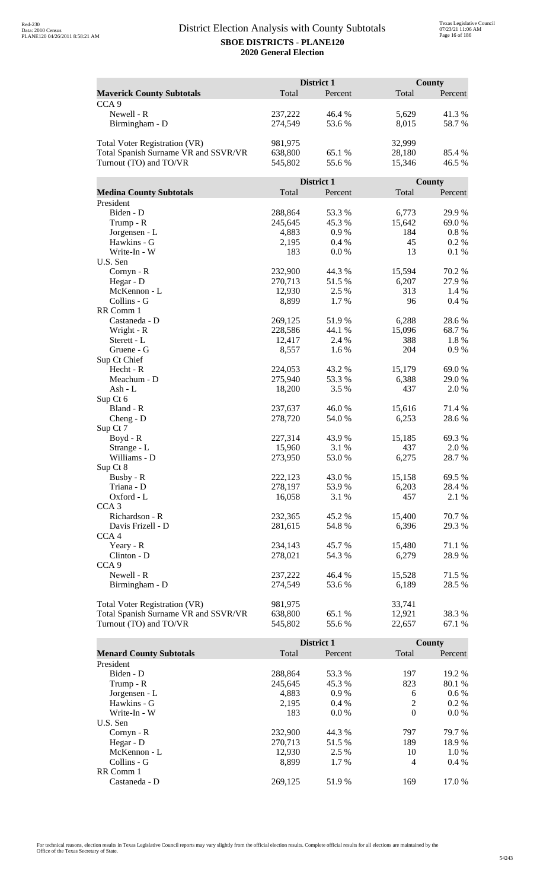# District Election Analysis with County Subtotals

**SBOE DISTRICTS - PLANE120**

**2020 General Election**

| **Maverick County Subtotals** | District 1 Total | District 1 Percent | County Total | County Percent |
|---|---|---|---|---|
| CCA 9 | | | | |
| Newell - R | 237,222 | 46.4 % | 5,629 | 41.3 % |
| Birmingham - D | 274,549 | 53.6 % | 8,015 | 58.7 % |
| | | | | |
| Total Voter Registration (VR) | 981,975 | | 32,999 | |
| Total Spanish Surname VR and SSVR/VR | 638,800 | 65.1 % | 28,180 | 85.4 % |
| Turnout (TO) and TO/VR | 545,802 | 55.6 % | 15,346 | 46.5 % |

| **Medina County Subtotals** | District 1 Total | District 1 Percent | County Total | County Percent |
|---|---|---|---|---|
| President | | | | |
| Biden - D | 288,864 | 53.3 % | 6,773 | 29.9 % |
| Trump - R | 245,645 | 45.3 % | 15,642 | 69.0 % |
| Jorgensen - L | 4,883 | 0.9 % | 184 | 0.8 % |
| Hawkins - G | 2,195 | 0.4 % | 45 | 0.2 % |
| Write-In - W | 183 | 0.0 % | 13 | 0.1 % |
| U.S. Sen | | | | |
| Cornyn - R | 232,900 | 44.3 % | 15,594 | 70.2 % |
| Hegar - D | 270,713 | 51.5 % | 6,207 | 27.9 % |
| McKennon - L | 12,930 | 2.5 % | 313 | 1.4 % |
| Collins - G | 8,899 | 1.7 % | 96 | 0.4 % |
| RR Comm 1 | | | | |
| Castaneda - D | 269,125 | 51.9 % | 6,288 | 28.6 % |
| Wright - R | 228,586 | 44.1 % | 15,096 | 68.7 % |
| Sterett - L | 12,417 | 2.4 % | 388 | 1.8 % |
| Gruene - G | 8,557 | 1.6 % | 204 | 0.9 % |
| Sup Ct Chief | | | | |
| Hecht - R | 224,053 | 43.2 % | 15,179 | 69.0 % |
| Meachum - D | 275,940 | 53.3 % | 6,388 | 29.0 % |
| Ash - L | 18,200 | 3.5 % | 437 | 2.0 % |
| Sup Ct 6 | | | | |
| Bland - R | 237,637 | 46.0 % | 15,616 | 71.4 % |
| Cheng - D | 278,720 | 54.0 % | 6,253 | 28.6 % |
| Sup Ct 7 | | | | |
| Boyd - R | 227,314 | 43.9 % | 15,185 | 69.3 % |
| Strange - L | 15,960 | 3.1 % | 437 | 2.0 % |
| Williams - D | 273,950 | 53.0 % | 6,275 | 28.7 % |
| Sup Ct 8 | | | | |
| Busby - R | 222,123 | 43.0 % | 15,158 | 69.5 % |
| Triana - D | 278,197 | 53.9 % | 6,203 | 28.4 % |
| Oxford - L | 16,058 | 3.1 % | 457 | 2.1 % |
| CCA 3 | | | | |
| Richardson - R | 232,365 | 45.2 % | 15,400 | 70.7 % |
| Davis Frizell - D | 281,615 | 54.8 % | 6,396 | 29.3 % |
| CCA 4 | | | | |
| Yeary - R | 234,143 | 45.7 % | 15,480 | 71.1 % |
| Clinton - D | 278,021 | 54.3 % | 6,279 | 28.9 % |
| CCA 9 | | | | |
| Newell - R | 237,222 | 46.4 % | 15,528 | 71.5 % |
| Birmingham - D | 274,549 | 53.6 % | 6,189 | 28.5 % |
| | | | | |
| Total Voter Registration (VR) | 981,975 | | 33,741 | |
| Total Spanish Surname VR and SSVR/VR | 638,800 | 65.1 % | 12,921 | 38.3 % |
| Turnout (TO) and TO/VR | 545,802 | 55.6 % | 22,657 | 67.1 % |

| **Menard County Subtotals** | District 1 Total | District 1 Percent | County Total | County Percent |
|---|---|---|---|---|
| President | | | | |
| Biden - D | 288,864 | 53.3 % | 197 | 19.2 % |
| Trump - R | 245,645 | 45.3 % | 823 | 80.1 % |
| Jorgensen - L | 4,883 | 0.9 % | 6 | 0.6 % |
| Hawkins - G | 2,195 | 0.4 % | 2 | 0.2 % |
| Write-In - W | 183 | 0.0 % | 0 | 0.0 % |
| U.S. Sen | | | | |
| Cornyn - R | 232,900 | 44.3 % | 797 | 79.7 % |
| Hegar - D | 270,713 | 51.5 % | 189 | 18.9 % |
| McKennon - L | 12,930 | 2.5 % | 10 | 1.0 % |
| Collins - G | 8,899 | 1.7 % | 4 | 0.4 % |
| RR Comm 1 | | | | |
| Castaneda - D | 269,125 | 51.9 % | 169 | 17.0 % |

For technical reasons, election results in Texas Legislative Council reports may vary slightly from the official election results. Complete official results for all elections are maintained by the Office of the Texas Secretary of State.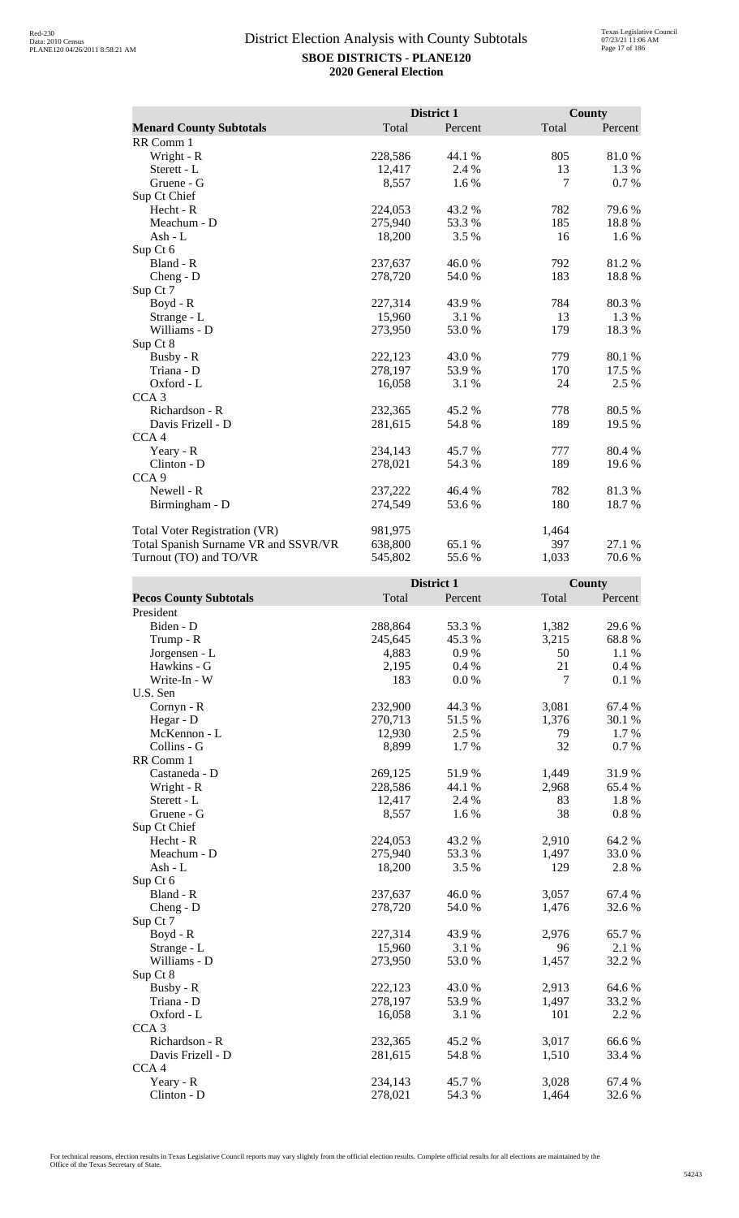# District Election Analysis with County Subtotals

**SBOE DISTRICTS - PLANE120**
**2020 General Election**

| Menard County Subtotals | District 1 Total | District 1 Percent | County Total | County Percent |
|---|---|---|---|---|
| RR Comm 1 | | | | |
| Wright - R | 228,586 | 44.1 % | 805 | 81.0 % |
| Sterett - L | 12,417 | 2.4 % | 13 | 1.3 % |
| Gruene - G | 8,557 | 1.6 % | 7 | 0.7 % |
| Sup Ct Chief | | | | |
| Hecht - R | 224,053 | 43.2 % | 782 | 79.6 % |
| Meachum - D | 275,940 | 53.3 % | 185 | 18.8 % |
| Ash - L | 18,200 | 3.5 % | 16 | 1.6 % |
| Sup Ct 6 | | | | |
| Bland - R | 237,637 | 46.0 % | 792 | 81.2 % |
| Cheng - D | 278,720 | 54.0 % | 183 | 18.8 % |
| Sup Ct 7 | | | | |
| Boyd - R | 227,314 | 43.9 % | 784 | 80.3 % |
| Strange - L | 15,960 | 3.1 % | 13 | 1.3 % |
| Williams - D | 273,950 | 53.0 % | 179 | 18.3 % |
| Sup Ct 8 | | | | |
| Busby - R | 222,123 | 43.0 % | 779 | 80.1 % |
| Triana - D | 278,197 | 53.9 % | 170 | 17.5 % |
| Oxford - L | 16,058 | 3.1 % | 24 | 2.5 % |
| CCA 3 | | | | |
| Richardson - R | 232,365 | 45.2 % | 778 | 80.5 % |
| Davis Frizell - D | 281,615 | 54.8 % | 189 | 19.5 % |
| CCA 4 | | | | |
| Yeary - R | 234,143 | 45.7 % | 777 | 80.4 % |
| Clinton - D | 278,021 | 54.3 % | 189 | 19.6 % |
| CCA 9 | | | | |
| Newell - R | 237,222 | 46.4 % | 782 | 81.3 % |
| Birmingham - D | 274,549 | 53.6 % | 180 | 18.7 % |
| | | | | |
| Total Voter Registration (VR) | 981,975 | | 1,464 | |
| Total Spanish Surname VR and SSVR/VR | 638,800 | 65.1 % | 397 | 27.1 % |
| Turnout (TO) and TO/VR | 545,802 | 55.6 % | 1,033 | 70.6 % |

| Pecos County Subtotals | District 1 Total | District 1 Percent | County Total | County Percent |
|---|---|---|---|---|
| President | | | | |
| Biden - D | 288,864 | 53.3 % | 1,382 | 29.6 % |
| Trump - R | 245,645 | 45.3 % | 3,215 | 68.8 % |
| Jorgensen - L | 4,883 | 0.9 % | 50 | 1.1 % |
| Hawkins - G | 2,195 | 0.4 % | 21 | 0.4 % |
| Write-In - W | 183 | 0.0 % | 7 | 0.1 % |
| U.S. Sen | | | | |
| Cornyn - R | 232,900 | 44.3 % | 3,081 | 67.4 % |
| Hegar - D | 270,713 | 51.5 % | 1,376 | 30.1 % |
| McKennon - L | 12,930 | 2.5 % | 79 | 1.7 % |
| Collins - G | 8,899 | 1.7 % | 32 | 0.7 % |
| RR Comm 1 | | | | |
| Castaneda - D | 269,125 | 51.9 % | 1,449 | 31.9 % |
| Wright - R | 228,586 | 44.1 % | 2,968 | 65.4 % |
| Sterett - L | 12,417 | 2.4 % | 83 | 1.8 % |
| Gruene - G | 8,557 | 1.6 % | 38 | 0.8 % |
| Sup Ct Chief | | | | |
| Hecht - R | 224,053 | 43.2 % | 2,910 | 64.2 % |
| Meachum - D | 275,940 | 53.3 % | 1,497 | 33.0 % |
| Ash - L | 18,200 | 3.5 % | 129 | 2.8 % |
| Sup Ct 6 | | | | |
| Bland - R | 237,637 | 46.0 % | 3,057 | 67.4 % |
| Cheng - D | 278,720 | 54.0 % | 1,476 | 32.6 % |
| Sup Ct 7 | | | | |
| Boyd - R | 227,314 | 43.9 % | 2,976 | 65.7 % |
| Strange - L | 15,960 | 3.1 % | 96 | 2.1 % |
| Williams - D | 273,950 | 53.0 % | 1,457 | 32.2 % |
| Sup Ct 8 | | | | |
| Busby - R | 222,123 | 43.0 % | 2,913 | 64.6 % |
| Triana - D | 278,197 | 53.9 % | 1,497 | 33.2 % |
| Oxford - L | 16,058 | 3.1 % | 101 | 2.2 % |
| CCA 3 | | | | |
| Richardson - R | 232,365 | 45.2 % | 3,017 | 66.6 % |
| Davis Frizell - D | 281,615 | 54.8 % | 1,510 | 33.4 % |
| CCA 4 | | | | |
| Yeary - R | 234,143 | 45.7 % | 3,028 | 67.4 % |
| Clinton - D | 278,021 | 54.3 % | 1,464 | 32.6 % |

For technical reasons, election results in Texas Legislative Council reports may vary slightly from the official election results. Complete official results for all elections are maintained by the Office of the Texas Secretary of State.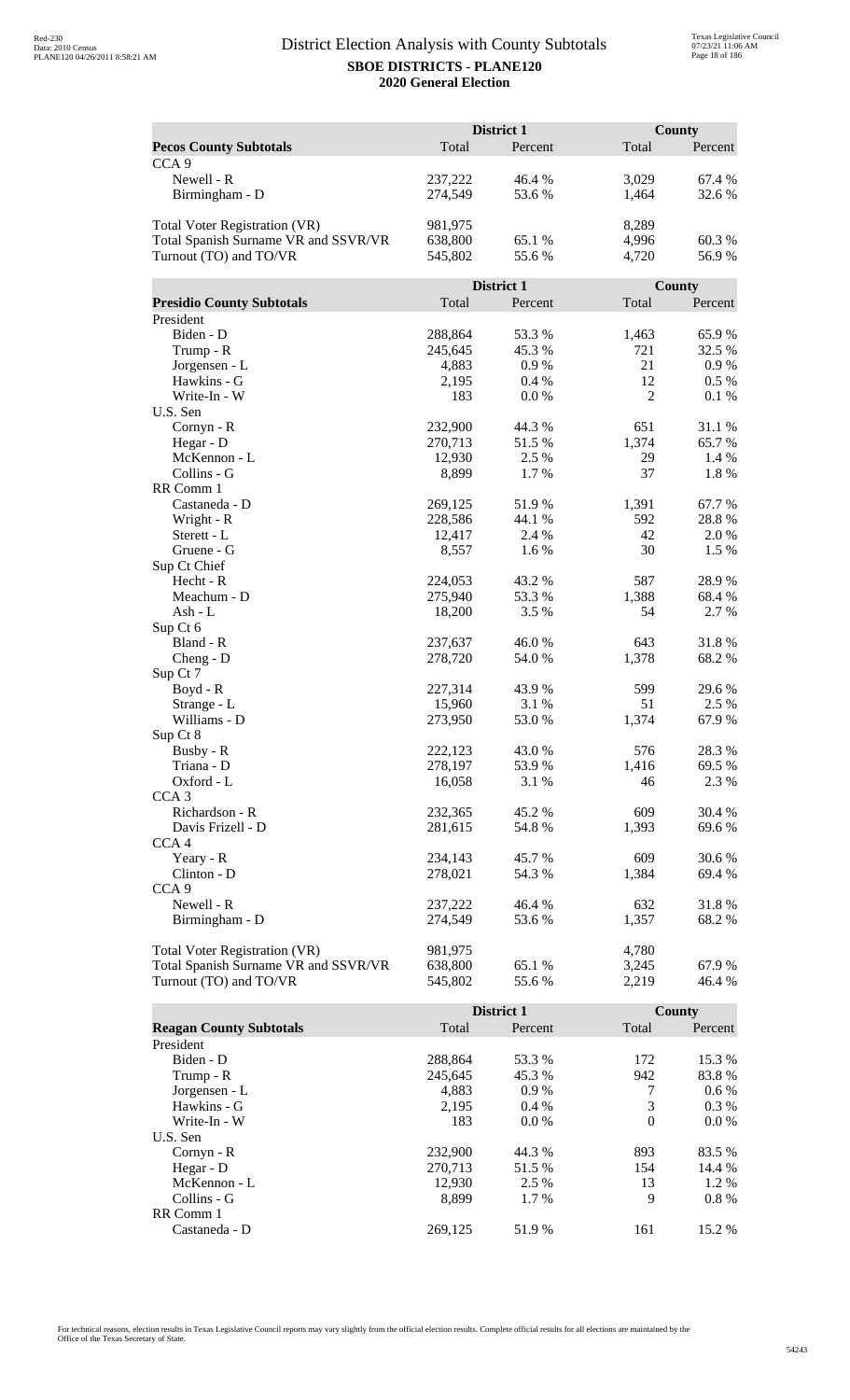# District Election Analysis with County Subtotals

**SBOE DISTRICTS - PLANE120**
**2020 General Election**

| | District 1 | | County | |
|---|---|---|---|---|
| **Pecos County Subtotals** | Total | Percent | Total | Percent |
| CCA 9 | | | | |
| Newell - R | 237,222 | 46.4 % | 3,029 | 67.4 % |
| Birmingham - D | 274,549 | 53.6 % | 1,464 | 32.6 % |
| Total Voter Registration (VR) | 981,975 | | 8,289 | |
| Total Spanish Surname VR and SSVR/VR | 638,800 | 65.1 % | 4,996 | 60.3 % |
| Turnout (TO) and TO/VR | 545,802 | 55.6 % | 4,720 | 56.9 % |

| | District 1 | | County | |
|---|---|---|---|---|
| **Presidio County Subtotals** | Total | Percent | Total | Percent |
| President | | | | |
| Biden - D | 288,864 | 53.3 % | 1,463 | 65.9 % |
| Trump - R | 245,645 | 45.3 % | 721 | 32.5 % |
| Jorgensen - L | 4,883 | 0.9 % | 21 | 0.9 % |
| Hawkins - G | 2,195 | 0.4 % | 12 | 0.5 % |
| Write-In - W | 183 | 0.0 % | 2 | 0.1 % |
| U.S. Sen | | | | |
| Cornyn - R | 232,900 | 44.3 % | 651 | 31.1 % |
| Hegar - D | 270,713 | 51.5 % | 1,374 | 65.7 % |
| McKennon - L | 12,930 | 2.5 % | 29 | 1.4 % |
| Collins - G | 8,899 | 1.7 % | 37 | 1.8 % |
| RR Comm 1 | | | | |
| Castaneda - D | 269,125 | 51.9 % | 1,391 | 67.7 % |
| Wright - R | 228,586 | 44.1 % | 592 | 28.8 % |
| Sterett - L | 12,417 | 2.4 % | 42 | 2.0 % |
| Gruene - G | 8,557 | 1.6 % | 30 | 1.5 % |
| Sup Ct Chief | | | | |
| Hecht - R | 224,053 | 43.2 % | 587 | 28.9 % |
| Meachum - D | 275,940 | 53.3 % | 1,388 | 68.4 % |
| Ash - L | 18,200 | 3.5 % | 54 | 2.7 % |
| Sup Ct 6 | | | | |
| Bland - R | 237,637 | 46.0 % | 643 | 31.8 % |
| Cheng - D | 278,720 | 54.0 % | 1,378 | 68.2 % |
| Sup Ct 7 | | | | |
| Boyd - R | 227,314 | 43.9 % | 599 | 29.6 % |
| Strange - L | 15,960 | 3.1 % | 51 | 2.5 % |
| Williams - D | 273,950 | 53.0 % | 1,374 | 67.9 % |
| Sup Ct 8 | | | | |
| Busby - R | 222,123 | 43.0 % | 576 | 28.3 % |
| Triana - D | 278,197 | 53.9 % | 1,416 | 69.5 % |
| Oxford - L | 16,058 | 3.1 % | 46 | 2.3 % |
| CCA 3 | | | | |
| Richardson - R | 232,365 | 45.2 % | 609 | 30.4 % |
| Davis Frizell - D | 281,615 | 54.8 % | 1,393 | 69.6 % |
| CCA 4 | | | | |
| Yeary - R | 234,143 | 45.7 % | 609 | 30.6 % |
| Clinton - D | 278,021 | 54.3 % | 1,384 | 69.4 % |
| CCA 9 | | | | |
| Newell - R | 237,222 | 46.4 % | 632 | 31.8 % |
| Birmingham - D | 274,549 | 53.6 % | 1,357 | 68.2 % |
| Total Voter Registration (VR) | 981,975 | | 4,780 | |
| Total Spanish Surname VR and SSVR/VR | 638,800 | 65.1 % | 3,245 | 67.9 % |
| Turnout (TO) and TO/VR | 545,802 | 55.6 % | 2,219 | 46.4 % |

| | District 1 | | County | |
|---|---|---|---|---|
| **Reagan County Subtotals** | Total | Percent | Total | Percent |
| President | | | | |
| Biden - D | 288,864 | 53.3 % | 172 | 15.3 % |
| Trump - R | 245,645 | 45.3 % | 942 | 83.8 % |
| Jorgensen - L | 4,883 | 0.9 % | 7 | 0.6 % |
| Hawkins - G | 2,195 | 0.4 % | 3 | 0.3 % |
| Write-In - W | 183 | 0.0 % | 0 | 0.0 % |
| U.S. Sen | | | | |
| Cornyn - R | 232,900 | 44.3 % | 893 | 83.5 % |
| Hegar - D | 270,713 | 51.5 % | 154 | 14.4 % |
| McKennon - L | 12,930 | 2.5 % | 13 | 1.2 % |
| Collins - G | 8,899 | 1.7 % | 9 | 0.8 % |
| RR Comm 1 | | | | |
| Castaneda - D | 269,125 | 51.9 % | 161 | 15.2 % |

For technical reasons, election results in Texas Legislative Council reports may vary slightly from the official election results. Complete official results for all elections are maintained by the Office of the Texas Secretary of State.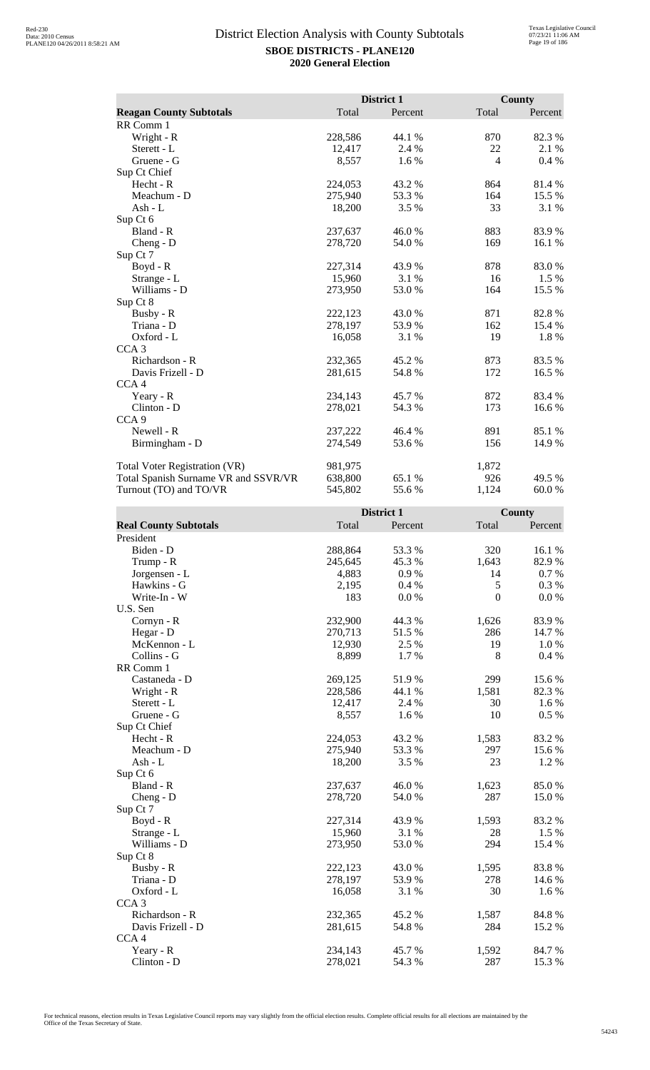# District Election Analysis with County Subtotals

**SBOE DISTRICTS - PLANE120**

**2020 General Election**

| | District 1 | | County | |
|---|---|---|---|---|
| **Reagan County Subtotals** | Total | Percent | Total | Percent |
| RR Comm 1 | | | | |
| Wright - R | 228,586 | 44.1 % | 870 | 82.3 % |
| Sterett - L | 12,417 | 2.4 % | 22 | 2.1 % |
| Gruene - G | 8,557 | 1.6 % | 4 | 0.4 % |
| Sup Ct Chief | | | | |
| Hecht - R | 224,053 | 43.2 % | 864 | 81.4 % |
| Meachum - D | 275,940 | 53.3 % | 164 | 15.5 % |
| Ash - L | 18,200 | 3.5 % | 33 | 3.1 % |
| Sup Ct 6 | | | | |
| Bland - R | 237,637 | 46.0 % | 883 | 83.9 % |
| Cheng - D | 278,720 | 54.0 % | 169 | 16.1 % |
| Sup Ct 7 | | | | |
| Boyd - R | 227,314 | 43.9 % | 878 | 83.0 % |
| Strange - L | 15,960 | 3.1 % | 16 | 1.5 % |
| Williams - D | 273,950 | 53.0 % | 164 | 15.5 % |
| Sup Ct 8 | | | | |
| Busby - R | 222,123 | 43.0 % | 871 | 82.8 % |
| Triana - D | 278,197 | 53.9 % | 162 | 15.4 % |
| Oxford - L | 16,058 | 3.1 % | 19 | 1.8 % |
| CCA 3 | | | | |
| Richardson - R | 232,365 | 45.2 % | 873 | 83.5 % |
| Davis Frizell - D | 281,615 | 54.8 % | 172 | 16.5 % |
| CCA 4 | | | | |
| Yeary - R | 234,143 | 45.7 % | 872 | 83.4 % |
| Clinton - D | 278,021 | 54.3 % | 173 | 16.6 % |
| CCA 9 | | | | |
| Newell - R | 237,222 | 46.4 % | 891 | 85.1 % |
| Birmingham - D | 274,549 | 53.6 % | 156 | 14.9 % |
| | | | | |
| Total Voter Registration (VR) | 981,975 | | 1,872 | |
| Total Spanish Surname VR and SSVR/VR | 638,800 | 65.1 % | 926 | 49.5 % |
| Turnout (TO) and TO/VR | 545,802 | 55.6 % | 1,124 | 60.0 % |

| | District 1 | | County | |
|---|---|---|---|---|
| **Real County Subtotals** | Total | Percent | Total | Percent |
| President | | | | |
| Biden - D | 288,864 | 53.3 % | 320 | 16.1 % |
| Trump - R | 245,645 | 45.3 % | 1,643 | 82.9 % |
| Jorgensen - L | 4,883 | 0.9 % | 14 | 0.7 % |
| Hawkins - G | 2,195 | 0.4 % | 5 | 0.3 % |
| Write-In - W | 183 | 0.0 % | 0 | 0.0 % |
| U.S. Sen | | | | |
| Cornyn - R | 232,900 | 44.3 % | 1,626 | 83.9 % |
| Hegar - D | 270,713 | 51.5 % | 286 | 14.7 % |
| McKennon - L | 12,930 | 2.5 % | 19 | 1.0 % |
| Collins - G | 8,899 | 1.7 % | 8 | 0.4 % |
| RR Comm 1 | | | | |
| Castaneda - D | 269,125 | 51.9 % | 299 | 15.6 % |
| Wright - R | 228,586 | 44.1 % | 1,581 | 82.3 % |
| Sterett - L | 12,417 | 2.4 % | 30 | 1.6 % |
| Gruene - G | 8,557 | 1.6 % | 10 | 0.5 % |
| Sup Ct Chief | | | | |
| Hecht - R | 224,053 | 43.2 % | 1,583 | 83.2 % |
| Meachum - D | 275,940 | 53.3 % | 297 | 15.6 % |
| Ash - L | 18,200 | 3.5 % | 23 | 1.2 % |
| Sup Ct 6 | | | | |
| Bland - R | 237,637 | 46.0 % | 1,623 | 85.0 % |
| Cheng - D | 278,720 | 54.0 % | 287 | 15.0 % |
| Sup Ct 7 | | | | |
| Boyd - R | 227,314 | 43.9 % | 1,593 | 83.2 % |
| Strange - L | 15,960 | 3.1 % | 28 | 1.5 % |
| Williams - D | 273,950 | 53.0 % | 294 | 15.4 % |
| Sup Ct 8 | | | | |
| Busby - R | 222,123 | 43.0 % | 1,595 | 83.8 % |
| Triana - D | 278,197 | 53.9 % | 278 | 14.6 % |
| Oxford - L | 16,058 | 3.1 % | 30 | 1.6 % |
| CCA 3 | | | | |
| Richardson - R | 232,365 | 45.2 % | 1,587 | 84.8 % |
| Davis Frizell - D | 281,615 | 54.8 % | 284 | 15.2 % |
| CCA 4 | | | | |
| Yeary - R | 234,143 | 45.7 % | 1,592 | 84.7 % |
| Clinton - D | 278,021 | 54.3 % | 287 | 15.3 % |

For technical reasons, election results in Texas Legislative Council reports may vary slightly from the official election results. Complete official results for all elections are maintained by the Office of the Texas Secretary of State.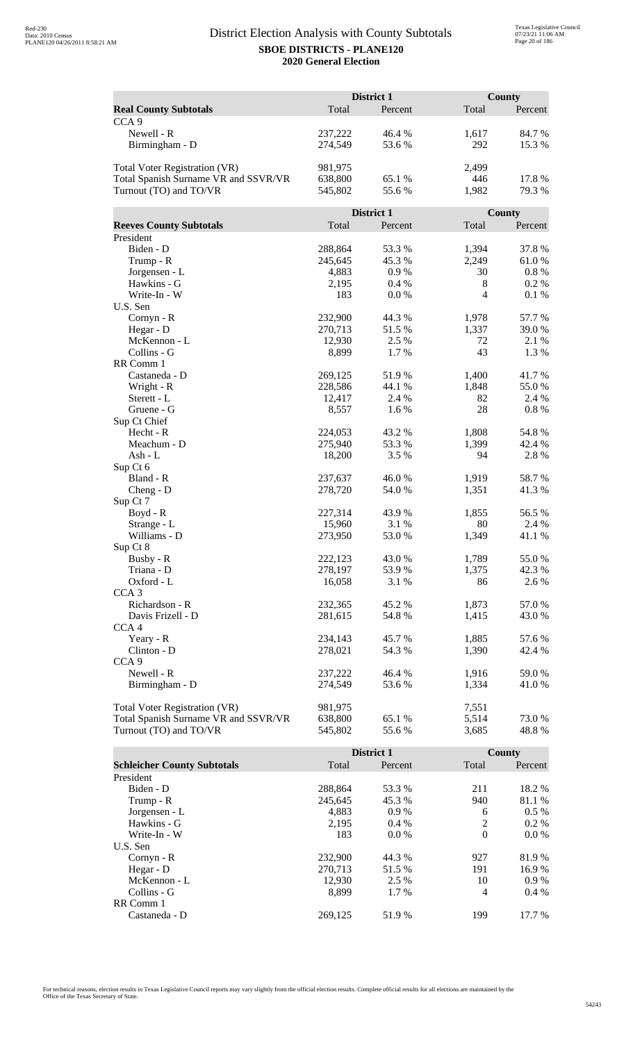# District Election Analysis with County Subtotals

**SBOE DISTRICTS - PLANE120**

**2020 General Election**

| | District 1 | | County | |
|---|---|---|---|---|
| **Real County Subtotals** | Total | Percent | Total | Percent |
| CCA 9 | | | | |
| Newell - R | 237,222 | 46.4 % | 1,617 | 84.7 % |
| Birmingham - D | 274,549 | 53.6 % | 292 | 15.3 % |
| | | | | |
| Total Voter Registration (VR) | 981,975 | | 2,499 | |
| Total Spanish Surname VR and SSVR/VR | 638,800 | 65.1 % | 446 | 17.8 % |
| Turnout (TO) and TO/VR | 545,802 | 55.6 % | 1,982 | 79.3 % |

| | District 1 | | County | |
|---|---|---|---|---|
| **Reeves County Subtotals** | Total | Percent | Total | Percent |
| President | | | | |
| Biden - D | 288,864 | 53.3 % | 1,394 | 37.8 % |
| Trump - R | 245,645 | 45.3 % | 2,249 | 61.0 % |
| Jorgensen - L | 4,883 | 0.9 % | 30 | 0.8 % |
| Hawkins - G | 2,195 | 0.4 % | 8 | 0.2 % |
| Write-In - W | 183 | 0.0 % | 4 | 0.1 % |
| U.S. Sen | | | | |
| Cornyn - R | 232,900 | 44.3 % | 1,978 | 57.7 % |
| Hegar - D | 270,713 | 51.5 % | 1,337 | 39.0 % |
| McKennon - L | 12,930 | 2.5 % | 72 | 2.1 % |
| Collins - G | 8,899 | 1.7 % | 43 | 1.3 % |
| RR Comm 1 | | | | |
| Castaneda - D | 269,125 | 51.9 % | 1,400 | 41.7 % |
| Wright - R | 228,586 | 44.1 % | 1,848 | 55.0 % |
| Sterett - L | 12,417 | 2.4 % | 82 | 2.4 % |
| Gruene - G | 8,557 | 1.6 % | 28 | 0.8 % |
| Sup Ct Chief | | | | |
| Hecht - R | 224,053 | 43.2 % | 1,808 | 54.8 % |
| Meachum - D | 275,940 | 53.3 % | 1,399 | 42.4 % |
| Ash - L | 18,200 | 3.5 % | 94 | 2.8 % |
| Sup Ct 6 | | | | |
| Bland - R | 237,637 | 46.0 % | 1,919 | 58.7 % |
| Cheng - D | 278,720 | 54.0 % | 1,351 | 41.3 % |
| Sup Ct 7 | | | | |
| Boyd - R | 227,314 | 43.9 % | 1,855 | 56.5 % |
| Strange - L | 15,960 | 3.1 % | 80 | 2.4 % |
| Williams - D | 273,950 | 53.0 % | 1,349 | 41.1 % |
| Sup Ct 8 | | | | |
| Busby - R | 222,123 | 43.0 % | 1,789 | 55.0 % |
| Triana - D | 278,197 | 53.9 % | 1,375 | 42.3 % |
| Oxford - L | 16,058 | 3.1 % | 86 | 2.6 % |
| CCA 3 | | | | |
| Richardson - R | 232,365 | 45.2 % | 1,873 | 57.0 % |
| Davis Frizell - D | 281,615 | 54.8 % | 1,415 | 43.0 % |
| CCA 4 | | | | |
| Yeary - R | 234,143 | 45.7 % | 1,885 | 57.6 % |
| Clinton - D | 278,021 | 54.3 % | 1,390 | 42.4 % |
| CCA 9 | | | | |
| Newell - R | 237,222 | 46.4 % | 1,916 | 59.0 % |
| Birmingham - D | 274,549 | 53.6 % | 1,334 | 41.0 % |
| | | | | |
| Total Voter Registration (VR) | 981,975 | | 7,551 | |
| Total Spanish Surname VR and SSVR/VR | 638,800 | 65.1 % | 5,514 | 73.0 % |
| Turnout (TO) and TO/VR | 545,802 | 55.6 % | 3,685 | 48.8 % |

| | District 1 | | County | |
|---|---|---|---|---|
| **Schleicher County Subtotals** | Total | Percent | Total | Percent |
| President | | | | |
| Biden - D | 288,864 | 53.3 % | 211 | 18.2 % |
| Trump - R | 245,645 | 45.3 % | 940 | 81.1 % |
| Jorgensen - L | 4,883 | 0.9 % | 6 | 0.5 % |
| Hawkins - G | 2,195 | 0.4 % | 2 | 0.2 % |
| Write-In - W | 183 | 0.0 % | 0 | 0.0 % |
| U.S. Sen | | | | |
| Cornyn - R | 232,900 | 44.3 % | 927 | 81.9 % |
| Hegar - D | 270,713 | 51.5 % | 191 | 16.9 % |
| McKennon - L | 12,930 | 2.5 % | 10 | 0.9 % |
| Collins - G | 8,899 | 1.7 % | 4 | 0.4 % |
| RR Comm 1 | | | | |
| Castaneda - D | 269,125 | 51.9 % | 199 | 17.7 % |

For technical reasons, election results in Texas Legislative Council reports may vary slightly from the official election results. Complete official results for all elections are maintained by the Office of the Texas Secretary of State.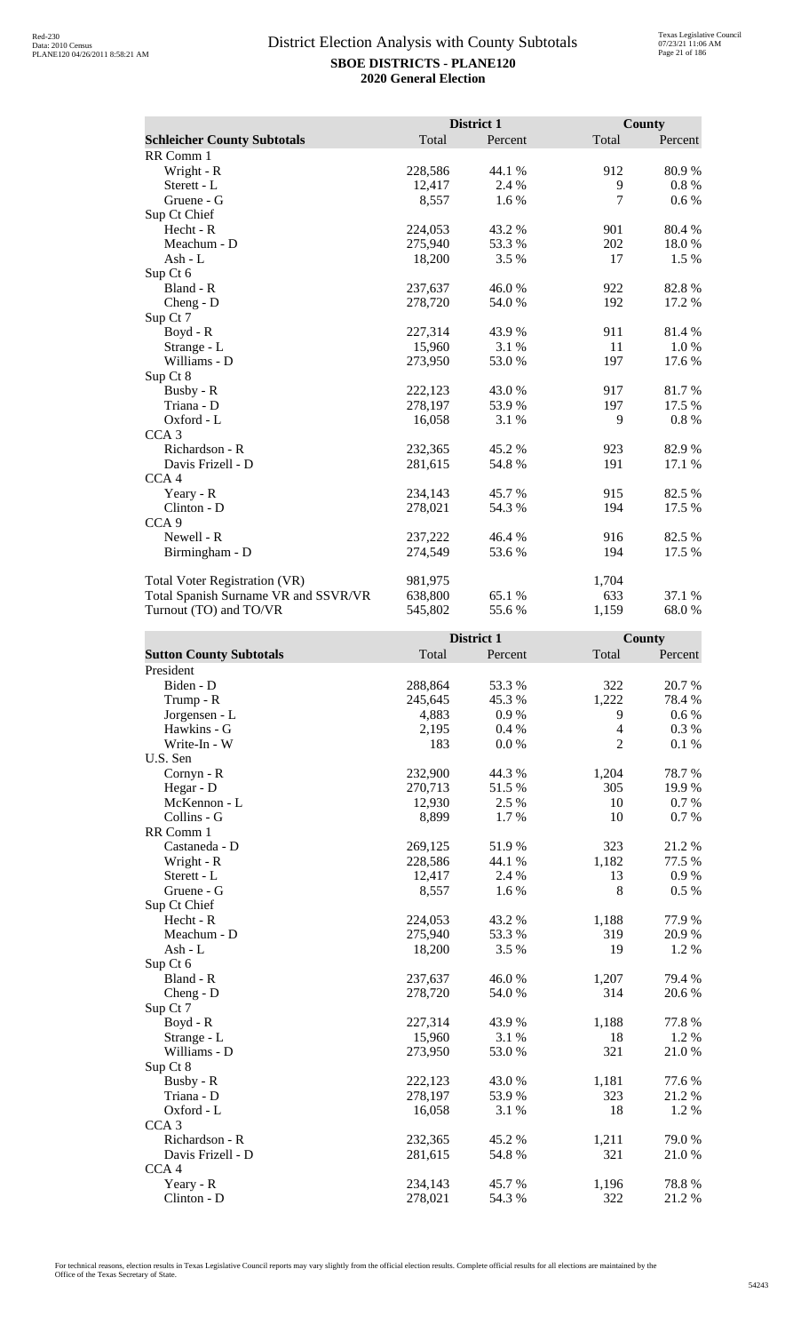# District Election Analysis with County Subtotals

**SBOE DISTRICTS - PLANE120**
**2020 General Election**

| | District 1 | | County | |
|---|---|---|---|---|
| **Schleicher County Subtotals** | Total | Percent | Total | Percent |
| RR Comm 1 | | | | |
| Wright - R | 228,586 | 44.1 % | 912 | 80.9 % |
| Sterett - L | 12,417 | 2.4 % | 9 | 0.8 % |
| Gruene - G | 8,557 | 1.6 % | 7 | 0.6 % |
| Sup Ct Chief | | | | |
| Hecht - R | 224,053 | 43.2 % | 901 | 80.4 % |
| Meachum - D | 275,940 | 53.3 % | 202 | 18.0 % |
| Ash - L | 18,200 | 3.5 % | 17 | 1.5 % |
| Sup Ct 6 | | | | |
| Bland - R | 237,637 | 46.0 % | 922 | 82.8 % |
| Cheng - D | 278,720 | 54.0 % | 192 | 17.2 % |
| Sup Ct 7 | | | | |
| Boyd - R | 227,314 | 43.9 % | 911 | 81.4 % |
| Strange - L | 15,960 | 3.1 % | 11 | 1.0 % |
| Williams - D | 273,950 | 53.0 % | 197 | 17.6 % |
| Sup Ct 8 | | | | |
| Busby - R | 222,123 | 43.0 % | 917 | 81.7 % |
| Triana - D | 278,197 | 53.9 % | 197 | 17.5 % |
| Oxford - L | 16,058 | 3.1 % | 9 | 0.8 % |
| CCA 3 | | | | |
| Richardson - R | 232,365 | 45.2 % | 923 | 82.9 % |
| Davis Frizell - D | 281,615 | 54.8 % | 191 | 17.1 % |
| CCA 4 | | | | |
| Yeary - R | 234,143 | 45.7 % | 915 | 82.5 % |
| Clinton - D | 278,021 | 54.3 % | 194 | 17.5 % |
| CCA 9 | | | | |
| Newell - R | 237,222 | 46.4 % | 916 | 82.5 % |
| Birmingham - D | 274,549 | 53.6 % | 194 | 17.5 % |
| | | | | |
| Total Voter Registration (VR) | 981,975 | | 1,704 | |
| Total Spanish Surname VR and SSVR/VR | 638,800 | 65.1 % | 633 | 37.1 % |
| Turnout (TO) and TO/VR | 545,802 | 55.6 % | 1,159 | 68.0 % |

| | District 1 | | County | |
|---|---|---|---|---|
| **Sutton County Subtotals** | Total | Percent | Total | Percent |
| President | | | | |
| Biden - D | 288,864 | 53.3 % | 322 | 20.7 % |
| Trump - R | 245,645 | 45.3 % | 1,222 | 78.4 % |
| Jorgensen - L | 4,883 | 0.9 % | 9 | 0.6 % |
| Hawkins - G | 2,195 | 0.4 % | 4 | 0.3 % |
| Write-In - W | 183 | 0.0 % | 2 | 0.1 % |
| U.S. Sen | | | | |
| Cornyn - R | 232,900 | 44.3 % | 1,204 | 78.7 % |
| Hegar - D | 270,713 | 51.5 % | 305 | 19.9 % |
| McKennon - L | 12,930 | 2.5 % | 10 | 0.7 % |
| Collins - G | 8,899 | 1.7 % | 10 | 0.7 % |
| RR Comm 1 | | | | |
| Castaneda - D | 269,125 | 51.9 % | 323 | 21.2 % |
| Wright - R | 228,586 | 44.1 % | 1,182 | 77.5 % |
| Sterett - L | 12,417 | 2.4 % | 13 | 0.9 % |
| Gruene - G | 8,557 | 1.6 % | 8 | 0.5 % |
| Sup Ct Chief | | | | |
| Hecht - R | 224,053 | 43.2 % | 1,188 | 77.9 % |
| Meachum - D | 275,940 | 53.3 % | 319 | 20.9 % |
| Ash - L | 18,200 | 3.5 % | 19 | 1.2 % |
| Sup Ct 6 | | | | |
| Bland - R | 237,637 | 46.0 % | 1,207 | 79.4 % |
| Cheng - D | 278,720 | 54.0 % | 314 | 20.6 % |
| Sup Ct 7 | | | | |
| Boyd - R | 227,314 | 43.9 % | 1,188 | 77.8 % |
| Strange - L | 15,960 | 3.1 % | 18 | 1.2 % |
| Williams - D | 273,950 | 53.0 % | 321 | 21.0 % |
| Sup Ct 8 | | | | |
| Busby - R | 222,123 | 43.0 % | 1,181 | 77.6 % |
| Triana - D | 278,197 | 53.9 % | 323 | 21.2 % |
| Oxford - L | 16,058 | 3.1 % | 18 | 1.2 % |
| CCA 3 | | | | |
| Richardson - R | 232,365 | 45.2 % | 1,211 | 79.0 % |
| Davis Frizell - D | 281,615 | 54.8 % | 321 | 21.0 % |
| CCA 4 | | | | |
| Yeary - R | 234,143 | 45.7 % | 1,196 | 78.8 % |
| Clinton - D | 278,021 | 54.3 % | 322 | 21.2 % |

For technical reasons, election results in Texas Legislative Council reports may vary slightly from the official election results. Complete official results for all elections are maintained by the Office of the Texas Secretary of State.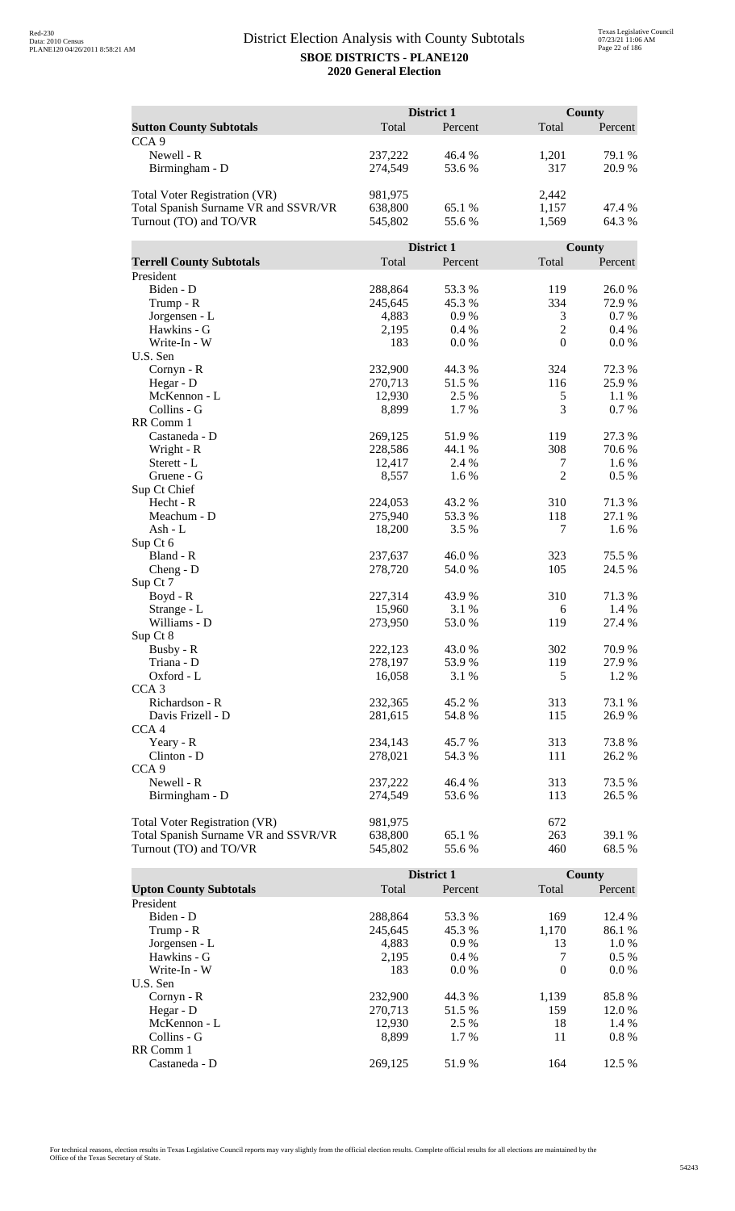# District Election Analysis with County Subtotals

**SBOE DISTRICTS - PLANE120**

**2020 General Election**

| Sutton County Subtotals | District 1 Total | District 1 Percent | County Total | County Percent |
|---|---|---|---|---|
| CCA 9 | | | | |
| Newell - R | 237,222 | 46.4 % | 1,201 | 79.1 % |
| Birmingham - D | 274,549 | 53.6 % | 317 | 20.9 % |
| | | | | |
| Total Voter Registration (VR) | 981,975 | | 2,442 | |
| Total Spanish Surname VR and SSVR/VR | 638,800 | 65.1 % | 1,157 | 47.4 % |
| Turnout (TO) and TO/VR | 545,802 | 55.6 % | 1,569 | 64.3 % |

| Terrell County Subtotals | District 1 Total | District 1 Percent | County Total | County Percent |
|---|---|---|---|---|
| President | | | | |
| Biden - D | 288,864 | 53.3 % | 119 | 26.0 % |
| Trump - R | 245,645 | 45.3 % | 334 | 72.9 % |
| Jorgensen - L | 4,883 | 0.9 % | 3 | 0.7 % |
| Hawkins - G | 2,195 | 0.4 % | 2 | 0.4 % |
| Write-In - W | 183 | 0.0 % | 0 | 0.0 % |
| U.S. Sen | | | | |
| Cornyn - R | 232,900 | 44.3 % | 324 | 72.3 % |
| Hegar - D | 270,713 | 51.5 % | 116 | 25.9 % |
| McKennon - L | 12,930 | 2.5 % | 5 | 1.1 % |
| Collins - G | 8,899 | 1.7 % | 3 | 0.7 % |
| RR Comm 1 | | | | |
| Castaneda - D | 269,125 | 51.9 % | 119 | 27.3 % |
| Wright - R | 228,586 | 44.1 % | 308 | 70.6 % |
| Sterett - L | 12,417 | 2.4 % | 7 | 1.6 % |
| Gruene - G | 8,557 | 1.6 % | 2 | 0.5 % |
| Sup Ct Chief | | | | |
| Hecht - R | 224,053 | 43.2 % | 310 | 71.3 % |
| Meachum - D | 275,940 | 53.3 % | 118 | 27.1 % |
| Ash - L | 18,200 | 3.5 % | 7 | 1.6 % |
| Sup Ct 6 | | | | |
| Bland - R | 237,637 | 46.0 % | 323 | 75.5 % |
| Cheng - D | 278,720 | 54.0 % | 105 | 24.5 % |
| Sup Ct 7 | | | | |
| Boyd - R | 227,314 | 43.9 % | 310 | 71.3 % |
| Strange - L | 15,960 | 3.1 % | 6 | 1.4 % |
| Williams - D | 273,950 | 53.0 % | 119 | 27.4 % |
| Sup Ct 8 | | | | |
| Busby - R | 222,123 | 43.0 % | 302 | 70.9 % |
| Triana - D | 278,197 | 53.9 % | 119 | 27.9 % |
| Oxford - L | 16,058 | 3.1 % | 5 | 1.2 % |
| CCA 3 | | | | |
| Richardson - R | 232,365 | 45.2 % | 313 | 73.1 % |
| Davis Frizell - D | 281,615 | 54.8 % | 115 | 26.9 % |
| CCA 4 | | | | |
| Yeary - R | 234,143 | 45.7 % | 313 | 73.8 % |
| Clinton - D | 278,021 | 54.3 % | 111 | 26.2 % |
| CCA 9 | | | | |
| Newell - R | 237,222 | 46.4 % | 313 | 73.5 % |
| Birmingham - D | 274,549 | 53.6 % | 113 | 26.5 % |
| | | | | |
| Total Voter Registration (VR) | 981,975 | | 672 | |
| Total Spanish Surname VR and SSVR/VR | 638,800 | 65.1 % | 263 | 39.1 % |
| Turnout (TO) and TO/VR | 545,802 | 55.6 % | 460 | 68.5 % |

| Upton County Subtotals | District 1 Total | District 1 Percent | County Total | County Percent |
|---|---|---|---|---|
| President | | | | |
| Biden - D | 288,864 | 53.3 % | 169 | 12.4 % |
| Trump - R | 245,645 | 45.3 % | 1,170 | 86.1 % |
| Jorgensen - L | 4,883 | 0.9 % | 13 | 1.0 % |
| Hawkins - G | 2,195 | 0.4 % | 7 | 0.5 % |
| Write-In - W | 183 | 0.0 % | 0 | 0.0 % |
| U.S. Sen | | | | |
| Cornyn - R | 232,900 | 44.3 % | 1,139 | 85.8 % |
| Hegar - D | 270,713 | 51.5 % | 159 | 12.0 % |
| McKennon - L | 12,930 | 2.5 % | 18 | 1.4 % |
| Collins - G | 8,899 | 1.7 % | 11 | 0.8 % |
| RR Comm 1 | | | | |
| Castaneda - D | 269,125 | 51.9 % | 164 | 12.5 % |

For technical reasons, election results in Texas Legislative Council reports may vary slightly from the official election results. Complete official results for all elections are maintained by the Office of the Texas Secretary of State.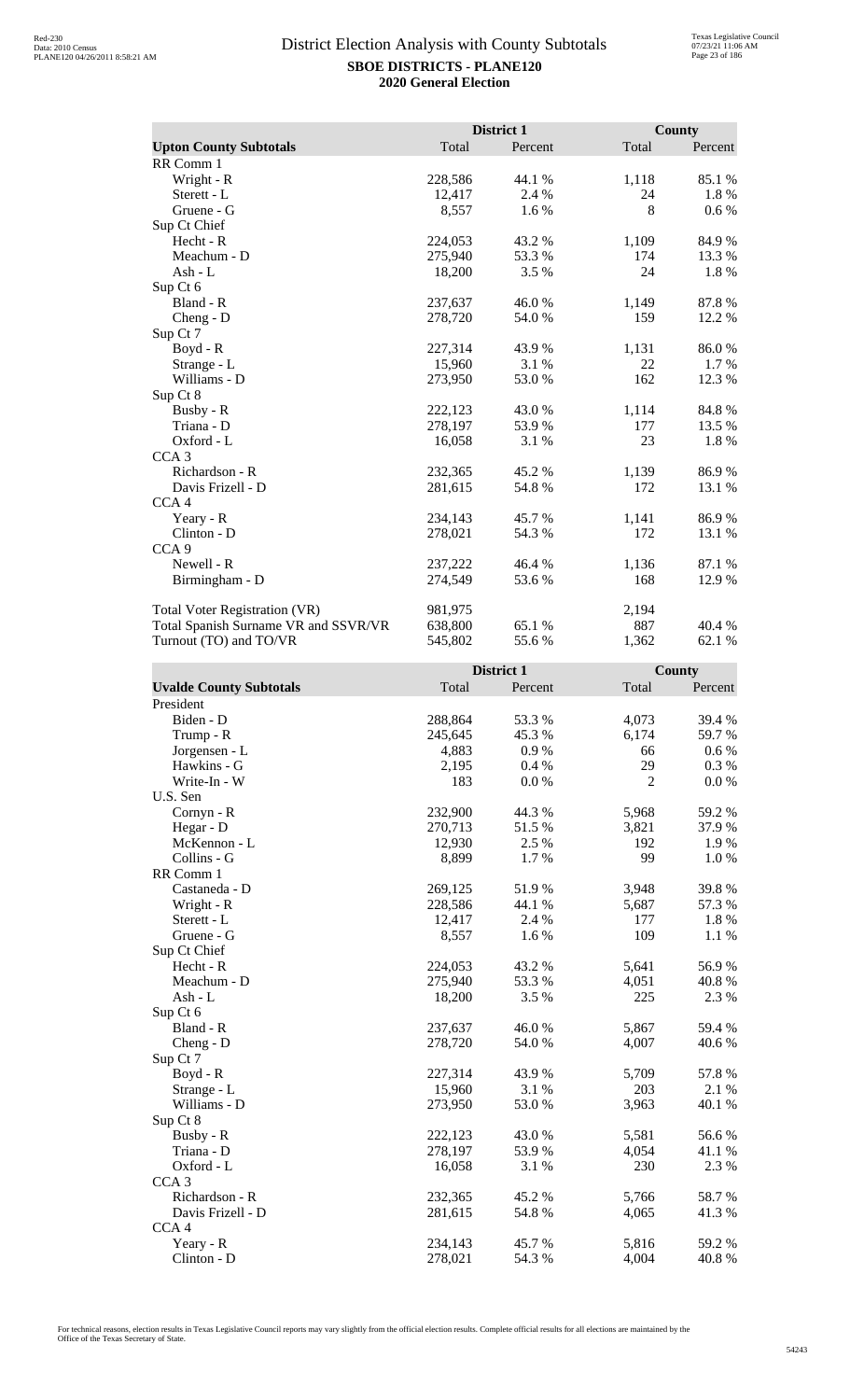# District Election Analysis with County Subtotals

**SBOE DISTRICTS - PLANE120**
**2020 General Election**

| Upton County Subtotals | District 1 Total | District 1 Percent | County Total | County Percent |
|---|---|---|---|---|
| RR Comm 1 | | | | |
| Wright - R | 228,586 | 44.1 % | 1,118 | 85.1 % |
| Sterett - L | 12,417 | 2.4 % | 24 | 1.8 % |
| Gruene - G | 8,557 | 1.6 % | 8 | 0.6 % |
| Sup Ct Chief | | | | |
| Hecht - R | 224,053 | 43.2 % | 1,109 | 84.9 % |
| Meachum - D | 275,940 | 53.3 % | 174 | 13.3 % |
| Ash - L | 18,200 | 3.5 % | 24 | 1.8 % |
| Sup Ct 6 | | | | |
| Bland - R | 237,637 | 46.0 % | 1,149 | 87.8 % |
| Cheng - D | 278,720 | 54.0 % | 159 | 12.2 % |
| Sup Ct 7 | | | | |
| Boyd - R | 227,314 | 43.9 % | 1,131 | 86.0 % |
| Strange - L | 15,960 | 3.1 % | 22 | 1.7 % |
| Williams - D | 273,950 | 53.0 % | 162 | 12.3 % |
| Sup Ct 8 | | | | |
| Busby - R | 222,123 | 43.0 % | 1,114 | 84.8 % |
| Triana - D | 278,197 | 53.9 % | 177 | 13.5 % |
| Oxford - L | 16,058 | 3.1 % | 23 | 1.8 % |
| CCA 3 | | | | |
| Richardson - R | 232,365 | 45.2 % | 1,139 | 86.9 % |
| Davis Frizell - D | 281,615 | 54.8 % | 172 | 13.1 % |
| CCA 4 | | | | |
| Yeary - R | 234,143 | 45.7 % | 1,141 | 86.9 % |
| Clinton - D | 278,021 | 54.3 % | 172 | 13.1 % |
| CCA 9 | | | | |
| Newell - R | 237,222 | 46.4 % | 1,136 | 87.1 % |
| Birmingham - D | 274,549 | 53.6 % | 168 | 12.9 % |
| | | | | |
| Total Voter Registration (VR) | 981,975 | | 2,194 | |
| Total Spanish Surname VR and SSVR/VR | 638,800 | 65.1 % | 887 | 40.4 % |
| Turnout (TO) and TO/VR | 545,802 | 55.6 % | 1,362 | 62.1 % |

| Uvalde County Subtotals | District 1 Total | District 1 Percent | County Total | County Percent |
|---|---|---|---|---|
| President | | | | |
| Biden - D | 288,864 | 53.3 % | 4,073 | 39.4 % |
| Trump - R | 245,645 | 45.3 % | 6,174 | 59.7 % |
| Jorgensen - L | 4,883 | 0.9 % | 66 | 0.6 % |
| Hawkins - G | 2,195 | 0.4 % | 29 | 0.3 % |
| Write-In - W | 183 | 0.0 % | 2 | 0.0 % |
| U.S. Sen | | | | |
| Cornyn - R | 232,900 | 44.3 % | 5,968 | 59.2 % |
| Hegar - D | 270,713 | 51.5 % | 3,821 | 37.9 % |
| McKennon - L | 12,930 | 2.5 % | 192 | 1.9 % |
| Collins - G | 8,899 | 1.7 % | 99 | 1.0 % |
| RR Comm 1 | | | | |
| Castaneda - D | 269,125 | 51.9 % | 3,948 | 39.8 % |
| Wright - R | 228,586 | 44.1 % | 5,687 | 57.3 % |
| Sterett - L | 12,417 | 2.4 % | 177 | 1.8 % |
| Gruene - G | 8,557 | 1.6 % | 109 | 1.1 % |
| Sup Ct Chief | | | | |
| Hecht - R | 224,053 | 43.2 % | 5,641 | 56.9 % |
| Meachum - D | 275,940 | 53.3 % | 4,051 | 40.8 % |
| Ash - L | 18,200 | 3.5 % | 225 | 2.3 % |
| Sup Ct 6 | | | | |
| Bland - R | 237,637 | 46.0 % | 5,867 | 59.4 % |
| Cheng - D | 278,720 | 54.0 % | 4,007 | 40.6 % |
| Sup Ct 7 | | | | |
| Boyd - R | 227,314 | 43.9 % | 5,709 | 57.8 % |
| Strange - L | 15,960 | 3.1 % | 203 | 2.1 % |
| Williams - D | 273,950 | 53.0 % | 3,963 | 40.1 % |
| Sup Ct 8 | | | | |
| Busby - R | 222,123 | 43.0 % | 5,581 | 56.6 % |
| Triana - D | 278,197 | 53.9 % | 4,054 | 41.1 % |
| Oxford - L | 16,058 | 3.1 % | 230 | 2.3 % |
| CCA 3 | | | | |
| Richardson - R | 232,365 | 45.2 % | 5,766 | 58.7 % |
| Davis Frizell - D | 281,615 | 54.8 % | 4,065 | 41.3 % |
| CCA 4 | | | | |
| Yeary - R | 234,143 | 45.7 % | 5,816 | 59.2 % |
| Clinton - D | 278,021 | 54.3 % | 4,004 | 40.8 % |

For technical reasons, election results in Texas Legislative Council reports may vary slightly from the official election results. Complete official results for all elections are maintained by the Office of the Texas Secretary of State.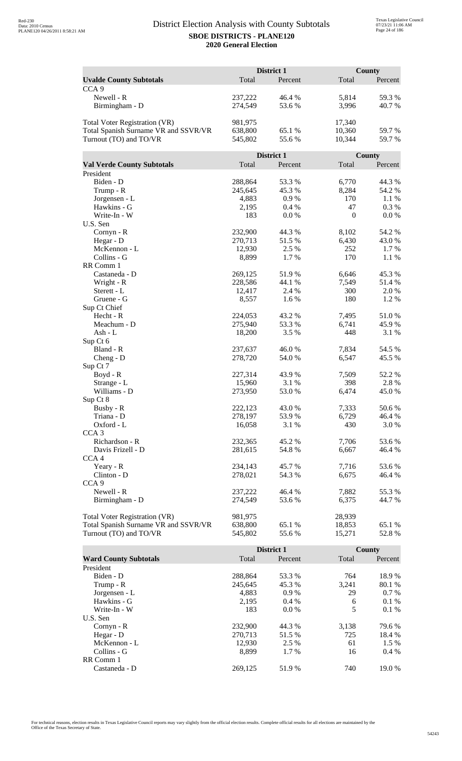# District Election Analysis with County Subtotals

**SBOE DISTRICTS - PLANE120**

**2020 General Election**

| Uvalde County Subtotals | District 1 Total | District 1 Percent | County Total | County Percent |
|---|---|---|---|---|
| CCA 9 | | | | |
| Newell - R | 237,222 | 46.4 % | 5,814 | 59.3 % |
| Birmingham - D | 274,549 | 53.6 % | 3,996 | 40.7 % |
| | | | | |
| Total Voter Registration (VR) | 981,975 | | 17,340 | |
| Total Spanish Surname VR and SSVR/VR | 638,800 | 65.1 % | 10,360 | 59.7 % |
| Turnout (TO) and TO/VR | 545,802 | 55.6 % | 10,344 | 59.7 % |

| Val Verde County Subtotals | District 1 Total | District 1 Percent | County Total | County Percent |
|---|---|---|---|---|
| President | | | | |
| Biden - D | 288,864 | 53.3 % | 6,770 | 44.3 % |
| Trump - R | 245,645 | 45.3 % | 8,284 | 54.2 % |
| Jorgensen - L | 4,883 | 0.9 % | 170 | 1.1 % |
| Hawkins - G | 2,195 | 0.4 % | 47 | 0.3 % |
| Write-In - W | 183 | 0.0 % | 0 | 0.0 % |
| U.S. Sen | | | | |
| Cornyn - R | 232,900 | 44.3 % | 8,102 | 54.2 % |
| Hegar - D | 270,713 | 51.5 % | 6,430 | 43.0 % |
| McKennon - L | 12,930 | 2.5 % | 252 | 1.7 % |
| Collins - G | 8,899 | 1.7 % | 170 | 1.1 % |
| RR Comm 1 | | | | |
| Castaneda - D | 269,125 | 51.9 % | 6,646 | 45.3 % |
| Wright - R | 228,586 | 44.1 % | 7,549 | 51.4 % |
| Sterett - L | 12,417 | 2.4 % | 300 | 2.0 % |
| Gruene - G | 8,557 | 1.6 % | 180 | 1.2 % |
| Sup Ct Chief | | | | |
| Hecht - R | 224,053 | 43.2 % | 7,495 | 51.0 % |
| Meachum - D | 275,940 | 53.3 % | 6,741 | 45.9 % |
| Ash - L | 18,200 | 3.5 % | 448 | 3.1 % |
| Sup Ct 6 | | | | |
| Bland - R | 237,637 | 46.0 % | 7,834 | 54.5 % |
| Cheng - D | 278,720 | 54.0 % | 6,547 | 45.5 % |
| Sup Ct 7 | | | | |
| Boyd - R | 227,314 | 43.9 % | 7,509 | 52.2 % |
| Strange - L | 15,960 | 3.1 % | 398 | 2.8 % |
| Williams - D | 273,950 | 53.0 % | 6,474 | 45.0 % |
| Sup Ct 8 | | | | |
| Busby - R | 222,123 | 43.0 % | 7,333 | 50.6 % |
| Triana - D | 278,197 | 53.9 % | 6,729 | 46.4 % |
| Oxford - L | 16,058 | 3.1 % | 430 | 3.0 % |
| CCA 3 | | | | |
| Richardson - R | 232,365 | 45.2 % | 7,706 | 53.6 % |
| Davis Frizell - D | 281,615 | 54.8 % | 6,667 | 46.4 % |
| CCA 4 | | | | |
| Yeary - R | 234,143 | 45.7 % | 7,716 | 53.6 % |
| Clinton - D | 278,021 | 54.3 % | 6,675 | 46.4 % |
| CCA 9 | | | | |
| Newell - R | 237,222 | 46.4 % | 7,882 | 55.3 % |
| Birmingham - D | 274,549 | 53.6 % | 6,375 | 44.7 % |
| | | | | |
| Total Voter Registration (VR) | 981,975 | | 28,939 | |
| Total Spanish Surname VR and SSVR/VR | 638,800 | 65.1 % | 18,853 | 65.1 % |
| Turnout (TO) and TO/VR | 545,802 | 55.6 % | 15,271 | 52.8 % |

| Ward County Subtotals | District 1 Total | District 1 Percent | County Total | County Percent |
|---|---|---|---|---|
| President | | | | |
| Biden - D | 288,864 | 53.3 % | 764 | 18.9 % |
| Trump - R | 245,645 | 45.3 % | 3,241 | 80.1 % |
| Jorgensen - L | 4,883 | 0.9 % | 29 | 0.7 % |
| Hawkins - G | 2,195 | 0.4 % | 6 | 0.1 % |
| Write-In - W | 183 | 0.0 % | 5 | 0.1 % |
| U.S. Sen | | | | |
| Cornyn - R | 232,900 | 44.3 % | 3,138 | 79.6 % |
| Hegar - D | 270,713 | 51.5 % | 725 | 18.4 % |
| McKennon - L | 12,930 | 2.5 % | 61 | 1.5 % |
| Collins - G | 8,899 | 1.7 % | 16 | 0.4 % |
| RR Comm 1 | | | | |
| Castaneda - D | 269,125 | 51.9 % | 740 | 19.0 % |

For technical reasons, election results in Texas Legislative Council reports may vary slightly from the official election results. Complete official results for all elections are maintained by the Office of the Texas Secretary of State.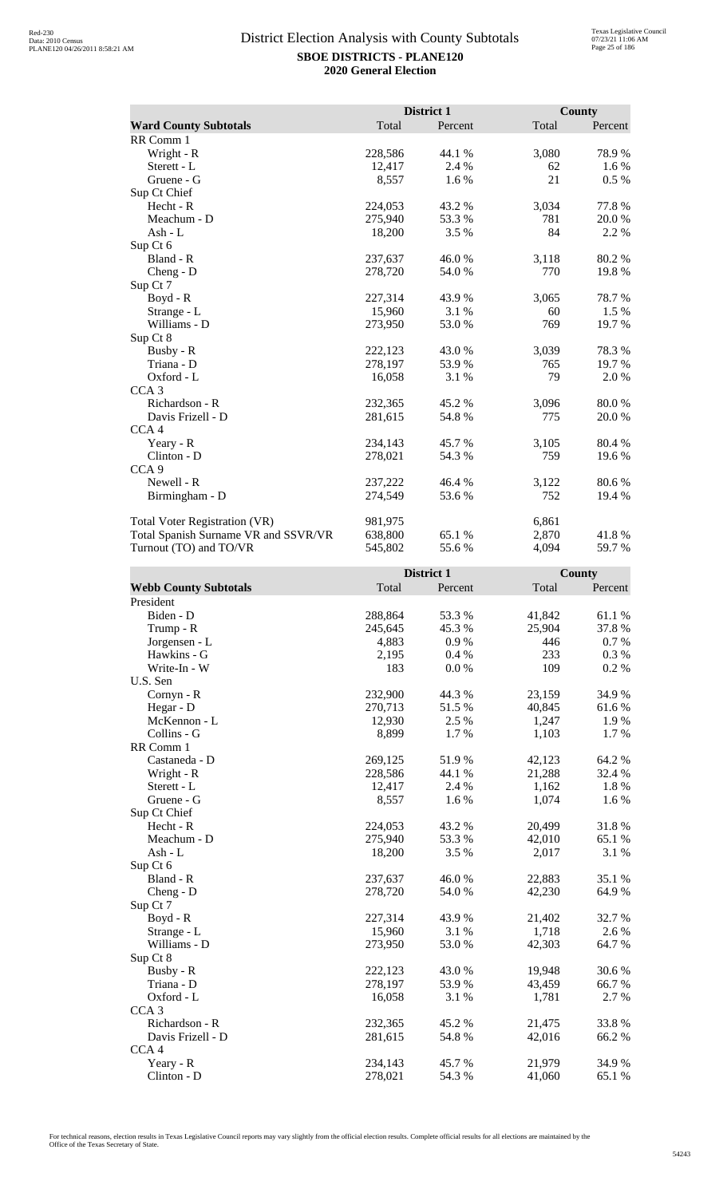# District Election Analysis with County Subtotals

**SBOE DISTRICTS - PLANE120**
**2020 General Election**

| Ward County Subtotals | District 1 Total | District 1 Percent | County Total | County Percent |
|---|---|---|---|---|
| RR Comm 1 | | | | |
| Wright - R | 228,586 | 44.1 % | 3,080 | 78.9 % |
| Sterett - L | 12,417 | 2.4 % | 62 | 1.6 % |
| Gruene - G | 8,557 | 1.6 % | 21 | 0.5 % |
| Sup Ct Chief | | | | |
| Hecht - R | 224,053 | 43.2 % | 3,034 | 77.8 % |
| Meachum - D | 275,940 | 53.3 % | 781 | 20.0 % |
| Ash - L | 18,200 | 3.5 % | 84 | 2.2 % |
| Sup Ct 6 | | | | |
| Bland - R | 237,637 | 46.0 % | 3,118 | 80.2 % |
| Cheng - D | 278,720 | 54.0 % | 770 | 19.8 % |
| Sup Ct 7 | | | | |
| Boyd - R | 227,314 | 43.9 % | 3,065 | 78.7 % |
| Strange - L | 15,960 | 3.1 % | 60 | 1.5 % |
| Williams - D | 273,950 | 53.0 % | 769 | 19.7 % |
| Sup Ct 8 | | | | |
| Busby - R | 222,123 | 43.0 % | 3,039 | 78.3 % |
| Triana - D | 278,197 | 53.9 % | 765 | 19.7 % |
| Oxford - L | 16,058 | 3.1 % | 79 | 2.0 % |
| CCA 3 | | | | |
| Richardson - R | 232,365 | 45.2 % | 3,096 | 80.0 % |
| Davis Frizell - D | 281,615 | 54.8 % | 775 | 20.0 % |
| CCA 4 | | | | |
| Yeary - R | 234,143 | 45.7 % | 3,105 | 80.4 % |
| Clinton - D | 278,021 | 54.3 % | 759 | 19.6 % |
| CCA 9 | | | | |
| Newell - R | 237,222 | 46.4 % | 3,122 | 80.6 % |
| Birmingham - D | 274,549 | 53.6 % | 752 | 19.4 % |
| | | | | |
| Total Voter Registration (VR) | 981,975 | | 6,861 | |
| Total Spanish Surname VR and SSVR/VR | 638,800 | 65.1 % | 2,870 | 41.8 % |
| Turnout (TO) and TO/VR | 545,802 | 55.6 % | 4,094 | 59.7 % |

| Webb County Subtotals | District 1 Total | District 1 Percent | County Total | County Percent |
|---|---|---|---|---|
| President | | | | |
| Biden - D | 288,864 | 53.3 % | 41,842 | 61.1 % |
| Trump - R | 245,645 | 45.3 % | 25,904 | 37.8 % |
| Jorgensen - L | 4,883 | 0.9 % | 446 | 0.7 % |
| Hawkins - G | 2,195 | 0.4 % | 233 | 0.3 % |
| Write-In - W | 183 | 0.0 % | 109 | 0.2 % |
| U.S. Sen | | | | |
| Cornyn - R | 232,900 | 44.3 % | 23,159 | 34.9 % |
| Hegar - D | 270,713 | 51.5 % | 40,845 | 61.6 % |
| McKennon - L | 12,930 | 2.5 % | 1,247 | 1.9 % |
| Collins - G | 8,899 | 1.7 % | 1,103 | 1.7 % |
| RR Comm 1 | | | | |
| Castaneda - D | 269,125 | 51.9 % | 42,123 | 64.2 % |
| Wright - R | 228,586 | 44.1 % | 21,288 | 32.4 % |
| Sterett - L | 12,417 | 2.4 % | 1,162 | 1.8 % |
| Gruene - G | 8,557 | 1.6 % | 1,074 | 1.6 % |
| Sup Ct Chief | | | | |
| Hecht - R | 224,053 | 43.2 % | 20,499 | 31.8 % |
| Meachum - D | 275,940 | 53.3 % | 42,010 | 65.1 % |
| Ash - L | 18,200 | 3.5 % | 2,017 | 3.1 % |
| Sup Ct 6 | | | | |
| Bland - R | 237,637 | 46.0 % | 22,883 | 35.1 % |
| Cheng - D | 278,720 | 54.0 % | 42,230 | 64.9 % |
| Sup Ct 7 | | | | |
| Boyd - R | 227,314 | 43.9 % | 21,402 | 32.7 % |
| Strange - L | 15,960 | 3.1 % | 1,718 | 2.6 % |
| Williams - D | 273,950 | 53.0 % | 42,303 | 64.7 % |
| Sup Ct 8 | | | | |
| Busby - R | 222,123 | 43.0 % | 19,948 | 30.6 % |
| Triana - D | 278,197 | 53.9 % | 43,459 | 66.7 % |
| Oxford - L | 16,058 | 3.1 % | 1,781 | 2.7 % |
| CCA 3 | | | | |
| Richardson - R | 232,365 | 45.2 % | 21,475 | 33.8 % |
| Davis Frizell - D | 281,615 | 54.8 % | 42,016 | 66.2 % |
| CCA 4 | | | | |
| Yeary - R | 234,143 | 45.7 % | 21,979 | 34.9 % |
| Clinton - D | 278,021 | 54.3 % | 41,060 | 65.1 % |

For technical reasons, election results in Texas Legislative Council reports may vary slightly from the official election results. Complete official results for all elections are maintained by the Office of the Texas Secretary of State.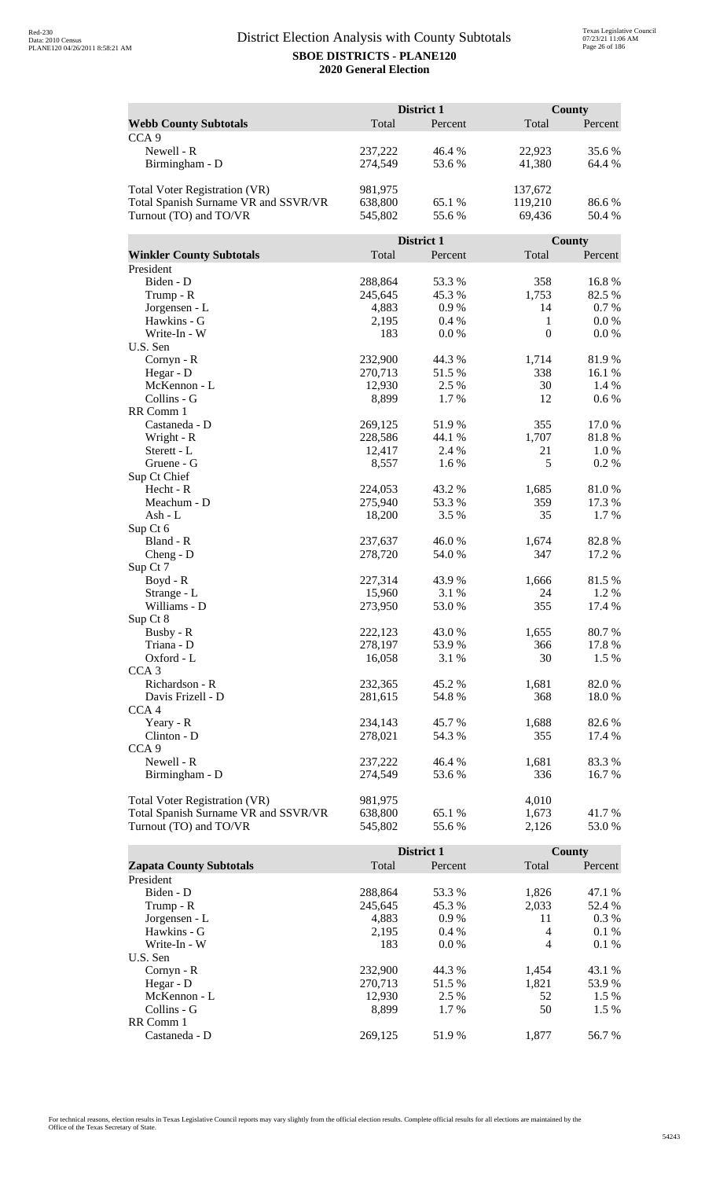# District Election Analysis with County Subtotals

**SBOE DISTRICTS - PLANE120**
**2020 General Election**

| Webb County Subtotals | District 1 Total | District 1 Percent | County Total | County Percent |
|---|---|---|---|---|
| CCA 9 | | | | |
| Newell - R | 237,222 | 46.4 % | 22,923 | 35.6 % |
| Birmingham - D | 274,549 | 53.6 % | 41,380 | 64.4 % |
| Total Voter Registration (VR) | 981,975 | | 137,672 | |
| Total Spanish Surname VR and SSVR/VR | 638,800 | 65.1 % | 119,210 | 86.6 % |
| Turnout (TO) and TO/VR | 545,802 | 55.6 % | 69,436 | 50.4 % |

| Winkler County Subtotals | District 1 Total | District 1 Percent | County Total | County Percent |
|---|---|---|---|---|
| President | | | | |
| Biden - D | 288,864 | 53.3 % | 358 | 16.8 % |
| Trump - R | 245,645 | 45.3 % | 1,753 | 82.5 % |
| Jorgensen - L | 4,883 | 0.9 % | 14 | 0.7 % |
| Hawkins - G | 2,195 | 0.4 % | 1 | 0.0 % |
| Write-In - W | 183 | 0.0 % | 0 | 0.0 % |
| U.S. Sen | | | | |
| Cornyn - R | 232,900 | 44.3 % | 1,714 | 81.9 % |
| Hegar - D | 270,713 | 51.5 % | 338 | 16.1 % |
| McKennon - L | 12,930 | 2.5 % | 30 | 1.4 % |
| Collins - G | 8,899 | 1.7 % | 12 | 0.6 % |
| RR Comm 1 | | | | |
| Castaneda - D | 269,125 | 51.9 % | 355 | 17.0 % |
| Wright - R | 228,586 | 44.1 % | 1,707 | 81.8 % |
| Sterett - L | 12,417 | 2.4 % | 21 | 1.0 % |
| Gruene - G | 8,557 | 1.6 % | 5 | 0.2 % |
| Sup Ct Chief | | | | |
| Hecht - R | 224,053 | 43.2 % | 1,685 | 81.0 % |
| Meachum - D | 275,940 | 53.3 % | 359 | 17.3 % |
| Ash - L | 18,200 | 3.5 % | 35 | 1.7 % |
| Sup Ct 6 | | | | |
| Bland - R | 237,637 | 46.0 % | 1,674 | 82.8 % |
| Cheng - D | 278,720 | 54.0 % | 347 | 17.2 % |
| Sup Ct 7 | | | | |
| Boyd - R | 227,314 | 43.9 % | 1,666 | 81.5 % |
| Strange - L | 15,960 | 3.1 % | 24 | 1.2 % |
| Williams - D | 273,950 | 53.0 % | 355 | 17.4 % |
| Sup Ct 8 | | | | |
| Busby - R | 222,123 | 43.0 % | 1,655 | 80.7 % |
| Triana - D | 278,197 | 53.9 % | 366 | 17.8 % |
| Oxford - L | 16,058 | 3.1 % | 30 | 1.5 % |
| CCA 3 | | | | |
| Richardson - R | 232,365 | 45.2 % | 1,681 | 82.0 % |
| Davis Frizell - D | 281,615 | 54.8 % | 368 | 18.0 % |
| CCA 4 | | | | |
| Yeary - R | 234,143 | 45.7 % | 1,688 | 82.6 % |
| Clinton - D | 278,021 | 54.3 % | 355 | 17.4 % |
| CCA 9 | | | | |
| Newell - R | 237,222 | 46.4 % | 1,681 | 83.3 % |
| Birmingham - D | 274,549 | 53.6 % | 336 | 16.7 % |
| Total Voter Registration (VR) | 981,975 | | 4,010 | |
| Total Spanish Surname VR and SSVR/VR | 638,800 | 65.1 % | 1,673 | 41.7 % |
| Turnout (TO) and TO/VR | 545,802 | 55.6 % | 2,126 | 53.0 % |

| Zapata County Subtotals | District 1 Total | District 1 Percent | County Total | County Percent |
|---|---|---|---|---|
| President | | | | |
| Biden - D | 288,864 | 53.3 % | 1,826 | 47.1 % |
| Trump - R | 245,645 | 45.3 % | 2,033 | 52.4 % |
| Jorgensen - L | 4,883 | 0.9 % | 11 | 0.3 % |
| Hawkins - G | 2,195 | 0.4 % | 4 | 0.1 % |
| Write-In - W | 183 | 0.0 % | 4 | 0.1 % |
| U.S. Sen | | | | |
| Cornyn - R | 232,900 | 44.3 % | 1,454 | 43.1 % |
| Hegar - D | 270,713 | 51.5 % | 1,821 | 53.9 % |
| McKennon - L | 12,930 | 2.5 % | 52 | 1.5 % |
| Collins - G | 8,899 | 1.7 % | 50 | 1.5 % |
| RR Comm 1 | | | | |
| Castaneda - D | 269,125 | 51.9 % | 1,877 | 56.7 % |

For technical reasons, election results in Texas Legislative Council reports may vary slightly from the official election results. Complete official results for all elections are maintained by the Office of the Texas Secretary of State.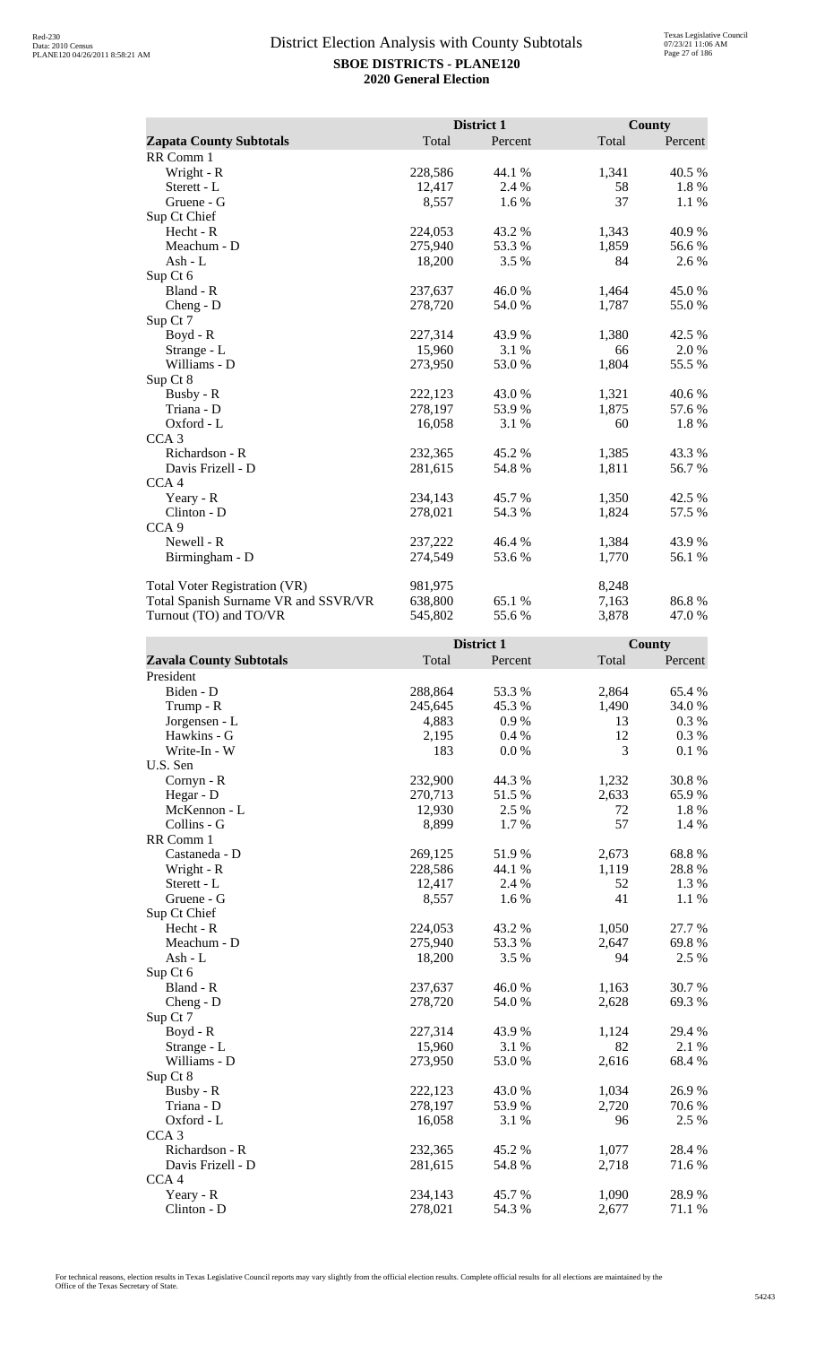# District Election Analysis with County Subtotals

**SBOE DISTRICTS - PLANE120**
**2020 General Election**

| Zapata County Subtotals | District 1 Total | District 1 Percent | County Total | County Percent |
|---|---|---|---|---|
| RR Comm 1 | | | | |
| Wright - R | 228,586 | 44.1 % | 1,341 | 40.5 % |
| Sterett - L | 12,417 | 2.4 % | 58 | 1.8 % |
| Gruene - G | 8,557 | 1.6 % | 37 | 1.1 % |
| Sup Ct Chief | | | | |
| Hecht - R | 224,053 | 43.2 % | 1,343 | 40.9 % |
| Meachum - D | 275,940 | 53.3 % | 1,859 | 56.6 % |
| Ash - L | 18,200 | 3.5 % | 84 | 2.6 % |
| Sup Ct 6 | | | | |
| Bland - R | 237,637 | 46.0 % | 1,464 | 45.0 % |
| Cheng - D | 278,720 | 54.0 % | 1,787 | 55.0 % |
| Sup Ct 7 | | | | |
| Boyd - R | 227,314 | 43.9 % | 1,380 | 42.5 % |
| Strange - L | 15,960 | 3.1 % | 66 | 2.0 % |
| Williams - D | 273,950 | 53.0 % | 1,804 | 55.5 % |
| Sup Ct 8 | | | | |
| Busby - R | 222,123 | 43.0 % | 1,321 | 40.6 % |
| Triana - D | 278,197 | 53.9 % | 1,875 | 57.6 % |
| Oxford - L | 16,058 | 3.1 % | 60 | 1.8 % |
| CCA 3 | | | | |
| Richardson - R | 232,365 | 45.2 % | 1,385 | 43.3 % |
| Davis Frizell - D | 281,615 | 54.8 % | 1,811 | 56.7 % |
| CCA 4 | | | | |
| Yeary - R | 234,143 | 45.7 % | 1,350 | 42.5 % |
| Clinton - D | 278,021 | 54.3 % | 1,824 | 57.5 % |
| CCA 9 | | | | |
| Newell - R | 237,222 | 46.4 % | 1,384 | 43.9 % |
| Birmingham - D | 274,549 | 53.6 % | 1,770 | 56.1 % |
| | | | | |
| Total Voter Registration (VR) | 981,975 | | 8,248 | |
| Total Spanish Surname VR and SSVR/VR | 638,800 | 65.1 % | 7,163 | 86.8 % |
| Turnout (TO) and TO/VR | 545,802 | 55.6 % | 3,878 | 47.0 % |

| Zavala County Subtotals | District 1 Total | District 1 Percent | County Total | County Percent |
|---|---|---|---|---|
| President | | | | |
| Biden - D | 288,864 | 53.3 % | 2,864 | 65.4 % |
| Trump - R | 245,645 | 45.3 % | 1,490 | 34.0 % |
| Jorgensen - L | 4,883 | 0.9 % | 13 | 0.3 % |
| Hawkins - G | 2,195 | 0.4 % | 12 | 0.3 % |
| Write-In - W | 183 | 0.0 % | 3 | 0.1 % |
| U.S. Sen | | | | |
| Cornyn - R | 232,900 | 44.3 % | 1,232 | 30.8 % |
| Hegar - D | 270,713 | 51.5 % | 2,633 | 65.9 % |
| McKennon - L | 12,930 | 2.5 % | 72 | 1.8 % |
| Collins - G | 8,899 | 1.7 % | 57 | 1.4 % |
| RR Comm 1 | | | | |
| Castaneda - D | 269,125 | 51.9 % | 2,673 | 68.8 % |
| Wright - R | 228,586 | 44.1 % | 1,119 | 28.8 % |
| Sterett - L | 12,417 | 2.4 % | 52 | 1.3 % |
| Gruene - G | 8,557 | 1.6 % | 41 | 1.1 % |
| Sup Ct Chief | | | | |
| Hecht - R | 224,053 | 43.2 % | 1,050 | 27.7 % |
| Meachum - D | 275,940 | 53.3 % | 2,647 | 69.8 % |
| Ash - L | 18,200 | 3.5 % | 94 | 2.5 % |
| Sup Ct 6 | | | | |
| Bland - R | 237,637 | 46.0 % | 1,163 | 30.7 % |
| Cheng - D | 278,720 | 54.0 % | 2,628 | 69.3 % |
| Sup Ct 7 | | | | |
| Boyd - R | 227,314 | 43.9 % | 1,124 | 29.4 % |
| Strange - L | 15,960 | 3.1 % | 82 | 2.1 % |
| Williams - D | 273,950 | 53.0 % | 2,616 | 68.4 % |
| Sup Ct 8 | | | | |
| Busby - R | 222,123 | 43.0 % | 1,034 | 26.9 % |
| Triana - D | 278,197 | 53.9 % | 2,720 | 70.6 % |
| Oxford - L | 16,058 | 3.1 % | 96 | 2.5 % |
| CCA 3 | | | | |
| Richardson - R | 232,365 | 45.2 % | 1,077 | 28.4 % |
| Davis Frizell - D | 281,615 | 54.8 % | 2,718 | 71.6 % |
| CCA 4 | | | | |
| Yeary - R | 234,143 | 45.7 % | 1,090 | 28.9 % |
| Clinton - D | 278,021 | 54.3 % | 2,677 | 71.1 % |

For technical reasons, election results in Texas Legislative Council reports may vary slightly from the official election results. Complete official results for all elections are maintained by the Office of the Texas Secretary of State.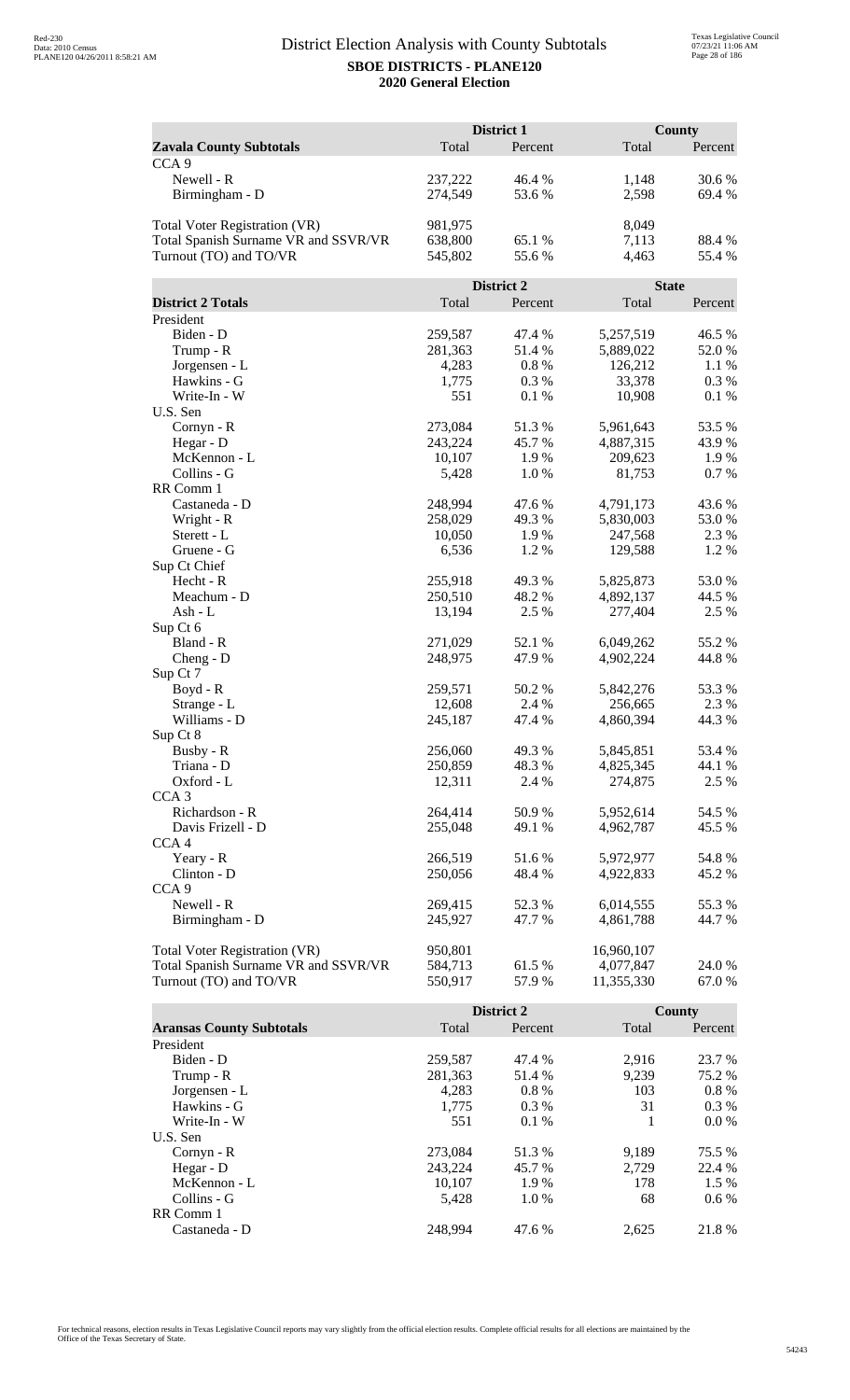# District Election Analysis with County Subtotals

**SBOE DISTRICTS - PLANE120**

**2020 General Election**

| | District 1 | | County | |
|---|---|---|---|---|
| **Zavala County Subtotals** | Total | Percent | Total | Percent |
| CCA 9 | | | | |
| Newell - R | 237,222 | 46.4 % | 1,148 | 30.6 % |
| Birmingham - D | 274,549 | 53.6 % | 2,598 | 69.4 % |
| | | | | |
| Total Voter Registration (VR) | 981,975 | | 8,049 | |
| Total Spanish Surname VR and SSVR/VR | 638,800 | 65.1 % | 7,113 | 88.4 % |
| Turnout (TO) and TO/VR | 545,802 | 55.6 % | 4,463 | 55.4 % |

| | District 2 | | State | |
|---|---|---|---|---|
| **District 2 Totals** | Total | Percent | Total | Percent |
| President | | | | |
| Biden - D | 259,587 | 47.4 % | 5,257,519 | 46.5 % |
| Trump - R | 281,363 | 51.4 % | 5,889,022 | 52.0 % |
| Jorgensen - L | 4,283 | 0.8 % | 126,212 | 1.1 % |
| Hawkins - G | 1,775 | 0.3 % | 33,378 | 0.3 % |
| Write-In - W | 551 | 0.1 % | 10,908 | 0.1 % |
| U.S. Sen | | | | |
| Cornyn - R | 273,084 | 51.3 % | 5,961,643 | 53.5 % |
| Hegar - D | 243,224 | 45.7 % | 4,887,315 | 43.9 % |
| McKennon - L | 10,107 | 1.9 % | 209,623 | 1.9 % |
| Collins - G | 5,428 | 1.0 % | 81,753 | 0.7 % |
| RR Comm 1 | | | | |
| Castaneda - D | 248,994 | 47.6 % | 4,791,173 | 43.6 % |
| Wright - R | 258,029 | 49.3 % | 5,830,003 | 53.0 % |
| Sterett - L | 10,050 | 1.9 % | 247,568 | 2.3 % |
| Gruene - G | 6,536 | 1.2 % | 129,588 | 1.2 % |
| Sup Ct Chief | | | | |
| Hecht - R | 255,918 | 49.3 % | 5,825,873 | 53.0 % |
| Meachum - D | 250,510 | 48.2 % | 4,892,137 | 44.5 % |
| Ash - L | 13,194 | 2.5 % | 277,404 | 2.5 % |
| Sup Ct 6 | | | | |
| Bland - R | 271,029 | 52.1 % | 6,049,262 | 55.2 % |
| Cheng - D | 248,975 | 47.9 % | 4,902,224 | 44.8 % |
| Sup Ct 7 | | | | |
| Boyd - R | 259,571 | 50.2 % | 5,842,276 | 53.3 % |
| Strange - L | 12,608 | 2.4 % | 256,665 | 2.3 % |
| Williams - D | 245,187 | 47.4 % | 4,860,394 | 44.3 % |
| Sup Ct 8 | | | | |
| Busby - R | 256,060 | 49.3 % | 5,845,851 | 53.4 % |
| Triana - D | 250,859 | 48.3 % | 4,825,345 | 44.1 % |
| Oxford - L | 12,311 | 2.4 % | 274,875 | 2.5 % |
| CCA 3 | | | | |
| Richardson - R | 264,414 | 50.9 % | 5,952,614 | 54.5 % |
| Davis Frizell - D | 255,048 | 49.1 % | 4,962,787 | 45.5 % |
| CCA 4 | | | | |
| Yeary - R | 266,519 | 51.6 % | 5,972,977 | 54.8 % |
| Clinton - D | 250,056 | 48.4 % | 4,922,833 | 45.2 % |
| CCA 9 | | | | |
| Newell - R | 269,415 | 52.3 % | 6,014,555 | 55.3 % |
| Birmingham - D | 245,927 | 47.7 % | 4,861,788 | 44.7 % |
| | | | | |
| Total Voter Registration (VR) | 950,801 | | 16,960,107 | |
| Total Spanish Surname VR and SSVR/VR | 584,713 | 61.5 % | 4,077,847 | 24.0 % |
| Turnout (TO) and TO/VR | 550,917 | 57.9 % | 11,355,330 | 67.0 % |

| | District 2 | | County | |
|---|---|---|---|---|
| **Aransas County Subtotals** | Total | Percent | Total | Percent |
| President | | | | |
| Biden - D | 259,587 | 47.4 % | 2,916 | 23.7 % |
| Trump - R | 281,363 | 51.4 % | 9,239 | 75.2 % |
| Jorgensen - L | 4,283 | 0.8 % | 103 | 0.8 % |
| Hawkins - G | 1,775 | 0.3 % | 31 | 0.3 % |
| Write-In - W | 551 | 0.1 % | 1 | 0.0 % |
| U.S. Sen | | | | |
| Cornyn - R | 273,084 | 51.3 % | 9,189 | 75.5 % |
| Hegar - D | 243,224 | 45.7 % | 2,729 | 22.4 % |
| McKennon - L | 10,107 | 1.9 % | 178 | 1.5 % |
| Collins - G | 5,428 | 1.0 % | 68 | 0.6 % |
| RR Comm 1 | | | | |
| Castaneda - D | 248,994 | 47.6 % | 2,625 | 21.8 % |

For technical reasons, election results in Texas Legislative Council reports may vary slightly from the official election results. Complete official results for all elections are maintained by the Office of the Texas Secretary of State.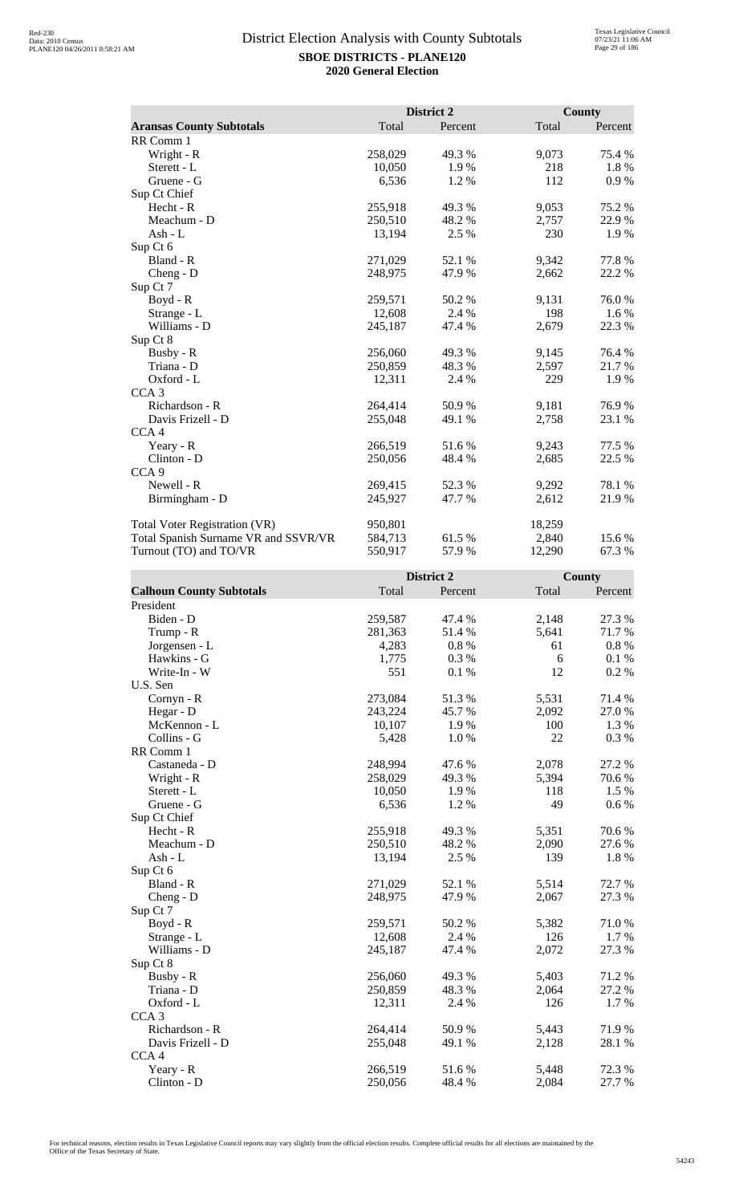# District Election Analysis with County Subtotals

**SBOE DISTRICTS - PLANE120**

**2020 General Election**

| Aransas County Subtotals | District 2 Total | District 2 Percent | County Total | County Percent |
|---|---|---|---|---|
| RR Comm 1 | | | | |
| Wright - R | 258,029 | 49.3 % | 9,073 | 75.4 % |
| Sterett - L | 10,050 | 1.9 % | 218 | 1.8 % |
| Gruene - G | 6,536 | 1.2 % | 112 | 0.9 % |
| Sup Ct Chief | | | | |
| Hecht - R | 255,918 | 49.3 % | 9,053 | 75.2 % |
| Meachum - D | 250,510 | 48.2 % | 2,757 | 22.9 % |
| Ash - L | 13,194 | 2.5 % | 230 | 1.9 % |
| Sup Ct 6 | | | | |
| Bland - R | 271,029 | 52.1 % | 9,342 | 77.8 % |
| Cheng - D | 248,975 | 47.9 % | 2,662 | 22.2 % |
| Sup Ct 7 | | | | |
| Boyd - R | 259,571 | 50.2 % | 9,131 | 76.0 % |
| Strange - L | 12,608 | 2.4 % | 198 | 1.6 % |
| Williams - D | 245,187 | 47.4 % | 2,679 | 22.3 % |
| Sup Ct 8 | | | | |
| Busby - R | 256,060 | 49.3 % | 9,145 | 76.4 % |
| Triana - D | 250,859 | 48.3 % | 2,597 | 21.7 % |
| Oxford - L | 12,311 | 2.4 % | 229 | 1.9 % |
| CCA 3 | | | | |
| Richardson - R | 264,414 | 50.9 % | 9,181 | 76.9 % |
| Davis Frizell - D | 255,048 | 49.1 % | 2,758 | 23.1 % |
| CCA 4 | | | | |
| Yeary - R | 266,519 | 51.6 % | 9,243 | 77.5 % |
| Clinton - D | 250,056 | 48.4 % | 2,685 | 22.5 % |
| CCA 9 | | | | |
| Newell - R | 269,415 | 52.3 % | 9,292 | 78.1 % |
| Birmingham - D | 245,927 | 47.7 % | 2,612 | 21.9 % |
| | | | | |
| Total Voter Registration (VR) | 950,801 | | 18,259 | |
| Total Spanish Surname VR and SSVR/VR | 584,713 | 61.5 % | 2,840 | 15.6 % |
| Turnout (TO) and TO/VR | 550,917 | 57.9 % | 12,290 | 67.3 % |

| Calhoun County Subtotals | District 2 Total | District 2 Percent | County Total | County Percent |
|---|---|---|---|---|
| President | | | | |
| Biden - D | 259,587 | 47.4 % | 2,148 | 27.3 % |
| Trump - R | 281,363 | 51.4 % | 5,641 | 71.7 % |
| Jorgensen - L | 4,283 | 0.8 % | 61 | 0.8 % |
| Hawkins - G | 1,775 | 0.3 % | 6 | 0.1 % |
| Write-In - W | 551 | 0.1 % | 12 | 0.2 % |
| U.S. Sen | | | | |
| Cornyn - R | 273,084 | 51.3 % | 5,531 | 71.4 % |
| Hegar - D | 243,224 | 45.7 % | 2,092 | 27.0 % |
| McKennon - L | 10,107 | 1.9 % | 100 | 1.3 % |
| Collins - G | 5,428 | 1.0 % | 22 | 0.3 % |
| RR Comm 1 | | | | |
| Castaneda - D | 248,994 | 47.6 % | 2,078 | 27.2 % |
| Wright - R | 258,029 | 49.3 % | 5,394 | 70.6 % |
| Sterett - L | 10,050 | 1.9 % | 118 | 1.5 % |
| Gruene - G | 6,536 | 1.2 % | 49 | 0.6 % |
| Sup Ct Chief | | | | |
| Hecht - R | 255,918 | 49.3 % | 5,351 | 70.6 % |
| Meachum - D | 250,510 | 48.2 % | 2,090 | 27.6 % |
| Ash - L | 13,194 | 2.5 % | 139 | 1.8 % |
| Sup Ct 6 | | | | |
| Bland - R | 271,029 | 52.1 % | 5,514 | 72.7 % |
| Cheng - D | 248,975 | 47.9 % | 2,067 | 27.3 % |
| Sup Ct 7 | | | | |
| Boyd - R | 259,571 | 50.2 % | 5,382 | 71.0 % |
| Strange - L | 12,608 | 2.4 % | 126 | 1.7 % |
| Williams - D | 245,187 | 47.4 % | 2,072 | 27.3 % |
| Sup Ct 8 | | | | |
| Busby - R | 256,060 | 49.3 % | 5,403 | 71.2 % |
| Triana - D | 250,859 | 48.3 % | 2,064 | 27.2 % |
| Oxford - L | 12,311 | 2.4 % | 126 | 1.7 % |
| CCA 3 | | | | |
| Richardson - R | 264,414 | 50.9 % | 5,443 | 71.9 % |
| Davis Frizell - D | 255,048 | 49.1 % | 2,128 | 28.1 % |
| CCA 4 | | | | |
| Yeary - R | 266,519 | 51.6 % | 5,448 | 72.3 % |
| Clinton - D | 250,056 | 48.4 % | 2,084 | 27.7 % |

For technical reasons, election results in Texas Legislative Council reports may vary slightly from the official election results. Complete official results for all elections are maintained by the Office of the Texas Secretary of State.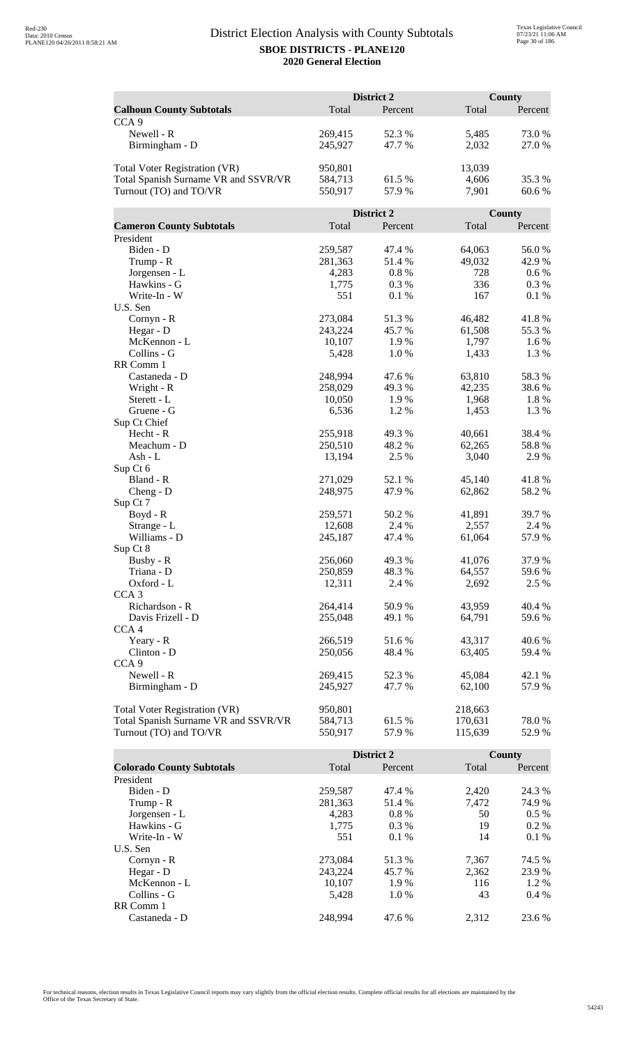# District Election Analysis with County Subtotals

**SBOE DISTRICTS - PLANE120**

**2020 General Election**

| **Calhoun County Subtotals** | District 2 Total | District 2 Percent | County Total | County Percent |
|---|---|---|---|---|
| CCA 9 | | | | |
| Newell - R | 269,415 | 52.3 % | 5,485 | 73.0 % |
| Birmingham - D | 245,927 | 47.7 % | 2,032 | 27.0 % |
| | | | | |
| Total Voter Registration (VR) | 950,801 | | 13,039 | |
| Total Spanish Surname VR and SSVR/VR | 584,713 | 61.5 % | 4,606 | 35.3 % |
| Turnout (TO) and TO/VR | 550,917 | 57.9 % | 7,901 | 60.6 % |

| **Cameron County Subtotals** | District 2 Total | District 2 Percent | County Total | County Percent |
|---|---|---|---|---|
| President | | | | |
| Biden - D | 259,587 | 47.4 % | 64,063 | 56.0 % |
| Trump - R | 281,363 | 51.4 % | 49,032 | 42.9 % |
| Jorgensen - L | 4,283 | 0.8 % | 728 | 0.6 % |
| Hawkins - G | 1,775 | 0.3 % | 336 | 0.3 % |
| Write-In - W | 551 | 0.1 % | 167 | 0.1 % |
| U.S. Sen | | | | |
| Cornyn - R | 273,084 | 51.3 % | 46,482 | 41.8 % |
| Hegar - D | 243,224 | 45.7 % | 61,508 | 55.3 % |
| McKennon - L | 10,107 | 1.9 % | 1,797 | 1.6 % |
| Collins - G | 5,428 | 1.0 % | 1,433 | 1.3 % |
| RR Comm 1 | | | | |
| Castaneda - D | 248,994 | 47.6 % | 63,810 | 58.3 % |
| Wright - R | 258,029 | 49.3 % | 42,235 | 38.6 % |
| Sterett - L | 10,050 | 1.9 % | 1,968 | 1.8 % |
| Gruene - G | 6,536 | 1.2 % | 1,453 | 1.3 % |
| Sup Ct Chief | | | | |
| Hecht - R | 255,918 | 49.3 % | 40,661 | 38.4 % |
| Meachum - D | 250,510 | 48.2 % | 62,265 | 58.8 % |
| Ash - L | 13,194 | 2.5 % | 3,040 | 2.9 % |
| Sup Ct 6 | | | | |
| Bland - R | 271,029 | 52.1 % | 45,140 | 41.8 % |
| Cheng - D | 248,975 | 47.9 % | 62,862 | 58.2 % |
| Sup Ct 7 | | | | |
| Boyd - R | 259,571 | 50.2 % | 41,891 | 39.7 % |
| Strange - L | 12,608 | 2.4 % | 2,557 | 2.4 % |
| Williams - D | 245,187 | 47.4 % | 61,064 | 57.9 % |
| Sup Ct 8 | | | | |
| Busby - R | 256,060 | 49.3 % | 41,076 | 37.9 % |
| Triana - D | 250,859 | 48.3 % | 64,557 | 59.6 % |
| Oxford - L | 12,311 | 2.4 % | 2,692 | 2.5 % |
| CCA 3 | | | | |
| Richardson - R | 264,414 | 50.9 % | 43,959 | 40.4 % |
| Davis Frizell - D | 255,048 | 49.1 % | 64,791 | 59.6 % |
| CCA 4 | | | | |
| Yeary - R | 266,519 | 51.6 % | 43,317 | 40.6 % |
| Clinton - D | 250,056 | 48.4 % | 63,405 | 59.4 % |
| CCA 9 | | | | |
| Newell - R | 269,415 | 52.3 % | 45,084 | 42.1 % |
| Birmingham - D | 245,927 | 47.7 % | 62,100 | 57.9 % |
| | | | | |
| Total Voter Registration (VR) | 950,801 | | 218,663 | |
| Total Spanish Surname VR and SSVR/VR | 584,713 | 61.5 % | 170,631 | 78.0 % |
| Turnout (TO) and TO/VR | 550,917 | 57.9 % | 115,639 | 52.9 % |

| **Colorado County Subtotals** | District 2 Total | District 2 Percent | County Total | County Percent |
|---|---|---|---|---|
| President | | | | |
| Biden - D | 259,587 | 47.4 % | 2,420 | 24.3 % |
| Trump - R | 281,363 | 51.4 % | 7,472 | 74.9 % |
| Jorgensen - L | 4,283 | 0.8 % | 50 | 0.5 % |
| Hawkins - G | 1,775 | 0.3 % | 19 | 0.2 % |
| Write-In - W | 551 | 0.1 % | 14 | 0.1 % |
| U.S. Sen | | | | |
| Cornyn - R | 273,084 | 51.3 % | 7,367 | 74.5 % |
| Hegar - D | 243,224 | 45.7 % | 2,362 | 23.9 % |
| McKennon - L | 10,107 | 1.9 % | 116 | 1.2 % |
| Collins - G | 5,428 | 1.0 % | 43 | 0.4 % |
| RR Comm 1 | | | | |
| Castaneda - D | 248,994 | 47.6 % | 2,312 | 23.6 % |

For technical reasons, election results in Texas Legislative Council reports may vary slightly from the official election results. Complete official results for all elections are maintained by the Office of the Texas Secretary of State.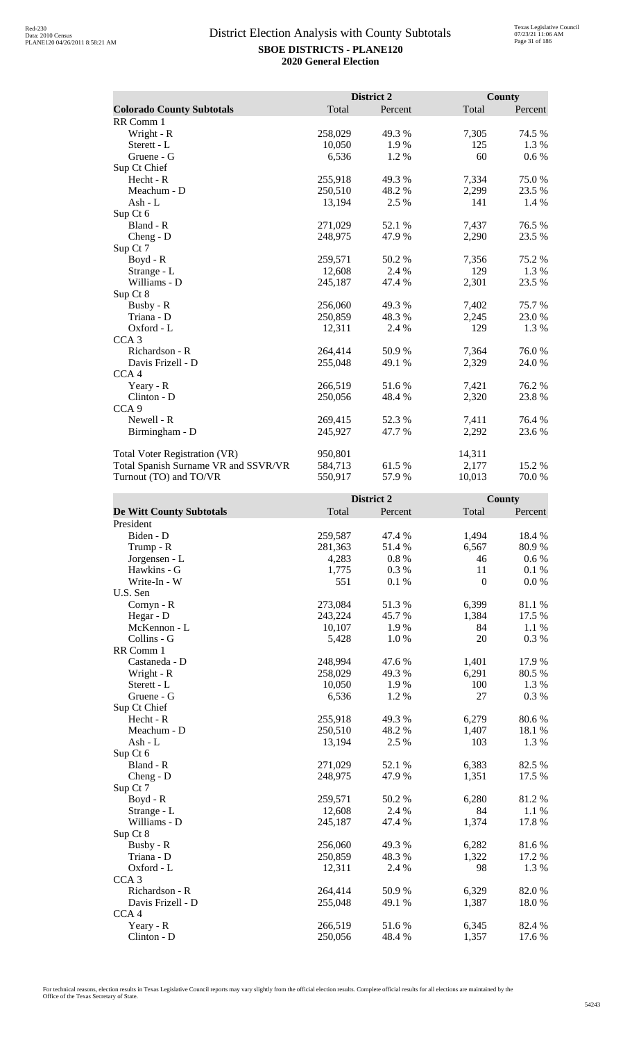# District Election Analysis with County Subtotals

**SBOE DISTRICTS - PLANE120**
**2020 General Election**

| Colorado County Subtotals | District 2 Total | District 2 Percent | County Total | County Percent |
|---|---|---|---|---|
| RR Comm 1 | | | | |
| Wright - R | 258,029 | 49.3 % | 7,305 | 74.5 % |
| Sterett - L | 10,050 | 1.9 % | 125 | 1.3 % |
| Gruene - G | 6,536 | 1.2 % | 60 | 0.6 % |
| Sup Ct Chief | | | | |
| Hecht - R | 255,918 | 49.3 % | 7,334 | 75.0 % |
| Meachum - D | 250,510 | 48.2 % | 2,299 | 23.5 % |
| Ash - L | 13,194 | 2.5 % | 141 | 1.4 % |
| Sup Ct 6 | | | | |
| Bland - R | 271,029 | 52.1 % | 7,437 | 76.5 % |
| Cheng - D | 248,975 | 47.9 % | 2,290 | 23.5 % |
| Sup Ct 7 | | | | |
| Boyd - R | 259,571 | 50.2 % | 7,356 | 75.2 % |
| Strange - L | 12,608 | 2.4 % | 129 | 1.3 % |
| Williams - D | 245,187 | 47.4 % | 2,301 | 23.5 % |
| Sup Ct 8 | | | | |
| Busby - R | 256,060 | 49.3 % | 7,402 | 75.7 % |
| Triana - D | 250,859 | 48.3 % | 2,245 | 23.0 % |
| Oxford - L | 12,311 | 2.4 % | 129 | 1.3 % |
| CCA 3 | | | | |
| Richardson - R | 264,414 | 50.9 % | 7,364 | 76.0 % |
| Davis Frizell - D | 255,048 | 49.1 % | 2,329 | 24.0 % |
| CCA 4 | | | | |
| Yeary - R | 266,519 | 51.6 % | 7,421 | 76.2 % |
| Clinton - D | 250,056 | 48.4 % | 2,320 | 23.8 % |
| CCA 9 | | | | |
| Newell - R | 269,415 | 52.3 % | 7,411 | 76.4 % |
| Birmingham - D | 245,927 | 47.7 % | 2,292 | 23.6 % |
| | | | | |
| Total Voter Registration (VR) | 950,801 | | 14,311 | |
| Total Spanish Surname VR and SSVR/VR | 584,713 | 61.5 % | 2,177 | 15.2 % |
| Turnout (TO) and TO/VR | 550,917 | 57.9 % | 10,013 | 70.0 % |

| De Witt County Subtotals | District 2 Total | District 2 Percent | County Total | County Percent |
|---|---|---|---|---|
| President | | | | |
| Biden - D | 259,587 | 47.4 % | 1,494 | 18.4 % |
| Trump - R | 281,363 | 51.4 % | 6,567 | 80.9 % |
| Jorgensen - L | 4,283 | 0.8 % | 46 | 0.6 % |
| Hawkins - G | 1,775 | 0.3 % | 11 | 0.1 % |
| Write-In - W | 551 | 0.1 % | 0 | 0.0 % |
| U.S. Sen | | | | |
| Cornyn - R | 273,084 | 51.3 % | 6,399 | 81.1 % |
| Hegar - D | 243,224 | 45.7 % | 1,384 | 17.5 % |
| McKennon - L | 10,107 | 1.9 % | 84 | 1.1 % |
| Collins - G | 5,428 | 1.0 % | 20 | 0.3 % |
| RR Comm 1 | | | | |
| Castaneda - D | 248,994 | 47.6 % | 1,401 | 17.9 % |
| Wright - R | 258,029 | 49.3 % | 6,291 | 80.5 % |
| Sterett - L | 10,050 | 1.9 % | 100 | 1.3 % |
| Gruene - G | 6,536 | 1.2 % | 27 | 0.3 % |
| Sup Ct Chief | | | | |
| Hecht - R | 255,918 | 49.3 % | 6,279 | 80.6 % |
| Meachum - D | 250,510 | 48.2 % | 1,407 | 18.1 % |
| Ash - L | 13,194 | 2.5 % | 103 | 1.3 % |
| Sup Ct 6 | | | | |
| Bland - R | 271,029 | 52.1 % | 6,383 | 82.5 % |
| Cheng - D | 248,975 | 47.9 % | 1,351 | 17.5 % |
| Sup Ct 7 | | | | |
| Boyd - R | 259,571 | 50.2 % | 6,280 | 81.2 % |
| Strange - L | 12,608 | 2.4 % | 84 | 1.1 % |
| Williams - D | 245,187 | 47.4 % | 1,374 | 17.8 % |
| Sup Ct 8 | | | | |
| Busby - R | 256,060 | 49.3 % | 6,282 | 81.6 % |
| Triana - D | 250,859 | 48.3 % | 1,322 | 17.2 % |
| Oxford - L | 12,311 | 2.4 % | 98 | 1.3 % |
| CCA 3 | | | | |
| Richardson - R | 264,414 | 50.9 % | 6,329 | 82.0 % |
| Davis Frizell - D | 255,048 | 49.1 % | 1,387 | 18.0 % |
| CCA 4 | | | | |
| Yeary - R | 266,519 | 51.6 % | 6,345 | 82.4 % |
| Clinton - D | 250,056 | 48.4 % | 1,357 | 17.6 % |

For technical reasons, election results in Texas Legislative Council reports may vary slightly from the official election results. Complete official results for all elections are maintained by the Office of the Texas Secretary of State.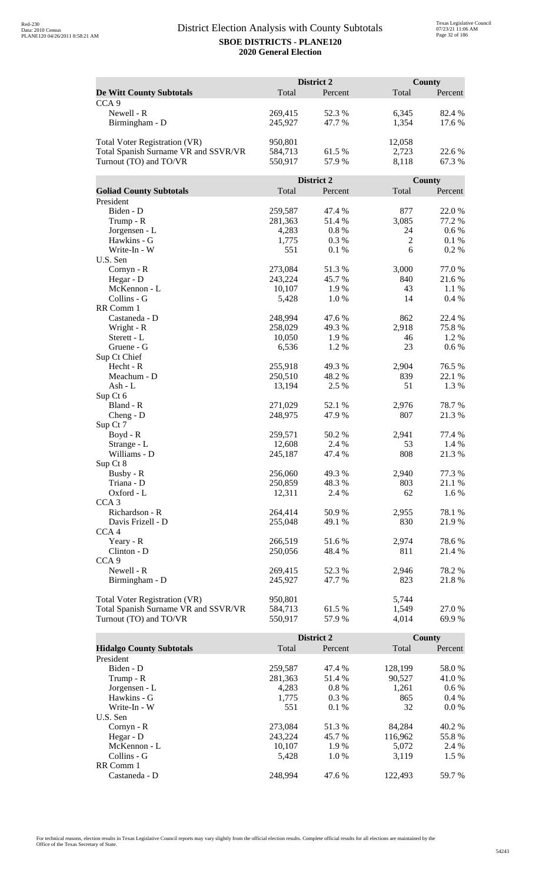# District Election Analysis with County Subtotals

**SBOE DISTRICTS - PLANE120**

**2020 General Election**

| De Witt County Subtotals | District 2 Total | District 2 Percent | County Total | County Percent |
|---|---|---|---|---|
| CCA 9 | | | | |
| Newell - R | 269,415 | 52.3 % | 6,345 | 82.4 % |
| Birmingham - D | 245,927 | 47.7 % | 1,354 | 17.6 % |
| | | | | |
| Total Voter Registration (VR) | 950,801 | | 12,058 | |
| Total Spanish Surname VR and SSVR/VR | 584,713 | 61.5 % | 2,723 | 22.6 % |
| Turnout (TO) and TO/VR | 550,917 | 57.9 % | 8,118 | 67.3 % |

| Goliad County Subtotals | District 2 Total | District 2 Percent | County Total | County Percent |
|---|---|---|---|---|
| President | | | | |
| Biden - D | 259,587 | 47.4 % | 877 | 22.0 % |
| Trump - R | 281,363 | 51.4 % | 3,085 | 77.2 % |
| Jorgensen - L | 4,283 | 0.8 % | 24 | 0.6 % |
| Hawkins - G | 1,775 | 0.3 % | 2 | 0.1 % |
| Write-In - W | 551 | 0.1 % | 6 | 0.2 % |
| U.S. Sen | | | | |
| Cornyn - R | 273,084 | 51.3 % | 3,000 | 77.0 % |
| Hegar - D | 243,224 | 45.7 % | 840 | 21.6 % |
| McKennon - L | 10,107 | 1.9 % | 43 | 1.1 % |
| Collins - G | 5,428 | 1.0 % | 14 | 0.4 % |
| RR Comm 1 | | | | |
| Castaneda - D | 248,994 | 47.6 % | 862 | 22.4 % |
| Wright - R | 258,029 | 49.3 % | 2,918 | 75.8 % |
| Sterett - L | 10,050 | 1.9 % | 46 | 1.2 % |
| Gruene - G | 6,536 | 1.2 % | 23 | 0.6 % |
| Sup Ct Chief | | | | |
| Hecht - R | 255,918 | 49.3 % | 2,904 | 76.5 % |
| Meachum - D | 250,510 | 48.2 % | 839 | 22.1 % |
| Ash - L | 13,194 | 2.5 % | 51 | 1.3 % |
| Sup Ct 6 | | | | |
| Bland - R | 271,029 | 52.1 % | 2,976 | 78.7 % |
| Cheng - D | 248,975 | 47.9 % | 807 | 21.3 % |
| Sup Ct 7 | | | | |
| Boyd - R | 259,571 | 50.2 % | 2,941 | 77.4 % |
| Strange - L | 12,608 | 2.4 % | 53 | 1.4 % |
| Williams - D | 245,187 | 47.4 % | 808 | 21.3 % |
| Sup Ct 8 | | | | |
| Busby - R | 256,060 | 49.3 % | 2,940 | 77.3 % |
| Triana - D | 250,859 | 48.3 % | 803 | 21.1 % |
| Oxford - L | 12,311 | 2.4 % | 62 | 1.6 % |
| CCA 3 | | | | |
| Richardson - R | 264,414 | 50.9 % | 2,955 | 78.1 % |
| Davis Frizell - D | 255,048 | 49.1 % | 830 | 21.9 % |
| CCA 4 | | | | |
| Yeary - R | 266,519 | 51.6 % | 2,974 | 78.6 % |
| Clinton - D | 250,056 | 48.4 % | 811 | 21.4 % |
| CCA 9 | | | | |
| Newell - R | 269,415 | 52.3 % | 2,946 | 78.2 % |
| Birmingham - D | 245,927 | 47.7 % | 823 | 21.8 % |
| | | | | |
| Total Voter Registration (VR) | 950,801 | | 5,744 | |
| Total Spanish Surname VR and SSVR/VR | 584,713 | 61.5 % | 1,549 | 27.0 % |
| Turnout (TO) and TO/VR | 550,917 | 57.9 % | 4,014 | 69.9 % |

| Hidalgo County Subtotals | District 2 Total | District 2 Percent | County Total | County Percent |
|---|---|---|---|---|
| President | | | | |
| Biden - D | 259,587 | 47.4 % | 128,199 | 58.0 % |
| Trump - R | 281,363 | 51.4 % | 90,527 | 41.0 % |
| Jorgensen - L | 4,283 | 0.8 % | 1,261 | 0.6 % |
| Hawkins - G | 1,775 | 0.3 % | 865 | 0.4 % |
| Write-In - W | 551 | 0.1 % | 32 | 0.0 % |
| U.S. Sen | | | | |
| Cornyn - R | 273,084 | 51.3 % | 84,284 | 40.2 % |
| Hegar - D | 243,224 | 45.7 % | 116,962 | 55.8 % |
| McKennon - L | 10,107 | 1.9 % | 5,072 | 2.4 % |
| Collins - G | 5,428 | 1.0 % | 3,119 | 1.5 % |
| RR Comm 1 | | | | |
| Castaneda - D | 248,994 | 47.6 % | 122,493 | 59.7 % |

For technical reasons, election results in Texas Legislative Council reports may vary slightly from the official election results. Complete official results for all elections are maintained by the Office of the Texas Secretary of State.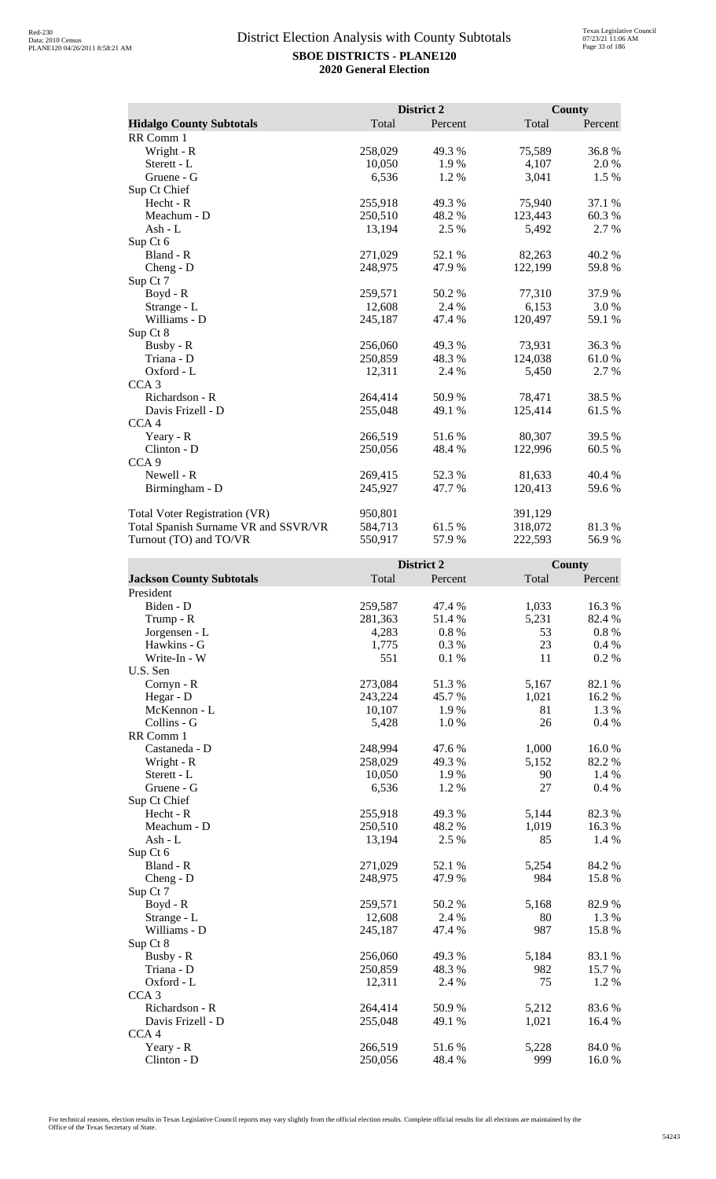# District Election Analysis with County Subtotals

**SBOE DISTRICTS - PLANE120**
**2020 General Election**

| Hidalgo County Subtotals | District 2 Total | District 2 Percent | County Total | County Percent |
|---|---|---|---|---|
| RR Comm 1 | | | | |
| Wright - R | 258,029 | 49.3 % | 75,589 | 36.8 % |
| Sterett - L | 10,050 | 1.9 % | 4,107 | 2.0 % |
| Gruene - G | 6,536 | 1.2 % | 3,041 | 1.5 % |
| Sup Ct Chief | | | | |
| Hecht - R | 255,918 | 49.3 % | 75,940 | 37.1 % |
| Meachum - D | 250,510 | 48.2 % | 123,443 | 60.3 % |
| Ash - L | 13,194 | 2.5 % | 5,492 | 2.7 % |
| Sup Ct 6 | | | | |
| Bland - R | 271,029 | 52.1 % | 82,263 | 40.2 % |
| Cheng - D | 248,975 | 47.9 % | 122,199 | 59.8 % |
| Sup Ct 7 | | | | |
| Boyd - R | 259,571 | 50.2 % | 77,310 | 37.9 % |
| Strange - L | 12,608 | 2.4 % | 6,153 | 3.0 % |
| Williams - D | 245,187 | 47.4 % | 120,497 | 59.1 % |
| Sup Ct 8 | | | | |
| Busby - R | 256,060 | 49.3 % | 73,931 | 36.3 % |
| Triana - D | 250,859 | 48.3 % | 124,038 | 61.0 % |
| Oxford - L | 12,311 | 2.4 % | 5,450 | 2.7 % |
| CCA 3 | | | | |
| Richardson - R | 264,414 | 50.9 % | 78,471 | 38.5 % |
| Davis Frizell - D | 255,048 | 49.1 % | 125,414 | 61.5 % |
| CCA 4 | | | | |
| Yeary - R | 266,519 | 51.6 % | 80,307 | 39.5 % |
| Clinton - D | 250,056 | 48.4 % | 122,996 | 60.5 % |
| CCA 9 | | | | |
| Newell - R | 269,415 | 52.3 % | 81,633 | 40.4 % |
| Birmingham - D | 245,927 | 47.7 % | 120,413 | 59.6 % |
| | | | | |
| Total Voter Registration (VR) | 950,801 | | 391,129 | |
| Total Spanish Surname VR and SSVR/VR | 584,713 | 61.5 % | 318,072 | 81.3 % |
| Turnout (TO) and TO/VR | 550,917 | 57.9 % | 222,593 | 56.9 % |

| Jackson County Subtotals | District 2 Total | District 2 Percent | County Total | County Percent |
|---|---|---|---|---|
| President | | | | |
| Biden - D | 259,587 | 47.4 % | 1,033 | 16.3 % |
| Trump - R | 281,363 | 51.4 % | 5,231 | 82.4 % |
| Jorgensen - L | 4,283 | 0.8 % | 53 | 0.8 % |
| Hawkins - G | 1,775 | 0.3 % | 23 | 0.4 % |
| Write-In - W | 551 | 0.1 % | 11 | 0.2 % |
| U.S. Sen | | | | |
| Cornyn - R | 273,084 | 51.3 % | 5,167 | 82.1 % |
| Hegar - D | 243,224 | 45.7 % | 1,021 | 16.2 % |
| McKennon - L | 10,107 | 1.9 % | 81 | 1.3 % |
| Collins - G | 5,428 | 1.0 % | 26 | 0.4 % |
| RR Comm 1 | | | | |
| Castaneda - D | 248,994 | 47.6 % | 1,000 | 16.0 % |
| Wright - R | 258,029 | 49.3 % | 5,152 | 82.2 % |
| Sterett - L | 10,050 | 1.9 % | 90 | 1.4 % |
| Gruene - G | 6,536 | 1.2 % | 27 | 0.4 % |
| Sup Ct Chief | | | | |
| Hecht - R | 255,918 | 49.3 % | 5,144 | 82.3 % |
| Meachum - D | 250,510 | 48.2 % | 1,019 | 16.3 % |
| Ash - L | 13,194 | 2.5 % | 85 | 1.4 % |
| Sup Ct 6 | | | | |
| Bland - R | 271,029 | 52.1 % | 5,254 | 84.2 % |
| Cheng - D | 248,975 | 47.9 % | 984 | 15.8 % |
| Sup Ct 7 | | | | |
| Boyd - R | 259,571 | 50.2 % | 5,168 | 82.9 % |
| Strange - L | 12,608 | 2.4 % | 80 | 1.3 % |
| Williams - D | 245,187 | 47.4 % | 987 | 15.8 % |
| Sup Ct 8 | | | | |
| Busby - R | 256,060 | 49.3 % | 5,184 | 83.1 % |
| Triana - D | 250,859 | 48.3 % | 982 | 15.7 % |
| Oxford - L | 12,311 | 2.4 % | 75 | 1.2 % |
| CCA 3 | | | | |
| Richardson - R | 264,414 | 50.9 % | 5,212 | 83.6 % |
| Davis Frizell - D | 255,048 | 49.1 % | 1,021 | 16.4 % |
| CCA 4 | | | | |
| Yeary - R | 266,519 | 51.6 % | 5,228 | 84.0 % |
| Clinton - D | 250,056 | 48.4 % | 999 | 16.0 % |

For technical reasons, election results in Texas Legislative Council reports may vary slightly from the official election results. Complete official results for all elections are maintained by the Office of the Texas Secretary of State.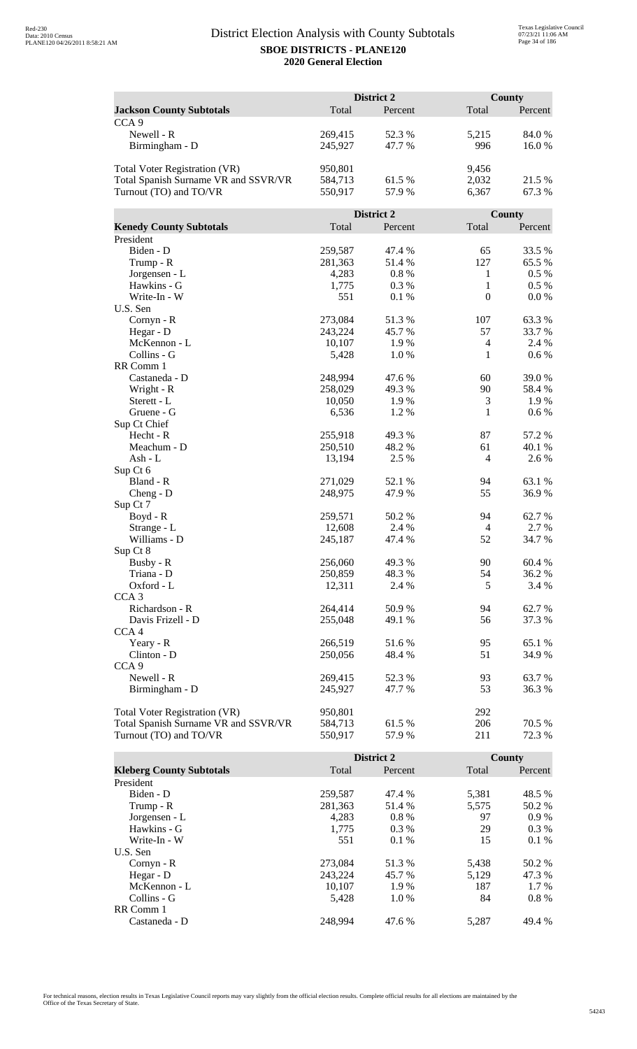# District Election Analysis with County Subtotals

**SBOE DISTRICTS - PLANE120**

**2020 General Election**

| | District 2 | | County | |
|---|---|---|---|---|
| **Jackson County Subtotals** | Total | Percent | Total | Percent |
| CCA 9 | | | | |
| Newell - R | 269,415 | 52.3 % | 5,215 | 84.0 % |
| Birmingham - D | 245,927 | 47.7 % | 996 | 16.0 % |
| | | | | |
| Total Voter Registration (VR) | 950,801 | | 9,456 | |
| Total Spanish Surname VR and SSVR/VR | 584,713 | 61.5 % | 2,032 | 21.5 % |
| Turnout (TO) and TO/VR | 550,917 | 57.9 % | 6,367 | 67.3 % |

| | District 2 | | County | |
|---|---|---|---|---|
| **Kenedy County Subtotals** | Total | Percent | Total | Percent |
| President | | | | |
| Biden - D | 259,587 | 47.4 % | 65 | 33.5 % |
| Trump - R | 281,363 | 51.4 % | 127 | 65.5 % |
| Jorgensen - L | 4,283 | 0.8 % | 1 | 0.5 % |
| Hawkins - G | 1,775 | 0.3 % | 1 | 0.5 % |
| Write-In - W | 551 | 0.1 % | 0 | 0.0 % |
| U.S. Sen | | | | |
| Cornyn - R | 273,084 | 51.3 % | 107 | 63.3 % |
| Hegar - D | 243,224 | 45.7 % | 57 | 33.7 % |
| McKennon - L | 10,107 | 1.9 % | 4 | 2.4 % |
| Collins - G | 5,428 | 1.0 % | 1 | 0.6 % |
| RR Comm 1 | | | | |
| Castaneda - D | 248,994 | 47.6 % | 60 | 39.0 % |
| Wright - R | 258,029 | 49.3 % | 90 | 58.4 % |
| Sterett - L | 10,050 | 1.9 % | 3 | 1.9 % |
| Gruene - G | 6,536 | 1.2 % | 1 | 0.6 % |
| Sup Ct Chief | | | | |
| Hecht - R | 255,918 | 49.3 % | 87 | 57.2 % |
| Meachum - D | 250,510 | 48.2 % | 61 | 40.1 % |
| Ash - L | 13,194 | 2.5 % | 4 | 2.6 % |
| Sup Ct 6 | | | | |
| Bland - R | 271,029 | 52.1 % | 94 | 63.1 % |
| Cheng - D | 248,975 | 47.9 % | 55 | 36.9 % |
| Sup Ct 7 | | | | |
| Boyd - R | 259,571 | 50.2 % | 94 | 62.7 % |
| Strange - L | 12,608 | 2.4 % | 4 | 2.7 % |
| Williams - D | 245,187 | 47.4 % | 52 | 34.7 % |
| Sup Ct 8 | | | | |
| Busby - R | 256,060 | 49.3 % | 90 | 60.4 % |
| Triana - D | 250,859 | 48.3 % | 54 | 36.2 % |
| Oxford - L | 12,311 | 2.4 % | 5 | 3.4 % |
| CCA 3 | | | | |
| Richardson - R | 264,414 | 50.9 % | 94 | 62.7 % |
| Davis Frizell - D | 255,048 | 49.1 % | 56 | 37.3 % |
| CCA 4 | | | | |
| Yeary - R | 266,519 | 51.6 % | 95 | 65.1 % |
| Clinton - D | 250,056 | 48.4 % | 51 | 34.9 % |
| CCA 9 | | | | |
| Newell - R | 269,415 | 52.3 % | 93 | 63.7 % |
| Birmingham - D | 245,927 | 47.7 % | 53 | 36.3 % |
| | | | | |
| Total Voter Registration (VR) | 950,801 | | 292 | |
| Total Spanish Surname VR and SSVR/VR | 584,713 | 61.5 % | 206 | 70.5 % |
| Turnout (TO) and TO/VR | 550,917 | 57.9 % | 211 | 72.3 % |

| | District 2 | | County | |
|---|---|---|---|---|
| **Kleberg County Subtotals** | Total | Percent | Total | Percent |
| President | | | | |
| Biden - D | 259,587 | 47.4 % | 5,381 | 48.5 % |
| Trump - R | 281,363 | 51.4 % | 5,575 | 50.2 % |
| Jorgensen - L | 4,283 | 0.8 % | 97 | 0.9 % |
| Hawkins - G | 1,775 | 0.3 % | 29 | 0.3 % |
| Write-In - W | 551 | 0.1 % | 15 | 0.1 % |
| U.S. Sen | | | | |
| Cornyn - R | 273,084 | 51.3 % | 5,438 | 50.2 % |
| Hegar - D | 243,224 | 45.7 % | 5,129 | 47.3 % |
| McKennon - L | 10,107 | 1.9 % | 187 | 1.7 % |
| Collins - G | 5,428 | 1.0 % | 84 | 0.8 % |
| RR Comm 1 | | | | |
| Castaneda - D | 248,994 | 47.6 % | 5,287 | 49.4 % |

For technical reasons, election results in Texas Legislative Council reports may vary slightly from the official election results. Complete official results for all elections are maintained by the Office of the Texas Secretary of State.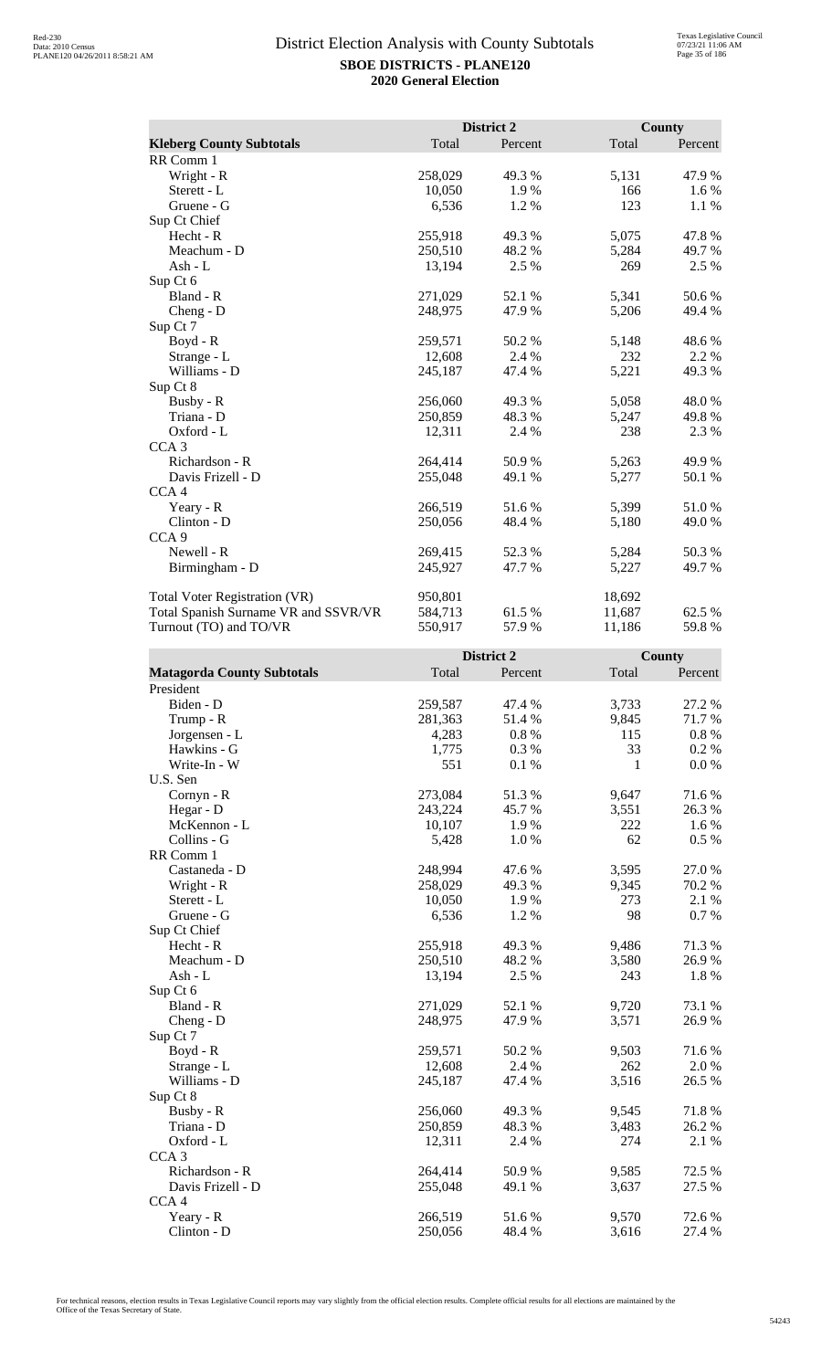# District Election Analysis with County Subtotals

**SBOE DISTRICTS - PLANE120**
**2020 General Election**

| Kleberg County Subtotals | District 2 Total | District 2 Percent | County Total | County Percent |
|---|---|---|---|---|
| RR Comm 1 | | | | |
| Wright - R | 258,029 | 49.3 % | 5,131 | 47.9 % |
| Sterett - L | 10,050 | 1.9 % | 166 | 1.6 % |
| Gruene - G | 6,536 | 1.2 % | 123 | 1.1 % |
| Sup Ct Chief | | | | |
| Hecht - R | 255,918 | 49.3 % | 5,075 | 47.8 % |
| Meachum - D | 250,510 | 48.2 % | 5,284 | 49.7 % |
| Ash - L | 13,194 | 2.5 % | 269 | 2.5 % |
| Sup Ct 6 | | | | |
| Bland - R | 271,029 | 52.1 % | 5,341 | 50.6 % |
| Cheng - D | 248,975 | 47.9 % | 5,206 | 49.4 % |
| Sup Ct 7 | | | | |
| Boyd - R | 259,571 | 50.2 % | 5,148 | 48.6 % |
| Strange - L | 12,608 | 2.4 % | 232 | 2.2 % |
| Williams - D | 245,187 | 47.4 % | 5,221 | 49.3 % |
| Sup Ct 8 | | | | |
| Busby - R | 256,060 | 49.3 % | 5,058 | 48.0 % |
| Triana - D | 250,859 | 48.3 % | 5,247 | 49.8 % |
| Oxford - L | 12,311 | 2.4 % | 238 | 2.3 % |
| CCA 3 | | | | |
| Richardson - R | 264,414 | 50.9 % | 5,263 | 49.9 % |
| Davis Frizell - D | 255,048 | 49.1 % | 5,277 | 50.1 % |
| CCA 4 | | | | |
| Yeary - R | 266,519 | 51.6 % | 5,399 | 51.0 % |
| Clinton - D | 250,056 | 48.4 % | 5,180 | 49.0 % |
| CCA 9 | | | | |
| Newell - R | 269,415 | 52.3 % | 5,284 | 50.3 % |
| Birmingham - D | 245,927 | 47.7 % | 5,227 | 49.7 % |
| | | | | |
| Total Voter Registration (VR) | 950,801 | | 18,692 | |
| Total Spanish Surname VR and SSVR/VR | 584,713 | 61.5 % | 11,687 | 62.5 % |
| Turnout (TO) and TO/VR | 550,917 | 57.9 % | 11,186 | 59.8 % |

| Matagorda County Subtotals | District 2 Total | District 2 Percent | County Total | County Percent |
|---|---|---|---|---|
| President | | | | |
| Biden - D | 259,587 | 47.4 % | 3,733 | 27.2 % |
| Trump - R | 281,363 | 51.4 % | 9,845 | 71.7 % |
| Jorgensen - L | 4,283 | 0.8 % | 115 | 0.8 % |
| Hawkins - G | 1,775 | 0.3 % | 33 | 0.2 % |
| Write-In - W | 551 | 0.1 % | 1 | 0.0 % |
| U.S. Sen | | | | |
| Cornyn - R | 273,084 | 51.3 % | 9,647 | 71.6 % |
| Hegar - D | 243,224 | 45.7 % | 3,551 | 26.3 % |
| McKennon - L | 10,107 | 1.9 % | 222 | 1.6 % |
| Collins - G | 5,428 | 1.0 % | 62 | 0.5 % |
| RR Comm 1 | | | | |
| Castaneda - D | 248,994 | 47.6 % | 3,595 | 27.0 % |
| Wright - R | 258,029 | 49.3 % | 9,345 | 70.2 % |
| Sterett - L | 10,050 | 1.9 % | 273 | 2.1 % |
| Gruene - G | 6,536 | 1.2 % | 98 | 0.7 % |
| Sup Ct Chief | | | | |
| Hecht - R | 255,918 | 49.3 % | 9,486 | 71.3 % |
| Meachum - D | 250,510 | 48.2 % | 3,580 | 26.9 % |
| Ash - L | 13,194 | 2.5 % | 243 | 1.8 % |
| Sup Ct 6 | | | | |
| Bland - R | 271,029 | 52.1 % | 9,720 | 73.1 % |
| Cheng - D | 248,975 | 47.9 % | 3,571 | 26.9 % |
| Sup Ct 7 | | | | |
| Boyd - R | 259,571 | 50.2 % | 9,503 | 71.6 % |
| Strange - L | 12,608 | 2.4 % | 262 | 2.0 % |
| Williams - D | 245,187 | 47.4 % | 3,516 | 26.5 % |
| Sup Ct 8 | | | | |
| Busby - R | 256,060 | 49.3 % | 9,545 | 71.8 % |
| Triana - D | 250,859 | 48.3 % | 3,483 | 26.2 % |
| Oxford - L | 12,311 | 2.4 % | 274 | 2.1 % |
| CCA 3 | | | | |
| Richardson - R | 264,414 | 50.9 % | 9,585 | 72.5 % |
| Davis Frizell - D | 255,048 | 49.1 % | 3,637 | 27.5 % |
| CCA 4 | | | | |
| Yeary - R | 266,519 | 51.6 % | 9,570 | 72.6 % |
| Clinton - D | 250,056 | 48.4 % | 3,616 | 27.4 % |

For technical reasons, election results in Texas Legislative Council reports may vary slightly from the official election results. Complete official results for all elections are maintained by the Office of the Texas Secretary of State.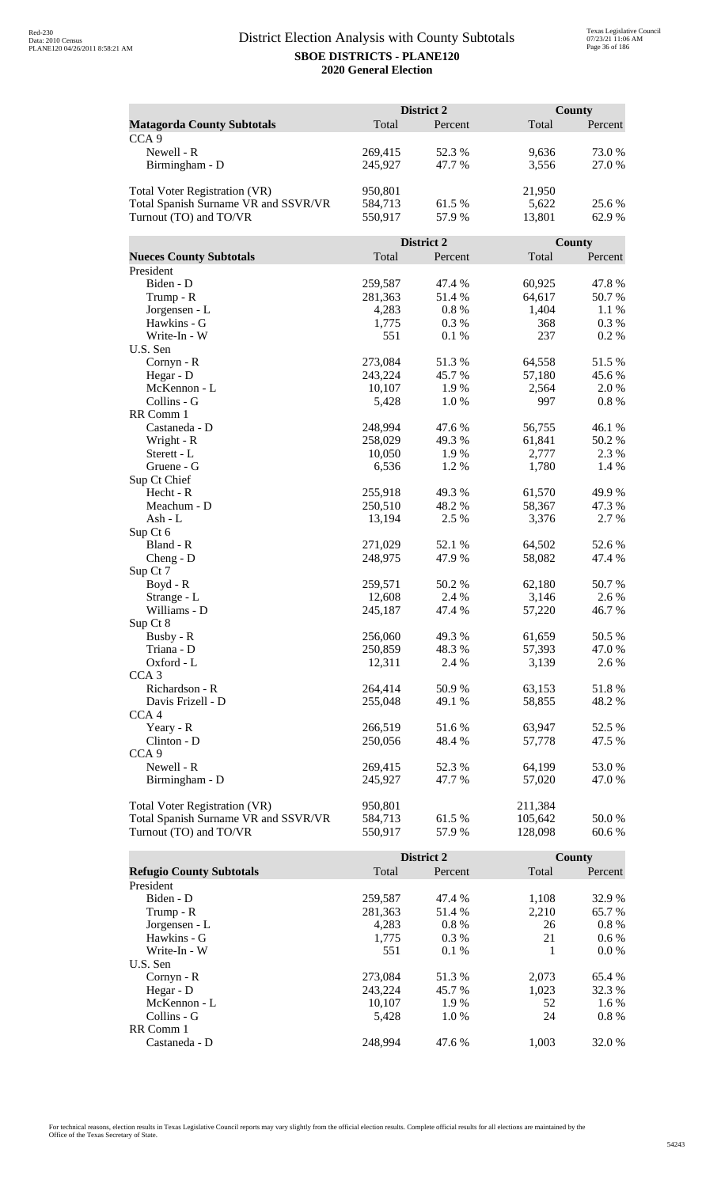# District Election Analysis with County Subtotals

**SBOE DISTRICTS - PLANE120**

**2020 General Election**

| Matagorda County Subtotals | District 2 Total | District 2 Percent | County Total | County Percent |
|---|---|---|---|---|
| CCA 9 | | | | |
| Newell - R | 269,415 | 52.3 % | 9,636 | 73.0 % |
| Birmingham - D | 245,927 | 47.7 % | 3,556 | 27.0 % |
| | | | | |
| Total Voter Registration (VR) | 950,801 | | 21,950 | |
| Total Spanish Surname VR and SSVR/VR | 584,713 | 61.5 % | 5,622 | 25.6 % |
| Turnout (TO) and TO/VR | 550,917 | 57.9 % | 13,801 | 62.9 % |

| Nueces County Subtotals | District 2 Total | District 2 Percent | County Total | County Percent |
|---|---|---|---|---|
| President | | | | |
| Biden - D | 259,587 | 47.4 % | 60,925 | 47.8 % |
| Trump - R | 281,363 | 51.4 % | 64,617 | 50.7 % |
| Jorgensen - L | 4,283 | 0.8 % | 1,404 | 1.1 % |
| Hawkins - G | 1,775 | 0.3 % | 368 | 0.3 % |
| Write-In - W | 551 | 0.1 % | 237 | 0.2 % |
| U.S. Sen | | | | |
| Cornyn - R | 273,084 | 51.3 % | 64,558 | 51.5 % |
| Hegar - D | 243,224 | 45.7 % | 57,180 | 45.6 % |
| McKennon - L | 10,107 | 1.9 % | 2,564 | 2.0 % |
| Collins - G | 5,428 | 1.0 % | 997 | 0.8 % |
| RR Comm 1 | | | | |
| Castaneda - D | 248,994 | 47.6 % | 56,755 | 46.1 % |
| Wright - R | 258,029 | 49.3 % | 61,841 | 50.2 % |
| Sterett - L | 10,050 | 1.9 % | 2,777 | 2.3 % |
| Gruene - G | 6,536 | 1.2 % | 1,780 | 1.4 % |
| Sup Ct Chief | | | | |
| Hecht - R | 255,918 | 49.3 % | 61,570 | 49.9 % |
| Meachum - D | 250,510 | 48.2 % | 58,367 | 47.3 % |
| Ash - L | 13,194 | 2.5 % | 3,376 | 2.7 % |
| Sup Ct 6 | | | | |
| Bland - R | 271,029 | 52.1 % | 64,502 | 52.6 % |
| Cheng - D | 248,975 | 47.9 % | 58,082 | 47.4 % |
| Sup Ct 7 | | | | |
| Boyd - R | 259,571 | 50.2 % | 62,180 | 50.7 % |
| Strange - L | 12,608 | 2.4 % | 3,146 | 2.6 % |
| Williams - D | 245,187 | 47.4 % | 57,220 | 46.7 % |
| Sup Ct 8 | | | | |
| Busby - R | 256,060 | 49.3 % | 61,659 | 50.5 % |
| Triana - D | 250,859 | 48.3 % | 57,393 | 47.0 % |
| Oxford - L | 12,311 | 2.4 % | 3,139 | 2.6 % |
| CCA 3 | | | | |
| Richardson - R | 264,414 | 50.9 % | 63,153 | 51.8 % |
| Davis Frizell - D | 255,048 | 49.1 % | 58,855 | 48.2 % |
| CCA 4 | | | | |
| Yeary - R | 266,519 | 51.6 % | 63,947 | 52.5 % |
| Clinton - D | 250,056 | 48.4 % | 57,778 | 47.5 % |
| CCA 9 | | | | |
| Newell - R | 269,415 | 52.3 % | 64,199 | 53.0 % |
| Birmingham - D | 245,927 | 47.7 % | 57,020 | 47.0 % |
| | | | | |
| Total Voter Registration (VR) | 950,801 | | 211,384 | |
| Total Spanish Surname VR and SSVR/VR | 584,713 | 61.5 % | 105,642 | 50.0 % |
| Turnout (TO) and TO/VR | 550,917 | 57.9 % | 128,098 | 60.6 % |

| Refugio County Subtotals | District 2 Total | District 2 Percent | County Total | County Percent |
|---|---|---|---|---|
| President | | | | |
| Biden - D | 259,587 | 47.4 % | 1,108 | 32.9 % |
| Trump - R | 281,363 | 51.4 % | 2,210 | 65.7 % |
| Jorgensen - L | 4,283 | 0.8 % | 26 | 0.8 % |
| Hawkins - G | 1,775 | 0.3 % | 21 | 0.6 % |
| Write-In - W | 551 | 0.1 % | 1 | 0.0 % |
| U.S. Sen | | | | |
| Cornyn - R | 273,084 | 51.3 % | 2,073 | 65.4 % |
| Hegar - D | 243,224 | 45.7 % | 1,023 | 32.3 % |
| McKennon - L | 10,107 | 1.9 % | 52 | 1.6 % |
| Collins - G | 5,428 | 1.0 % | 24 | 0.8 % |
| RR Comm 1 | | | | |
| Castaneda - D | 248,994 | 47.6 % | 1,003 | 32.0 % |

For technical reasons, election results in Texas Legislative Council reports may vary slightly from the official election results. Complete official results for all elections are maintained by the Office of the Texas Secretary of State.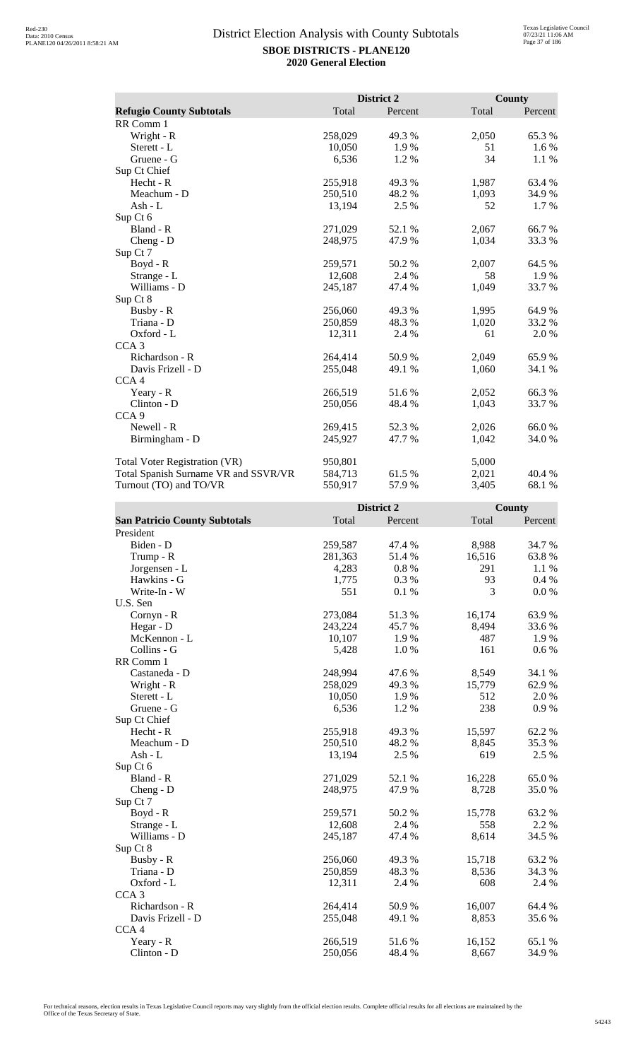# District Election Analysis with County Subtotals

**SBOE DISTRICTS - PLANE120**

**2020 General Election**

| Refugio County Subtotals | District 2 Total | District 2 Percent | County Total | County Percent |
|---|---|---|---|---|
| RR Comm 1 | | | | |
| Wright - R | 258,029 | 49.3 % | 2,050 | 65.3 % |
| Sterett - L | 10,050 | 1.9 % | 51 | 1.6 % |
| Gruene - G | 6,536 | 1.2 % | 34 | 1.1 % |
| Sup Ct Chief | | | | |
| Hecht - R | 255,918 | 49.3 % | 1,987 | 63.4 % |
| Meachum - D | 250,510 | 48.2 % | 1,093 | 34.9 % |
| Ash - L | 13,194 | 2.5 % | 52 | 1.7 % |
| Sup Ct 6 | | | | |
| Bland - R | 271,029 | 52.1 % | 2,067 | 66.7 % |
| Cheng - D | 248,975 | 47.9 % | 1,034 | 33.3 % |
| Sup Ct 7 | | | | |
| Boyd - R | 259,571 | 50.2 % | 2,007 | 64.5 % |
| Strange - L | 12,608 | 2.4 % | 58 | 1.9 % |
| Williams - D | 245,187 | 47.4 % | 1,049 | 33.7 % |
| Sup Ct 8 | | | | |
| Busby - R | 256,060 | 49.3 % | 1,995 | 64.9 % |
| Triana - D | 250,859 | 48.3 % | 1,020 | 33.2 % |
| Oxford - L | 12,311 | 2.4 % | 61 | 2.0 % |
| CCA 3 | | | | |
| Richardson - R | 264,414 | 50.9 % | 2,049 | 65.9 % |
| Davis Frizell - D | 255,048 | 49.1 % | 1,060 | 34.1 % |
| CCA 4 | | | | |
| Yeary - R | 266,519 | 51.6 % | 2,052 | 66.3 % |
| Clinton - D | 250,056 | 48.4 % | 1,043 | 33.7 % |
| CCA 9 | | | | |
| Newell - R | 269,415 | 52.3 % | 2,026 | 66.0 % |
| Birmingham - D | 245,927 | 47.7 % | 1,042 | 34.0 % |
| | | | | |
| Total Voter Registration (VR) | 950,801 | | 5,000 | |
| Total Spanish Surname VR and SSVR/VR | 584,713 | 61.5 % | 2,021 | 40.4 % |
| Turnout (TO) and TO/VR | 550,917 | 57.9 % | 3,405 | 68.1 % |

| San Patricio County Subtotals | District 2 Total | District 2 Percent | County Total | County Percent |
|---|---|---|---|---|
| President | | | | |
| Biden - D | 259,587 | 47.4 % | 8,988 | 34.7 % |
| Trump - R | 281,363 | 51.4 % | 16,516 | 63.8 % |
| Jorgensen - L | 4,283 | 0.8 % | 291 | 1.1 % |
| Hawkins - G | 1,775 | 0.3 % | 93 | 0.4 % |
| Write-In - W | 551 | 0.1 % | 3 | 0.0 % |
| U.S. Sen | | | | |
| Cornyn - R | 273,084 | 51.3 % | 16,174 | 63.9 % |
| Hegar - D | 243,224 | 45.7 % | 8,494 | 33.6 % |
| McKennon - L | 10,107 | 1.9 % | 487 | 1.9 % |
| Collins - G | 5,428 | 1.0 % | 161 | 0.6 % |
| RR Comm 1 | | | | |
| Castaneda - D | 248,994 | 47.6 % | 8,549 | 34.1 % |
| Wright - R | 258,029 | 49.3 % | 15,779 | 62.9 % |
| Sterett - L | 10,050 | 1.9 % | 512 | 2.0 % |
| Gruene - G | 6,536 | 1.2 % | 238 | 0.9 % |
| Sup Ct Chief | | | | |
| Hecht - R | 255,918 | 49.3 % | 15,597 | 62.2 % |
| Meachum - D | 250,510 | 48.2 % | 8,845 | 35.3 % |
| Ash - L | 13,194 | 2.5 % | 619 | 2.5 % |
| Sup Ct 6 | | | | |
| Bland - R | 271,029 | 52.1 % | 16,228 | 65.0 % |
| Cheng - D | 248,975 | 47.9 % | 8,728 | 35.0 % |
| Sup Ct 7 | | | | |
| Boyd - R | 259,571 | 50.2 % | 15,778 | 63.2 % |
| Strange - L | 12,608 | 2.4 % | 558 | 2.2 % |
| Williams - D | 245,187 | 47.4 % | 8,614 | 34.5 % |
| Sup Ct 8 | | | | |
| Busby - R | 256,060 | 49.3 % | 15,718 | 63.2 % |
| Triana - D | 250,859 | 48.3 % | 8,536 | 34.3 % |
| Oxford - L | 12,311 | 2.4 % | 608 | 2.4 % |
| CCA 3 | | | | |
| Richardson - R | 264,414 | 50.9 % | 16,007 | 64.4 % |
| Davis Frizell - D | 255,048 | 49.1 % | 8,853 | 35.6 % |
| CCA 4 | | | | |
| Yeary - R | 266,519 | 51.6 % | 16,152 | 65.1 % |
| Clinton - D | 250,056 | 48.4 % | 8,667 | 34.9 % |

For technical reasons, election results in Texas Legislative Council reports may vary slightly from the official election results. Complete official results for all elections are maintained by the Office of the Texas Secretary of State.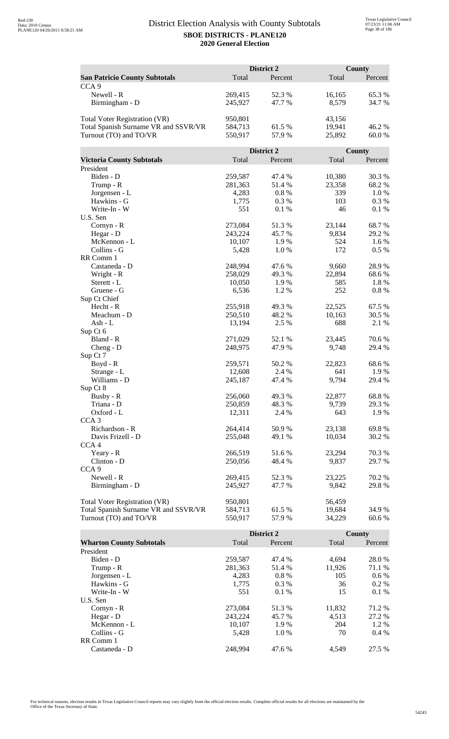# District Election Analysis with County Subtotals

**SBOE DISTRICTS - PLANE120**
**2020 General Election**

| San Patricio County Subtotals | District 2 Total | District 2 Percent | County Total | County Percent |
|---|---|---|---|---|
| CCA 9 | | | | |
| Newell - R | 269,415 | 52.3 % | 16,165 | 65.3 % |
| Birmingham - D | 245,927 | 47.7 % | 8,579 | 34.7 % |
| | | | | |
| Total Voter Registration (VR) | 950,801 | | 43,156 | |
| Total Spanish Surname VR and SSVR/VR | 584,713 | 61.5 % | 19,941 | 46.2 % |
| Turnout (TO) and TO/VR | 550,917 | 57.9 % | 25,892 | 60.0 % |

| Victoria County Subtotals | District 2 Total | District 2 Percent | County Total | County Percent |
|---|---|---|---|---|
| President | | | | |
| Biden - D | 259,587 | 47.4 % | 10,380 | 30.3 % |
| Trump - R | 281,363 | 51.4 % | 23,358 | 68.2 % |
| Jorgensen - L | 4,283 | 0.8 % | 339 | 1.0 % |
| Hawkins - G | 1,775 | 0.3 % | 103 | 0.3 % |
| Write-In - W | 551 | 0.1 % | 46 | 0.1 % |
| U.S. Sen | | | | |
| Cornyn - R | 273,084 | 51.3 % | 23,144 | 68.7 % |
| Hegar - D | 243,224 | 45.7 % | 9,834 | 29.2 % |
| McKennon - L | 10,107 | 1.9 % | 524 | 1.6 % |
| Collins - G | 5,428 | 1.0 % | 172 | 0.5 % |
| RR Comm 1 | | | | |
| Castaneda - D | 248,994 | 47.6 % | 9,660 | 28.9 % |
| Wright - R | 258,029 | 49.3 % | 22,894 | 68.6 % |
| Sterett - L | 10,050 | 1.9 % | 585 | 1.8 % |
| Gruene - G | 6,536 | 1.2 % | 252 | 0.8 % |
| Sup Ct Chief | | | | |
| Hecht - R | 255,918 | 49.3 % | 22,525 | 67.5 % |
| Meachum - D | 250,510 | 48.2 % | 10,163 | 30.5 % |
| Ash - L | 13,194 | 2.5 % | 688 | 2.1 % |
| Sup Ct 6 | | | | |
| Bland - R | 271,029 | 52.1 % | 23,445 | 70.6 % |
| Cheng - D | 248,975 | 47.9 % | 9,748 | 29.4 % |
| Sup Ct 7 | | | | |
| Boyd - R | 259,571 | 50.2 % | 22,823 | 68.6 % |
| Strange - L | 12,608 | 2.4 % | 641 | 1.9 % |
| Williams - D | 245,187 | 47.4 % | 9,794 | 29.4 % |
| Sup Ct 8 | | | | |
| Busby - R | 256,060 | 49.3 % | 22,877 | 68.8 % |
| Triana - D | 250,859 | 48.3 % | 9,739 | 29.3 % |
| Oxford - L | 12,311 | 2.4 % | 643 | 1.9 % |
| CCA 3 | | | | |
| Richardson - R | 264,414 | 50.9 % | 23,138 | 69.8 % |
| Davis Frizell - D | 255,048 | 49.1 % | 10,034 | 30.2 % |
| CCA 4 | | | | |
| Yeary - R | 266,519 | 51.6 % | 23,294 | 70.3 % |
| Clinton - D | 250,056 | 48.4 % | 9,837 | 29.7 % |
| CCA 9 | | | | |
| Newell - R | 269,415 | 52.3 % | 23,225 | 70.2 % |
| Birmingham - D | 245,927 | 47.7 % | 9,842 | 29.8 % |
| | | | | |
| Total Voter Registration (VR) | 950,801 | | 56,459 | |
| Total Spanish Surname VR and SSVR/VR | 584,713 | 61.5 % | 19,684 | 34.9 % |
| Turnout (TO) and TO/VR | 550,917 | 57.9 % | 34,229 | 60.6 % |

| Wharton County Subtotals | District 2 Total | District 2 Percent | County Total | County Percent |
|---|---|---|---|---|
| President | | | | |
| Biden - D | 259,587 | 47.4 % | 4,694 | 28.0 % |
| Trump - R | 281,363 | 51.4 % | 11,926 | 71.1 % |
| Jorgensen - L | 4,283 | 0.8 % | 105 | 0.6 % |
| Hawkins - G | 1,775 | 0.3 % | 36 | 0.2 % |
| Write-In - W | 551 | 0.1 % | 15 | 0.1 % |
| U.S. Sen | | | | |
| Cornyn - R | 273,084 | 51.3 % | 11,832 | 71.2 % |
| Hegar - D | 243,224 | 45.7 % | 4,513 | 27.2 % |
| McKennon - L | 10,107 | 1.9 % | 204 | 1.2 % |
| Collins - G | 5,428 | 1.0 % | 70 | 0.4 % |
| RR Comm 1 | | | | |
| Castaneda - D | 248,994 | 47.6 % | 4,549 | 27.5 % |

For technical reasons, election results in Texas Legislative Council reports may vary slightly from the official election results. Complete official results for all elections are maintained by the Office of the Texas Secretary of State.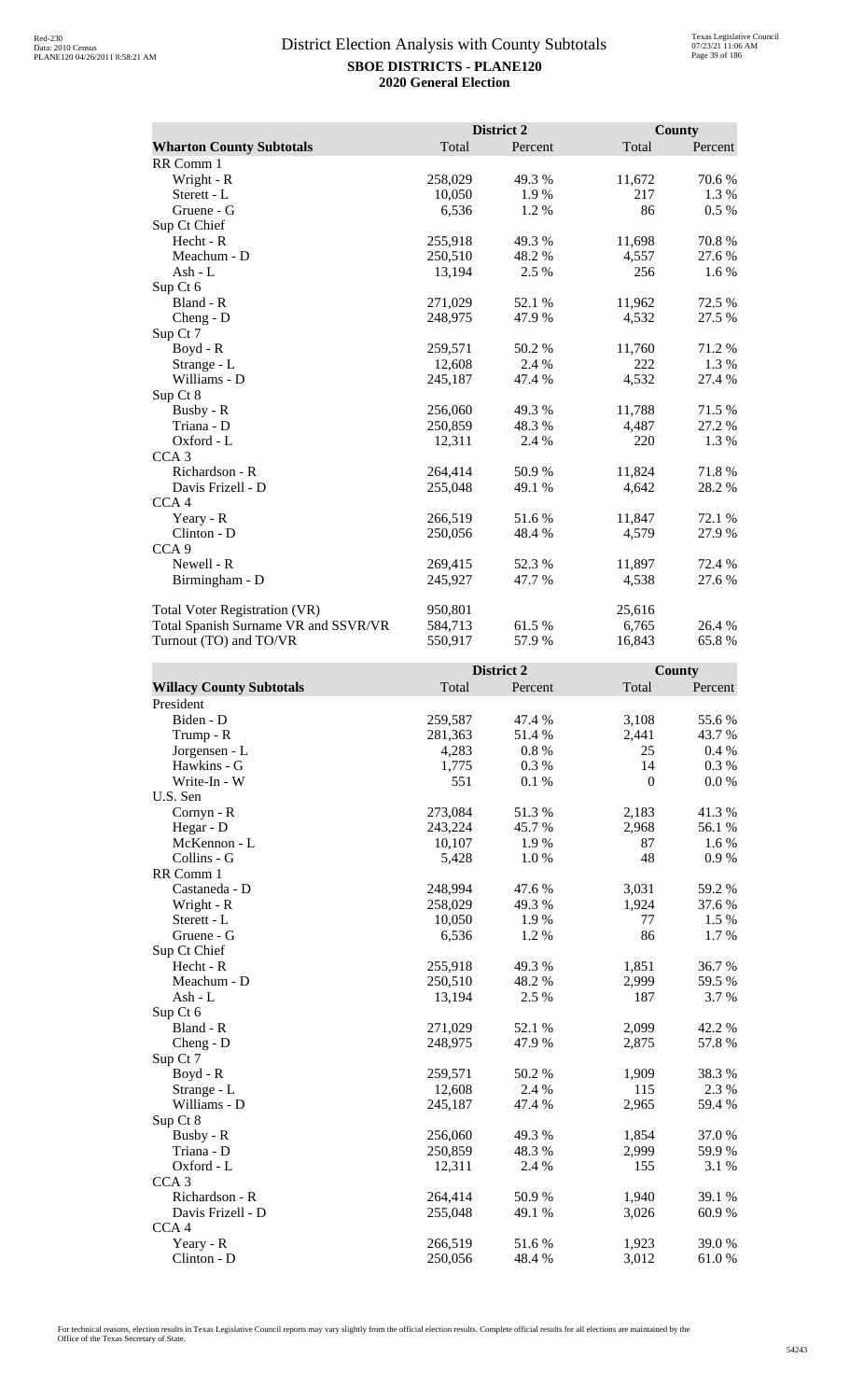# District Election Analysis with County Subtotals

**SBOE DISTRICTS - PLANE120**

**2020 General Election**

| Wharton County Subtotals | District 2 Total | District 2 Percent | County Total | County Percent |
|---|---|---|---|---|
| RR Comm 1 | | | | |
| Wright - R | 258,029 | 49.3 % | 11,672 | 70.6 % |
| Sterett - L | 10,050 | 1.9 % | 217 | 1.3 % |
| Gruene - G | 6,536 | 1.2 % | 86 | 0.5 % |
| Sup Ct Chief | | | | |
| Hecht - R | 255,918 | 49.3 % | 11,698 | 70.8 % |
| Meachum - D | 250,510 | 48.2 % | 4,557 | 27.6 % |
| Ash - L | 13,194 | 2.5 % | 256 | 1.6 % |
| Sup Ct 6 | | | | |
| Bland - R | 271,029 | 52.1 % | 11,962 | 72.5 % |
| Cheng - D | 248,975 | 47.9 % | 4,532 | 27.5 % |
| Sup Ct 7 | | | | |
| Boyd - R | 259,571 | 50.2 % | 11,760 | 71.2 % |
| Strange - L | 12,608 | 2.4 % | 222 | 1.3 % |
| Williams - D | 245,187 | 47.4 % | 4,532 | 27.4 % |
| Sup Ct 8 | | | | |
| Busby - R | 256,060 | 49.3 % | 11,788 | 71.5 % |
| Triana - D | 250,859 | 48.3 % | 4,487 | 27.2 % |
| Oxford - L | 12,311 | 2.4 % | 220 | 1.3 % |
| CCA 3 | | | | |
| Richardson - R | 264,414 | 50.9 % | 11,824 | 71.8 % |
| Davis Frizell - D | 255,048 | 49.1 % | 4,642 | 28.2 % |
| CCA 4 | | | | |
| Yeary - R | 266,519 | 51.6 % | 11,847 | 72.1 % |
| Clinton - D | 250,056 | 48.4 % | 4,579 | 27.9 % |
| CCA 9 | | | | |
| Newell - R | 269,415 | 52.3 % | 11,897 | 72.4 % |
| Birmingham - D | 245,927 | 47.7 % | 4,538 | 27.6 % |
| | | | | |
| Total Voter Registration (VR) | 950,801 | | 25,616 | |
| Total Spanish Surname VR and SSVR/VR | 584,713 | 61.5 % | 6,765 | 26.4 % |
| Turnout (TO) and TO/VR | 550,917 | 57.9 % | 16,843 | 65.8 % |

| Willacy County Subtotals | District 2 Total | District 2 Percent | County Total | County Percent |
|---|---|---|---|---|
| President | | | | |
| Biden - D | 259,587 | 47.4 % | 3,108 | 55.6 % |
| Trump - R | 281,363 | 51.4 % | 2,441 | 43.7 % |
| Jorgensen - L | 4,283 | 0.8 % | 25 | 0.4 % |
| Hawkins - G | 1,775 | 0.3 % | 14 | 0.3 % |
| Write-In - W | 551 | 0.1 % | 0 | 0.0 % |
| U.S. Sen | | | | |
| Cornyn - R | 273,084 | 51.3 % | 2,183 | 41.3 % |
| Hegar - D | 243,224 | 45.7 % | 2,968 | 56.1 % |
| McKennon - L | 10,107 | 1.9 % | 87 | 1.6 % |
| Collins - G | 5,428 | 1.0 % | 48 | 0.9 % |
| RR Comm 1 | | | | |
| Castaneda - D | 248,994 | 47.6 % | 3,031 | 59.2 % |
| Wright - R | 258,029 | 49.3 % | 1,924 | 37.6 % |
| Sterett - L | 10,050 | 1.9 % | 77 | 1.5 % |
| Gruene - G | 6,536 | 1.2 % | 86 | 1.7 % |
| Sup Ct Chief | | | | |
| Hecht - R | 255,918 | 49.3 % | 1,851 | 36.7 % |
| Meachum - D | 250,510 | 48.2 % | 2,999 | 59.5 % |
| Ash - L | 13,194 | 2.5 % | 187 | 3.7 % |
| Sup Ct 6 | | | | |
| Bland - R | 271,029 | 52.1 % | 2,099 | 42.2 % |
| Cheng - D | 248,975 | 47.9 % | 2,875 | 57.8 % |
| Sup Ct 7 | | | | |
| Boyd - R | 259,571 | 50.2 % | 1,909 | 38.3 % |
| Strange - L | 12,608 | 2.4 % | 115 | 2.3 % |
| Williams - D | 245,187 | 47.4 % | 2,965 | 59.4 % |
| Sup Ct 8 | | | | |
| Busby - R | 256,060 | 49.3 % | 1,854 | 37.0 % |
| Triana - D | 250,859 | 48.3 % | 2,999 | 59.9 % |
| Oxford - L | 12,311 | 2.4 % | 155 | 3.1 % |
| CCA 3 | | | | |
| Richardson - R | 264,414 | 50.9 % | 1,940 | 39.1 % |
| Davis Frizell - D | 255,048 | 49.1 % | 3,026 | 60.9 % |
| CCA 4 | | | | |
| Yeary - R | 266,519 | 51.6 % | 1,923 | 39.0 % |
| Clinton - D | 250,056 | 48.4 % | 3,012 | 61.0 % |

For technical reasons, election results in Texas Legislative Council reports may vary slightly from the official election results. Complete official results for all elections are maintained by the Office of the Texas Secretary of State.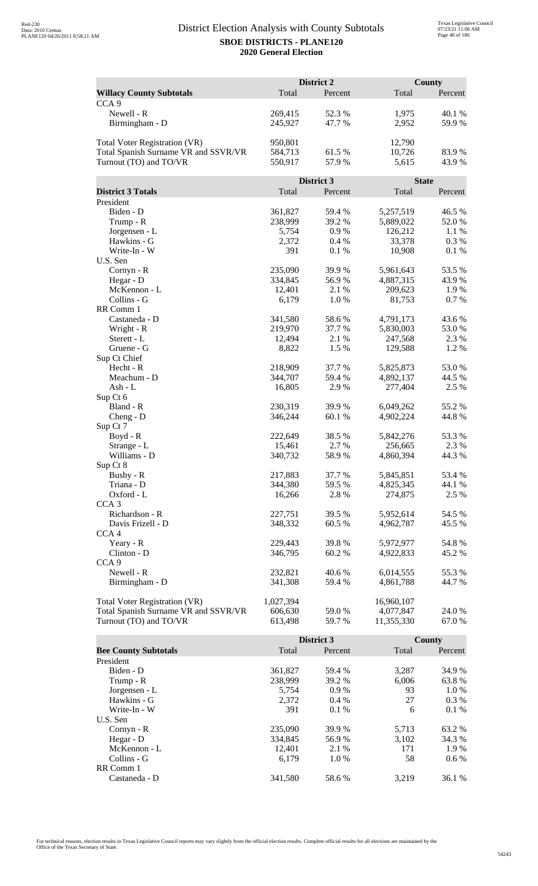# District Election Analysis with County Subtotals

**SBOE DISTRICTS - PLANE120**

**2020 General Election**

| Willacy County Subtotals | District 2 Total | District 2 Percent | County Total | County Percent |
|---|---|---|---|---|
| CCA 9 | | | | |
| Newell - R | 269,415 | 52.3 % | 1,975 | 40.1 % |
| Birmingham - D | 245,927 | 47.7 % | 2,952 | 59.9 % |
| | | | | |
| Total Voter Registration (VR) | 950,801 | | 12,790 | |
| Total Spanish Surname VR and SSVR/VR | 584,713 | 61.5 % | 10,726 | 83.9 % |
| Turnout (TO) and TO/VR | 550,917 | 57.9 % | 5,615 | 43.9 % |

| District 3 Totals | District 3 Total | District 3 Percent | State Total | State Percent |
|---|---|---|---|---|
| President | | | | |
| Biden - D | 361,827 | 59.4 % | 5,257,519 | 46.5 % |
| Trump - R | 238,999 | 39.2 % | 5,889,022 | 52.0 % |
| Jorgensen - L | 5,754 | 0.9 % | 126,212 | 1.1 % |
| Hawkins - G | 2,372 | 0.4 % | 33,378 | 0.3 % |
| Write-In - W | 391 | 0.1 % | 10,908 | 0.1 % |
| U.S. Sen | | | | |
| Cornyn - R | 235,090 | 39.9 % | 5,961,643 | 53.5 % |
| Hegar - D | 334,845 | 56.9 % | 4,887,315 | 43.9 % |
| McKennon - L | 12,401 | 2.1 % | 209,623 | 1.9 % |
| Collins - G | 6,179 | 1.0 % | 81,753 | 0.7 % |
| RR Comm 1 | | | | |
| Castaneda - D | 341,580 | 58.6 % | 4,791,173 | 43.6 % |
| Wright - R | 219,970 | 37.7 % | 5,830,003 | 53.0 % |
| Sterett - L | 12,494 | 2.1 % | 247,568 | 2.3 % |
| Gruene - G | 8,822 | 1.5 % | 129,588 | 1.2 % |
| Sup Ct Chief | | | | |
| Hecht - R | 218,909 | 37.7 % | 5,825,873 | 53.0 % |
| Meachum - D | 344,707 | 59.4 % | 4,892,137 | 44.5 % |
| Ash - L | 16,805 | 2.9 % | 277,404 | 2.5 % |
| Sup Ct 6 | | | | |
| Bland - R | 230,319 | 39.9 % | 6,049,262 | 55.2 % |
| Cheng - D | 346,244 | 60.1 % | 4,902,224 | 44.8 % |
| Sup Ct 7 | | | | |
| Boyd - R | 222,649 | 38.5 % | 5,842,276 | 53.3 % |
| Strange - L | 15,461 | 2.7 % | 256,665 | 2.3 % |
| Williams - D | 340,732 | 58.9 % | 4,860,394 | 44.3 % |
| Sup Ct 8 | | | | |
| Busby - R | 217,883 | 37.7 % | 5,845,851 | 53.4 % |
| Triana - D | 344,380 | 59.5 % | 4,825,345 | 44.1 % |
| Oxford - L | 16,266 | 2.8 % | 274,875 | 2.5 % |
| CCA 3 | | | | |
| Richardson - R | 227,751 | 39.5 % | 5,952,614 | 54.5 % |
| Davis Frizell - D | 348,332 | 60.5 % | 4,962,787 | 45.5 % |
| CCA 4 | | | | |
| Yeary - R | 229,443 | 39.8 % | 5,972,977 | 54.8 % |
| Clinton - D | 346,795 | 60.2 % | 4,922,833 | 45.2 % |
| CCA 9 | | | | |
| Newell - R | 232,821 | 40.6 % | 6,014,555 | 55.3 % |
| Birmingham - D | 341,308 | 59.4 % | 4,861,788 | 44.7 % |
| | | | | |
| Total Voter Registration (VR) | 1,027,394 | | 16,960,107 | |
| Total Spanish Surname VR and SSVR/VR | 606,630 | 59.0 % | 4,077,847 | 24.0 % |
| Turnout (TO) and TO/VR | 613,498 | 59.7 % | 11,355,330 | 67.0 % |

| Bee County Subtotals | District 3 Total | District 3 Percent | County Total | County Percent |
|---|---|---|---|---|
| President | | | | |
| Biden - D | 361,827 | 59.4 % | 3,287 | 34.9 % |
| Trump - R | 238,999 | 39.2 % | 6,006 | 63.8 % |
| Jorgensen - L | 5,754 | 0.9 % | 93 | 1.0 % |
| Hawkins - G | 2,372 | 0.4 % | 27 | 0.3 % |
| Write-In - W | 391 | 0.1 % | 6 | 0.1 % |
| U.S. Sen | | | | |
| Cornyn - R | 235,090 | 39.9 % | 5,713 | 63.2 % |
| Hegar - D | 334,845 | 56.9 % | 3,102 | 34.3 % |
| McKennon - L | 12,401 | 2.1 % | 171 | 1.9 % |
| Collins - G | 6,179 | 1.0 % | 58 | 0.6 % |
| RR Comm 1 | | | | |
| Castaneda - D | 341,580 | 58.6 % | 3,219 | 36.1 % |

For technical reasons, election results in Texas Legislative Council reports may vary slightly from the official election results. Complete official results for all elections are maintained by the Office of the Texas Secretary of State.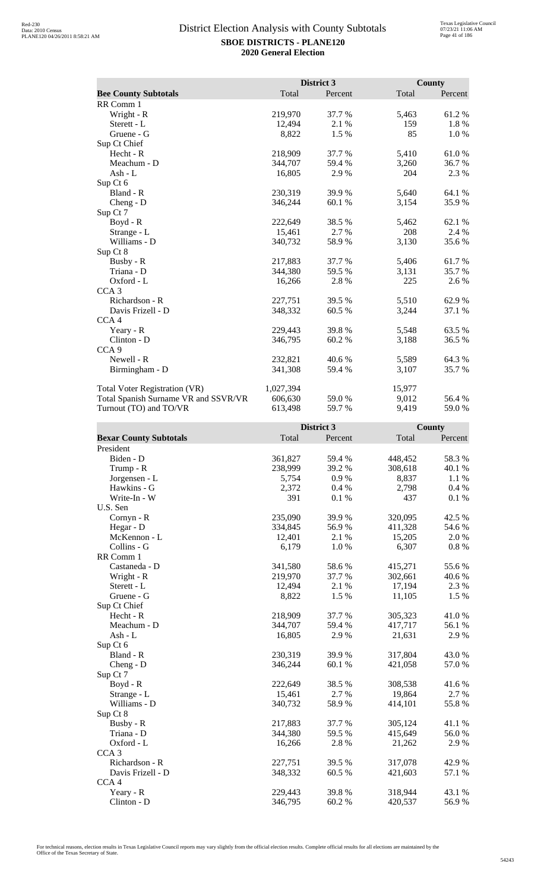# District Election Analysis with County Subtotals

**SBOE DISTRICTS - PLANE120**
**2020 General Election**

| | District 3 | | County | |
|---|---|---|---|---|
| **Bee County Subtotals** | Total | Percent | Total | Percent |
| RR Comm 1 | | | | |
| Wright - R | 219,970 | 37.7 % | 5,463 | 61.2 % |
| Sterett - L | 12,494 | 2.1 % | 159 | 1.8 % |
| Gruene - G | 8,822 | 1.5 % | 85 | 1.0 % |
| Sup Ct Chief | | | | |
| Hecht - R | 218,909 | 37.7 % | 5,410 | 61.0 % |
| Meachum - D | 344,707 | 59.4 % | 3,260 | 36.7 % |
| Ash - L | 16,805 | 2.9 % | 204 | 2.3 % |
| Sup Ct 6 | | | | |
| Bland - R | 230,319 | 39.9 % | 5,640 | 64.1 % |
| Cheng - D | 346,244 | 60.1 % | 3,154 | 35.9 % |
| Sup Ct 7 | | | | |
| Boyd - R | 222,649 | 38.5 % | 5,462 | 62.1 % |
| Strange - L | 15,461 | 2.7 % | 208 | 2.4 % |
| Williams - D | 340,732 | 58.9 % | 3,130 | 35.6 % |
| Sup Ct 8 | | | | |
| Busby - R | 217,883 | 37.7 % | 5,406 | 61.7 % |
| Triana - D | 344,380 | 59.5 % | 3,131 | 35.7 % |
| Oxford - L | 16,266 | 2.8 % | 225 | 2.6 % |
| CCA 3 | | | | |
| Richardson - R | 227,751 | 39.5 % | 5,510 | 62.9 % |
| Davis Frizell - D | 348,332 | 60.5 % | 3,244 | 37.1 % |
| CCA 4 | | | | |
| Yeary - R | 229,443 | 39.8 % | 5,548 | 63.5 % |
| Clinton - D | 346,795 | 60.2 % | 3,188 | 36.5 % |
| CCA 9 | | | | |
| Newell - R | 232,821 | 40.6 % | 5,589 | 64.3 % |
| Birmingham - D | 341,308 | 59.4 % | 3,107 | 35.7 % |
| | | | | |
| Total Voter Registration (VR) | 1,027,394 | | 15,977 | |
| Total Spanish Surname VR and SSVR/VR | 606,630 | 59.0 % | 9,012 | 56.4 % |
| Turnout (TO) and TO/VR | 613,498 | 59.7 % | 9,419 | 59.0 % |

| | District 3 | | County | |
|---|---|---|---|---|
| **Bexar County Subtotals** | Total | Percent | Total | Percent |
| President | | | | |
| Biden - D | 361,827 | 59.4 % | 448,452 | 58.3 % |
| Trump - R | 238,999 | 39.2 % | 308,618 | 40.1 % |
| Jorgensen - L | 5,754 | 0.9 % | 8,837 | 1.1 % |
| Hawkins - G | 2,372 | 0.4 % | 2,798 | 0.4 % |
| Write-In - W | 391 | 0.1 % | 437 | 0.1 % |
| U.S. Sen | | | | |
| Cornyn - R | 235,090 | 39.9 % | 320,095 | 42.5 % |
| Hegar - D | 334,845 | 56.9 % | 411,328 | 54.6 % |
| McKennon - L | 12,401 | 2.1 % | 15,205 | 2.0 % |
| Collins - G | 6,179 | 1.0 % | 6,307 | 0.8 % |
| RR Comm 1 | | | | |
| Castaneda - D | 341,580 | 58.6 % | 415,271 | 55.6 % |
| Wright - R | 219,970 | 37.7 % | 302,661 | 40.6 % |
| Sterett - L | 12,494 | 2.1 % | 17,194 | 2.3 % |
| Gruene - G | 8,822 | 1.5 % | 11,105 | 1.5 % |
| Sup Ct Chief | | | | |
| Hecht - R | 218,909 | 37.7 % | 305,323 | 41.0 % |
| Meachum - D | 344,707 | 59.4 % | 417,717 | 56.1 % |
| Ash - L | 16,805 | 2.9 % | 21,631 | 2.9 % |
| Sup Ct 6 | | | | |
| Bland - R | 230,319 | 39.9 % | 317,804 | 43.0 % |
| Cheng - D | 346,244 | 60.1 % | 421,058 | 57.0 % |
| Sup Ct 7 | | | | |
| Boyd - R | 222,649 | 38.5 % | 308,538 | 41.6 % |
| Strange - L | 15,461 | 2.7 % | 19,864 | 2.7 % |
| Williams - D | 340,732 | 58.9 % | 414,101 | 55.8 % |
| Sup Ct 8 | | | | |
| Busby - R | 217,883 | 37.7 % | 305,124 | 41.1 % |
| Triana - D | 344,380 | 59.5 % | 415,649 | 56.0 % |
| Oxford - L | 16,266 | 2.8 % | 21,262 | 2.9 % |
| CCA 3 | | | | |
| Richardson - R | 227,751 | 39.5 % | 317,078 | 42.9 % |
| Davis Frizell - D | 348,332 | 60.5 % | 421,603 | 57.1 % |
| CCA 4 | | | | |
| Yeary - R | 229,443 | 39.8 % | 318,944 | 43.1 % |
| Clinton - D | 346,795 | 60.2 % | 420,537 | 56.9 % |

For technical reasons, election results in Texas Legislative Council reports may vary slightly from the official election results. Complete official results for all elections are maintained by the Office of the Texas Secretary of State.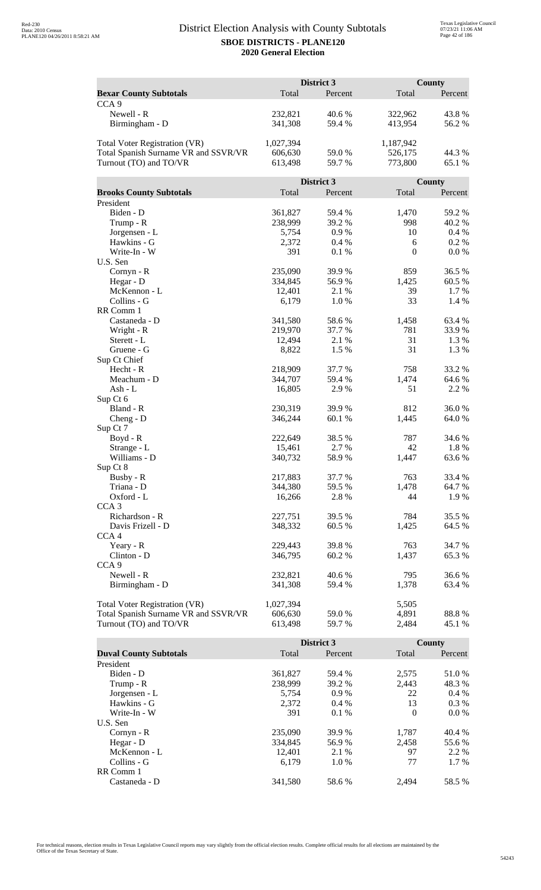# District Election Analysis with County Subtotals

**SBOE DISTRICTS - PLANE120**

**2020 General Election**

| Bexar County Subtotals | District 3 Total | District 3 Percent | County Total | County Percent |
|---|---|---|---|---|
| CCA 9 | | | | |
| Newell - R | 232,821 | 40.6 % | 322,962 | 43.8 % |
| Birmingham - D | 341,308 | 59.4 % | 413,954 | 56.2 % |
| | | | | |
| Total Voter Registration (VR) | 1,027,394 | | 1,187,942 | |
| Total Spanish Surname VR and SSVR/VR | 606,630 | 59.0 % | 526,175 | 44.3 % |
| Turnout (TO) and TO/VR | 613,498 | 59.7 % | 773,800 | 65.1 % |

| Brooks County Subtotals | District 3 Total | District 3 Percent | County Total | County Percent |
|---|---|---|---|---|
| President | | | | |
| Biden - D | 361,827 | 59.4 % | 1,470 | 59.2 % |
| Trump - R | 238,999 | 39.2 % | 998 | 40.2 % |
| Jorgensen - L | 5,754 | 0.9 % | 10 | 0.4 % |
| Hawkins - G | 2,372 | 0.4 % | 6 | 0.2 % |
| Write-In - W | 391 | 0.1 % | 0 | 0.0 % |
| U.S. Sen | | | | |
| Cornyn - R | 235,090 | 39.9 % | 859 | 36.5 % |
| Hegar - D | 334,845 | 56.9 % | 1,425 | 60.5 % |
| McKennon - L | 12,401 | 2.1 % | 39 | 1.7 % |
| Collins - G | 6,179 | 1.0 % | 33 | 1.4 % |
| RR Comm 1 | | | | |
| Castaneda - D | 341,580 | 58.6 % | 1,458 | 63.4 % |
| Wright - R | 219,970 | 37.7 % | 781 | 33.9 % |
| Sterett - L | 12,494 | 2.1 % | 31 | 1.3 % |
| Gruene - G | 8,822 | 1.5 % | 31 | 1.3 % |
| Sup Ct Chief | | | | |
| Hecht - R | 218,909 | 37.7 % | 758 | 33.2 % |
| Meachum - D | 344,707 | 59.4 % | 1,474 | 64.6 % |
| Ash - L | 16,805 | 2.9 % | 51 | 2.2 % |
| Sup Ct 6 | | | | |
| Bland - R | 230,319 | 39.9 % | 812 | 36.0 % |
| Cheng - D | 346,244 | 60.1 % | 1,445 | 64.0 % |
| Sup Ct 7 | | | | |
| Boyd - R | 222,649 | 38.5 % | 787 | 34.6 % |
| Strange - L | 15,461 | 2.7 % | 42 | 1.8 % |
| Williams - D | 340,732 | 58.9 % | 1,447 | 63.6 % |
| Sup Ct 8 | | | | |
| Busby - R | 217,883 | 37.7 % | 763 | 33.4 % |
| Triana - D | 344,380 | 59.5 % | 1,478 | 64.7 % |
| Oxford - L | 16,266 | 2.8 % | 44 | 1.9 % |
| CCA 3 | | | | |
| Richardson - R | 227,751 | 39.5 % | 784 | 35.5 % |
| Davis Frizell - D | 348,332 | 60.5 % | 1,425 | 64.5 % |
| CCA 4 | | | | |
| Yeary - R | 229,443 | 39.8 % | 763 | 34.7 % |
| Clinton - D | 346,795 | 60.2 % | 1,437 | 65.3 % |
| CCA 9 | | | | |
| Newell - R | 232,821 | 40.6 % | 795 | 36.6 % |
| Birmingham - D | 341,308 | 59.4 % | 1,378 | 63.4 % |
| | | | | |
| Total Voter Registration (VR) | 1,027,394 | | 5,505 | |
| Total Spanish Surname VR and SSVR/VR | 606,630 | 59.0 % | 4,891 | 88.8 % |
| Turnout (TO) and TO/VR | 613,498 | 59.7 % | 2,484 | 45.1 % |

| Duval County Subtotals | District 3 Total | District 3 Percent | County Total | County Percent |
|---|---|---|---|---|
| President | | | | |
| Biden - D | 361,827 | 59.4 % | 2,575 | 51.0 % |
| Trump - R | 238,999 | 39.2 % | 2,443 | 48.3 % |
| Jorgensen - L | 5,754 | 0.9 % | 22 | 0.4 % |
| Hawkins - G | 2,372 | 0.4 % | 13 | 0.3 % |
| Write-In - W | 391 | 0.1 % | 0 | 0.0 % |
| U.S. Sen | | | | |
| Cornyn - R | 235,090 | 39.9 % | 1,787 | 40.4 % |
| Hegar - D | 334,845 | 56.9 % | 2,458 | 55.6 % |
| McKennon - L | 12,401 | 2.1 % | 97 | 2.2 % |
| Collins - G | 6,179 | 1.0 % | 77 | 1.7 % |
| RR Comm 1 | | | | |
| Castaneda - D | 341,580 | 58.6 % | 2,494 | 58.5 % |

For technical reasons, election results in Texas Legislative Council reports may vary slightly from the official election results. Complete official results for all elections are maintained by the Office of the Texas Secretary of State.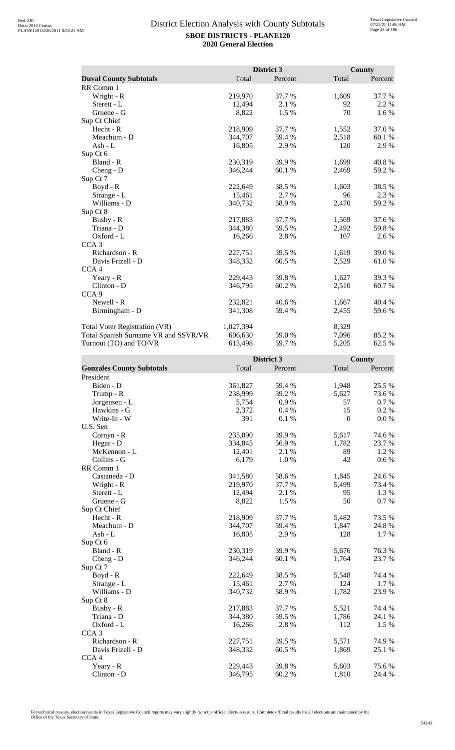# District Election Analysis with County Subtotals

**SBOE DISTRICTS - PLANE120**

**2020 General Election**

| Duval County Subtotals | District 3 Total | District 3 Percent | County Total | County Percent |
|---|---|---|---|---|
| RR Comm 1 | | | | |
| Wright - R | 219,970 | 37.7 % | 1,609 | 37.7 % |
| Sterett - L | 12,494 | 2.1 % | 92 | 2.2 % |
| Gruene - G | 8,822 | 1.5 % | 70 | 1.6 % |
| Sup Ct Chief | | | | |
| Hecht - R | 218,909 | 37.7 % | 1,552 | 37.0 % |
| Meachum - D | 344,707 | 59.4 % | 2,518 | 60.1 % |
| Ash - L | 16,805 | 2.9 % | 120 | 2.9 % |
| Sup Ct 6 | | | | |
| Bland - R | 230,319 | 39.9 % | 1,699 | 40.8 % |
| Cheng - D | 346,244 | 60.1 % | 2,469 | 59.2 % |
| Sup Ct 7 | | | | |
| Boyd - R | 222,649 | 38.5 % | 1,603 | 38.5 % |
| Strange - L | 15,461 | 2.7 % | 96 | 2.3 % |
| Williams - D | 340,732 | 58.9 % | 2,470 | 59.2 % |
| Sup Ct 8 | | | | |
| Busby - R | 217,883 | 37.7 % | 1,569 | 37.6 % |
| Triana - D | 344,380 | 59.5 % | 2,492 | 59.8 % |
| Oxford - L | 16,266 | 2.8 % | 107 | 2.6 % |
| CCA 3 | | | | |
| Richardson - R | 227,751 | 39.5 % | 1,619 | 39.0 % |
| Davis Frizell - D | 348,332 | 60.5 % | 2,529 | 61.0 % |
| CCA 4 | | | | |
| Yeary - R | 229,443 | 39.8 % | 1,627 | 39.3 % |
| Clinton - D | 346,795 | 60.2 % | 2,510 | 60.7 % |
| CCA 9 | | | | |
| Newell - R | 232,821 | 40.6 % | 1,667 | 40.4 % |
| Birmingham - D | 341,308 | 59.4 % | 2,455 | 59.6 % |
| | | | | |
| Total Voter Registration (VR) | 1,027,394 | | 8,329 | |
| Total Spanish Surname VR and SSVR/VR | 606,630 | 59.0 % | 7,096 | 85.2 % |
| Turnout (TO) and TO/VR | 613,498 | 59.7 % | 5,205 | 62.5 % |

| Gonzales County Subtotals | District 3 Total | District 3 Percent | County Total | County Percent |
|---|---|---|---|---|
| President | | | | |
| Biden - D | 361,827 | 59.4 % | 1,948 | 25.5 % |
| Trump - R | 238,999 | 39.2 % | 5,627 | 73.6 % |
| Jorgensen - L | 5,754 | 0.9 % | 57 | 0.7 % |
| Hawkins - G | 2,372 | 0.4 % | 15 | 0.2 % |
| Write-In - W | 391 | 0.1 % | 0 | 0.0 % |
| U.S. Sen | | | | |
| Cornyn - R | 235,090 | 39.9 % | 5,617 | 74.6 % |
| Hegar - D | 334,845 | 56.9 % | 1,782 | 23.7 % |
| McKennon - L | 12,401 | 2.1 % | 89 | 1.2 % |
| Collins - G | 6,179 | 1.0 % | 42 | 0.6 % |
| RR Comm 1 | | | | |
| Castaneda - D | 341,580 | 58.6 % | 1,845 | 24.6 % |
| Wright - R | 219,970 | 37.7 % | 5,499 | 73.4 % |
| Sterett - L | 12,494 | 2.1 % | 95 | 1.3 % |
| Gruene - G | 8,822 | 1.5 % | 50 | 0.7 % |
| Sup Ct Chief | | | | |
| Hecht - R | 218,909 | 37.7 % | 5,482 | 73.5 % |
| Meachum - D | 344,707 | 59.4 % | 1,847 | 24.8 % |
| Ash - L | 16,805 | 2.9 % | 128 | 1.7 % |
| Sup Ct 6 | | | | |
| Bland - R | 230,319 | 39.9 % | 5,676 | 76.3 % |
| Cheng - D | 346,244 | 60.1 % | 1,764 | 23.7 % |
| Sup Ct 7 | | | | |
| Boyd - R | 222,649 | 38.5 % | 5,548 | 74.4 % |
| Strange - L | 15,461 | 2.7 % | 124 | 1.7 % |
| Williams - D | 340,732 | 58.9 % | 1,782 | 23.9 % |
| Sup Ct 8 | | | | |
| Busby - R | 217,883 | 37.7 % | 5,521 | 74.4 % |
| Triana - D | 344,380 | 59.5 % | 1,786 | 24.1 % |
| Oxford - L | 16,266 | 2.8 % | 112 | 1.5 % |
| CCA 3 | | | | |
| Richardson - R | 227,751 | 39.5 % | 5,571 | 74.9 % |
| Davis Frizell - D | 348,332 | 60.5 % | 1,869 | 25.1 % |
| CCA 4 | | | | |
| Yeary - R | 229,443 | 39.8 % | 5,603 | 75.6 % |
| Clinton - D | 346,795 | 60.2 % | 1,810 | 24.4 % |

For technical reasons, election results in Texas Legislative Council reports may vary slightly from the official election results. Complete official results for all elections are maintained by the Office of the Texas Secretary of State.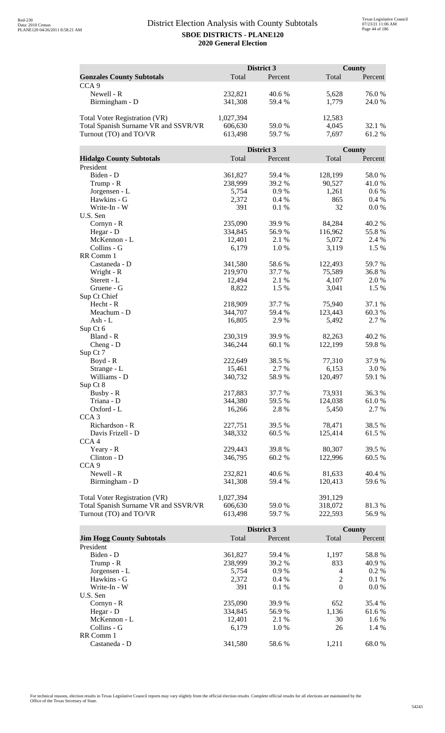# District Election Analysis with County Subtotals

**SBOE DISTRICTS - PLANE120**

**2020 General Election**

| Gonzales County Subtotals | District 3 Total | District 3 Percent | County Total | County Percent |
|---|---|---|---|---|
| CCA 9 | | | | |
| Newell - R | 232,821 | 40.6 % | 5,628 | 76.0 % |
| Birmingham - D | 341,308 | 59.4 % | 1,779 | 24.0 % |
| | | | | |
| Total Voter Registration (VR) | 1,027,394 | | 12,583 | |
| Total Spanish Surname VR and SSVR/VR | 606,630 | 59.0 % | 4,045 | 32.1 % |
| Turnout (TO) and TO/VR | 613,498 | 59.7 % | 7,697 | 61.2 % |

| Hidalgo County Subtotals | District 3 Total | District 3 Percent | County Total | County Percent |
|---|---|---|---|---|
| President | | | | |
| Biden - D | 361,827 | 59.4 % | 128,199 | 58.0 % |
| Trump - R | 238,999 | 39.2 % | 90,527 | 41.0 % |
| Jorgensen - L | 5,754 | 0.9 % | 1,261 | 0.6 % |
| Hawkins - G | 2,372 | 0.4 % | 865 | 0.4 % |
| Write-In - W | 391 | 0.1 % | 32 | 0.0 % |
| U.S. Sen | | | | |
| Cornyn - R | 235,090 | 39.9 % | 84,284 | 40.2 % |
| Hegar - D | 334,845 | 56.9 % | 116,962 | 55.8 % |
| McKennon - L | 12,401 | 2.1 % | 5,072 | 2.4 % |
| Collins - G | 6,179 | 1.0 % | 3,119 | 1.5 % |
| RR Comm 1 | | | | |
| Castaneda - D | 341,580 | 58.6 % | 122,493 | 59.7 % |
| Wright - R | 219,970 | 37.7 % | 75,589 | 36.8 % |
| Sterett - L | 12,494 | 2.1 % | 4,107 | 2.0 % |
| Gruene - G | 8,822 | 1.5 % | 3,041 | 1.5 % |
| Sup Ct Chief | | | | |
| Hecht - R | 218,909 | 37.7 % | 75,940 | 37.1 % |
| Meachum - D | 344,707 | 59.4 % | 123,443 | 60.3 % |
| Ash - L | 16,805 | 2.9 % | 5,492 | 2.7 % |
| Sup Ct 6 | | | | |
| Bland - R | 230,319 | 39.9 % | 82,263 | 40.2 % |
| Cheng - D | 346,244 | 60.1 % | 122,199 | 59.8 % |
| Sup Ct 7 | | | | |
| Boyd - R | 222,649 | 38.5 % | 77,310 | 37.9 % |
| Strange - L | 15,461 | 2.7 % | 6,153 | 3.0 % |
| Williams - D | 340,732 | 58.9 % | 120,497 | 59.1 % |
| Sup Ct 8 | | | | |
| Busby - R | 217,883 | 37.7 % | 73,931 | 36.3 % |
| Triana - D | 344,380 | 59.5 % | 124,038 | 61.0 % |
| Oxford - L | 16,266 | 2.8 % | 5,450 | 2.7 % |
| CCA 3 | | | | |
| Richardson - R | 227,751 | 39.5 % | 78,471 | 38.5 % |
| Davis Frizell - D | 348,332 | 60.5 % | 125,414 | 61.5 % |
| CCA 4 | | | | |
| Yeary - R | 229,443 | 39.8 % | 80,307 | 39.5 % |
| Clinton - D | 346,795 | 60.2 % | 122,996 | 60.5 % |
| CCA 9 | | | | |
| Newell - R | 232,821 | 40.6 % | 81,633 | 40.4 % |
| Birmingham - D | 341,308 | 59.4 % | 120,413 | 59.6 % |
| | | | | |
| Total Voter Registration (VR) | 1,027,394 | | 391,129 | |
| Total Spanish Surname VR and SSVR/VR | 606,630 | 59.0 % | 318,072 | 81.3 % |
| Turnout (TO) and TO/VR | 613,498 | 59.7 % | 222,593 | 56.9 % |

| Jim Hogg County Subtotals | District 3 Total | District 3 Percent | County Total | County Percent |
|---|---|---|---|---|
| President | | | | |
| Biden - D | 361,827 | 59.4 % | 1,197 | 58.8 % |
| Trump - R | 238,999 | 39.2 % | 833 | 40.9 % |
| Jorgensen - L | 5,754 | 0.9 % | 4 | 0.2 % |
| Hawkins - G | 2,372 | 0.4 % | 2 | 0.1 % |
| Write-In - W | 391 | 0.1 % | 0 | 0.0 % |
| U.S. Sen | | | | |
| Cornyn - R | 235,090 | 39.9 % | 652 | 35.4 % |
| Hegar - D | 334,845 | 56.9 % | 1,136 | 61.6 % |
| McKennon - L | 12,401 | 2.1 % | 30 | 1.6 % |
| Collins - G | 6,179 | 1.0 % | 26 | 1.4 % |
| RR Comm 1 | | | | |
| Castaneda - D | 341,580 | 58.6 % | 1,211 | 68.0 % |

For technical reasons, election results in Texas Legislative Council reports may vary slightly from the official election results. Complete official results for all elections are maintained by the Office of the Texas Secretary of State.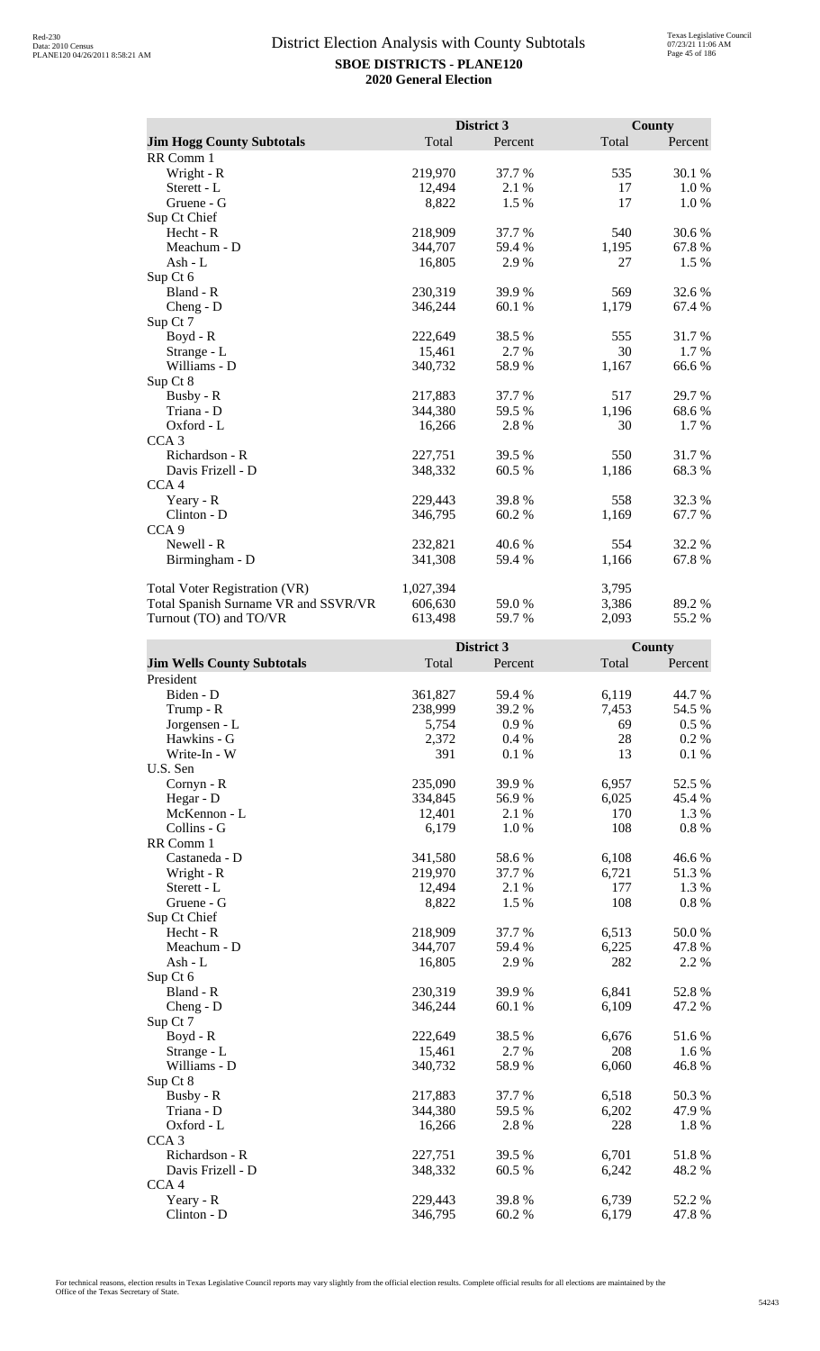# District Election Analysis with County Subtotals

**SBOE DISTRICTS - PLANE120**
**2020 General Election**

| Jim Hogg County Subtotals | District 3 Total | District 3 Percent | County Total | County Percent |
|---|---|---|---|---|
| RR Comm 1 | | | | |
| Wright - R | 219,970 | 37.7 % | 535 | 30.1 % |
| Sterett - L | 12,494 | 2.1 % | 17 | 1.0 % |
| Gruene - G | 8,822 | 1.5 % | 17 | 1.0 % |
| Sup Ct Chief | | | | |
| Hecht - R | 218,909 | 37.7 % | 540 | 30.6 % |
| Meachum - D | 344,707 | 59.4 % | 1,195 | 67.8 % |
| Ash - L | 16,805 | 2.9 % | 27 | 1.5 % |
| Sup Ct 6 | | | | |
| Bland - R | 230,319 | 39.9 % | 569 | 32.6 % |
| Cheng - D | 346,244 | 60.1 % | 1,179 | 67.4 % |
| Sup Ct 7 | | | | |
| Boyd - R | 222,649 | 38.5 % | 555 | 31.7 % |
| Strange - L | 15,461 | 2.7 % | 30 | 1.7 % |
| Williams - D | 340,732 | 58.9 % | 1,167 | 66.6 % |
| Sup Ct 8 | | | | |
| Busby - R | 217,883 | 37.7 % | 517 | 29.7 % |
| Triana - D | 344,380 | 59.5 % | 1,196 | 68.6 % |
| Oxford - L | 16,266 | 2.8 % | 30 | 1.7 % |
| CCA 3 | | | | |
| Richardson - R | 227,751 | 39.5 % | 550 | 31.7 % |
| Davis Frizell - D | 348,332 | 60.5 % | 1,186 | 68.3 % |
| CCA 4 | | | | |
| Yeary - R | 229,443 | 39.8 % | 558 | 32.3 % |
| Clinton - D | 346,795 | 60.2 % | 1,169 | 67.7 % |
| CCA 9 | | | | |
| Newell - R | 232,821 | 40.6 % | 554 | 32.2 % |
| Birmingham - D | 341,308 | 59.4 % | 1,166 | 67.8 % |
| | | | | |
| Total Voter Registration (VR) | 1,027,394 | | 3,795 | |
| Total Spanish Surname VR and SSVR/VR | 606,630 | 59.0 % | 3,386 | 89.2 % |
| Turnout (TO) and TO/VR | 613,498 | 59.7 % | 2,093 | 55.2 % |

| Jim Wells County Subtotals | District 3 Total | District 3 Percent | County Total | County Percent |
|---|---|---|---|---|
| President | | | | |
| Biden - D | 361,827 | 59.4 % | 6,119 | 44.7 % |
| Trump - R | 238,999 | 39.2 % | 7,453 | 54.5 % |
| Jorgensen - L | 5,754 | 0.9 % | 69 | 0.5 % |
| Hawkins - G | 2,372 | 0.4 % | 28 | 0.2 % |
| Write-In - W | 391 | 0.1 % | 13 | 0.1 % |
| U.S. Sen | | | | |
| Cornyn - R | 235,090 | 39.9 % | 6,957 | 52.5 % |
| Hegar - D | 334,845 | 56.9 % | 6,025 | 45.4 % |
| McKennon - L | 12,401 | 2.1 % | 170 | 1.3 % |
| Collins - G | 6,179 | 1.0 % | 108 | 0.8 % |
| RR Comm 1 | | | | |
| Castaneda - D | 341,580 | 58.6 % | 6,108 | 46.6 % |
| Wright - R | 219,970 | 37.7 % | 6,721 | 51.3 % |
| Sterett - L | 12,494 | 2.1 % | 177 | 1.3 % |
| Gruene - G | 8,822 | 1.5 % | 108 | 0.8 % |
| Sup Ct Chief | | | | |
| Hecht - R | 218,909 | 37.7 % | 6,513 | 50.0 % |
| Meachum - D | 344,707 | 59.4 % | 6,225 | 47.8 % |
| Ash - L | 16,805 | 2.9 % | 282 | 2.2 % |
| Sup Ct 6 | | | | |
| Bland - R | 230,319 | 39.9 % | 6,841 | 52.8 % |
| Cheng - D | 346,244 | 60.1 % | 6,109 | 47.2 % |
| Sup Ct 7 | | | | |
| Boyd - R | 222,649 | 38.5 % | 6,676 | 51.6 % |
| Strange - L | 15,461 | 2.7 % | 208 | 1.6 % |
| Williams - D | 340,732 | 58.9 % | 6,060 | 46.8 % |
| Sup Ct 8 | | | | |
| Busby - R | 217,883 | 37.7 % | 6,518 | 50.3 % |
| Triana - D | 344,380 | 59.5 % | 6,202 | 47.9 % |
| Oxford - L | 16,266 | 2.8 % | 228 | 1.8 % |
| CCA 3 | | | | |
| Richardson - R | 227,751 | 39.5 % | 6,701 | 51.8 % |
| Davis Frizell - D | 348,332 | 60.5 % | 6,242 | 48.2 % |
| CCA 4 | | | | |
| Yeary - R | 229,443 | 39.8 % | 6,739 | 52.2 % |
| Clinton - D | 346,795 | 60.2 % | 6,179 | 47.8 % |

For technical reasons, election results in Texas Legislative Council reports may vary slightly from the official election results. Complete official results for all elections are maintained by the Office of the Texas Secretary of State.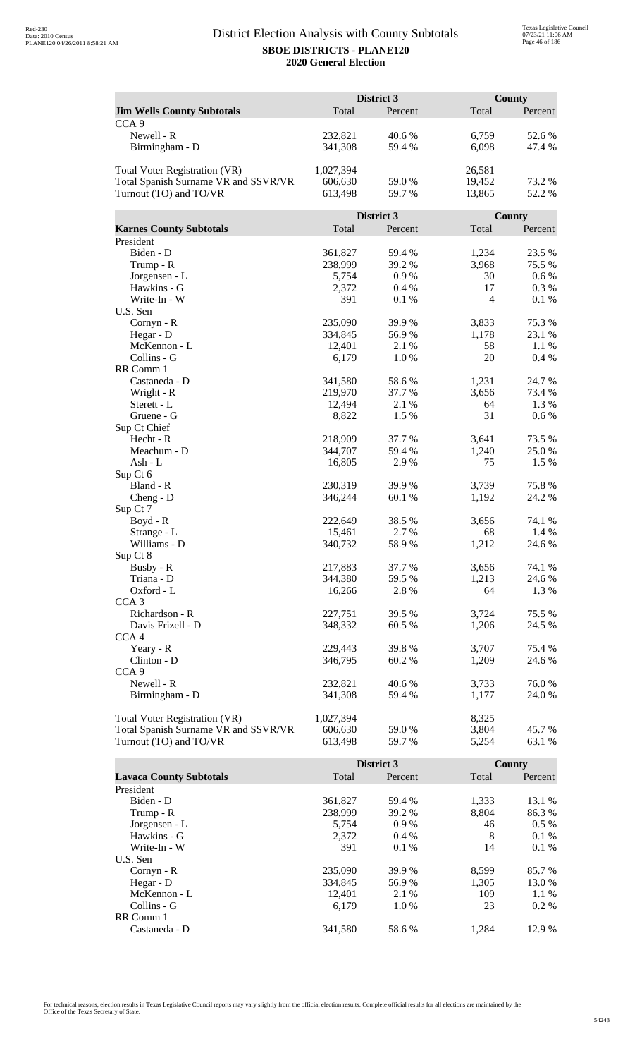# District Election Analysis with County Subtotals

**SBOE DISTRICTS - PLANE120**
**2020 General Election**

| Jim Wells County Subtotals | District 3 Total | District 3 Percent | County Total | County Percent |
|---|---|---|---|---|
| CCA 9 | | | | |
| Newell - R | 232,821 | 40.6 % | 6,759 | 52.6 % |
| Birmingham - D | 341,308 | 59.4 % | 6,098 | 47.4 % |
| | | | | |
| Total Voter Registration (VR) | 1,027,394 | | 26,581 | |
| Total Spanish Surname VR and SSVR/VR | 606,630 | 59.0 % | 19,452 | 73.2 % |
| Turnout (TO) and TO/VR | 613,498 | 59.7 % | 13,865 | 52.2 % |

| Karnes County Subtotals | District 3 Total | District 3 Percent | County Total | County Percent |
|---|---|---|---|---|
| President | | | | |
| Biden - D | 361,827 | 59.4 % | 1,234 | 23.5 % |
| Trump - R | 238,999 | 39.2 % | 3,968 | 75.5 % |
| Jorgensen - L | 5,754 | 0.9 % | 30 | 0.6 % |
| Hawkins - G | 2,372 | 0.4 % | 17 | 0.3 % |
| Write-In - W | 391 | 0.1 % | 4 | 0.1 % |
| U.S. Sen | | | | |
| Cornyn - R | 235,090 | 39.9 % | 3,833 | 75.3 % |
| Hegar - D | 334,845 | 56.9 % | 1,178 | 23.1 % |
| McKennon - L | 12,401 | 2.1 % | 58 | 1.1 % |
| Collins - G | 6,179 | 1.0 % | 20 | 0.4 % |
| RR Comm 1 | | | | |
| Castaneda - D | 341,580 | 58.6 % | 1,231 | 24.7 % |
| Wright - R | 219,970 | 37.7 % | 3,656 | 73.4 % |
| Sterett - L | 12,494 | 2.1 % | 64 | 1.3 % |
| Gruene - G | 8,822 | 1.5 % | 31 | 0.6 % |
| Sup Ct Chief | | | | |
| Hecht - R | 218,909 | 37.7 % | 3,641 | 73.5 % |
| Meachum - D | 344,707 | 59.4 % | 1,240 | 25.0 % |
| Ash - L | 16,805 | 2.9 % | 75 | 1.5 % |
| Sup Ct 6 | | | | |
| Bland - R | 230,319 | 39.9 % | 3,739 | 75.8 % |
| Cheng - D | 346,244 | 60.1 % | 1,192 | 24.2 % |
| Sup Ct 7 | | | | |
| Boyd - R | 222,649 | 38.5 % | 3,656 | 74.1 % |
| Strange - L | 15,461 | 2.7 % | 68 | 1.4 % |
| Williams - D | 340,732 | 58.9 % | 1,212 | 24.6 % |
| Sup Ct 8 | | | | |
| Busby - R | 217,883 | 37.7 % | 3,656 | 74.1 % |
| Triana - D | 344,380 | 59.5 % | 1,213 | 24.6 % |
| Oxford - L | 16,266 | 2.8 % | 64 | 1.3 % |
| CCA 3 | | | | |
| Richardson - R | 227,751 | 39.5 % | 3,724 | 75.5 % |
| Davis Frizell - D | 348,332 | 60.5 % | 1,206 | 24.5 % |
| CCA 4 | | | | |
| Yeary - R | 229,443 | 39.8 % | 3,707 | 75.4 % |
| Clinton - D | 346,795 | 60.2 % | 1,209 | 24.6 % |
| CCA 9 | | | | |
| Newell - R | 232,821 | 40.6 % | 3,733 | 76.0 % |
| Birmingham - D | 341,308 | 59.4 % | 1,177 | 24.0 % |
| | | | | |
| Total Voter Registration (VR) | 1,027,394 | | 8,325 | |
| Total Spanish Surname VR and SSVR/VR | 606,630 | 59.0 % | 3,804 | 45.7 % |
| Turnout (TO) and TO/VR | 613,498 | 59.7 % | 5,254 | 63.1 % |

| Lavaca County Subtotals | District 3 Total | District 3 Percent | County Total | County Percent |
|---|---|---|---|---|
| President | | | | |
| Biden - D | 361,827 | 59.4 % | 1,333 | 13.1 % |
| Trump - R | 238,999 | 39.2 % | 8,804 | 86.3 % |
| Jorgensen - L | 5,754 | 0.9 % | 46 | 0.5 % |
| Hawkins - G | 2,372 | 0.4 % | 8 | 0.1 % |
| Write-In - W | 391 | 0.1 % | 14 | 0.1 % |
| U.S. Sen | | | | |
| Cornyn - R | 235,090 | 39.9 % | 8,599 | 85.7 % |
| Hegar - D | 334,845 | 56.9 % | 1,305 | 13.0 % |
| McKennon - L | 12,401 | 2.1 % | 109 | 1.1 % |
| Collins - G | 6,179 | 1.0 % | 23 | 0.2 % |
| RR Comm 1 | | | | |
| Castaneda - D | 341,580 | 58.6 % | 1,284 | 12.9 % |

For technical reasons, election results in Texas Legislative Council reports may vary slightly from the official election results. Complete official results for all elections are maintained by the Office of the Texas Secretary of State.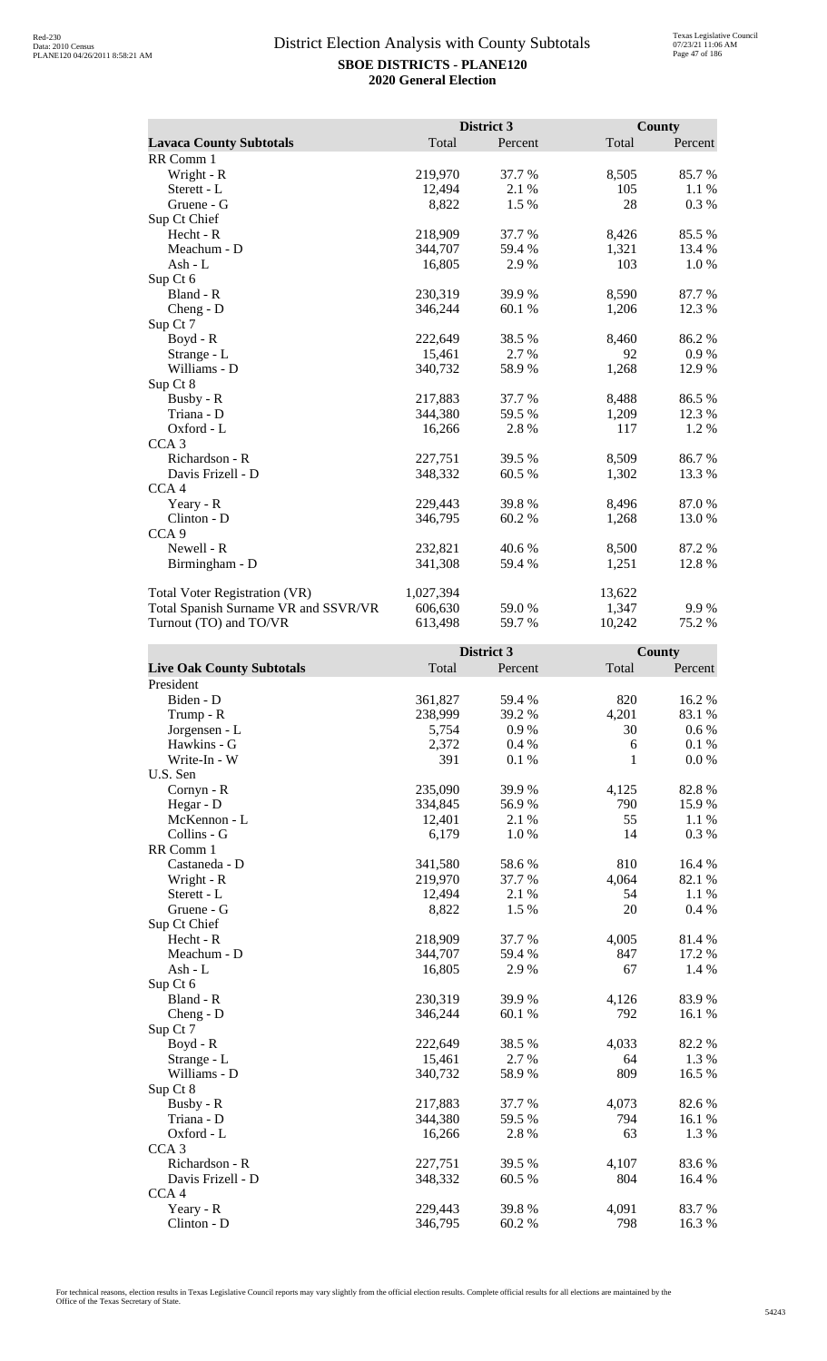# District Election Analysis with County Subtotals

**SBOE DISTRICTS - PLANE120**
**2020 General Election**

| Lavaca County Subtotals | District 3 Total | District 3 Percent | County Total | County Percent |
|---|---|---|---|---|
| RR Comm 1 | | | | |
| Wright - R | 219,970 | 37.7 % | 8,505 | 85.7 % |
| Sterett - L | 12,494 | 2.1 % | 105 | 1.1 % |
| Gruene - G | 8,822 | 1.5 % | 28 | 0.3 % |
| Sup Ct Chief | | | | |
| Hecht - R | 218,909 | 37.7 % | 8,426 | 85.5 % |
| Meachum - D | 344,707 | 59.4 % | 1,321 | 13.4 % |
| Ash - L | 16,805 | 2.9 % | 103 | 1.0 % |
| Sup Ct 6 | | | | |
| Bland - R | 230,319 | 39.9 % | 8,590 | 87.7 % |
| Cheng - D | 346,244 | 60.1 % | 1,206 | 12.3 % |
| Sup Ct 7 | | | | |
| Boyd - R | 222,649 | 38.5 % | 8,460 | 86.2 % |
| Strange - L | 15,461 | 2.7 % | 92 | 0.9 % |
| Williams - D | 340,732 | 58.9 % | 1,268 | 12.9 % |
| Sup Ct 8 | | | | |
| Busby - R | 217,883 | 37.7 % | 8,488 | 86.5 % |
| Triana - D | 344,380 | 59.5 % | 1,209 | 12.3 % |
| Oxford - L | 16,266 | 2.8 % | 117 | 1.2 % |
| CCA 3 | | | | |
| Richardson - R | 227,751 | 39.5 % | 8,509 | 86.7 % |
| Davis Frizell - D | 348,332 | 60.5 % | 1,302 | 13.3 % |
| CCA 4 | | | | |
| Yeary - R | 229,443 | 39.8 % | 8,496 | 87.0 % |
| Clinton - D | 346,795 | 60.2 % | 1,268 | 13.0 % |
| CCA 9 | | | | |
| Newell - R | 232,821 | 40.6 % | 8,500 | 87.2 % |
| Birmingham - D | 341,308 | 59.4 % | 1,251 | 12.8 % |
| | | | | |
| Total Voter Registration (VR) | 1,027,394 | | 13,622 | |
| Total Spanish Surname VR and SSVR/VR | 606,630 | 59.0 % | 1,347 | 9.9 % |
| Turnout (TO) and TO/VR | 613,498 | 59.7 % | 10,242 | 75.2 % |

| Live Oak County Subtotals | District 3 Total | District 3 Percent | County Total | County Percent |
|---|---|---|---|---|
| President | | | | |
| Biden - D | 361,827 | 59.4 % | 820 | 16.2 % |
| Trump - R | 238,999 | 39.2 % | 4,201 | 83.1 % |
| Jorgensen - L | 5,754 | 0.9 % | 30 | 0.6 % |
| Hawkins - G | 2,372 | 0.4 % | 6 | 0.1 % |
| Write-In - W | 391 | 0.1 % | 1 | 0.0 % |
| U.S. Sen | | | | |
| Cornyn - R | 235,090 | 39.9 % | 4,125 | 82.8 % |
| Hegar - D | 334,845 | 56.9 % | 790 | 15.9 % |
| McKennon - L | 12,401 | 2.1 % | 55 | 1.1 % |
| Collins - G | 6,179 | 1.0 % | 14 | 0.3 % |
| RR Comm 1 | | | | |
| Castaneda - D | 341,580 | 58.6 % | 810 | 16.4 % |
| Wright - R | 219,970 | 37.7 % | 4,064 | 82.1 % |
| Sterett - L | 12,494 | 2.1 % | 54 | 1.1 % |
| Gruene - G | 8,822 | 1.5 % | 20 | 0.4 % |
| Sup Ct Chief | | | | |
| Hecht - R | 218,909 | 37.7 % | 4,005 | 81.4 % |
| Meachum - D | 344,707 | 59.4 % | 847 | 17.2 % |
| Ash - L | 16,805 | 2.9 % | 67 | 1.4 % |
| Sup Ct 6 | | | | |
| Bland - R | 230,319 | 39.9 % | 4,126 | 83.9 % |
| Cheng - D | 346,244 | 60.1 % | 792 | 16.1 % |
| Sup Ct 7 | | | | |
| Boyd - R | 222,649 | 38.5 % | 4,033 | 82.2 % |
| Strange - L | 15,461 | 2.7 % | 64 | 1.3 % |
| Williams - D | 340,732 | 58.9 % | 809 | 16.5 % |
| Sup Ct 8 | | | | |
| Busby - R | 217,883 | 37.7 % | 4,073 | 82.6 % |
| Triana - D | 344,380 | 59.5 % | 794 | 16.1 % |
| Oxford - L | 16,266 | 2.8 % | 63 | 1.3 % |
| CCA 3 | | | | |
| Richardson - R | 227,751 | 39.5 % | 4,107 | 83.6 % |
| Davis Frizell - D | 348,332 | 60.5 % | 804 | 16.4 % |
| CCA 4 | | | | |
| Yeary - R | 229,443 | 39.8 % | 4,091 | 83.7 % |
| Clinton - D | 346,795 | 60.2 % | 798 | 16.3 % |

For technical reasons, election results in Texas Legislative Council reports may vary slightly from the official election results. Complete official results for all elections are maintained by the Office of the Texas Secretary of State.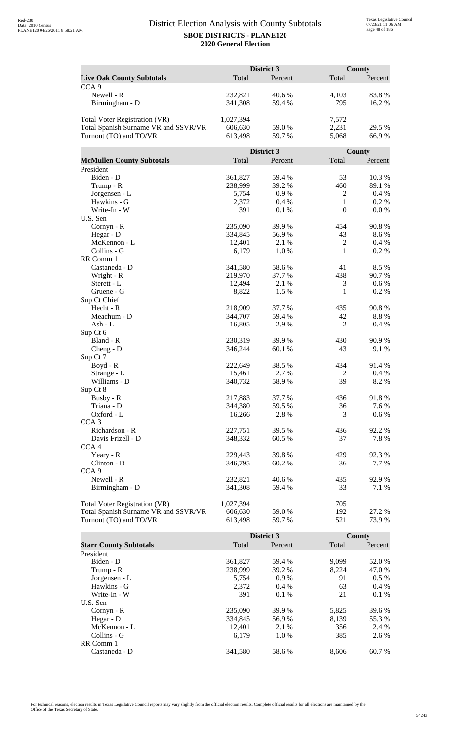## District Election Analysis with County Subtotals

**SBOE DISTRICTS - PLANE120**

**2020 General Election**

| Live Oak County Subtotals | District 3 Total | District 3 Percent | County Total | County Percent |
|---|---|---|---|---|
| CCA 9 | | | | |
| Newell - R | 232,821 | 40.6 % | 4,103 | 83.8 % |
| Birmingham - D | 341,308 | 59.4 % | 795 | 16.2 % |
| | | | | |
| Total Voter Registration (VR) | 1,027,394 | | 7,572 | |
| Total Spanish Surname VR and SSVR/VR | 606,630 | 59.0 % | 2,231 | 29.5 % |
| Turnout (TO) and TO/VR | 613,498 | 59.7 % | 5,068 | 66.9 % |

| McMullen County Subtotals | District 3 Total | District 3 Percent | County Total | County Percent |
|---|---|---|---|---|
| President | | | | |
| Biden - D | 361,827 | 59.4 % | 53 | 10.3 % |
| Trump - R | 238,999 | 39.2 % | 460 | 89.1 % |
| Jorgensen - L | 5,754 | 0.9 % | 2 | 0.4 % |
| Hawkins - G | 2,372 | 0.4 % | 1 | 0.2 % |
| Write-In - W | 391 | 0.1 % | 0 | 0.0 % |
| U.S. Sen | | | | |
| Cornyn - R | 235,090 | 39.9 % | 454 | 90.8 % |
| Hegar - D | 334,845 | 56.9 % | 43 | 8.6 % |
| McKennon - L | 12,401 | 2.1 % | 2 | 0.4 % |
| Collins - G | 6,179 | 1.0 % | 1 | 0.2 % |
| RR Comm 1 | | | | |
| Castaneda - D | 341,580 | 58.6 % | 41 | 8.5 % |
| Wright - R | 219,970 | 37.7 % | 438 | 90.7 % |
| Sterett - L | 12,494 | 2.1 % | 3 | 0.6 % |
| Gruene - G | 8,822 | 1.5 % | 1 | 0.2 % |
| Sup Ct Chief | | | | |
| Hecht - R | 218,909 | 37.7 % | 435 | 90.8 % |
| Meachum - D | 344,707 | 59.4 % | 42 | 8.8 % |
| Ash - L | 16,805 | 2.9 % | 2 | 0.4 % |
| Sup Ct 6 | | | | |
| Bland - R | 230,319 | 39.9 % | 430 | 90.9 % |
| Cheng - D | 346,244 | 60.1 % | 43 | 9.1 % |
| Sup Ct 7 | | | | |
| Boyd - R | 222,649 | 38.5 % | 434 | 91.4 % |
| Strange - L | 15,461 | 2.7 % | 2 | 0.4 % |
| Williams - D | 340,732 | 58.9 % | 39 | 8.2 % |
| Sup Ct 8 | | | | |
| Busby - R | 217,883 | 37.7 % | 436 | 91.8 % |
| Triana - D | 344,380 | 59.5 % | 36 | 7.6 % |
| Oxford - L | 16,266 | 2.8 % | 3 | 0.6 % |
| CCA 3 | | | | |
| Richardson - R | 227,751 | 39.5 % | 436 | 92.2 % |
| Davis Frizell - D | 348,332 | 60.5 % | 37 | 7.8 % |
| CCA 4 | | | | |
| Yeary - R | 229,443 | 39.8 % | 429 | 92.3 % |
| Clinton - D | 346,795 | 60.2 % | 36 | 7.7 % |
| CCA 9 | | | | |
| Newell - R | 232,821 | 40.6 % | 435 | 92.9 % |
| Birmingham - D | 341,308 | 59.4 % | 33 | 7.1 % |
| | | | | |
| Total Voter Registration (VR) | 1,027,394 | | 705 | |
| Total Spanish Surname VR and SSVR/VR | 606,630 | 59.0 % | 192 | 27.2 % |
| Turnout (TO) and TO/VR | 613,498 | 59.7 % | 521 | 73.9 % |

| Starr County Subtotals | District 3 Total | District 3 Percent | County Total | County Percent |
|---|---|---|---|---|
| President | | | | |
| Biden - D | 361,827 | 59.4 % | 9,099 | 52.0 % |
| Trump - R | 238,999 | 39.2 % | 8,224 | 47.0 % |
| Jorgensen - L | 5,754 | 0.9 % | 91 | 0.5 % |
| Hawkins - G | 2,372 | 0.4 % | 63 | 0.4 % |
| Write-In - W | 391 | 0.1 % | 21 | 0.1 % |
| U.S. Sen | | | | |
| Cornyn - R | 235,090 | 39.9 % | 5,825 | 39.6 % |
| Hegar - D | 334,845 | 56.9 % | 8,139 | 55.3 % |
| McKennon - L | 12,401 | 2.1 % | 356 | 2.4 % |
| Collins - G | 6,179 | 1.0 % | 385 | 2.6 % |
| RR Comm 1 | | | | |
| Castaneda - D | 341,580 | 58.6 % | 8,606 | 60.7 % |

For technical reasons, election results in Texas Legislative Council reports may vary slightly from the official election results. Complete official results for all elections are maintained by the Office of the Texas Secretary of State.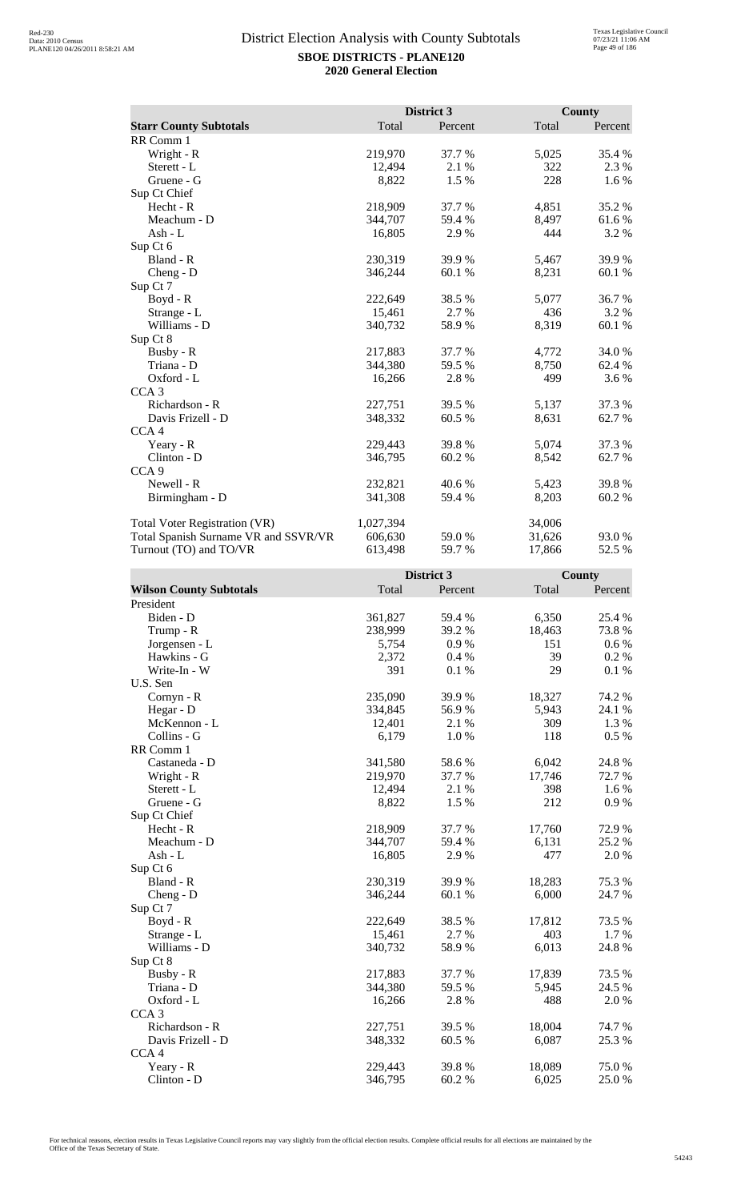# District Election Analysis with County Subtotals

**SBOE DISTRICTS - PLANE120**

**2020 General Election**

| Starr County Subtotals | District 3 Total | District 3 Percent | County Total | County Percent |
|---|---|---|---|---|
| RR Comm 1 | | | | |
| Wright - R | 219,970 | 37.7 % | 5,025 | 35.4 % |
| Sterett - L | 12,494 | 2.1 % | 322 | 2.3 % |
| Gruene - G | 8,822 | 1.5 % | 228 | 1.6 % |
| Sup Ct Chief | | | | |
| Hecht - R | 218,909 | 37.7 % | 4,851 | 35.2 % |
| Meachum - D | 344,707 | 59.4 % | 8,497 | 61.6 % |
| Ash - L | 16,805 | 2.9 % | 444 | 3.2 % |
| Sup Ct 6 | | | | |
| Bland - R | 230,319 | 39.9 % | 5,467 | 39.9 % |
| Cheng - D | 346,244 | 60.1 % | 8,231 | 60.1 % |
| Sup Ct 7 | | | | |
| Boyd - R | 222,649 | 38.5 % | 5,077 | 36.7 % |
| Strange - L | 15,461 | 2.7 % | 436 | 3.2 % |
| Williams - D | 340,732 | 58.9 % | 8,319 | 60.1 % |
| Sup Ct 8 | | | | |
| Busby - R | 217,883 | 37.7 % | 4,772 | 34.0 % |
| Triana - D | 344,380 | 59.5 % | 8,750 | 62.4 % |
| Oxford - L | 16,266 | 2.8 % | 499 | 3.6 % |
| CCA 3 | | | | |
| Richardson - R | 227,751 | 39.5 % | 5,137 | 37.3 % |
| Davis Frizell - D | 348,332 | 60.5 % | 8,631 | 62.7 % |
| CCA 4 | | | | |
| Yeary - R | 229,443 | 39.8 % | 5,074 | 37.3 % |
| Clinton - D | 346,795 | 60.2 % | 8,542 | 62.7 % |
| CCA 9 | | | | |
| Newell - R | 232,821 | 40.6 % | 5,423 | 39.8 % |
| Birmingham - D | 341,308 | 59.4 % | 8,203 | 60.2 % |
| | | | | |
| Total Voter Registration (VR) | 1,027,394 | | 34,006 | |
| Total Spanish Surname VR and SSVR/VR | 606,630 | 59.0 % | 31,626 | 93.0 % |
| Turnout (TO) and TO/VR | 613,498 | 59.7 % | 17,866 | 52.5 % |

| Wilson County Subtotals | District 3 Total | District 3 Percent | County Total | County Percent |
|---|---|---|---|---|
| President | | | | |
| Biden - D | 361,827 | 59.4 % | 6,350 | 25.4 % |
| Trump - R | 238,999 | 39.2 % | 18,463 | 73.8 % |
| Jorgensen - L | 5,754 | 0.9 % | 151 | 0.6 % |
| Hawkins - G | 2,372 | 0.4 % | 39 | 0.2 % |
| Write-In - W | 391 | 0.1 % | 29 | 0.1 % |
| U.S. Sen | | | | |
| Cornyn - R | 235,090 | 39.9 % | 18,327 | 74.2 % |
| Hegar - D | 334,845 | 56.9 % | 5,943 | 24.1 % |
| McKennon - L | 12,401 | 2.1 % | 309 | 1.3 % |
| Collins - G | 6,179 | 1.0 % | 118 | 0.5 % |
| RR Comm 1 | | | | |
| Castaneda - D | 341,580 | 58.6 % | 6,042 | 24.8 % |
| Wright - R | 219,970 | 37.7 % | 17,746 | 72.7 % |
| Sterett - L | 12,494 | 2.1 % | 398 | 1.6 % |
| Gruene - G | 8,822 | 1.5 % | 212 | 0.9 % |
| Sup Ct Chief | | | | |
| Hecht - R | 218,909 | 37.7 % | 17,760 | 72.9 % |
| Meachum - D | 344,707 | 59.4 % | 6,131 | 25.2 % |
| Ash - L | 16,805 | 2.9 % | 477 | 2.0 % |
| Sup Ct 6 | | | | |
| Bland - R | 230,319 | 39.9 % | 18,283 | 75.3 % |
| Cheng - D | 346,244 | 60.1 % | 6,000 | 24.7 % |
| Sup Ct 7 | | | | |
| Boyd - R | 222,649 | 38.5 % | 17,812 | 73.5 % |
| Strange - L | 15,461 | 2.7 % | 403 | 1.7 % |
| Williams - D | 340,732 | 58.9 % | 6,013 | 24.8 % |
| Sup Ct 8 | | | | |
| Busby - R | 217,883 | 37.7 % | 17,839 | 73.5 % |
| Triana - D | 344,380 | 59.5 % | 5,945 | 24.5 % |
| Oxford - L | 16,266 | 2.8 % | 488 | 2.0 % |
| CCA 3 | | | | |
| Richardson - R | 227,751 | 39.5 % | 18,004 | 74.7 % |
| Davis Frizell - D | 348,332 | 60.5 % | 6,087 | 25.3 % |
| CCA 4 | | | | |
| Yeary - R | 229,443 | 39.8 % | 18,089 | 75.0 % |
| Clinton - D | 346,795 | 60.2 % | 6,025 | 25.0 % |

For technical reasons, election results in Texas Legislative Council reports may vary slightly from the official election results. Complete official results for all elections are maintained by the Office of the Texas Secretary of State.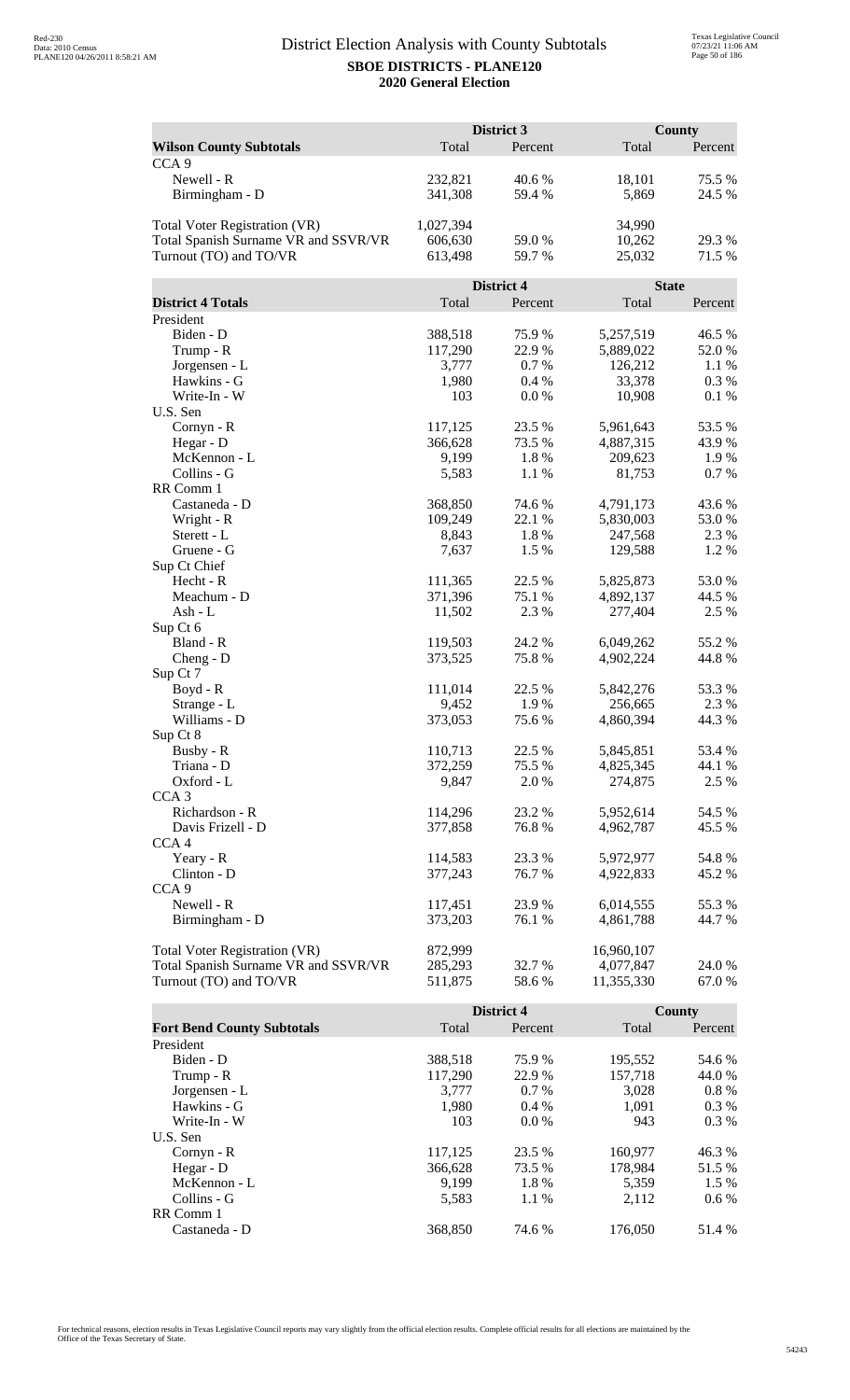# District Election Analysis with County Subtotals

**SBOE DISTRICTS - PLANE120**

**2020 General Election**

| Wilson County Subtotals | District 3 Total | District 3 Percent | County Total | County Percent |
|---|---|---|---|---|
| CCA 9 | | | | |
| Newell - R | 232,821 | 40.6 % | 18,101 | 75.5 % |
| Birmingham - D | 341,308 | 59.4 % | 5,869 | 24.5 % |
| | | | | |
| Total Voter Registration (VR) | 1,027,394 | | 34,990 | |
| Total Spanish Surname VR and SSVR/VR | 606,630 | 59.0 % | 10,262 | 29.3 % |
| Turnout (TO) and TO/VR | 613,498 | 59.7 % | 25,032 | 71.5 % |

| District 4 Totals | District 4 Total | District 4 Percent | State Total | State Percent |
|---|---|---|---|---|
| President | | | | |
| Biden - D | 388,518 | 75.9 % | 5,257,519 | 46.5 % |
| Trump - R | 117,290 | 22.9 % | 5,889,022 | 52.0 % |
| Jorgensen - L | 3,777 | 0.7 % | 126,212 | 1.1 % |
| Hawkins - G | 1,980 | 0.4 % | 33,378 | 0.3 % |
| Write-In - W | 103 | 0.0 % | 10,908 | 0.1 % |
| U.S. Sen | | | | |
| Cornyn - R | 117,125 | 23.5 % | 5,961,643 | 53.5 % |
| Hegar - D | 366,628 | 73.5 % | 4,887,315 | 43.9 % |
| McKennon - L | 9,199 | 1.8 % | 209,623 | 1.9 % |
| Collins - G | 5,583 | 1.1 % | 81,753 | 0.7 % |
| RR Comm 1 | | | | |
| Castaneda - D | 368,850 | 74.6 % | 4,791,173 | 43.6 % |
| Wright - R | 109,249 | 22.1 % | 5,830,003 | 53.0 % |
| Sterett - L | 8,843 | 1.8 % | 247,568 | 2.3 % |
| Gruene - G | 7,637 | 1.5 % | 129,588 | 1.2 % |
| Sup Ct Chief | | | | |
| Hecht - R | 111,365 | 22.5 % | 5,825,873 | 53.0 % |
| Meachum - D | 371,396 | 75.1 % | 4,892,137 | 44.5 % |
| Ash - L | 11,502 | 2.3 % | 277,404 | 2.5 % |
| Sup Ct 6 | | | | |
| Bland - R | 119,503 | 24.2 % | 6,049,262 | 55.2 % |
| Cheng - D | 373,525 | 75.8 % | 4,902,224 | 44.8 % |
| Sup Ct 7 | | | | |
| Boyd - R | 111,014 | 22.5 % | 5,842,276 | 53.3 % |
| Strange - L | 9,452 | 1.9 % | 256,665 | 2.3 % |
| Williams - D | 373,053 | 75.6 % | 4,860,394 | 44.3 % |
| Sup Ct 8 | | | | |
| Busby - R | 110,713 | 22.5 % | 5,845,851 | 53.4 % |
| Triana - D | 372,259 | 75.5 % | 4,825,345 | 44.1 % |
| Oxford - L | 9,847 | 2.0 % | 274,875 | 2.5 % |
| CCA 3 | | | | |
| Richardson - R | 114,296 | 23.2 % | 5,952,614 | 54.5 % |
| Davis Frizell - D | 377,858 | 76.8 % | 4,962,787 | 45.5 % |
| CCA 4 | | | | |
| Yeary - R | 114,583 | 23.3 % | 5,972,977 | 54.8 % |
| Clinton - D | 377,243 | 76.7 % | 4,922,833 | 45.2 % |
| CCA 9 | | | | |
| Newell - R | 117,451 | 23.9 % | 6,014,555 | 55.3 % |
| Birmingham - D | 373,203 | 76.1 % | 4,861,788 | 44.7 % |
| | | | | |
| Total Voter Registration (VR) | 872,999 | | 16,960,107 | |
| Total Spanish Surname VR and SSVR/VR | 285,293 | 32.7 % | 4,077,847 | 24.0 % |
| Turnout (TO) and TO/VR | 511,875 | 58.6 % | 11,355,330 | 67.0 % |

| Fort Bend County Subtotals | District 4 Total | District 4 Percent | County Total | County Percent |
|---|---|---|---|---|
| President | | | | |
| Biden - D | 388,518 | 75.9 % | 195,552 | 54.6 % |
| Trump - R | 117,290 | 22.9 % | 157,718 | 44.0 % |
| Jorgensen - L | 3,777 | 0.7 % | 3,028 | 0.8 % |
| Hawkins - G | 1,980 | 0.4 % | 1,091 | 0.3 % |
| Write-In - W | 103 | 0.0 % | 943 | 0.3 % |
| U.S. Sen | | | | |
| Cornyn - R | 117,125 | 23.5 % | 160,977 | 46.3 % |
| Hegar - D | 366,628 | 73.5 % | 178,984 | 51.5 % |
| McKennon - L | 9,199 | 1.8 % | 5,359 | 1.5 % |
| Collins - G | 5,583 | 1.1 % | 2,112 | 0.6 % |
| RR Comm 1 | | | | |
| Castaneda - D | 368,850 | 74.6 % | 176,050 | 51.4 % |

For technical reasons, election results in Texas Legislative Council reports may vary slightly from the official election results. Complete official results for all elections are maintained by the Office of the Texas Secretary of State.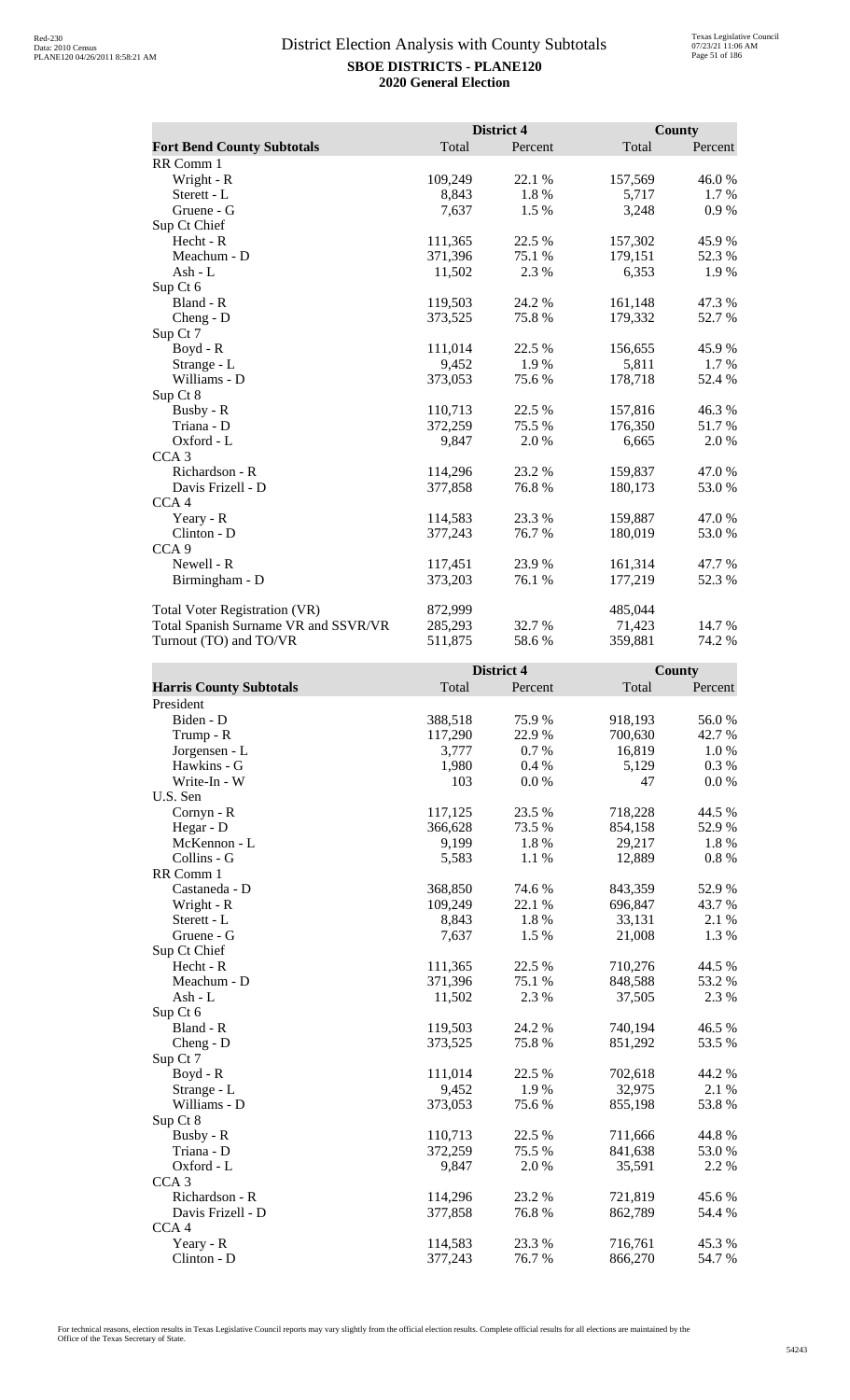# District Election Analysis with County Subtotals

**SBOE DISTRICTS - PLANE120**

**2020 General Election**

| | District 4 | | County | |
|---|---|---|---|---|
| **Fort Bend County Subtotals** | Total | Percent | Total | Percent |
| RR Comm 1 | | | | |
| Wright - R | 109,249 | 22.1 % | 157,569 | 46.0 % |
| Sterett - L | 8,843 | 1.8 % | 5,717 | 1.7 % |
| Gruene - G | 7,637 | 1.5 % | 3,248 | 0.9 % |
| Sup Ct Chief | | | | |
| Hecht - R | 111,365 | 22.5 % | 157,302 | 45.9 % |
| Meachum - D | 371,396 | 75.1 % | 179,151 | 52.3 % |
| Ash - L | 11,502 | 2.3 % | 6,353 | 1.9 % |
| Sup Ct 6 | | | | |
| Bland - R | 119,503 | 24.2 % | 161,148 | 47.3 % |
| Cheng - D | 373,525 | 75.8 % | 179,332 | 52.7 % |
| Sup Ct 7 | | | | |
| Boyd - R | 111,014 | 22.5 % | 156,655 | 45.9 % |
| Strange - L | 9,452 | 1.9 % | 5,811 | 1.7 % |
| Williams - D | 373,053 | 75.6 % | 178,718 | 52.4 % |
| Sup Ct 8 | | | | |
| Busby - R | 110,713 | 22.5 % | 157,816 | 46.3 % |
| Triana - D | 372,259 | 75.5 % | 176,350 | 51.7 % |
| Oxford - L | 9,847 | 2.0 % | 6,665 | 2.0 % |
| CCA 3 | | | | |
| Richardson - R | 114,296 | 23.2 % | 159,837 | 47.0 % |
| Davis Frizell - D | 377,858 | 76.8 % | 180,173 | 53.0 % |
| CCA 4 | | | | |
| Yeary - R | 114,583 | 23.3 % | 159,887 | 47.0 % |
| Clinton - D | 377,243 | 76.7 % | 180,019 | 53.0 % |
| CCA 9 | | | | |
| Newell - R | 117,451 | 23.9 % | 161,314 | 47.7 % |
| Birmingham - D | 373,203 | 76.1 % | 177,219 | 52.3 % |
| | | | | |
| Total Voter Registration (VR) | 872,999 | | 485,044 | |
| Total Spanish Surname VR and SSVR/VR | 285,293 | 32.7 % | 71,423 | 14.7 % |
| Turnout (TO) and TO/VR | 511,875 | 58.6 % | 359,881 | 74.2 % |

| | District 4 | | County | |
|---|---|---|---|---|
| **Harris County Subtotals** | Total | Percent | Total | Percent |
| President | | | | |
| Biden - D | 388,518 | 75.9 % | 918,193 | 56.0 % |
| Trump - R | 117,290 | 22.9 % | 700,630 | 42.7 % |
| Jorgensen - L | 3,777 | 0.7 % | 16,819 | 1.0 % |
| Hawkins - G | 1,980 | 0.4 % | 5,129 | 0.3 % |
| Write-In - W | 103 | 0.0 % | 47 | 0.0 % |
| U.S. Sen | | | | |
| Cornyn - R | 117,125 | 23.5 % | 718,228 | 44.5 % |
| Hegar - D | 366,628 | 73.5 % | 854,158 | 52.9 % |
| McKennon - L | 9,199 | 1.8 % | 29,217 | 1.8 % |
| Collins - G | 5,583 | 1.1 % | 12,889 | 0.8 % |
| RR Comm 1 | | | | |
| Castaneda - D | 368,850 | 74.6 % | 843,359 | 52.9 % |
| Wright - R | 109,249 | 22.1 % | 696,847 | 43.7 % |
| Sterett - L | 8,843 | 1.8 % | 33,131 | 2.1 % |
| Gruene - G | 7,637 | 1.5 % | 21,008 | 1.3 % |
| Sup Ct Chief | | | | |
| Hecht - R | 111,365 | 22.5 % | 710,276 | 44.5 % |
| Meachum - D | 371,396 | 75.1 % | 848,588 | 53.2 % |
| Ash - L | 11,502 | 2.3 % | 37,505 | 2.3 % |
| Sup Ct 6 | | | | |
| Bland - R | 119,503 | 24.2 % | 740,194 | 46.5 % |
| Cheng - D | 373,525 | 75.8 % | 851,292 | 53.5 % |
| Sup Ct 7 | | | | |
| Boyd - R | 111,014 | 22.5 % | 702,618 | 44.2 % |
| Strange - L | 9,452 | 1.9 % | 32,975 | 2.1 % |
| Williams - D | 373,053 | 75.6 % | 855,198 | 53.8 % |
| Sup Ct 8 | | | | |
| Busby - R | 110,713 | 22.5 % | 711,666 | 44.8 % |
| Triana - D | 372,259 | 75.5 % | 841,638 | 53.0 % |
| Oxford - L | 9,847 | 2.0 % | 35,591 | 2.2 % |
| CCA 3 | | | | |
| Richardson - R | 114,296 | 23.2 % | 721,819 | 45.6 % |
| Davis Frizell - D | 377,858 | 76.8 % | 862,789 | 54.4 % |
| CCA 4 | | | | |
| Yeary - R | 114,583 | 23.3 % | 716,761 | 45.3 % |
| Clinton - D | 377,243 | 76.7 % | 866,270 | 54.7 % |

For technical reasons, election results in Texas Legislative Council reports may vary slightly from the official election results. Complete official results for all elections are maintained by the Office of the Texas Secretary of State.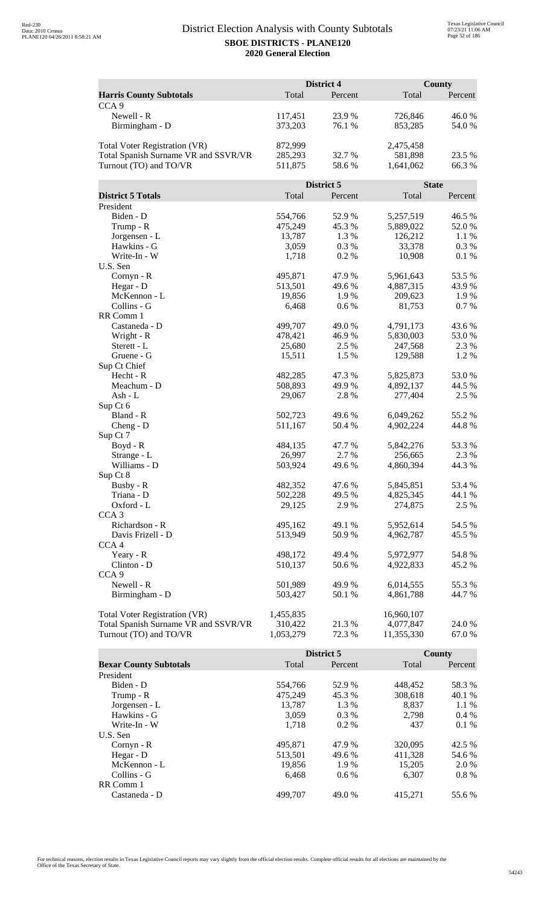# District Election Analysis with County Subtotals

**SBOE DISTRICTS - PLANE120**

**2020 General Election**

| | District 4 | | County | |
|---|---|---|---|---|
| **Harris County Subtotals** | Total | Percent | Total | Percent |
| CCA 9 | | | | |
| Newell - R | 117,451 | 23.9 % | 726,846 | 46.0 % |
| Birmingham - D | 373,203 | 76.1 % | 853,285 | 54.0 % |
| Total Voter Registration (VR) | 872,999 | | 2,475,458 | |
| Total Spanish Surname VR and SSVR/VR | 285,293 | 32.7 % | 581,898 | 23.5 % |
| Turnout (TO) and TO/VR | 511,875 | 58.6 % | 1,641,062 | 66.3 % |

| | District 5 | | State | |
|---|---|---|---|---|
| **District 5 Totals** | Total | Percent | Total | Percent |
| President | | | | |
| Biden - D | 554,766 | 52.9 % | 5,257,519 | 46.5 % |
| Trump - R | 475,249 | 45.3 % | 5,889,022 | 52.0 % |
| Jorgensen - L | 13,787 | 1.3 % | 126,212 | 1.1 % |
| Hawkins - G | 3,059 | 0.3 % | 33,378 | 0.3 % |
| Write-In - W | 1,718 | 0.2 % | 10,908 | 0.1 % |
| U.S. Sen | | | | |
| Cornyn - R | 495,871 | 47.9 % | 5,961,643 | 53.5 % |
| Hegar - D | 513,501 | 49.6 % | 4,887,315 | 43.9 % |
| McKennon - L | 19,856 | 1.9 % | 209,623 | 1.9 % |
| Collins - G | 6,468 | 0.6 % | 81,753 | 0.7 % |
| RR Comm 1 | | | | |
| Castaneda - D | 499,707 | 49.0 % | 4,791,173 | 43.6 % |
| Wright - R | 478,421 | 46.9 % | 5,830,003 | 53.0 % |
| Sterett - L | 25,680 | 2.5 % | 247,568 | 2.3 % |
| Gruene - G | 15,511 | 1.5 % | 129,588 | 1.2 % |
| Sup Ct Chief | | | | |
| Hecht - R | 482,285 | 47.3 % | 5,825,873 | 53.0 % |
| Meachum - D | 508,893 | 49.9 % | 4,892,137 | 44.5 % |
| Ash - L | 29,067 | 2.8 % | 277,404 | 2.5 % |
| Sup Ct 6 | | | | |
| Bland - R | 502,723 | 49.6 % | 6,049,262 | 55.2 % |
| Cheng - D | 511,167 | 50.4 % | 4,902,224 | 44.8 % |
| Sup Ct 7 | | | | |
| Boyd - R | 484,135 | 47.7 % | 5,842,276 | 53.3 % |
| Strange - L | 26,997 | 2.7 % | 256,665 | 2.3 % |
| Williams - D | 503,924 | 49.6 % | 4,860,394 | 44.3 % |
| Sup Ct 8 | | | | |
| Busby - R | 482,352 | 47.6 % | 5,845,851 | 53.4 % |
| Triana - D | 502,228 | 49.5 % | 4,825,345 | 44.1 % |
| Oxford - L | 29,125 | 2.9 % | 274,875 | 2.5 % |
| CCA 3 | | | | |
| Richardson - R | 495,162 | 49.1 % | 5,952,614 | 54.5 % |
| Davis Frizell - D | 513,949 | 50.9 % | 4,962,787 | 45.5 % |
| CCA 4 | | | | |
| Yeary - R | 498,172 | 49.4 % | 5,972,977 | 54.8 % |
| Clinton - D | 510,137 | 50.6 % | 4,922,833 | 45.2 % |
| CCA 9 | | | | |
| Newell - R | 501,989 | 49.9 % | 6,014,555 | 55.3 % |
| Birmingham - D | 503,427 | 50.1 % | 4,861,788 | 44.7 % |
| Total Voter Registration (VR) | 1,455,835 | | 16,960,107 | |
| Total Spanish Surname VR and SSVR/VR | 310,422 | 21.3 % | 4,077,847 | 24.0 % |
| Turnout (TO) and TO/VR | 1,053,279 | 72.3 % | 11,355,330 | 67.0 % |

| | District 5 | | County | |
|---|---|---|---|---|
| **Bexar County Subtotals** | Total | Percent | Total | Percent |
| President | | | | |
| Biden - D | 554,766 | 52.9 % | 448,452 | 58.3 % |
| Trump - R | 475,249 | 45.3 % | 308,618 | 40.1 % |
| Jorgensen - L | 13,787 | 1.3 % | 8,837 | 1.1 % |
| Hawkins - G | 3,059 | 0.3 % | 2,798 | 0.4 % |
| Write-In - W | 1,718 | 0.2 % | 437 | 0.1 % |
| U.S. Sen | | | | |
| Cornyn - R | 495,871 | 47.9 % | 320,095 | 42.5 % |
| Hegar - D | 513,501 | 49.6 % | 411,328 | 54.6 % |
| McKennon - L | 19,856 | 1.9 % | 15,205 | 2.0 % |
| Collins - G | 6,468 | 0.6 % | 6,307 | 0.8 % |
| RR Comm 1 | | | | |
| Castaneda - D | 499,707 | 49.0 % | 415,271 | 55.6 % |

For technical reasons, election results in Texas Legislative Council reports may vary slightly from the official election results. Complete official results for all elections are maintained by the Office of the Texas Secretary of State.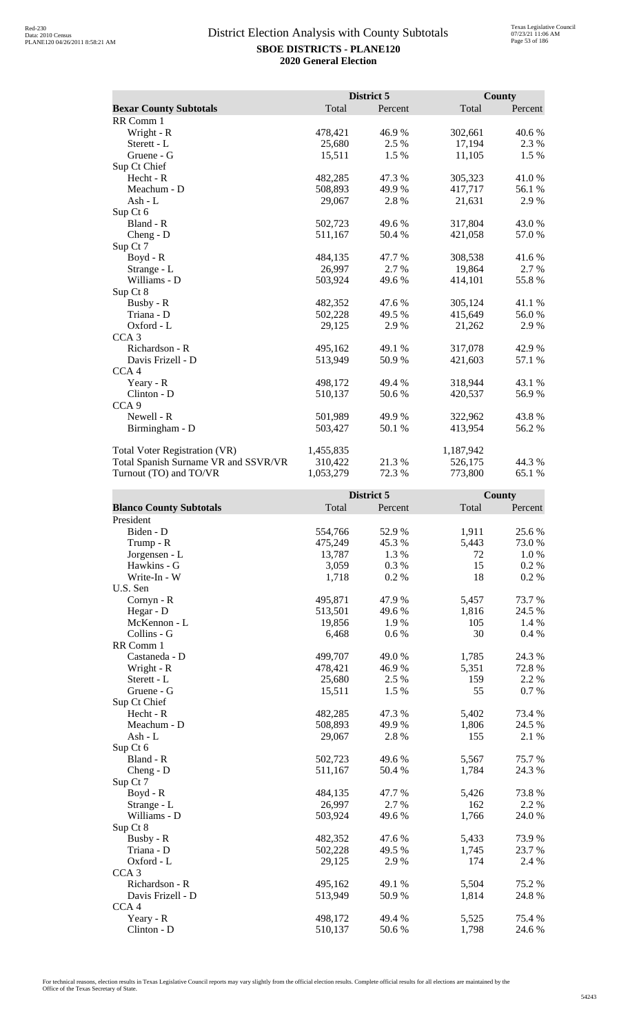# District Election Analysis with County Subtotals

**SBOE DISTRICTS - PLANE120**
**2020 General Election**

| | District 5 | | County | |
|---|---|---|---|---|
| **Bexar County Subtotals** | Total | Percent | Total | Percent |
| RR Comm 1 | | | | |
| Wright - R | 478,421 | 46.9 % | 302,661 | 40.6 % |
| Sterett - L | 25,680 | 2.5 % | 17,194 | 2.3 % |
| Gruene - G | 15,511 | 1.5 % | 11,105 | 1.5 % |
| Sup Ct Chief | | | | |
| Hecht - R | 482,285 | 47.3 % | 305,323 | 41.0 % |
| Meachum - D | 508,893 | 49.9 % | 417,717 | 56.1 % |
| Ash - L | 29,067 | 2.8 % | 21,631 | 2.9 % |
| Sup Ct 6 | | | | |
| Bland - R | 502,723 | 49.6 % | 317,804 | 43.0 % |
| Cheng - D | 511,167 | 50.4 % | 421,058 | 57.0 % |
| Sup Ct 7 | | | | |
| Boyd - R | 484,135 | 47.7 % | 308,538 | 41.6 % |
| Strange - L | 26,997 | 2.7 % | 19,864 | 2.7 % |
| Williams - D | 503,924 | 49.6 % | 414,101 | 55.8 % |
| Sup Ct 8 | | | | |
| Busby - R | 482,352 | 47.6 % | 305,124 | 41.1 % |
| Triana - D | 502,228 | 49.5 % | 415,649 | 56.0 % |
| Oxford - L | 29,125 | 2.9 % | 21,262 | 2.9 % |
| CCA 3 | | | | |
| Richardson - R | 495,162 | 49.1 % | 317,078 | 42.9 % |
| Davis Frizell - D | 513,949 | 50.9 % | 421,603 | 57.1 % |
| CCA 4 | | | | |
| Yeary - R | 498,172 | 49.4 % | 318,944 | 43.1 % |
| Clinton - D | 510,137 | 50.6 % | 420,537 | 56.9 % |
| CCA 9 | | | | |
| Newell - R | 501,989 | 49.9 % | 322,962 | 43.8 % |
| Birmingham - D | 503,427 | 50.1 % | 413,954 | 56.2 % |
| | | | | |
| Total Voter Registration (VR) | 1,455,835 | | 1,187,942 | |
| Total Spanish Surname VR and SSVR/VR | 310,422 | 21.3 % | 526,175 | 44.3 % |
| Turnout (TO) and TO/VR | 1,053,279 | 72.3 % | 773,800 | 65.1 % |

| | District 5 | | County | |
|---|---|---|---|---|
| **Blanco County Subtotals** | Total | Percent | Total | Percent |
| President | | | | |
| Biden - D | 554,766 | 52.9 % | 1,911 | 25.6 % |
| Trump - R | 475,249 | 45.3 % | 5,443 | 73.0 % |
| Jorgensen - L | 13,787 | 1.3 % | 72 | 1.0 % |
| Hawkins - G | 3,059 | 0.3 % | 15 | 0.2 % |
| Write-In - W | 1,718 | 0.2 % | 18 | 0.2 % |
| U.S. Sen | | | | |
| Cornyn - R | 495,871 | 47.9 % | 5,457 | 73.7 % |
| Hegar - D | 513,501 | 49.6 % | 1,816 | 24.5 % |
| McKennon - L | 19,856 | 1.9 % | 105 | 1.4 % |
| Collins - G | 6,468 | 0.6 % | 30 | 0.4 % |
| RR Comm 1 | | | | |
| Castaneda - D | 499,707 | 49.0 % | 1,785 | 24.3 % |
| Wright - R | 478,421 | 46.9 % | 5,351 | 72.8 % |
| Sterett - L | 25,680 | 2.5 % | 159 | 2.2 % |
| Gruene - G | 15,511 | 1.5 % | 55 | 0.7 % |
| Sup Ct Chief | | | | |
| Hecht - R | 482,285 | 47.3 % | 5,402 | 73.4 % |
| Meachum - D | 508,893 | 49.9 % | 1,806 | 24.5 % |
| Ash - L | 29,067 | 2.8 % | 155 | 2.1 % |
| Sup Ct 6 | | | | |
| Bland - R | 502,723 | 49.6 % | 5,567 | 75.7 % |
| Cheng - D | 511,167 | 50.4 % | 1,784 | 24.3 % |
| Sup Ct 7 | | | | |
| Boyd - R | 484,135 | 47.7 % | 5,426 | 73.8 % |
| Strange - L | 26,997 | 2.7 % | 162 | 2.2 % |
| Williams - D | 503,924 | 49.6 % | 1,766 | 24.0 % |
| Sup Ct 8 | | | | |
| Busby - R | 482,352 | 47.6 % | 5,433 | 73.9 % |
| Triana - D | 502,228 | 49.5 % | 1,745 | 23.7 % |
| Oxford - L | 29,125 | 2.9 % | 174 | 2.4 % |
| CCA 3 | | | | |
| Richardson - R | 495,162 | 49.1 % | 5,504 | 75.2 % |
| Davis Frizell - D | 513,949 | 50.9 % | 1,814 | 24.8 % |
| CCA 4 | | | | |
| Yeary - R | 498,172 | 49.4 % | 5,525 | 75.4 % |
| Clinton - D | 510,137 | 50.6 % | 1,798 | 24.6 % |

For technical reasons, election results in Texas Legislative Council reports may vary slightly from the official election results. Complete official results for all elections are maintained by the Office of the Texas Secretary of State.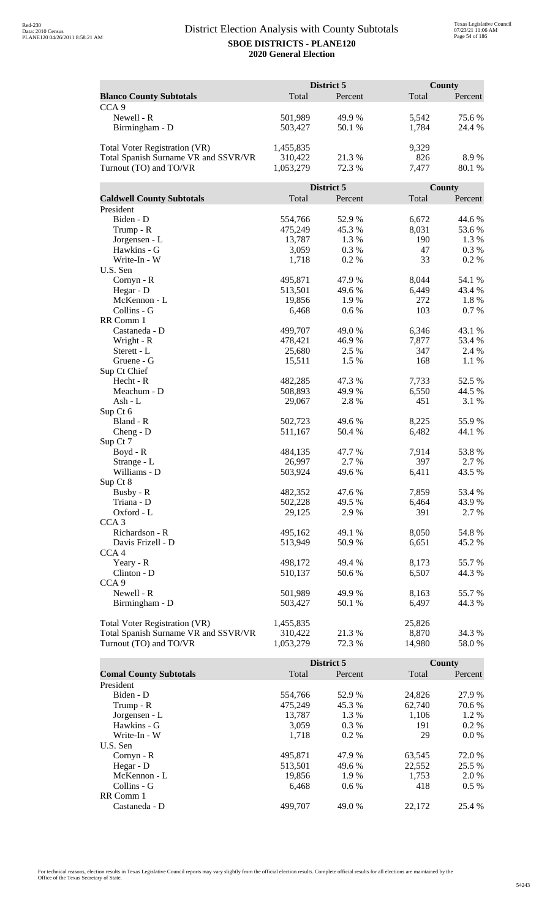# District Election Analysis with County Subtotals

**SBOE DISTRICTS - PLANE120**

**2020 General Election**

| **Blanco County Subtotals** | District 5 Total | District 5 Percent | County Total | County Percent |
|---|---|---|---|---|
| CCA 9 | | | | |
| Newell - R | 501,989 | 49.9 % | 5,542 | 75.6 % |
| Birmingham - D | 503,427 | 50.1 % | 1,784 | 24.4 % |
| | | | | |
| Total Voter Registration (VR) | 1,455,835 | | 9,329 | |
| Total Spanish Surname VR and SSVR/VR | 310,422 | 21.3 % | 826 | 8.9 % |
| Turnout (TO) and TO/VR | 1,053,279 | 72.3 % | 7,477 | 80.1 % |

| **Caldwell County Subtotals** | District 5 Total | District 5 Percent | County Total | County Percent |
|---|---|---|---|---|
| President | | | | |
| Biden - D | 554,766 | 52.9 % | 6,672 | 44.6 % |
| Trump - R | 475,249 | 45.3 % | 8,031 | 53.6 % |
| Jorgensen - L | 13,787 | 1.3 % | 190 | 1.3 % |
| Hawkins - G | 3,059 | 0.3 % | 47 | 0.3 % |
| Write-In - W | 1,718 | 0.2 % | 33 | 0.2 % |
| U.S. Sen | | | | |
| Cornyn - R | 495,871 | 47.9 % | 8,044 | 54.1 % |
| Hegar - D | 513,501 | 49.6 % | 6,449 | 43.4 % |
| McKennon - L | 19,856 | 1.9 % | 272 | 1.8 % |
| Collins - G | 6,468 | 0.6 % | 103 | 0.7 % |
| RR Comm 1 | | | | |
| Castaneda - D | 499,707 | 49.0 % | 6,346 | 43.1 % |
| Wright - R | 478,421 | 46.9 % | 7,877 | 53.4 % |
| Sterett - L | 25,680 | 2.5 % | 347 | 2.4 % |
| Gruene - G | 15,511 | 1.5 % | 168 | 1.1 % |
| Sup Ct Chief | | | | |
| Hecht - R | 482,285 | 47.3 % | 7,733 | 52.5 % |
| Meachum - D | 508,893 | 49.9 % | 6,550 | 44.5 % |
| Ash - L | 29,067 | 2.8 % | 451 | 3.1 % |
| Sup Ct 6 | | | | |
| Bland - R | 502,723 | 49.6 % | 8,225 | 55.9 % |
| Cheng - D | 511,167 | 50.4 % | 6,482 | 44.1 % |
| Sup Ct 7 | | | | |
| Boyd - R | 484,135 | 47.7 % | 7,914 | 53.8 % |
| Strange - L | 26,997 | 2.7 % | 397 | 2.7 % |
| Williams - D | 503,924 | 49.6 % | 6,411 | 43.5 % |
| Sup Ct 8 | | | | |
| Busby - R | 482,352 | 47.6 % | 7,859 | 53.4 % |
| Triana - D | 502,228 | 49.5 % | 6,464 | 43.9 % |
| Oxford - L | 29,125 | 2.9 % | 391 | 2.7 % |
| CCA 3 | | | | |
| Richardson - R | 495,162 | 49.1 % | 8,050 | 54.8 % |
| Davis Frizell - D | 513,949 | 50.9 % | 6,651 | 45.2 % |
| CCA 4 | | | | |
| Yeary - R | 498,172 | 49.4 % | 8,173 | 55.7 % |
| Clinton - D | 510,137 | 50.6 % | 6,507 | 44.3 % |
| CCA 9 | | | | |
| Newell - R | 501,989 | 49.9 % | 8,163 | 55.7 % |
| Birmingham - D | 503,427 | 50.1 % | 6,497 | 44.3 % |
| | | | | |
| Total Voter Registration (VR) | 1,455,835 | | 25,826 | |
| Total Spanish Surname VR and SSVR/VR | 310,422 | 21.3 % | 8,870 | 34.3 % |
| Turnout (TO) and TO/VR | 1,053,279 | 72.3 % | 14,980 | 58.0 % |

| **Comal County Subtotals** | District 5 Total | District 5 Percent | County Total | County Percent |
|---|---|---|---|---|
| President | | | | |
| Biden - D | 554,766 | 52.9 % | 24,826 | 27.9 % |
| Trump - R | 475,249 | 45.3 % | 62,740 | 70.6 % |
| Jorgensen - L | 13,787 | 1.3 % | 1,106 | 1.2 % |
| Hawkins - G | 3,059 | 0.3 % | 191 | 0.2 % |
| Write-In - W | 1,718 | 0.2 % | 29 | 0.0 % |
| U.S. Sen | | | | |
| Cornyn - R | 495,871 | 47.9 % | 63,545 | 72.0 % |
| Hegar - D | 513,501 | 49.6 % | 22,552 | 25.5 % |
| McKennon - L | 19,856 | 1.9 % | 1,753 | 2.0 % |
| Collins - G | 6,468 | 0.6 % | 418 | 0.5 % |
| RR Comm 1 | | | | |
| Castaneda - D | 499,707 | 49.0 % | 22,172 | 25.4 % |

For technical reasons, election results in Texas Legislative Council reports may vary slightly from the official election results. Complete official results for all elections are maintained by the Office of the Texas Secretary of State.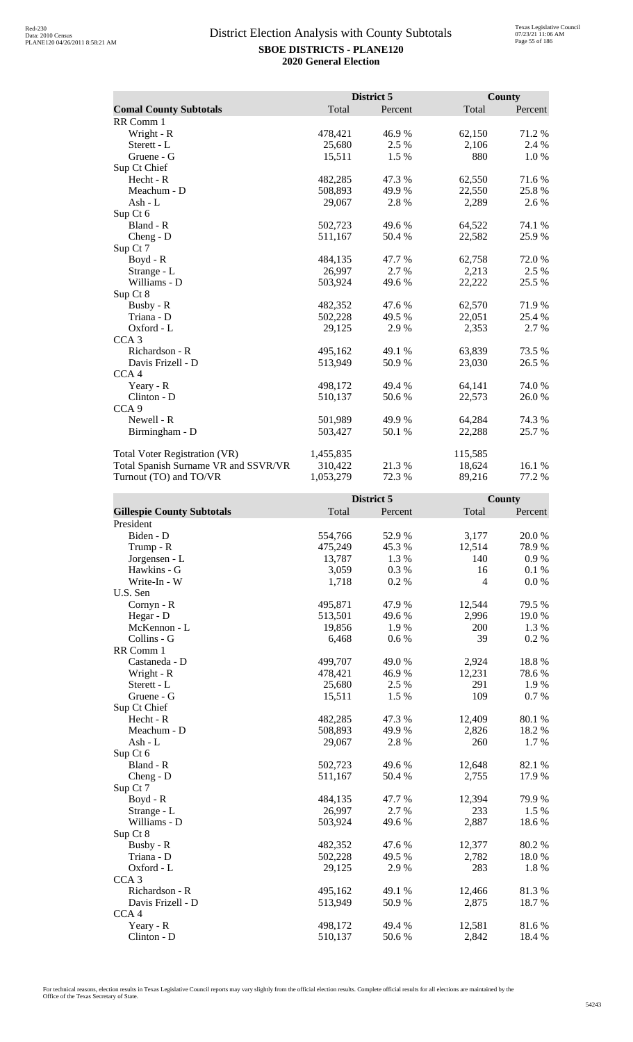# District Election Analysis with County Subtotals

**SBOE DISTRICTS - PLANE120**

**2020 General Election**

| Comal County Subtotals | District 5 Total | District 5 Percent | County Total | County Percent |
|---|---|---|---|---|
| RR Comm 1 | | | | |
| Wright - R | 478,421 | 46.9 % | 62,150 | 71.2 % |
| Sterett - L | 25,680 | 2.5 % | 2,106 | 2.4 % |
| Gruene - G | 15,511 | 1.5 % | 880 | 1.0 % |
| Sup Ct Chief | | | | |
| Hecht - R | 482,285 | 47.3 % | 62,550 | 71.6 % |
| Meachum - D | 508,893 | 49.9 % | 22,550 | 25.8 % |
| Ash - L | 29,067 | 2.8 % | 2,289 | 2.6 % |
| Sup Ct 6 | | | | |
| Bland - R | 502,723 | 49.6 % | 64,522 | 74.1 % |
| Cheng - D | 511,167 | 50.4 % | 22,582 | 25.9 % |
| Sup Ct 7 | | | | |
| Boyd - R | 484,135 | 47.7 % | 62,758 | 72.0 % |
| Strange - L | 26,997 | 2.7 % | 2,213 | 2.5 % |
| Williams - D | 503,924 | 49.6 % | 22,222 | 25.5 % |
| Sup Ct 8 | | | | |
| Busby - R | 482,352 | 47.6 % | 62,570 | 71.9 % |
| Triana - D | 502,228 | 49.5 % | 22,051 | 25.4 % |
| Oxford - L | 29,125 | 2.9 % | 2,353 | 2.7 % |
| CCA 3 | | | | |
| Richardson - R | 495,162 | 49.1 % | 63,839 | 73.5 % |
| Davis Frizell - D | 513,949 | 50.9 % | 23,030 | 26.5 % |
| CCA 4 | | | | |
| Yeary - R | 498,172 | 49.4 % | 64,141 | 74.0 % |
| Clinton - D | 510,137 | 50.6 % | 22,573 | 26.0 % |
| CCA 9 | | | | |
| Newell - R | 501,989 | 49.9 % | 64,284 | 74.3 % |
| Birmingham - D | 503,427 | 50.1 % | 22,288 | 25.7 % |
| | | | | |
| Total Voter Registration (VR) | 1,455,835 | | 115,585 | |
| Total Spanish Surname VR and SSVR/VR | 310,422 | 21.3 % | 18,624 | 16.1 % |
| Turnout (TO) and TO/VR | 1,053,279 | 72.3 % | 89,216 | 77.2 % |

| Gillespie County Subtotals | District 5 Total | District 5 Percent | County Total | County Percent |
|---|---|---|---|---|
| President | | | | |
| Biden - D | 554,766 | 52.9 % | 3,177 | 20.0 % |
| Trump - R | 475,249 | 45.3 % | 12,514 | 78.9 % |
| Jorgensen - L | 13,787 | 1.3 % | 140 | 0.9 % |
| Hawkins - G | 3,059 | 0.3 % | 16 | 0.1 % |
| Write-In - W | 1,718 | 0.2 % | 4 | 0.0 % |
| U.S. Sen | | | | |
| Cornyn - R | 495,871 | 47.9 % | 12,544 | 79.5 % |
| Hegar - D | 513,501 | 49.6 % | 2,996 | 19.0 % |
| McKennon - L | 19,856 | 1.9 % | 200 | 1.3 % |
| Collins - G | 6,468 | 0.6 % | 39 | 0.2 % |
| RR Comm 1 | | | | |
| Castaneda - D | 499,707 | 49.0 % | 2,924 | 18.8 % |
| Wright - R | 478,421 | 46.9 % | 12,231 | 78.6 % |
| Sterett - L | 25,680 | 2.5 % | 291 | 1.9 % |
| Gruene - G | 15,511 | 1.5 % | 109 | 0.7 % |
| Sup Ct Chief | | | | |
| Hecht - R | 482,285 | 47.3 % | 12,409 | 80.1 % |
| Meachum - D | 508,893 | 49.9 % | 2,826 | 18.2 % |
| Ash - L | 29,067 | 2.8 % | 260 | 1.7 % |
| Sup Ct 6 | | | | |
| Bland - R | 502,723 | 49.6 % | 12,648 | 82.1 % |
| Cheng - D | 511,167 | 50.4 % | 2,755 | 17.9 % |
| Sup Ct 7 | | | | |
| Boyd - R | 484,135 | 47.7 % | 12,394 | 79.9 % |
| Strange - L | 26,997 | 2.7 % | 233 | 1.5 % |
| Williams - D | 503,924 | 49.6 % | 2,887 | 18.6 % |
| Sup Ct 8 | | | | |
| Busby - R | 482,352 | 47.6 % | 12,377 | 80.2 % |
| Triana - D | 502,228 | 49.5 % | 2,782 | 18.0 % |
| Oxford - L | 29,125 | 2.9 % | 283 | 1.8 % |
| CCA 3 | | | | |
| Richardson - R | 495,162 | 49.1 % | 12,466 | 81.3 % |
| Davis Frizell - D | 513,949 | 50.9 % | 2,875 | 18.7 % |
| CCA 4 | | | | |
| Yeary - R | 498,172 | 49.4 % | 12,581 | 81.6 % |
| Clinton - D | 510,137 | 50.6 % | 2,842 | 18.4 % |

For technical reasons, election results in Texas Legislative Council reports may vary slightly from the official election results. Complete official results for all elections are maintained by the Office of the Texas Secretary of State.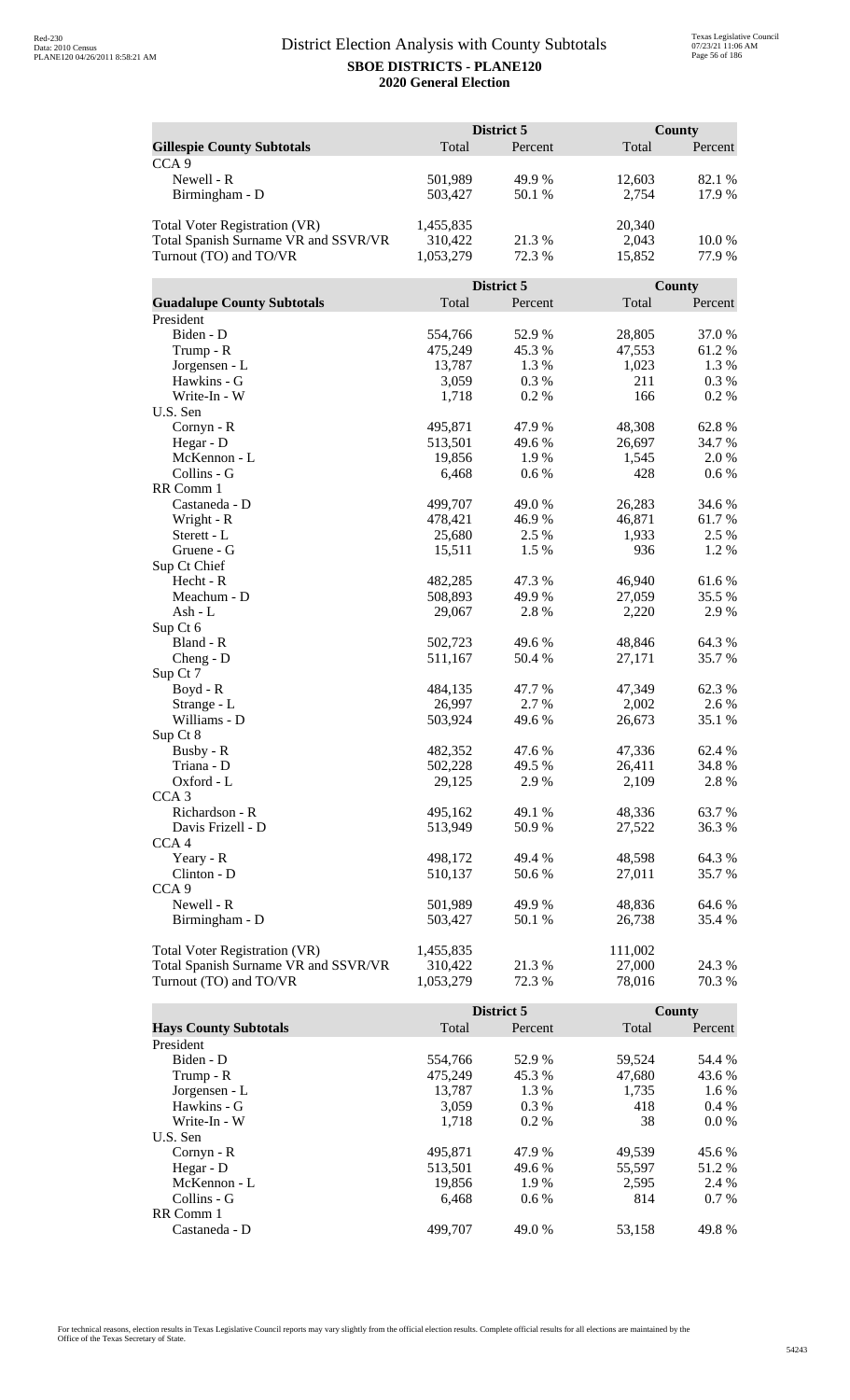# District Election Analysis with County Subtotals

**SBOE DISTRICTS - PLANE120**

**2020 General Election**

| | District 5 | | County | |
|---|---|---|---|---|
| **Gillespie County Subtotals** | Total | Percent | Total | Percent |
| CCA 9 | | | | |
| Newell - R | 501,989 | 49.9 % | 12,603 | 82.1 % |
| Birmingham - D | 503,427 | 50.1 % | 2,754 | 17.9 % |
| | | | | |
| Total Voter Registration (VR) | 1,455,835 | | 20,340 | |
| Total Spanish Surname VR and SSVR/VR | 310,422 | 21.3 % | 2,043 | 10.0 % |
| Turnout (TO) and TO/VR | 1,053,279 | 72.3 % | 15,852 | 77.9 % |

| | District 5 | | County | |
|---|---|---|---|---|
| **Guadalupe County Subtotals** | Total | Percent | Total | Percent |
| President | | | | |
| Biden - D | 554,766 | 52.9 % | 28,805 | 37.0 % |
| Trump - R | 475,249 | 45.3 % | 47,553 | 61.2 % |
| Jorgensen - L | 13,787 | 1.3 % | 1,023 | 1.3 % |
| Hawkins - G | 3,059 | 0.3 % | 211 | 0.3 % |
| Write-In - W | 1,718 | 0.2 % | 166 | 0.2 % |
| U.S. Sen | | | | |
| Cornyn - R | 495,871 | 47.9 % | 48,308 | 62.8 % |
| Hegar - D | 513,501 | 49.6 % | 26,697 | 34.7 % |
| McKennon - L | 19,856 | 1.9 % | 1,545 | 2.0 % |
| Collins - G | 6,468 | 0.6 % | 428 | 0.6 % |
| RR Comm 1 | | | | |
| Castaneda - D | 499,707 | 49.0 % | 26,283 | 34.6 % |
| Wright - R | 478,421 | 46.9 % | 46,871 | 61.7 % |
| Sterett - L | 25,680 | 2.5 % | 1,933 | 2.5 % |
| Gruene - G | 15,511 | 1.5 % | 936 | 1.2 % |
| Sup Ct Chief | | | | |
| Hecht - R | 482,285 | 47.3 % | 46,940 | 61.6 % |
| Meachum - D | 508,893 | 49.9 % | 27,059 | 35.5 % |
| Ash - L | 29,067 | 2.8 % | 2,220 | 2.9 % |
| Sup Ct 6 | | | | |
| Bland - R | 502,723 | 49.6 % | 48,846 | 64.3 % |
| Cheng - D | 511,167 | 50.4 % | 27,171 | 35.7 % |
| Sup Ct 7 | | | | |
| Boyd - R | 484,135 | 47.7 % | 47,349 | 62.3 % |
| Strange - L | 26,997 | 2.7 % | 2,002 | 2.6 % |
| Williams - D | 503,924 | 49.6 % | 26,673 | 35.1 % |
| Sup Ct 8 | | | | |
| Busby - R | 482,352 | 47.6 % | 47,336 | 62.4 % |
| Triana - D | 502,228 | 49.5 % | 26,411 | 34.8 % |
| Oxford - L | 29,125 | 2.9 % | 2,109 | 2.8 % |
| CCA 3 | | | | |
| Richardson - R | 495,162 | 49.1 % | 48,336 | 63.7 % |
| Davis Frizell - D | 513,949 | 50.9 % | 27,522 | 36.3 % |
| CCA 4 | | | | |
| Yeary - R | 498,172 | 49.4 % | 48,598 | 64.3 % |
| Clinton - D | 510,137 | 50.6 % | 27,011 | 35.7 % |
| CCA 9 | | | | |
| Newell - R | 501,989 | 49.9 % | 48,836 | 64.6 % |
| Birmingham - D | 503,427 | 50.1 % | 26,738 | 35.4 % |
| | | | | |
| Total Voter Registration (VR) | 1,455,835 | | 111,002 | |
| Total Spanish Surname VR and SSVR/VR | 310,422 | 21.3 % | 27,000 | 24.3 % |
| Turnout (TO) and TO/VR | 1,053,279 | 72.3 % | 78,016 | 70.3 % |

| | District 5 | | County | |
|---|---|---|---|---|
| **Hays County Subtotals** | Total | Percent | Total | Percent |
| President | | | | |
| Biden - D | 554,766 | 52.9 % | 59,524 | 54.4 % |
| Trump - R | 475,249 | 45.3 % | 47,680 | 43.6 % |
| Jorgensen - L | 13,787 | 1.3 % | 1,735 | 1.6 % |
| Hawkins - G | 3,059 | 0.3 % | 418 | 0.4 % |
| Write-In - W | 1,718 | 0.2 % | 38 | 0.0 % |
| U.S. Sen | | | | |
| Cornyn - R | 495,871 | 47.9 % | 49,539 | 45.6 % |
| Hegar - D | 513,501 | 49.6 % | 55,597 | 51.2 % |
| McKennon - L | 19,856 | 1.9 % | 2,595 | 2.4 % |
| Collins - G | 6,468 | 0.6 % | 814 | 0.7 % |
| RR Comm 1 | | | | |
| Castaneda - D | 499,707 | 49.0 % | 53,158 | 49.8 % |

For technical reasons, election results in Texas Legislative Council reports may vary slightly from the official election results. Complete official results for all elections are maintained by the Office of the Texas Secretary of State.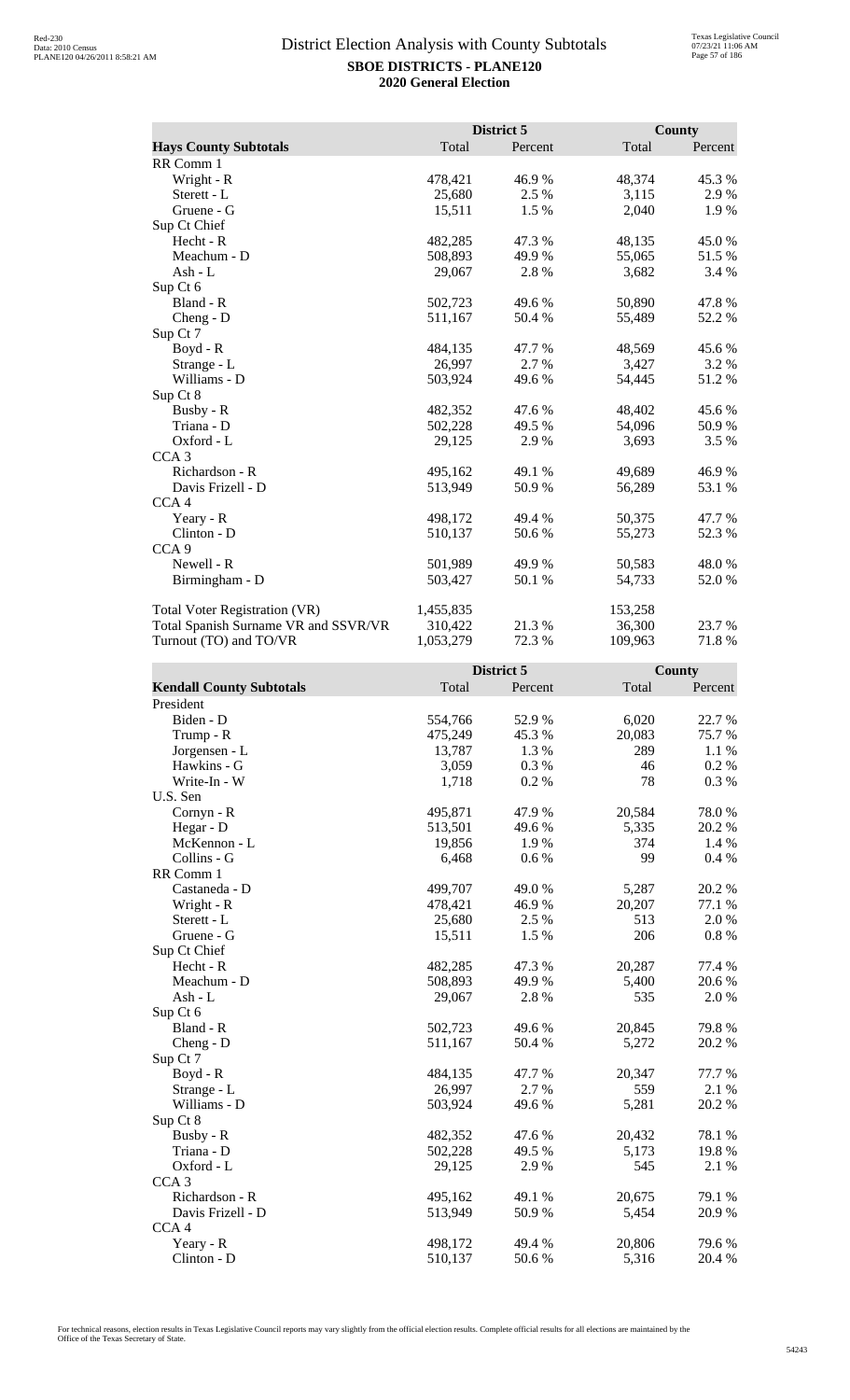# District Election Analysis with County Subtotals

**SBOE DISTRICTS - PLANE120**
**2020 General Election**

| Hays County Subtotals | District 5 Total | District 5 Percent | County Total | County Percent |
|---|---|---|---|---|
| RR Comm 1 | | | | |
| Wright - R | 478,421 | 46.9 % | 48,374 | 45.3 % |
| Sterett - L | 25,680 | 2.5 % | 3,115 | 2.9 % |
| Gruene - G | 15,511 | 1.5 % | 2,040 | 1.9 % |
| Sup Ct Chief | | | | |
| Hecht - R | 482,285 | 47.3 % | 48,135 | 45.0 % |
| Meachum - D | 508,893 | 49.9 % | 55,065 | 51.5 % |
| Ash - L | 29,067 | 2.8 % | 3,682 | 3.4 % |
| Sup Ct 6 | | | | |
| Bland - R | 502,723 | 49.6 % | 50,890 | 47.8 % |
| Cheng - D | 511,167 | 50.4 % | 55,489 | 52.2 % |
| Sup Ct 7 | | | | |
| Boyd - R | 484,135 | 47.7 % | 48,569 | 45.6 % |
| Strange - L | 26,997 | 2.7 % | 3,427 | 3.2 % |
| Williams - D | 503,924 | 49.6 % | 54,445 | 51.2 % |
| Sup Ct 8 | | | | |
| Busby - R | 482,352 | 47.6 % | 48,402 | 45.6 % |
| Triana - D | 502,228 | 49.5 % | 54,096 | 50.9 % |
| Oxford - L | 29,125 | 2.9 % | 3,693 | 3.5 % |
| CCA 3 | | | | |
| Richardson - R | 495,162 | 49.1 % | 49,689 | 46.9 % |
| Davis Frizell - D | 513,949 | 50.9 % | 56,289 | 53.1 % |
| CCA 4 | | | | |
| Yeary - R | 498,172 | 49.4 % | 50,375 | 47.7 % |
| Clinton - D | 510,137 | 50.6 % | 55,273 | 52.3 % |
| CCA 9 | | | | |
| Newell - R | 501,989 | 49.9 % | 50,583 | 48.0 % |
| Birmingham - D | 503,427 | 50.1 % | 54,733 | 52.0 % |
| | | | | |
| Total Voter Registration (VR) | 1,455,835 | | 153,258 | |
| Total Spanish Surname VR and SSVR/VR | 310,422 | 21.3 % | 36,300 | 23.7 % |
| Turnout (TO) and TO/VR | 1,053,279 | 72.3 % | 109,963 | 71.8 % |

| Kendall County Subtotals | District 5 Total | District 5 Percent | County Total | County Percent |
|---|---|---|---|---|
| President | | | | |
| Biden - D | 554,766 | 52.9 % | 6,020 | 22.7 % |
| Trump - R | 475,249 | 45.3 % | 20,083 | 75.7 % |
| Jorgensen - L | 13,787 | 1.3 % | 289 | 1.1 % |
| Hawkins - G | 3,059 | 0.3 % | 46 | 0.2 % |
| Write-In - W | 1,718 | 0.2 % | 78 | 0.3 % |
| U.S. Sen | | | | |
| Cornyn - R | 495,871 | 47.9 % | 20,584 | 78.0 % |
| Hegar - D | 513,501 | 49.6 % | 5,335 | 20.2 % |
| McKennon - L | 19,856 | 1.9 % | 374 | 1.4 % |
| Collins - G | 6,468 | 0.6 % | 99 | 0.4 % |
| RR Comm 1 | | | | |
| Castaneda - D | 499,707 | 49.0 % | 5,287 | 20.2 % |
| Wright - R | 478,421 | 46.9 % | 20,207 | 77.1 % |
| Sterett - L | 25,680 | 2.5 % | 513 | 2.0 % |
| Gruene - G | 15,511 | 1.5 % | 206 | 0.8 % |
| Sup Ct Chief | | | | |
| Hecht - R | 482,285 | 47.3 % | 20,287 | 77.4 % |
| Meachum - D | 508,893 | 49.9 % | 5,400 | 20.6 % |
| Ash - L | 29,067 | 2.8 % | 535 | 2.0 % |
| Sup Ct 6 | | | | |
| Bland - R | 502,723 | 49.6 % | 20,845 | 79.8 % |
| Cheng - D | 511,167 | 50.4 % | 5,272 | 20.2 % |
| Sup Ct 7 | | | | |
| Boyd - R | 484,135 | 47.7 % | 20,347 | 77.7 % |
| Strange - L | 26,997 | 2.7 % | 559 | 2.1 % |
| Williams - D | 503,924 | 49.6 % | 5,281 | 20.2 % |
| Sup Ct 8 | | | | |
| Busby - R | 482,352 | 47.6 % | 20,432 | 78.1 % |
| Triana - D | 502,228 | 49.5 % | 5,173 | 19.8 % |
| Oxford - L | 29,125 | 2.9 % | 545 | 2.1 % |
| CCA 3 | | | | |
| Richardson - R | 495,162 | 49.1 % | 20,675 | 79.1 % |
| Davis Frizell - D | 513,949 | 50.9 % | 5,454 | 20.9 % |
| CCA 4 | | | | |
| Yeary - R | 498,172 | 49.4 % | 20,806 | 79.6 % |
| Clinton - D | 510,137 | 50.6 % | 5,316 | 20.4 % |

For technical reasons, election results in Texas Legislative Council reports may vary slightly from the official election results. Complete official results for all elections are maintained by the Office of the Texas Secretary of State.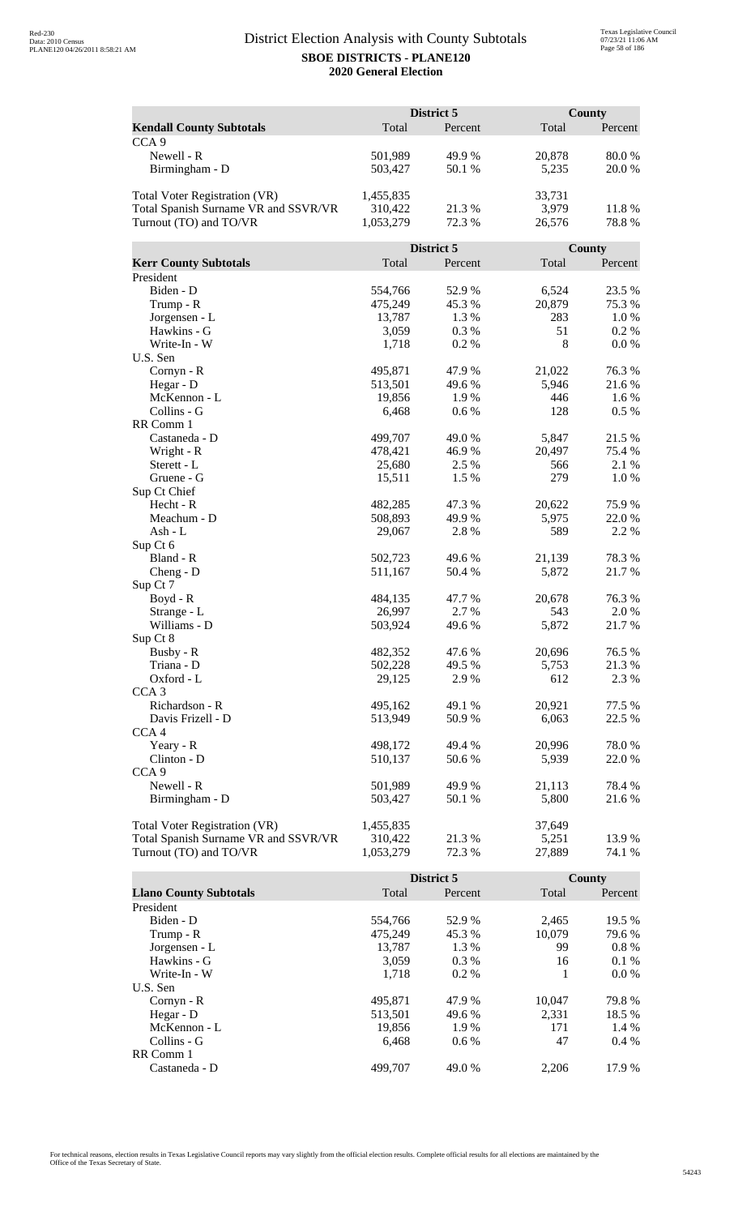# District Election Analysis with County Subtotals

**SBOE DISTRICTS - PLANE120**

**2020 General Election**

| **Kendall County Subtotals** | District 5 Total | District 5 Percent | County Total | County Percent |
|---|---|---|---|---|
| CCA 9 | | | | |
| Newell - R | 501,989 | 49.9 % | 20,878 | 80.0 % |
| Birmingham - D | 503,427 | 50.1 % | 5,235 | 20.0 % |
| | | | | |
| Total Voter Registration (VR) | 1,455,835 | | 33,731 | |
| Total Spanish Surname VR and SSVR/VR | 310,422 | 21.3 % | 3,979 | 11.8 % |
| Turnout (TO) and TO/VR | 1,053,279 | 72.3 % | 26,576 | 78.8 % |

| **Kerr County Subtotals** | District 5 Total | District 5 Percent | County Total | County Percent |
|---|---|---|---|---|
| President | | | | |
| Biden - D | 554,766 | 52.9 % | 6,524 | 23.5 % |
| Trump - R | 475,249 | 45.3 % | 20,879 | 75.3 % |
| Jorgensen - L | 13,787 | 1.3 % | 283 | 1.0 % |
| Hawkins - G | 3,059 | 0.3 % | 51 | 0.2 % |
| Write-In - W | 1,718 | 0.2 % | 8 | 0.0 % |
| U.S. Sen | | | | |
| Cornyn - R | 495,871 | 47.9 % | 21,022 | 76.3 % |
| Hegar - D | 513,501 | 49.6 % | 5,946 | 21.6 % |
| McKennon - L | 19,856 | 1.9 % | 446 | 1.6 % |
| Collins - G | 6,468 | 0.6 % | 128 | 0.5 % |
| RR Comm 1 | | | | |
| Castaneda - D | 499,707 | 49.0 % | 5,847 | 21.5 % |
| Wright - R | 478,421 | 46.9 % | 20,497 | 75.4 % |
| Sterett - L | 25,680 | 2.5 % | 566 | 2.1 % |
| Gruene - G | 15,511 | 1.5 % | 279 | 1.0 % |
| Sup Ct Chief | | | | |
| Hecht - R | 482,285 | 47.3 % | 20,622 | 75.9 % |
| Meachum - D | 508,893 | 49.9 % | 5,975 | 22.0 % |
| Ash - L | 29,067 | 2.8 % | 589 | 2.2 % |
| Sup Ct 6 | | | | |
| Bland - R | 502,723 | 49.6 % | 21,139 | 78.3 % |
| Cheng - D | 511,167 | 50.4 % | 5,872 | 21.7 % |
| Sup Ct 7 | | | | |
| Boyd - R | 484,135 | 47.7 % | 20,678 | 76.3 % |
| Strange - L | 26,997 | 2.7 % | 543 | 2.0 % |
| Williams - D | 503,924 | 49.6 % | 5,872 | 21.7 % |
| Sup Ct 8 | | | | |
| Busby - R | 482,352 | 47.6 % | 20,696 | 76.5 % |
| Triana - D | 502,228 | 49.5 % | 5,753 | 21.3 % |
| Oxford - L | 29,125 | 2.9 % | 612 | 2.3 % |
| CCA 3 | | | | |
| Richardson - R | 495,162 | 49.1 % | 20,921 | 77.5 % |
| Davis Frizell - D | 513,949 | 50.9 % | 6,063 | 22.5 % |
| CCA 4 | | | | |
| Yeary - R | 498,172 | 49.4 % | 20,996 | 78.0 % |
| Clinton - D | 510,137 | 50.6 % | 5,939 | 22.0 % |
| CCA 9 | | | | |
| Newell - R | 501,989 | 49.9 % | 21,113 | 78.4 % |
| Birmingham - D | 503,427 | 50.1 % | 5,800 | 21.6 % |
| | | | | |
| Total Voter Registration (VR) | 1,455,835 | | 37,649 | |
| Total Spanish Surname VR and SSVR/VR | 310,422 | 21.3 % | 5,251 | 13.9 % |
| Turnout (TO) and TO/VR | 1,053,279 | 72.3 % | 27,889 | 74.1 % |

| **Llano County Subtotals** | District 5 Total | District 5 Percent | County Total | County Percent |
|---|---|---|---|---|
| President | | | | |
| Biden - D | 554,766 | 52.9 % | 2,465 | 19.5 % |
| Trump - R | 475,249 | 45.3 % | 10,079 | 79.6 % |
| Jorgensen - L | 13,787 | 1.3 % | 99 | 0.8 % |
| Hawkins - G | 3,059 | 0.3 % | 16 | 0.1 % |
| Write-In - W | 1,718 | 0.2 % | 1 | 0.0 % |
| U.S. Sen | | | | |
| Cornyn - R | 495,871 | 47.9 % | 10,047 | 79.8 % |
| Hegar - D | 513,501 | 49.6 % | 2,331 | 18.5 % |
| McKennon - L | 19,856 | 1.9 % | 171 | 1.4 % |
| Collins - G | 6,468 | 0.6 % | 47 | 0.4 % |
| RR Comm 1 | | | | |
| Castaneda - D | 499,707 | 49.0 % | 2,206 | 17.9 % |

For technical reasons, election results in Texas Legislative Council reports may vary slightly from the official election results. Complete official results for all elections are maintained by the Office of the Texas Secretary of State.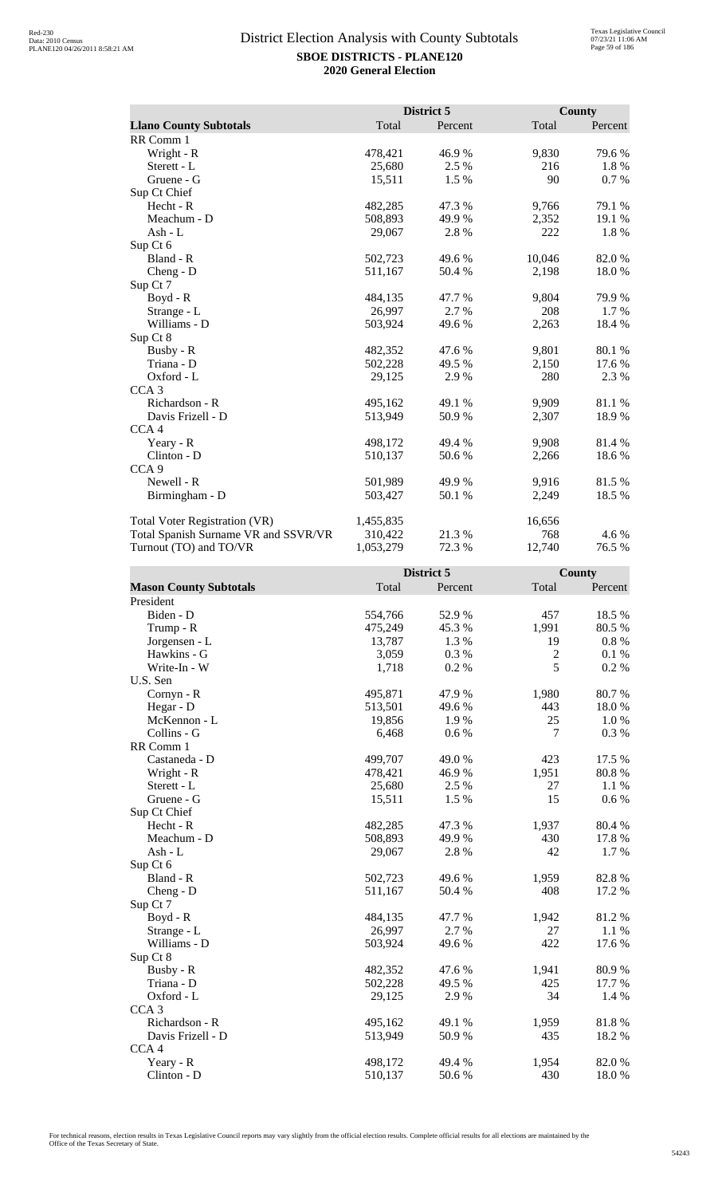## District Election Analysis with County Subtotals

**SBOE DISTRICTS - PLANE120**

**2020 General Election**

| Llano County Subtotals | District 5 Total | District 5 Percent | County Total | County Percent |
|---|---|---|---|---|
| RR Comm 1 | | | | |
| Wright - R | 478,421 | 46.9 % | 9,830 | 79.6 % |
| Sterett - L | 25,680 | 2.5 % | 216 | 1.8 % |
| Gruene - G | 15,511 | 1.5 % | 90 | 0.7 % |
| Sup Ct Chief | | | | |
| Hecht - R | 482,285 | 47.3 % | 9,766 | 79.1 % |
| Meachum - D | 508,893 | 49.9 % | 2,352 | 19.1 % |
| Ash - L | 29,067 | 2.8 % | 222 | 1.8 % |
| Sup Ct 6 | | | | |
| Bland - R | 502,723 | 49.6 % | 10,046 | 82.0 % |
| Cheng - D | 511,167 | 50.4 % | 2,198 | 18.0 % |
| Sup Ct 7 | | | | |
| Boyd - R | 484,135 | 47.7 % | 9,804 | 79.9 % |
| Strange - L | 26,997 | 2.7 % | 208 | 1.7 % |
| Williams - D | 503,924 | 49.6 % | 2,263 | 18.4 % |
| Sup Ct 8 | | | | |
| Busby - R | 482,352 | 47.6 % | 9,801 | 80.1 % |
| Triana - D | 502,228 | 49.5 % | 2,150 | 17.6 % |
| Oxford - L | 29,125 | 2.9 % | 280 | 2.3 % |
| CCA 3 | | | | |
| Richardson - R | 495,162 | 49.1 % | 9,909 | 81.1 % |
| Davis Frizell - D | 513,949 | 50.9 % | 2,307 | 18.9 % |
| CCA 4 | | | | |
| Yeary - R | 498,172 | 49.4 % | 9,908 | 81.4 % |
| Clinton - D | 510,137 | 50.6 % | 2,266 | 18.6 % |
| CCA 9 | | | | |
| Newell - R | 501,989 | 49.9 % | 9,916 | 81.5 % |
| Birmingham - D | 503,427 | 50.1 % | 2,249 | 18.5 % |
| | | | | |
| Total Voter Registration (VR) | 1,455,835 | | 16,656 | |
| Total Spanish Surname VR and SSVR/VR | 310,422 | 21.3 % | 768 | 4.6 % |
| Turnout (TO) and TO/VR | 1,053,279 | 72.3 % | 12,740 | 76.5 % |

| Mason County Subtotals | District 5 Total | District 5 Percent | County Total | County Percent |
|---|---|---|---|---|
| President | | | | |
| Biden - D | 554,766 | 52.9 % | 457 | 18.5 % |
| Trump - R | 475,249 | 45.3 % | 1,991 | 80.5 % |
| Jorgensen - L | 13,787 | 1.3 % | 19 | 0.8 % |
| Hawkins - G | 3,059 | 0.3 % | 2 | 0.1 % |
| Write-In - W | 1,718 | 0.2 % | 5 | 0.2 % |
| U.S. Sen | | | | |
| Cornyn - R | 495,871 | 47.9 % | 1,980 | 80.7 % |
| Hegar - D | 513,501 | 49.6 % | 443 | 18.0 % |
| McKennon - L | 19,856 | 1.9 % | 25 | 1.0 % |
| Collins - G | 6,468 | 0.6 % | 7 | 0.3 % |
| RR Comm 1 | | | | |
| Castaneda - D | 499,707 | 49.0 % | 423 | 17.5 % |
| Wright - R | 478,421 | 46.9 % | 1,951 | 80.8 % |
| Sterett - L | 25,680 | 2.5 % | 27 | 1.1 % |
| Gruene - G | 15,511 | 1.5 % | 15 | 0.6 % |
| Sup Ct Chief | | | | |
| Hecht - R | 482,285 | 47.3 % | 1,937 | 80.4 % |
| Meachum - D | 508,893 | 49.9 % | 430 | 17.8 % |
| Ash - L | 29,067 | 2.8 % | 42 | 1.7 % |
| Sup Ct 6 | | | | |
| Bland - R | 502,723 | 49.6 % | 1,959 | 82.8 % |
| Cheng - D | 511,167 | 50.4 % | 408 | 17.2 % |
| Sup Ct 7 | | | | |
| Boyd - R | 484,135 | 47.7 % | 1,942 | 81.2 % |
| Strange - L | 26,997 | 2.7 % | 27 | 1.1 % |
| Williams - D | 503,924 | 49.6 % | 422 | 17.6 % |
| Sup Ct 8 | | | | |
| Busby - R | 482,352 | 47.6 % | 1,941 | 80.9 % |
| Triana - D | 502,228 | 49.5 % | 425 | 17.7 % |
| Oxford - L | 29,125 | 2.9 % | 34 | 1.4 % |
| CCA 3 | | | | |
| Richardson - R | 495,162 | 49.1 % | 1,959 | 81.8 % |
| Davis Frizell - D | 513,949 | 50.9 % | 435 | 18.2 % |
| CCA 4 | | | | |
| Yeary - R | 498,172 | 49.4 % | 1,954 | 82.0 % |
| Clinton - D | 510,137 | 50.6 % | 430 | 18.0 % |

For technical reasons, election results in Texas Legislative Council reports may vary slightly from the official election results. Complete official results for all elections are maintained by the Office of the Texas Secretary of State.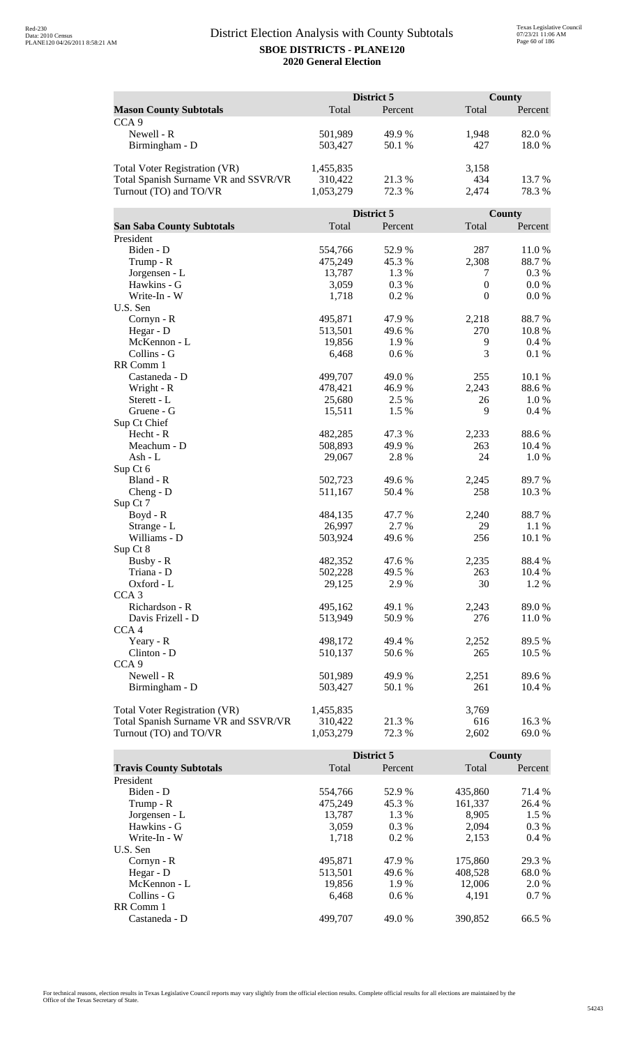# District Election Analysis with County Subtotals

**SBOE DISTRICTS - PLANE120**

**2020 General Election**

| **Mason County Subtotals** | District 5 Total | District 5 Percent | County Total | County Percent |
|---|---|---|---|---|
| CCA 9 | | | | |
| Newell - R | 501,989 | 49.9 % | 1,948 | 82.0 % |
| Birmingham - D | 503,427 | 50.1 % | 427 | 18.0 % |
| | | | | |
| Total Voter Registration (VR) | 1,455,835 | | 3,158 | |
| Total Spanish Surname VR and SSVR/VR | 310,422 | 21.3 % | 434 | 13.7 % |
| Turnout (TO) and TO/VR | 1,053,279 | 72.3 % | 2,474 | 78.3 % |

| **San Saba County Subtotals** | District 5 Total | District 5 Percent | County Total | County Percent |
|---|---|---|---|---|
| President | | | | |
| Biden - D | 554,766 | 52.9 % | 287 | 11.0 % |
| Trump - R | 475,249 | 45.3 % | 2,308 | 88.7 % |
| Jorgensen - L | 13,787 | 1.3 % | 7 | 0.3 % |
| Hawkins - G | 3,059 | 0.3 % | 0 | 0.0 % |
| Write-In - W | 1,718 | 0.2 % | 0 | 0.0 % |
| U.S. Sen | | | | |
| Cornyn - R | 495,871 | 47.9 % | 2,218 | 88.7 % |
| Hegar - D | 513,501 | 49.6 % | 270 | 10.8 % |
| McKennon - L | 19,856 | 1.9 % | 9 | 0.4 % |
| Collins - G | 6,468 | 0.6 % | 3 | 0.1 % |
| RR Comm 1 | | | | |
| Castaneda - D | 499,707 | 49.0 % | 255 | 10.1 % |
| Wright - R | 478,421 | 46.9 % | 2,243 | 88.6 % |
| Sterett - L | 25,680 | 2.5 % | 26 | 1.0 % |
| Gruene - G | 15,511 | 1.5 % | 9 | 0.4 % |
| Sup Ct Chief | | | | |
| Hecht - R | 482,285 | 47.3 % | 2,233 | 88.6 % |
| Meachum - D | 508,893 | 49.9 % | 263 | 10.4 % |
| Ash - L | 29,067 | 2.8 % | 24 | 1.0 % |
| Sup Ct 6 | | | | |
| Bland - R | 502,723 | 49.6 % | 2,245 | 89.7 % |
| Cheng - D | 511,167 | 50.4 % | 258 | 10.3 % |
| Sup Ct 7 | | | | |
| Boyd - R | 484,135 | 47.7 % | 2,240 | 88.7 % |
| Strange - L | 26,997 | 2.7 % | 29 | 1.1 % |
| Williams - D | 503,924 | 49.6 % | 256 | 10.1 % |
| Sup Ct 8 | | | | |
| Busby - R | 482,352 | 47.6 % | 2,235 | 88.4 % |
| Triana - D | 502,228 | 49.5 % | 263 | 10.4 % |
| Oxford - L | 29,125 | 2.9 % | 30 | 1.2 % |
| CCA 3 | | | | |
| Richardson - R | 495,162 | 49.1 % | 2,243 | 89.0 % |
| Davis Frizell - D | 513,949 | 50.9 % | 276 | 11.0 % |
| CCA 4 | | | | |
| Yeary - R | 498,172 | 49.4 % | 2,252 | 89.5 % |
| Clinton - D | 510,137 | 50.6 % | 265 | 10.5 % |
| CCA 9 | | | | |
| Newell - R | 501,989 | 49.9 % | 2,251 | 89.6 % |
| Birmingham - D | 503,427 | 50.1 % | 261 | 10.4 % |
| | | | | |
| Total Voter Registration (VR) | 1,455,835 | | 3,769 | |
| Total Spanish Surname VR and SSVR/VR | 310,422 | 21.3 % | 616 | 16.3 % |
| Turnout (TO) and TO/VR | 1,053,279 | 72.3 % | 2,602 | 69.0 % |

| **Travis County Subtotals** | District 5 Total | District 5 Percent | County Total | County Percent |
|---|---|---|---|---|
| President | | | | |
| Biden - D | 554,766 | 52.9 % | 435,860 | 71.4 % |
| Trump - R | 475,249 | 45.3 % | 161,337 | 26.4 % |
| Jorgensen - L | 13,787 | 1.3 % | 8,905 | 1.5 % |
| Hawkins - G | 3,059 | 0.3 % | 2,094 | 0.3 % |
| Write-In - W | 1,718 | 0.2 % | 2,153 | 0.4 % |
| U.S. Sen | | | | |
| Cornyn - R | 495,871 | 47.9 % | 175,860 | 29.3 % |
| Hegar - D | 513,501 | 49.6 % | 408,528 | 68.0 % |
| McKennon - L | 19,856 | 1.9 % | 12,006 | 2.0 % |
| Collins - G | 6,468 | 0.6 % | 4,191 | 0.7 % |
| RR Comm 1 | | | | |
| Castaneda - D | 499,707 | 49.0 % | 390,852 | 66.5 % |

For technical reasons, election results in Texas Legislative Council reports may vary slightly from the official election results. Complete official results for all elections are maintained by the Office of the Texas Secretary of State.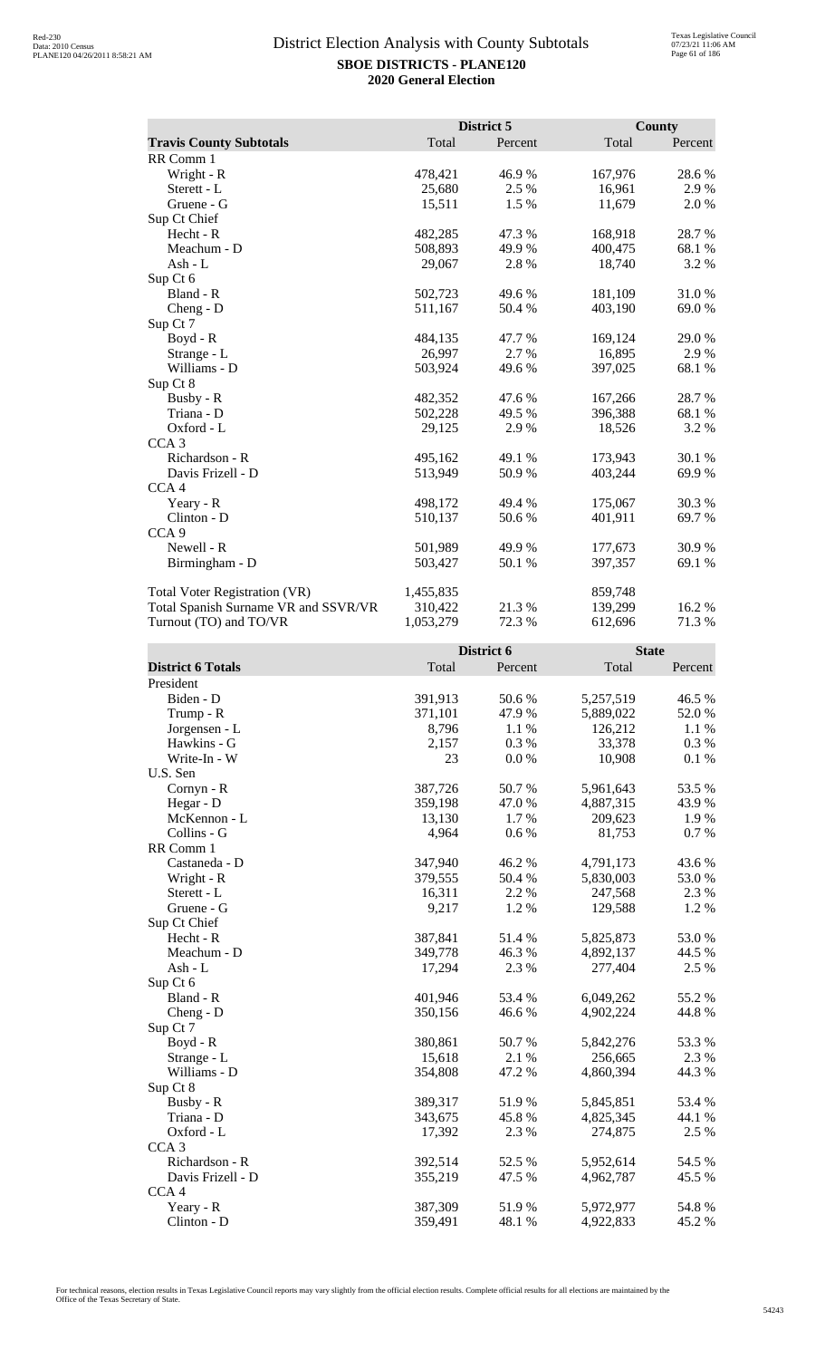# District Election Analysis with County Subtotals

**SBOE DISTRICTS - PLANE120**

**2020 General Election**

| **Travis County Subtotals** | District 5 Total | District 5 Percent | County Total | County Percent |
|---|---|---|---|---|
| RR Comm 1 | | | | |
| Wright - R | 478,421 | 46.9 % | 167,976 | 28.6 % |
| Sterett - L | 25,680 | 2.5 % | 16,961 | 2.9 % |
| Gruene - G | 15,511 | 1.5 % | 11,679 | 2.0 % |
| Sup Ct Chief | | | | |
| Hecht - R | 482,285 | 47.3 % | 168,918 | 28.7 % |
| Meachum - D | 508,893 | 49.9 % | 400,475 | 68.1 % |
| Ash - L | 29,067 | 2.8 % | 18,740 | 3.2 % |
| Sup Ct 6 | | | | |
| Bland - R | 502,723 | 49.6 % | 181,109 | 31.0 % |
| Cheng - D | 511,167 | 50.4 % | 403,190 | 69.0 % |
| Sup Ct 7 | | | | |
| Boyd - R | 484,135 | 47.7 % | 169,124 | 29.0 % |
| Strange - L | 26,997 | 2.7 % | 16,895 | 2.9 % |
| Williams - D | 503,924 | 49.6 % | 397,025 | 68.1 % |
| Sup Ct 8 | | | | |
| Busby - R | 482,352 | 47.6 % | 167,266 | 28.7 % |
| Triana - D | 502,228 | 49.5 % | 396,388 | 68.1 % |
| Oxford - L | 29,125 | 2.9 % | 18,526 | 3.2 % |
| CCA 3 | | | | |
| Richardson - R | 495,162 | 49.1 % | 173,943 | 30.1 % |
| Davis Frizell - D | 513,949 | 50.9 % | 403,244 | 69.9 % |
| CCA 4 | | | | |
| Yeary - R | 498,172 | 49.4 % | 175,067 | 30.3 % |
| Clinton - D | 510,137 | 50.6 % | 401,911 | 69.7 % |
| CCA 9 | | | | |
| Newell - R | 501,989 | 49.9 % | 177,673 | 30.9 % |
| Birmingham - D | 503,427 | 50.1 % | 397,357 | 69.1 % |
| | | | | |
| Total Voter Registration (VR) | 1,455,835 | | 859,748 | |
| Total Spanish Surname VR and SSVR/VR | 310,422 | 21.3 % | 139,299 | 16.2 % |
| Turnout (TO) and TO/VR | 1,053,279 | 72.3 % | 612,696 | 71.3 % |

| **District 6 Totals** | District 6 Total | District 6 Percent | State Total | State Percent |
|---|---|---|---|---|
| President | | | | |
| Biden - D | 391,913 | 50.6 % | 5,257,519 | 46.5 % |
| Trump - R | 371,101 | 47.9 % | 5,889,022 | 52.0 % |
| Jorgensen - L | 8,796 | 1.1 % | 126,212 | 1.1 % |
| Hawkins - G | 2,157 | 0.3 % | 33,378 | 0.3 % |
| Write-In - W | 23 | 0.0 % | 10,908 | 0.1 % |
| U.S. Sen | | | | |
| Cornyn - R | 387,726 | 50.7 % | 5,961,643 | 53.5 % |
| Hegar - D | 359,198 | 47.0 % | 4,887,315 | 43.9 % |
| McKennon - L | 13,130 | 1.7 % | 209,623 | 1.9 % |
| Collins - G | 4,964 | 0.6 % | 81,753 | 0.7 % |
| RR Comm 1 | | | | |
| Castaneda - D | 347,940 | 46.2 % | 4,791,173 | 43.6 % |
| Wright - R | 379,555 | 50.4 % | 5,830,003 | 53.0 % |
| Sterett - L | 16,311 | 2.2 % | 247,568 | 2.3 % |
| Gruene - G | 9,217 | 1.2 % | 129,588 | 1.2 % |
| Sup Ct Chief | | | | |
| Hecht - R | 387,841 | 51.4 % | 5,825,873 | 53.0 % |
| Meachum - D | 349,778 | 46.3 % | 4,892,137 | 44.5 % |
| Ash - L | 17,294 | 2.3 % | 277,404 | 2.5 % |
| Sup Ct 6 | | | | |
| Bland - R | 401,946 | 53.4 % | 6,049,262 | 55.2 % |
| Cheng - D | 350,156 | 46.6 % | 4,902,224 | 44.8 % |
| Sup Ct 7 | | | | |
| Boyd - R | 380,861 | 50.7 % | 5,842,276 | 53.3 % |
| Strange - L | 15,618 | 2.1 % | 256,665 | 2.3 % |
| Williams - D | 354,808 | 47.2 % | 4,860,394 | 44.3 % |
| Sup Ct 8 | | | | |
| Busby - R | 389,317 | 51.9 % | 5,845,851 | 53.4 % |
| Triana - D | 343,675 | 45.8 % | 4,825,345 | 44.1 % |
| Oxford - L | 17,392 | 2.3 % | 274,875 | 2.5 % |
| CCA 3 | | | | |
| Richardson - R | 392,514 | 52.5 % | 5,952,614 | 54.5 % |
| Davis Frizell - D | 355,219 | 47.5 % | 4,962,787 | 45.5 % |
| CCA 4 | | | | |
| Yeary - R | 387,309 | 51.9 % | 5,972,977 | 54.8 % |
| Clinton - D | 359,491 | 48.1 % | 4,922,833 | 45.2 % |

For technical reasons, election results in Texas Legislative Council reports may vary slightly from the official election results. Complete official results for all elections are maintained by the Office of the Texas Secretary of State.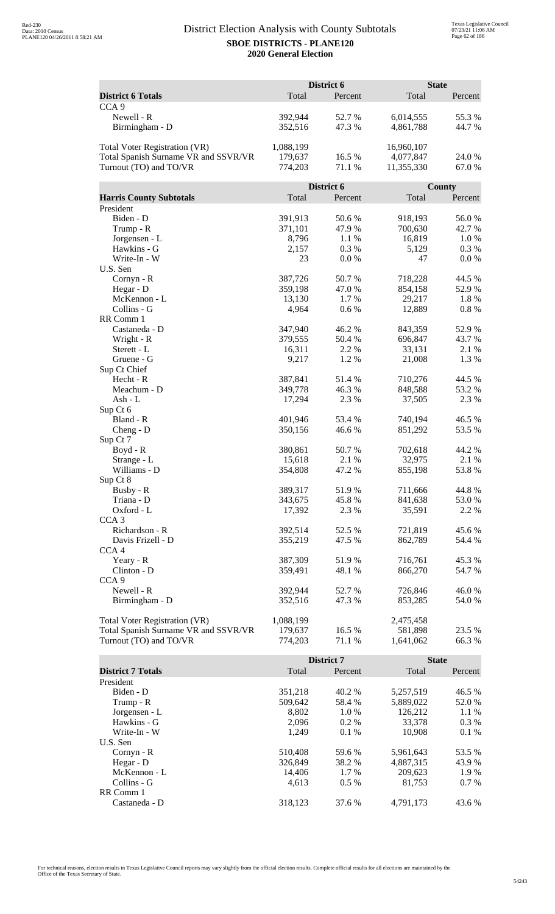# District Election Analysis with County Subtotals

**SBOE DISTRICTS - PLANE120**

**2020 General Election**

| District 6 Totals | District 6 Total | District 6 Percent | State Total | State Percent |
|---|---|---|---|---|
| CCA 9 | | | | |
| Newell - R | 392,944 | 52.7 % | 6,014,555 | 55.3 % |
| Birmingham - D | 352,516 | 47.3 % | 4,861,788 | 44.7 % |
| Total Voter Registration (VR) | 1,088,199 | | 16,960,107 | |
| Total Spanish Surname VR and SSVR/VR | 179,637 | 16.5 % | 4,077,847 | 24.0 % |
| Turnout (TO) and TO/VR | 774,203 | 71.1 % | 11,355,330 | 67.0 % |

| Harris County Subtotals | District 6 Total | District 6 Percent | County Total | County Percent |
|---|---|---|---|---|
| President | | | | |
| Biden - D | 391,913 | 50.6 % | 918,193 | 56.0 % |
| Trump - R | 371,101 | 47.9 % | 700,630 | 42.7 % |
| Jorgensen - L | 8,796 | 1.1 % | 16,819 | 1.0 % |
| Hawkins - G | 2,157 | 0.3 % | 5,129 | 0.3 % |
| Write-In - W | 23 | 0.0 % | 47 | 0.0 % |
| U.S. Sen | | | | |
| Cornyn - R | 387,726 | 50.7 % | 718,228 | 44.5 % |
| Hegar - D | 359,198 | 47.0 % | 854,158 | 52.9 % |
| McKennon - L | 13,130 | 1.7 % | 29,217 | 1.8 % |
| Collins - G | 4,964 | 0.6 % | 12,889 | 0.8 % |
| RR Comm 1 | | | | |
| Castaneda - D | 347,940 | 46.2 % | 843,359 | 52.9 % |
| Wright - R | 379,555 | 50.4 % | 696,847 | 43.7 % |
| Sterett - L | 16,311 | 2.2 % | 33,131 | 2.1 % |
| Gruene - G | 9,217 | 1.2 % | 21,008 | 1.3 % |
| Sup Ct Chief | | | | |
| Hecht - R | 387,841 | 51.4 % | 710,276 | 44.5 % |
| Meachum - D | 349,778 | 46.3 % | 848,588 | 53.2 % |
| Ash - L | 17,294 | 2.3 % | 37,505 | 2.3 % |
| Sup Ct 6 | | | | |
| Bland - R | 401,946 | 53.4 % | 740,194 | 46.5 % |
| Cheng - D | 350,156 | 46.6 % | 851,292 | 53.5 % |
| Sup Ct 7 | | | | |
| Boyd - R | 380,861 | 50.7 % | 702,618 | 44.2 % |
| Strange - L | 15,618 | 2.1 % | 32,975 | 2.1 % |
| Williams - D | 354,808 | 47.2 % | 855,198 | 53.8 % |
| Sup Ct 8 | | | | |
| Busby - R | 389,317 | 51.9 % | 711,666 | 44.8 % |
| Triana - D | 343,675 | 45.8 % | 841,638 | 53.0 % |
| Oxford - L | 17,392 | 2.3 % | 35,591 | 2.2 % |
| CCA 3 | | | | |
| Richardson - R | 392,514 | 52.5 % | 721,819 | 45.6 % |
| Davis Frizell - D | 355,219 | 47.5 % | 862,789 | 54.4 % |
| CCA 4 | | | | |
| Yeary - R | 387,309 | 51.9 % | 716,761 | 45.3 % |
| Clinton - D | 359,491 | 48.1 % | 866,270 | 54.7 % |
| CCA 9 | | | | |
| Newell - R | 392,944 | 52.7 % | 726,846 | 46.0 % |
| Birmingham - D | 352,516 | 47.3 % | 853,285 | 54.0 % |
| Total Voter Registration (VR) | 1,088,199 | | 2,475,458 | |
| Total Spanish Surname VR and SSVR/VR | 179,637 | 16.5 % | 581,898 | 23.5 % |
| Turnout (TO) and TO/VR | 774,203 | 71.1 % | 1,641,062 | 66.3 % |

| District 7 Totals | District 7 Total | District 7 Percent | State Total | State Percent |
|---|---|---|---|---|
| President | | | | |
| Biden - D | 351,218 | 40.2 % | 5,257,519 | 46.5 % |
| Trump - R | 509,642 | 58.4 % | 5,889,022 | 52.0 % |
| Jorgensen - L | 8,802 | 1.0 % | 126,212 | 1.1 % |
| Hawkins - G | 2,096 | 0.2 % | 33,378 | 0.3 % |
| Write-In - W | 1,249 | 0.1 % | 10,908 | 0.1 % |
| U.S. Sen | | | | |
| Cornyn - R | 510,408 | 59.6 % | 5,961,643 | 53.5 % |
| Hegar - D | 326,849 | 38.2 % | 4,887,315 | 43.9 % |
| McKennon - L | 14,406 | 1.7 % | 209,623 | 1.9 % |
| Collins - G | 4,613 | 0.5 % | 81,753 | 0.7 % |
| RR Comm 1 | | | | |
| Castaneda - D | 318,123 | 37.6 % | 4,791,173 | 43.6 % |

For technical reasons, election results in Texas Legislative Council reports may vary slightly from the official election results. Complete official results for all elections are maintained by the Office of the Texas Secretary of State.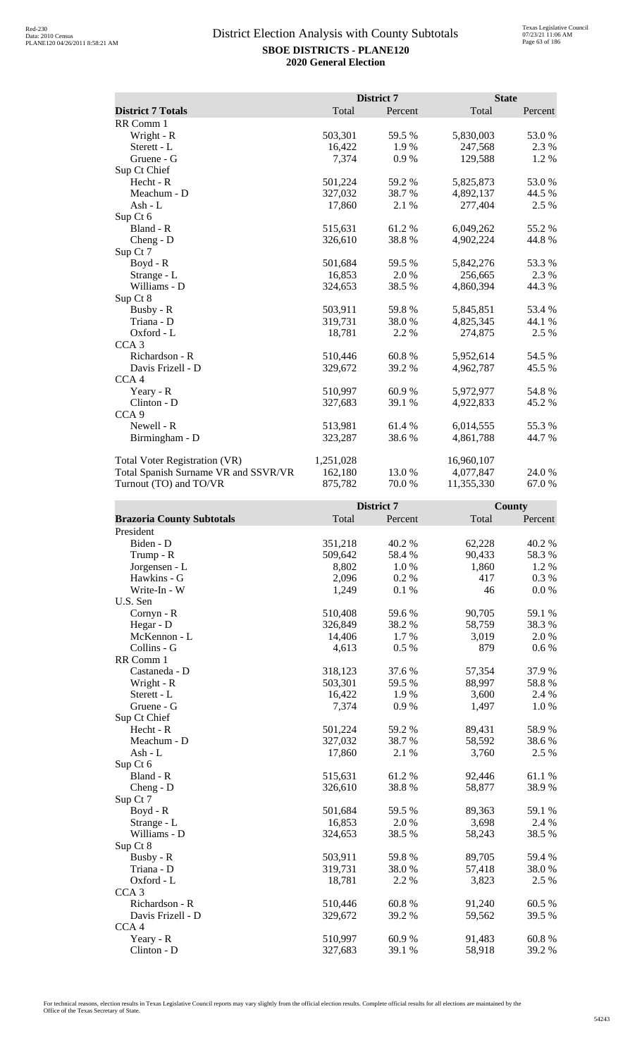# District Election Analysis with County Subtotals

**SBOE DISTRICTS - PLANE120**
**2020 General Election**

| | District 7 | | State | |
|---|---|---|---|---|
| **District 7 Totals** | Total | Percent | Total | Percent |
| RR Comm 1 | | | | |
| Wright - R | 503,301 | 59.5 % | 5,830,003 | 53.0 % |
| Sterett - L | 16,422 | 1.9 % | 247,568 | 2.3 % |
| Gruene - G | 7,374 | 0.9 % | 129,588 | 1.2 % |
| Sup Ct Chief | | | | |
| Hecht - R | 501,224 | 59.2 % | 5,825,873 | 53.0 % |
| Meachum - D | 327,032 | 38.7 % | 4,892,137 | 44.5 % |
| Ash - L | 17,860 | 2.1 % | 277,404 | 2.5 % |
| Sup Ct 6 | | | | |
| Bland - R | 515,631 | 61.2 % | 6,049,262 | 55.2 % |
| Cheng - D | 326,610 | 38.8 % | 4,902,224 | 44.8 % |
| Sup Ct 7 | | | | |
| Boyd - R | 501,684 | 59.5 % | 5,842,276 | 53.3 % |
| Strange - L | 16,853 | 2.0 % | 256,665 | 2.3 % |
| Williams - D | 324,653 | 38.5 % | 4,860,394 | 44.3 % |
| Sup Ct 8 | | | | |
| Busby - R | 503,911 | 59.8 % | 5,845,851 | 53.4 % |
| Triana - D | 319,731 | 38.0 % | 4,825,345 | 44.1 % |
| Oxford - L | 18,781 | 2.2 % | 274,875 | 2.5 % |
| CCA 3 | | | | |
| Richardson - R | 510,446 | 60.8 % | 5,952,614 | 54.5 % |
| Davis Frizell - D | 329,672 | 39.2 % | 4,962,787 | 45.5 % |
| CCA 4 | | | | |
| Yeary - R | 510,997 | 60.9 % | 5,972,977 | 54.8 % |
| Clinton - D | 327,683 | 39.1 % | 4,922,833 | 45.2 % |
| CCA 9 | | | | |
| Newell - R | 513,981 | 61.4 % | 6,014,555 | 55.3 % |
| Birmingham - D | 323,287 | 38.6 % | 4,861,788 | 44.7 % |
| | | | | |
| Total Voter Registration (VR) | 1,251,028 | | 16,960,107 | |
| Total Spanish Surname VR and SSVR/VR | 162,180 | 13.0 % | 4,077,847 | 24.0 % |
| Turnout (TO) and TO/VR | 875,782 | 70.0 % | 11,355,330 | 67.0 % |

| | District 7 | | County | |
|---|---|---|---|---|
| **Brazoria County Subtotals** | Total | Percent | Total | Percent |
| President | | | | |
| Biden - D | 351,218 | 40.2 % | 62,228 | 40.2 % |
| Trump - R | 509,642 | 58.4 % | 90,433 | 58.3 % |
| Jorgensen - L | 8,802 | 1.0 % | 1,860 | 1.2 % |
| Hawkins - G | 2,096 | 0.2 % | 417 | 0.3 % |
| Write-In - W | 1,249 | 0.1 % | 46 | 0.0 % |
| U.S. Sen | | | | |
| Cornyn - R | 510,408 | 59.6 % | 90,705 | 59.1 % |
| Hegar - D | 326,849 | 38.2 % | 58,759 | 38.3 % |
| McKennon - L | 14,406 | 1.7 % | 3,019 | 2.0 % |
| Collins - G | 4,613 | 0.5 % | 879 | 0.6 % |
| RR Comm 1 | | | | |
| Castaneda - D | 318,123 | 37.6 % | 57,354 | 37.9 % |
| Wright - R | 503,301 | 59.5 % | 88,997 | 58.8 % |
| Sterett - L | 16,422 | 1.9 % | 3,600 | 2.4 % |
| Gruene - G | 7,374 | 0.9 % | 1,497 | 1.0 % |
| Sup Ct Chief | | | | |
| Hecht - R | 501,224 | 59.2 % | 89,431 | 58.9 % |
| Meachum - D | 327,032 | 38.7 % | 58,592 | 38.6 % |
| Ash - L | 17,860 | 2.1 % | 3,760 | 2.5 % |
| Sup Ct 6 | | | | |
| Bland - R | 515,631 | 61.2 % | 92,446 | 61.1 % |
| Cheng - D | 326,610 | 38.8 % | 58,877 | 38.9 % |
| Sup Ct 7 | | | | |
| Boyd - R | 501,684 | 59.5 % | 89,363 | 59.1 % |
| Strange - L | 16,853 | 2.0 % | 3,698 | 2.4 % |
| Williams - D | 324,653 | 38.5 % | 58,243 | 38.5 % |
| Sup Ct 8 | | | | |
| Busby - R | 503,911 | 59.8 % | 89,705 | 59.4 % |
| Triana - D | 319,731 | 38.0 % | 57,418 | 38.0 % |
| Oxford - L | 18,781 | 2.2 % | 3,823 | 2.5 % |
| CCA 3 | | | | |
| Richardson - R | 510,446 | 60.8 % | 91,240 | 60.5 % |
| Davis Frizell - D | 329,672 | 39.2 % | 59,562 | 39.5 % |
| CCA 4 | | | | |
| Yeary - R | 510,997 | 60.9 % | 91,483 | 60.8 % |
| Clinton - D | 327,683 | 39.1 % | 58,918 | 39.2 % |

For technical reasons, election results in Texas Legislative Council reports may vary slightly from the official election results. Complete official results for all elections are maintained by the Office of the Texas Secretary of State.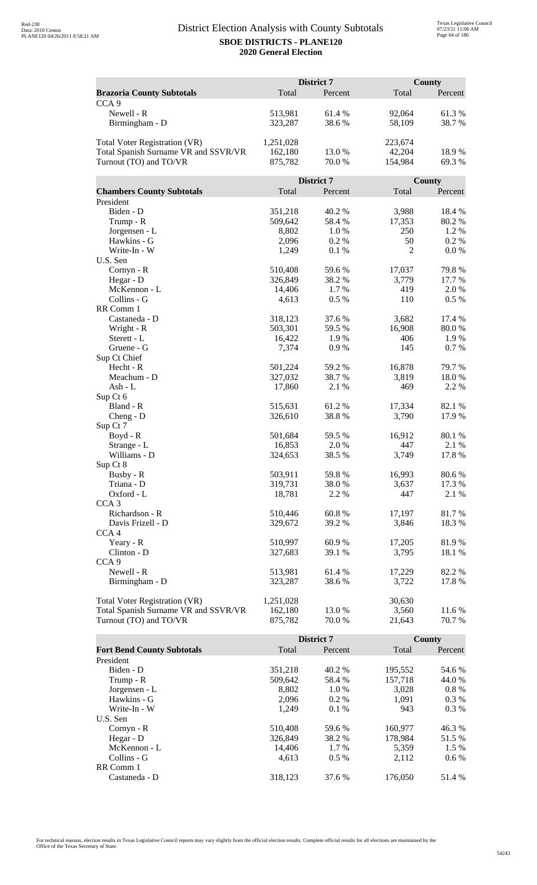## District Election Analysis with County Subtotals

**SBOE DISTRICTS - PLANE120**

**2020 General Election**

| **Brazoria County Subtotals** | District 7 Total | District 7 Percent | County Total | County Percent |
|---|---|---|---|---|
| CCA 9 | | | | |
| Newell - R | 513,981 | 61.4 % | 92,064 | 61.3 % |
| Birmingham - D | 323,287 | 38.6 % | 58,109 | 38.7 % |
| | | | | |
| Total Voter Registration (VR) | 1,251,028 | | 223,674 | |
| Total Spanish Surname VR and SSVR/VR | 162,180 | 13.0 % | 42,204 | 18.9 % |
| Turnout (TO) and TO/VR | 875,782 | 70.0 % | 154,984 | 69.3 % |

| **Chambers County Subtotals** | District 7 Total | District 7 Percent | County Total | County Percent |
|---|---|---|---|---|
| President | | | | |
| Biden - D | 351,218 | 40.2 % | 3,988 | 18.4 % |
| Trump - R | 509,642 | 58.4 % | 17,353 | 80.2 % |
| Jorgensen - L | 8,802 | 1.0 % | 250 | 1.2 % |
| Hawkins - G | 2,096 | 0.2 % | 50 | 0.2 % |
| Write-In - W | 1,249 | 0.1 % | 2 | 0.0 % |
| U.S. Sen | | | | |
| Cornyn - R | 510,408 | 59.6 % | 17,037 | 79.8 % |
| Hegar - D | 326,849 | 38.2 % | 3,779 | 17.7 % |
| McKennon - L | 14,406 | 1.7 % | 419 | 2.0 % |
| Collins - G | 4,613 | 0.5 % | 110 | 0.5 % |
| RR Comm 1 | | | | |
| Castaneda - D | 318,123 | 37.6 % | 3,682 | 17.4 % |
| Wright - R | 503,301 | 59.5 % | 16,908 | 80.0 % |
| Sterett - L | 16,422 | 1.9 % | 406 | 1.9 % |
| Gruene - G | 7,374 | 0.9 % | 145 | 0.7 % |
| Sup Ct Chief | | | | |
| Hecht - R | 501,224 | 59.2 % | 16,878 | 79.7 % |
| Meachum - D | 327,032 | 38.7 % | 3,819 | 18.0 % |
| Ash - L | 17,860 | 2.1 % | 469 | 2.2 % |
| Sup Ct 6 | | | | |
| Bland - R | 515,631 | 61.2 % | 17,334 | 82.1 % |
| Cheng - D | 326,610 | 38.8 % | 3,790 | 17.9 % |
| Sup Ct 7 | | | | |
| Boyd - R | 501,684 | 59.5 % | 16,912 | 80.1 % |
| Strange - L | 16,853 | 2.0 % | 447 | 2.1 % |
| Williams - D | 324,653 | 38.5 % | 3,749 | 17.8 % |
| Sup Ct 8 | | | | |
| Busby - R | 503,911 | 59.8 % | 16,993 | 80.6 % |
| Triana - D | 319,731 | 38.0 % | 3,637 | 17.3 % |
| Oxford - L | 18,781 | 2.2 % | 447 | 2.1 % |
| CCA 3 | | | | |
| Richardson - R | 510,446 | 60.8 % | 17,197 | 81.7 % |
| Davis Frizell - D | 329,672 | 39.2 % | 3,846 | 18.3 % |
| CCA 4 | | | | |
| Yeary - R | 510,997 | 60.9 % | 17,205 | 81.9 % |
| Clinton - D | 327,683 | 39.1 % | 3,795 | 18.1 % |
| CCA 9 | | | | |
| Newell - R | 513,981 | 61.4 % | 17,229 | 82.2 % |
| Birmingham - D | 323,287 | 38.6 % | 3,722 | 17.8 % |
| | | | | |
| Total Voter Registration (VR) | 1,251,028 | | 30,630 | |
| Total Spanish Surname VR and SSVR/VR | 162,180 | 13.0 % | 3,560 | 11.6 % |
| Turnout (TO) and TO/VR | 875,782 | 70.0 % | 21,643 | 70.7 % |

| **Fort Bend County Subtotals** | District 7 Total | District 7 Percent | County Total | County Percent |
|---|---|---|---|---|
| President | | | | |
| Biden - D | 351,218 | 40.2 % | 195,552 | 54.6 % |
| Trump - R | 509,642 | 58.4 % | 157,718 | 44.0 % |
| Jorgensen - L | 8,802 | 1.0 % | 3,028 | 0.8 % |
| Hawkins - G | 2,096 | 0.2 % | 1,091 | 0.3 % |
| Write-In - W | 1,249 | 0.1 % | 943 | 0.3 % |
| U.S. Sen | | | | |
| Cornyn - R | 510,408 | 59.6 % | 160,977 | 46.3 % |
| Hegar - D | 326,849 | 38.2 % | 178,984 | 51.5 % |
| McKennon - L | 14,406 | 1.7 % | 5,359 | 1.5 % |
| Collins - G | 4,613 | 0.5 % | 2,112 | 0.6 % |
| RR Comm 1 | | | | |
| Castaneda - D | 318,123 | 37.6 % | 176,050 | 51.4 % |

For technical reasons, election results in Texas Legislative Council reports may vary slightly from the official election results. Complete official results for all elections are maintained by the Office of the Texas Secretary of State.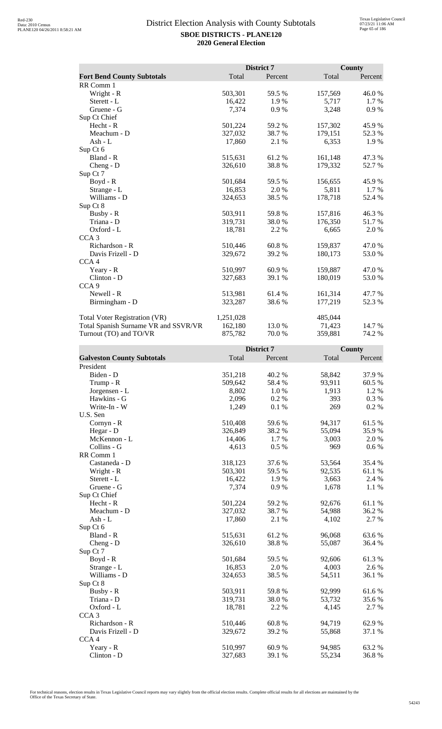# District Election Analysis with County Subtotals

**SBOE DISTRICTS - PLANE120**
**2020 General Election**

| Fort Bend County Subtotals | District 7 Total | District 7 Percent | County Total | County Percent |
|---|---|---|---|---|
| RR Comm 1 | | | | |
| Wright - R | 503,301 | 59.5 % | 157,569 | 46.0 % |
| Sterett - L | 16,422 | 1.9 % | 5,717 | 1.7 % |
| Gruene - G | 7,374 | 0.9 % | 3,248 | 0.9 % |
| Sup Ct Chief | | | | |
| Hecht - R | 501,224 | 59.2 % | 157,302 | 45.9 % |
| Meachum - D | 327,032 | 38.7 % | 179,151 | 52.3 % |
| Ash - L | 17,860 | 2.1 % | 6,353 | 1.9 % |
| Sup Ct 6 | | | | |
| Bland - R | 515,631 | 61.2 % | 161,148 | 47.3 % |
| Cheng - D | 326,610 | 38.8 % | 179,332 | 52.7 % |
| Sup Ct 7 | | | | |
| Boyd - R | 501,684 | 59.5 % | 156,655 | 45.9 % |
| Strange - L | 16,853 | 2.0 % | 5,811 | 1.7 % |
| Williams - D | 324,653 | 38.5 % | 178,718 | 52.4 % |
| Sup Ct 8 | | | | |
| Busby - R | 503,911 | 59.8 % | 157,816 | 46.3 % |
| Triana - D | 319,731 | 38.0 % | 176,350 | 51.7 % |
| Oxford - L | 18,781 | 2.2 % | 6,665 | 2.0 % |
| CCA 3 | | | | |
| Richardson - R | 510,446 | 60.8 % | 159,837 | 47.0 % |
| Davis Frizell - D | 329,672 | 39.2 % | 180,173 | 53.0 % |
| CCA 4 | | | | |
| Yeary - R | 510,997 | 60.9 % | 159,887 | 47.0 % |
| Clinton - D | 327,683 | 39.1 % | 180,019 | 53.0 % |
| CCA 9 | | | | |
| Newell - R | 513,981 | 61.4 % | 161,314 | 47.7 % |
| Birmingham - D | 323,287 | 38.6 % | 177,219 | 52.3 % |
| Total Voter Registration (VR) | 1,251,028 | | 485,044 | |
| Total Spanish Surname VR and SSVR/VR | 162,180 | 13.0 % | 71,423 | 14.7 % |
| Turnout (TO) and TO/VR | 875,782 | 70.0 % | 359,881 | 74.2 % |

| Galveston County Subtotals | District 7 Total | District 7 Percent | County Total | County Percent |
|---|---|---|---|---|
| President | | | | |
| Biden - D | 351,218 | 40.2 % | 58,842 | 37.9 % |
| Trump - R | 509,642 | 58.4 % | 93,911 | 60.5 % |
| Jorgensen - L | 8,802 | 1.0 % | 1,913 | 1.2 % |
| Hawkins - G | 2,096 | 0.2 % | 393 | 0.3 % |
| Write-In - W | 1,249 | 0.1 % | 269 | 0.2 % |
| U.S. Sen | | | | |
| Cornyn - R | 510,408 | 59.6 % | 94,317 | 61.5 % |
| Hegar - D | 326,849 | 38.2 % | 55,094 | 35.9 % |
| McKennon - L | 14,406 | 1.7 % | 3,003 | 2.0 % |
| Collins - G | 4,613 | 0.5 % | 969 | 0.6 % |
| RR Comm 1 | | | | |
| Castaneda - D | 318,123 | 37.6 % | 53,564 | 35.4 % |
| Wright - R | 503,301 | 59.5 % | 92,535 | 61.1 % |
| Sterett - L | 16,422 | 1.9 % | 3,663 | 2.4 % |
| Gruene - G | 7,374 | 0.9 % | 1,678 | 1.1 % |
| Sup Ct Chief | | | | |
| Hecht - R | 501,224 | 59.2 % | 92,676 | 61.1 % |
| Meachum - D | 327,032 | 38.7 % | 54,988 | 36.2 % |
| Ash - L | 17,860 | 2.1 % | 4,102 | 2.7 % |
| Sup Ct 6 | | | | |
| Bland - R | 515,631 | 61.2 % | 96,068 | 63.6 % |
| Cheng - D | 326,610 | 38.8 % | 55,087 | 36.4 % |
| Sup Ct 7 | | | | |
| Boyd - R | 501,684 | 59.5 % | 92,606 | 61.3 % |
| Strange - L | 16,853 | 2.0 % | 4,003 | 2.6 % |
| Williams - D | 324,653 | 38.5 % | 54,511 | 36.1 % |
| Sup Ct 8 | | | | |
| Busby - R | 503,911 | 59.8 % | 92,999 | 61.6 % |
| Triana - D | 319,731 | 38.0 % | 53,732 | 35.6 % |
| Oxford - L | 18,781 | 2.2 % | 4,145 | 2.7 % |
| CCA 3 | | | | |
| Richardson - R | 510,446 | 60.8 % | 94,719 | 62.9 % |
| Davis Frizell - D | 329,672 | 39.2 % | 55,868 | 37.1 % |
| CCA 4 | | | | |
| Yeary - R | 510,997 | 60.9 % | 94,985 | 63.2 % |
| Clinton - D | 327,683 | 39.1 % | 55,234 | 36.8 % |

For technical reasons, election results in Texas Legislative Council reports may vary slightly from the official election results. Complete official results for all elections are maintained by the Office of the Texas Secretary of State.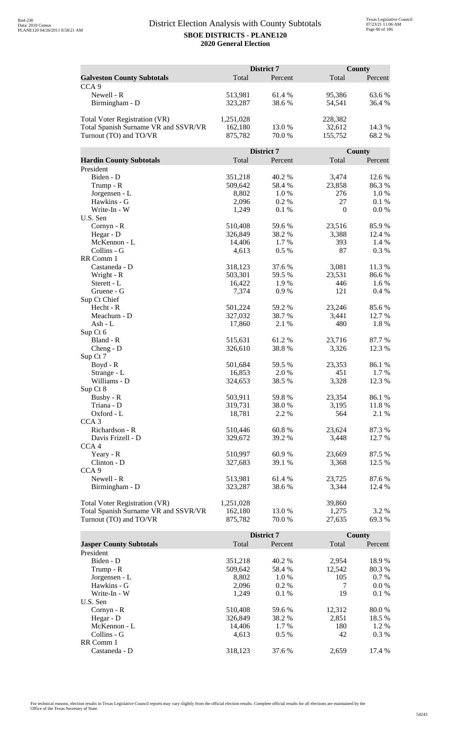# District Election Analysis with County Subtotals

**SBOE DISTRICTS - PLANE120**

**2020 General Election**

| **Galveston County Subtotals** | District 7 Total | District 7 Percent | County Total | County Percent |
|---|---|---|---|---|
| CCA 9 | | | | |
| Newell - R | 513,981 | 61.4 % | 95,386 | 63.6 % |
| Birmingham - D | 323,287 | 38.6 % | 54,541 | 36.4 % |
| | | | | |
| Total Voter Registration (VR) | 1,251,028 | | 228,382 | |
| Total Spanish Surname VR and SSVR/VR | 162,180 | 13.0 % | 32,612 | 14.3 % |
| Turnout (TO) and TO/VR | 875,782 | 70.0 % | 155,752 | 68.2 % |

| **Hardin County Subtotals** | District 7 Total | District 7 Percent | County Total | County Percent |
|---|---|---|---|---|
| President | | | | |
| Biden - D | 351,218 | 40.2 % | 3,474 | 12.6 % |
| Trump - R | 509,642 | 58.4 % | 23,858 | 86.3 % |
| Jorgensen - L | 8,802 | 1.0 % | 276 | 1.0 % |
| Hawkins - G | 2,096 | 0.2 % | 27 | 0.1 % |
| Write-In - W | 1,249 | 0.1 % | 0 | 0.0 % |
| U.S. Sen | | | | |
| Cornyn - R | 510,408 | 59.6 % | 23,516 | 85.9 % |
| Hegar - D | 326,849 | 38.2 % | 3,388 | 12.4 % |
| McKennon - L | 14,406 | 1.7 % | 393 | 1.4 % |
| Collins - G | 4,613 | 0.5 % | 87 | 0.3 % |
| RR Comm 1 | | | | |
| Castaneda - D | 318,123 | 37.6 % | 3,081 | 11.3 % |
| Wright - R | 503,301 | 59.5 % | 23,531 | 86.6 % |
| Sterett - L | 16,422 | 1.9 % | 446 | 1.6 % |
| Gruene - G | 7,374 | 0.9 % | 121 | 0.4 % |
| Sup Ct Chief | | | | |
| Hecht - R | 501,224 | 59.2 % | 23,246 | 85.6 % |
| Meachum - D | 327,032 | 38.7 % | 3,441 | 12.7 % |
| Ash - L | 17,860 | 2.1 % | 480 | 1.8 % |
| Sup Ct 6 | | | | |
| Bland - R | 515,631 | 61.2 % | 23,716 | 87.7 % |
| Cheng - D | 326,610 | 38.8 % | 3,326 | 12.3 % |
| Sup Ct 7 | | | | |
| Boyd - R | 501,684 | 59.5 % | 23,353 | 86.1 % |
| Strange - L | 16,853 | 2.0 % | 451 | 1.7 % |
| Williams - D | 324,653 | 38.5 % | 3,328 | 12.3 % |
| Sup Ct 8 | | | | |
| Busby - R | 503,911 | 59.8 % | 23,354 | 86.1 % |
| Triana - D | 319,731 | 38.0 % | 3,195 | 11.8 % |
| Oxford - L | 18,781 | 2.2 % | 564 | 2.1 % |
| CCA 3 | | | | |
| Richardson - R | 510,446 | 60.8 % | 23,624 | 87.3 % |
| Davis Frizell - D | 329,672 | 39.2 % | 3,448 | 12.7 % |
| CCA 4 | | | | |
| Yeary - R | 510,997 | 60.9 % | 23,669 | 87.5 % |
| Clinton - D | 327,683 | 39.1 % | 3,368 | 12.5 % |
| CCA 9 | | | | |
| Newell - R | 513,981 | 61.4 % | 23,725 | 87.6 % |
| Birmingham - D | 323,287 | 38.6 % | 3,344 | 12.4 % |
| | | | | |
| Total Voter Registration (VR) | 1,251,028 | | 39,860 | |
| Total Spanish Surname VR and SSVR/VR | 162,180 | 13.0 % | 1,275 | 3.2 % |
| Turnout (TO) and TO/VR | 875,782 | 70.0 % | 27,635 | 69.3 % |

| **Jasper County Subtotals** | District 7 Total | District 7 Percent | County Total | County Percent |
|---|---|---|---|---|
| President | | | | |
| Biden - D | 351,218 | 40.2 % | 2,954 | 18.9 % |
| Trump - R | 509,642 | 58.4 % | 12,542 | 80.3 % |
| Jorgensen - L | 8,802 | 1.0 % | 105 | 0.7 % |
| Hawkins - G | 2,096 | 0.2 % | 7 | 0.0 % |
| Write-In - W | 1,249 | 0.1 % | 19 | 0.1 % |
| U.S. Sen | | | | |
| Cornyn - R | 510,408 | 59.6 % | 12,312 | 80.0 % |
| Hegar - D | 326,849 | 38.2 % | 2,851 | 18.5 % |
| McKennon - L | 14,406 | 1.7 % | 180 | 1.2 % |
| Collins - G | 4,613 | 0.5 % | 42 | 0.3 % |
| RR Comm 1 | | | | |
| Castaneda - D | 318,123 | 37.6 % | 2,659 | 17.4 % |

For technical reasons, election results in Texas Legislative Council reports may vary slightly from the official election results. Complete official results for all elections are maintained by the Office of the Texas Secretary of State.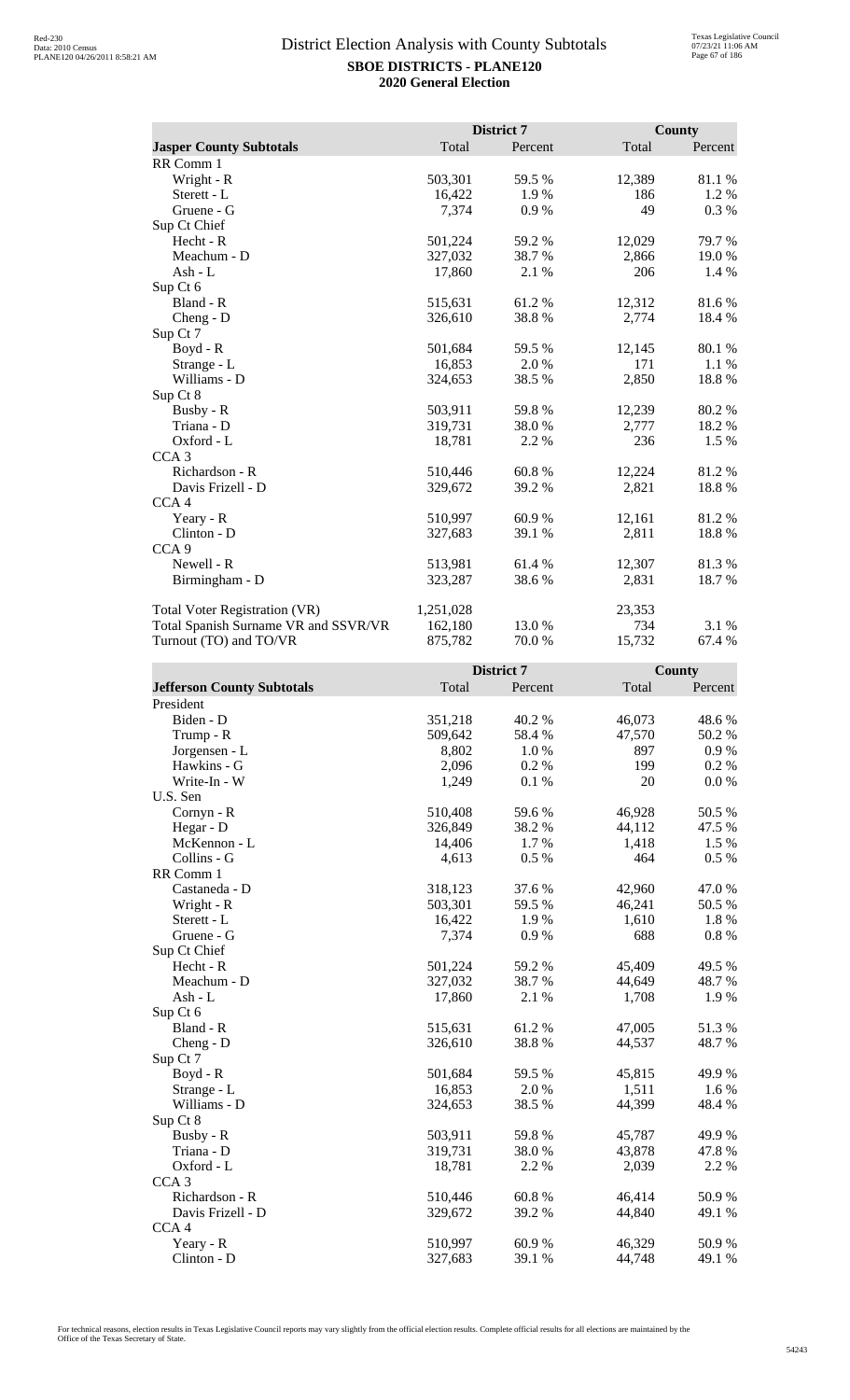# District Election Analysis with County Subtotals

**SBOE DISTRICTS - PLANE120**
**2020 General Election**

| Jasper County Subtotals | District 7 Total | District 7 Percent | County Total | County Percent |
|---|---|---|---|---|
| RR Comm 1 | | | | |
| Wright - R | 503,301 | 59.5 % | 12,389 | 81.1 % |
| Sterett - L | 16,422 | 1.9 % | 186 | 1.2 % |
| Gruene - G | 7,374 | 0.9 % | 49 | 0.3 % |
| Sup Ct Chief | | | | |
| Hecht - R | 501,224 | 59.2 % | 12,029 | 79.7 % |
| Meachum - D | 327,032 | 38.7 % | 2,866 | 19.0 % |
| Ash - L | 17,860 | 2.1 % | 206 | 1.4 % |
| Sup Ct 6 | | | | |
| Bland - R | 515,631 | 61.2 % | 12,312 | 81.6 % |
| Cheng - D | 326,610 | 38.8 % | 2,774 | 18.4 % |
| Sup Ct 7 | | | | |
| Boyd - R | 501,684 | 59.5 % | 12,145 | 80.1 % |
| Strange - L | 16,853 | 2.0 % | 171 | 1.1 % |
| Williams - D | 324,653 | 38.5 % | 2,850 | 18.8 % |
| Sup Ct 8 | | | | |
| Busby - R | 503,911 | 59.8 % | 12,239 | 80.2 % |
| Triana - D | 319,731 | 38.0 % | 2,777 | 18.2 % |
| Oxford - L | 18,781 | 2.2 % | 236 | 1.5 % |
| CCA 3 | | | | |
| Richardson - R | 510,446 | 60.8 % | 12,224 | 81.2 % |
| Davis Frizell - D | 329,672 | 39.2 % | 2,821 | 18.8 % |
| CCA 4 | | | | |
| Yeary - R | 510,997 | 60.9 % | 12,161 | 81.2 % |
| Clinton - D | 327,683 | 39.1 % | 2,811 | 18.8 % |
| CCA 9 | | | | |
| Newell - R | 513,981 | 61.4 % | 12,307 | 81.3 % |
| Birmingham - D | 323,287 | 38.6 % | 2,831 | 18.7 % |
| | | | | |
| Total Voter Registration (VR) | 1,251,028 | | 23,353 | |
| Total Spanish Surname VR and SSVR/VR | 162,180 | 13.0 % | 734 | 3.1 % |
| Turnout (TO) and TO/VR | 875,782 | 70.0 % | 15,732 | 67.4 % |

| Jefferson County Subtotals | District 7 Total | District 7 Percent | County Total | County Percent |
|---|---|---|---|---|
| President | | | | |
| Biden - D | 351,218 | 40.2 % | 46,073 | 48.6 % |
| Trump - R | 509,642 | 58.4 % | 47,570 | 50.2 % |
| Jorgensen - L | 8,802 | 1.0 % | 897 | 0.9 % |
| Hawkins - G | 2,096 | 0.2 % | 199 | 0.2 % |
| Write-In - W | 1,249 | 0.1 % | 20 | 0.0 % |
| U.S. Sen | | | | |
| Cornyn - R | 510,408 | 59.6 % | 46,928 | 50.5 % |
| Hegar - D | 326,849 | 38.2 % | 44,112 | 47.5 % |
| McKennon - L | 14,406 | 1.7 % | 1,418 | 1.5 % |
| Collins - G | 4,613 | 0.5 % | 464 | 0.5 % |
| RR Comm 1 | | | | |
| Castaneda - D | 318,123 | 37.6 % | 42,960 | 47.0 % |
| Wright - R | 503,301 | 59.5 % | 46,241 | 50.5 % |
| Sterett - L | 16,422 | 1.9 % | 1,610 | 1.8 % |
| Gruene - G | 7,374 | 0.9 % | 688 | 0.8 % |
| Sup Ct Chief | | | | |
| Hecht - R | 501,224 | 59.2 % | 45,409 | 49.5 % |
| Meachum - D | 327,032 | 38.7 % | 44,649 | 48.7 % |
| Ash - L | 17,860 | 2.1 % | 1,708 | 1.9 % |
| Sup Ct 6 | | | | |
| Bland - R | 515,631 | 61.2 % | 47,005 | 51.3 % |
| Cheng - D | 326,610 | 38.8 % | 44,537 | 48.7 % |
| Sup Ct 7 | | | | |
| Boyd - R | 501,684 | 59.5 % | 45,815 | 49.9 % |
| Strange - L | 16,853 | 2.0 % | 1,511 | 1.6 % |
| Williams - D | 324,653 | 38.5 % | 44,399 | 48.4 % |
| Sup Ct 8 | | | | |
| Busby - R | 503,911 | 59.8 % | 45,787 | 49.9 % |
| Triana - D | 319,731 | 38.0 % | 43,878 | 47.8 % |
| Oxford - L | 18,781 | 2.2 % | 2,039 | 2.2 % |
| CCA 3 | | | | |
| Richardson - R | 510,446 | 60.8 % | 46,414 | 50.9 % |
| Davis Frizell - D | 329,672 | 39.2 % | 44,840 | 49.1 % |
| CCA 4 | | | | |
| Yeary - R | 510,997 | 60.9 % | 46,329 | 50.9 % |
| Clinton - D | 327,683 | 39.1 % | 44,748 | 49.1 % |

For technical reasons, election results in Texas Legislative Council reports may vary slightly from the official election results. Complete official results for all elections are maintained by the Office of the Texas Secretary of State.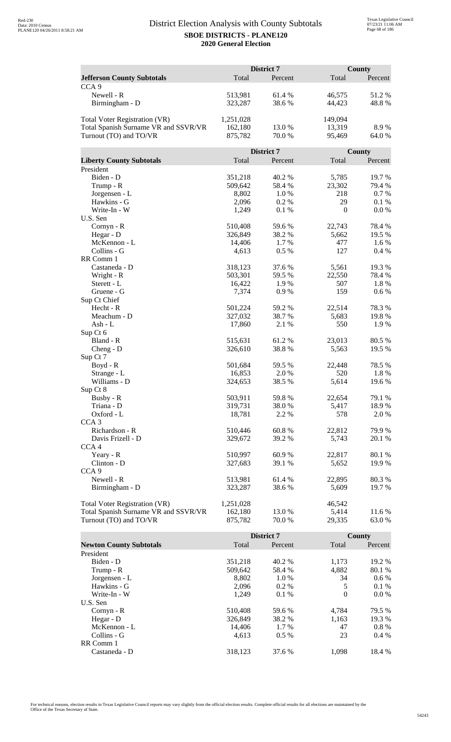# District Election Analysis with County Subtotals

**SBOE DISTRICTS - PLANE120**

**2020 General Election**

| Jefferson County Subtotals | District 7 Total | District 7 Percent | County Total | County Percent |
|---|---|---|---|---|
| CCA 9 | | | | |
| Newell - R | 513,981 | 61.4 % | 46,575 | 51.2 % |
| Birmingham - D | 323,287 | 38.6 % | 44,423 | 48.8 % |
| | | | | |
| Total Voter Registration (VR) | 1,251,028 | | 149,094 | |
| Total Spanish Surname VR and SSVR/VR | 162,180 | 13.0 % | 13,319 | 8.9 % |
| Turnout (TO) and TO/VR | 875,782 | 70.0 % | 95,469 | 64.0 % |

| Liberty County Subtotals | District 7 Total | District 7 Percent | County Total | County Percent |
|---|---|---|---|---|
| President | | | | |
| Biden - D | 351,218 | 40.2 % | 5,785 | 19.7 % |
| Trump - R | 509,642 | 58.4 % | 23,302 | 79.4 % |
| Jorgensen - L | 8,802 | 1.0 % | 218 | 0.7 % |
| Hawkins - G | 2,096 | 0.2 % | 29 | 0.1 % |
| Write-In - W | 1,249 | 0.1 % | 0 | 0.0 % |
| U.S. Sen | | | | |
| Cornyn - R | 510,408 | 59.6 % | 22,743 | 78.4 % |
| Hegar - D | 326,849 | 38.2 % | 5,662 | 19.5 % |
| McKennon - L | 14,406 | 1.7 % | 477 | 1.6 % |
| Collins - G | 4,613 | 0.5 % | 127 | 0.4 % |
| RR Comm 1 | | | | |
| Castaneda - D | 318,123 | 37.6 % | 5,561 | 19.3 % |
| Wright - R | 503,301 | 59.5 % | 22,550 | 78.4 % |
| Sterett - L | 16,422 | 1.9 % | 507 | 1.8 % |
| Gruene - G | 7,374 | 0.9 % | 159 | 0.6 % |
| Sup Ct Chief | | | | |
| Hecht - R | 501,224 | 59.2 % | 22,514 | 78.3 % |
| Meachum - D | 327,032 | 38.7 % | 5,683 | 19.8 % |
| Ash - L | 17,860 | 2.1 % | 550 | 1.9 % |
| Sup Ct 6 | | | | |
| Bland - R | 515,631 | 61.2 % | 23,013 | 80.5 % |
| Cheng - D | 326,610 | 38.8 % | 5,563 | 19.5 % |
| Sup Ct 7 | | | | |
| Boyd - R | 501,684 | 59.5 % | 22,448 | 78.5 % |
| Strange - L | 16,853 | 2.0 % | 520 | 1.8 % |
| Williams - D | 324,653 | 38.5 % | 5,614 | 19.6 % |
| Sup Ct 8 | | | | |
| Busby - R | 503,911 | 59.8 % | 22,654 | 79.1 % |
| Triana - D | 319,731 | 38.0 % | 5,417 | 18.9 % |
| Oxford - L | 18,781 | 2.2 % | 578 | 2.0 % |
| CCA 3 | | | | |
| Richardson - R | 510,446 | 60.8 % | 22,812 | 79.9 % |
| Davis Frizell - D | 329,672 | 39.2 % | 5,743 | 20.1 % |
| CCA 4 | | | | |
| Yeary - R | 510,997 | 60.9 % | 22,817 | 80.1 % |
| Clinton - D | 327,683 | 39.1 % | 5,652 | 19.9 % |
| CCA 9 | | | | |
| Newell - R | 513,981 | 61.4 % | 22,895 | 80.3 % |
| Birmingham - D | 323,287 | 38.6 % | 5,609 | 19.7 % |
| | | | | |
| Total Voter Registration (VR) | 1,251,028 | | 46,542 | |
| Total Spanish Surname VR and SSVR/VR | 162,180 | 13.0 % | 5,414 | 11.6 % |
| Turnout (TO) and TO/VR | 875,782 | 70.0 % | 29,335 | 63.0 % |

| Newton County Subtotals | District 7 Total | District 7 Percent | County Total | County Percent |
|---|---|---|---|---|
| President | | | | |
| Biden - D | 351,218 | 40.2 % | 1,173 | 19.2 % |
| Trump - R | 509,642 | 58.4 % | 4,882 | 80.1 % |
| Jorgensen - L | 8,802 | 1.0 % | 34 | 0.6 % |
| Hawkins - G | 2,096 | 0.2 % | 5 | 0.1 % |
| Write-In - W | 1,249 | 0.1 % | 0 | 0.0 % |
| U.S. Sen | | | | |
| Cornyn - R | 510,408 | 59.6 % | 4,784 | 79.5 % |
| Hegar - D | 326,849 | 38.2 % | 1,163 | 19.3 % |
| McKennon - L | 14,406 | 1.7 % | 47 | 0.8 % |
| Collins - G | 4,613 | 0.5 % | 23 | 0.4 % |
| RR Comm 1 | | | | |
| Castaneda - D | 318,123 | 37.6 % | 1,098 | 18.4 % |

For technical reasons, election results in Texas Legislative Council reports may vary slightly from the official election results. Complete official results for all elections are maintained by the Office of the Texas Secretary of State.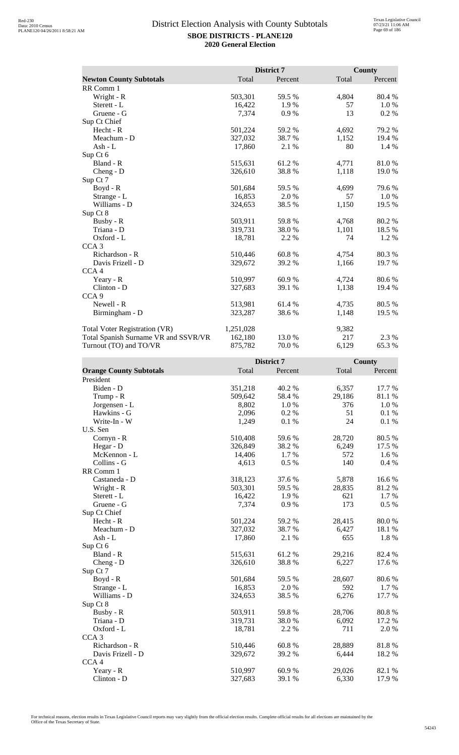# District Election Analysis with County Subtotals

**SBOE DISTRICTS - PLANE120**
**2020 General Election**

| Newton County Subtotals | District 7 Total | District 7 Percent | County Total | County Percent |
|---|---|---|---|---|
| RR Comm 1 | | | | |
| Wright - R | 503,301 | 59.5 % | 4,804 | 80.4 % |
| Sterett - L | 16,422 | 1.9 % | 57 | 1.0 % |
| Gruene - G | 7,374 | 0.9 % | 13 | 0.2 % |
| Sup Ct Chief | | | | |
| Hecht - R | 501,224 | 59.2 % | 4,692 | 79.2 % |
| Meachum - D | 327,032 | 38.7 % | 1,152 | 19.4 % |
| Ash - L | 17,860 | 2.1 % | 80 | 1.4 % |
| Sup Ct 6 | | | | |
| Bland - R | 515,631 | 61.2 % | 4,771 | 81.0 % |
| Cheng - D | 326,610 | 38.8 % | 1,118 | 19.0 % |
| Sup Ct 7 | | | | |
| Boyd - R | 501,684 | 59.5 % | 4,699 | 79.6 % |
| Strange - L | 16,853 | 2.0 % | 57 | 1.0 % |
| Williams - D | 324,653 | 38.5 % | 1,150 | 19.5 % |
| Sup Ct 8 | | | | |
| Busby - R | 503,911 | 59.8 % | 4,768 | 80.2 % |
| Triana - D | 319,731 | 38.0 % | 1,101 | 18.5 % |
| Oxford - L | 18,781 | 2.2 % | 74 | 1.2 % |
| CCA 3 | | | | |
| Richardson - R | 510,446 | 60.8 % | 4,754 | 80.3 % |
| Davis Frizell - D | 329,672 | 39.2 % | 1,166 | 19.7 % |
| CCA 4 | | | | |
| Yeary - R | 510,997 | 60.9 % | 4,724 | 80.6 % |
| Clinton - D | 327,683 | 39.1 % | 1,138 | 19.4 % |
| CCA 9 | | | | |
| Newell - R | 513,981 | 61.4 % | 4,735 | 80.5 % |
| Birmingham - D | 323,287 | 38.6 % | 1,148 | 19.5 % |
| | | | | |
| Total Voter Registration (VR) | 1,251,028 | | 9,382 | |
| Total Spanish Surname VR and SSVR/VR | 162,180 | 13.0 % | 217 | 2.3 % |
| Turnout (TO) and TO/VR | 875,782 | 70.0 % | 6,129 | 65.3 % |

| Orange County Subtotals | District 7 Total | District 7 Percent | County Total | County Percent |
|---|---|---|---|---|
| President | | | | |
| Biden - D | 351,218 | 40.2 % | 6,357 | 17.7 % |
| Trump - R | 509,642 | 58.4 % | 29,186 | 81.1 % |
| Jorgensen - L | 8,802 | 1.0 % | 376 | 1.0 % |
| Hawkins - G | 2,096 | 0.2 % | 51 | 0.1 % |
| Write-In - W | 1,249 | 0.1 % | 24 | 0.1 % |
| U.S. Sen | | | | |
| Cornyn - R | 510,408 | 59.6 % | 28,720 | 80.5 % |
| Hegar - D | 326,849 | 38.2 % | 6,249 | 17.5 % |
| McKennon - L | 14,406 | 1.7 % | 572 | 1.6 % |
| Collins - G | 4,613 | 0.5 % | 140 | 0.4 % |
| RR Comm 1 | | | | |
| Castaneda - D | 318,123 | 37.6 % | 5,878 | 16.6 % |
| Wright - R | 503,301 | 59.5 % | 28,835 | 81.2 % |
| Sterett - L | 16,422 | 1.9 % | 621 | 1.7 % |
| Gruene - G | 7,374 | 0.9 % | 173 | 0.5 % |
| Sup Ct Chief | | | | |
| Hecht - R | 501,224 | 59.2 % | 28,415 | 80.0 % |
| Meachum - D | 327,032 | 38.7 % | 6,427 | 18.1 % |
| Ash - L | 17,860 | 2.1 % | 655 | 1.8 % |
| Sup Ct 6 | | | | |
| Bland - R | 515,631 | 61.2 % | 29,216 | 82.4 % |
| Cheng - D | 326,610 | 38.8 % | 6,227 | 17.6 % |
| Sup Ct 7 | | | | |
| Boyd - R | 501,684 | 59.5 % | 28,607 | 80.6 % |
| Strange - L | 16,853 | 2.0 % | 592 | 1.7 % |
| Williams - D | 324,653 | 38.5 % | 6,276 | 17.7 % |
| Sup Ct 8 | | | | |
| Busby - R | 503,911 | 59.8 % | 28,706 | 80.8 % |
| Triana - D | 319,731 | 38.0 % | 6,092 | 17.2 % |
| Oxford - L | 18,781 | 2.2 % | 711 | 2.0 % |
| CCA 3 | | | | |
| Richardson - R | 510,446 | 60.8 % | 28,889 | 81.8 % |
| Davis Frizell - D | 329,672 | 39.2 % | 6,444 | 18.2 % |
| CCA 4 | | | | |
| Yeary - R | 510,997 | 60.9 % | 29,026 | 82.1 % |
| Clinton - D | 327,683 | 39.1 % | 6,330 | 17.9 % |

For technical reasons, election results in Texas Legislative Council reports may vary slightly from the official election results. Complete official results for all elections are maintained by the Office of the Texas Secretary of State.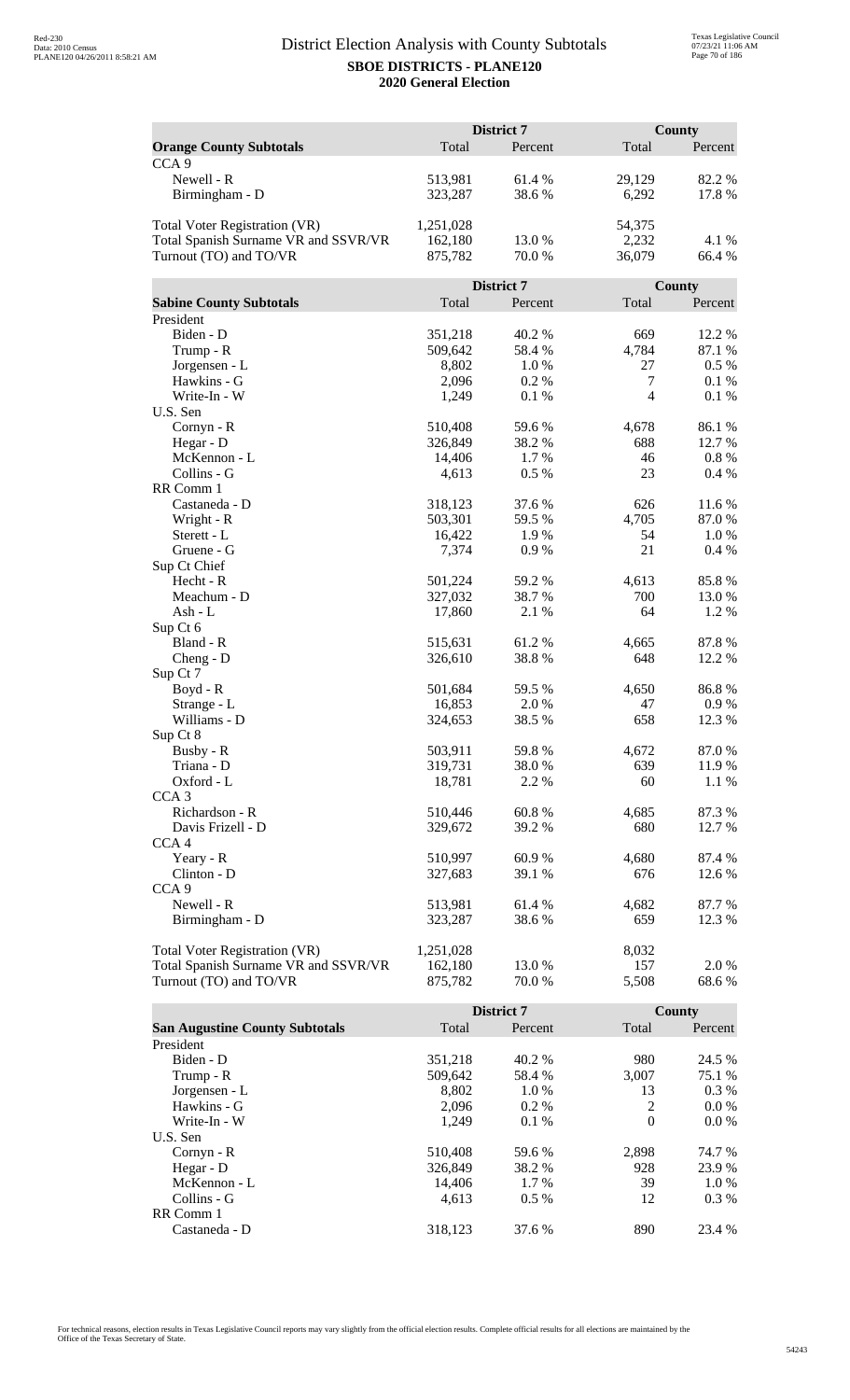# District Election Analysis with County Subtotals

**SBOE DISTRICTS - PLANE120**
**2020 General Election**

| Orange County Subtotals | District 7 Total | District 7 Percent | County Total | County Percent |
|---|---|---|---|---|
| CCA 9 | | | | |
| Newell - R | 513,981 | 61.4 % | 29,129 | 82.2 % |
| Birmingham - D | 323,287 | 38.6 % | 6,292 | 17.8 % |
| Total Voter Registration (VR) | 1,251,028 | | 54,375 | |
| Total Spanish Surname VR and SSVR/VR | 162,180 | 13.0 % | 2,232 | 4.1 % |
| Turnout (TO) and TO/VR | 875,782 | 70.0 % | 36,079 | 66.4 % |

| Sabine County Subtotals | District 7 Total | District 7 Percent | County Total | County Percent |
|---|---|---|---|---|
| President | | | | |
| Biden - D | 351,218 | 40.2 % | 669 | 12.2 % |
| Trump - R | 509,642 | 58.4 % | 4,784 | 87.1 % |
| Jorgensen - L | 8,802 | 1.0 % | 27 | 0.5 % |
| Hawkins - G | 2,096 | 0.2 % | 7 | 0.1 % |
| Write-In - W | 1,249 | 0.1 % | 4 | 0.1 % |
| U.S. Sen | | | | |
| Cornyn - R | 510,408 | 59.6 % | 4,678 | 86.1 % |
| Hegar - D | 326,849 | 38.2 % | 688 | 12.7 % |
| McKennon - L | 14,406 | 1.7 % | 46 | 0.8 % |
| Collins - G | 4,613 | 0.5 % | 23 | 0.4 % |
| RR Comm 1 | | | | |
| Castaneda - D | 318,123 | 37.6 % | 626 | 11.6 % |
| Wright - R | 503,301 | 59.5 % | 4,705 | 87.0 % |
| Sterett - L | 16,422 | 1.9 % | 54 | 1.0 % |
| Gruene - G | 7,374 | 0.9 % | 21 | 0.4 % |
| Sup Ct Chief | | | | |
| Hecht - R | 501,224 | 59.2 % | 4,613 | 85.8 % |
| Meachum - D | 327,032 | 38.7 % | 700 | 13.0 % |
| Ash - L | 17,860 | 2.1 % | 64 | 1.2 % |
| Sup Ct 6 | | | | |
| Bland - R | 515,631 | 61.2 % | 4,665 | 87.8 % |
| Cheng - D | 326,610 | 38.8 % | 648 | 12.2 % |
| Sup Ct 7 | | | | |
| Boyd - R | 501,684 | 59.5 % | 4,650 | 86.8 % |
| Strange - L | 16,853 | 2.0 % | 47 | 0.9 % |
| Williams - D | 324,653 | 38.5 % | 658 | 12.3 % |
| Sup Ct 8 | | | | |
| Busby - R | 503,911 | 59.8 % | 4,672 | 87.0 % |
| Triana - D | 319,731 | 38.0 % | 639 | 11.9 % |
| Oxford - L | 18,781 | 2.2 % | 60 | 1.1 % |
| CCA 3 | | | | |
| Richardson - R | 510,446 | 60.8 % | 4,685 | 87.3 % |
| Davis Frizell - D | 329,672 | 39.2 % | 680 | 12.7 % |
| CCA 4 | | | | |
| Yeary - R | 510,997 | 60.9 % | 4,680 | 87.4 % |
| Clinton - D | 327,683 | 39.1 % | 676 | 12.6 % |
| CCA 9 | | | | |
| Newell - R | 513,981 | 61.4 % | 4,682 | 87.7 % |
| Birmingham - D | 323,287 | 38.6 % | 659 | 12.3 % |
| Total Voter Registration (VR) | 1,251,028 | | 8,032 | |
| Total Spanish Surname VR and SSVR/VR | 162,180 | 13.0 % | 157 | 2.0 % |
| Turnout (TO) and TO/VR | 875,782 | 70.0 % | 5,508 | 68.6 % |

| San Augustine County Subtotals | District 7 Total | District 7 Percent | County Total | County Percent |
|---|---|---|---|---|
| President | | | | |
| Biden - D | 351,218 | 40.2 % | 980 | 24.5 % |
| Trump - R | 509,642 | 58.4 % | 3,007 | 75.1 % |
| Jorgensen - L | 8,802 | 1.0 % | 13 | 0.3 % |
| Hawkins - G | 2,096 | 0.2 % | 2 | 0.0 % |
| Write-In - W | 1,249 | 0.1 % | 0 | 0.0 % |
| U.S. Sen | | | | |
| Cornyn - R | 510,408 | 59.6 % | 2,898 | 74.7 % |
| Hegar - D | 326,849 | 38.2 % | 928 | 23.9 % |
| McKennon - L | 14,406 | 1.7 % | 39 | 1.0 % |
| Collins - G | 4,613 | 0.5 % | 12 | 0.3 % |
| RR Comm 1 | | | | |
| Castaneda - D | 318,123 | 37.6 % | 890 | 23.4 % |

For technical reasons, election results in Texas Legislative Council reports may vary slightly from the official election results. Complete official results for all elections are maintained by the Office of the Texas Secretary of State.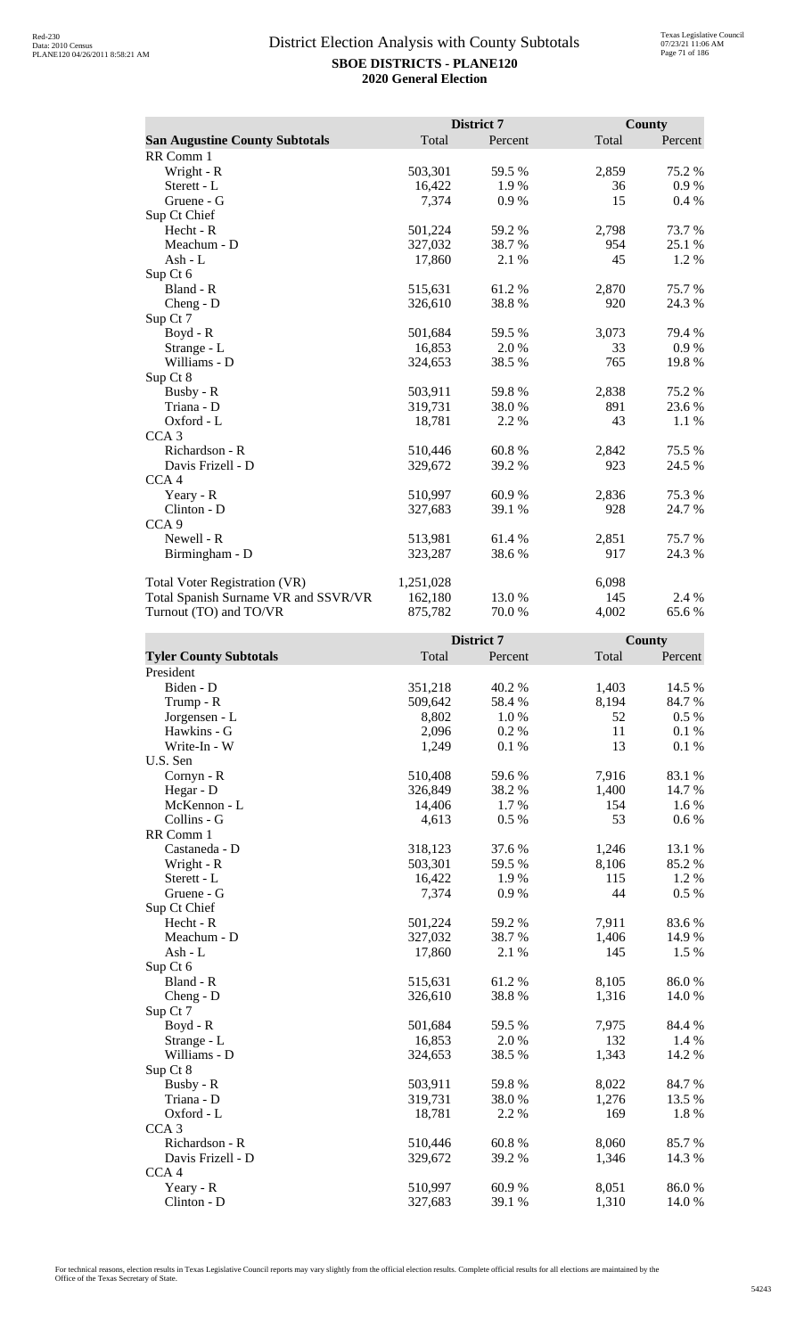# District Election Analysis with County Subtotals

**SBOE DISTRICTS - PLANE120**

**2020 General Election**

| San Augustine County Subtotals | District 7 Total | District 7 Percent | County Total | County Percent |
|---|---|---|---|---|
| RR Comm 1 | | | | |
| Wright - R | 503,301 | 59.5 % | 2,859 | 75.2 % |
| Sterett - L | 16,422 | 1.9 % | 36 | 0.9 % |
| Gruene - G | 7,374 | 0.9 % | 15 | 0.4 % |
| Sup Ct Chief | | | | |
| Hecht - R | 501,224 | 59.2 % | 2,798 | 73.7 % |
| Meachum - D | 327,032 | 38.7 % | 954 | 25.1 % |
| Ash - L | 17,860 | 2.1 % | 45 | 1.2 % |
| Sup Ct 6 | | | | |
| Bland - R | 515,631 | 61.2 % | 2,870 | 75.7 % |
| Cheng - D | 326,610 | 38.8 % | 920 | 24.3 % |
| Sup Ct 7 | | | | |
| Boyd - R | 501,684 | 59.5 % | 3,073 | 79.4 % |
| Strange - L | 16,853 | 2.0 % | 33 | 0.9 % |
| Williams - D | 324,653 | 38.5 % | 765 | 19.8 % |
| Sup Ct 8 | | | | |
| Busby - R | 503,911 | 59.8 % | 2,838 | 75.2 % |
| Triana - D | 319,731 | 38.0 % | 891 | 23.6 % |
| Oxford - L | 18,781 | 2.2 % | 43 | 1.1 % |
| CCA 3 | | | | |
| Richardson - R | 510,446 | 60.8 % | 2,842 | 75.5 % |
| Davis Frizell - D | 329,672 | 39.2 % | 923 | 24.5 % |
| CCA 4 | | | | |
| Yeary - R | 510,997 | 60.9 % | 2,836 | 75.3 % |
| Clinton - D | 327,683 | 39.1 % | 928 | 24.7 % |
| CCA 9 | | | | |
| Newell - R | 513,981 | 61.4 % | 2,851 | 75.7 % |
| Birmingham - D | 323,287 | 38.6 % | 917 | 24.3 % |
| Total Voter Registration (VR) | 1,251,028 | | 6,098 | |
| Total Spanish Surname VR and SSVR/VR | 162,180 | 13.0 % | 145 | 2.4 % |
| Turnout (TO) and TO/VR | 875,782 | 70.0 % | 4,002 | 65.6 % |

| Tyler County Subtotals | District 7 Total | District 7 Percent | County Total | County Percent |
|---|---|---|---|---|
| President | | | | |
| Biden - D | 351,218 | 40.2 % | 1,403 | 14.5 % |
| Trump - R | 509,642 | 58.4 % | 8,194 | 84.7 % |
| Jorgensen - L | 8,802 | 1.0 % | 52 | 0.5 % |
| Hawkins - G | 2,096 | 0.2 % | 11 | 0.1 % |
| Write-In - W | 1,249 | 0.1 % | 13 | 0.1 % |
| U.S. Sen | | | | |
| Cornyn - R | 510,408 | 59.6 % | 7,916 | 83.1 % |
| Hegar - D | 326,849 | 38.2 % | 1,400 | 14.7 % |
| McKennon - L | 14,406 | 1.7 % | 154 | 1.6 % |
| Collins - G | 4,613 | 0.5 % | 53 | 0.6 % |
| RR Comm 1 | | | | |
| Castaneda - D | 318,123 | 37.6 % | 1,246 | 13.1 % |
| Wright - R | 503,301 | 59.5 % | 8,106 | 85.2 % |
| Sterett - L | 16,422 | 1.9 % | 115 | 1.2 % |
| Gruene - G | 7,374 | 0.9 % | 44 | 0.5 % |
| Sup Ct Chief | | | | |
| Hecht - R | 501,224 | 59.2 % | 7,911 | 83.6 % |
| Meachum - D | 327,032 | 38.7 % | 1,406 | 14.9 % |
| Ash - L | 17,860 | 2.1 % | 145 | 1.5 % |
| Sup Ct 6 | | | | |
| Bland - R | 515,631 | 61.2 % | 8,105 | 86.0 % |
| Cheng - D | 326,610 | 38.8 % | 1,316 | 14.0 % |
| Sup Ct 7 | | | | |
| Boyd - R | 501,684 | 59.5 % | 7,975 | 84.4 % |
| Strange - L | 16,853 | 2.0 % | 132 | 1.4 % |
| Williams - D | 324,653 | 38.5 % | 1,343 | 14.2 % |
| Sup Ct 8 | | | | |
| Busby - R | 503,911 | 59.8 % | 8,022 | 84.7 % |
| Triana - D | 319,731 | 38.0 % | 1,276 | 13.5 % |
| Oxford - L | 18,781 | 2.2 % | 169 | 1.8 % |
| CCA 3 | | | | |
| Richardson - R | 510,446 | 60.8 % | 8,060 | 85.7 % |
| Davis Frizell - D | 329,672 | 39.2 % | 1,346 | 14.3 % |
| CCA 4 | | | | |
| Yeary - R | 510,997 | 60.9 % | 8,051 | 86.0 % |
| Clinton - D | 327,683 | 39.1 % | 1,310 | 14.0 % |

For technical reasons, election results in Texas Legislative Council reports may vary slightly from the official election results. Complete official results for all elections are maintained by the Office of the Texas Secretary of State.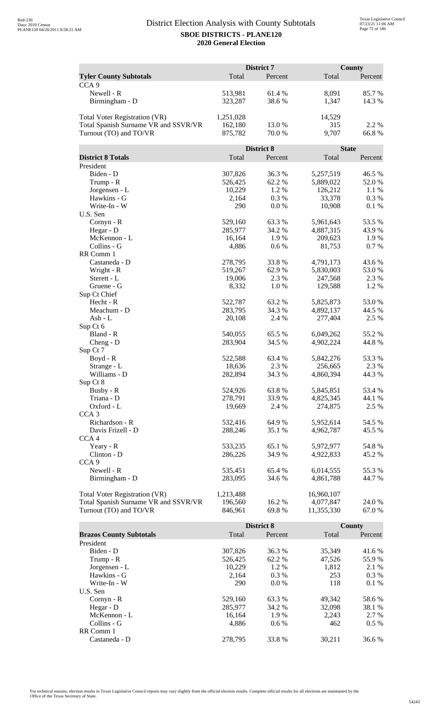# District Election Analysis with County Subtotals

**SBOE DISTRICTS - PLANE120**
**2020 General Election**

| | District 7 | | County | |
|---|---|---|---|---|
| **Tyler County Subtotals** | Total | Percent | Total | Percent |
| CCA 9 | | | | |
| Newell - R | 513,981 | 61.4 % | 8,091 | 85.7 % |
| Birmingham - D | 323,287 | 38.6 % | 1,347 | 14.3 % |
| | | | | |
| Total Voter Registration (VR) | 1,251,028 | | 14,529 | |
| Total Spanish Surname VR and SSVR/VR | 162,180 | 13.0 % | 315 | 2.2 % |
| Turnout (TO) and TO/VR | 875,782 | 70.0 % | 9,707 | 66.8 % |

| | District 8 | | State | |
|---|---|---|---|---|
| **District 8 Totals** | Total | Percent | Total | Percent |
| President | | | | |
| Biden - D | 307,826 | 36.3 % | 5,257,519 | 46.5 % |
| Trump - R | 526,425 | 62.2 % | 5,889,022 | 52.0 % |
| Jorgensen - L | 10,229 | 1.2 % | 126,212 | 1.1 % |
| Hawkins - G | 2,164 | 0.3 % | 33,378 | 0.3 % |
| Write-In - W | 290 | 0.0 % | 10,908 | 0.1 % |
| U.S. Sen | | | | |
| Cornyn - R | 529,160 | 63.3 % | 5,961,643 | 53.5 % |
| Hegar - D | 285,977 | 34.2 % | 4,887,315 | 43.9 % |
| McKennon - L | 16,164 | 1.9 % | 209,623 | 1.9 % |
| Collins - G | 4,886 | 0.6 % | 81,753 | 0.7 % |
| RR Comm 1 | | | | |
| Castaneda - D | 278,795 | 33.8 % | 4,791,173 | 43.6 % |
| Wright - R | 519,267 | 62.9 % | 5,830,003 | 53.0 % |
| Sterett - L | 19,006 | 2.3 % | 247,568 | 2.3 % |
| Gruene - G | 8,332 | 1.0 % | 129,588 | 1.2 % |
| Sup Ct Chief | | | | |
| Hecht - R | 522,787 | 63.2 % | 5,825,873 | 53.0 % |
| Meachum - D | 283,795 | 34.3 % | 4,892,137 | 44.5 % |
| Ash - L | 20,108 | 2.4 % | 277,404 | 2.5 % |
| Sup Ct 6 | | | | |
| Bland - R | 540,055 | 65.5 % | 6,049,262 | 55.2 % |
| Cheng - D | 283,904 | 34.5 % | 4,902,224 | 44.8 % |
| Sup Ct 7 | | | | |
| Boyd - R | 522,588 | 63.4 % | 5,842,276 | 53.3 % |
| Strange - L | 18,636 | 2.3 % | 256,665 | 2.3 % |
| Williams - D | 282,894 | 34.3 % | 4,860,394 | 44.3 % |
| Sup Ct 8 | | | | |
| Busby - R | 524,926 | 63.8 % | 5,845,851 | 53.4 % |
| Triana - D | 278,791 | 33.9 % | 4,825,345 | 44.1 % |
| Oxford - L | 19,669 | 2.4 % | 274,875 | 2.5 % |
| CCA 3 | | | | |
| Richardson - R | 532,416 | 64.9 % | 5,952,614 | 54.5 % |
| Davis Frizell - D | 288,246 | 35.1 % | 4,962,787 | 45.5 % |
| CCA 4 | | | | |
| Yeary - R | 533,235 | 65.1 % | 5,972,977 | 54.8 % |
| Clinton - D | 286,226 | 34.9 % | 4,922,833 | 45.2 % |
| CCA 9 | | | | |
| Newell - R | 535,451 | 65.4 % | 6,014,555 | 55.3 % |
| Birmingham - D | 283,095 | 34.6 % | 4,861,788 | 44.7 % |
| | | | | |
| Total Voter Registration (VR) | 1,213,488 | | 16,960,107 | |
| Total Spanish Surname VR and SSVR/VR | 196,560 | 16.2 % | 4,077,847 | 24.0 % |
| Turnout (TO) and TO/VR | 846,961 | 69.8 % | 11,355,330 | 67.0 % |

| | District 8 | | County | |
|---|---|---|---|---|
| **Brazos County Subtotals** | Total | Percent | Total | Percent |
| President | | | | |
| Biden - D | 307,826 | 36.3 % | 35,349 | 41.6 % |
| Trump - R | 526,425 | 62.2 % | 47,526 | 55.9 % |
| Jorgensen - L | 10,229 | 1.2 % | 1,812 | 2.1 % |
| Hawkins - G | 2,164 | 0.3 % | 253 | 0.3 % |
| Write-In - W | 290 | 0.0 % | 118 | 0.1 % |
| U.S. Sen | | | | |
| Cornyn - R | 529,160 | 63.3 % | 49,342 | 58.6 % |
| Hegar - D | 285,977 | 34.2 % | 32,098 | 38.1 % |
| McKennon - L | 16,164 | 1.9 % | 2,243 | 2.7 % |
| Collins - G | 4,886 | 0.6 % | 462 | 0.5 % |
| RR Comm 1 | | | | |
| Castaneda - D | 278,795 | 33.8 % | 30,211 | 36.6 % |

For technical reasons, election results in Texas Legislative Council reports may vary slightly from the official election results. Complete official results for all elections are maintained by the Office of the Texas Secretary of State.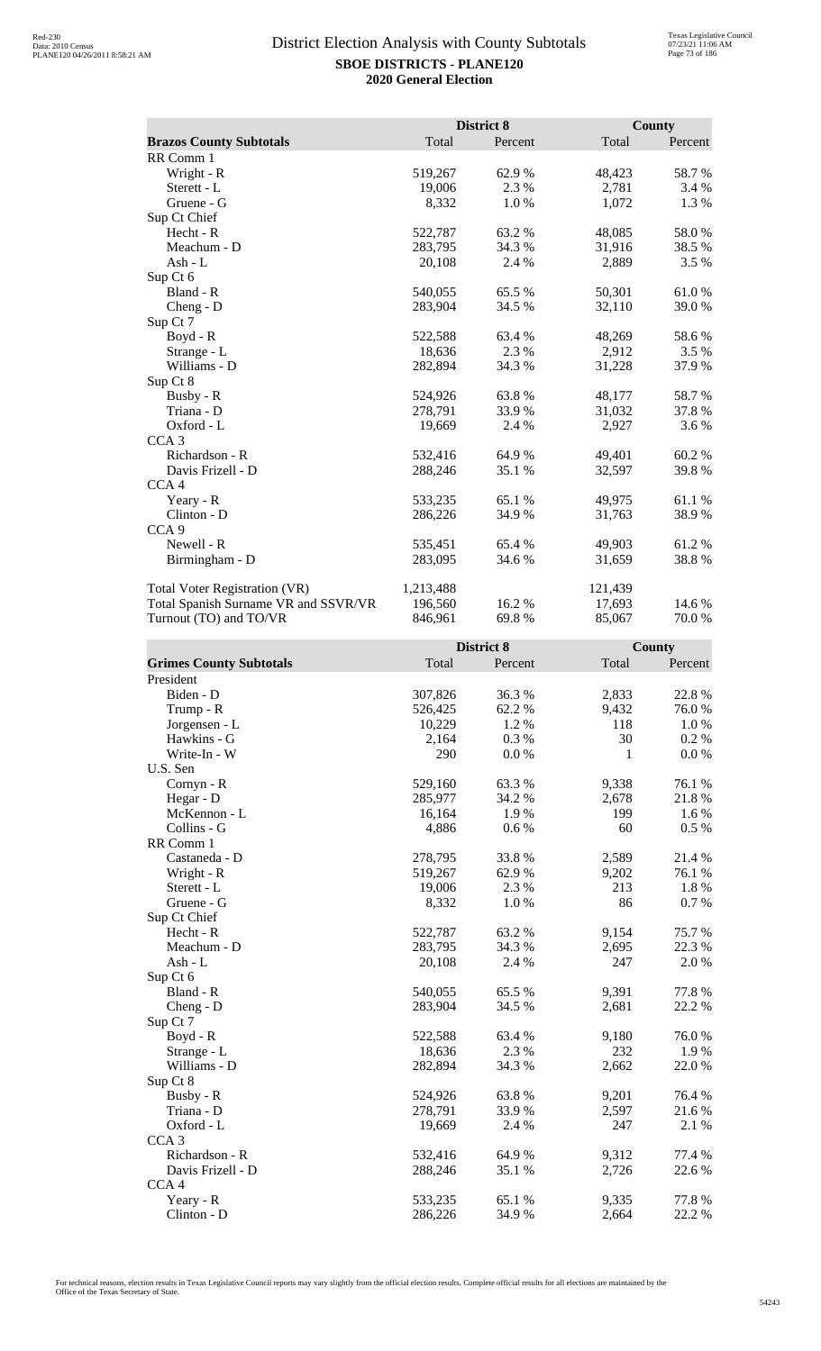## District Election Analysis with County Subtotals

**SBOE DISTRICTS - PLANE120**
**2020 General Election**

| **Brazos County Subtotals** | District 8 Total | District 8 Percent | County Total | County Percent |
|---|---|---|---|---|
| RR Comm 1 | | | | |
| Wright - R | 519,267 | 62.9 % | 48,423 | 58.7 % |
| Sterett - L | 19,006 | 2.3 % | 2,781 | 3.4 % |
| Gruene - G | 8,332 | 1.0 % | 1,072 | 1.3 % |
| Sup Ct Chief | | | | |
| Hecht - R | 522,787 | 63.2 % | 48,085 | 58.0 % |
| Meachum - D | 283,795 | 34.3 % | 31,916 | 38.5 % |
| Ash - L | 20,108 | 2.4 % | 2,889 | 3.5 % |
| Sup Ct 6 | | | | |
| Bland - R | 540,055 | 65.5 % | 50,301 | 61.0 % |
| Cheng - D | 283,904 | 34.5 % | 32,110 | 39.0 % |
| Sup Ct 7 | | | | |
| Boyd - R | 522,588 | 63.4 % | 48,269 | 58.6 % |
| Strange - L | 18,636 | 2.3 % | 2,912 | 3.5 % |
| Williams - D | 282,894 | 34.3 % | 31,228 | 37.9 % |
| Sup Ct 8 | | | | |
| Busby - R | 524,926 | 63.8 % | 48,177 | 58.7 % |
| Triana - D | 278,791 | 33.9 % | 31,032 | 37.8 % |
| Oxford - L | 19,669 | 2.4 % | 2,927 | 3.6 % |
| CCA 3 | | | | |
| Richardson - R | 532,416 | 64.9 % | 49,401 | 60.2 % |
| Davis Frizell - D | 288,246 | 35.1 % | 32,597 | 39.8 % |
| CCA 4 | | | | |
| Yeary - R | 533,235 | 65.1 % | 49,975 | 61.1 % |
| Clinton - D | 286,226 | 34.9 % | 31,763 | 38.9 % |
| CCA 9 | | | | |
| Newell - R | 535,451 | 65.4 % | 49,903 | 61.2 % |
| Birmingham - D | 283,095 | 34.6 % | 31,659 | 38.8 % |
| | | | | |
| Total Voter Registration (VR) | 1,213,488 | | 121,439 | |
| Total Spanish Surname VR and SSVR/VR | 196,560 | 16.2 % | 17,693 | 14.6 % |
| Turnout (TO) and TO/VR | 846,961 | 69.8 % | 85,067 | 70.0 % |

| **Grimes County Subtotals** | District 8 Total | District 8 Percent | County Total | County Percent |
|---|---|---|---|---|
| President | | | | |
| Biden - D | 307,826 | 36.3 % | 2,833 | 22.8 % |
| Trump - R | 526,425 | 62.2 % | 9,432 | 76.0 % |
| Jorgensen - L | 10,229 | 1.2 % | 118 | 1.0 % |
| Hawkins - G | 2,164 | 0.3 % | 30 | 0.2 % |
| Write-In - W | 290 | 0.0 % | 1 | 0.0 % |
| U.S. Sen | | | | |
| Cornyn - R | 529,160 | 63.3 % | 9,338 | 76.1 % |
| Hegar - D | 285,977 | 34.2 % | 2,678 | 21.8 % |
| McKennon - L | 16,164 | 1.9 % | 199 | 1.6 % |
| Collins - G | 4,886 | 0.6 % | 60 | 0.5 % |
| RR Comm 1 | | | | |
| Castaneda - D | 278,795 | 33.8 % | 2,589 | 21.4 % |
| Wright - R | 519,267 | 62.9 % | 9,202 | 76.1 % |
| Sterett - L | 19,006 | 2.3 % | 213 | 1.8 % |
| Gruene - G | 8,332 | 1.0 % | 86 | 0.7 % |
| Sup Ct Chief | | | | |
| Hecht - R | 522,787 | 63.2 % | 9,154 | 75.7 % |
| Meachum - D | 283,795 | 34.3 % | 2,695 | 22.3 % |
| Ash - L | 20,108 | 2.4 % | 247 | 2.0 % |
| Sup Ct 6 | | | | |
| Bland - R | 540,055 | 65.5 % | 9,391 | 77.8 % |
| Cheng - D | 283,904 | 34.5 % | 2,681 | 22.2 % |
| Sup Ct 7 | | | | |
| Boyd - R | 522,588 | 63.4 % | 9,180 | 76.0 % |
| Strange - L | 18,636 | 2.3 % | 232 | 1.9 % |
| Williams - D | 282,894 | 34.3 % | 2,662 | 22.0 % |
| Sup Ct 8 | | | | |
| Busby - R | 524,926 | 63.8 % | 9,201 | 76.4 % |
| Triana - D | 278,791 | 33.9 % | 2,597 | 21.6 % |
| Oxford - L | 19,669 | 2.4 % | 247 | 2.1 % |
| CCA 3 | | | | |
| Richardson - R | 532,416 | 64.9 % | 9,312 | 77.4 % |
| Davis Frizell - D | 288,246 | 35.1 % | 2,726 | 22.6 % |
| CCA 4 | | | | |
| Yeary - R | 533,235 | 65.1 % | 9,335 | 77.8 % |
| Clinton - D | 286,226 | 34.9 % | 2,664 | 22.2 % |

For technical reasons, election results in Texas Legislative Council reports may vary slightly from the official election results. Complete official results for all elections are maintained by the Office of the Texas Secretary of State.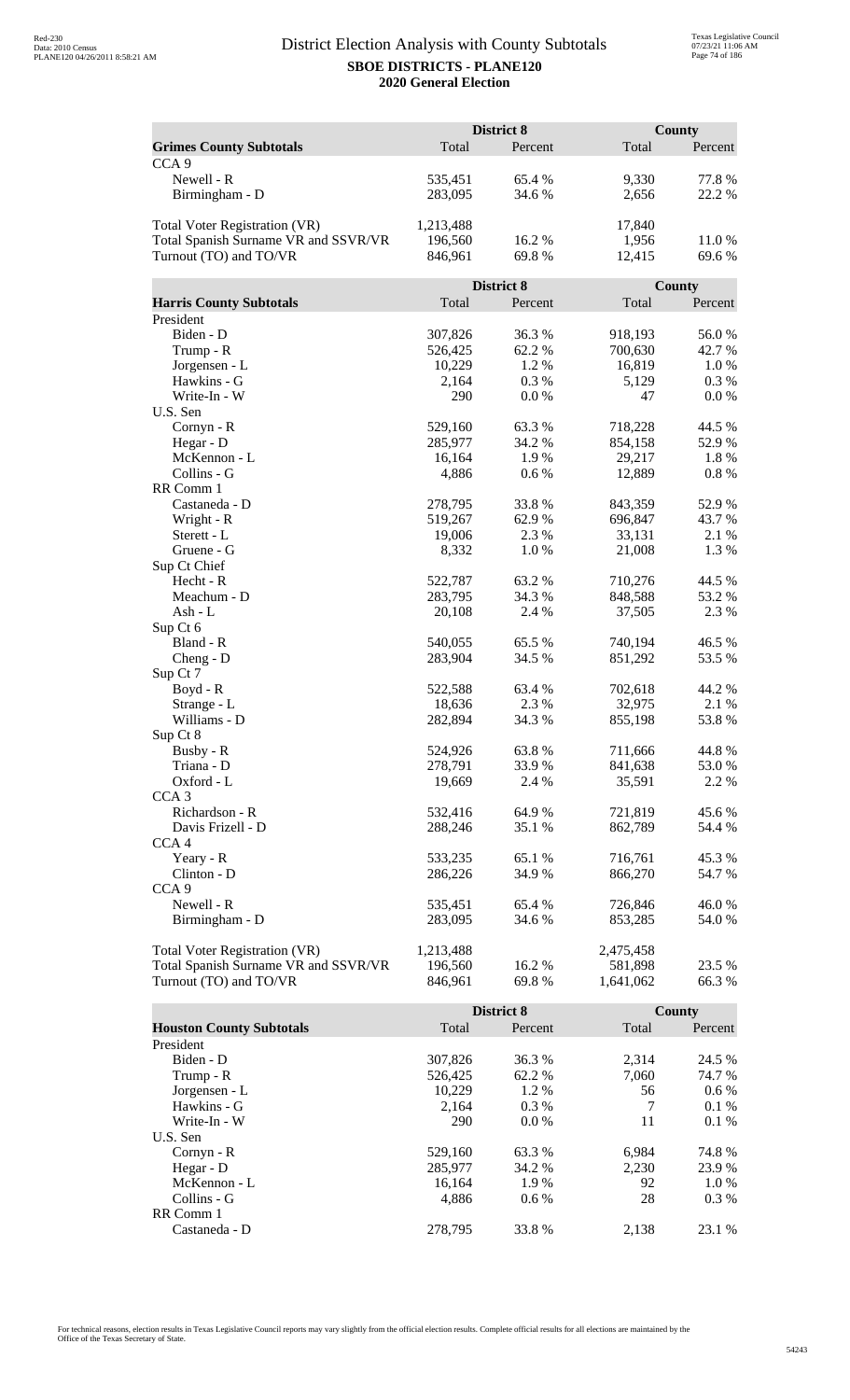# District Election Analysis with County Subtotals

**SBOE DISTRICTS - PLANE120**
**2020 General Election**

| Grimes County Subtotals | District 8 Total | District 8 Percent | County Total | County Percent |
|---|---|---|---|---|
| CCA 9 | | | | |
| Newell - R | 535,451 | 65.4 % | 9,330 | 77.8 % |
| Birmingham - D | 283,095 | 34.6 % | 2,656 | 22.2 % |
| | | | | |
| Total Voter Registration (VR) | 1,213,488 | | 17,840 | |
| Total Spanish Surname VR and SSVR/VR | 196,560 | 16.2 % | 1,956 | 11.0 % |
| Turnout (TO) and TO/VR | 846,961 | 69.8 % | 12,415 | 69.6 % |

| Harris County Subtotals | District 8 Total | District 8 Percent | County Total | County Percent |
|---|---|---|---|---|
| President | | | | |
| Biden - D | 307,826 | 36.3 % | 918,193 | 56.0 % |
| Trump - R | 526,425 | 62.2 % | 700,630 | 42.7 % |
| Jorgensen - L | 10,229 | 1.2 % | 16,819 | 1.0 % |
| Hawkins - G | 2,164 | 0.3 % | 5,129 | 0.3 % |
| Write-In - W | 290 | 0.0 % | 47 | 0.0 % |
| U.S. Sen | | | | |
| Cornyn - R | 529,160 | 63.3 % | 718,228 | 44.5 % |
| Hegar - D | 285,977 | 34.2 % | 854,158 | 52.9 % |
| McKennon - L | 16,164 | 1.9 % | 29,217 | 1.8 % |
| Collins - G | 4,886 | 0.6 % | 12,889 | 0.8 % |
| RR Comm 1 | | | | |
| Castaneda - D | 278,795 | 33.8 % | 843,359 | 52.9 % |
| Wright - R | 519,267 | 62.9 % | 696,847 | 43.7 % |
| Sterett - L | 19,006 | 2.3 % | 33,131 | 2.1 % |
| Gruene - G | 8,332 | 1.0 % | 21,008 | 1.3 % |
| Sup Ct Chief | | | | |
| Hecht - R | 522,787 | 63.2 % | 710,276 | 44.5 % |
| Meachum - D | 283,795 | 34.3 % | 848,588 | 53.2 % |
| Ash - L | 20,108 | 2.4 % | 37,505 | 2.3 % |
| Sup Ct 6 | | | | |
| Bland - R | 540,055 | 65.5 % | 740,194 | 46.5 % |
| Cheng - D | 283,904 | 34.5 % | 851,292 | 53.5 % |
| Sup Ct 7 | | | | |
| Boyd - R | 522,588 | 63.4 % | 702,618 | 44.2 % |
| Strange - L | 18,636 | 2.3 % | 32,975 | 2.1 % |
| Williams - D | 282,894 | 34.3 % | 855,198 | 53.8 % |
| Sup Ct 8 | | | | |
| Busby - R | 524,926 | 63.8 % | 711,666 | 44.8 % |
| Triana - D | 278,791 | 33.9 % | 841,638 | 53.0 % |
| Oxford - L | 19,669 | 2.4 % | 35,591 | 2.2 % |
| CCA 3 | | | | |
| Richardson - R | 532,416 | 64.9 % | 721,819 | 45.6 % |
| Davis Frizell - D | 288,246 | 35.1 % | 862,789 | 54.4 % |
| CCA 4 | | | | |
| Yeary - R | 533,235 | 65.1 % | 716,761 | 45.3 % |
| Clinton - D | 286,226 | 34.9 % | 866,270 | 54.7 % |
| CCA 9 | | | | |
| Newell - R | 535,451 | 65.4 % | 726,846 | 46.0 % |
| Birmingham - D | 283,095 | 34.6 % | 853,285 | 54.0 % |
| | | | | |
| Total Voter Registration (VR) | 1,213,488 | | 2,475,458 | |
| Total Spanish Surname VR and SSVR/VR | 196,560 | 16.2 % | 581,898 | 23.5 % |
| Turnout (TO) and TO/VR | 846,961 | 69.8 % | 1,641,062 | 66.3 % |

| Houston County Subtotals | District 8 Total | District 8 Percent | County Total | County Percent |
|---|---|---|---|---|
| President | | | | |
| Biden - D | 307,826 | 36.3 % | 2,314 | 24.5 % |
| Trump - R | 526,425 | 62.2 % | 7,060 | 74.7 % |
| Jorgensen - L | 10,229 | 1.2 % | 56 | 0.6 % |
| Hawkins - G | 2,164 | 0.3 % | 7 | 0.1 % |
| Write-In - W | 290 | 0.0 % | 11 | 0.1 % |
| U.S. Sen | | | | |
| Cornyn - R | 529,160 | 63.3 % | 6,984 | 74.8 % |
| Hegar - D | 285,977 | 34.2 % | 2,230 | 23.9 % |
| McKennon - L | 16,164 | 1.9 % | 92 | 1.0 % |
| Collins - G | 4,886 | 0.6 % | 28 | 0.3 % |
| RR Comm 1 | | | | |
| Castaneda - D | 278,795 | 33.8 % | 2,138 | 23.1 % |

For technical reasons, election results in Texas Legislative Council reports may vary slightly from the official election results. Complete official results for all elections are maintained by the Office of the Texas Secretary of State.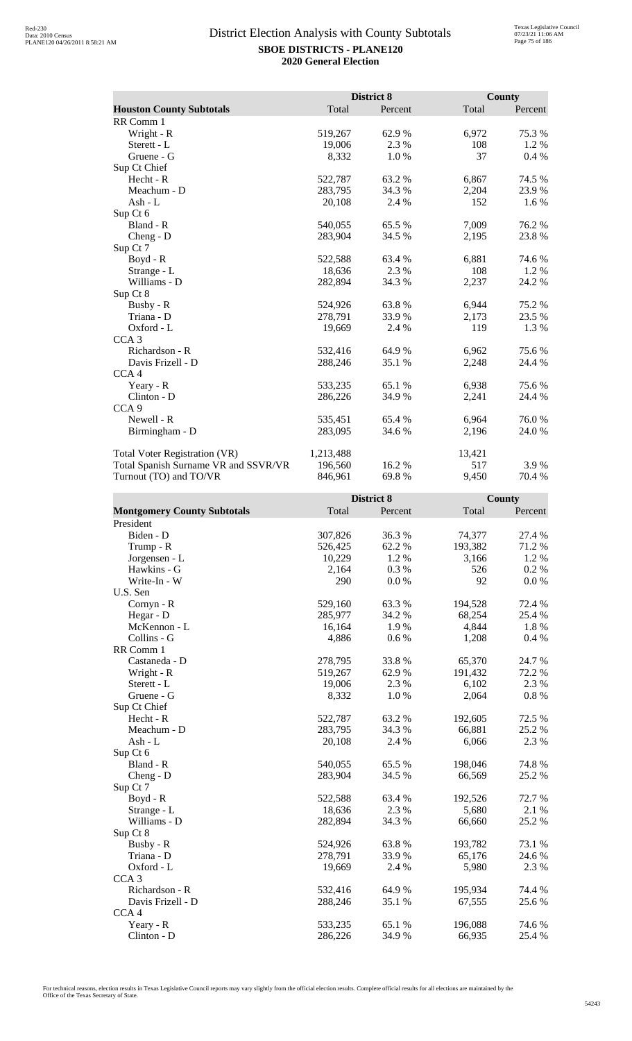# District Election Analysis with County Subtotals

**SBOE DISTRICTS - PLANE120**
**2020 General Election**

| Houston County Subtotals | District 8 Total | District 8 Percent | County Total | County Percent |
|---|---|---|---|---|
| RR Comm 1 | | | | |
| Wright - R | 519,267 | 62.9 % | 6,972 | 75.3 % |
| Sterett - L | 19,006 | 2.3 % | 108 | 1.2 % |
| Gruene - G | 8,332 | 1.0 % | 37 | 0.4 % |
| Sup Ct Chief | | | | |
| Hecht - R | 522,787 | 63.2 % | 6,867 | 74.5 % |
| Meachum - D | 283,795 | 34.3 % | 2,204 | 23.9 % |
| Ash - L | 20,108 | 2.4 % | 152 | 1.6 % |
| Sup Ct 6 | | | | |
| Bland - R | 540,055 | 65.5 % | 7,009 | 76.2 % |
| Cheng - D | 283,904 | 34.5 % | 2,195 | 23.8 % |
| Sup Ct 7 | | | | |
| Boyd - R | 522,588 | 63.4 % | 6,881 | 74.6 % |
| Strange - L | 18,636 | 2.3 % | 108 | 1.2 % |
| Williams - D | 282,894 | 34.3 % | 2,237 | 24.2 % |
| Sup Ct 8 | | | | |
| Busby - R | 524,926 | 63.8 % | 6,944 | 75.2 % |
| Triana - D | 278,791 | 33.9 % | 2,173 | 23.5 % |
| Oxford - L | 19,669 | 2.4 % | 119 | 1.3 % |
| CCA 3 | | | | |
| Richardson - R | 532,416 | 64.9 % | 6,962 | 75.6 % |
| Davis Frizell - D | 288,246 | 35.1 % | 2,248 | 24.4 % |
| CCA 4 | | | | |
| Yeary - R | 533,235 | 65.1 % | 6,938 | 75.6 % |
| Clinton - D | 286,226 | 34.9 % | 2,241 | 24.4 % |
| CCA 9 | | | | |
| Newell - R | 535,451 | 65.4 % | 6,964 | 76.0 % |
| Birmingham - D | 283,095 | 34.6 % | 2,196 | 24.0 % |
| | | | | |
| Total Voter Registration (VR) | 1,213,488 | | 13,421 | |
| Total Spanish Surname VR and SSVR/VR | 196,560 | 16.2 % | 517 | 3.9 % |
| Turnout (TO) and TO/VR | 846,961 | 69.8 % | 9,450 | 70.4 % |

| Montgomery County Subtotals | District 8 Total | District 8 Percent | County Total | County Percent |
|---|---|---|---|---|
| President | | | | |
| Biden - D | 307,826 | 36.3 % | 74,377 | 27.4 % |
| Trump - R | 526,425 | 62.2 % | 193,382 | 71.2 % |
| Jorgensen - L | 10,229 | 1.2 % | 3,166 | 1.2 % |
| Hawkins - G | 2,164 | 0.3 % | 526 | 0.2 % |
| Write-In - W | 290 | 0.0 % | 92 | 0.0 % |
| U.S. Sen | | | | |
| Cornyn - R | 529,160 | 63.3 % | 194,528 | 72.4 % |
| Hegar - D | 285,977 | 34.2 % | 68,254 | 25.4 % |
| McKennon - L | 16,164 | 1.9 % | 4,844 | 1.8 % |
| Collins - G | 4,886 | 0.6 % | 1,208 | 0.4 % |
| RR Comm 1 | | | | |
| Castaneda - D | 278,795 | 33.8 % | 65,370 | 24.7 % |
| Wright - R | 519,267 | 62.9 % | 191,432 | 72.2 % |
| Sterett - L | 19,006 | 2.3 % | 6,102 | 2.3 % |
| Gruene - G | 8,332 | 1.0 % | 2,064 | 0.8 % |
| Sup Ct Chief | | | | |
| Hecht - R | 522,787 | 63.2 % | 192,605 | 72.5 % |
| Meachum - D | 283,795 | 34.3 % | 66,881 | 25.2 % |
| Ash - L | 20,108 | 2.4 % | 6,066 | 2.3 % |
| Sup Ct 6 | | | | |
| Bland - R | 540,055 | 65.5 % | 198,046 | 74.8 % |
| Cheng - D | 283,904 | 34.5 % | 66,569 | 25.2 % |
| Sup Ct 7 | | | | |
| Boyd - R | 522,588 | 63.4 % | 192,526 | 72.7 % |
| Strange - L | 18,636 | 2.3 % | 5,680 | 2.1 % |
| Williams - D | 282,894 | 34.3 % | 66,660 | 25.2 % |
| Sup Ct 8 | | | | |
| Busby - R | 524,926 | 63.8 % | 193,782 | 73.1 % |
| Triana - D | 278,791 | 33.9 % | 65,176 | 24.6 % |
| Oxford - L | 19,669 | 2.4 % | 5,980 | 2.3 % |
| CCA 3 | | | | |
| Richardson - R | 532,416 | 64.9 % | 195,934 | 74.4 % |
| Davis Frizell - D | 288,246 | 35.1 % | 67,555 | 25.6 % |
| CCA 4 | | | | |
| Yeary - R | 533,235 | 65.1 % | 196,088 | 74.6 % |
| Clinton - D | 286,226 | 34.9 % | 66,935 | 25.4 % |

For technical reasons, election results in Texas Legislative Council reports may vary slightly from the official election results. Complete official results for all elections are maintained by the Office of the Texas Secretary of State.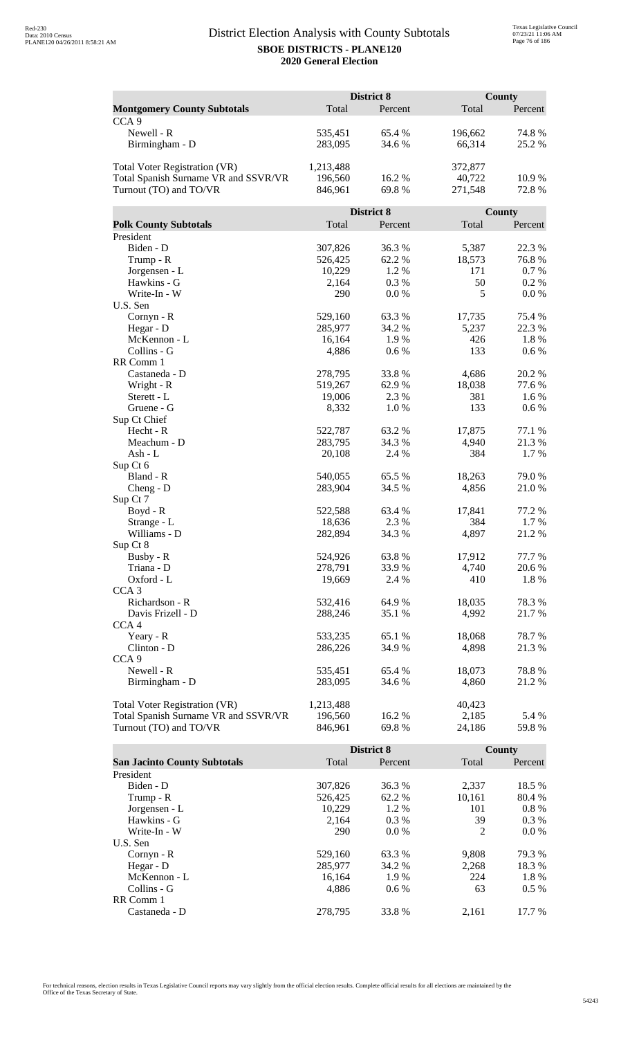# District Election Analysis with County Subtotals

**SBOE DISTRICTS - PLANE120**
**2020 General Election**

| Montgomery County Subtotals | District 8 Total | District 8 Percent | County Total | County Percent |
|---|---|---|---|---|
| CCA 9 | | | | |
| Newell - R | 535,451 | 65.4 % | 196,662 | 74.8 % |
| Birmingham - D | 283,095 | 34.6 % | 66,314 | 25.2 % |
| | | | | |
| Total Voter Registration (VR) | 1,213,488 | | 372,877 | |
| Total Spanish Surname VR and SSVR/VR | 196,560 | 16.2 % | 40,722 | 10.9 % |
| Turnout (TO) and TO/VR | 846,961 | 69.8 % | 271,548 | 72.8 % |

| Polk County Subtotals | District 8 Total | District 8 Percent | County Total | County Percent |
|---|---|---|---|---|
| President | | | | |
| Biden - D | 307,826 | 36.3 % | 5,387 | 22.3 % |
| Trump - R | 526,425 | 62.2 % | 18,573 | 76.8 % |
| Jorgensen - L | 10,229 | 1.2 % | 171 | 0.7 % |
| Hawkins - G | 2,164 | 0.3 % | 50 | 0.2 % |
| Write-In - W | 290 | 0.0 % | 5 | 0.0 % |
| U.S. Sen | | | | |
| Cornyn - R | 529,160 | 63.3 % | 17,735 | 75.4 % |
| Hegar - D | 285,977 | 34.2 % | 5,237 | 22.3 % |
| McKennon - L | 16,164 | 1.9 % | 426 | 1.8 % |
| Collins - G | 4,886 | 0.6 % | 133 | 0.6 % |
| RR Comm 1 | | | | |
| Castaneda - D | 278,795 | 33.8 % | 4,686 | 20.2 % |
| Wright - R | 519,267 | 62.9 % | 18,038 | 77.6 % |
| Sterett - L | 19,006 | 2.3 % | 381 | 1.6 % |
| Gruene - G | 8,332 | 1.0 % | 133 | 0.6 % |
| Sup Ct Chief | | | | |
| Hecht - R | 522,787 | 63.2 % | 17,875 | 77.1 % |
| Meachum - D | 283,795 | 34.3 % | 4,940 | 21.3 % |
| Ash - L | 20,108 | 2.4 % | 384 | 1.7 % |
| Sup Ct 6 | | | | |
| Bland - R | 540,055 | 65.5 % | 18,263 | 79.0 % |
| Cheng - D | 283,904 | 34.5 % | 4,856 | 21.0 % |
| Sup Ct 7 | | | | |
| Boyd - R | 522,588 | 63.4 % | 17,841 | 77.2 % |
| Strange - L | 18,636 | 2.3 % | 384 | 1.7 % |
| Williams - D | 282,894 | 34.3 % | 4,897 | 21.2 % |
| Sup Ct 8 | | | | |
| Busby - R | 524,926 | 63.8 % | 17,912 | 77.7 % |
| Triana - D | 278,791 | 33.9 % | 4,740 | 20.6 % |
| Oxford - L | 19,669 | 2.4 % | 410 | 1.8 % |
| CCA 3 | | | | |
| Richardson - R | 532,416 | 64.9 % | 18,035 | 78.3 % |
| Davis Frizell - D | 288,246 | 35.1 % | 4,992 | 21.7 % |
| CCA 4 | | | | |
| Yeary - R | 533,235 | 65.1 % | 18,068 | 78.7 % |
| Clinton - D | 286,226 | 34.9 % | 4,898 | 21.3 % |
| CCA 9 | | | | |
| Newell - R | 535,451 | 65.4 % | 18,073 | 78.8 % |
| Birmingham - D | 283,095 | 34.6 % | 4,860 | 21.2 % |
| | | | | |
| Total Voter Registration (VR) | 1,213,488 | | 40,423 | |
| Total Spanish Surname VR and SSVR/VR | 196,560 | 16.2 % | 2,185 | 5.4 % |
| Turnout (TO) and TO/VR | 846,961 | 69.8 % | 24,186 | 59.8 % |

| San Jacinto County Subtotals | District 8 Total | District 8 Percent | County Total | County Percent |
|---|---|---|---|---|
| President | | | | |
| Biden - D | 307,826 | 36.3 % | 2,337 | 18.5 % |
| Trump - R | 526,425 | 62.2 % | 10,161 | 80.4 % |
| Jorgensen - L | 10,229 | 1.2 % | 101 | 0.8 % |
| Hawkins - G | 2,164 | 0.3 % | 39 | 0.3 % |
| Write-In - W | 290 | 0.0 % | 2 | 0.0 % |
| U.S. Sen | | | | |
| Cornyn - R | 529,160 | 63.3 % | 9,808 | 79.3 % |
| Hegar - D | 285,977 | 34.2 % | 2,268 | 18.3 % |
| McKennon - L | 16,164 | 1.9 % | 224 | 1.8 % |
| Collins - G | 4,886 | 0.6 % | 63 | 0.5 % |
| RR Comm 1 | | | | |
| Castaneda - D | 278,795 | 33.8 % | 2,161 | 17.7 % |

For technical reasons, election results in Texas Legislative Council reports may vary slightly from the official election results. Complete official results for all elections are maintained by the Office of the Texas Secretary of State.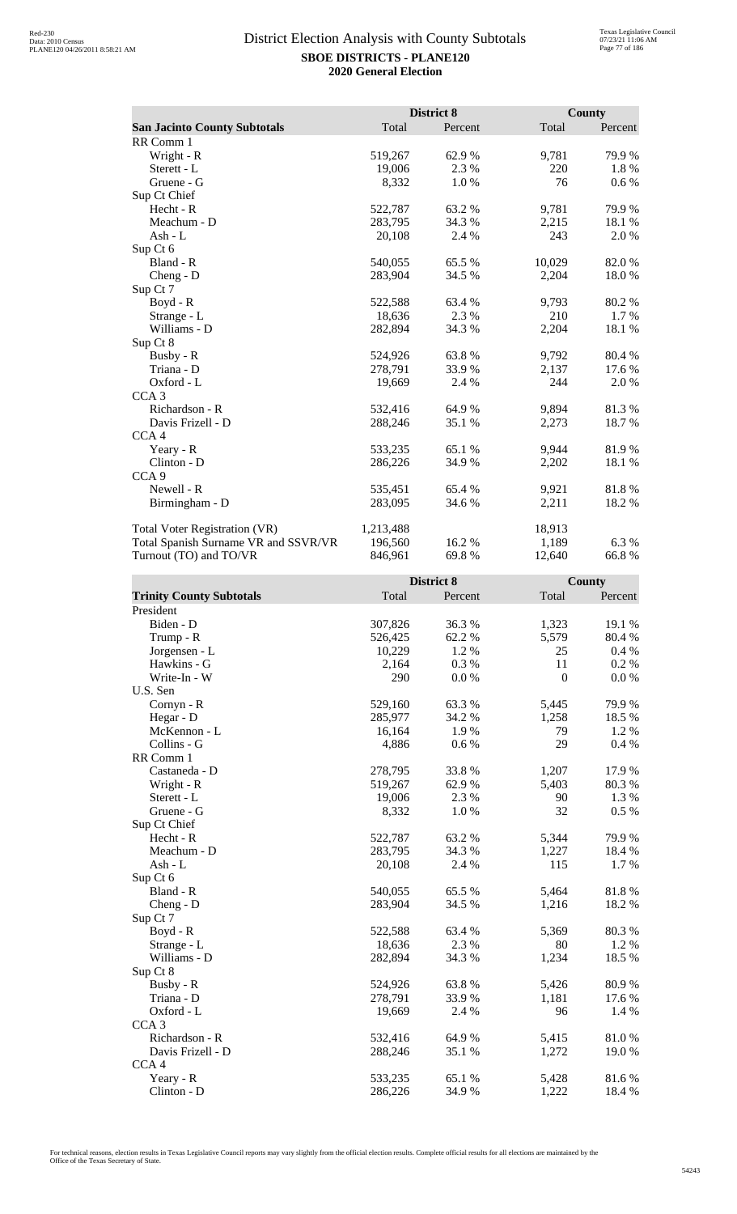# District Election Analysis with County Subtotals

**SBOE DISTRICTS - PLANE120**
**2020 General Election**

| San Jacinto County Subtotals | District 8 Total | District 8 Percent | County Total | County Percent |
|---|---|---|---|---|
| RR Comm 1 | | | | |
| Wright - R | 519,267 | 62.9 % | 9,781 | 79.9 % |
| Sterett - L | 19,006 | 2.3 % | 220 | 1.8 % |
| Gruene - G | 8,332 | 1.0 % | 76 | 0.6 % |
| Sup Ct Chief | | | | |
| Hecht - R | 522,787 | 63.2 % | 9,781 | 79.9 % |
| Meachum - D | 283,795 | 34.3 % | 2,215 | 18.1 % |
| Ash - L | 20,108 | 2.4 % | 243 | 2.0 % |
| Sup Ct 6 | | | | |
| Bland - R | 540,055 | 65.5 % | 10,029 | 82.0 % |
| Cheng - D | 283,904 | 34.5 % | 2,204 | 18.0 % |
| Sup Ct 7 | | | | |
| Boyd - R | 522,588 | 63.4 % | 9,793 | 80.2 % |
| Strange - L | 18,636 | 2.3 % | 210 | 1.7 % |
| Williams - D | 282,894 | 34.3 % | 2,204 | 18.1 % |
| Sup Ct 8 | | | | |
| Busby - R | 524,926 | 63.8 % | 9,792 | 80.4 % |
| Triana - D | 278,791 | 33.9 % | 2,137 | 17.6 % |
| Oxford - L | 19,669 | 2.4 % | 244 | 2.0 % |
| CCA 3 | | | | |
| Richardson - R | 532,416 | 64.9 % | 9,894 | 81.3 % |
| Davis Frizell - D | 288,246 | 35.1 % | 2,273 | 18.7 % |
| CCA 4 | | | | |
| Yeary - R | 533,235 | 65.1 % | 9,944 | 81.9 % |
| Clinton - D | 286,226 | 34.9 % | 2,202 | 18.1 % |
| CCA 9 | | | | |
| Newell - R | 535,451 | 65.4 % | 9,921 | 81.8 % |
| Birmingham - D | 283,095 | 34.6 % | 2,211 | 18.2 % |
| Total Voter Registration (VR) | 1,213,488 | | 18,913 | |
| Total Spanish Surname VR and SSVR/VR | 196,560 | 16.2 % | 1,189 | 6.3 % |
| Turnout (TO) and TO/VR | 846,961 | 69.8 % | 12,640 | 66.8 % |

| Trinity County Subtotals | District 8 Total | District 8 Percent | County Total | County Percent |
|---|---|---|---|---|
| President | | | | |
| Biden - D | 307,826 | 36.3 % | 1,323 | 19.1 % |
| Trump - R | 526,425 | 62.2 % | 5,579 | 80.4 % |
| Jorgensen - L | 10,229 | 1.2 % | 25 | 0.4 % |
| Hawkins - G | 2,164 | 0.3 % | 11 | 0.2 % |
| Write-In - W | 290 | 0.0 % | 0 | 0.0 % |
| U.S. Sen | | | | |
| Cornyn - R | 529,160 | 63.3 % | 5,445 | 79.9 % |
| Hegar - D | 285,977 | 34.2 % | 1,258 | 18.5 % |
| McKennon - L | 16,164 | 1.9 % | 79 | 1.2 % |
| Collins - G | 4,886 | 0.6 % | 29 | 0.4 % |
| RR Comm 1 | | | | |
| Castaneda - D | 278,795 | 33.8 % | 1,207 | 17.9 % |
| Wright - R | 519,267 | 62.9 % | 5,403 | 80.3 % |
| Sterett - L | 19,006 | 2.3 % | 90 | 1.3 % |
| Gruene - G | 8,332 | 1.0 % | 32 | 0.5 % |
| Sup Ct Chief | | | | |
| Hecht - R | 522,787 | 63.2 % | 5,344 | 79.9 % |
| Meachum - D | 283,795 | 34.3 % | 1,227 | 18.4 % |
| Ash - L | 20,108 | 2.4 % | 115 | 1.7 % |
| Sup Ct 6 | | | | |
| Bland - R | 540,055 | 65.5 % | 5,464 | 81.8 % |
| Cheng - D | 283,904 | 34.5 % | 1,216 | 18.2 % |
| Sup Ct 7 | | | | |
| Boyd - R | 522,588 | 63.4 % | 5,369 | 80.3 % |
| Strange - L | 18,636 | 2.3 % | 80 | 1.2 % |
| Williams - D | 282,894 | 34.3 % | 1,234 | 18.5 % |
| Sup Ct 8 | | | | |
| Busby - R | 524,926 | 63.8 % | 5,426 | 80.9 % |
| Triana - D | 278,791 | 33.9 % | 1,181 | 17.6 % |
| Oxford - L | 19,669 | 2.4 % | 96 | 1.4 % |
| CCA 3 | | | | |
| Richardson - R | 532,416 | 64.9 % | 5,415 | 81.0 % |
| Davis Frizell - D | 288,246 | 35.1 % | 1,272 | 19.0 % |
| CCA 4 | | | | |
| Yeary - R | 533,235 | 65.1 % | 5,428 | 81.6 % |
| Clinton - D | 286,226 | 34.9 % | 1,222 | 18.4 % |

For technical reasons, election results in Texas Legislative Council reports may vary slightly from the official election results. Complete official results for all elections are maintained by the Office of the Texas Secretary of State.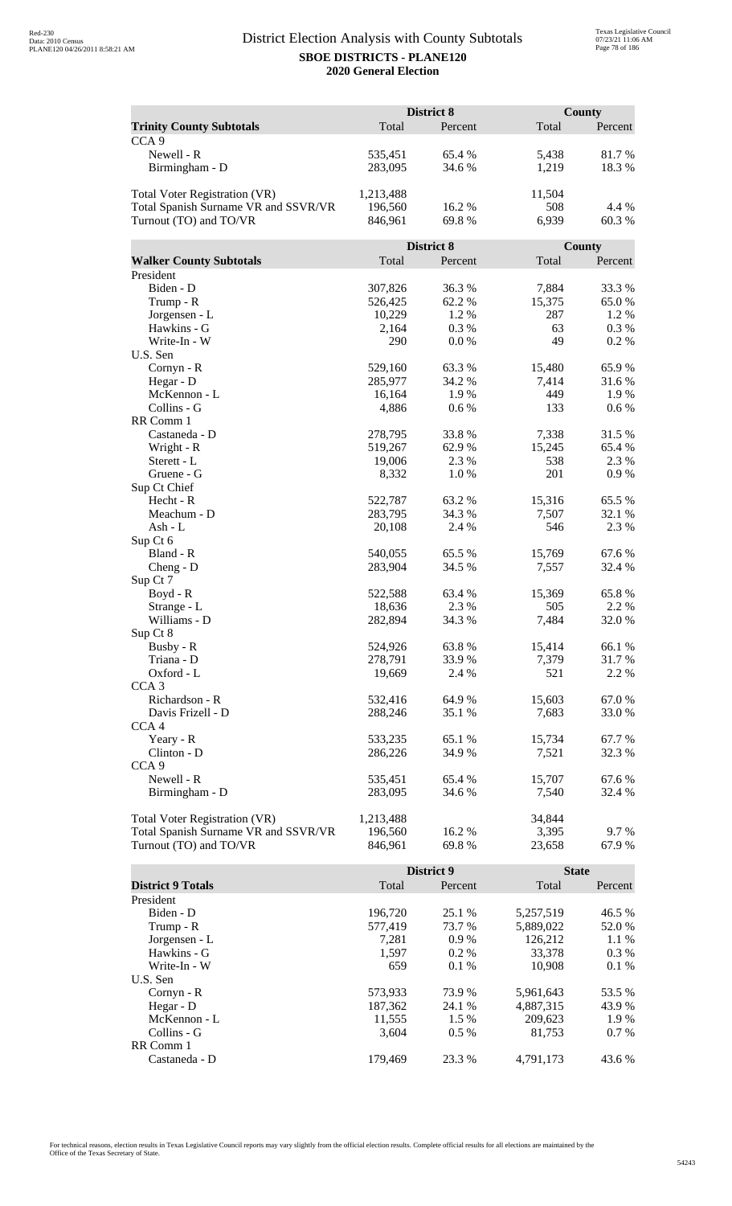# District Election Analysis with County Subtotals

**SBOE DISTRICTS - PLANE120**

**2020 General Election**

| **Trinity County Subtotals** | District 8 Total | District 8 Percent | County Total | County Percent |
|---|---|---|---|---|
| CCA 9 | | | | |
| Newell - R | 535,451 | 65.4 % | 5,438 | 81.7 % |
| Birmingham - D | 283,095 | 34.6 % | 1,219 | 18.3 % |
| | | | | |
| Total Voter Registration (VR) | 1,213,488 | | 11,504 | |
| Total Spanish Surname VR and SSVR/VR | 196,560 | 16.2 % | 508 | 4.4 % |
| Turnout (TO) and TO/VR | 846,961 | 69.8 % | 6,939 | 60.3 % |

| **Walker County Subtotals** | District 8 Total | District 8 Percent | County Total | County Percent |
|---|---|---|---|---|
| President | | | | |
| Biden - D | 307,826 | 36.3 % | 7,884 | 33.3 % |
| Trump - R | 526,425 | 62.2 % | 15,375 | 65.0 % |
| Jorgensen - L | 10,229 | 1.2 % | 287 | 1.2 % |
| Hawkins - G | 2,164 | 0.3 % | 63 | 0.3 % |
| Write-In - W | 290 | 0.0 % | 49 | 0.2 % |
| U.S. Sen | | | | |
| Cornyn - R | 529,160 | 63.3 % | 15,480 | 65.9 % |
| Hegar - D | 285,977 | 34.2 % | 7,414 | 31.6 % |
| McKennon - L | 16,164 | 1.9 % | 449 | 1.9 % |
| Collins - G | 4,886 | 0.6 % | 133 | 0.6 % |
| RR Comm 1 | | | | |
| Castaneda - D | 278,795 | 33.8 % | 7,338 | 31.5 % |
| Wright - R | 519,267 | 62.9 % | 15,245 | 65.4 % |
| Sterett - L | 19,006 | 2.3 % | 538 | 2.3 % |
| Gruene - G | 8,332 | 1.0 % | 201 | 0.9 % |
| Sup Ct Chief | | | | |
| Hecht - R | 522,787 | 63.2 % | 15,316 | 65.5 % |
| Meachum - D | 283,795 | 34.3 % | 7,507 | 32.1 % |
| Ash - L | 20,108 | 2.4 % | 546 | 2.3 % |
| Sup Ct 6 | | | | |
| Bland - R | 540,055 | 65.5 % | 15,769 | 67.6 % |
| Cheng - D | 283,904 | 34.5 % | 7,557 | 32.4 % |
| Sup Ct 7 | | | | |
| Boyd - R | 522,588 | 63.4 % | 15,369 | 65.8 % |
| Strange - L | 18,636 | 2.3 % | 505 | 2.2 % |
| Williams - D | 282,894 | 34.3 % | 7,484 | 32.0 % |
| Sup Ct 8 | | | | |
| Busby - R | 524,926 | 63.8 % | 15,414 | 66.1 % |
| Triana - D | 278,791 | 33.9 % | 7,379 | 31.7 % |
| Oxford - L | 19,669 | 2.4 % | 521 | 2.2 % |
| CCA 3 | | | | |
| Richardson - R | 532,416 | 64.9 % | 15,603 | 67.0 % |
| Davis Frizell - D | 288,246 | 35.1 % | 7,683 | 33.0 % |
| CCA 4 | | | | |
| Yeary - R | 533,235 | 65.1 % | 15,734 | 67.7 % |
| Clinton - D | 286,226 | 34.9 % | 7,521 | 32.3 % |
| CCA 9 | | | | |
| Newell - R | 535,451 | 65.4 % | 15,707 | 67.6 % |
| Birmingham - D | 283,095 | 34.6 % | 7,540 | 32.4 % |
| | | | | |
| Total Voter Registration (VR) | 1,213,488 | | 34,844 | |
| Total Spanish Surname VR and SSVR/VR | 196,560 | 16.2 % | 3,395 | 9.7 % |
| Turnout (TO) and TO/VR | 846,961 | 69.8 % | 23,658 | 67.9 % |

| **District 9 Totals** | District 9 Total | District 9 Percent | State Total | State Percent |
|---|---|---|---|---|
| President | | | | |
| Biden - D | 196,720 | 25.1 % | 5,257,519 | 46.5 % |
| Trump - R | 577,419 | 73.7 % | 5,889,022 | 52.0 % |
| Jorgensen - L | 7,281 | 0.9 % | 126,212 | 1.1 % |
| Hawkins - G | 1,597 | 0.2 % | 33,378 | 0.3 % |
| Write-In - W | 659 | 0.1 % | 10,908 | 0.1 % |
| U.S. Sen | | | | |
| Cornyn - R | 573,933 | 73.9 % | 5,961,643 | 53.5 % |
| Hegar - D | 187,362 | 24.1 % | 4,887,315 | 43.9 % |
| McKennon - L | 11,555 | 1.5 % | 209,623 | 1.9 % |
| Collins - G | 3,604 | 0.5 % | 81,753 | 0.7 % |
| RR Comm 1 | | | | |
| Castaneda - D | 179,469 | 23.3 % | 4,791,173 | 43.6 % |

For technical reasons, election results in Texas Legislative Council reports may vary slightly from the official election results. Complete official results for all elections are maintained by the Office of the Texas Secretary of State.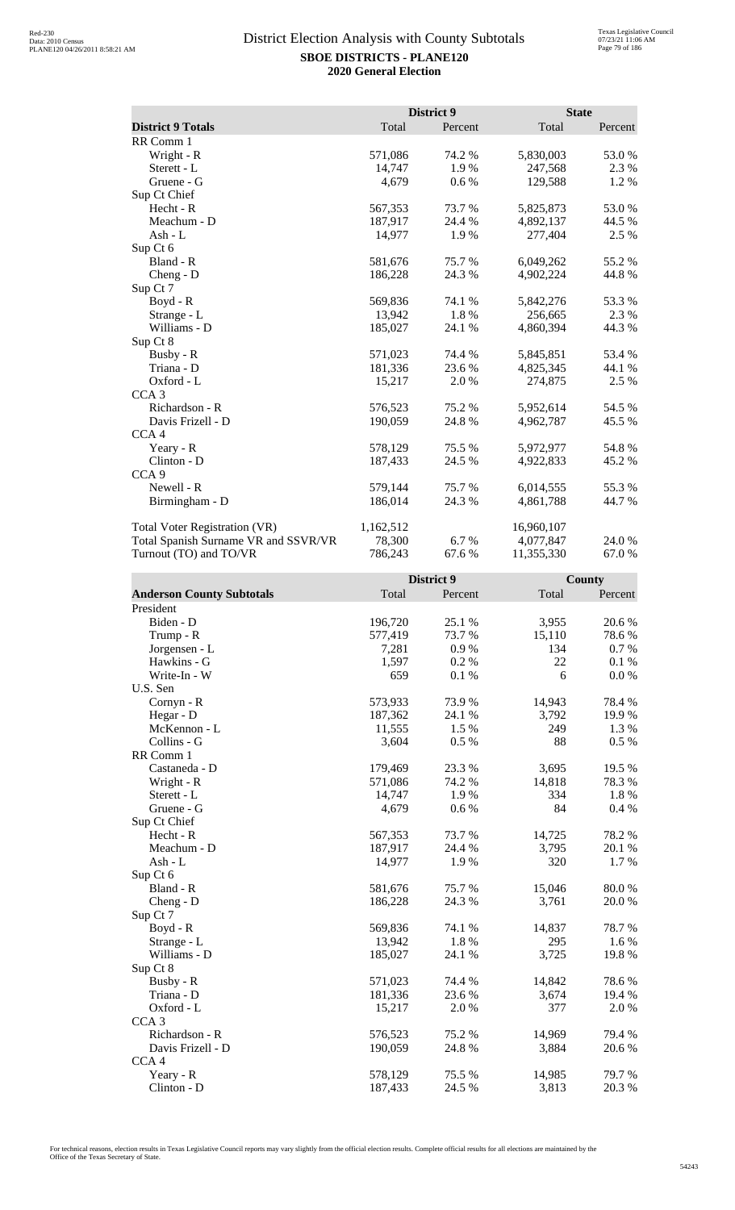# District Election Analysis with County Subtotals

**SBOE DISTRICTS - PLANE120**
**2020 General Election**

| | District 9 | | State | |
|---|---|---|---|---|
| **District 9 Totals** | Total | Percent | Total | Percent |
| RR Comm 1 | | | | |
| Wright - R | 571,086 | 74.2 % | 5,830,003 | 53.0 % |
| Sterett - L | 14,747 | 1.9 % | 247,568 | 2.3 % |
| Gruene - G | 4,679 | 0.6 % | 129,588 | 1.2 % |
| Sup Ct Chief | | | | |
| Hecht - R | 567,353 | 73.7 % | 5,825,873 | 53.0 % |
| Meachum - D | 187,917 | 24.4 % | 4,892,137 | 44.5 % |
| Ash - L | 14,977 | 1.9 % | 277,404 | 2.5 % |
| Sup Ct 6 | | | | |
| Bland - R | 581,676 | 75.7 % | 6,049,262 | 55.2 % |
| Cheng - D | 186,228 | 24.3 % | 4,902,224 | 44.8 % |
| Sup Ct 7 | | | | |
| Boyd - R | 569,836 | 74.1 % | 5,842,276 | 53.3 % |
| Strange - L | 13,942 | 1.8 % | 256,665 | 2.3 % |
| Williams - D | 185,027 | 24.1 % | 4,860,394 | 44.3 % |
| Sup Ct 8 | | | | |
| Busby - R | 571,023 | 74.4 % | 5,845,851 | 53.4 % |
| Triana - D | 181,336 | 23.6 % | 4,825,345 | 44.1 % |
| Oxford - L | 15,217 | 2.0 % | 274,875 | 2.5 % |
| CCA 3 | | | | |
| Richardson - R | 576,523 | 75.2 % | 5,952,614 | 54.5 % |
| Davis Frizell - D | 190,059 | 24.8 % | 4,962,787 | 45.5 % |
| CCA 4 | | | | |
| Yeary - R | 578,129 | 75.5 % | 5,972,977 | 54.8 % |
| Clinton - D | 187,433 | 24.5 % | 4,922,833 | 45.2 % |
| CCA 9 | | | | |
| Newell - R | 579,144 | 75.7 % | 6,014,555 | 55.3 % |
| Birmingham - D | 186,014 | 24.3 % | 4,861,788 | 44.7 % |
| | | | | |
| Total Voter Registration (VR) | 1,162,512 | | 16,960,107 | |
| Total Spanish Surname VR and SSVR/VR | 78,300 | 6.7 % | 4,077,847 | 24.0 % |
| Turnout (TO) and TO/VR | 786,243 | 67.6 % | 11,355,330 | 67.0 % |

| | District 9 | | County | |
|---|---|---|---|---|
| **Anderson County Subtotals** | Total | Percent | Total | Percent |
| President | | | | |
| Biden - D | 196,720 | 25.1 % | 3,955 | 20.6 % |
| Trump - R | 577,419 | 73.7 % | 15,110 | 78.6 % |
| Jorgensen - L | 7,281 | 0.9 % | 134 | 0.7 % |
| Hawkins - G | 1,597 | 0.2 % | 22 | 0.1 % |
| Write-In - W | 659 | 0.1 % | 6 | 0.0 % |
| U.S. Sen | | | | |
| Cornyn - R | 573,933 | 73.9 % | 14,943 | 78.4 % |
| Hegar - D | 187,362 | 24.1 % | 3,792 | 19.9 % |
| McKennon - L | 11,555 | 1.5 % | 249 | 1.3 % |
| Collins - G | 3,604 | 0.5 % | 88 | 0.5 % |
| RR Comm 1 | | | | |
| Castaneda - D | 179,469 | 23.3 % | 3,695 | 19.5 % |
| Wright - R | 571,086 | 74.2 % | 14,818 | 78.3 % |
| Sterett - L | 14,747 | 1.9 % | 334 | 1.8 % |
| Gruene - G | 4,679 | 0.6 % | 84 | 0.4 % |
| Sup Ct Chief | | | | |
| Hecht - R | 567,353 | 73.7 % | 14,725 | 78.2 % |
| Meachum - D | 187,917 | 24.4 % | 3,795 | 20.1 % |
| Ash - L | 14,977 | 1.9 % | 320 | 1.7 % |
| Sup Ct 6 | | | | |
| Bland - R | 581,676 | 75.7 % | 15,046 | 80.0 % |
| Cheng - D | 186,228 | 24.3 % | 3,761 | 20.0 % |
| Sup Ct 7 | | | | |
| Boyd - R | 569,836 | 74.1 % | 14,837 | 78.7 % |
| Strange - L | 13,942 | 1.8 % | 295 | 1.6 % |
| Williams - D | 185,027 | 24.1 % | 3,725 | 19.8 % |
| Sup Ct 8 | | | | |
| Busby - R | 571,023 | 74.4 % | 14,842 | 78.6 % |
| Triana - D | 181,336 | 23.6 % | 3,674 | 19.4 % |
| Oxford - L | 15,217 | 2.0 % | 377 | 2.0 % |
| CCA 3 | | | | |
| Richardson - R | 576,523 | 75.2 % | 14,969 | 79.4 % |
| Davis Frizell - D | 190,059 | 24.8 % | 3,884 | 20.6 % |
| CCA 4 | | | | |
| Yeary - R | 578,129 | 75.5 % | 14,985 | 79.7 % |
| Clinton - D | 187,433 | 24.5 % | 3,813 | 20.3 % |

For technical reasons, election results in Texas Legislative Council reports may vary slightly from the official election results. Complete official results for all elections are maintained by the Office of the Texas Secretary of State.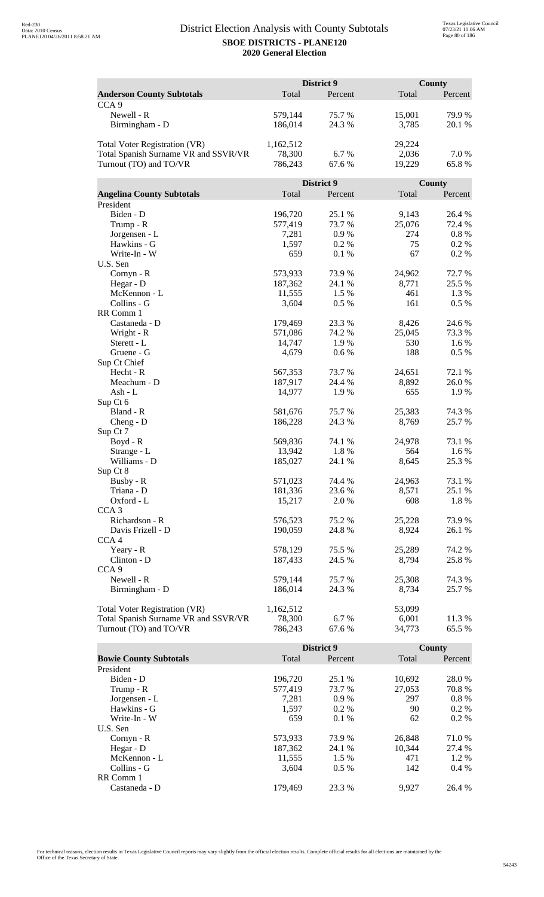# District Election Analysis with County Subtotals

**SBOE DISTRICTS - PLANE120**

**2020 General Election**

| Anderson County Subtotals | District 9 Total | District 9 Percent | County Total | County Percent |
|---|---|---|---|---|
| CCA 9 | | | | |
| Newell - R | 579,144 | 75.7 % | 15,001 | 79.9 % |
| Birmingham - D | 186,014 | 24.3 % | 3,785 | 20.1 % |
| | | | | |
| Total Voter Registration (VR) | 1,162,512 | | 29,224 | |
| Total Spanish Surname VR and SSVR/VR | 78,300 | 6.7 % | 2,036 | 7.0 % |
| Turnout (TO) and TO/VR | 786,243 | 67.6 % | 19,229 | 65.8 % |

| Angelina County Subtotals | District 9 Total | District 9 Percent | County Total | County Percent |
|---|---|---|---|---|
| President | | | | |
| Biden - D | 196,720 | 25.1 % | 9,143 | 26.4 % |
| Trump - R | 577,419 | 73.7 % | 25,076 | 72.4 % |
| Jorgensen - L | 7,281 | 0.9 % | 274 | 0.8 % |
| Hawkins - G | 1,597 | 0.2 % | 75 | 0.2 % |
| Write-In - W | 659 | 0.1 % | 67 | 0.2 % |
| U.S. Sen | | | | |
| Cornyn - R | 573,933 | 73.9 % | 24,962 | 72.7 % |
| Hegar - D | 187,362 | 24.1 % | 8,771 | 25.5 % |
| McKennon - L | 11,555 | 1.5 % | 461 | 1.3 % |
| Collins - G | 3,604 | 0.5 % | 161 | 0.5 % |
| RR Comm 1 | | | | |
| Castaneda - D | 179,469 | 23.3 % | 8,426 | 24.6 % |
| Wright - R | 571,086 | 74.2 % | 25,045 | 73.3 % |
| Sterett - L | 14,747 | 1.9 % | 530 | 1.6 % |
| Gruene - G | 4,679 | 0.6 % | 188 | 0.5 % |
| Sup Ct Chief | | | | |
| Hecht - R | 567,353 | 73.7 % | 24,651 | 72.1 % |
| Meachum - D | 187,917 | 24.4 % | 8,892 | 26.0 % |
| Ash - L | 14,977 | 1.9 % | 655 | 1.9 % |
| Sup Ct 6 | | | | |
| Bland - R | 581,676 | 75.7 % | 25,383 | 74.3 % |
| Cheng - D | 186,228 | 24.3 % | 8,769 | 25.7 % |
| Sup Ct 7 | | | | |
| Boyd - R | 569,836 | 74.1 % | 24,978 | 73.1 % |
| Strange - L | 13,942 | 1.8 % | 564 | 1.6 % |
| Williams - D | 185,027 | 24.1 % | 8,645 | 25.3 % |
| Sup Ct 8 | | | | |
| Busby - R | 571,023 | 74.4 % | 24,963 | 73.1 % |
| Triana - D | 181,336 | 23.6 % | 8,571 | 25.1 % |
| Oxford - L | 15,217 | 2.0 % | 608 | 1.8 % |
| CCA 3 | | | | |
| Richardson - R | 576,523 | 75.2 % | 25,228 | 73.9 % |
| Davis Frizell - D | 190,059 | 24.8 % | 8,924 | 26.1 % |
| CCA 4 | | | | |
| Yeary - R | 578,129 | 75.5 % | 25,289 | 74.2 % |
| Clinton - D | 187,433 | 24.5 % | 8,794 | 25.8 % |
| CCA 9 | | | | |
| Newell - R | 579,144 | 75.7 % | 25,308 | 74.3 % |
| Birmingham - D | 186,014 | 24.3 % | 8,734 | 25.7 % |
| | | | | |
| Total Voter Registration (VR) | 1,162,512 | | 53,099 | |
| Total Spanish Surname VR and SSVR/VR | 78,300 | 6.7 % | 6,001 | 11.3 % |
| Turnout (TO) and TO/VR | 786,243 | 67.6 % | 34,773 | 65.5 % |

| Bowie County Subtotals | District 9 Total | District 9 Percent | County Total | County Percent |
|---|---|---|---|---|
| President | | | | |
| Biden - D | 196,720 | 25.1 % | 10,692 | 28.0 % |
| Trump - R | 577,419 | 73.7 % | 27,053 | 70.8 % |
| Jorgensen - L | 7,281 | 0.9 % | 297 | 0.8 % |
| Hawkins - G | 1,597 | 0.2 % | 90 | 0.2 % |
| Write-In - W | 659 | 0.1 % | 62 | 0.2 % |
| U.S. Sen | | | | |
| Cornyn - R | 573,933 | 73.9 % | 26,848 | 71.0 % |
| Hegar - D | 187,362 | 24.1 % | 10,344 | 27.4 % |
| McKennon - L | 11,555 | 1.5 % | 471 | 1.2 % |
| Collins - G | 3,604 | 0.5 % | 142 | 0.4 % |
| RR Comm 1 | | | | |
| Castaneda - D | 179,469 | 23.3 % | 9,927 | 26.4 % |

For technical reasons, election results in Texas Legislative Council reports may vary slightly from the official election results. Complete official results for all elections are maintained by the Office of the Texas Secretary of State.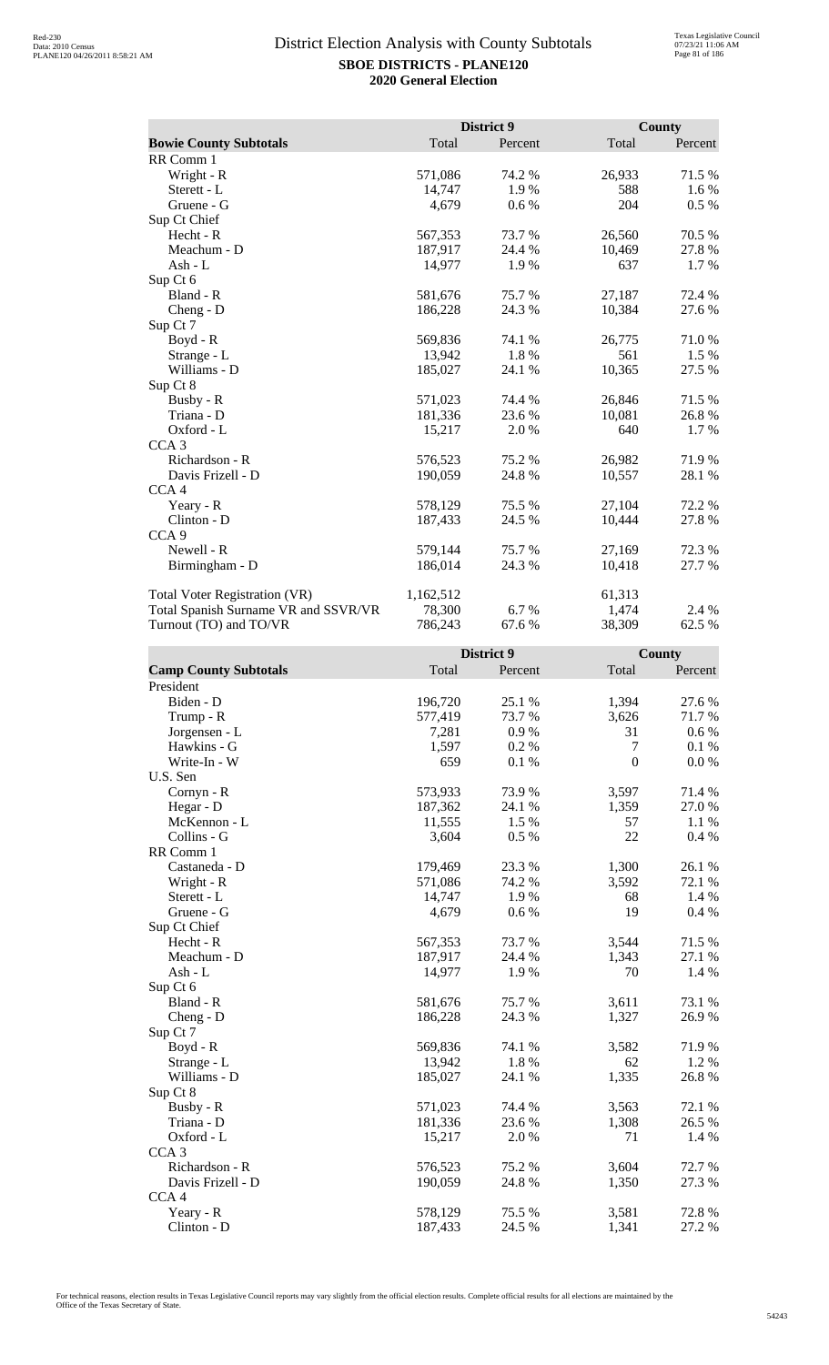## District Election Analysis with County Subtotals

**SBOE DISTRICTS - PLANE120**
**2020 General Election**

| Bowie County Subtotals | District 9 Total | District 9 Percent | County Total | County Percent |
|---|---|---|---|---|
| RR Comm 1 | | | | |
| Wright - R | 571,086 | 74.2 % | 26,933 | 71.5 % |
| Sterett - L | 14,747 | 1.9 % | 588 | 1.6 % |
| Gruene - G | 4,679 | 0.6 % | 204 | 0.5 % |
| Sup Ct Chief | | | | |
| Hecht - R | 567,353 | 73.7 % | 26,560 | 70.5 % |
| Meachum - D | 187,917 | 24.4 % | 10,469 | 27.8 % |
| Ash - L | 14,977 | 1.9 % | 637 | 1.7 % |
| Sup Ct 6 | | | | |
| Bland - R | 581,676 | 75.7 % | 27,187 | 72.4 % |
| Cheng - D | 186,228 | 24.3 % | 10,384 | 27.6 % |
| Sup Ct 7 | | | | |
| Boyd - R | 569,836 | 74.1 % | 26,775 | 71.0 % |
| Strange - L | 13,942 | 1.8 % | 561 | 1.5 % |
| Williams - D | 185,027 | 24.1 % | 10,365 | 27.5 % |
| Sup Ct 8 | | | | |
| Busby - R | 571,023 | 74.4 % | 26,846 | 71.5 % |
| Triana - D | 181,336 | 23.6 % | 10,081 | 26.8 % |
| Oxford - L | 15,217 | 2.0 % | 640 | 1.7 % |
| CCA 3 | | | | |
| Richardson - R | 576,523 | 75.2 % | 26,982 | 71.9 % |
| Davis Frizell - D | 190,059 | 24.8 % | 10,557 | 28.1 % |
| CCA 4 | | | | |
| Yeary - R | 578,129 | 75.5 % | 27,104 | 72.2 % |
| Clinton - D | 187,433 | 24.5 % | 10,444 | 27.8 % |
| CCA 9 | | | | |
| Newell - R | 579,144 | 75.7 % | 27,169 | 72.3 % |
| Birmingham - D | 186,014 | 24.3 % | 10,418 | 27.7 % |
| | | | | |
| Total Voter Registration (VR) | 1,162,512 | | 61,313 | |
| Total Spanish Surname VR and SSVR/VR | 78,300 | 6.7 % | 1,474 | 2.4 % |
| Turnout (TO) and TO/VR | 786,243 | 67.6 % | 38,309 | 62.5 % |

| Camp County Subtotals | District 9 Total | District 9 Percent | County Total | County Percent |
|---|---|---|---|---|
| President | | | | |
| Biden - D | 196,720 | 25.1 % | 1,394 | 27.6 % |
| Trump - R | 577,419 | 73.7 % | 3,626 | 71.7 % |
| Jorgensen - L | 7,281 | 0.9 % | 31 | 0.6 % |
| Hawkins - G | 1,597 | 0.2 % | 7 | 0.1 % |
| Write-In - W | 659 | 0.1 % | 0 | 0.0 % |
| U.S. Sen | | | | |
| Cornyn - R | 573,933 | 73.9 % | 3,597 | 71.4 % |
| Hegar - D | 187,362 | 24.1 % | 1,359 | 27.0 % |
| McKennon - L | 11,555 | 1.5 % | 57 | 1.1 % |
| Collins - G | 3,604 | 0.5 % | 22 | 0.4 % |
| RR Comm 1 | | | | |
| Castaneda - D | 179,469 | 23.3 % | 1,300 | 26.1 % |
| Wright - R | 571,086 | 74.2 % | 3,592 | 72.1 % |
| Sterett - L | 14,747 | 1.9 % | 68 | 1.4 % |
| Gruene - G | 4,679 | 0.6 % | 19 | 0.4 % |
| Sup Ct Chief | | | | |
| Hecht - R | 567,353 | 73.7 % | 3,544 | 71.5 % |
| Meachum - D | 187,917 | 24.4 % | 1,343 | 27.1 % |
| Ash - L | 14,977 | 1.9 % | 70 | 1.4 % |
| Sup Ct 6 | | | | |
| Bland - R | 581,676 | 75.7 % | 3,611 | 73.1 % |
| Cheng - D | 186,228 | 24.3 % | 1,327 | 26.9 % |
| Sup Ct 7 | | | | |
| Boyd - R | 569,836 | 74.1 % | 3,582 | 71.9 % |
| Strange - L | 13,942 | 1.8 % | 62 | 1.2 % |
| Williams - D | 185,027 | 24.1 % | 1,335 | 26.8 % |
| Sup Ct 8 | | | | |
| Busby - R | 571,023 | 74.4 % | 3,563 | 72.1 % |
| Triana - D | 181,336 | 23.6 % | 1,308 | 26.5 % |
| Oxford - L | 15,217 | 2.0 % | 71 | 1.4 % |
| CCA 3 | | | | |
| Richardson - R | 576,523 | 75.2 % | 3,604 | 72.7 % |
| Davis Frizell - D | 190,059 | 24.8 % | 1,350 | 27.3 % |
| CCA 4 | | | | |
| Yeary - R | 578,129 | 75.5 % | 3,581 | 72.8 % |
| Clinton - D | 187,433 | 24.5 % | 1,341 | 27.2 % |

For technical reasons, election results in Texas Legislative Council reports may vary slightly from the official election results. Complete official results for all elections are maintained by the Office of the Texas Secretary of State.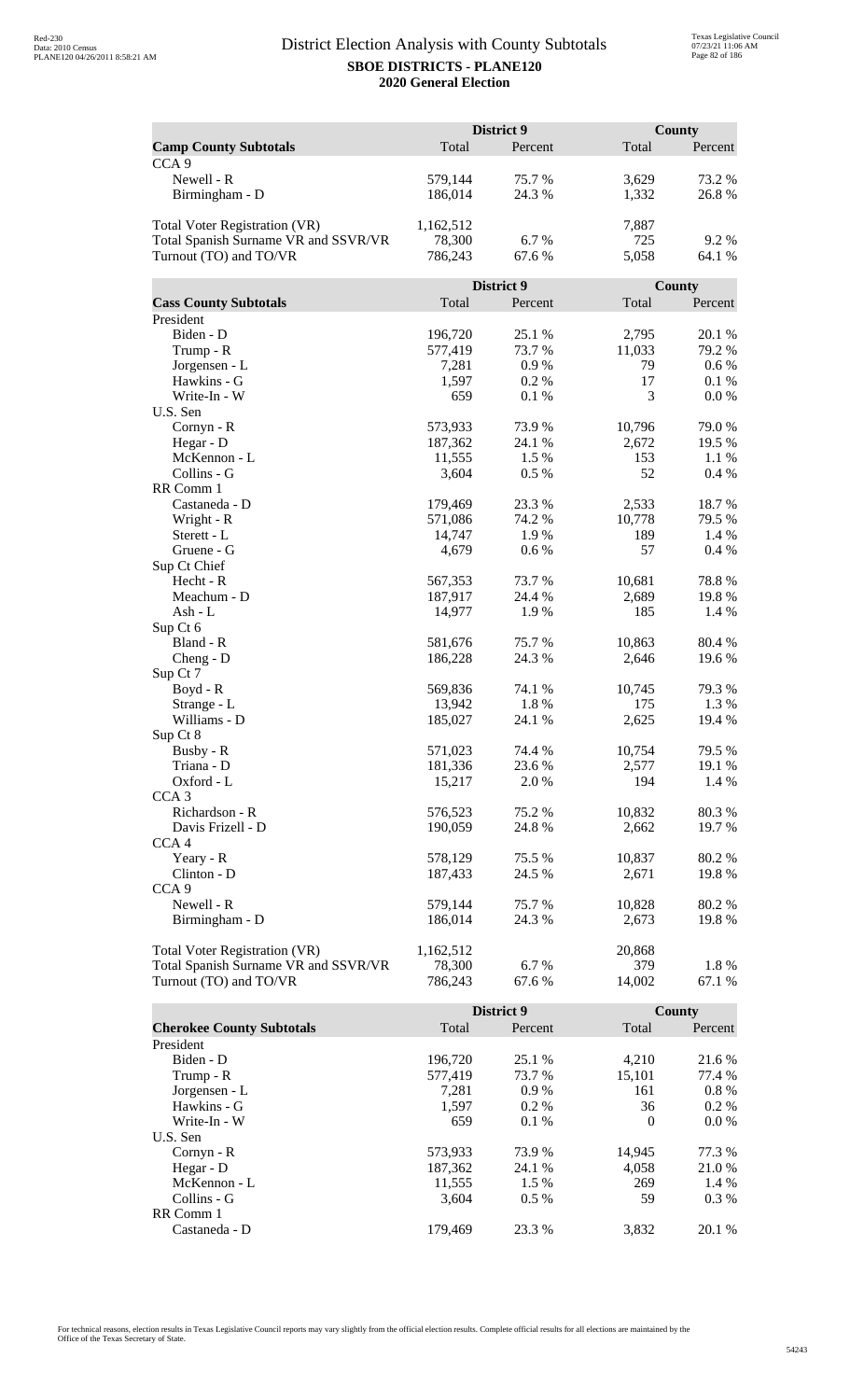# District Election Analysis with County Subtotals

**SBOE DISTRICTS - PLANE120**
**2020 General Election**

| **Camp County Subtotals** | District 9 Total | District 9 Percent | County Total | County Percent |
|---|---|---|---|---|
| CCA 9 | | | | |
| Newell - R | 579,144 | 75.7 % | 3,629 | 73.2 % |
| Birmingham - D | 186,014 | 24.3 % | 1,332 | 26.8 % |
| | | | | |
| Total Voter Registration (VR) | 1,162,512 | | 7,887 | |
| Total Spanish Surname VR and SSVR/VR | 78,300 | 6.7 % | 725 | 9.2 % |
| Turnout (TO) and TO/VR | 786,243 | 67.6 % | 5,058 | 64.1 % |

| **Cass County Subtotals** | District 9 Total | District 9 Percent | County Total | County Percent |
|---|---|---|---|---|
| President | | | | |
| Biden - D | 196,720 | 25.1 % | 2,795 | 20.1 % |
| Trump - R | 577,419 | 73.7 % | 11,033 | 79.2 % |
| Jorgensen - L | 7,281 | 0.9 % | 79 | 0.6 % |
| Hawkins - G | 1,597 | 0.2 % | 17 | 0.1 % |
| Write-In - W | 659 | 0.1 % | 3 | 0.0 % |
| U.S. Sen | | | | |
| Cornyn - R | 573,933 | 73.9 % | 10,796 | 79.0 % |
| Hegar - D | 187,362 | 24.1 % | 2,672 | 19.5 % |
| McKennon - L | 11,555 | 1.5 % | 153 | 1.1 % |
| Collins - G | 3,604 | 0.5 % | 52 | 0.4 % |
| RR Comm 1 | | | | |
| Castaneda - D | 179,469 | 23.3 % | 2,533 | 18.7 % |
| Wright - R | 571,086 | 74.2 % | 10,778 | 79.5 % |
| Sterett - L | 14,747 | 1.9 % | 189 | 1.4 % |
| Gruene - G | 4,679 | 0.6 % | 57 | 0.4 % |
| Sup Ct Chief | | | | |
| Hecht - R | 567,353 | 73.7 % | 10,681 | 78.8 % |
| Meachum - D | 187,917 | 24.4 % | 2,689 | 19.8 % |
| Ash - L | 14,977 | 1.9 % | 185 | 1.4 % |
| Sup Ct 6 | | | | |
| Bland - R | 581,676 | 75.7 % | 10,863 | 80.4 % |
| Cheng - D | 186,228 | 24.3 % | 2,646 | 19.6 % |
| Sup Ct 7 | | | | |
| Boyd - R | 569,836 | 74.1 % | 10,745 | 79.3 % |
| Strange - L | 13,942 | 1.8 % | 175 | 1.3 % |
| Williams - D | 185,027 | 24.1 % | 2,625 | 19.4 % |
| Sup Ct 8 | | | | |
| Busby - R | 571,023 | 74.4 % | 10,754 | 79.5 % |
| Triana - D | 181,336 | 23.6 % | 2,577 | 19.1 % |
| Oxford - L | 15,217 | 2.0 % | 194 | 1.4 % |
| CCA 3 | | | | |
| Richardson - R | 576,523 | 75.2 % | 10,832 | 80.3 % |
| Davis Frizell - D | 190,059 | 24.8 % | 2,662 | 19.7 % |
| CCA 4 | | | | |
| Yeary - R | 578,129 | 75.5 % | 10,837 | 80.2 % |
| Clinton - D | 187,433 | 24.5 % | 2,671 | 19.8 % |
| CCA 9 | | | | |
| Newell - R | 579,144 | 75.7 % | 10,828 | 80.2 % |
| Birmingham - D | 186,014 | 24.3 % | 2,673 | 19.8 % |
| | | | | |
| Total Voter Registration (VR) | 1,162,512 | | 20,868 | |
| Total Spanish Surname VR and SSVR/VR | 78,300 | 6.7 % | 379 | 1.8 % |
| Turnout (TO) and TO/VR | 786,243 | 67.6 % | 14,002 | 67.1 % |

| **Cherokee County Subtotals** | District 9 Total | District 9 Percent | County Total | County Percent |
|---|---|---|---|---|
| President | | | | |
| Biden - D | 196,720 | 25.1 % | 4,210 | 21.6 % |
| Trump - R | 577,419 | 73.7 % | 15,101 | 77.4 % |
| Jorgensen - L | 7,281 | 0.9 % | 161 | 0.8 % |
| Hawkins - G | 1,597 | 0.2 % | 36 | 0.2 % |
| Write-In - W | 659 | 0.1 % | 0 | 0.0 % |
| U.S. Sen | | | | |
| Cornyn - R | 573,933 | 73.9 % | 14,945 | 77.3 % |
| Hegar - D | 187,362 | 24.1 % | 4,058 | 21.0 % |
| McKennon - L | 11,555 | 1.5 % | 269 | 1.4 % |
| Collins - G | 3,604 | 0.5 % | 59 | 0.3 % |
| RR Comm 1 | | | | |
| Castaneda - D | 179,469 | 23.3 % | 3,832 | 20.1 % |

For technical reasons, election results in Texas Legislative Council reports may vary slightly from the official election results. Complete official results for all elections are maintained by the Office of the Texas Secretary of State.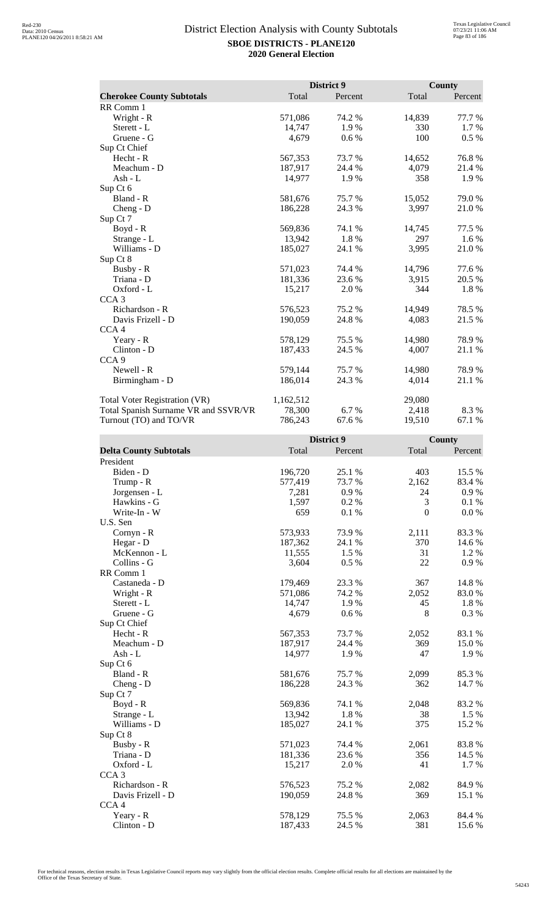# District Election Analysis with County Subtotals

**SBOE DISTRICTS - PLANE120**

**2020 General Election**

| **Cherokee County Subtotals** | District 9 Total | District 9 Percent | County Total | County Percent |
|---|---|---|---|---|
| RR Comm 1 | | | | |
| Wright - R | 571,086 | 74.2 % | 14,839 | 77.7 % |
| Sterett - L | 14,747 | 1.9 % | 330 | 1.7 % |
| Gruene - G | 4,679 | 0.6 % | 100 | 0.5 % |
| Sup Ct Chief | | | | |
| Hecht - R | 567,353 | 73.7 % | 14,652 | 76.8 % |
| Meachum - D | 187,917 | 24.4 % | 4,079 | 21.4 % |
| Ash - L | 14,977 | 1.9 % | 358 | 1.9 % |
| Sup Ct 6 | | | | |
| Bland - R | 581,676 | 75.7 % | 15,052 | 79.0 % |
| Cheng - D | 186,228 | 24.3 % | 3,997 | 21.0 % |
| Sup Ct 7 | | | | |
| Boyd - R | 569,836 | 74.1 % | 14,745 | 77.5 % |
| Strange - L | 13,942 | 1.8 % | 297 | 1.6 % |
| Williams - D | 185,027 | 24.1 % | 3,995 | 21.0 % |
| Sup Ct 8 | | | | |
| Busby - R | 571,023 | 74.4 % | 14,796 | 77.6 % |
| Triana - D | 181,336 | 23.6 % | 3,915 | 20.5 % |
| Oxford - L | 15,217 | 2.0 % | 344 | 1.8 % |
| CCA 3 | | | | |
| Richardson - R | 576,523 | 75.2 % | 14,949 | 78.5 % |
| Davis Frizell - D | 190,059 | 24.8 % | 4,083 | 21.5 % |
| CCA 4 | | | | |
| Yeary - R | 578,129 | 75.5 % | 14,980 | 78.9 % |
| Clinton - D | 187,433 | 24.5 % | 4,007 | 21.1 % |
| CCA 9 | | | | |
| Newell - R | 579,144 | 75.7 % | 14,980 | 78.9 % |
| Birmingham - D | 186,014 | 24.3 % | 4,014 | 21.1 % |
| | | | | |
| Total Voter Registration (VR) | 1,162,512 | | 29,080 | |
| Total Spanish Surname VR and SSVR/VR | 78,300 | 6.7 % | 2,418 | 8.3 % |
| Turnout (TO) and TO/VR | 786,243 | 67.6 % | 19,510 | 67.1 % |

| **Delta County Subtotals** | District 9 Total | District 9 Percent | County Total | County Percent |
|---|---|---|---|---|
| President | | | | |
| Biden - D | 196,720 | 25.1 % | 403 | 15.5 % |
| Trump - R | 577,419 | 73.7 % | 2,162 | 83.4 % |
| Jorgensen - L | 7,281 | 0.9 % | 24 | 0.9 % |
| Hawkins - G | 1,597 | 0.2 % | 3 | 0.1 % |
| Write-In - W | 659 | 0.1 % | 0 | 0.0 % |
| U.S. Sen | | | | |
| Cornyn - R | 573,933 | 73.9 % | 2,111 | 83.3 % |
| Hegar - D | 187,362 | 24.1 % | 370 | 14.6 % |
| McKennon - L | 11,555 | 1.5 % | 31 | 1.2 % |
| Collins - G | 3,604 | 0.5 % | 22 | 0.9 % |
| RR Comm 1 | | | | |
| Castaneda - D | 179,469 | 23.3 % | 367 | 14.8 % |
| Wright - R | 571,086 | 74.2 % | 2,052 | 83.0 % |
| Sterett - L | 14,747 | 1.9 % | 45 | 1.8 % |
| Gruene - G | 4,679 | 0.6 % | 8 | 0.3 % |
| Sup Ct Chief | | | | |
| Hecht - R | 567,353 | 73.7 % | 2,052 | 83.1 % |
| Meachum - D | 187,917 | 24.4 % | 369 | 15.0 % |
| Ash - L | 14,977 | 1.9 % | 47 | 1.9 % |
| Sup Ct 6 | | | | |
| Bland - R | 581,676 | 75.7 % | 2,099 | 85.3 % |
| Cheng - D | 186,228 | 24.3 % | 362 | 14.7 % |
| Sup Ct 7 | | | | |
| Boyd - R | 569,836 | 74.1 % | 2,048 | 83.2 % |
| Strange - L | 13,942 | 1.8 % | 38 | 1.5 % |
| Williams - D | 185,027 | 24.1 % | 375 | 15.2 % |
| Sup Ct 8 | | | | |
| Busby - R | 571,023 | 74.4 % | 2,061 | 83.8 % |
| Triana - D | 181,336 | 23.6 % | 356 | 14.5 % |
| Oxford - L | 15,217 | 2.0 % | 41 | 1.7 % |
| CCA 3 | | | | |
| Richardson - R | 576,523 | 75.2 % | 2,082 | 84.9 % |
| Davis Frizell - D | 190,059 | 24.8 % | 369 | 15.1 % |
| CCA 4 | | | | |
| Yeary - R | 578,129 | 75.5 % | 2,063 | 84.4 % |
| Clinton - D | 187,433 | 24.5 % | 381 | 15.6 % |

For technical reasons, election results in Texas Legislative Council reports may vary slightly from the official election results. Complete official results for all elections are maintained by the Office of the Texas Secretary of State.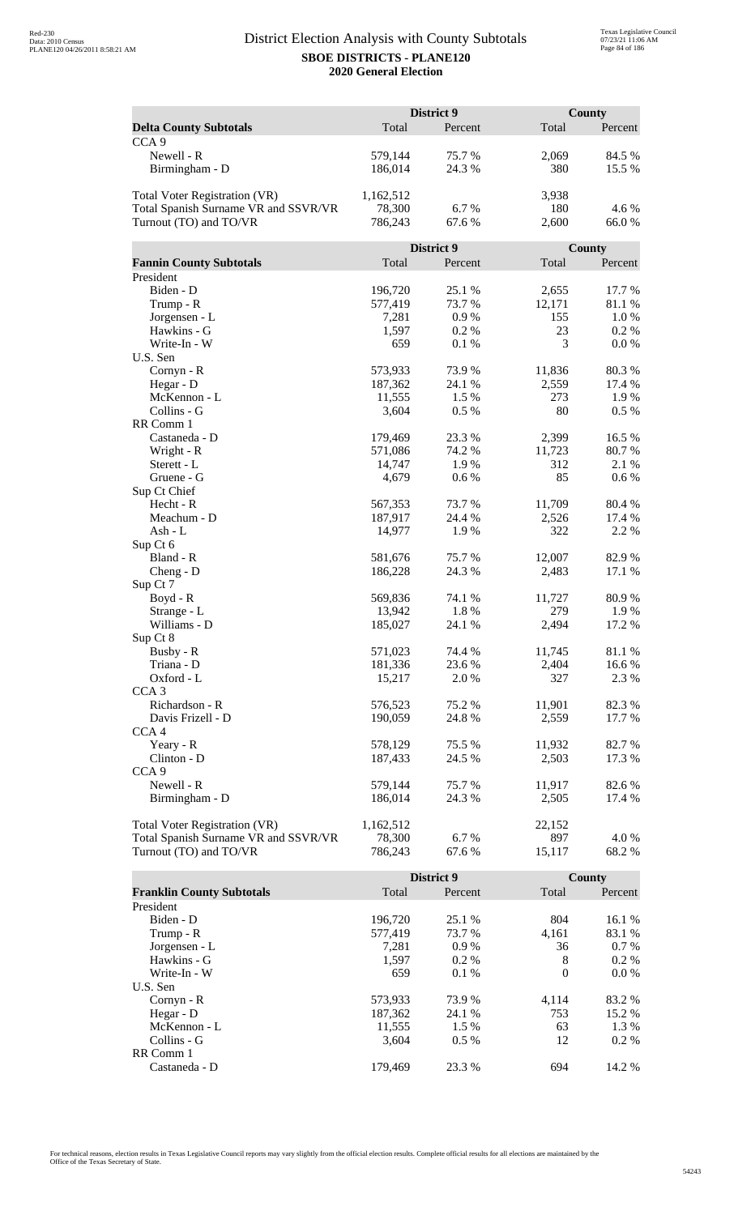## District Election Analysis with County Subtotals

**SBOE DISTRICTS - PLANE120**

**2020 General Election**

| Delta County Subtotals | District 9 Total | District 9 Percent | County Total | County Percent |
|---|---|---|---|---|
| CCA 9 | | | | |
| Newell - R | 579,144 | 75.7 % | 2,069 | 84.5 % |
| Birmingham - D | 186,014 | 24.3 % | 380 | 15.5 % |
| | | | | |
| Total Voter Registration (VR) | 1,162,512 | | 3,938 | |
| Total Spanish Surname VR and SSVR/VR | 78,300 | 6.7 % | 180 | 4.6 % |
| Turnout (TO) and TO/VR | 786,243 | 67.6 % | 2,600 | 66.0 % |

| Fannin County Subtotals | District 9 Total | District 9 Percent | County Total | County Percent |
|---|---|---|---|---|
| President | | | | |
| Biden - D | 196,720 | 25.1 % | 2,655 | 17.7 % |
| Trump - R | 577,419 | 73.7 % | 12,171 | 81.1 % |
| Jorgensen - L | 7,281 | 0.9 % | 155 | 1.0 % |
| Hawkins - G | 1,597 | 0.2 % | 23 | 0.2 % |
| Write-In - W | 659 | 0.1 % | 3 | 0.0 % |
| U.S. Sen | | | | |
| Cornyn - R | 573,933 | 73.9 % | 11,836 | 80.3 % |
| Hegar - D | 187,362 | 24.1 % | 2,559 | 17.4 % |
| McKennon - L | 11,555 | 1.5 % | 273 | 1.9 % |
| Collins - G | 3,604 | 0.5 % | 80 | 0.5 % |
| RR Comm 1 | | | | |
| Castaneda - D | 179,469 | 23.3 % | 2,399 | 16.5 % |
| Wright - R | 571,086 | 74.2 % | 11,723 | 80.7 % |
| Sterett - L | 14,747 | 1.9 % | 312 | 2.1 % |
| Gruene - G | 4,679 | 0.6 % | 85 | 0.6 % |
| Sup Ct Chief | | | | |
| Hecht - R | 567,353 | 73.7 % | 11,709 | 80.4 % |
| Meachum - D | 187,917 | 24.4 % | 2,526 | 17.4 % |
| Ash - L | 14,977 | 1.9 % | 322 | 2.2 % |
| Sup Ct 6 | | | | |
| Bland - R | 581,676 | 75.7 % | 12,007 | 82.9 % |
| Cheng - D | 186,228 | 24.3 % | 2,483 | 17.1 % |
| Sup Ct 7 | | | | |
| Boyd - R | 569,836 | 74.1 % | 11,727 | 80.9 % |
| Strange - L | 13,942 | 1.8 % | 279 | 1.9 % |
| Williams - D | 185,027 | 24.1 % | 2,494 | 17.2 % |
| Sup Ct 8 | | | | |
| Busby - R | 571,023 | 74.4 % | 11,745 | 81.1 % |
| Triana - D | 181,336 | 23.6 % | 2,404 | 16.6 % |
| Oxford - L | 15,217 | 2.0 % | 327 | 2.3 % |
| CCA 3 | | | | |
| Richardson - R | 576,523 | 75.2 % | 11,901 | 82.3 % |
| Davis Frizell - D | 190,059 | 24.8 % | 2,559 | 17.7 % |
| CCA 4 | | | | |
| Yeary - R | 578,129 | 75.5 % | 11,932 | 82.7 % |
| Clinton - D | 187,433 | 24.5 % | 2,503 | 17.3 % |
| CCA 9 | | | | |
| Newell - R | 579,144 | 75.7 % | 11,917 | 82.6 % |
| Birmingham - D | 186,014 | 24.3 % | 2,505 | 17.4 % |
| | | | | |
| Total Voter Registration (VR) | 1,162,512 | | 22,152 | |
| Total Spanish Surname VR and SSVR/VR | 78,300 | 6.7 % | 897 | 4.0 % |
| Turnout (TO) and TO/VR | 786,243 | 67.6 % | 15,117 | 68.2 % |

| Franklin County Subtotals | District 9 Total | District 9 Percent | County Total | County Percent |
|---|---|---|---|---|
| President | | | | |
| Biden - D | 196,720 | 25.1 % | 804 | 16.1 % |
| Trump - R | 577,419 | 73.7 % | 4,161 | 83.1 % |
| Jorgensen - L | 7,281 | 0.9 % | 36 | 0.7 % |
| Hawkins - G | 1,597 | 0.2 % | 8 | 0.2 % |
| Write-In - W | 659 | 0.1 % | 0 | 0.0 % |
| U.S. Sen | | | | |
| Cornyn - R | 573,933 | 73.9 % | 4,114 | 83.2 % |
| Hegar - D | 187,362 | 24.1 % | 753 | 15.2 % |
| McKennon - L | 11,555 | 1.5 % | 63 | 1.3 % |
| Collins - G | 3,604 | 0.5 % | 12 | 0.2 % |
| RR Comm 1 | | | | |
| Castaneda - D | 179,469 | 23.3 % | 694 | 14.2 % |

For technical reasons, election results in Texas Legislative Council reports may vary slightly from the official election results. Complete official results for all elections are maintained by the Office of the Texas Secretary of State.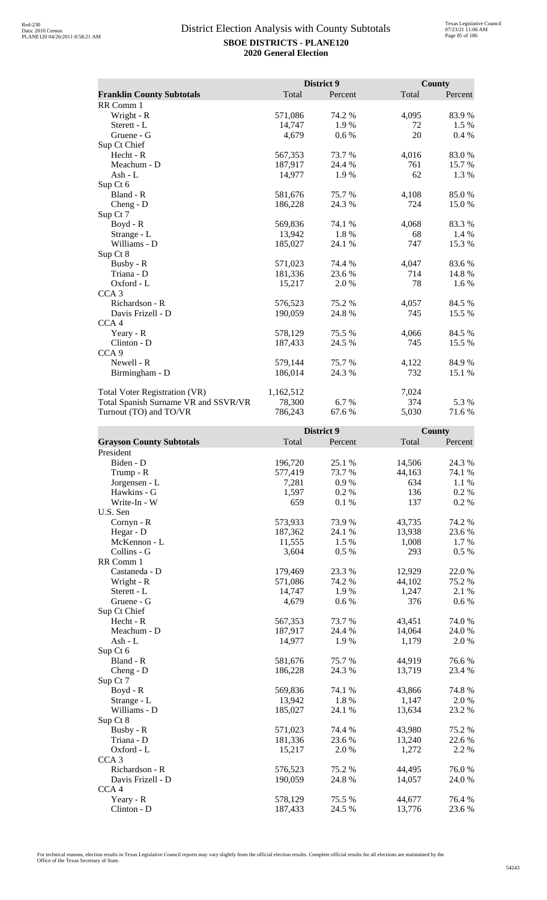# District Election Analysis with County Subtotals

**SBOE DISTRICTS - PLANE120**
**2020 General Election**

| Franklin County Subtotals | District 9 Total | District 9 Percent | County Total | County Percent |
|---|---|---|---|---|
| RR Comm 1 | | | | |
| Wright - R | 571,086 | 74.2 % | 4,095 | 83.9 % |
| Sterett - L | 14,747 | 1.9 % | 72 | 1.5 % |
| Gruene - G | 4,679 | 0.6 % | 20 | 0.4 % |
| Sup Ct Chief | | | | |
| Hecht - R | 567,353 | 73.7 % | 4,016 | 83.0 % |
| Meachum - D | 187,917 | 24.4 % | 761 | 15.7 % |
| Ash - L | 14,977 | 1.9 % | 62 | 1.3 % |
| Sup Ct 6 | | | | |
| Bland - R | 581,676 | 75.7 % | 4,108 | 85.0 % |
| Cheng - D | 186,228 | 24.3 % | 724 | 15.0 % |
| Sup Ct 7 | | | | |
| Boyd - R | 569,836 | 74.1 % | 4,068 | 83.3 % |
| Strange - L | 13,942 | 1.8 % | 68 | 1.4 % |
| Williams - D | 185,027 | 24.1 % | 747 | 15.3 % |
| Sup Ct 8 | | | | |
| Busby - R | 571,023 | 74.4 % | 4,047 | 83.6 % |
| Triana - D | 181,336 | 23.6 % | 714 | 14.8 % |
| Oxford - L | 15,217 | 2.0 % | 78 | 1.6 % |
| CCA 3 | | | | |
| Richardson - R | 576,523 | 75.2 % | 4,057 | 84.5 % |
| Davis Frizell - D | 190,059 | 24.8 % | 745 | 15.5 % |
| CCA 4 | | | | |
| Yeary - R | 578,129 | 75.5 % | 4,066 | 84.5 % |
| Clinton - D | 187,433 | 24.5 % | 745 | 15.5 % |
| CCA 9 | | | | |
| Newell - R | 579,144 | 75.7 % | 4,122 | 84.9 % |
| Birmingham - D | 186,014 | 24.3 % | 732 | 15.1 % |
| | | | | |
| Total Voter Registration (VR) | 1,162,512 | | 7,024 | |
| Total Spanish Surname VR and SSVR/VR | 78,300 | 6.7 % | 374 | 5.3 % |
| Turnout (TO) and TO/VR | 786,243 | 67.6 % | 5,030 | 71.6 % |

| Grayson County Subtotals | District 9 Total | District 9 Percent | County Total | County Percent |
|---|---|---|---|---|
| President | | | | |
| Biden - D | 196,720 | 25.1 % | 14,506 | 24.3 % |
| Trump - R | 577,419 | 73.7 % | 44,163 | 74.1 % |
| Jorgensen - L | 7,281 | 0.9 % | 634 | 1.1 % |
| Hawkins - G | 1,597 | 0.2 % | 136 | 0.2 % |
| Write-In - W | 659 | 0.1 % | 137 | 0.2 % |
| U.S. Sen | | | | |
| Cornyn - R | 573,933 | 73.9 % | 43,735 | 74.2 % |
| Hegar - D | 187,362 | 24.1 % | 13,938 | 23.6 % |
| McKennon - L | 11,555 | 1.5 % | 1,008 | 1.7 % |
| Collins - G | 3,604 | 0.5 % | 293 | 0.5 % |
| RR Comm 1 | | | | |
| Castaneda - D | 179,469 | 23.3 % | 12,929 | 22.0 % |
| Wright - R | 571,086 | 74.2 % | 44,102 | 75.2 % |
| Sterett - L | 14,747 | 1.9 % | 1,247 | 2.1 % |
| Gruene - G | 4,679 | 0.6 % | 376 | 0.6 % |
| Sup Ct Chief | | | | |
| Hecht - R | 567,353 | 73.7 % | 43,451 | 74.0 % |
| Meachum - D | 187,917 | 24.4 % | 14,064 | 24.0 % |
| Ash - L | 14,977 | 1.9 % | 1,179 | 2.0 % |
| Sup Ct 6 | | | | |
| Bland - R | 581,676 | 75.7 % | 44,919 | 76.6 % |
| Cheng - D | 186,228 | 24.3 % | 13,719 | 23.4 % |
| Sup Ct 7 | | | | |
| Boyd - R | 569,836 | 74.1 % | 43,866 | 74.8 % |
| Strange - L | 13,942 | 1.8 % | 1,147 | 2.0 % |
| Williams - D | 185,027 | 24.1 % | 13,634 | 23.2 % |
| Sup Ct 8 | | | | |
| Busby - R | 571,023 | 74.4 % | 43,980 | 75.2 % |
| Triana - D | 181,336 | 23.6 % | 13,240 | 22.6 % |
| Oxford - L | 15,217 | 2.0 % | 1,272 | 2.2 % |
| CCA 3 | | | | |
| Richardson - R | 576,523 | 75.2 % | 44,495 | 76.0 % |
| Davis Frizell - D | 190,059 | 24.8 % | 14,057 | 24.0 % |
| CCA 4 | | | | |
| Yeary - R | 578,129 | 75.5 % | 44,677 | 76.4 % |
| Clinton - D | 187,433 | 24.5 % | 13,776 | 23.6 % |

For technical reasons, election results in Texas Legislative Council reports may vary slightly from the official election results. Complete official results for all elections are maintained by the Office of the Texas Secretary of State.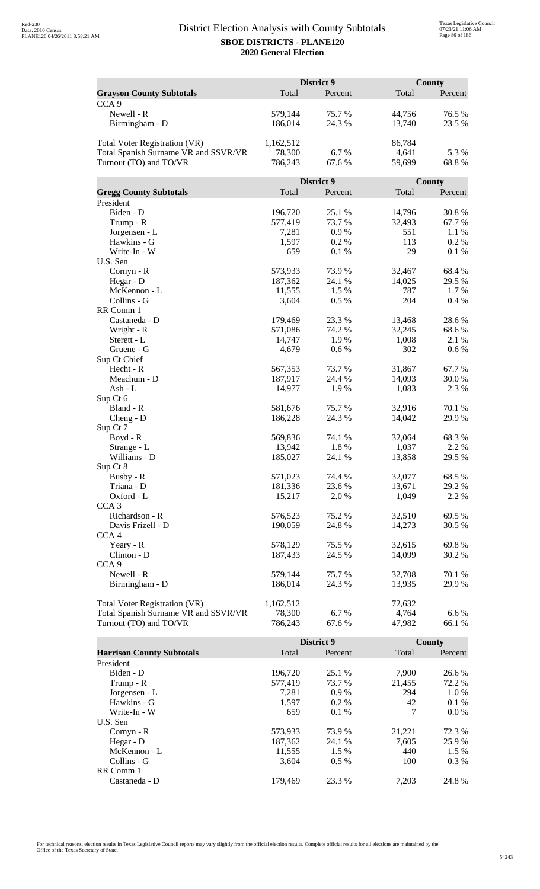## District Election Analysis with County Subtotals

**SBOE DISTRICTS - PLANE120**

**2020 General Election**

| **Grayson County Subtotals** | District 9 Total | District 9 Percent | County Total | County Percent |
|---|---|---|---|---|
| CCA 9 | | | | |
| Newell - R | 579,144 | 75.7 % | 44,756 | 76.5 % |
| Birmingham - D | 186,014 | 24.3 % | 13,740 | 23.5 % |
| | | | | |
| Total Voter Registration (VR) | 1,162,512 | | 86,784 | |
| Total Spanish Surname VR and SSVR/VR | 78,300 | 6.7 % | 4,641 | 5.3 % |
| Turnout (TO) and TO/VR | 786,243 | 67.6 % | 59,699 | 68.8 % |

| **Gregg County Subtotals** | District 9 Total | District 9 Percent | County Total | County Percent |
|---|---|---|---|---|
| President | | | | |
| Biden - D | 196,720 | 25.1 % | 14,796 | 30.8 % |
| Trump - R | 577,419 | 73.7 % | 32,493 | 67.7 % |
| Jorgensen - L | 7,281 | 0.9 % | 551 | 1.1 % |
| Hawkins - G | 1,597 | 0.2 % | 113 | 0.2 % |
| Write-In - W | 659 | 0.1 % | 29 | 0.1 % |
| U.S. Sen | | | | |
| Cornyn - R | 573,933 | 73.9 % | 32,467 | 68.4 % |
| Hegar - D | 187,362 | 24.1 % | 14,025 | 29.5 % |
| McKennon - L | 11,555 | 1.5 % | 787 | 1.7 % |
| Collins - G | 3,604 | 0.5 % | 204 | 0.4 % |
| RR Comm 1 | | | | |
| Castaneda - D | 179,469 | 23.3 % | 13,468 | 28.6 % |
| Wright - R | 571,086 | 74.2 % | 32,245 | 68.6 % |
| Sterett - L | 14,747 | 1.9 % | 1,008 | 2.1 % |
| Gruene - G | 4,679 | 0.6 % | 302 | 0.6 % |
| Sup Ct Chief | | | | |
| Hecht - R | 567,353 | 73.7 % | 31,867 | 67.7 % |
| Meachum - D | 187,917 | 24.4 % | 14,093 | 30.0 % |
| Ash - L | 14,977 | 1.9 % | 1,083 | 2.3 % |
| Sup Ct 6 | | | | |
| Bland - R | 581,676 | 75.7 % | 32,916 | 70.1 % |
| Cheng - D | 186,228 | 24.3 % | 14,042 | 29.9 % |
| Sup Ct 7 | | | | |
| Boyd - R | 569,836 | 74.1 % | 32,064 | 68.3 % |
| Strange - L | 13,942 | 1.8 % | 1,037 | 2.2 % |
| Williams - D | 185,027 | 24.1 % | 13,858 | 29.5 % |
| Sup Ct 8 | | | | |
| Busby - R | 571,023 | 74.4 % | 32,077 | 68.5 % |
| Triana - D | 181,336 | 23.6 % | 13,671 | 29.2 % |
| Oxford - L | 15,217 | 2.0 % | 1,049 | 2.2 % |
| CCA 3 | | | | |
| Richardson - R | 576,523 | 75.2 % | 32,510 | 69.5 % |
| Davis Frizell - D | 190,059 | 24.8 % | 14,273 | 30.5 % |
| CCA 4 | | | | |
| Yeary - R | 578,129 | 75.5 % | 32,615 | 69.8 % |
| Clinton - D | 187,433 | 24.5 % | 14,099 | 30.2 % |
| CCA 9 | | | | |
| Newell - R | 579,144 | 75.7 % | 32,708 | 70.1 % |
| Birmingham - D | 186,014 | 24.3 % | 13,935 | 29.9 % |
| | | | | |
| Total Voter Registration (VR) | 1,162,512 | | 72,632 | |
| Total Spanish Surname VR and SSVR/VR | 78,300 | 6.7 % | 4,764 | 6.6 % |
| Turnout (TO) and TO/VR | 786,243 | 67.6 % | 47,982 | 66.1 % |

| **Harrison County Subtotals** | District 9 Total | District 9 Percent | County Total | County Percent |
|---|---|---|---|---|
| President | | | | |
| Biden - D | 196,720 | 25.1 % | 7,900 | 26.6 % |
| Trump - R | 577,419 | 73.7 % | 21,455 | 72.2 % |
| Jorgensen - L | 7,281 | 0.9 % | 294 | 1.0 % |
| Hawkins - G | 1,597 | 0.2 % | 42 | 0.1 % |
| Write-In - W | 659 | 0.1 % | 7 | 0.0 % |
| U.S. Sen | | | | |
| Cornyn - R | 573,933 | 73.9 % | 21,221 | 72.3 % |
| Hegar - D | 187,362 | 24.1 % | 7,605 | 25.9 % |
| McKennon - L | 11,555 | 1.5 % | 440 | 1.5 % |
| Collins - G | 3,604 | 0.5 % | 100 | 0.3 % |
| RR Comm 1 | | | | |
| Castaneda - D | 179,469 | 23.3 % | 7,203 | 24.8 % |

For technical reasons, election results in Texas Legislative Council reports may vary slightly from the official election results. Complete official results for all elections are maintained by the Office of the Texas Secretary of State.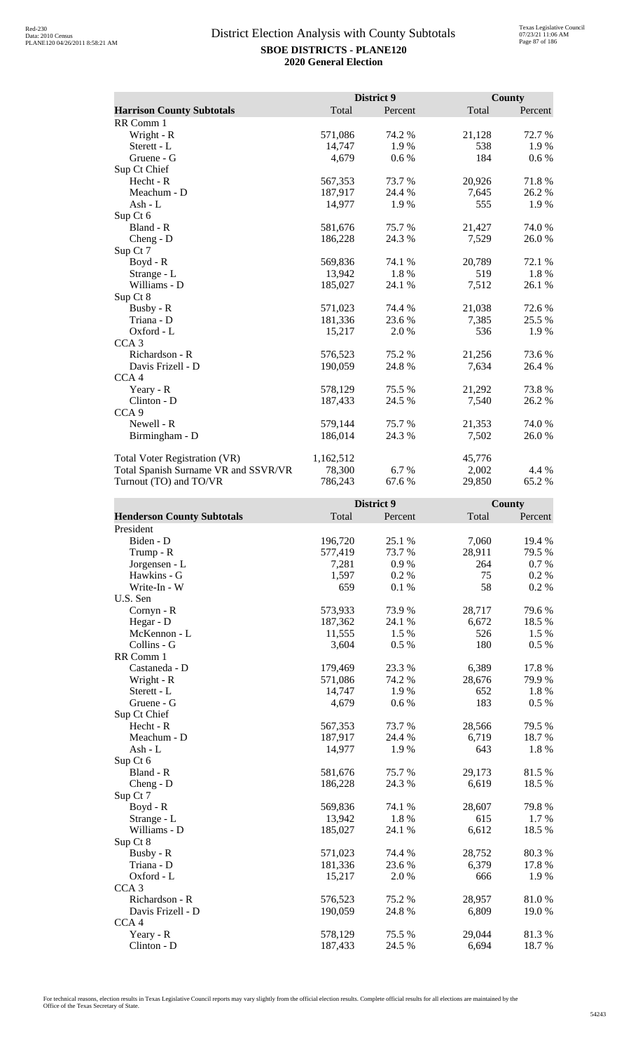# District Election Analysis with County Subtotals

**SBOE DISTRICTS - PLANE120**
**2020 General Election**

| Harrison County Subtotals | District 9 Total | District 9 Percent | County Total | County Percent |
|---|---|---|---|---|
| RR Comm 1 | | | | |
| Wright - R | 571,086 | 74.2 % | 21,128 | 72.7 % |
| Sterett - L | 14,747 | 1.9 % | 538 | 1.9 % |
| Gruene - G | 4,679 | 0.6 % | 184 | 0.6 % |
| Sup Ct Chief | | | | |
| Hecht - R | 567,353 | 73.7 % | 20,926 | 71.8 % |
| Meachum - D | 187,917 | 24.4 % | 7,645 | 26.2 % |
| Ash - L | 14,977 | 1.9 % | 555 | 1.9 % |
| Sup Ct 6 | | | | |
| Bland - R | 581,676 | 75.7 % | 21,427 | 74.0 % |
| Cheng - D | 186,228 | 24.3 % | 7,529 | 26.0 % |
| Sup Ct 7 | | | | |
| Boyd - R | 569,836 | 74.1 % | 20,789 | 72.1 % |
| Strange - L | 13,942 | 1.8 % | 519 | 1.8 % |
| Williams - D | 185,027 | 24.1 % | 7,512 | 26.1 % |
| Sup Ct 8 | | | | |
| Busby - R | 571,023 | 74.4 % | 21,038 | 72.6 % |
| Triana - D | 181,336 | 23.6 % | 7,385 | 25.5 % |
| Oxford - L | 15,217 | 2.0 % | 536 | 1.9 % |
| CCA 3 | | | | |
| Richardson - R | 576,523 | 75.2 % | 21,256 | 73.6 % |
| Davis Frizell - D | 190,059 | 24.8 % | 7,634 | 26.4 % |
| CCA 4 | | | | |
| Yeary - R | 578,129 | 75.5 % | 21,292 | 73.8 % |
| Clinton - D | 187,433 | 24.5 % | 7,540 | 26.2 % |
| CCA 9 | | | | |
| Newell - R | 579,144 | 75.7 % | 21,353 | 74.0 % |
| Birmingham - D | 186,014 | 24.3 % | 7,502 | 26.0 % |
| | | | | |
| Total Voter Registration (VR) | 1,162,512 | | 45,776 | |
| Total Spanish Surname VR and SSVR/VR | 78,300 | 6.7 % | 2,002 | 4.4 % |
| Turnout (TO) and TO/VR | 786,243 | 67.6 % | 29,850 | 65.2 % |

| Henderson County Subtotals | District 9 Total | District 9 Percent | County Total | County Percent |
|---|---|---|---|---|
| President | | | | |
| Biden - D | 196,720 | 25.1 % | 7,060 | 19.4 % |
| Trump - R | 577,419 | 73.7 % | 28,911 | 79.5 % |
| Jorgensen - L | 7,281 | 0.9 % | 264 | 0.7 % |
| Hawkins - G | 1,597 | 0.2 % | 75 | 0.2 % |
| Write-In - W | 659 | 0.1 % | 58 | 0.2 % |
| U.S. Sen | | | | |
| Cornyn - R | 573,933 | 73.9 % | 28,717 | 79.6 % |
| Hegar - D | 187,362 | 24.1 % | 6,672 | 18.5 % |
| McKennon - L | 11,555 | 1.5 % | 526 | 1.5 % |
| Collins - G | 3,604 | 0.5 % | 180 | 0.5 % |
| RR Comm 1 | | | | |
| Castaneda - D | 179,469 | 23.3 % | 6,389 | 17.8 % |
| Wright - R | 571,086 | 74.2 % | 28,676 | 79.9 % |
| Sterett - L | 14,747 | 1.9 % | 652 | 1.8 % |
| Gruene - G | 4,679 | 0.6 % | 183 | 0.5 % |
| Sup Ct Chief | | | | |
| Hecht - R | 567,353 | 73.7 % | 28,566 | 79.5 % |
| Meachum - D | 187,917 | 24.4 % | 6,719 | 18.7 % |
| Ash - L | 14,977 | 1.9 % | 643 | 1.8 % |
| Sup Ct 6 | | | | |
| Bland - R | 581,676 | 75.7 % | 29,173 | 81.5 % |
| Cheng - D | 186,228 | 24.3 % | 6,619 | 18.5 % |
| Sup Ct 7 | | | | |
| Boyd - R | 569,836 | 74.1 % | 28,607 | 79.8 % |
| Strange - L | 13,942 | 1.8 % | 615 | 1.7 % |
| Williams - D | 185,027 | 24.1 % | 6,612 | 18.5 % |
| Sup Ct 8 | | | | |
| Busby - R | 571,023 | 74.4 % | 28,752 | 80.3 % |
| Triana - D | 181,336 | 23.6 % | 6,379 | 17.8 % |
| Oxford - L | 15,217 | 2.0 % | 666 | 1.9 % |
| CCA 3 | | | | |
| Richardson - R | 576,523 | 75.2 % | 28,957 | 81.0 % |
| Davis Frizell - D | 190,059 | 24.8 % | 6,809 | 19.0 % |
| CCA 4 | | | | |
| Yeary - R | 578,129 | 75.5 % | 29,044 | 81.3 % |
| Clinton - D | 187,433 | 24.5 % | 6,694 | 18.7 % |

For technical reasons, election results in Texas Legislative Council reports may vary slightly from the official election results. Complete official results for all elections are maintained by the Office of the Texas Secretary of State.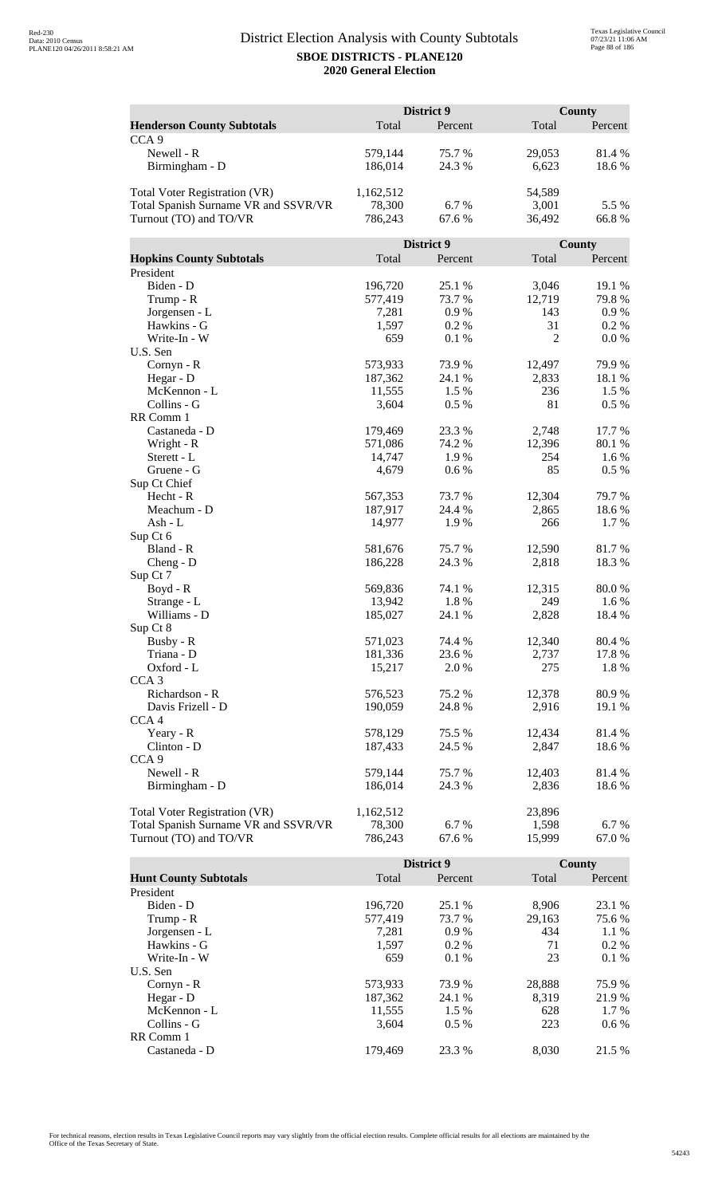# District Election Analysis with County Subtotals

**SBOE DISTRICTS - PLANE120**
**2020 General Election**

| Henderson County Subtotals | District 9 Total | District 9 Percent | County Total | County Percent |
|---|---|---|---|---|
| CCA 9 | | | | |
| Newell - R | 579,144 | 75.7 % | 29,053 | 81.4 % |
| Birmingham - D | 186,014 | 24.3 % | 6,623 | 18.6 % |
| | | | | |
| Total Voter Registration (VR) | 1,162,512 | | 54,589 | |
| Total Spanish Surname VR and SSVR/VR | 78,300 | 6.7 % | 3,001 | 5.5 % |
| Turnout (TO) and TO/VR | 786,243 | 67.6 % | 36,492 | 66.8 % |

| Hopkins County Subtotals | District 9 Total | District 9 Percent | County Total | County Percent |
|---|---|---|---|---|
| President | | | | |
| Biden - D | 196,720 | 25.1 % | 3,046 | 19.1 % |
| Trump - R | 577,419 | 73.7 % | 12,719 | 79.8 % |
| Jorgensen - L | 7,281 | 0.9 % | 143 | 0.9 % |
| Hawkins - G | 1,597 | 0.2 % | 31 | 0.2 % |
| Write-In - W | 659 | 0.1 % | 2 | 0.0 % |
| U.S. Sen | | | | |
| Cornyn - R | 573,933 | 73.9 % | 12,497 | 79.9 % |
| Hegar - D | 187,362 | 24.1 % | 2,833 | 18.1 % |
| McKennon - L | 11,555 | 1.5 % | 236 | 1.5 % |
| Collins - G | 3,604 | 0.5 % | 81 | 0.5 % |
| RR Comm 1 | | | | |
| Castaneda - D | 179,469 | 23.3 % | 2,748 | 17.7 % |
| Wright - R | 571,086 | 74.2 % | 12,396 | 80.1 % |
| Sterett - L | 14,747 | 1.9 % | 254 | 1.6 % |
| Gruene - G | 4,679 | 0.6 % | 85 | 0.5 % |
| Sup Ct Chief | | | | |
| Hecht - R | 567,353 | 73.7 % | 12,304 | 79.7 % |
| Meachum - D | 187,917 | 24.4 % | 2,865 | 18.6 % |
| Ash - L | 14,977 | 1.9 % | 266 | 1.7 % |
| Sup Ct 6 | | | | |
| Bland - R | 581,676 | 75.7 % | 12,590 | 81.7 % |
| Cheng - D | 186,228 | 24.3 % | 2,818 | 18.3 % |
| Sup Ct 7 | | | | |
| Boyd - R | 569,836 | 74.1 % | 12,315 | 80.0 % |
| Strange - L | 13,942 | 1.8 % | 249 | 1.6 % |
| Williams - D | 185,027 | 24.1 % | 2,828 | 18.4 % |
| Sup Ct 8 | | | | |
| Busby - R | 571,023 | 74.4 % | 12,340 | 80.4 % |
| Triana - D | 181,336 | 23.6 % | 2,737 | 17.8 % |
| Oxford - L | 15,217 | 2.0 % | 275 | 1.8 % |
| CCA 3 | | | | |
| Richardson - R | 576,523 | 75.2 % | 12,378 | 80.9 % |
| Davis Frizell - D | 190,059 | 24.8 % | 2,916 | 19.1 % |
| CCA 4 | | | | |
| Yeary - R | 578,129 | 75.5 % | 12,434 | 81.4 % |
| Clinton - D | 187,433 | 24.5 % | 2,847 | 18.6 % |
| CCA 9 | | | | |
| Newell - R | 579,144 | 75.7 % | 12,403 | 81.4 % |
| Birmingham - D | 186,014 | 24.3 % | 2,836 | 18.6 % |
| | | | | |
| Total Voter Registration (VR) | 1,162,512 | | 23,896 | |
| Total Spanish Surname VR and SSVR/VR | 78,300 | 6.7 % | 1,598 | 6.7 % |
| Turnout (TO) and TO/VR | 786,243 | 67.6 % | 15,999 | 67.0 % |

| Hunt County Subtotals | District 9 Total | District 9 Percent | County Total | County Percent |
|---|---|---|---|---|
| President | | | | |
| Biden - D | 196,720 | 25.1 % | 8,906 | 23.1 % |
| Trump - R | 577,419 | 73.7 % | 29,163 | 75.6 % |
| Jorgensen - L | 7,281 | 0.9 % | 434 | 1.1 % |
| Hawkins - G | 1,597 | 0.2 % | 71 | 0.2 % |
| Write-In - W | 659 | 0.1 % | 23 | 0.1 % |
| U.S. Sen | | | | |
| Cornyn - R | 573,933 | 73.9 % | 28,888 | 75.9 % |
| Hegar - D | 187,362 | 24.1 % | 8,319 | 21.9 % |
| McKennon - L | 11,555 | 1.5 % | 628 | 1.7 % |
| Collins - G | 3,604 | 0.5 % | 223 | 0.6 % |
| RR Comm 1 | | | | |
| Castaneda - D | 179,469 | 23.3 % | 8,030 | 21.5 % |

For technical reasons, election results in Texas Legislative Council reports may vary slightly from the official election results. Complete official results for all elections are maintained by the Office of the Texas Secretary of State.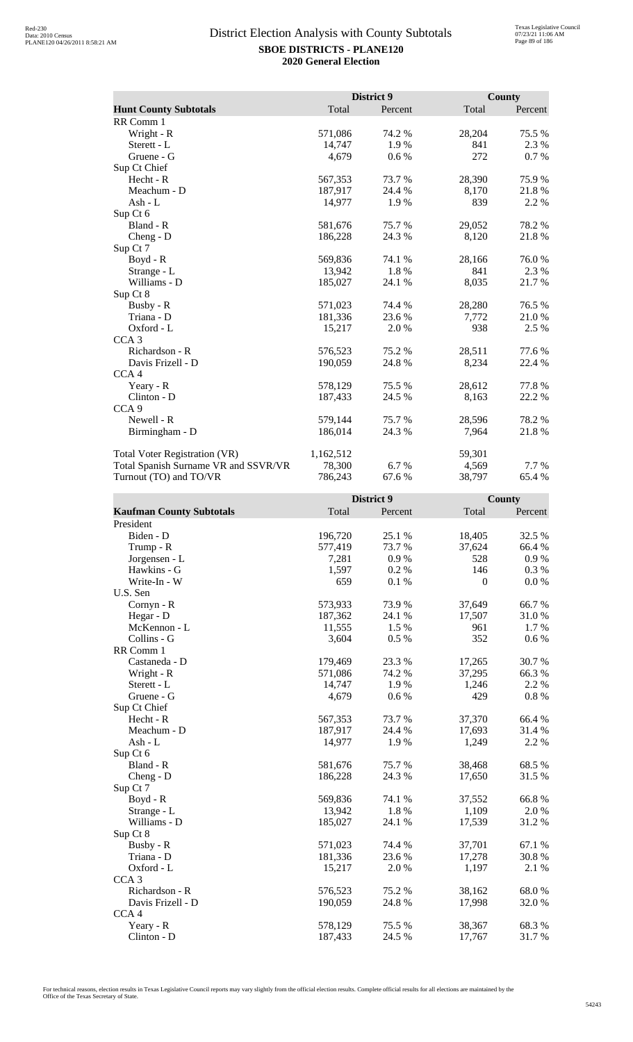# District Election Analysis with County Subtotals

**SBOE DISTRICTS - PLANE120**
**2020 General Election**

| Hunt County Subtotals | District 9 Total | District 9 Percent | County Total | County Percent |
|---|---|---|---|---|
| RR Comm 1 | | | | |
| Wright - R | 571,086 | 74.2 % | 28,204 | 75.5 % |
| Sterett - L | 14,747 | 1.9 % | 841 | 2.3 % |
| Gruene - G | 4,679 | 0.6 % | 272 | 0.7 % |
| Sup Ct Chief | | | | |
| Hecht - R | 567,353 | 73.7 % | 28,390 | 75.9 % |
| Meachum - D | 187,917 | 24.4 % | 8,170 | 21.8 % |
| Ash - L | 14,977 | 1.9 % | 839 | 2.2 % |
| Sup Ct 6 | | | | |
| Bland - R | 581,676 | 75.7 % | 29,052 | 78.2 % |
| Cheng - D | 186,228 | 24.3 % | 8,120 | 21.8 % |
| Sup Ct 7 | | | | |
| Boyd - R | 569,836 | 74.1 % | 28,166 | 76.0 % |
| Strange - L | 13,942 | 1.8 % | 841 | 2.3 % |
| Williams - D | 185,027 | 24.1 % | 8,035 | 21.7 % |
| Sup Ct 8 | | | | |
| Busby - R | 571,023 | 74.4 % | 28,280 | 76.5 % |
| Triana - D | 181,336 | 23.6 % | 7,772 | 21.0 % |
| Oxford - L | 15,217 | 2.0 % | 938 | 2.5 % |
| CCA 3 | | | | |
| Richardson - R | 576,523 | 75.2 % | 28,511 | 77.6 % |
| Davis Frizell - D | 190,059 | 24.8 % | 8,234 | 22.4 % |
| CCA 4 | | | | |
| Yeary - R | 578,129 | 75.5 % | 28,612 | 77.8 % |
| Clinton - D | 187,433 | 24.5 % | 8,163 | 22.2 % |
| CCA 9 | | | | |
| Newell - R | 579,144 | 75.7 % | 28,596 | 78.2 % |
| Birmingham - D | 186,014 | 24.3 % | 7,964 | 21.8 % |
| | | | | |
| Total Voter Registration (VR) | 1,162,512 | | 59,301 | |
| Total Spanish Surname VR and SSVR/VR | 78,300 | 6.7 % | 4,569 | 7.7 % |
| Turnout (TO) and TO/VR | 786,243 | 67.6 % | 38,797 | 65.4 % |

| Kaufman County Subtotals | District 9 Total | District 9 Percent | County Total | County Percent |
|---|---|---|---|---|
| President | | | | |
| Biden - D | 196,720 | 25.1 % | 18,405 | 32.5 % |
| Trump - R | 577,419 | 73.7 % | 37,624 | 66.4 % |
| Jorgensen - L | 7,281 | 0.9 % | 528 | 0.9 % |
| Hawkins - G | 1,597 | 0.2 % | 146 | 0.3 % |
| Write-In - W | 659 | 0.1 % | 0 | 0.0 % |
| U.S. Sen | | | | |
| Cornyn - R | 573,933 | 73.9 % | 37,649 | 66.7 % |
| Hegar - D | 187,362 | 24.1 % | 17,507 | 31.0 % |
| McKennon - L | 11,555 | 1.5 % | 961 | 1.7 % |
| Collins - G | 3,604 | 0.5 % | 352 | 0.6 % |
| RR Comm 1 | | | | |
| Castaneda - D | 179,469 | 23.3 % | 17,265 | 30.7 % |
| Wright - R | 571,086 | 74.2 % | 37,295 | 66.3 % |
| Sterett - L | 14,747 | 1.9 % | 1,246 | 2.2 % |
| Gruene - G | 4,679 | 0.6 % | 429 | 0.8 % |
| Sup Ct Chief | | | | |
| Hecht - R | 567,353 | 73.7 % | 37,370 | 66.4 % |
| Meachum - D | 187,917 | 24.4 % | 17,693 | 31.4 % |
| Ash - L | 14,977 | 1.9 % | 1,249 | 2.2 % |
| Sup Ct 6 | | | | |
| Bland - R | 581,676 | 75.7 % | 38,468 | 68.5 % |
| Cheng - D | 186,228 | 24.3 % | 17,650 | 31.5 % |
| Sup Ct 7 | | | | |
| Boyd - R | 569,836 | 74.1 % | 37,552 | 66.8 % |
| Strange - L | 13,942 | 1.8 % | 1,109 | 2.0 % |
| Williams - D | 185,027 | 24.1 % | 17,539 | 31.2 % |
| Sup Ct 8 | | | | |
| Busby - R | 571,023 | 74.4 % | 37,701 | 67.1 % |
| Triana - D | 181,336 | 23.6 % | 17,278 | 30.8 % |
| Oxford - L | 15,217 | 2.0 % | 1,197 | 2.1 % |
| CCA 3 | | | | |
| Richardson - R | 576,523 | 75.2 % | 38,162 | 68.0 % |
| Davis Frizell - D | 190,059 | 24.8 % | 17,998 | 32.0 % |
| CCA 4 | | | | |
| Yeary - R | 578,129 | 75.5 % | 38,367 | 68.3 % |
| Clinton - D | 187,433 | 24.5 % | 17,767 | 31.7 % |

For technical reasons, election results in Texas Legislative Council reports may vary slightly from the official election results. Complete official results for all elections are maintained by the Office of the Texas Secretary of State.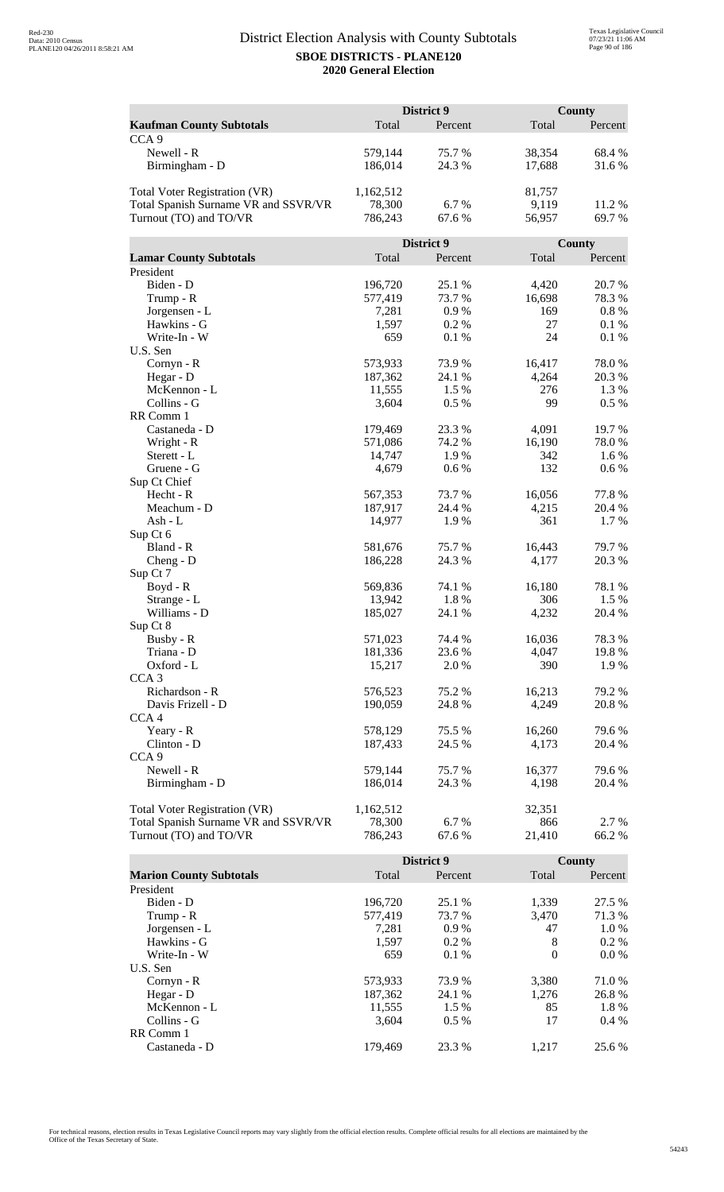# District Election Analysis with County Subtotals

**SBOE DISTRICTS - PLANE120**

**2020 General Election**

| **Kaufman County Subtotals** | District 9 Total | District 9 Percent | County Total | County Percent |
|---|---|---|---|---|
| CCA 9 | | | | |
| Newell - R | 579,144 | 75.7 % | 38,354 | 68.4 % |
| Birmingham - D | 186,014 | 24.3 % | 17,688 | 31.6 % |
| | | | | |
| Total Voter Registration (VR) | 1,162,512 | | 81,757 | |
| Total Spanish Surname VR and SSVR/VR | 78,300 | 6.7 % | 9,119 | 11.2 % |
| Turnout (TO) and TO/VR | 786,243 | 67.6 % | 56,957 | 69.7 % |

| **Lamar County Subtotals** | District 9 Total | District 9 Percent | County Total | County Percent |
|---|---|---|---|---|
| President | | | | |
| Biden - D | 196,720 | 25.1 % | 4,420 | 20.7 % |
| Trump - R | 577,419 | 73.7 % | 16,698 | 78.3 % |
| Jorgensen - L | 7,281 | 0.9 % | 169 | 0.8 % |
| Hawkins - G | 1,597 | 0.2 % | 27 | 0.1 % |
| Write-In - W | 659 | 0.1 % | 24 | 0.1 % |
| U.S. Sen | | | | |
| Cornyn - R | 573,933 | 73.9 % | 16,417 | 78.0 % |
| Hegar - D | 187,362 | 24.1 % | 4,264 | 20.3 % |
| McKennon - L | 11,555 | 1.5 % | 276 | 1.3 % |
| Collins - G | 3,604 | 0.5 % | 99 | 0.5 % |
| RR Comm 1 | | | | |
| Castaneda - D | 179,469 | 23.3 % | 4,091 | 19.7 % |
| Wright - R | 571,086 | 74.2 % | 16,190 | 78.0 % |
| Sterett - L | 14,747 | 1.9 % | 342 | 1.6 % |
| Gruene - G | 4,679 | 0.6 % | 132 | 0.6 % |
| Sup Ct Chief | | | | |
| Hecht - R | 567,353 | 73.7 % | 16,056 | 77.8 % |
| Meachum - D | 187,917 | 24.4 % | 4,215 | 20.4 % |
| Ash - L | 14,977 | 1.9 % | 361 | 1.7 % |
| Sup Ct 6 | | | | |
| Bland - R | 581,676 | 75.7 % | 16,443 | 79.7 % |
| Cheng - D | 186,228 | 24.3 % | 4,177 | 20.3 % |
| Sup Ct 7 | | | | |
| Boyd - R | 569,836 | 74.1 % | 16,180 | 78.1 % |
| Strange - L | 13,942 | 1.8 % | 306 | 1.5 % |
| Williams - D | 185,027 | 24.1 % | 4,232 | 20.4 % |
| Sup Ct 8 | | | | |
| Busby - R | 571,023 | 74.4 % | 16,036 | 78.3 % |
| Triana - D | 181,336 | 23.6 % | 4,047 | 19.8 % |
| Oxford - L | 15,217 | 2.0 % | 390 | 1.9 % |
| CCA 3 | | | | |
| Richardson - R | 576,523 | 75.2 % | 16,213 | 79.2 % |
| Davis Frizell - D | 190,059 | 24.8 % | 4,249 | 20.8 % |
| CCA 4 | | | | |
| Yeary - R | 578,129 | 75.5 % | 16,260 | 79.6 % |
| Clinton - D | 187,433 | 24.5 % | 4,173 | 20.4 % |
| CCA 9 | | | | |
| Newell - R | 579,144 | 75.7 % | 16,377 | 79.6 % |
| Birmingham - D | 186,014 | 24.3 % | 4,198 | 20.4 % |
| | | | | |
| Total Voter Registration (VR) | 1,162,512 | | 32,351 | |
| Total Spanish Surname VR and SSVR/VR | 78,300 | 6.7 % | 866 | 2.7 % |
| Turnout (TO) and TO/VR | 786,243 | 67.6 % | 21,410 | 66.2 % |

| **Marion County Subtotals** | District 9 Total | District 9 Percent | County Total | County Percent |
|---|---|---|---|---|
| President | | | | |
| Biden - D | 196,720 | 25.1 % | 1,339 | 27.5 % |
| Trump - R | 577,419 | 73.7 % | 3,470 | 71.3 % |
| Jorgensen - L | 7,281 | 0.9 % | 47 | 1.0 % |
| Hawkins - G | 1,597 | 0.2 % | 8 | 0.2 % |
| Write-In - W | 659 | 0.1 % | 0 | 0.0 % |
| U.S. Sen | | | | |
| Cornyn - R | 573,933 | 73.9 % | 3,380 | 71.0 % |
| Hegar - D | 187,362 | 24.1 % | 1,276 | 26.8 % |
| McKennon - L | 11,555 | 1.5 % | 85 | 1.8 % |
| Collins - G | 3,604 | 0.5 % | 17 | 0.4 % |
| RR Comm 1 | | | | |
| Castaneda - D | 179,469 | 23.3 % | 1,217 | 25.6 % |

For technical reasons, election results in Texas Legislative Council reports may vary slightly from the official election results. Complete official results for all elections are maintained by the Office of the Texas Secretary of State.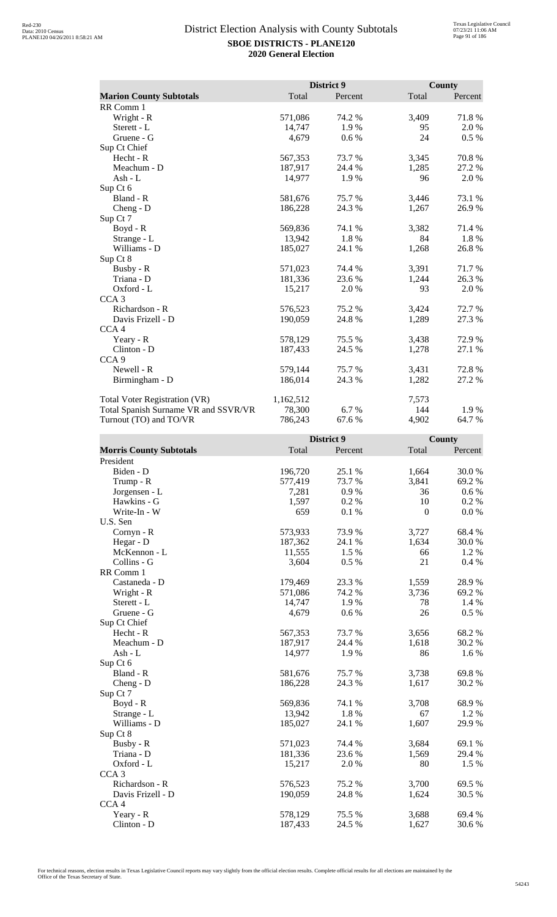# District Election Analysis with County Subtotals

**SBOE DISTRICTS - PLANE120**

**2020 General Election**

| Marion County Subtotals | District 9 Total | District 9 Percent | County Total | County Percent |
|---|---|---|---|---|
| RR Comm 1 | | | | |
| Wright - R | 571,086 | 74.2 % | 3,409 | 71.8 % |
| Sterett - L | 14,747 | 1.9 % | 95 | 2.0 % |
| Gruene - G | 4,679 | 0.6 % | 24 | 0.5 % |
| Sup Ct Chief | | | | |
| Hecht - R | 567,353 | 73.7 % | 3,345 | 70.8 % |
| Meachum - D | 187,917 | 24.4 % | 1,285 | 27.2 % |
| Ash - L | 14,977 | 1.9 % | 96 | 2.0 % |
| Sup Ct 6 | | | | |
| Bland - R | 581,676 | 75.7 % | 3,446 | 73.1 % |
| Cheng - D | 186,228 | 24.3 % | 1,267 | 26.9 % |
| Sup Ct 7 | | | | |
| Boyd - R | 569,836 | 74.1 % | 3,382 | 71.4 % |
| Strange - L | 13,942 | 1.8 % | 84 | 1.8 % |
| Williams - D | 185,027 | 24.1 % | 1,268 | 26.8 % |
| Sup Ct 8 | | | | |
| Busby - R | 571,023 | 74.4 % | 3,391 | 71.7 % |
| Triana - D | 181,336 | 23.6 % | 1,244 | 26.3 % |
| Oxford - L | 15,217 | 2.0 % | 93 | 2.0 % |
| CCA 3 | | | | |
| Richardson - R | 576,523 | 75.2 % | 3,424 | 72.7 % |
| Davis Frizell - D | 190,059 | 24.8 % | 1,289 | 27.3 % |
| CCA 4 | | | | |
| Yeary - R | 578,129 | 75.5 % | 3,438 | 72.9 % |
| Clinton - D | 187,433 | 24.5 % | 1,278 | 27.1 % |
| CCA 9 | | | | |
| Newell - R | 579,144 | 75.7 % | 3,431 | 72.8 % |
| Birmingham - D | 186,014 | 24.3 % | 1,282 | 27.2 % |
| | | | | |
| Total Voter Registration (VR) | 1,162,512 | | 7,573 | |
| Total Spanish Surname VR and SSVR/VR | 78,300 | 6.7 % | 144 | 1.9 % |
| Turnout (TO) and TO/VR | 786,243 | 67.6 % | 4,902 | 64.7 % |

| Morris County Subtotals | District 9 Total | District 9 Percent | County Total | County Percent |
|---|---|---|---|---|
| President | | | | |
| Biden - D | 196,720 | 25.1 % | 1,664 | 30.0 % |
| Trump - R | 577,419 | 73.7 % | 3,841 | 69.2 % |
| Jorgensen - L | 7,281 | 0.9 % | 36 | 0.6 % |
| Hawkins - G | 1,597 | 0.2 % | 10 | 0.2 % |
| Write-In - W | 659 | 0.1 % | 0 | 0.0 % |
| U.S. Sen | | | | |
| Cornyn - R | 573,933 | 73.9 % | 3,727 | 68.4 % |
| Hegar - D | 187,362 | 24.1 % | 1,634 | 30.0 % |
| McKennon - L | 11,555 | 1.5 % | 66 | 1.2 % |
| Collins - G | 3,604 | 0.5 % | 21 | 0.4 % |
| RR Comm 1 | | | | |
| Castaneda - D | 179,469 | 23.3 % | 1,559 | 28.9 % |
| Wright - R | 571,086 | 74.2 % | 3,736 | 69.2 % |
| Sterett - L | 14,747 | 1.9 % | 78 | 1.4 % |
| Gruene - G | 4,679 | 0.6 % | 26 | 0.5 % |
| Sup Ct Chief | | | | |
| Hecht - R | 567,353 | 73.7 % | 3,656 | 68.2 % |
| Meachum - D | 187,917 | 24.4 % | 1,618 | 30.2 % |
| Ash - L | 14,977 | 1.9 % | 86 | 1.6 % |
| Sup Ct 6 | | | | |
| Bland - R | 581,676 | 75.7 % | 3,738 | 69.8 % |
| Cheng - D | 186,228 | 24.3 % | 1,617 | 30.2 % |
| Sup Ct 7 | | | | |
| Boyd - R | 569,836 | 74.1 % | 3,708 | 68.9 % |
| Strange - L | 13,942 | 1.8 % | 67 | 1.2 % |
| Williams - D | 185,027 | 24.1 % | 1,607 | 29.9 % |
| Sup Ct 8 | | | | |
| Busby - R | 571,023 | 74.4 % | 3,684 | 69.1 % |
| Triana - D | 181,336 | 23.6 % | 1,569 | 29.4 % |
| Oxford - L | 15,217 | 2.0 % | 80 | 1.5 % |
| CCA 3 | | | | |
| Richardson - R | 576,523 | 75.2 % | 3,700 | 69.5 % |
| Davis Frizell - D | 190,059 | 24.8 % | 1,624 | 30.5 % |
| CCA 4 | | | | |
| Yeary - R | 578,129 | 75.5 % | 3,688 | 69.4 % |
| Clinton - D | 187,433 | 24.5 % | 1,627 | 30.6 % |

For technical reasons, election results in Texas Legislative Council reports may vary slightly from the official election results. Complete official results for all elections are maintained by the Office of the Texas Secretary of State.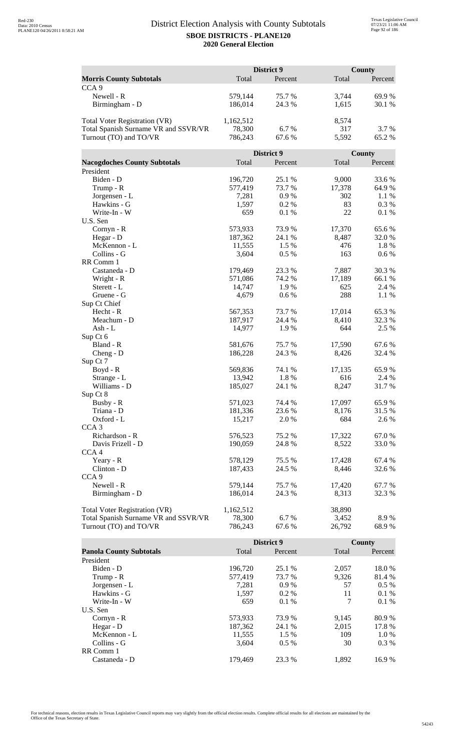## District Election Analysis with County Subtotals

**SBOE DISTRICTS - PLANE120**

**2020 General Election**

| | District 9 | | County | |
|---|---|---|---|---|
| **Morris County Subtotals** | Total | Percent | Total | Percent |
| CCA 9 | | | | |
| Newell - R | 579,144 | 75.7 % | 3,744 | 69.9 % |
| Birmingham - D | 186,014 | 24.3 % | 1,615 | 30.1 % |
| | | | | |
| Total Voter Registration (VR) | 1,162,512 | | 8,574 | |
| Total Spanish Surname VR and SSVR/VR | 78,300 | 6.7 % | 317 | 3.7 % |
| Turnout (TO) and TO/VR | 786,243 | 67.6 % | 5,592 | 65.2 % |

| | District 9 | | County | |
|---|---|---|---|---|
| **Nacogdoches County Subtotals** | Total | Percent | Total | Percent |
| President | | | | |
| Biden - D | 196,720 | 25.1 % | 9,000 | 33.6 % |
| Trump - R | 577,419 | 73.7 % | 17,378 | 64.9 % |
| Jorgensen - L | 7,281 | 0.9 % | 302 | 1.1 % |
| Hawkins - G | 1,597 | 0.2 % | 83 | 0.3 % |
| Write-In - W | 659 | 0.1 % | 22 | 0.1 % |
| U.S. Sen | | | | |
| Cornyn - R | 573,933 | 73.9 % | 17,370 | 65.6 % |
| Hegar - D | 187,362 | 24.1 % | 8,487 | 32.0 % |
| McKennon - L | 11,555 | 1.5 % | 476 | 1.8 % |
| Collins - G | 3,604 | 0.5 % | 163 | 0.6 % |
| RR Comm 1 | | | | |
| Castaneda - D | 179,469 | 23.3 % | 7,887 | 30.3 % |
| Wright - R | 571,086 | 74.2 % | 17,189 | 66.1 % |
| Sterett - L | 14,747 | 1.9 % | 625 | 2.4 % |
| Gruene - G | 4,679 | 0.6 % | 288 | 1.1 % |
| Sup Ct Chief | | | | |
| Hecht - R | 567,353 | 73.7 % | 17,014 | 65.3 % |
| Meachum - D | 187,917 | 24.4 % | 8,410 | 32.3 % |
| Ash - L | 14,977 | 1.9 % | 644 | 2.5 % |
| Sup Ct 6 | | | | |
| Bland - R | 581,676 | 75.7 % | 17,590 | 67.6 % |
| Cheng - D | 186,228 | 24.3 % | 8,426 | 32.4 % |
| Sup Ct 7 | | | | |
| Boyd - R | 569,836 | 74.1 % | 17,135 | 65.9 % |
| Strange - L | 13,942 | 1.8 % | 616 | 2.4 % |
| Williams - D | 185,027 | 24.1 % | 8,247 | 31.7 % |
| Sup Ct 8 | | | | |
| Busby - R | 571,023 | 74.4 % | 17,097 | 65.9 % |
| Triana - D | 181,336 | 23.6 % | 8,176 | 31.5 % |
| Oxford - L | 15,217 | 2.0 % | 684 | 2.6 % |
| CCA 3 | | | | |
| Richardson - R | 576,523 | 75.2 % | 17,322 | 67.0 % |
| Davis Frizell - D | 190,059 | 24.8 % | 8,522 | 33.0 % |
| CCA 4 | | | | |
| Yeary - R | 578,129 | 75.5 % | 17,428 | 67.4 % |
| Clinton - D | 187,433 | 24.5 % | 8,446 | 32.6 % |
| CCA 9 | | | | |
| Newell - R | 579,144 | 75.7 % | 17,420 | 67.7 % |
| Birmingham - D | 186,014 | 24.3 % | 8,313 | 32.3 % |
| | | | | |
| Total Voter Registration (VR) | 1,162,512 | | 38,890 | |
| Total Spanish Surname VR and SSVR/VR | 78,300 | 6.7 % | 3,452 | 8.9 % |
| Turnout (TO) and TO/VR | 786,243 | 67.6 % | 26,792 | 68.9 % |

| | District 9 | | County | |
|---|---|---|---|---|
| **Panola County Subtotals** | Total | Percent | Total | Percent |
| President | | | | |
| Biden - D | 196,720 | 25.1 % | 2,057 | 18.0 % |
| Trump - R | 577,419 | 73.7 % | 9,326 | 81.4 % |
| Jorgensen - L | 7,281 | 0.9 % | 57 | 0.5 % |
| Hawkins - G | 1,597 | 0.2 % | 11 | 0.1 % |
| Write-In - W | 659 | 0.1 % | 7 | 0.1 % |
| U.S. Sen | | | | |
| Cornyn - R | 573,933 | 73.9 % | 9,145 | 80.9 % |
| Hegar - D | 187,362 | 24.1 % | 2,015 | 17.8 % |
| McKennon - L | 11,555 | 1.5 % | 109 | 1.0 % |
| Collins - G | 3,604 | 0.5 % | 30 | 0.3 % |
| RR Comm 1 | | | | |
| Castaneda - D | 179,469 | 23.3 % | 1,892 | 16.9 % |

For technical reasons, election results in Texas Legislative Council reports may vary slightly from the official election results. Complete official results for all elections are maintained by the Office of the Texas Secretary of State.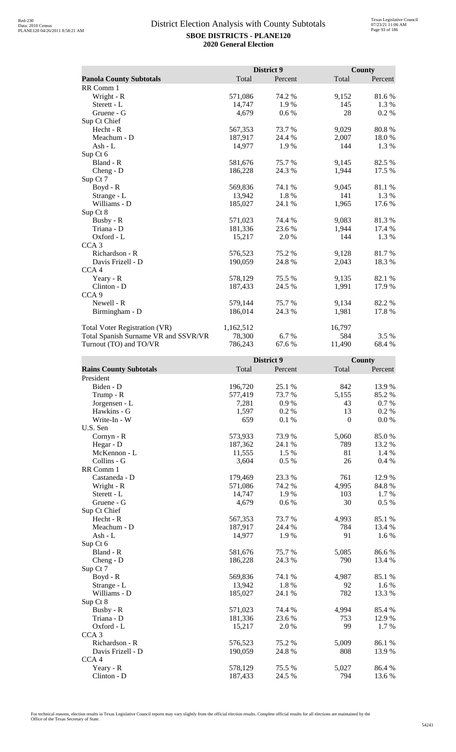# District Election Analysis with County Subtotals

**SBOE DISTRICTS - PLANE120**

**2020 General Election**

| | District 9 | | County | |
|---|---|---|---|---|
| **Panola County Subtotals** | Total | Percent | Total | Percent |
| RR Comm 1 | | | | |
| Wright - R | 571,086 | 74.2 % | 9,152 | 81.6 % |
| Sterett - L | 14,747 | 1.9 % | 145 | 1.3 % |
| Gruene - G | 4,679 | 0.6 % | 28 | 0.2 % |
| Sup Ct Chief | | | | |
| Hecht - R | 567,353 | 73.7 % | 9,029 | 80.8 % |
| Meachum - D | 187,917 | 24.4 % | 2,007 | 18.0 % |
| Ash - L | 14,977 | 1.9 % | 144 | 1.3 % |
| Sup Ct 6 | | | | |
| Bland - R | 581,676 | 75.7 % | 9,145 | 82.5 % |
| Cheng - D | 186,228 | 24.3 % | 1,944 | 17.5 % |
| Sup Ct 7 | | | | |
| Boyd - R | 569,836 | 74.1 % | 9,045 | 81.1 % |
| Strange - L | 13,942 | 1.8 % | 141 | 1.3 % |
| Williams - D | 185,027 | 24.1 % | 1,965 | 17.6 % |
| Sup Ct 8 | | | | |
| Busby - R | 571,023 | 74.4 % | 9,083 | 81.3 % |
| Triana - D | 181,336 | 23.6 % | 1,944 | 17.4 % |
| Oxford - L | 15,217 | 2.0 % | 144 | 1.3 % |
| CCA 3 | | | | |
| Richardson - R | 576,523 | 75.2 % | 9,128 | 81.7 % |
| Davis Frizell - D | 190,059 | 24.8 % | 2,043 | 18.3 % |
| CCA 4 | | | | |
| Yeary - R | 578,129 | 75.5 % | 9,135 | 82.1 % |
| Clinton - D | 187,433 | 24.5 % | 1,991 | 17.9 % |
| CCA 9 | | | | |
| Newell - R | 579,144 | 75.7 % | 9,134 | 82.2 % |
| Birmingham - D | 186,014 | 24.3 % | 1,981 | 17.8 % |
| | | | | |
| Total Voter Registration (VR) | 1,162,512 | | 16,797 | |
| Total Spanish Surname VR and SSVR/VR | 78,300 | 6.7 % | 584 | 3.5 % |
| Turnout (TO) and TO/VR | 786,243 | 67.6 % | 11,490 | 68.4 % |

| | District 9 | | County | |
|---|---|---|---|---|
| **Rains County Subtotals** | Total | Percent | Total | Percent |
| President | | | | |
| Biden - D | 196,720 | 25.1 % | 842 | 13.9 % |
| Trump - R | 577,419 | 73.7 % | 5,155 | 85.2 % |
| Jorgensen - L | 7,281 | 0.9 % | 43 | 0.7 % |
| Hawkins - G | 1,597 | 0.2 % | 13 | 0.2 % |
| Write-In - W | 659 | 0.1 % | 0 | 0.0 % |
| U.S. Sen | | | | |
| Cornyn - R | 573,933 | 73.9 % | 5,060 | 85.0 % |
| Hegar - D | 187,362 | 24.1 % | 789 | 13.2 % |
| McKennon - L | 11,555 | 1.5 % | 81 | 1.4 % |
| Collins - G | 3,604 | 0.5 % | 26 | 0.4 % |
| RR Comm 1 | | | | |
| Castaneda - D | 179,469 | 23.3 % | 761 | 12.9 % |
| Wright - R | 571,086 | 74.2 % | 4,995 | 84.8 % |
| Sterett - L | 14,747 | 1.9 % | 103 | 1.7 % |
| Gruene - G | 4,679 | 0.6 % | 30 | 0.5 % |
| Sup Ct Chief | | | | |
| Hecht - R | 567,353 | 73.7 % | 4,993 | 85.1 % |
| Meachum - D | 187,917 | 24.4 % | 784 | 13.4 % |
| Ash - L | 14,977 | 1.9 % | 91 | 1.6 % |
| Sup Ct 6 | | | | |
| Bland - R | 581,676 | 75.7 % | 5,085 | 86.6 % |
| Cheng - D | 186,228 | 24.3 % | 790 | 13.4 % |
| Sup Ct 7 | | | | |
| Boyd - R | 569,836 | 74.1 % | 4,987 | 85.1 % |
| Strange - L | 13,942 | 1.8 % | 92 | 1.6 % |
| Williams - D | 185,027 | 24.1 % | 782 | 13.3 % |
| Sup Ct 8 | | | | |
| Busby - R | 571,023 | 74.4 % | 4,994 | 85.4 % |
| Triana - D | 181,336 | 23.6 % | 753 | 12.9 % |
| Oxford - L | 15,217 | 2.0 % | 99 | 1.7 % |
| CCA 3 | | | | |
| Richardson - R | 576,523 | 75.2 % | 5,009 | 86.1 % |
| Davis Frizell - D | 190,059 | 24.8 % | 808 | 13.9 % |
| CCA 4 | | | | |
| Yeary - R | 578,129 | 75.5 % | 5,027 | 86.4 % |
| Clinton - D | 187,433 | 24.5 % | 794 | 13.6 % |

For technical reasons, election results in Texas Legislative Council reports may vary slightly from the official election results. Complete official results for all elections are maintained by the Office of the Texas Secretary of State.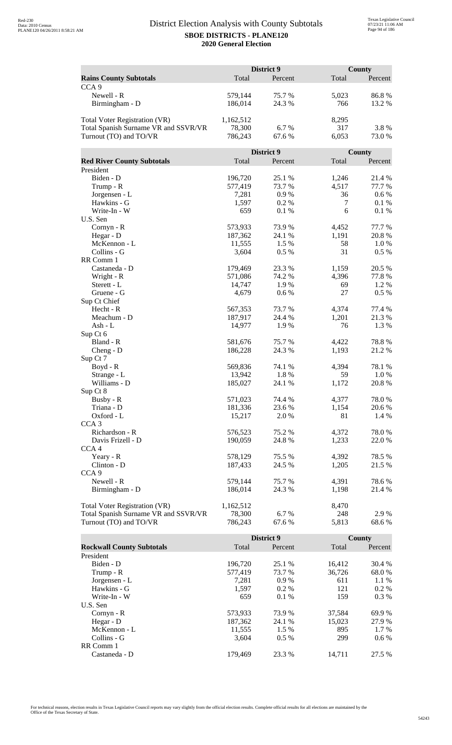# District Election Analysis with County Subtotals

**SBOE DISTRICTS - PLANE120**
**2020 General Election**

| Rains County Subtotals | District 9 Total | District 9 Percent | County Total | County Percent |
|---|---|---|---|---|
| CCA 9 | | | | |
| Newell - R | 579,144 | 75.7 % | 5,023 | 86.8 % |
| Birmingham - D | 186,014 | 24.3 % | 766 | 13.2 % |
| | | | | |
| Total Voter Registration (VR) | 1,162,512 | | 8,295 | |
| Total Spanish Surname VR and SSVR/VR | 78,300 | 6.7 % | 317 | 3.8 % |
| Turnout (TO) and TO/VR | 786,243 | 67.6 % | 6,053 | 73.0 % |

| Red River County Subtotals | District 9 Total | District 9 Percent | County Total | County Percent |
|---|---|---|---|---|
| President | | | | |
| Biden - D | 196,720 | 25.1 % | 1,246 | 21.4 % |
| Trump - R | 577,419 | 73.7 % | 4,517 | 77.7 % |
| Jorgensen - L | 7,281 | 0.9 % | 36 | 0.6 % |
| Hawkins - G | 1,597 | 0.2 % | 7 | 0.1 % |
| Write-In - W | 659 | 0.1 % | 6 | 0.1 % |
| U.S. Sen | | | | |
| Cornyn - R | 573,933 | 73.9 % | 4,452 | 77.7 % |
| Hegar - D | 187,362 | 24.1 % | 1,191 | 20.8 % |
| McKennon - L | 11,555 | 1.5 % | 58 | 1.0 % |
| Collins - G | 3,604 | 0.5 % | 31 | 0.5 % |
| RR Comm 1 | | | | |
| Castaneda - D | 179,469 | 23.3 % | 1,159 | 20.5 % |
| Wright - R | 571,086 | 74.2 % | 4,396 | 77.8 % |
| Sterett - L | 14,747 | 1.9 % | 69 | 1.2 % |
| Gruene - G | 4,679 | 0.6 % | 27 | 0.5 % |
| Sup Ct Chief | | | | |
| Hecht - R | 567,353 | 73.7 % | 4,374 | 77.4 % |
| Meachum - D | 187,917 | 24.4 % | 1,201 | 21.3 % |
| Ash - L | 14,977 | 1.9 % | 76 | 1.3 % |
| Sup Ct 6 | | | | |
| Bland - R | 581,676 | 75.7 % | 4,422 | 78.8 % |
| Cheng - D | 186,228 | 24.3 % | 1,193 | 21.2 % |
| Sup Ct 7 | | | | |
| Boyd - R | 569,836 | 74.1 % | 4,394 | 78.1 % |
| Strange - L | 13,942 | 1.8 % | 59 | 1.0 % |
| Williams - D | 185,027 | 24.1 % | 1,172 | 20.8 % |
| Sup Ct 8 | | | | |
| Busby - R | 571,023 | 74.4 % | 4,377 | 78.0 % |
| Triana - D | 181,336 | 23.6 % | 1,154 | 20.6 % |
| Oxford - L | 15,217 | 2.0 % | 81 | 1.4 % |
| CCA 3 | | | | |
| Richardson - R | 576,523 | 75.2 % | 4,372 | 78.0 % |
| Davis Frizell - D | 190,059 | 24.8 % | 1,233 | 22.0 % |
| CCA 4 | | | | |
| Yeary - R | 578,129 | 75.5 % | 4,392 | 78.5 % |
| Clinton - D | 187,433 | 24.5 % | 1,205 | 21.5 % |
| CCA 9 | | | | |
| Newell - R | 579,144 | 75.7 % | 4,391 | 78.6 % |
| Birmingham - D | 186,014 | 24.3 % | 1,198 | 21.4 % |
| | | | | |
| Total Voter Registration (VR) | 1,162,512 | | 8,470 | |
| Total Spanish Surname VR and SSVR/VR | 78,300 | 6.7 % | 248 | 2.9 % |
| Turnout (TO) and TO/VR | 786,243 | 67.6 % | 5,813 | 68.6 % |

| Rockwall County Subtotals | District 9 Total | District 9 Percent | County Total | County Percent |
|---|---|---|---|---|
| President | | | | |
| Biden - D | 196,720 | 25.1 % | 16,412 | 30.4 % |
| Trump - R | 577,419 | 73.7 % | 36,726 | 68.0 % |
| Jorgensen - L | 7,281 | 0.9 % | 611 | 1.1 % |
| Hawkins - G | 1,597 | 0.2 % | 121 | 0.2 % |
| Write-In - W | 659 | 0.1 % | 159 | 0.3 % |
| U.S. Sen | | | | |
| Cornyn - R | 573,933 | 73.9 % | 37,584 | 69.9 % |
| Hegar - D | 187,362 | 24.1 % | 15,023 | 27.9 % |
| McKennon - L | 11,555 | 1.5 % | 895 | 1.7 % |
| Collins - G | 3,604 | 0.5 % | 299 | 0.6 % |
| RR Comm 1 | | | | |
| Castaneda - D | 179,469 | 23.3 % | 14,711 | 27.5 % |

For technical reasons, election results in Texas Legislative Council reports may vary slightly from the official election results. Complete official results for all elections are maintained by the Office of the Texas Secretary of State.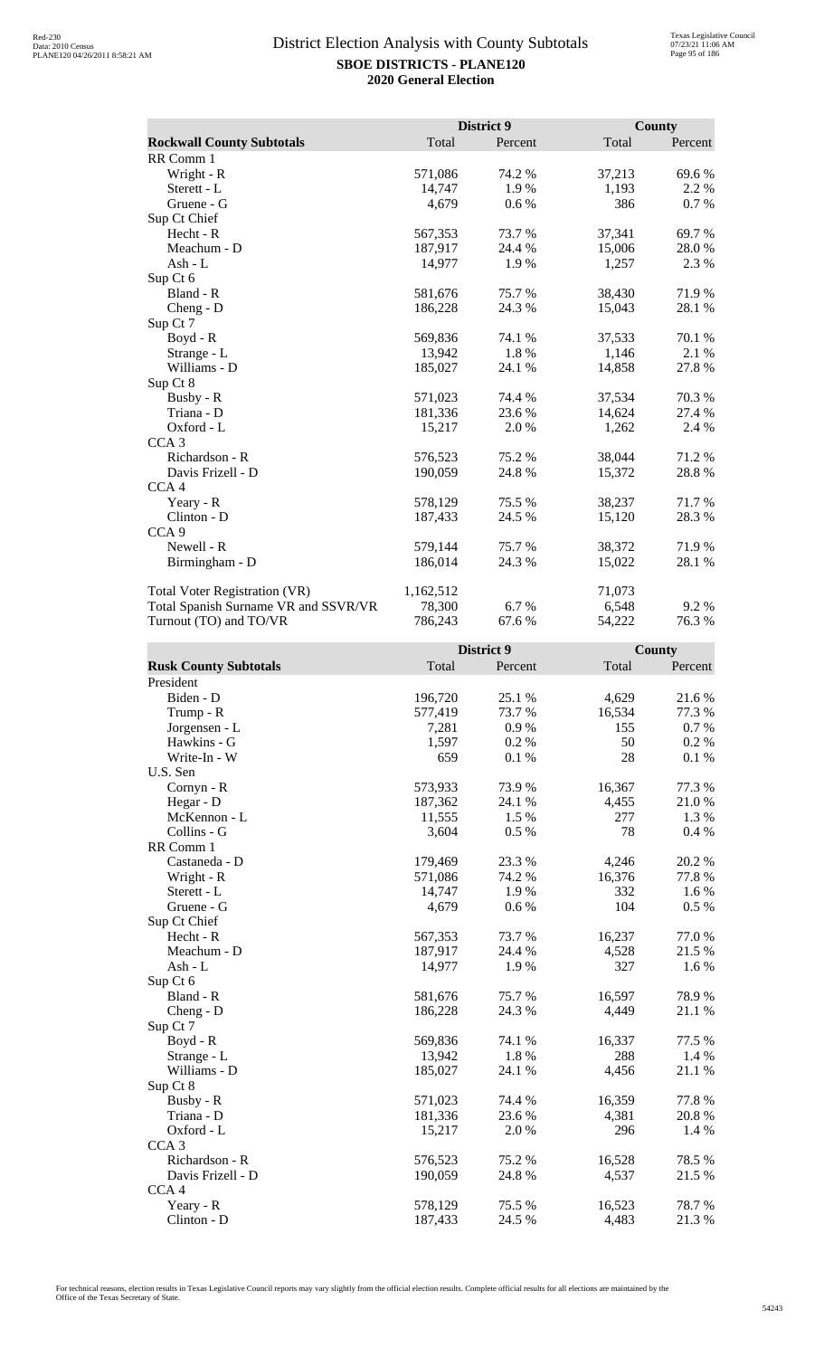## District Election Analysis with County Subtotals

**SBOE DISTRICTS - PLANE120**

**2020 General Election**

| Rockwall County Subtotals | District 9 Total | District 9 Percent | County Total | County Percent |
|---|---|---|---|---|
| RR Comm 1 | | | | |
| Wright - R | 571,086 | 74.2 % | 37,213 | 69.6 % |
| Sterett - L | 14,747 | 1.9 % | 1,193 | 2.2 % |
| Gruene - G | 4,679 | 0.6 % | 386 | 0.7 % |
| Sup Ct Chief | | | | |
| Hecht - R | 567,353 | 73.7 % | 37,341 | 69.7 % |
| Meachum - D | 187,917 | 24.4 % | 15,006 | 28.0 % |
| Ash - L | 14,977 | 1.9 % | 1,257 | 2.3 % |
| Sup Ct 6 | | | | |
| Bland - R | 581,676 | 75.7 % | 38,430 | 71.9 % |
| Cheng - D | 186,228 | 24.3 % | 15,043 | 28.1 % |
| Sup Ct 7 | | | | |
| Boyd - R | 569,836 | 74.1 % | 37,533 | 70.1 % |
| Strange - L | 13,942 | 1.8 % | 1,146 | 2.1 % |
| Williams - D | 185,027 | 24.1 % | 14,858 | 27.8 % |
| Sup Ct 8 | | | | |
| Busby - R | 571,023 | 74.4 % | 37,534 | 70.3 % |
| Triana - D | 181,336 | 23.6 % | 14,624 | 27.4 % |
| Oxford - L | 15,217 | 2.0 % | 1,262 | 2.4 % |
| CCA 3 | | | | |
| Richardson - R | 576,523 | 75.2 % | 38,044 | 71.2 % |
| Davis Frizell - D | 190,059 | 24.8 % | 15,372 | 28.8 % |
| CCA 4 | | | | |
| Yeary - R | 578,129 | 75.5 % | 38,237 | 71.7 % |
| Clinton - D | 187,433 | 24.5 % | 15,120 | 28.3 % |
| CCA 9 | | | | |
| Newell - R | 579,144 | 75.7 % | 38,372 | 71.9 % |
| Birmingham - D | 186,014 | 24.3 % | 15,022 | 28.1 % |
| | | | | |
| Total Voter Registration (VR) | 1,162,512 | | 71,073 | |
| Total Spanish Surname VR and SSVR/VR | 78,300 | 6.7 % | 6,548 | 9.2 % |
| Turnout (TO) and TO/VR | 786,243 | 67.6 % | 54,222 | 76.3 % |

| Rusk County Subtotals | District 9 Total | District 9 Percent | County Total | County Percent |
|---|---|---|---|---|
| President | | | | |
| Biden - D | 196,720 | 25.1 % | 4,629 | 21.6 % |
| Trump - R | 577,419 | 73.7 % | 16,534 | 77.3 % |
| Jorgensen - L | 7,281 | 0.9 % | 155 | 0.7 % |
| Hawkins - G | 1,597 | 0.2 % | 50 | 0.2 % |
| Write-In - W | 659 | 0.1 % | 28 | 0.1 % |
| U.S. Sen | | | | |
| Cornyn - R | 573,933 | 73.9 % | 16,367 | 77.3 % |
| Hegar - D | 187,362 | 24.1 % | 4,455 | 21.0 % |
| McKennon - L | 11,555 | 1.5 % | 277 | 1.3 % |
| Collins - G | 3,604 | 0.5 % | 78 | 0.4 % |
| RR Comm 1 | | | | |
| Castaneda - D | 179,469 | 23.3 % | 4,246 | 20.2 % |
| Wright - R | 571,086 | 74.2 % | 16,376 | 77.8 % |
| Sterett - L | 14,747 | 1.9 % | 332 | 1.6 % |
| Gruene - G | 4,679 | 0.6 % | 104 | 0.5 % |
| Sup Ct Chief | | | | |
| Hecht - R | 567,353 | 73.7 % | 16,237 | 77.0 % |
| Meachum - D | 187,917 | 24.4 % | 4,528 | 21.5 % |
| Ash - L | 14,977 | 1.9 % | 327 | 1.6 % |
| Sup Ct 6 | | | | |
| Bland - R | 581,676 | 75.7 % | 16,597 | 78.9 % |
| Cheng - D | 186,228 | 24.3 % | 4,449 | 21.1 % |
| Sup Ct 7 | | | | |
| Boyd - R | 569,836 | 74.1 % | 16,337 | 77.5 % |
| Strange - L | 13,942 | 1.8 % | 288 | 1.4 % |
| Williams - D | 185,027 | 24.1 % | 4,456 | 21.1 % |
| Sup Ct 8 | | | | |
| Busby - R | 571,023 | 74.4 % | 16,359 | 77.8 % |
| Triana - D | 181,336 | 23.6 % | 4,381 | 20.8 % |
| Oxford - L | 15,217 | 2.0 % | 296 | 1.4 % |
| CCA 3 | | | | |
| Richardson - R | 576,523 | 75.2 % | 16,528 | 78.5 % |
| Davis Frizell - D | 190,059 | 24.8 % | 4,537 | 21.5 % |
| CCA 4 | | | | |
| Yeary - R | 578,129 | 75.5 % | 16,523 | 78.7 % |
| Clinton - D | 187,433 | 24.5 % | 4,483 | 21.3 % |

For technical reasons, election results in Texas Legislative Council reports may vary slightly from the official election results. Complete official results for all elections are maintained by the Office of the Texas Secretary of State.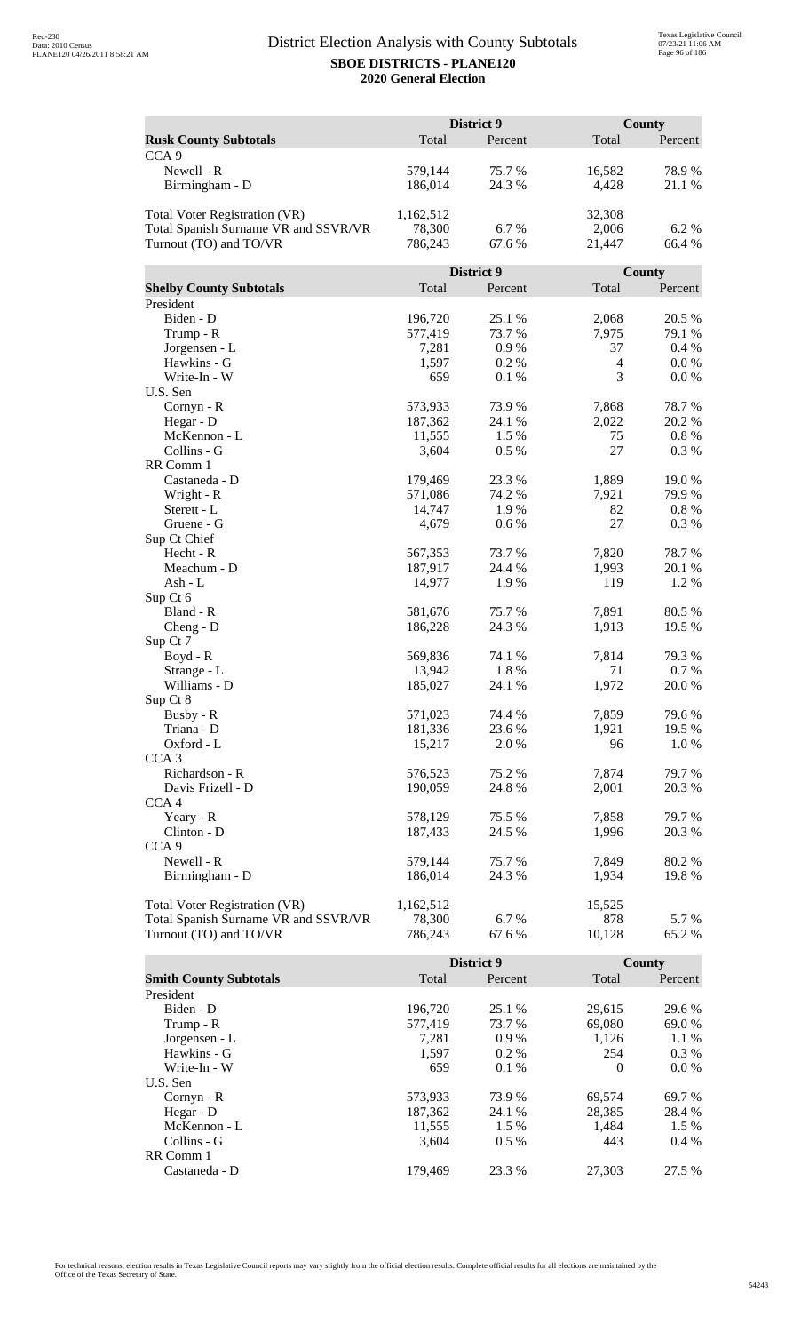# District Election Analysis with County Subtotals

**SBOE DISTRICTS - PLANE120**
**2020 General Election**

| Rusk County Subtotals | District 9 Total | District 9 Percent | County Total | County Percent |
|---|---|---|---|---|
| CCA 9 | | | | |
| Newell - R | 579,144 | 75.7 % | 16,582 | 78.9 % |
| Birmingham - D | 186,014 | 24.3 % | 4,428 | 21.1 % |
| | | | | |
| Total Voter Registration (VR) | 1,162,512 | | 32,308 | |
| Total Spanish Surname VR and SSVR/VR | 78,300 | 6.7 % | 2,006 | 6.2 % |
| Turnout (TO) and TO/VR | 786,243 | 67.6 % | 21,447 | 66.4 % |

| Shelby County Subtotals | District 9 Total | District 9 Percent | County Total | County Percent |
|---|---|---|---|---|
| President | | | | |
| Biden - D | 196,720 | 25.1 % | 2,068 | 20.5 % |
| Trump - R | 577,419 | 73.7 % | 7,975 | 79.1 % |
| Jorgensen - L | 7,281 | 0.9 % | 37 | 0.4 % |
| Hawkins - G | 1,597 | 0.2 % | 4 | 0.0 % |
| Write-In - W | 659 | 0.1 % | 3 | 0.0 % |
| U.S. Sen | | | | |
| Cornyn - R | 573,933 | 73.9 % | 7,868 | 78.7 % |
| Hegar - D | 187,362 | 24.1 % | 2,022 | 20.2 % |
| McKennon - L | 11,555 | 1.5 % | 75 | 0.8 % |
| Collins - G | 3,604 | 0.5 % | 27 | 0.3 % |
| RR Comm 1 | | | | |
| Castaneda - D | 179,469 | 23.3 % | 1,889 | 19.0 % |
| Wright - R | 571,086 | 74.2 % | 7,921 | 79.9 % |
| Sterett - L | 14,747 | 1.9 % | 82 | 0.8 % |
| Gruene - G | 4,679 | 0.6 % | 27 | 0.3 % |
| Sup Ct Chief | | | | |
| Hecht - R | 567,353 | 73.7 % | 7,820 | 78.7 % |
| Meachum - D | 187,917 | 24.4 % | 1,993 | 20.1 % |
| Ash - L | 14,977 | 1.9 % | 119 | 1.2 % |
| Sup Ct 6 | | | | |
| Bland - R | 581,676 | 75.7 % | 7,891 | 80.5 % |
| Cheng - D | 186,228 | 24.3 % | 1,913 | 19.5 % |
| Sup Ct 7 | | | | |
| Boyd - R | 569,836 | 74.1 % | 7,814 | 79.3 % |
| Strange - L | 13,942 | 1.8 % | 71 | 0.7 % |
| Williams - D | 185,027 | 24.1 % | 1,972 | 20.0 % |
| Sup Ct 8 | | | | |
| Busby - R | 571,023 | 74.4 % | 7,859 | 79.6 % |
| Triana - D | 181,336 | 23.6 % | 1,921 | 19.5 % |
| Oxford - L | 15,217 | 2.0 % | 96 | 1.0 % |
| CCA 3 | | | | |
| Richardson - R | 576,523 | 75.2 % | 7,874 | 79.7 % |
| Davis Frizell - D | 190,059 | 24.8 % | 2,001 | 20.3 % |
| CCA 4 | | | | |
| Yeary - R | 578,129 | 75.5 % | 7,858 | 79.7 % |
| Clinton - D | 187,433 | 24.5 % | 1,996 | 20.3 % |
| CCA 9 | | | | |
| Newell - R | 579,144 | 75.7 % | 7,849 | 80.2 % |
| Birmingham - D | 186,014 | 24.3 % | 1,934 | 19.8 % |
| | | | | |
| Total Voter Registration (VR) | 1,162,512 | | 15,525 | |
| Total Spanish Surname VR and SSVR/VR | 78,300 | 6.7 % | 878 | 5.7 % |
| Turnout (TO) and TO/VR | 786,243 | 67.6 % | 10,128 | 65.2 % |

| Smith County Subtotals | District 9 Total | District 9 Percent | County Total | County Percent |
|---|---|---|---|---|
| President | | | | |
| Biden - D | 196,720 | 25.1 % | 29,615 | 29.6 % |
| Trump - R | 577,419 | 73.7 % | 69,080 | 69.0 % |
| Jorgensen - L | 7,281 | 0.9 % | 1,126 | 1.1 % |
| Hawkins - G | 1,597 | 0.2 % | 254 | 0.3 % |
| Write-In - W | 659 | 0.1 % | 0 | 0.0 % |
| U.S. Sen | | | | |
| Cornyn - R | 573,933 | 73.9 % | 69,574 | 69.7 % |
| Hegar - D | 187,362 | 24.1 % | 28,385 | 28.4 % |
| McKennon - L | 11,555 | 1.5 % | 1,484 | 1.5 % |
| Collins - G | 3,604 | 0.5 % | 443 | 0.4 % |
| RR Comm 1 | | | | |
| Castaneda - D | 179,469 | 23.3 % | 27,303 | 27.5 % |

For technical reasons, election results in Texas Legislative Council reports may vary slightly from the official election results. Complete official results for all elections are maintained by the Office of the Texas Secretary of State.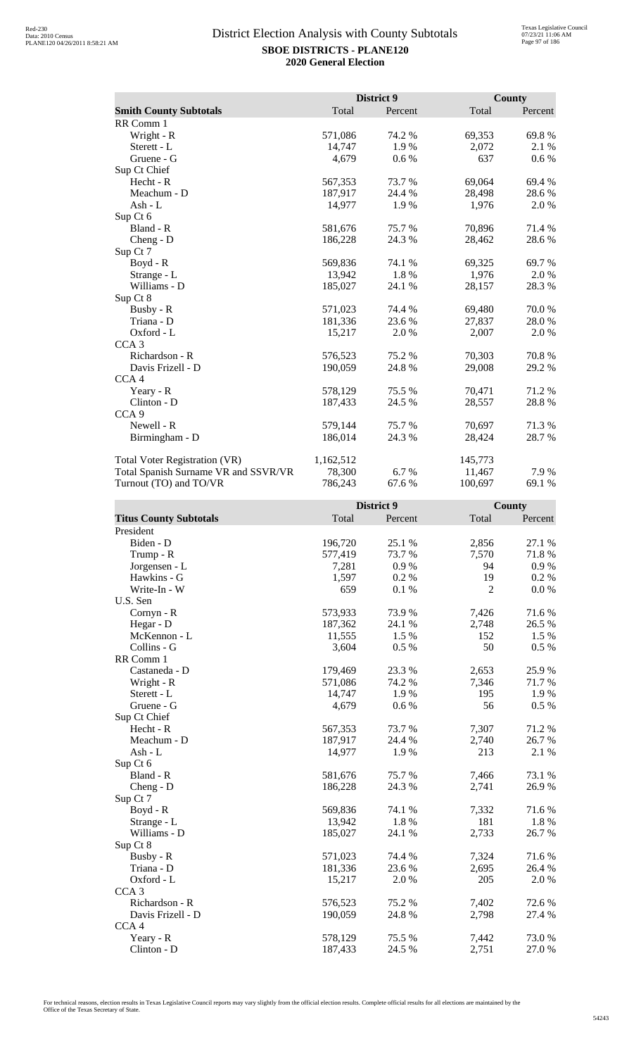# District Election Analysis with County Subtotals

**SBOE DISTRICTS - PLANE120**
**2020 General Election**

| Smith County Subtotals | District 9 Total | District 9 Percent | County Total | County Percent |
|---|---|---|---|---|
| RR Comm 1 | | | | |
| Wright - R | 571,086 | 74.2 % | 69,353 | 69.8 % |
| Sterett - L | 14,747 | 1.9 % | 2,072 | 2.1 % |
| Gruene - G | 4,679 | 0.6 % | 637 | 0.6 % |
| Sup Ct Chief | | | | |
| Hecht - R | 567,353 | 73.7 % | 69,064 | 69.4 % |
| Meachum - D | 187,917 | 24.4 % | 28,498 | 28.6 % |
| Ash - L | 14,977 | 1.9 % | 1,976 | 2.0 % |
| Sup Ct 6 | | | | |
| Bland - R | 581,676 | 75.7 % | 70,896 | 71.4 % |
| Cheng - D | 186,228 | 24.3 % | 28,462 | 28.6 % |
| Sup Ct 7 | | | | |
| Boyd - R | 569,836 | 74.1 % | 69,325 | 69.7 % |
| Strange - L | 13,942 | 1.8 % | 1,976 | 2.0 % |
| Williams - D | 185,027 | 24.1 % | 28,157 | 28.3 % |
| Sup Ct 8 | | | | |
| Busby - R | 571,023 | 74.4 % | 69,480 | 70.0 % |
| Triana - D | 181,336 | 23.6 % | 27,837 | 28.0 % |
| Oxford - L | 15,217 | 2.0 % | 2,007 | 2.0 % |
| CCA 3 | | | | |
| Richardson - R | 576,523 | 75.2 % | 70,303 | 70.8 % |
| Davis Frizell - D | 190,059 | 24.8 % | 29,008 | 29.2 % |
| CCA 4 | | | | |
| Yeary - R | 578,129 | 75.5 % | 70,471 | 71.2 % |
| Clinton - D | 187,433 | 24.5 % | 28,557 | 28.8 % |
| CCA 9 | | | | |
| Newell - R | 579,144 | 75.7 % | 70,697 | 71.3 % |
| Birmingham - D | 186,014 | 24.3 % | 28,424 | 28.7 % |
| | | | | |
| Total Voter Registration (VR) | 1,162,512 | | 145,773 | |
| Total Spanish Surname VR and SSVR/VR | 78,300 | 6.7 % | 11,467 | 7.9 % |
| Turnout (TO) and TO/VR | 786,243 | 67.6 % | 100,697 | 69.1 % |

| Titus County Subtotals | District 9 Total | District 9 Percent | County Total | County Percent |
|---|---|---|---|---|
| President | | | | |
| Biden - D | 196,720 | 25.1 % | 2,856 | 27.1 % |
| Trump - R | 577,419 | 73.7 % | 7,570 | 71.8 % |
| Jorgensen - L | 7,281 | 0.9 % | 94 | 0.9 % |
| Hawkins - G | 1,597 | 0.2 % | 19 | 0.2 % |
| Write-In - W | 659 | 0.1 % | 2 | 0.0 % |
| U.S. Sen | | | | |
| Cornyn - R | 573,933 | 73.9 % | 7,426 | 71.6 % |
| Hegar - D | 187,362 | 24.1 % | 2,748 | 26.5 % |
| McKennon - L | 11,555 | 1.5 % | 152 | 1.5 % |
| Collins - G | 3,604 | 0.5 % | 50 | 0.5 % |
| RR Comm 1 | | | | |
| Castaneda - D | 179,469 | 23.3 % | 2,653 | 25.9 % |
| Wright - R | 571,086 | 74.2 % | 7,346 | 71.7 % |
| Sterett - L | 14,747 | 1.9 % | 195 | 1.9 % |
| Gruene - G | 4,679 | 0.6 % | 56 | 0.5 % |
| Sup Ct Chief | | | | |
| Hecht - R | 567,353 | 73.7 % | 7,307 | 71.2 % |
| Meachum - D | 187,917 | 24.4 % | 2,740 | 26.7 % |
| Ash - L | 14,977 | 1.9 % | 213 | 2.1 % |
| Sup Ct 6 | | | | |
| Bland - R | 581,676 | 75.7 % | 7,466 | 73.1 % |
| Cheng - D | 186,228 | 24.3 % | 2,741 | 26.9 % |
| Sup Ct 7 | | | | |
| Boyd - R | 569,836 | 74.1 % | 7,332 | 71.6 % |
| Strange - L | 13,942 | 1.8 % | 181 | 1.8 % |
| Williams - D | 185,027 | 24.1 % | 2,733 | 26.7 % |
| Sup Ct 8 | | | | |
| Busby - R | 571,023 | 74.4 % | 7,324 | 71.6 % |
| Triana - D | 181,336 | 23.6 % | 2,695 | 26.4 % |
| Oxford - L | 15,217 | 2.0 % | 205 | 2.0 % |
| CCA 3 | | | | |
| Richardson - R | 576,523 | 75.2 % | 7,402 | 72.6 % |
| Davis Frizell - D | 190,059 | 24.8 % | 2,798 | 27.4 % |
| CCA 4 | | | | |
| Yeary - R | 578,129 | 75.5 % | 7,442 | 73.0 % |
| Clinton - D | 187,433 | 24.5 % | 2,751 | 27.0 % |

For technical reasons, election results in Texas Legislative Council reports may vary slightly from the official election results. Complete official results for all elections are maintained by the Office of the Texas Secretary of State.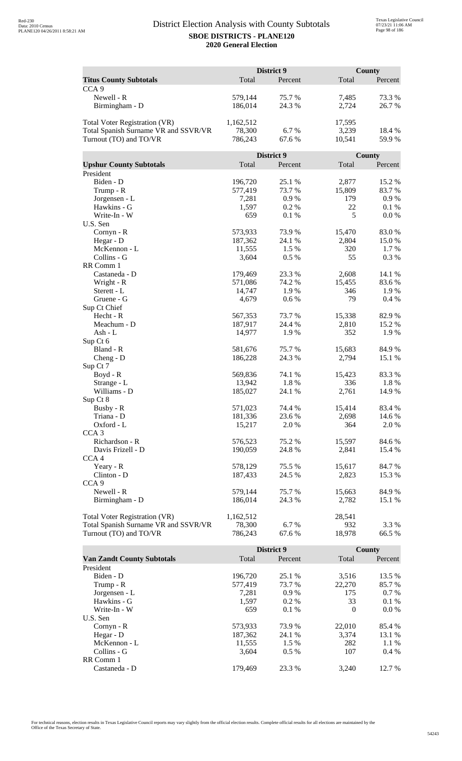# District Election Analysis with County Subtotals

**SBOE DISTRICTS - PLANE120**
**2020 General Election**

| Titus County Subtotals | District 9 Total | District 9 Percent | County Total | County Percent |
|---|---|---|---|---|
| CCA 9 | | | | |
| Newell - R | 579,144 | 75.7 % | 7,485 | 73.3 % |
| Birmingham - D | 186,014 | 24.3 % | 2,724 | 26.7 % |
| | | | | |
| Total Voter Registration (VR) | 1,162,512 | | 17,595 | |
| Total Spanish Surname VR and SSVR/VR | 78,300 | 6.7 % | 3,239 | 18.4 % |
| Turnout (TO) and TO/VR | 786,243 | 67.6 % | 10,541 | 59.9 % |

| Upshur County Subtotals | District 9 Total | District 9 Percent | County Total | County Percent |
|---|---|---|---|---|
| President | | | | |
| Biden - D | 196,720 | 25.1 % | 2,877 | 15.2 % |
| Trump - R | 577,419 | 73.7 % | 15,809 | 83.7 % |
| Jorgensen - L | 7,281 | 0.9 % | 179 | 0.9 % |
| Hawkins - G | 1,597 | 0.2 % | 22 | 0.1 % |
| Write-In - W | 659 | 0.1 % | 5 | 0.0 % |
| U.S. Sen | | | | |
| Cornyn - R | 573,933 | 73.9 % | 15,470 | 83.0 % |
| Hegar - D | 187,362 | 24.1 % | 2,804 | 15.0 % |
| McKennon - L | 11,555 | 1.5 % | 320 | 1.7 % |
| Collins - G | 3,604 | 0.5 % | 55 | 0.3 % |
| RR Comm 1 | | | | |
| Castaneda - D | 179,469 | 23.3 % | 2,608 | 14.1 % |
| Wright - R | 571,086 | 74.2 % | 15,455 | 83.6 % |
| Sterett - L | 14,747 | 1.9 % | 346 | 1.9 % |
| Gruene - G | 4,679 | 0.6 % | 79 | 0.4 % |
| Sup Ct Chief | | | | |
| Hecht - R | 567,353 | 73.7 % | 15,338 | 82.9 % |
| Meachum - D | 187,917 | 24.4 % | 2,810 | 15.2 % |
| Ash - L | 14,977 | 1.9 % | 352 | 1.9 % |
| Sup Ct 6 | | | | |
| Bland - R | 581,676 | 75.7 % | 15,683 | 84.9 % |
| Cheng - D | 186,228 | 24.3 % | 2,794 | 15.1 % |
| Sup Ct 7 | | | | |
| Boyd - R | 569,836 | 74.1 % | 15,423 | 83.3 % |
| Strange - L | 13,942 | 1.8 % | 336 | 1.8 % |
| Williams - D | 185,027 | 24.1 % | 2,761 | 14.9 % |
| Sup Ct 8 | | | | |
| Busby - R | 571,023 | 74.4 % | 15,414 | 83.4 % |
| Triana - D | 181,336 | 23.6 % | 2,698 | 14.6 % |
| Oxford - L | 15,217 | 2.0 % | 364 | 2.0 % |
| CCA 3 | | | | |
| Richardson - R | 576,523 | 75.2 % | 15,597 | 84.6 % |
| Davis Frizell - D | 190,059 | 24.8 % | 2,841 | 15.4 % |
| CCA 4 | | | | |
| Yeary - R | 578,129 | 75.5 % | 15,617 | 84.7 % |
| Clinton - D | 187,433 | 24.5 % | 2,823 | 15.3 % |
| CCA 9 | | | | |
| Newell - R | 579,144 | 75.7 % | 15,663 | 84.9 % |
| Birmingham - D | 186,014 | 24.3 % | 2,782 | 15.1 % |
| | | | | |
| Total Voter Registration (VR) | 1,162,512 | | 28,541 | |
| Total Spanish Surname VR and SSVR/VR | 78,300 | 6.7 % | 932 | 3.3 % |
| Turnout (TO) and TO/VR | 786,243 | 67.6 % | 18,978 | 66.5 % |

| Van Zandt County Subtotals | District 9 Total | District 9 Percent | County Total | County Percent |
|---|---|---|---|---|
| President | | | | |
| Biden - D | 196,720 | 25.1 % | 3,516 | 13.5 % |
| Trump - R | 577,419 | 73.7 % | 22,270 | 85.7 % |
| Jorgensen - L | 7,281 | 0.9 % | 175 | 0.7 % |
| Hawkins - G | 1,597 | 0.2 % | 33 | 0.1 % |
| Write-In - W | 659 | 0.1 % | 0 | 0.0 % |
| U.S. Sen | | | | |
| Cornyn - R | 573,933 | 73.9 % | 22,010 | 85.4 % |
| Hegar - D | 187,362 | 24.1 % | 3,374 | 13.1 % |
| McKennon - L | 11,555 | 1.5 % | 282 | 1.1 % |
| Collins - G | 3,604 | 0.5 % | 107 | 0.4 % |
| RR Comm 1 | | | | |
| Castaneda - D | 179,469 | 23.3 % | 3,240 | 12.7 % |

For technical reasons, election results in Texas Legislative Council reports may vary slightly from the official election results. Complete official results for all elections are maintained by the Office of the Texas Secretary of State.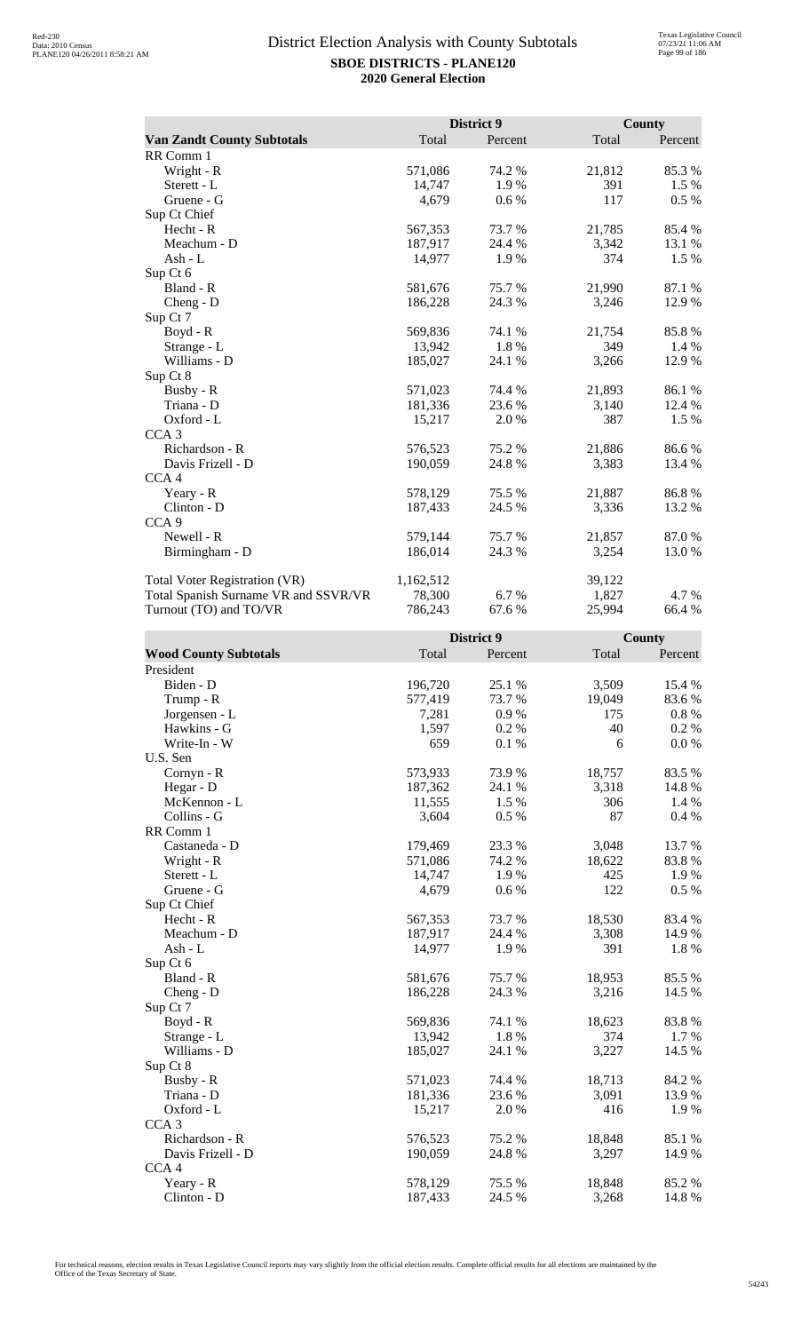# District Election Analysis with County Subtotals

**SBOE DISTRICTS - PLANE120**
**2020 General Election**

| | District 9 | | County | |
|---|---|---|---|---|
| **Van Zandt County Subtotals** | Total | Percent | Total | Percent |
| RR Comm 1 | | | | |
| Wright - R | 571,086 | 74.2 % | 21,812 | 85.3 % |
| Sterett - L | 14,747 | 1.9 % | 391 | 1.5 % |
| Gruene - G | 4,679 | 0.6 % | 117 | 0.5 % |
| Sup Ct Chief | | | | |
| Hecht - R | 567,353 | 73.7 % | 21,785 | 85.4 % |
| Meachum - D | 187,917 | 24.4 % | 3,342 | 13.1 % |
| Ash - L | 14,977 | 1.9 % | 374 | 1.5 % |
| Sup Ct 6 | | | | |
| Bland - R | 581,676 | 75.7 % | 21,990 | 87.1 % |
| Cheng - D | 186,228 | 24.3 % | 3,246 | 12.9 % |
| Sup Ct 7 | | | | |
| Boyd - R | 569,836 | 74.1 % | 21,754 | 85.8 % |
| Strange - L | 13,942 | 1.8 % | 349 | 1.4 % |
| Williams - D | 185,027 | 24.1 % | 3,266 | 12.9 % |
| Sup Ct 8 | | | | |
| Busby - R | 571,023 | 74.4 % | 21,893 | 86.1 % |
| Triana - D | 181,336 | 23.6 % | 3,140 | 12.4 % |
| Oxford - L | 15,217 | 2.0 % | 387 | 1.5 % |
| CCA 3 | | | | |
| Richardson - R | 576,523 | 75.2 % | 21,886 | 86.6 % |
| Davis Frizell - D | 190,059 | 24.8 % | 3,383 | 13.4 % |
| CCA 4 | | | | |
| Yeary - R | 578,129 | 75.5 % | 21,887 | 86.8 % |
| Clinton - D | 187,433 | 24.5 % | 3,336 | 13.2 % |
| CCA 9 | | | | |
| Newell - R | 579,144 | 75.7 % | 21,857 | 87.0 % |
| Birmingham - D | 186,014 | 24.3 % | 3,254 | 13.0 % |
| | | | | |
| Total Voter Registration (VR) | 1,162,512 | | 39,122 | |
| Total Spanish Surname VR and SSVR/VR | 78,300 | 6.7 % | 1,827 | 4.7 % |
| Turnout (TO) and TO/VR | 786,243 | 67.6 % | 25,994 | 66.4 % |

| | District 9 | | County | |
|---|---|---|---|---|
| **Wood County Subtotals** | Total | Percent | Total | Percent |
| President | | | | |
| Biden - D | 196,720 | 25.1 % | 3,509 | 15.4 % |
| Trump - R | 577,419 | 73.7 % | 19,049 | 83.6 % |
| Jorgensen - L | 7,281 | 0.9 % | 175 | 0.8 % |
| Hawkins - G | 1,597 | 0.2 % | 40 | 0.2 % |
| Write-In - W | 659 | 0.1 % | 6 | 0.0 % |
| U.S. Sen | | | | |
| Cornyn - R | 573,933 | 73.9 % | 18,757 | 83.5 % |
| Hegar - D | 187,362 | 24.1 % | 3,318 | 14.8 % |
| McKennon - L | 11,555 | 1.5 % | 306 | 1.4 % |
| Collins - G | 3,604 | 0.5 % | 87 | 0.4 % |
| RR Comm 1 | | | | |
| Castaneda - D | 179,469 | 23.3 % | 3,048 | 13.7 % |
| Wright - R | 571,086 | 74.2 % | 18,622 | 83.8 % |
| Sterett - L | 14,747 | 1.9 % | 425 | 1.9 % |
| Gruene - G | 4,679 | 0.6 % | 122 | 0.5 % |
| Sup Ct Chief | | | | |
| Hecht - R | 567,353 | 73.7 % | 18,530 | 83.4 % |
| Meachum - D | 187,917 | 24.4 % | 3,308 | 14.9 % |
| Ash - L | 14,977 | 1.9 % | 391 | 1.8 % |
| Sup Ct 6 | | | | |
| Bland - R | 581,676 | 75.7 % | 18,953 | 85.5 % |
| Cheng - D | 186,228 | 24.3 % | 3,216 | 14.5 % |
| Sup Ct 7 | | | | |
| Boyd - R | 569,836 | 74.1 % | 18,623 | 83.8 % |
| Strange - L | 13,942 | 1.8 % | 374 | 1.7 % |
| Williams - D | 185,027 | 24.1 % | 3,227 | 14.5 % |
| Sup Ct 8 | | | | |
| Busby - R | 571,023 | 74.4 % | 18,713 | 84.2 % |
| Triana - D | 181,336 | 23.6 % | 3,091 | 13.9 % |
| Oxford - L | 15,217 | 2.0 % | 416 | 1.9 % |
| CCA 3 | | | | |
| Richardson - R | 576,523 | 75.2 % | 18,848 | 85.1 % |
| Davis Frizell - D | 190,059 | 24.8 % | 3,297 | 14.9 % |
| CCA 4 | | | | |
| Yeary - R | 578,129 | 75.5 % | 18,848 | 85.2 % |
| Clinton - D | 187,433 | 24.5 % | 3,268 | 14.8 % |

For technical reasons, election results in Texas Legislative Council reports may vary slightly from the official election results. Complete official results for all elections are maintained by the Office of the Texas Secretary of State.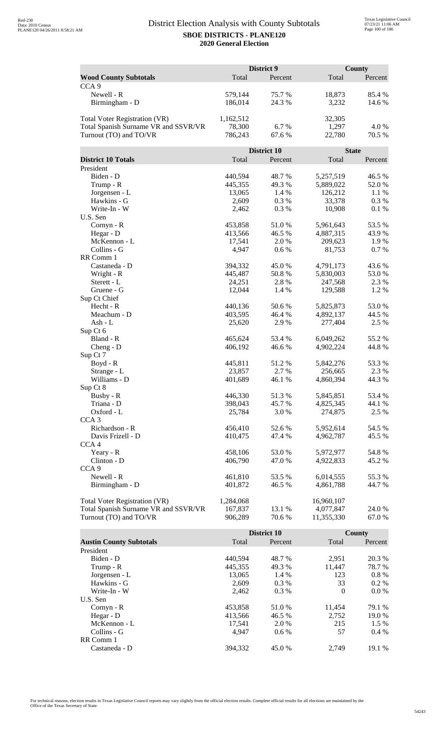# District Election Analysis with County Subtotals

**SBOE DISTRICTS - PLANE120**

**2020 General Election**

| Wood County Subtotals | District 9 Total | District 9 Percent | County Total | County Percent |
|---|---|---|---|---|
| CCA 9 | | | | |
| Newell - R | 579,144 | 75.7 % | 18,873 | 85.4 % |
| Birmingham - D | 186,014 | 24.3 % | 3,232 | 14.6 % |
| | | | | |
| Total Voter Registration (VR) | 1,162,512 | | 32,305 | |
| Total Spanish Surname VR and SSVR/VR | 78,300 | 6.7 % | 1,297 | 4.0 % |
| Turnout (TO) and TO/VR | 786,243 | 67.6 % | 22,780 | 70.5 % |

| District 10 Totals | District 10 Total | District 10 Percent | State Total | State Percent |
|---|---|---|---|---|
| President | | | | |
| Biden - D | 440,594 | 48.7 % | 5,257,519 | 46.5 % |
| Trump - R | 445,355 | 49.3 % | 5,889,022 | 52.0 % |
| Jorgensen - L | 13,065 | 1.4 % | 126,212 | 1.1 % |
| Hawkins - G | 2,609 | 0.3 % | 33,378 | 0.3 % |
| Write-In - W | 2,462 | 0.3 % | 10,908 | 0.1 % |
| U.S. Sen | | | | |
| Cornyn - R | 453,858 | 51.0 % | 5,961,643 | 53.5 % |
| Hegar - D | 413,566 | 46.5 % | 4,887,315 | 43.9 % |
| McKennon - L | 17,541 | 2.0 % | 209,623 | 1.9 % |
| Collins - G | 4,947 | 0.6 % | 81,753 | 0.7 % |
| RR Comm 1 | | | | |
| Castaneda - D | 394,332 | 45.0 % | 4,791,173 | 43.6 % |
| Wright - R | 445,487 | 50.8 % | 5,830,003 | 53.0 % |
| Sterett - L | 24,251 | 2.8 % | 247,568 | 2.3 % |
| Gruene - G | 12,044 | 1.4 % | 129,588 | 1.2 % |
| Sup Ct Chief | | | | |
| Hecht - R | 440,136 | 50.6 % | 5,825,873 | 53.0 % |
| Meachum - D | 403,595 | 46.4 % | 4,892,137 | 44.5 % |
| Ash - L | 25,620 | 2.9 % | 277,404 | 2.5 % |
| Sup Ct 6 | | | | |
| Bland - R | 465,624 | 53.4 % | 6,049,262 | 55.2 % |
| Cheng - D | 406,192 | 46.6 % | 4,902,224 | 44.8 % |
| Sup Ct 7 | | | | |
| Boyd - R | 445,811 | 51.2 % | 5,842,276 | 53.3 % |
| Strange - L | 23,857 | 2.7 % | 256,665 | 2.3 % |
| Williams - D | 401,689 | 46.1 % | 4,860,394 | 44.3 % |
| Sup Ct 8 | | | | |
| Busby - R | 446,330 | 51.3 % | 5,845,851 | 53.4 % |
| Triana - D | 398,043 | 45.7 % | 4,825,345 | 44.1 % |
| Oxford - L | 25,784 | 3.0 % | 274,875 | 2.5 % |
| CCA 3 | | | | |
| Richardson - R | 456,410 | 52.6 % | 5,952,614 | 54.5 % |
| Davis Frizell - D | 410,475 | 47.4 % | 4,962,787 | 45.5 % |
| CCA 4 | | | | |
| Yeary - R | 458,106 | 53.0 % | 5,972,977 | 54.8 % |
| Clinton - D | 406,790 | 47.0 % | 4,922,833 | 45.2 % |
| CCA 9 | | | | |
| Newell - R | 461,810 | 53.5 % | 6,014,555 | 55.3 % |
| Birmingham - D | 401,872 | 46.5 % | 4,861,788 | 44.7 % |
| | | | | |
| Total Voter Registration (VR) | 1,284,068 | | 16,960,107 | |
| Total Spanish Surname VR and SSVR/VR | 167,837 | 13.1 % | 4,077,847 | 24.0 % |
| Turnout (TO) and TO/VR | 906,289 | 70.6 % | 11,355,330 | 67.0 % |

| Austin County Subtotals | District 10 Total | District 10 Percent | County Total | County Percent |
|---|---|---|---|---|
| President | | | | |
| Biden - D | 440,594 | 48.7 % | 2,951 | 20.3 % |
| Trump - R | 445,355 | 49.3 % | 11,447 | 78.7 % |
| Jorgensen - L | 13,065 | 1.4 % | 123 | 0.8 % |
| Hawkins - G | 2,609 | 0.3 % | 33 | 0.2 % |
| Write-In - W | 2,462 | 0.3 % | 0 | 0.0 % |
| U.S. Sen | | | | |
| Cornyn - R | 453,858 | 51.0 % | 11,454 | 79.1 % |
| Hegar - D | 413,566 | 46.5 % | 2,752 | 19.0 % |
| McKennon - L | 17,541 | 2.0 % | 215 | 1.5 % |
| Collins - G | 4,947 | 0.6 % | 57 | 0.4 % |
| RR Comm 1 | | | | |
| Castaneda - D | 394,332 | 45.0 % | 2,749 | 19.1 % |

For technical reasons, election results in Texas Legislative Council reports may vary slightly from the official election results. Complete official results for all elections are maintained by the Office of the Texas Secretary of State.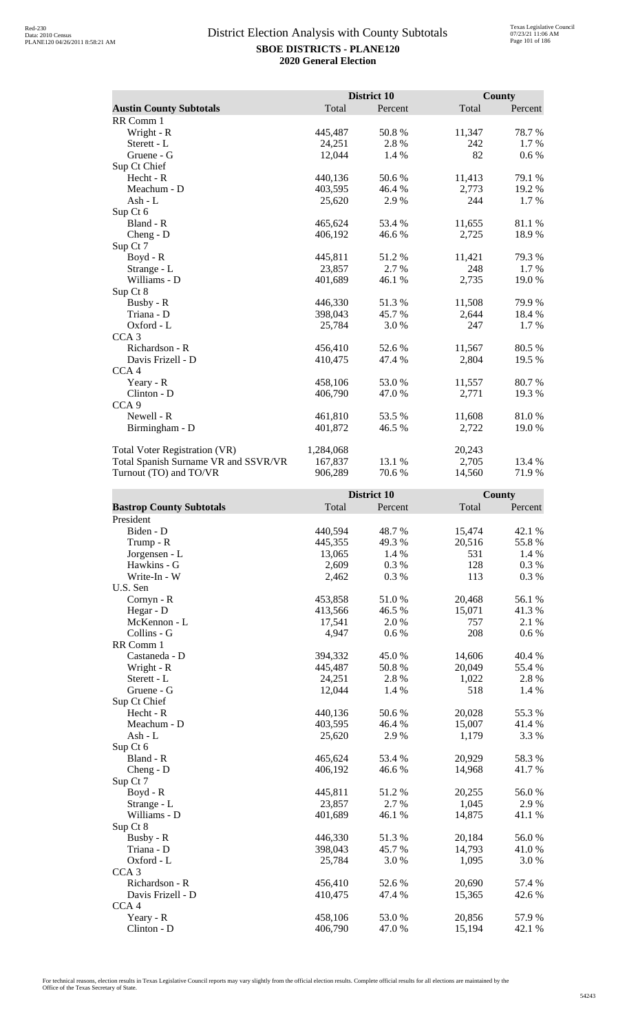# District Election Analysis with County Subtotals

**SBOE DISTRICTS - PLANE120**
**2020 General Election**

| Austin County Subtotals | District 10 Total | District 10 Percent | County Total | County Percent |
|---|---|---|---|---|
| RR Comm 1 | | | | |
| Wright - R | 445,487 | 50.8 % | 11,347 | 78.7 % |
| Sterett - L | 24,251 | 2.8 % | 242 | 1.7 % |
| Gruene - G | 12,044 | 1.4 % | 82 | 0.6 % |
| Sup Ct Chief | | | | |
| Hecht - R | 440,136 | 50.6 % | 11,413 | 79.1 % |
| Meachum - D | 403,595 | 46.4 % | 2,773 | 19.2 % |
| Ash - L | 25,620 | 2.9 % | 244 | 1.7 % |
| Sup Ct 6 | | | | |
| Bland - R | 465,624 | 53.4 % | 11,655 | 81.1 % |
| Cheng - D | 406,192 | 46.6 % | 2,725 | 18.9 % |
| Sup Ct 7 | | | | |
| Boyd - R | 445,811 | 51.2 % | 11,421 | 79.3 % |
| Strange - L | 23,857 | 2.7 % | 248 | 1.7 % |
| Williams - D | 401,689 | 46.1 % | 2,735 | 19.0 % |
| Sup Ct 8 | | | | |
| Busby - R | 446,330 | 51.3 % | 11,508 | 79.9 % |
| Triana - D | 398,043 | 45.7 % | 2,644 | 18.4 % |
| Oxford - L | 25,784 | 3.0 % | 247 | 1.7 % |
| CCA 3 | | | | |
| Richardson - R | 456,410 | 52.6 % | 11,567 | 80.5 % |
| Davis Frizell - D | 410,475 | 47.4 % | 2,804 | 19.5 % |
| CCA 4 | | | | |
| Yeary - R | 458,106 | 53.0 % | 11,557 | 80.7 % |
| Clinton - D | 406,790 | 47.0 % | 2,771 | 19.3 % |
| CCA 9 | | | | |
| Newell - R | 461,810 | 53.5 % | 11,608 | 81.0 % |
| Birmingham - D | 401,872 | 46.5 % | 2,722 | 19.0 % |
| | | | | |
| Total Voter Registration (VR) | 1,284,068 | | 20,243 | |
| Total Spanish Surname VR and SSVR/VR | 167,837 | 13.1 % | 2,705 | 13.4 % |
| Turnout (TO) and TO/VR | 906,289 | 70.6 % | 14,560 | 71.9 % |

| Bastrop County Subtotals | District 10 Total | District 10 Percent | County Total | County Percent |
|---|---|---|---|---|
| President | | | | |
| Biden - D | 440,594 | 48.7 % | 15,474 | 42.1 % |
| Trump - R | 445,355 | 49.3 % | 20,516 | 55.8 % |
| Jorgensen - L | 13,065 | 1.4 % | 531 | 1.4 % |
| Hawkins - G | 2,609 | 0.3 % | 128 | 0.3 % |
| Write-In - W | 2,462 | 0.3 % | 113 | 0.3 % |
| U.S. Sen | | | | |
| Cornyn - R | 453,858 | 51.0 % | 20,468 | 56.1 % |
| Hegar - D | 413,566 | 46.5 % | 15,071 | 41.3 % |
| McKennon - L | 17,541 | 2.0 % | 757 | 2.1 % |
| Collins - G | 4,947 | 0.6 % | 208 | 0.6 % |
| RR Comm 1 | | | | |
| Castaneda - D | 394,332 | 45.0 % | 14,606 | 40.4 % |
| Wright - R | 445,487 | 50.8 % | 20,049 | 55.4 % |
| Sterett - L | 24,251 | 2.8 % | 1,022 | 2.8 % |
| Gruene - G | 12,044 | 1.4 % | 518 | 1.4 % |
| Sup Ct Chief | | | | |
| Hecht - R | 440,136 | 50.6 % | 20,028 | 55.3 % |
| Meachum - D | 403,595 | 46.4 % | 15,007 | 41.4 % |
| Ash - L | 25,620 | 2.9 % | 1,179 | 3.3 % |
| Sup Ct 6 | | | | |
| Bland - R | 465,624 | 53.4 % | 20,929 | 58.3 % |
| Cheng - D | 406,192 | 46.6 % | 14,968 | 41.7 % |
| Sup Ct 7 | | | | |
| Boyd - R | 445,811 | 51.2 % | 20,255 | 56.0 % |
| Strange - L | 23,857 | 2.7 % | 1,045 | 2.9 % |
| Williams - D | 401,689 | 46.1 % | 14,875 | 41.1 % |
| Sup Ct 8 | | | | |
| Busby - R | 446,330 | 51.3 % | 20,184 | 56.0 % |
| Triana - D | 398,043 | 45.7 % | 14,793 | 41.0 % |
| Oxford - L | 25,784 | 3.0 % | 1,095 | 3.0 % |
| CCA 3 | | | | |
| Richardson - R | 456,410 | 52.6 % | 20,690 | 57.4 % |
| Davis Frizell - D | 410,475 | 47.4 % | 15,365 | 42.6 % |
| CCA 4 | | | | |
| Yeary - R | 458,106 | 53.0 % | 20,856 | 57.9 % |
| Clinton - D | 406,790 | 47.0 % | 15,194 | 42.1 % |

For technical reasons, election results in Texas Legislative Council reports may vary slightly from the official election results. Complete official results for all elections are maintained by the Office of the Texas Secretary of State.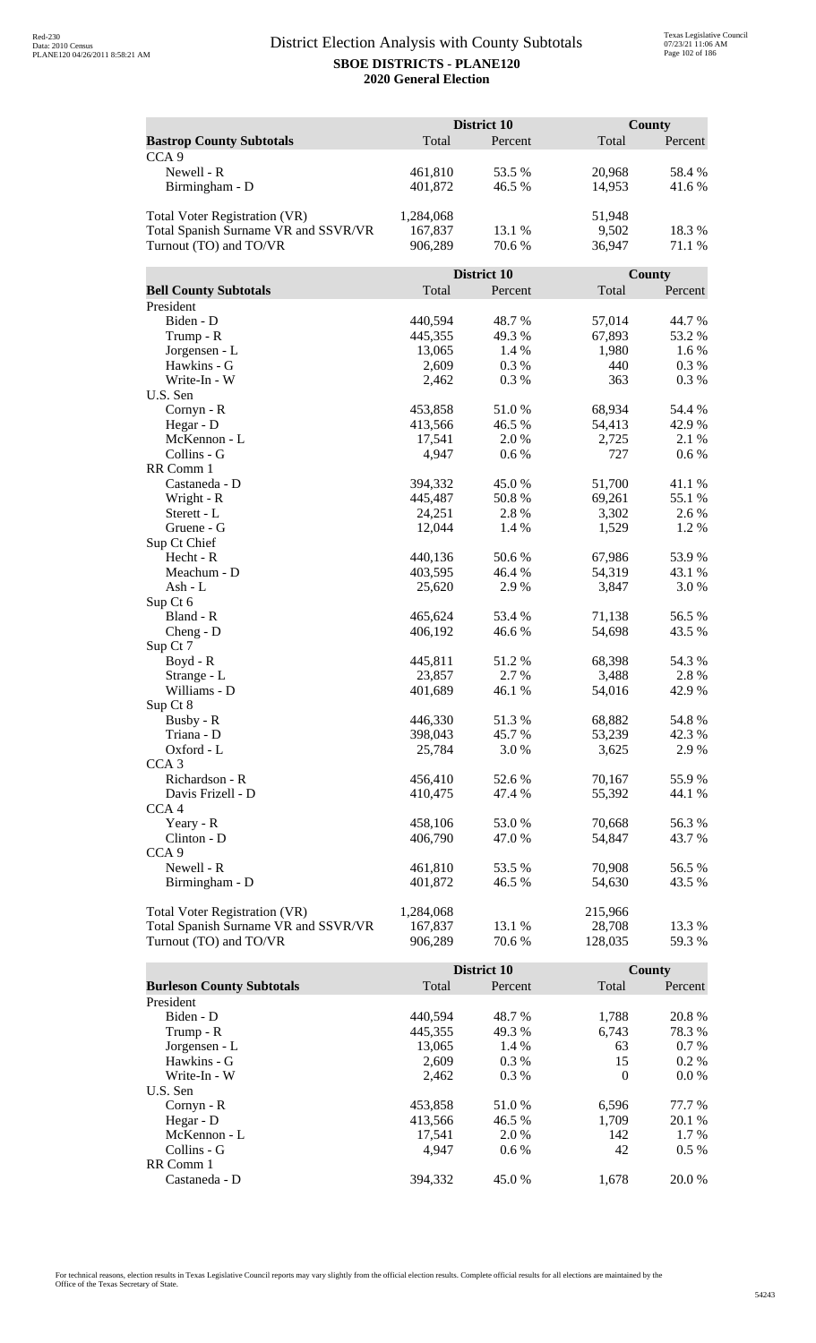# District Election Analysis with County Subtotals

**SBOE DISTRICTS - PLANE120**

**2020 General Election**

| | District 10 | | County | |
|---|---|---|---|---|
| **Bastrop County Subtotals** | Total | Percent | Total | Percent |
| CCA 9 | | | | |
| Newell - R | 461,810 | 53.5 % | 20,968 | 58.4 % |
| Birmingham - D | 401,872 | 46.5 % | 14,953 | 41.6 % |
| | | | | |
| Total Voter Registration (VR) | 1,284,068 | | 51,948 | |
| Total Spanish Surname VR and SSVR/VR | 167,837 | 13.1 % | 9,502 | 18.3 % |
| Turnout (TO) and TO/VR | 906,289 | 70.6 % | 36,947 | 71.1 % |

| | District 10 | | County | |
|---|---|---|---|---|
| **Bell County Subtotals** | Total | Percent | Total | Percent |
| President | | | | |
| Biden - D | 440,594 | 48.7 % | 57,014 | 44.7 % |
| Trump - R | 445,355 | 49.3 % | 67,893 | 53.2 % |
| Jorgensen - L | 13,065 | 1.4 % | 1,980 | 1.6 % |
| Hawkins - G | 2,609 | 0.3 % | 440 | 0.3 % |
| Write-In - W | 2,462 | 0.3 % | 363 | 0.3 % |
| U.S. Sen | | | | |
| Cornyn - R | 453,858 | 51.0 % | 68,934 | 54.4 % |
| Hegar - D | 413,566 | 46.5 % | 54,413 | 42.9 % |
| McKennon - L | 17,541 | 2.0 % | 2,725 | 2.1 % |
| Collins - G | 4,947 | 0.6 % | 727 | 0.6 % |
| RR Comm 1 | | | | |
| Castaneda - D | 394,332 | 45.0 % | 51,700 | 41.1 % |
| Wright - R | 445,487 | 50.8 % | 69,261 | 55.1 % |
| Sterett - L | 24,251 | 2.8 % | 3,302 | 2.6 % |
| Gruene - G | 12,044 | 1.4 % | 1,529 | 1.2 % |
| Sup Ct Chief | | | | |
| Hecht - R | 440,136 | 50.6 % | 67,986 | 53.9 % |
| Meachum - D | 403,595 | 46.4 % | 54,319 | 43.1 % |
| Ash - L | 25,620 | 2.9 % | 3,847 | 3.0 % |
| Sup Ct 6 | | | | |
| Bland - R | 465,624 | 53.4 % | 71,138 | 56.5 % |
| Cheng - D | 406,192 | 46.6 % | 54,698 | 43.5 % |
| Sup Ct 7 | | | | |
| Boyd - R | 445,811 | 51.2 % | 68,398 | 54.3 % |
| Strange - L | 23,857 | 2.7 % | 3,488 | 2.8 % |
| Williams - D | 401,689 | 46.1 % | 54,016 | 42.9 % |
| Sup Ct 8 | | | | |
| Busby - R | 446,330 | 51.3 % | 68,882 | 54.8 % |
| Triana - D | 398,043 | 45.7 % | 53,239 | 42.3 % |
| Oxford - L | 25,784 | 3.0 % | 3,625 | 2.9 % |
| CCA 3 | | | | |
| Richardson - R | 456,410 | 52.6 % | 70,167 | 55.9 % |
| Davis Frizell - D | 410,475 | 47.4 % | 55,392 | 44.1 % |
| CCA 4 | | | | |
| Yeary - R | 458,106 | 53.0 % | 70,668 | 56.3 % |
| Clinton - D | 406,790 | 47.0 % | 54,847 | 43.7 % |
| CCA 9 | | | | |
| Newell - R | 461,810 | 53.5 % | 70,908 | 56.5 % |
| Birmingham - D | 401,872 | 46.5 % | 54,630 | 43.5 % |
| | | | | |
| Total Voter Registration (VR) | 1,284,068 | | 215,966 | |
| Total Spanish Surname VR and SSVR/VR | 167,837 | 13.1 % | 28,708 | 13.3 % |
| Turnout (TO) and TO/VR | 906,289 | 70.6 % | 128,035 | 59.3 % |

| | District 10 | | County | |
|---|---|---|---|---|
| **Burleson County Subtotals** | Total | Percent | Total | Percent |
| President | | | | |
| Biden - D | 440,594 | 48.7 % | 1,788 | 20.8 % |
| Trump - R | 445,355 | 49.3 % | 6,743 | 78.3 % |
| Jorgensen - L | 13,065 | 1.4 % | 63 | 0.7 % |
| Hawkins - G | 2,609 | 0.3 % | 15 | 0.2 % |
| Write-In - W | 2,462 | 0.3 % | 0 | 0.0 % |
| U.S. Sen | | | | |
| Cornyn - R | 453,858 | 51.0 % | 6,596 | 77.7 % |
| Hegar - D | 413,566 | 46.5 % | 1,709 | 20.1 % |
| McKennon - L | 17,541 | 2.0 % | 142 | 1.7 % |
| Collins - G | 4,947 | 0.6 % | 42 | 0.5 % |
| RR Comm 1 | | | | |
| Castaneda - D | 394,332 | 45.0 % | 1,678 | 20.0 % |

For technical reasons, election results in Texas Legislative Council reports may vary slightly from the official election results. Complete official results for all elections are maintained by the Office of the Texas Secretary of State.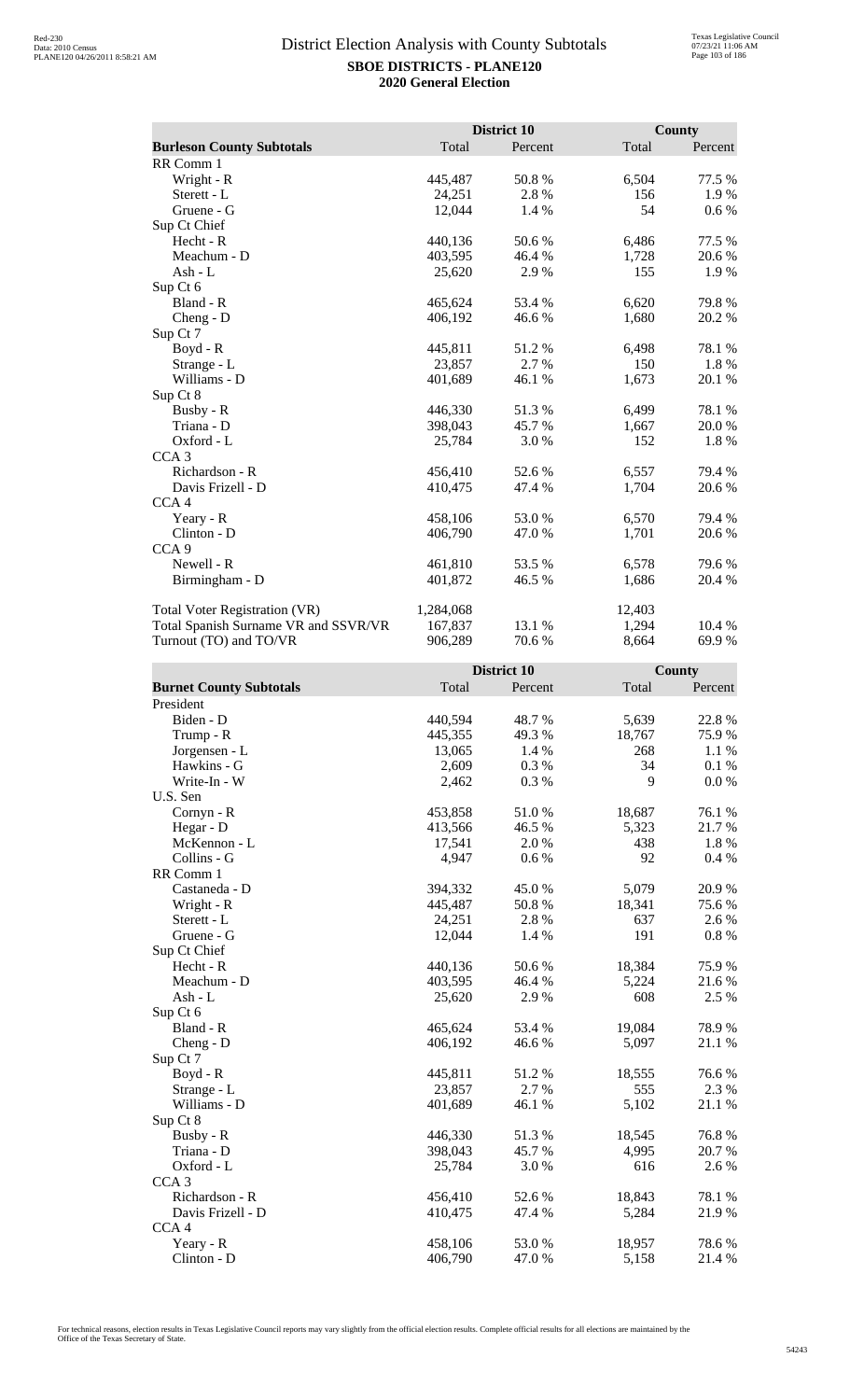# District Election Analysis with County Subtotals

**SBOE DISTRICTS - PLANE120**
**2020 General Election**

| Burleson County Subtotals | District 10 Total | District 10 Percent | County Total | County Percent |
|---|---|---|---|---|
| RR Comm 1 | | | | |
| Wright - R | 445,487 | 50.8 % | 6,504 | 77.5 % |
| Sterett - L | 24,251 | 2.8 % | 156 | 1.9 % |
| Gruene - G | 12,044 | 1.4 % | 54 | 0.6 % |
| Sup Ct Chief | | | | |
| Hecht - R | 440,136 | 50.6 % | 6,486 | 77.5 % |
| Meachum - D | 403,595 | 46.4 % | 1,728 | 20.6 % |
| Ash - L | 25,620 | 2.9 % | 155 | 1.9 % |
| Sup Ct 6 | | | | |
| Bland - R | 465,624 | 53.4 % | 6,620 | 79.8 % |
| Cheng - D | 406,192 | 46.6 % | 1,680 | 20.2 % |
| Sup Ct 7 | | | | |
| Boyd - R | 445,811 | 51.2 % | 6,498 | 78.1 % |
| Strange - L | 23,857 | 2.7 % | 150 | 1.8 % |
| Williams - D | 401,689 | 46.1 % | 1,673 | 20.1 % |
| Sup Ct 8 | | | | |
| Busby - R | 446,330 | 51.3 % | 6,499 | 78.1 % |
| Triana - D | 398,043 | 45.7 % | 1,667 | 20.0 % |
| Oxford - L | 25,784 | 3.0 % | 152 | 1.8 % |
| CCA 3 | | | | |
| Richardson - R | 456,410 | 52.6 % | 6,557 | 79.4 % |
| Davis Frizell - D | 410,475 | 47.4 % | 1,704 | 20.6 % |
| CCA 4 | | | | |
| Yeary - R | 458,106 | 53.0 % | 6,570 | 79.4 % |
| Clinton - D | 406,790 | 47.0 % | 1,701 | 20.6 % |
| CCA 9 | | | | |
| Newell - R | 461,810 | 53.5 % | 6,578 | 79.6 % |
| Birmingham - D | 401,872 | 46.5 % | 1,686 | 20.4 % |
| | | | | |
| Total Voter Registration (VR) | 1,284,068 | | 12,403 | |
| Total Spanish Surname VR and SSVR/VR | 167,837 | 13.1 % | 1,294 | 10.4 % |
| Turnout (TO) and TO/VR | 906,289 | 70.6 % | 8,664 | 69.9 % |

| Burnet County Subtotals | District 10 Total | District 10 Percent | County Total | County Percent |
|---|---|---|---|---|
| President | | | | |
| Biden - D | 440,594 | 48.7 % | 5,639 | 22.8 % |
| Trump - R | 445,355 | 49.3 % | 18,767 | 75.9 % |
| Jorgensen - L | 13,065 | 1.4 % | 268 | 1.1 % |
| Hawkins - G | 2,609 | 0.3 % | 34 | 0.1 % |
| Write-In - W | 2,462 | 0.3 % | 9 | 0.0 % |
| U.S. Sen | | | | |
| Cornyn - R | 453,858 | 51.0 % | 18,687 | 76.1 % |
| Hegar - D | 413,566 | 46.5 % | 5,323 | 21.7 % |
| McKennon - L | 17,541 | 2.0 % | 438 | 1.8 % |
| Collins - G | 4,947 | 0.6 % | 92 | 0.4 % |
| RR Comm 1 | | | | |
| Castaneda - D | 394,332 | 45.0 % | 5,079 | 20.9 % |
| Wright - R | 445,487 | 50.8 % | 18,341 | 75.6 % |
| Sterett - L | 24,251 | 2.8 % | 637 | 2.6 % |
| Gruene - G | 12,044 | 1.4 % | 191 | 0.8 % |
| Sup Ct Chief | | | | |
| Hecht - R | 440,136 | 50.6 % | 18,384 | 75.9 % |
| Meachum - D | 403,595 | 46.4 % | 5,224 | 21.6 % |
| Ash - L | 25,620 | 2.9 % | 608 | 2.5 % |
| Sup Ct 6 | | | | |
| Bland - R | 465,624 | 53.4 % | 19,084 | 78.9 % |
| Cheng - D | 406,192 | 46.6 % | 5,097 | 21.1 % |
| Sup Ct 7 | | | | |
| Boyd - R | 445,811 | 51.2 % | 18,555 | 76.6 % |
| Strange - L | 23,857 | 2.7 % | 555 | 2.3 % |
| Williams - D | 401,689 | 46.1 % | 5,102 | 21.1 % |
| Sup Ct 8 | | | | |
| Busby - R | 446,330 | 51.3 % | 18,545 | 76.8 % |
| Triana - D | 398,043 | 45.7 % | 4,995 | 20.7 % |
| Oxford - L | 25,784 | 3.0 % | 616 | 2.6 % |
| CCA 3 | | | | |
| Richardson - R | 456,410 | 52.6 % | 18,843 | 78.1 % |
| Davis Frizell - D | 410,475 | 47.4 % | 5,284 | 21.9 % |
| CCA 4 | | | | |
| Yeary - R | 458,106 | 53.0 % | 18,957 | 78.6 % |
| Clinton - D | 406,790 | 47.0 % | 5,158 | 21.4 % |

For technical reasons, election results in Texas Legislative Council reports may vary slightly from the official election results. Complete official results for all elections are maintained by the Office of the Texas Secretary of State.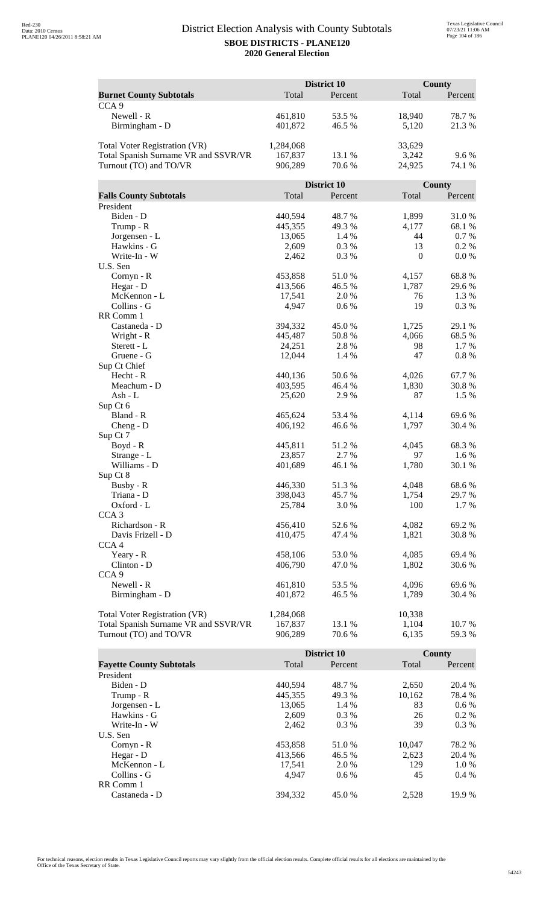# District Election Analysis with County Subtotals

**SBOE DISTRICTS - PLANE120**

**2020 General Election**

| Burnet County Subtotals | District 10 Total | District 10 Percent | County Total | County Percent |
|---|---|---|---|---|
| CCA 9 | | | | |
| Newell - R | 461,810 | 53.5 % | 18,940 | 78.7 % |
| Birmingham - D | 401,872 | 46.5 % | 5,120 | 21.3 % |
| Total Voter Registration (VR) | 1,284,068 | | 33,629 | |
| Total Spanish Surname VR and SSVR/VR | 167,837 | 13.1 % | 3,242 | 9.6 % |
| Turnout (TO) and TO/VR | 906,289 | 70.6 % | 24,925 | 74.1 % |

| Falls County Subtotals | District 10 Total | District 10 Percent | County Total | County Percent |
|---|---|---|---|---|
| President | | | | |
| Biden - D | 440,594 | 48.7 % | 1,899 | 31.0 % |
| Trump - R | 445,355 | 49.3 % | 4,177 | 68.1 % |
| Jorgensen - L | 13,065 | 1.4 % | 44 | 0.7 % |
| Hawkins - G | 2,609 | 0.3 % | 13 | 0.2 % |
| Write-In - W | 2,462 | 0.3 % | 0 | 0.0 % |
| U.S. Sen | | | | |
| Cornyn - R | 453,858 | 51.0 % | 4,157 | 68.8 % |
| Hegar - D | 413,566 | 46.5 % | 1,787 | 29.6 % |
| McKennon - L | 17,541 | 2.0 % | 76 | 1.3 % |
| Collins - G | 4,947 | 0.6 % | 19 | 0.3 % |
| RR Comm 1 | | | | |
| Castaneda - D | 394,332 | 45.0 % | 1,725 | 29.1 % |
| Wright - R | 445,487 | 50.8 % | 4,066 | 68.5 % |
| Sterett - L | 24,251 | 2.8 % | 98 | 1.7 % |
| Gruene - G | 12,044 | 1.4 % | 47 | 0.8 % |
| Sup Ct Chief | | | | |
| Hecht - R | 440,136 | 50.6 % | 4,026 | 67.7 % |
| Meachum - D | 403,595 | 46.4 % | 1,830 | 30.8 % |
| Ash - L | 25,620 | 2.9 % | 87 | 1.5 % |
| Sup Ct 6 | | | | |
| Bland - R | 465,624 | 53.4 % | 4,114 | 69.6 % |
| Cheng - D | 406,192 | 46.6 % | 1,797 | 30.4 % |
| Sup Ct 7 | | | | |
| Boyd - R | 445,811 | 51.2 % | 4,045 | 68.3 % |
| Strange - L | 23,857 | 2.7 % | 97 | 1.6 % |
| Williams - D | 401,689 | 46.1 % | 1,780 | 30.1 % |
| Sup Ct 8 | | | | |
| Busby - R | 446,330 | 51.3 % | 4,048 | 68.6 % |
| Triana - D | 398,043 | 45.7 % | 1,754 | 29.7 % |
| Oxford - L | 25,784 | 3.0 % | 100 | 1.7 % |
| CCA 3 | | | | |
| Richardson - R | 456,410 | 52.6 % | 4,082 | 69.2 % |
| Davis Frizell - D | 410,475 | 47.4 % | 1,821 | 30.8 % |
| CCA 4 | | | | |
| Yeary - R | 458,106 | 53.0 % | 4,085 | 69.4 % |
| Clinton - D | 406,790 | 47.0 % | 1,802 | 30.6 % |
| CCA 9 | | | | |
| Newell - R | 461,810 | 53.5 % | 4,096 | 69.6 % |
| Birmingham - D | 401,872 | 46.5 % | 1,789 | 30.4 % |
| Total Voter Registration (VR) | 1,284,068 | | 10,338 | |
| Total Spanish Surname VR and SSVR/VR | 167,837 | 13.1 % | 1,104 | 10.7 % |
| Turnout (TO) and TO/VR | 906,289 | 70.6 % | 6,135 | 59.3 % |

| Fayette County Subtotals | District 10 Total | District 10 Percent | County Total | County Percent |
|---|---|---|---|---|
| President | | | | |
| Biden - D | 440,594 | 48.7 % | 2,650 | 20.4 % |
| Trump - R | 445,355 | 49.3 % | 10,162 | 78.4 % |
| Jorgensen - L | 13,065 | 1.4 % | 83 | 0.6 % |
| Hawkins - G | 2,609 | 0.3 % | 26 | 0.2 % |
| Write-In - W | 2,462 | 0.3 % | 39 | 0.3 % |
| U.S. Sen | | | | |
| Cornyn - R | 453,858 | 51.0 % | 10,047 | 78.2 % |
| Hegar - D | 413,566 | 46.5 % | 2,623 | 20.4 % |
| McKennon - L | 17,541 | 2.0 % | 129 | 1.0 % |
| Collins - G | 4,947 | 0.6 % | 45 | 0.4 % |
| RR Comm 1 | | | | |
| Castaneda - D | 394,332 | 45.0 % | 2,528 | 19.9 % |

For technical reasons, election results in Texas Legislative Council reports may vary slightly from the official election results. Complete official results for all elections are maintained by the Office of the Texas Secretary of State.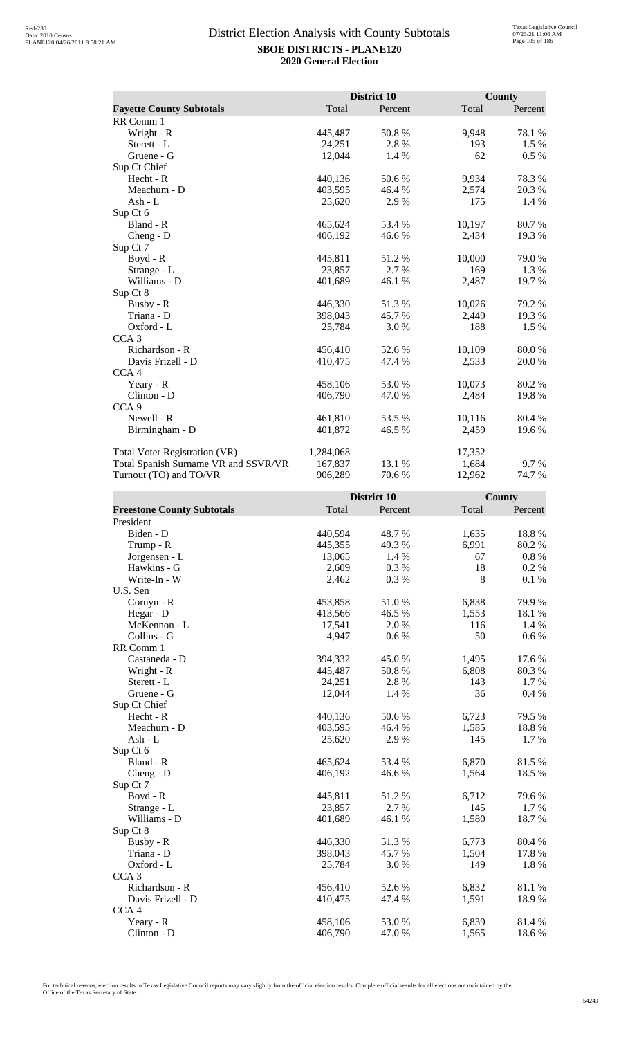# District Election Analysis with County Subtotals

**SBOE DISTRICTS - PLANE120**

**2020 General Election**

| | District 10 | | County | |
|---|---|---|---|---|
| **Fayette County Subtotals** | Total | Percent | Total | Percent |
| RR Comm 1 | | | | |
| Wright - R | 445,487 | 50.8 % | 9,948 | 78.1 % |
| Sterett - L | 24,251 | 2.8 % | 193 | 1.5 % |
| Gruene - G | 12,044 | 1.4 % | 62 | 0.5 % |
| Sup Ct Chief | | | | |
| Hecht - R | 440,136 | 50.6 % | 9,934 | 78.3 % |
| Meachum - D | 403,595 | 46.4 % | 2,574 | 20.3 % |
| Ash - L | 25,620 | 2.9 % | 175 | 1.4 % |
| Sup Ct 6 | | | | |
| Bland - R | 465,624 | 53.4 % | 10,197 | 80.7 % |
| Cheng - D | 406,192 | 46.6 % | 2,434 | 19.3 % |
| Sup Ct 7 | | | | |
| Boyd - R | 445,811 | 51.2 % | 10,000 | 79.0 % |
| Strange - L | 23,857 | 2.7 % | 169 | 1.3 % |
| Williams - D | 401,689 | 46.1 % | 2,487 | 19.7 % |
| Sup Ct 8 | | | | |
| Busby - R | 446,330 | 51.3 % | 10,026 | 79.2 % |
| Triana - D | 398,043 | 45.7 % | 2,449 | 19.3 % |
| Oxford - L | 25,784 | 3.0 % | 188 | 1.5 % |
| CCA 3 | | | | |
| Richardson - R | 456,410 | 52.6 % | 10,109 | 80.0 % |
| Davis Frizell - D | 410,475 | 47.4 % | 2,533 | 20.0 % |
| CCA 4 | | | | |
| Yeary - R | 458,106 | 53.0 % | 10,073 | 80.2 % |
| Clinton - D | 406,790 | 47.0 % | 2,484 | 19.8 % |
| CCA 9 | | | | |
| Newell - R | 461,810 | 53.5 % | 10,116 | 80.4 % |
| Birmingham - D | 401,872 | 46.5 % | 2,459 | 19.6 % |
| | | | | |
| Total Voter Registration (VR) | 1,284,068 | | 17,352 | |
| Total Spanish Surname VR and SSVR/VR | 167,837 | 13.1 % | 1,684 | 9.7 % |
| Turnout (TO) and TO/VR | 906,289 | 70.6 % | 12,962 | 74.7 % |

| | District 10 | | County | |
|---|---|---|---|---|
| **Freestone County Subtotals** | Total | Percent | Total | Percent |
| President | | | | |
| Biden - D | 440,594 | 48.7 % | 1,635 | 18.8 % |
| Trump - R | 445,355 | 49.3 % | 6,991 | 80.2 % |
| Jorgensen - L | 13,065 | 1.4 % | 67 | 0.8 % |
| Hawkins - G | 2,609 | 0.3 % | 18 | 0.2 % |
| Write-In - W | 2,462 | 0.3 % | 8 | 0.1 % |
| U.S. Sen | | | | |
| Cornyn - R | 453,858 | 51.0 % | 6,838 | 79.9 % |
| Hegar - D | 413,566 | 46.5 % | 1,553 | 18.1 % |
| McKennon - L | 17,541 | 2.0 % | 116 | 1.4 % |
| Collins - G | 4,947 | 0.6 % | 50 | 0.6 % |
| RR Comm 1 | | | | |
| Castaneda - D | 394,332 | 45.0 % | 1,495 | 17.6 % |
| Wright - R | 445,487 | 50.8 % | 6,808 | 80.3 % |
| Sterett - L | 24,251 | 2.8 % | 143 | 1.7 % |
| Gruene - G | 12,044 | 1.4 % | 36 | 0.4 % |
| Sup Ct Chief | | | | |
| Hecht - R | 440,136 | 50.6 % | 6,723 | 79.5 % |
| Meachum - D | 403,595 | 46.4 % | 1,585 | 18.8 % |
| Ash - L | 25,620 | 2.9 % | 145 | 1.7 % |
| Sup Ct 6 | | | | |
| Bland - R | 465,624 | 53.4 % | 6,870 | 81.5 % |
| Cheng - D | 406,192 | 46.6 % | 1,564 | 18.5 % |
| Sup Ct 7 | | | | |
| Boyd - R | 445,811 | 51.2 % | 6,712 | 79.6 % |
| Strange - L | 23,857 | 2.7 % | 145 | 1.7 % |
| Williams - D | 401,689 | 46.1 % | 1,580 | 18.7 % |
| Sup Ct 8 | | | | |
| Busby - R | 446,330 | 51.3 % | 6,773 | 80.4 % |
| Triana - D | 398,043 | 45.7 % | 1,504 | 17.8 % |
| Oxford - L | 25,784 | 3.0 % | 149 | 1.8 % |
| CCA 3 | | | | |
| Richardson - R | 456,410 | 52.6 % | 6,832 | 81.1 % |
| Davis Frizell - D | 410,475 | 47.4 % | 1,591 | 18.9 % |
| CCA 4 | | | | |
| Yeary - R | 458,106 | 53.0 % | 6,839 | 81.4 % |
| Clinton - D | 406,790 | 47.0 % | 1,565 | 18.6 % |

For technical reasons, election results in Texas Legislative Council reports may vary slightly from the official election results. Complete official results for all elections are maintained by the Office of the Texas Secretary of State.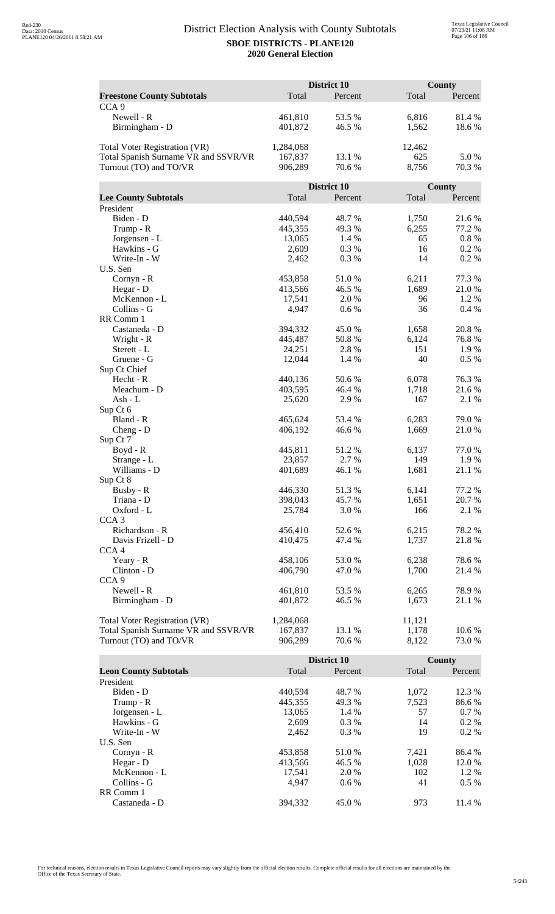# District Election Analysis with County Subtotals

**SBOE DISTRICTS - PLANE120**

**2020 General Election**

| **Freestone County Subtotals** | District 10 Total | District 10 Percent | County Total | County Percent |
|---|---|---|---|---|
| CCA 9 | | | | |
| Newell - R | 461,810 | 53.5 % | 6,816 | 81.4 % |
| Birmingham - D | 401,872 | 46.5 % | 1,562 | 18.6 % |
| | | | | |
| Total Voter Registration (VR) | 1,284,068 | | 12,462 | |
| Total Spanish Surname VR and SSVR/VR | 167,837 | 13.1 % | 625 | 5.0 % |
| Turnout (TO) and TO/VR | 906,289 | 70.6 % | 8,756 | 70.3 % |

| **Lee County Subtotals** | District 10 Total | District 10 Percent | County Total | County Percent |
|---|---|---|---|---|
| President | | | | |
| Biden - D | 440,594 | 48.7 % | 1,750 | 21.6 % |
| Trump - R | 445,355 | 49.3 % | 6,255 | 77.2 % |
| Jorgensen - L | 13,065 | 1.4 % | 65 | 0.8 % |
| Hawkins - G | 2,609 | 0.3 % | 16 | 0.2 % |
| Write-In - W | 2,462 | 0.3 % | 14 | 0.2 % |
| U.S. Sen | | | | |
| Cornyn - R | 453,858 | 51.0 % | 6,211 | 77.3 % |
| Hegar - D | 413,566 | 46.5 % | 1,689 | 21.0 % |
| McKennon - L | 17,541 | 2.0 % | 96 | 1.2 % |
| Collins - G | 4,947 | 0.6 % | 36 | 0.4 % |
| RR Comm 1 | | | | |
| Castaneda - D | 394,332 | 45.0 % | 1,658 | 20.8 % |
| Wright - R | 445,487 | 50.8 % | 6,124 | 76.8 % |
| Sterett - L | 24,251 | 2.8 % | 151 | 1.9 % |
| Gruene - G | 12,044 | 1.4 % | 40 | 0.5 % |
| Sup Ct Chief | | | | |
| Hecht - R | 440,136 | 50.6 % | 6,078 | 76.3 % |
| Meachum - D | 403,595 | 46.4 % | 1,718 | 21.6 % |
| Ash - L | 25,620 | 2.9 % | 167 | 2.1 % |
| Sup Ct 6 | | | | |
| Bland - R | 465,624 | 53.4 % | 6,283 | 79.0 % |
| Cheng - D | 406,192 | 46.6 % | 1,669 | 21.0 % |
| Sup Ct 7 | | | | |
| Boyd - R | 445,811 | 51.2 % | 6,137 | 77.0 % |
| Strange - L | 23,857 | 2.7 % | 149 | 1.9 % |
| Williams - D | 401,689 | 46.1 % | 1,681 | 21.1 % |
| Sup Ct 8 | | | | |
| Busby - R | 446,330 | 51.3 % | 6,141 | 77.2 % |
| Triana - D | 398,043 | 45.7 % | 1,651 | 20.7 % |
| Oxford - L | 25,784 | 3.0 % | 166 | 2.1 % |
| CCA 3 | | | | |
| Richardson - R | 456,410 | 52.6 % | 6,215 | 78.2 % |
| Davis Frizell - D | 410,475 | 47.4 % | 1,737 | 21.8 % |
| CCA 4 | | | | |
| Yeary - R | 458,106 | 53.0 % | 6,238 | 78.6 % |
| Clinton - D | 406,790 | 47.0 % | 1,700 | 21.4 % |
| CCA 9 | | | | |
| Newell - R | 461,810 | 53.5 % | 6,265 | 78.9 % |
| Birmingham - D | 401,872 | 46.5 % | 1,673 | 21.1 % |
| | | | | |
| Total Voter Registration (VR) | 1,284,068 | | 11,121 | |
| Total Spanish Surname VR and SSVR/VR | 167,837 | 13.1 % | 1,178 | 10.6 % |
| Turnout (TO) and TO/VR | 906,289 | 70.6 % | 8,122 | 73.0 % |

| **Leon County Subtotals** | District 10 Total | District 10 Percent | County Total | County Percent |
|---|---|---|---|---|
| President | | | | |
| Biden - D | 440,594 | 48.7 % | 1,072 | 12.3 % |
| Trump - R | 445,355 | 49.3 % | 7,523 | 86.6 % |
| Jorgensen - L | 13,065 | 1.4 % | 57 | 0.7 % |
| Hawkins - G | 2,609 | 0.3 % | 14 | 0.2 % |
| Write-In - W | 2,462 | 0.3 % | 19 | 0.2 % |
| U.S. Sen | | | | |
| Cornyn - R | 453,858 | 51.0 % | 7,421 | 86.4 % |
| Hegar - D | 413,566 | 46.5 % | 1,028 | 12.0 % |
| McKennon - L | 17,541 | 2.0 % | 102 | 1.2 % |
| Collins - G | 4,947 | 0.6 % | 41 | 0.5 % |
| RR Comm 1 | | | | |
| Castaneda - D | 394,332 | 45.0 % | 973 | 11.4 % |

For technical reasons, election results in Texas Legislative Council reports may vary slightly from the official election results. Complete official results for all elections are maintained by the Office of the Texas Secretary of State.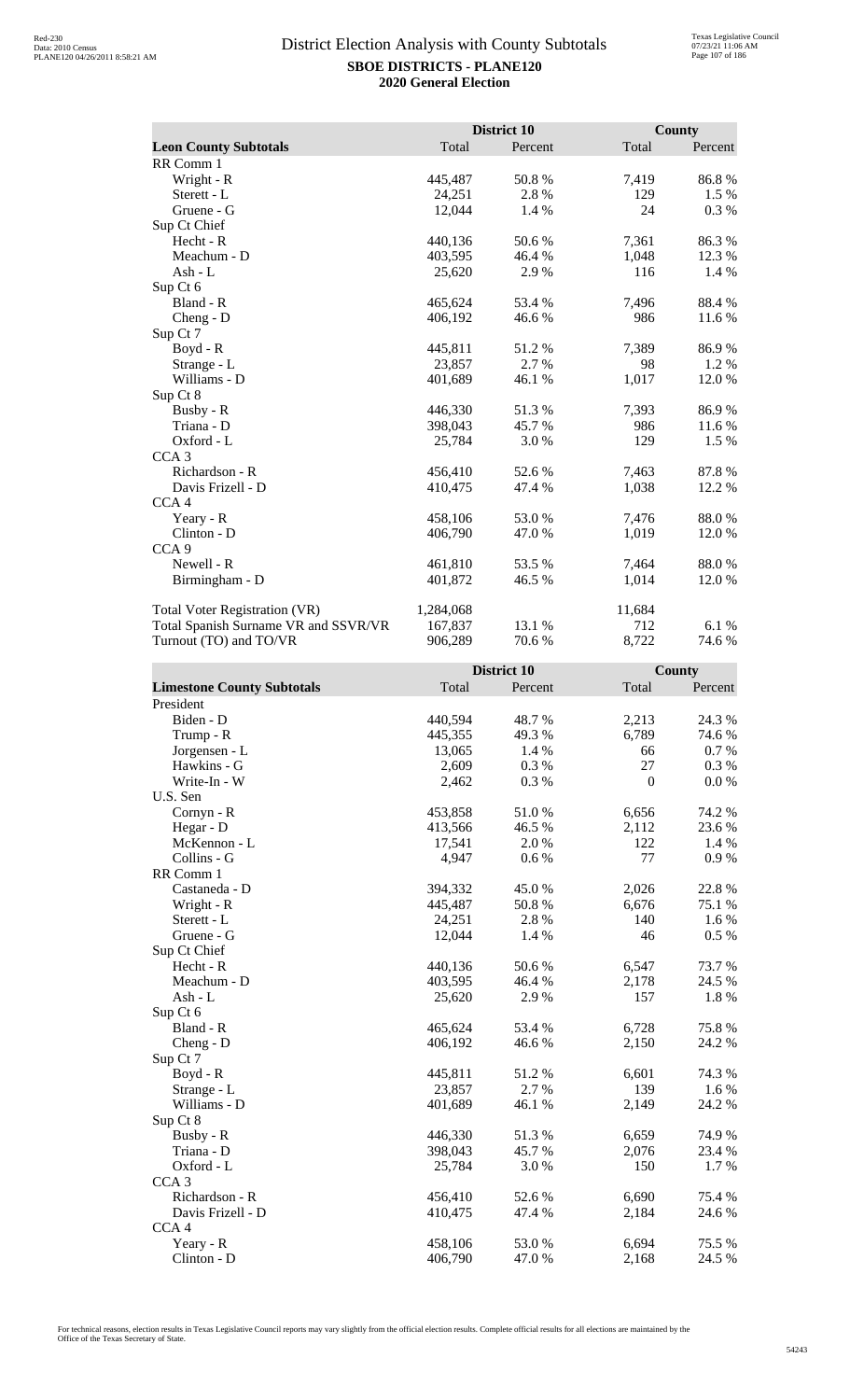# District Election Analysis with County Subtotals

**SBOE DISTRICTS - PLANE120**
**2020 General Election**

| Leon County Subtotals | District 10 Total | District 10 Percent | County Total | County Percent |
|---|---|---|---|---|
| RR Comm 1 | | | | |
| Wright - R | 445,487 | 50.8 % | 7,419 | 86.8 % |
| Sterett - L | 24,251 | 2.8 % | 129 | 1.5 % |
| Gruene - G | 12,044 | 1.4 % | 24 | 0.3 % |
| Sup Ct Chief | | | | |
| Hecht - R | 440,136 | 50.6 % | 7,361 | 86.3 % |
| Meachum - D | 403,595 | 46.4 % | 1,048 | 12.3 % |
| Ash - L | 25,620 | 2.9 % | 116 | 1.4 % |
| Sup Ct 6 | | | | |
| Bland - R | 465,624 | 53.4 % | 7,496 | 88.4 % |
| Cheng - D | 406,192 | 46.6 % | 986 | 11.6 % |
| Sup Ct 7 | | | | |
| Boyd - R | 445,811 | 51.2 % | 7,389 | 86.9 % |
| Strange - L | 23,857 | 2.7 % | 98 | 1.2 % |
| Williams - D | 401,689 | 46.1 % | 1,017 | 12.0 % |
| Sup Ct 8 | | | | |
| Busby - R | 446,330 | 51.3 % | 7,393 | 86.9 % |
| Triana - D | 398,043 | 45.7 % | 986 | 11.6 % |
| Oxford - L | 25,784 | 3.0 % | 129 | 1.5 % |
| CCA 3 | | | | |
| Richardson - R | 456,410 | 52.6 % | 7,463 | 87.8 % |
| Davis Frizell - D | 410,475 | 47.4 % | 1,038 | 12.2 % |
| CCA 4 | | | | |
| Yeary - R | 458,106 | 53.0 % | 7,476 | 88.0 % |
| Clinton - D | 406,790 | 47.0 % | 1,019 | 12.0 % |
| CCA 9 | | | | |
| Newell - R | 461,810 | 53.5 % | 7,464 | 88.0 % |
| Birmingham - D | 401,872 | 46.5 % | 1,014 | 12.0 % |
| | | | | |
| Total Voter Registration (VR) | 1,284,068 | | 11,684 | |
| Total Spanish Surname VR and SSVR/VR | 167,837 | 13.1 % | 712 | 6.1 % |
| Turnout (TO) and TO/VR | 906,289 | 70.6 % | 8,722 | 74.6 % |

| Limestone County Subtotals | District 10 Total | District 10 Percent | County Total | County Percent |
|---|---|---|---|---|
| President | | | | |
| Biden - D | 440,594 | 48.7 % | 2,213 | 24.3 % |
| Trump - R | 445,355 | 49.3 % | 6,789 | 74.6 % |
| Jorgensen - L | 13,065 | 1.4 % | 66 | 0.7 % |
| Hawkins - G | 2,609 | 0.3 % | 27 | 0.3 % |
| Write-In - W | 2,462 | 0.3 % | 0 | 0.0 % |
| U.S. Sen | | | | |
| Cornyn - R | 453,858 | 51.0 % | 6,656 | 74.2 % |
| Hegar - D | 413,566 | 46.5 % | 2,112 | 23.6 % |
| McKennon - L | 17,541 | 2.0 % | 122 | 1.4 % |
| Collins - G | 4,947 | 0.6 % | 77 | 0.9 % |
| RR Comm 1 | | | | |
| Castaneda - D | 394,332 | 45.0 % | 2,026 | 22.8 % |
| Wright - R | 445,487 | 50.8 % | 6,676 | 75.1 % |
| Sterett - L | 24,251 | 2.8 % | 140 | 1.6 % |
| Gruene - G | 12,044 | 1.4 % | 46 | 0.5 % |
| Sup Ct Chief | | | | |
| Hecht - R | 440,136 | 50.6 % | 6,547 | 73.7 % |
| Meachum - D | 403,595 | 46.4 % | 2,178 | 24.5 % |
| Ash - L | 25,620 | 2.9 % | 157 | 1.8 % |
| Sup Ct 6 | | | | |
| Bland - R | 465,624 | 53.4 % | 6,728 | 75.8 % |
| Cheng - D | 406,192 | 46.6 % | 2,150 | 24.2 % |
| Sup Ct 7 | | | | |
| Boyd - R | 445,811 | 51.2 % | 6,601 | 74.3 % |
| Strange - L | 23,857 | 2.7 % | 139 | 1.6 % |
| Williams - D | 401,689 | 46.1 % | 2,149 | 24.2 % |
| Sup Ct 8 | | | | |
| Busby - R | 446,330 | 51.3 % | 6,659 | 74.9 % |
| Triana - D | 398,043 | 45.7 % | 2,076 | 23.4 % |
| Oxford - L | 25,784 | 3.0 % | 150 | 1.7 % |
| CCA 3 | | | | |
| Richardson - R | 456,410 | 52.6 % | 6,690 | 75.4 % |
| Davis Frizell - D | 410,475 | 47.4 % | 2,184 | 24.6 % |
| CCA 4 | | | | |
| Yeary - R | 458,106 | 53.0 % | 6,694 | 75.5 % |
| Clinton - D | 406,790 | 47.0 % | 2,168 | 24.5 % |

For technical reasons, election results in Texas Legislative Council reports may vary slightly from the official election results. Complete official results for all elections are maintained by the Office of the Texas Secretary of State.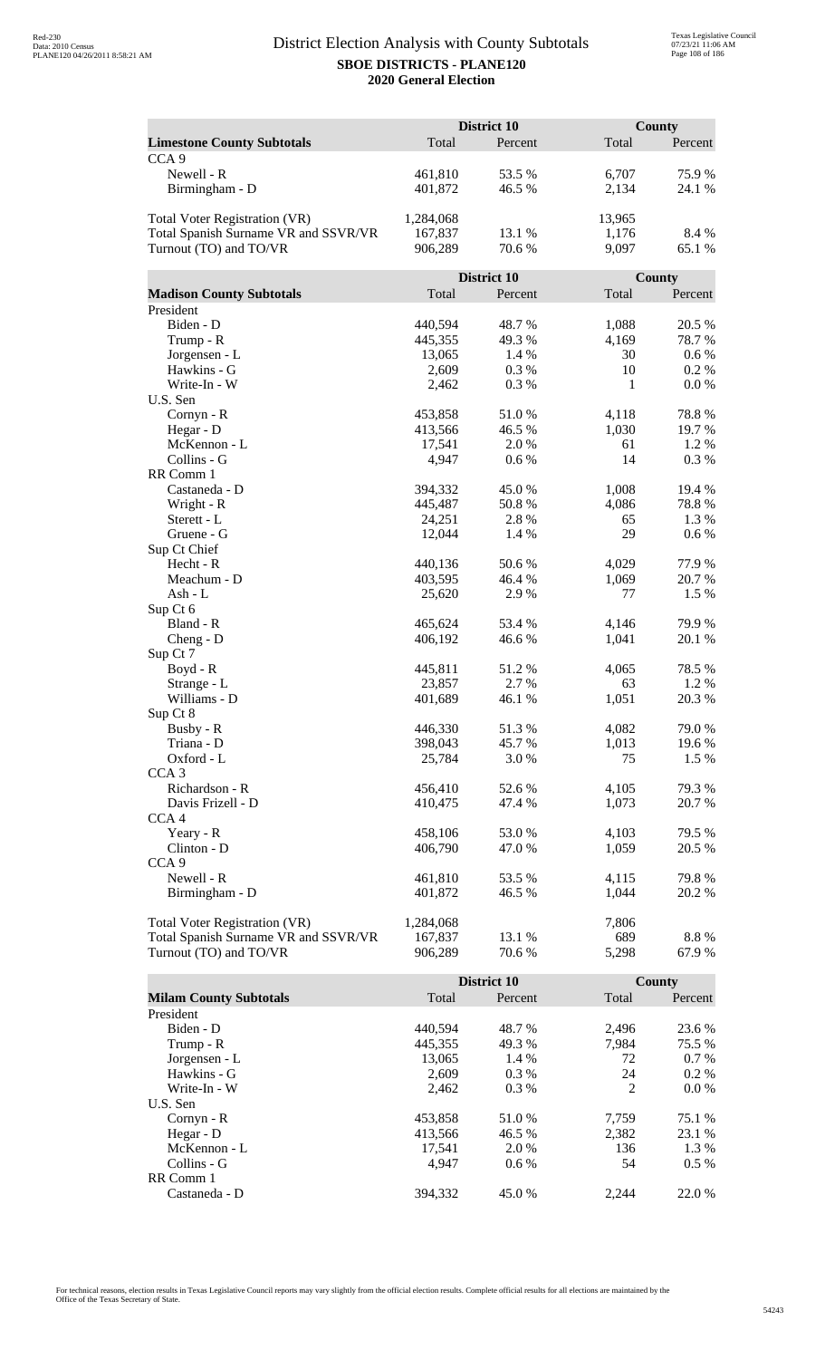# District Election Analysis with County Subtotals

**SBOE DISTRICTS - PLANE120**

**2020 General Election**

| **Limestone County Subtotals** | District 10 Total | District 10 Percent | County Total | County Percent |
|---|---|---|---|---|
| CCA 9 | | | | |
| Newell - R | 461,810 | 53.5 % | 6,707 | 75.9 % |
| Birmingham - D | 401,872 | 46.5 % | 2,134 | 24.1 % |
| | | | | |
| Total Voter Registration (VR) | 1,284,068 | | 13,965 | |
| Total Spanish Surname VR and SSVR/VR | 167,837 | 13.1 % | 1,176 | 8.4 % |
| Turnout (TO) and TO/VR | 906,289 | 70.6 % | 9,097 | 65.1 % |

| **Madison County Subtotals** | District 10 Total | District 10 Percent | County Total | County Percent |
|---|---|---|---|---|
| President | | | | |
| Biden - D | 440,594 | 48.7 % | 1,088 | 20.5 % |
| Trump - R | 445,355 | 49.3 % | 4,169 | 78.7 % |
| Jorgensen - L | 13,065 | 1.4 % | 30 | 0.6 % |
| Hawkins - G | 2,609 | 0.3 % | 10 | 0.2 % |
| Write-In - W | 2,462 | 0.3 % | 1 | 0.0 % |
| U.S. Sen | | | | |
| Cornyn - R | 453,858 | 51.0 % | 4,118 | 78.8 % |
| Hegar - D | 413,566 | 46.5 % | 1,030 | 19.7 % |
| McKennon - L | 17,541 | 2.0 % | 61 | 1.2 % |
| Collins - G | 4,947 | 0.6 % | 14 | 0.3 % |
| RR Comm 1 | | | | |
| Castaneda - D | 394,332 | 45.0 % | 1,008 | 19.4 % |
| Wright - R | 445,487 | 50.8 % | 4,086 | 78.8 % |
| Sterett - L | 24,251 | 2.8 % | 65 | 1.3 % |
| Gruene - G | 12,044 | 1.4 % | 29 | 0.6 % |
| Sup Ct Chief | | | | |
| Hecht - R | 440,136 | 50.6 % | 4,029 | 77.9 % |
| Meachum - D | 403,595 | 46.4 % | 1,069 | 20.7 % |
| Ash - L | 25,620 | 2.9 % | 77 | 1.5 % |
| Sup Ct 6 | | | | |
| Bland - R | 465,624 | 53.4 % | 4,146 | 79.9 % |
| Cheng - D | 406,192 | 46.6 % | 1,041 | 20.1 % |
| Sup Ct 7 | | | | |
| Boyd - R | 445,811 | 51.2 % | 4,065 | 78.5 % |
| Strange - L | 23,857 | 2.7 % | 63 | 1.2 % |
| Williams - D | 401,689 | 46.1 % | 1,051 | 20.3 % |
| Sup Ct 8 | | | | |
| Busby - R | 446,330 | 51.3 % | 4,082 | 79.0 % |
| Triana - D | 398,043 | 45.7 % | 1,013 | 19.6 % |
| Oxford - L | 25,784 | 3.0 % | 75 | 1.5 % |
| CCA 3 | | | | |
| Richardson - R | 456,410 | 52.6 % | 4,105 | 79.3 % |
| Davis Frizell - D | 410,475 | 47.4 % | 1,073 | 20.7 % |
| CCA 4 | | | | |
| Yeary - R | 458,106 | 53.0 % | 4,103 | 79.5 % |
| Clinton - D | 406,790 | 47.0 % | 1,059 | 20.5 % |
| CCA 9 | | | | |
| Newell - R | 461,810 | 53.5 % | 4,115 | 79.8 % |
| Birmingham - D | 401,872 | 46.5 % | 1,044 | 20.2 % |
| | | | | |
| Total Voter Registration (VR) | 1,284,068 | | 7,806 | |
| Total Spanish Surname VR and SSVR/VR | 167,837 | 13.1 % | 689 | 8.8 % |
| Turnout (TO) and TO/VR | 906,289 | 70.6 % | 5,298 | 67.9 % |

| **Milam County Subtotals** | District 10 Total | District 10 Percent | County Total | County Percent |
|---|---|---|---|---|
| President | | | | |
| Biden - D | 440,594 | 48.7 % | 2,496 | 23.6 % |
| Trump - R | 445,355 | 49.3 % | 7,984 | 75.5 % |
| Jorgensen - L | 13,065 | 1.4 % | 72 | 0.7 % |
| Hawkins - G | 2,609 | 0.3 % | 24 | 0.2 % |
| Write-In - W | 2,462 | 0.3 % | 2 | 0.0 % |
| U.S. Sen | | | | |
| Cornyn - R | 453,858 | 51.0 % | 7,759 | 75.1 % |
| Hegar - D | 413,566 | 46.5 % | 2,382 | 23.1 % |
| McKennon - L | 17,541 | 2.0 % | 136 | 1.3 % |
| Collins - G | 4,947 | 0.6 % | 54 | 0.5 % |
| RR Comm 1 | | | | |
| Castaneda - D | 394,332 | 45.0 % | 2,244 | 22.0 % |

For technical reasons, election results in Texas Legislative Council reports may vary slightly from the official election results. Complete official results for all elections are maintained by the Office of the Texas Secretary of State.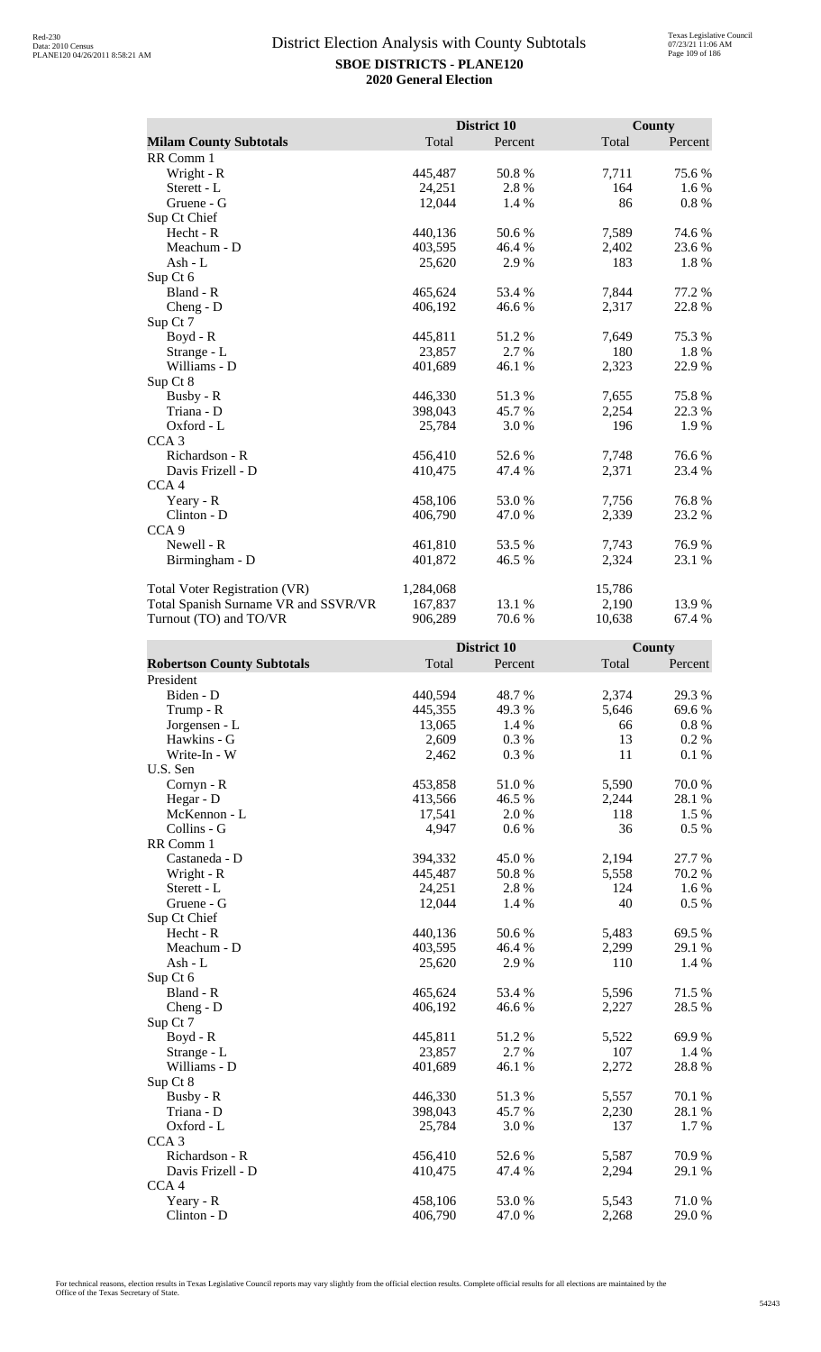# District Election Analysis with County Subtotals

**SBOE DISTRICTS - PLANE120**

**2020 General Election**

| Milam County Subtotals | District 10 Total | District 10 Percent | County Total | County Percent |
|---|---|---|---|---|
| RR Comm 1 | | | | |
| Wright - R | 445,487 | 50.8 % | 7,711 | 75.6 % |
| Sterett - L | 24,251 | 2.8 % | 164 | 1.6 % |
| Gruene - G | 12,044 | 1.4 % | 86 | 0.8 % |
| Sup Ct Chief | | | | |
| Hecht - R | 440,136 | 50.6 % | 7,589 | 74.6 % |
| Meachum - D | 403,595 | 46.4 % | 2,402 | 23.6 % |
| Ash - L | 25,620 | 2.9 % | 183 | 1.8 % |
| Sup Ct 6 | | | | |
| Bland - R | 465,624 | 53.4 % | 7,844 | 77.2 % |
| Cheng - D | 406,192 | 46.6 % | 2,317 | 22.8 % |
| Sup Ct 7 | | | | |
| Boyd - R | 445,811 | 51.2 % | 7,649 | 75.3 % |
| Strange - L | 23,857 | 2.7 % | 180 | 1.8 % |
| Williams - D | 401,689 | 46.1 % | 2,323 | 22.9 % |
| Sup Ct 8 | | | | |
| Busby - R | 446,330 | 51.3 % | 7,655 | 75.8 % |
| Triana - D | 398,043 | 45.7 % | 2,254 | 22.3 % |
| Oxford - L | 25,784 | 3.0 % | 196 | 1.9 % |
| CCA 3 | | | | |
| Richardson - R | 456,410 | 52.6 % | 7,748 | 76.6 % |
| Davis Frizell - D | 410,475 | 47.4 % | 2,371 | 23.4 % |
| CCA 4 | | | | |
| Yeary - R | 458,106 | 53.0 % | 7,756 | 76.8 % |
| Clinton - D | 406,790 | 47.0 % | 2,339 | 23.2 % |
| CCA 9 | | | | |
| Newell - R | 461,810 | 53.5 % | 7,743 | 76.9 % |
| Birmingham - D | 401,872 | 46.5 % | 2,324 | 23.1 % |
| | | | | |
| Total Voter Registration (VR) | 1,284,068 | | 15,786 | |
| Total Spanish Surname VR and SSVR/VR | 167,837 | 13.1 % | 2,190 | 13.9 % |
| Turnout (TO) and TO/VR | 906,289 | 70.6 % | 10,638 | 67.4 % |

| Robertson County Subtotals | District 10 Total | District 10 Percent | County Total | County Percent |
|---|---|---|---|---|
| President | | | | |
| Biden - D | 440,594 | 48.7 % | 2,374 | 29.3 % |
| Trump - R | 445,355 | 49.3 % | 5,646 | 69.6 % |
| Jorgensen - L | 13,065 | 1.4 % | 66 | 0.8 % |
| Hawkins - G | 2,609 | 0.3 % | 13 | 0.2 % |
| Write-In - W | 2,462 | 0.3 % | 11 | 0.1 % |
| U.S. Sen | | | | |
| Cornyn - R | 453,858 | 51.0 % | 5,590 | 70.0 % |
| Hegar - D | 413,566 | 46.5 % | 2,244 | 28.1 % |
| McKennon - L | 17,541 | 2.0 % | 118 | 1.5 % |
| Collins - G | 4,947 | 0.6 % | 36 | 0.5 % |
| RR Comm 1 | | | | |
| Castaneda - D | 394,332 | 45.0 % | 2,194 | 27.7 % |
| Wright - R | 445,487 | 50.8 % | 5,558 | 70.2 % |
| Sterett - L | 24,251 | 2.8 % | 124 | 1.6 % |
| Gruene - G | 12,044 | 1.4 % | 40 | 0.5 % |
| Sup Ct Chief | | | | |
| Hecht - R | 440,136 | 50.6 % | 5,483 | 69.5 % |
| Meachum - D | 403,595 | 46.4 % | 2,299 | 29.1 % |
| Ash - L | 25,620 | 2.9 % | 110 | 1.4 % |
| Sup Ct 6 | | | | |
| Bland - R | 465,624 | 53.4 % | 5,596 | 71.5 % |
| Cheng - D | 406,192 | 46.6 % | 2,227 | 28.5 % |
| Sup Ct 7 | | | | |
| Boyd - R | 445,811 | 51.2 % | 5,522 | 69.9 % |
| Strange - L | 23,857 | 2.7 % | 107 | 1.4 % |
| Williams - D | 401,689 | 46.1 % | 2,272 | 28.8 % |
| Sup Ct 8 | | | | |
| Busby - R | 446,330 | 51.3 % | 5,557 | 70.1 % |
| Triana - D | 398,043 | 45.7 % | 2,230 | 28.1 % |
| Oxford - L | 25,784 | 3.0 % | 137 | 1.7 % |
| CCA 3 | | | | |
| Richardson - R | 456,410 | 52.6 % | 5,587 | 70.9 % |
| Davis Frizell - D | 410,475 | 47.4 % | 2,294 | 29.1 % |
| CCA 4 | | | | |
| Yeary - R | 458,106 | 53.0 % | 5,543 | 71.0 % |
| Clinton - D | 406,790 | 47.0 % | 2,268 | 29.0 % |

For technical reasons, election results in Texas Legislative Council reports may vary slightly from the official election results. Complete official results for all elections are maintained by the Office of the Texas Secretary of State.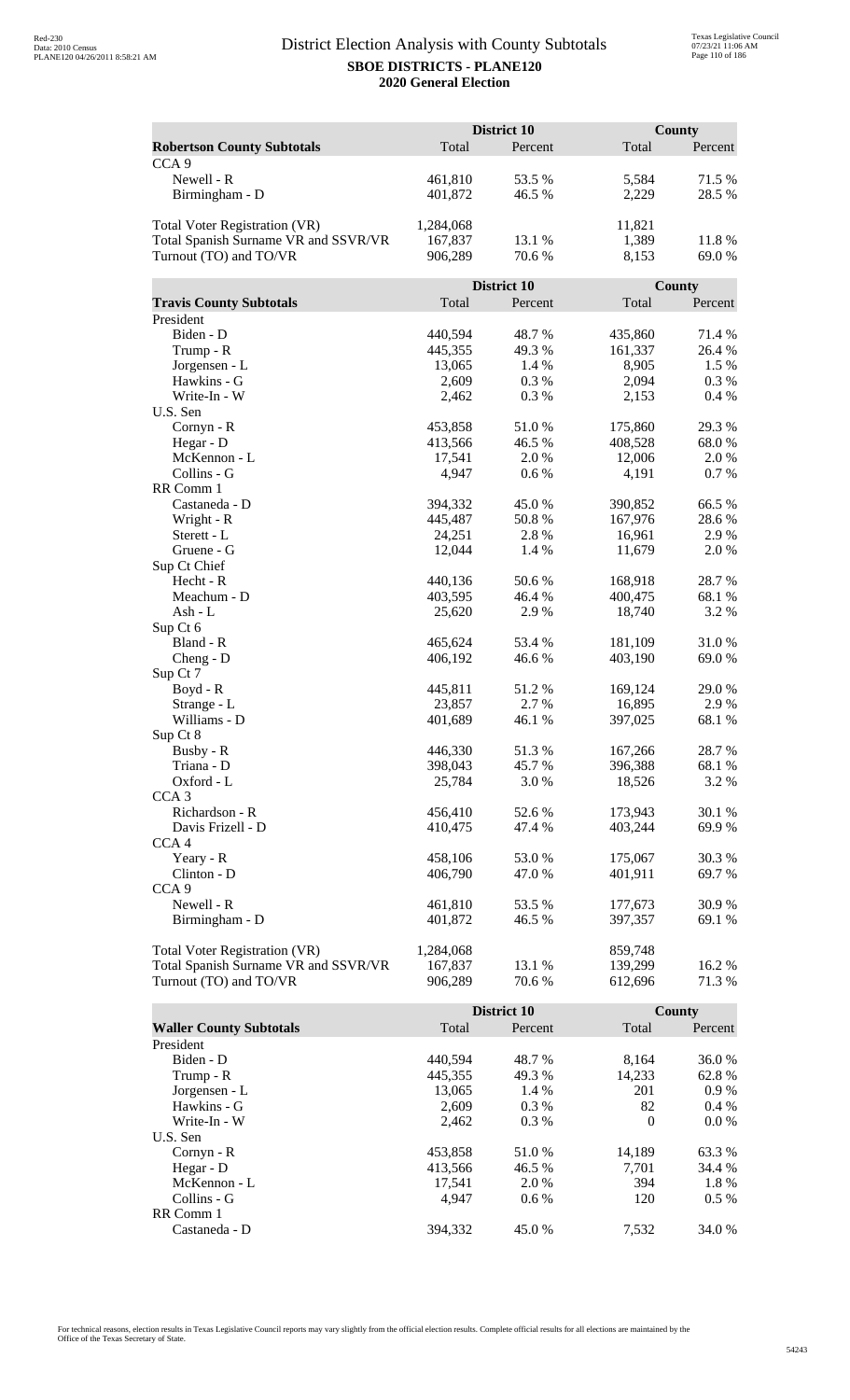# District Election Analysis with County Subtotals

**SBOE DISTRICTS - PLANE120**
**2020 General Election**

| | District 10 | | County | |
|---|---|---|---|---|
| **Robertson County Subtotals** | Total | Percent | Total | Percent |
| CCA 9 | | | | |
| Newell - R | 461,810 | 53.5 % | 5,584 | 71.5 % |
| Birmingham - D | 401,872 | 46.5 % | 2,229 | 28.5 % |
| | | | | |
| Total Voter Registration (VR) | 1,284,068 | | 11,821 | |
| Total Spanish Surname VR and SSVR/VR | 167,837 | 13.1 % | 1,389 | 11.8 % |
| Turnout (TO) and TO/VR | 906,289 | 70.6 % | 8,153 | 69.0 % |

| | District 10 | | County | |
|---|---|---|---|---|
| **Travis County Subtotals** | Total | Percent | Total | Percent |
| President | | | | |
| Biden - D | 440,594 | 48.7 % | 435,860 | 71.4 % |
| Trump - R | 445,355 | 49.3 % | 161,337 | 26.4 % |
| Jorgensen - L | 13,065 | 1.4 % | 8,905 | 1.5 % |
| Hawkins - G | 2,609 | 0.3 % | 2,094 | 0.3 % |
| Write-In - W | 2,462 | 0.3 % | 2,153 | 0.4 % |
| U.S. Sen | | | | |
| Cornyn - R | 453,858 | 51.0 % | 175,860 | 29.3 % |
| Hegar - D | 413,566 | 46.5 % | 408,528 | 68.0 % |
| McKennon - L | 17,541 | 2.0 % | 12,006 | 2.0 % |
| Collins - G | 4,947 | 0.6 % | 4,191 | 0.7 % |
| RR Comm 1 | | | | |
| Castaneda - D | 394,332 | 45.0 % | 390,852 | 66.5 % |
| Wright - R | 445,487 | 50.8 % | 167,976 | 28.6 % |
| Sterett - L | 24,251 | 2.8 % | 16,961 | 2.9 % |
| Gruene - G | 12,044 | 1.4 % | 11,679 | 2.0 % |
| Sup Ct Chief | | | | |
| Hecht - R | 440,136 | 50.6 % | 168,918 | 28.7 % |
| Meachum - D | 403,595 | 46.4 % | 400,475 | 68.1 % |
| Ash - L | 25,620 | 2.9 % | 18,740 | 3.2 % |
| Sup Ct 6 | | | | |
| Bland - R | 465,624 | 53.4 % | 181,109 | 31.0 % |
| Cheng - D | 406,192 | 46.6 % | 403,190 | 69.0 % |
| Sup Ct 7 | | | | |
| Boyd - R | 445,811 | 51.2 % | 169,124 | 29.0 % |
| Strange - L | 23,857 | 2.7 % | 16,895 | 2.9 % |
| Williams - D | 401,689 | 46.1 % | 397,025 | 68.1 % |
| Sup Ct 8 | | | | |
| Busby - R | 446,330 | 51.3 % | 167,266 | 28.7 % |
| Triana - D | 398,043 | 45.7 % | 396,388 | 68.1 % |
| Oxford - L | 25,784 | 3.0 % | 18,526 | 3.2 % |
| CCA 3 | | | | |
| Richardson - R | 456,410 | 52.6 % | 173,943 | 30.1 % |
| Davis Frizell - D | 410,475 | 47.4 % | 403,244 | 69.9 % |
| CCA 4 | | | | |
| Yeary - R | 458,106 | 53.0 % | 175,067 | 30.3 % |
| Clinton - D | 406,790 | 47.0 % | 401,911 | 69.7 % |
| CCA 9 | | | | |
| Newell - R | 461,810 | 53.5 % | 177,673 | 30.9 % |
| Birmingham - D | 401,872 | 46.5 % | 397,357 | 69.1 % |
| | | | | |
| Total Voter Registration (VR) | 1,284,068 | | 859,748 | |
| Total Spanish Surname VR and SSVR/VR | 167,837 | 13.1 % | 139,299 | 16.2 % |
| Turnout (TO) and TO/VR | 906,289 | 70.6 % | 612,696 | 71.3 % |

| | District 10 | | County | |
|---|---|---|---|---|
| **Waller County Subtotals** | Total | Percent | Total | Percent |
| President | | | | |
| Biden - D | 440,594 | 48.7 % | 8,164 | 36.0 % |
| Trump - R | 445,355 | 49.3 % | 14,233 | 62.8 % |
| Jorgensen - L | 13,065 | 1.4 % | 201 | 0.9 % |
| Hawkins - G | 2,609 | 0.3 % | 82 | 0.4 % |
| Write-In - W | 2,462 | 0.3 % | 0 | 0.0 % |
| U.S. Sen | | | | |
| Cornyn - R | 453,858 | 51.0 % | 14,189 | 63.3 % |
| Hegar - D | 413,566 | 46.5 % | 7,701 | 34.4 % |
| McKennon - L | 17,541 | 2.0 % | 394 | 1.8 % |
| Collins - G | 4,947 | 0.6 % | 120 | 0.5 % |
| RR Comm 1 | | | | |
| Castaneda - D | 394,332 | 45.0 % | 7,532 | 34.0 % |

For technical reasons, election results in Texas Legislative Council reports may vary slightly from the official election results. Complete official results for all elections are maintained by the Office of the Texas Secretary of State.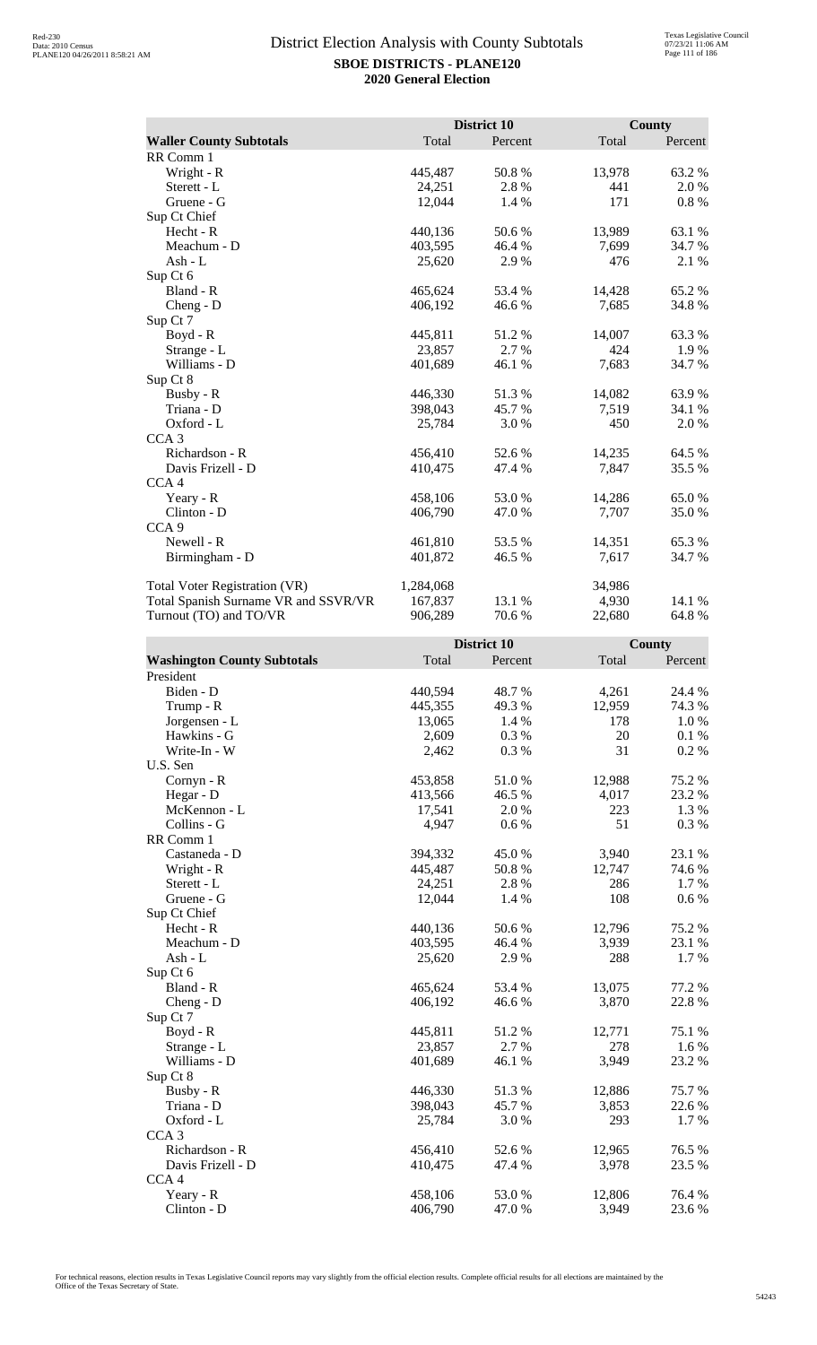# District Election Analysis with County Subtotals

**SBOE DISTRICTS - PLANE120**

**2020 General Election**

| Waller County Subtotals | District 10 Total | District 10 Percent | County Total | County Percent |
|---|---|---|---|---|
| RR Comm 1 | | | | |
| Wright - R | 445,487 | 50.8 % | 13,978 | 63.2 % |
| Sterett - L | 24,251 | 2.8 % | 441 | 2.0 % |
| Gruene - G | 12,044 | 1.4 % | 171 | 0.8 % |
| Sup Ct Chief | | | | |
| Hecht - R | 440,136 | 50.6 % | 13,989 | 63.1 % |
| Meachum - D | 403,595 | 46.4 % | 7,699 | 34.7 % |
| Ash - L | 25,620 | 2.9 % | 476 | 2.1 % |
| Sup Ct 6 | | | | |
| Bland - R | 465,624 | 53.4 % | 14,428 | 65.2 % |
| Cheng - D | 406,192 | 46.6 % | 7,685 | 34.8 % |
| Sup Ct 7 | | | | |
| Boyd - R | 445,811 | 51.2 % | 14,007 | 63.3 % |
| Strange - L | 23,857 | 2.7 % | 424 | 1.9 % |
| Williams - D | 401,689 | 46.1 % | 7,683 | 34.7 % |
| Sup Ct 8 | | | | |
| Busby - R | 446,330 | 51.3 % | 14,082 | 63.9 % |
| Triana - D | 398,043 | 45.7 % | 7,519 | 34.1 % |
| Oxford - L | 25,784 | 3.0 % | 450 | 2.0 % |
| CCA 3 | | | | |
| Richardson - R | 456,410 | 52.6 % | 14,235 | 64.5 % |
| Davis Frizell - D | 410,475 | 47.4 % | 7,847 | 35.5 % |
| CCA 4 | | | | |
| Yeary - R | 458,106 | 53.0 % | 14,286 | 65.0 % |
| Clinton - D | 406,790 | 47.0 % | 7,707 | 35.0 % |
| CCA 9 | | | | |
| Newell - R | 461,810 | 53.5 % | 14,351 | 65.3 % |
| Birmingham - D | 401,872 | 46.5 % | 7,617 | 34.7 % |
| | | | | |
| Total Voter Registration (VR) | 1,284,068 | | 34,986 | |
| Total Spanish Surname VR and SSVR/VR | 167,837 | 13.1 % | 4,930 | 14.1 % |
| Turnout (TO) and TO/VR | 906,289 | 70.6 % | 22,680 | 64.8 % |

| Washington County Subtotals | District 10 Total | District 10 Percent | County Total | County Percent |
|---|---|---|---|---|
| President | | | | |
| Biden - D | 440,594 | 48.7 % | 4,261 | 24.4 % |
| Trump - R | 445,355 | 49.3 % | 12,959 | 74.3 % |
| Jorgensen - L | 13,065 | 1.4 % | 178 | 1.0 % |
| Hawkins - G | 2,609 | 0.3 % | 20 | 0.1 % |
| Write-In - W | 2,462 | 0.3 % | 31 | 0.2 % |
| U.S. Sen | | | | |
| Cornyn - R | 453,858 | 51.0 % | 12,988 | 75.2 % |
| Hegar - D | 413,566 | 46.5 % | 4,017 | 23.2 % |
| McKennon - L | 17,541 | 2.0 % | 223 | 1.3 % |
| Collins - G | 4,947 | 0.6 % | 51 | 0.3 % |
| RR Comm 1 | | | | |
| Castaneda - D | 394,332 | 45.0 % | 3,940 | 23.1 % |
| Wright - R | 445,487 | 50.8 % | 12,747 | 74.6 % |
| Sterett - L | 24,251 | 2.8 % | 286 | 1.7 % |
| Gruene - G | 12,044 | 1.4 % | 108 | 0.6 % |
| Sup Ct Chief | | | | |
| Hecht - R | 440,136 | 50.6 % | 12,796 | 75.2 % |
| Meachum - D | 403,595 | 46.4 % | 3,939 | 23.1 % |
| Ash - L | 25,620 | 2.9 % | 288 | 1.7 % |
| Sup Ct 6 | | | | |
| Bland - R | 465,624 | 53.4 % | 13,075 | 77.2 % |
| Cheng - D | 406,192 | 46.6 % | 3,870 | 22.8 % |
| Sup Ct 7 | | | | |
| Boyd - R | 445,811 | 51.2 % | 12,771 | 75.1 % |
| Strange - L | 23,857 | 2.7 % | 278 | 1.6 % |
| Williams - D | 401,689 | 46.1 % | 3,949 | 23.2 % |
| Sup Ct 8 | | | | |
| Busby - R | 446,330 | 51.3 % | 12,886 | 75.7 % |
| Triana - D | 398,043 | 45.7 % | 3,853 | 22.6 % |
| Oxford - L | 25,784 | 3.0 % | 293 | 1.7 % |
| CCA 3 | | | | |
| Richardson - R | 456,410 | 52.6 % | 12,965 | 76.5 % |
| Davis Frizell - D | 410,475 | 47.4 % | 3,978 | 23.5 % |
| CCA 4 | | | | |
| Yeary - R | 458,106 | 53.0 % | 12,806 | 76.4 % |
| Clinton - D | 406,790 | 47.0 % | 3,949 | 23.6 % |

For technical reasons, election results in Texas Legislative Council reports may vary slightly from the official election results. Complete official results for all elections are maintained by the Office of the Texas Secretary of State.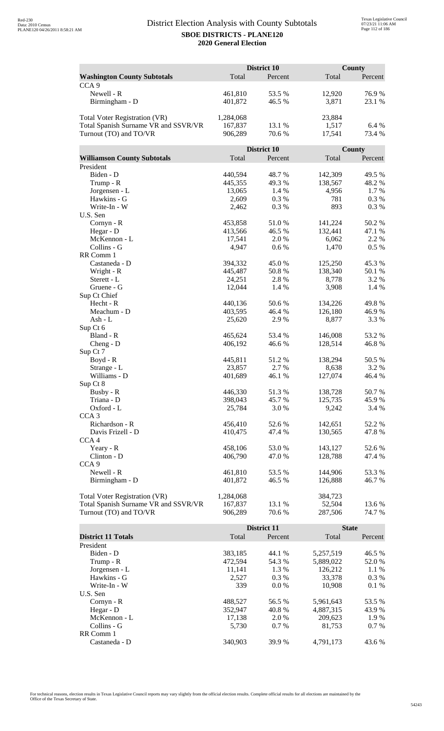# District Election Analysis with County Subtotals

**SBOE DISTRICTS - PLANE120**

**2020 General Election**

| Washington County Subtotals | District 10 Total | District 10 Percent | County Total | County Percent |
|---|---|---|---|---|
| CCA 9 | | | | |
| Newell - R | 461,810 | 53.5 % | 12,920 | 76.9 % |
| Birmingham - D | 401,872 | 46.5 % | 3,871 | 23.1 % |
| | | | | |
| Total Voter Registration (VR) | 1,284,068 | | 23,884 | |
| Total Spanish Surname VR and SSVR/VR | 167,837 | 13.1 % | 1,517 | 6.4 % |
| Turnout (TO) and TO/VR | 906,289 | 70.6 % | 17,541 | 73.4 % |

| Williamson County Subtotals | District 10 Total | District 10 Percent | County Total | County Percent |
|---|---|---|---|---|
| President | | | | |
| Biden - D | 440,594 | 48.7 % | 142,309 | 49.5 % |
| Trump - R | 445,355 | 49.3 % | 138,567 | 48.2 % |
| Jorgensen - L | 13,065 | 1.4 % | 4,956 | 1.7 % |
| Hawkins - G | 2,609 | 0.3 % | 781 | 0.3 % |
| Write-In - W | 2,462 | 0.3 % | 893 | 0.3 % |
| U.S. Sen | | | | |
| Cornyn - R | 453,858 | 51.0 % | 141,224 | 50.2 % |
| Hegar - D | 413,566 | 46.5 % | 132,441 | 47.1 % |
| McKennon - L | 17,541 | 2.0 % | 6,062 | 2.2 % |
| Collins - G | 4,947 | 0.6 % | 1,470 | 0.5 % |
| RR Comm 1 | | | | |
| Castaneda - D | 394,332 | 45.0 % | 125,250 | 45.3 % |
| Wright - R | 445,487 | 50.8 % | 138,340 | 50.1 % |
| Sterett - L | 24,251 | 2.8 % | 8,778 | 3.2 % |
| Gruene - G | 12,044 | 1.4 % | 3,908 | 1.4 % |
| Sup Ct Chief | | | | |
| Hecht - R | 440,136 | 50.6 % | 134,226 | 49.8 % |
| Meachum - D | 403,595 | 46.4 % | 126,180 | 46.9 % |
| Ash - L | 25,620 | 2.9 % | 8,877 | 3.3 % |
| Sup Ct 6 | | | | |
| Bland - R | 465,624 | 53.4 % | 146,008 | 53.2 % |
| Cheng - D | 406,192 | 46.6 % | 128,514 | 46.8 % |
| Sup Ct 7 | | | | |
| Boyd - R | 445,811 | 51.2 % | 138,294 | 50.5 % |
| Strange - L | 23,857 | 2.7 % | 8,638 | 3.2 % |
| Williams - D | 401,689 | 46.1 % | 127,074 | 46.4 % |
| Sup Ct 8 | | | | |
| Busby - R | 446,330 | 51.3 % | 138,728 | 50.7 % |
| Triana - D | 398,043 | 45.7 % | 125,735 | 45.9 % |
| Oxford - L | 25,784 | 3.0 % | 9,242 | 3.4 % |
| CCA 3 | | | | |
| Richardson - R | 456,410 | 52.6 % | 142,651 | 52.2 % |
| Davis Frizell - D | 410,475 | 47.4 % | 130,565 | 47.8 % |
| CCA 4 | | | | |
| Yeary - R | 458,106 | 53.0 % | 143,127 | 52.6 % |
| Clinton - D | 406,790 | 47.0 % | 128,788 | 47.4 % |
| CCA 9 | | | | |
| Newell - R | 461,810 | 53.5 % | 144,906 | 53.3 % |
| Birmingham - D | 401,872 | 46.5 % | 126,888 | 46.7 % |
| | | | | |
| Total Voter Registration (VR) | 1,284,068 | | 384,723 | |
| Total Spanish Surname VR and SSVR/VR | 167,837 | 13.1 % | 52,504 | 13.6 % |
| Turnout (TO) and TO/VR | 906,289 | 70.6 % | 287,506 | 74.7 % |

| District 11 Totals | District 11 Total | District 11 Percent | State Total | State Percent |
|---|---|---|---|---|
| President | | | | |
| Biden - D | 383,185 | 44.1 % | 5,257,519 | 46.5 % |
| Trump - R | 472,594 | 54.3 % | 5,889,022 | 52.0 % |
| Jorgensen - L | 11,141 | 1.3 % | 126,212 | 1.1 % |
| Hawkins - G | 2,527 | 0.3 % | 33,378 | 0.3 % |
| Write-In - W | 339 | 0.0 % | 10,908 | 0.1 % |
| U.S. Sen | | | | |
| Cornyn - R | 488,527 | 56.5 % | 5,961,643 | 53.5 % |
| Hegar - D | 352,947 | 40.8 % | 4,887,315 | 43.9 % |
| McKennon - L | 17,138 | 2.0 % | 209,623 | 1.9 % |
| Collins - G | 5,730 | 0.7 % | 81,753 | 0.7 % |
| RR Comm 1 | | | | |
| Castaneda - D | 340,903 | 39.9 % | 4,791,173 | 43.6 % |

For technical reasons, election results in Texas Legislative Council reports may vary slightly from the official election results. Complete official results for all elections are maintained by the Office of the Texas Secretary of State.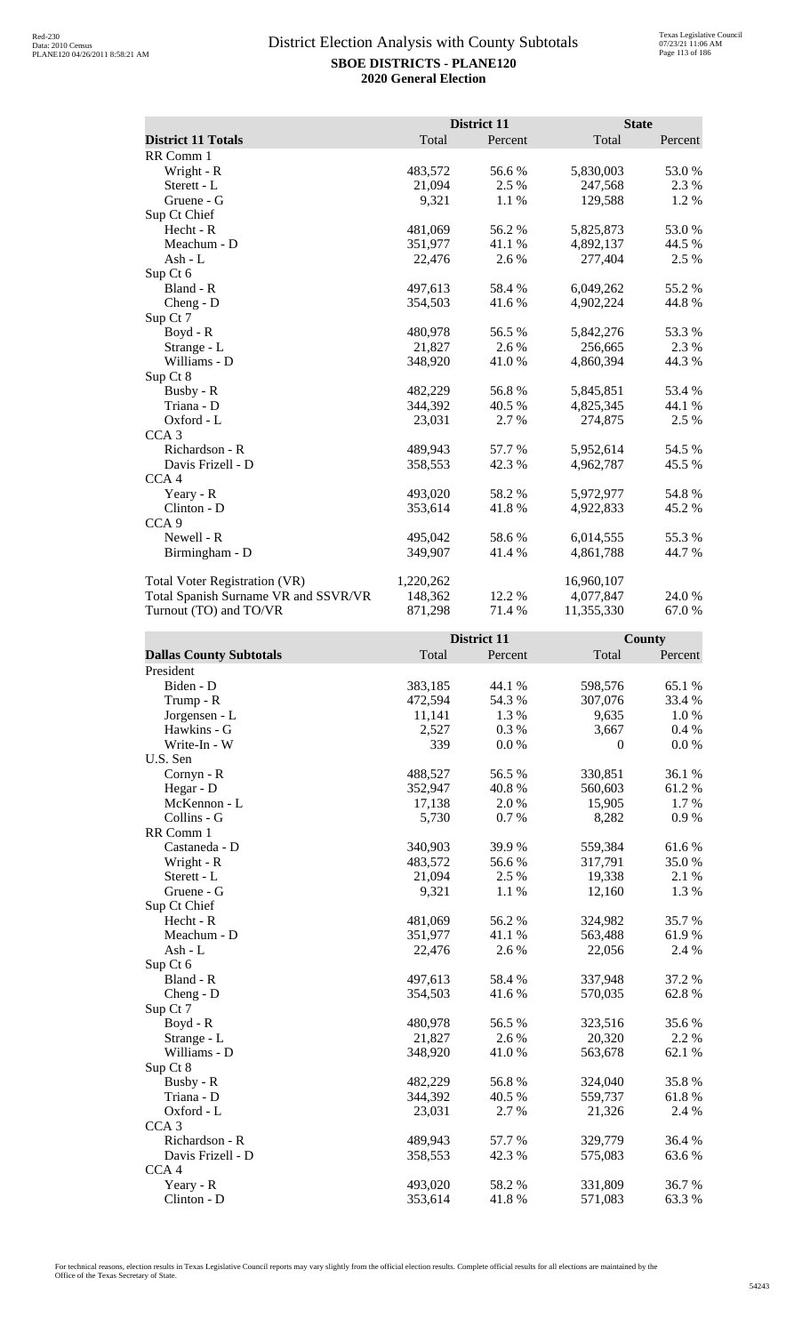# District Election Analysis with County Subtotals

**SBOE DISTRICTS - PLANE120**
**2020 General Election**

| | District 11 | | State | |
|---|---|---|---|---|
| **District 11 Totals** | Total | Percent | Total | Percent |
| RR Comm 1 | | | | |
| Wright - R | 483,572 | 56.6 % | 5,830,003 | 53.0 % |
| Sterett - L | 21,094 | 2.5 % | 247,568 | 2.3 % |
| Gruene - G | 9,321 | 1.1 % | 129,588 | 1.2 % |
| Sup Ct Chief | | | | |
| Hecht - R | 481,069 | 56.2 % | 5,825,873 | 53.0 % |
| Meachum - D | 351,977 | 41.1 % | 4,892,137 | 44.5 % |
| Ash - L | 22,476 | 2.6 % | 277,404 | 2.5 % |
| Sup Ct 6 | | | | |
| Bland - R | 497,613 | 58.4 % | 6,049,262 | 55.2 % |
| Cheng - D | 354,503 | 41.6 % | 4,902,224 | 44.8 % |
| Sup Ct 7 | | | | |
| Boyd - R | 480,978 | 56.5 % | 5,842,276 | 53.3 % |
| Strange - L | 21,827 | 2.6 % | 256,665 | 2.3 % |
| Williams - D | 348,920 | 41.0 % | 4,860,394 | 44.3 % |
| Sup Ct 8 | | | | |
| Busby - R | 482,229 | 56.8 % | 5,845,851 | 53.4 % |
| Triana - D | 344,392 | 40.5 % | 4,825,345 | 44.1 % |
| Oxford - L | 23,031 | 2.7 % | 274,875 | 2.5 % |
| CCA 3 | | | | |
| Richardson - R | 489,943 | 57.7 % | 5,952,614 | 54.5 % |
| Davis Frizell - D | 358,553 | 42.3 % | 4,962,787 | 45.5 % |
| CCA 4 | | | | |
| Yeary - R | 493,020 | 58.2 % | 5,972,977 | 54.8 % |
| Clinton - D | 353,614 | 41.8 % | 4,922,833 | 45.2 % |
| CCA 9 | | | | |
| Newell - R | 495,042 | 58.6 % | 6,014,555 | 55.3 % |
| Birmingham - D | 349,907 | 41.4 % | 4,861,788 | 44.7 % |
| Total Voter Registration (VR) | 1,220,262 | | 16,960,107 | |
| Total Spanish Surname VR and SSVR/VR | 148,362 | 12.2 % | 4,077,847 | 24.0 % |
| Turnout (TO) and TO/VR | 871,298 | 71.4 % | 11,355,330 | 67.0 % |

| | District 11 | | County | |
|---|---|---|---|---|
| **Dallas County Subtotals** | Total | Percent | Total | Percent |
| President | | | | |
| Biden - D | 383,185 | 44.1 % | 598,576 | 65.1 % |
| Trump - R | 472,594 | 54.3 % | 307,076 | 33.4 % |
| Jorgensen - L | 11,141 | 1.3 % | 9,635 | 1.0 % |
| Hawkins - G | 2,527 | 0.3 % | 3,667 | 0.4 % |
| Write-In - W | 339 | 0.0 % | 0 | 0.0 % |
| U.S. Sen | | | | |
| Cornyn - R | 488,527 | 56.5 % | 330,851 | 36.1 % |
| Hegar - D | 352,947 | 40.8 % | 560,603 | 61.2 % |
| McKennon - L | 17,138 | 2.0 % | 15,905 | 1.7 % |
| Collins - G | 5,730 | 0.7 % | 8,282 | 0.9 % |
| RR Comm 1 | | | | |
| Castaneda - D | 340,903 | 39.9 % | 559,384 | 61.6 % |
| Wright - R | 483,572 | 56.6 % | 317,791 | 35.0 % |
| Sterett - L | 21,094 | 2.5 % | 19,338 | 2.1 % |
| Gruene - G | 9,321 | 1.1 % | 12,160 | 1.3 % |
| Sup Ct Chief | | | | |
| Hecht - R | 481,069 | 56.2 % | 324,982 | 35.7 % |
| Meachum - D | 351,977 | 41.1 % | 563,488 | 61.9 % |
| Ash - L | 22,476 | 2.6 % | 22,056 | 2.4 % |
| Sup Ct 6 | | | | |
| Bland - R | 497,613 | 58.4 % | 337,948 | 37.2 % |
| Cheng - D | 354,503 | 41.6 % | 570,035 | 62.8 % |
| Sup Ct 7 | | | | |
| Boyd - R | 480,978 | 56.5 % | 323,516 | 35.6 % |
| Strange - L | 21,827 | 2.6 % | 20,320 | 2.2 % |
| Williams - D | 348,920 | 41.0 % | 563,678 | 62.1 % |
| Sup Ct 8 | | | | |
| Busby - R | 482,229 | 56.8 % | 324,040 | 35.8 % |
| Triana - D | 344,392 | 40.5 % | 559,737 | 61.8 % |
| Oxford - L | 23,031 | 2.7 % | 21,326 | 2.4 % |
| CCA 3 | | | | |
| Richardson - R | 489,943 | 57.7 % | 329,779 | 36.4 % |
| Davis Frizell - D | 358,553 | 42.3 % | 575,083 | 63.6 % |
| CCA 4 | | | | |
| Yeary - R | 493,020 | 58.2 % | 331,809 | 36.7 % |
| Clinton - D | 353,614 | 41.8 % | 571,083 | 63.3 % |

For technical reasons, election results in Texas Legislative Council reports may vary slightly from the official election results. Complete official results for all elections are maintained by the Office of the Texas Secretary of State.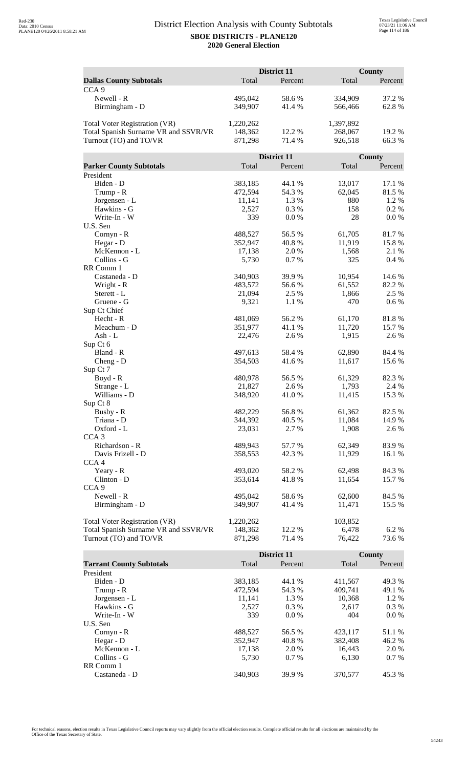# District Election Analysis with County Subtotals

**SBOE DISTRICTS - PLANE120**

**2020 General Election**

| Dallas County Subtotals | District 11 Total | District 11 Percent | County Total | County Percent |
|---|---|---|---|---|
| CCA 9 | | | | |
| Newell - R | 495,042 | 58.6 % | 334,909 | 37.2 % |
| Birmingham - D | 349,907 | 41.4 % | 566,466 | 62.8 % |
| | | | | |
| Total Voter Registration (VR) | 1,220,262 | | 1,397,892 | |
| Total Spanish Surname VR and SSVR/VR | 148,362 | 12.2 % | 268,067 | 19.2 % |
| Turnout (TO) and TO/VR | 871,298 | 71.4 % | 926,518 | 66.3 % |

| Parker County Subtotals | District 11 Total | District 11 Percent | County Total | County Percent |
|---|---|---|---|---|
| President | | | | |
| Biden - D | 383,185 | 44.1 % | 13,017 | 17.1 % |
| Trump - R | 472,594 | 54.3 % | 62,045 | 81.5 % |
| Jorgensen - L | 11,141 | 1.3 % | 880 | 1.2 % |
| Hawkins - G | 2,527 | 0.3 % | 158 | 0.2 % |
| Write-In - W | 339 | 0.0 % | 28 | 0.0 % |
| U.S. Sen | | | | |
| Cornyn - R | 488,527 | 56.5 % | 61,705 | 81.7 % |
| Hegar - D | 352,947 | 40.8 % | 11,919 | 15.8 % |
| McKennon - L | 17,138 | 2.0 % | 1,568 | 2.1 % |
| Collins - G | 5,730 | 0.7 % | 325 | 0.4 % |
| RR Comm 1 | | | | |
| Castaneda - D | 340,903 | 39.9 % | 10,954 | 14.6 % |
| Wright - R | 483,572 | 56.6 % | 61,552 | 82.2 % |
| Sterett - L | 21,094 | 2.5 % | 1,866 | 2.5 % |
| Gruene - G | 9,321 | 1.1 % | 470 | 0.6 % |
| Sup Ct Chief | | | | |
| Hecht - R | 481,069 | 56.2 % | 61,170 | 81.8 % |
| Meachum - D | 351,977 | 41.1 % | 11,720 | 15.7 % |
| Ash - L | 22,476 | 2.6 % | 1,915 | 2.6 % |
| Sup Ct 6 | | | | |
| Bland - R | 497,613 | 58.4 % | 62,890 | 84.4 % |
| Cheng - D | 354,503 | 41.6 % | 11,617 | 15.6 % |
| Sup Ct 7 | | | | |
| Boyd - R | 480,978 | 56.5 % | 61,329 | 82.3 % |
| Strange - L | 21,827 | 2.6 % | 1,793 | 2.4 % |
| Williams - D | 348,920 | 41.0 % | 11,415 | 15.3 % |
| Sup Ct 8 | | | | |
| Busby - R | 482,229 | 56.8 % | 61,362 | 82.5 % |
| Triana - D | 344,392 | 40.5 % | 11,084 | 14.9 % |
| Oxford - L | 23,031 | 2.7 % | 1,908 | 2.6 % |
| CCA 3 | | | | |
| Richardson - R | 489,943 | 57.7 % | 62,349 | 83.9 % |
| Davis Frizell - D | 358,553 | 42.3 % | 11,929 | 16.1 % |
| CCA 4 | | | | |
| Yeary - R | 493,020 | 58.2 % | 62,498 | 84.3 % |
| Clinton - D | 353,614 | 41.8 % | 11,654 | 15.7 % |
| CCA 9 | | | | |
| Newell - R | 495,042 | 58.6 % | 62,600 | 84.5 % |
| Birmingham - D | 349,907 | 41.4 % | 11,471 | 15.5 % |
| | | | | |
| Total Voter Registration (VR) | 1,220,262 | | 103,852 | |
| Total Spanish Surname VR and SSVR/VR | 148,362 | 12.2 % | 6,478 | 6.2 % |
| Turnout (TO) and TO/VR | 871,298 | 71.4 % | 76,422 | 73.6 % |

| Tarrant County Subtotals | District 11 Total | District 11 Percent | County Total | County Percent |
|---|---|---|---|---|
| President | | | | |
| Biden - D | 383,185 | 44.1 % | 411,567 | 49.3 % |
| Trump - R | 472,594 | 54.3 % | 409,741 | 49.1 % |
| Jorgensen - L | 11,141 | 1.3 % | 10,368 | 1.2 % |
| Hawkins - G | 2,527 | 0.3 % | 2,617 | 0.3 % |
| Write-In - W | 339 | 0.0 % | 404 | 0.0 % |
| U.S. Sen | | | | |
| Cornyn - R | 488,527 | 56.5 % | 423,117 | 51.1 % |
| Hegar - D | 352,947 | 40.8 % | 382,408 | 46.2 % |
| McKennon - L | 17,138 | 2.0 % | 16,443 | 2.0 % |
| Collins - G | 5,730 | 0.7 % | 6,130 | 0.7 % |
| RR Comm 1 | | | | |
| Castaneda - D | 340,903 | 39.9 % | 370,577 | 45.3 % |

For technical reasons, election results in Texas Legislative Council reports may vary slightly from the official election results. Complete official results for all elections are maintained by the Office of the Texas Secretary of State.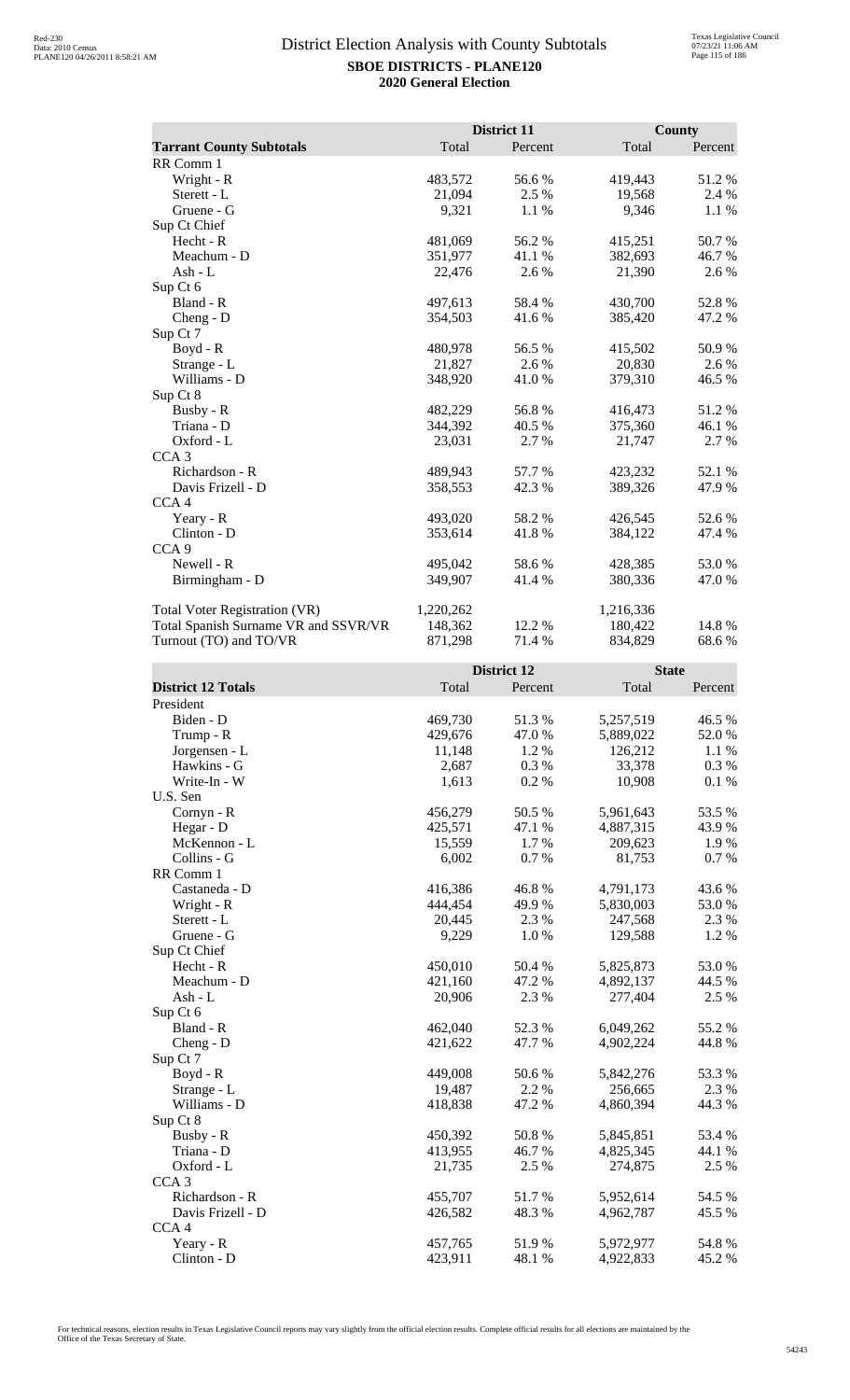# District Election Analysis with County Subtotals

**SBOE DISTRICTS - PLANE120**
**2020 General Election**

| Tarrant County Subtotals | District 11 Total | District 11 Percent | County Total | County Percent |
|---|---|---|---|---|
| RR Comm 1 | | | | |
| Wright - R | 483,572 | 56.6 % | 419,443 | 51.2 % |
| Sterett - L | 21,094 | 2.5 % | 19,568 | 2.4 % |
| Gruene - G | 9,321 | 1.1 % | 9,346 | 1.1 % |
| Sup Ct Chief | | | | |
| Hecht - R | 481,069 | 56.2 % | 415,251 | 50.7 % |
| Meachum - D | 351,977 | 41.1 % | 382,693 | 46.7 % |
| Ash - L | 22,476 | 2.6 % | 21,390 | 2.6 % |
| Sup Ct 6 | | | | |
| Bland - R | 497,613 | 58.4 % | 430,700 | 52.8 % |
| Cheng - D | 354,503 | 41.6 % | 385,420 | 47.2 % |
| Sup Ct 7 | | | | |
| Boyd - R | 480,978 | 56.5 % | 415,502 | 50.9 % |
| Strange - L | 21,827 | 2.6 % | 20,830 | 2.6 % |
| Williams - D | 348,920 | 41.0 % | 379,310 | 46.5 % |
| Sup Ct 8 | | | | |
| Busby - R | 482,229 | 56.8 % | 416,473 | 51.2 % |
| Triana - D | 344,392 | 40.5 % | 375,360 | 46.1 % |
| Oxford - L | 23,031 | 2.7 % | 21,747 | 2.7 % |
| CCA 3 | | | | |
| Richardson - R | 489,943 | 57.7 % | 423,232 | 52.1 % |
| Davis Frizell - D | 358,553 | 42.3 % | 389,326 | 47.9 % |
| CCA 4 | | | | |
| Yeary - R | 493,020 | 58.2 % | 426,545 | 52.6 % |
| Clinton - D | 353,614 | 41.8 % | 384,122 | 47.4 % |
| CCA 9 | | | | |
| Newell - R | 495,042 | 58.6 % | 428,385 | 53.0 % |
| Birmingham - D | 349,907 | 41.4 % | 380,336 | 47.0 % |
| | | | | |
| Total Voter Registration (VR) | 1,220,262 | | 1,216,336 | |
| Total Spanish Surname VR and SSVR/VR | 148,362 | 12.2 % | 180,422 | 14.8 % |
| Turnout (TO) and TO/VR | 871,298 | 71.4 % | 834,829 | 68.6 % |

| District 12 Totals | District 12 Total | District 12 Percent | State Total | State Percent |
|---|---|---|---|---|
| President | | | | |
| Biden - D | 469,730 | 51.3 % | 5,257,519 | 46.5 % |
| Trump - R | 429,676 | 47.0 % | 5,889,022 | 52.0 % |
| Jorgensen - L | 11,148 | 1.2 % | 126,212 | 1.1 % |
| Hawkins - G | 2,687 | 0.3 % | 33,378 | 0.3 % |
| Write-In - W | 1,613 | 0.2 % | 10,908 | 0.1 % |
| U.S. Sen | | | | |
| Cornyn - R | 456,279 | 50.5 % | 5,961,643 | 53.5 % |
| Hegar - D | 425,571 | 47.1 % | 4,887,315 | 43.9 % |
| McKennon - L | 15,559 | 1.7 % | 209,623 | 1.9 % |
| Collins - G | 6,002 | 0.7 % | 81,753 | 0.7 % |
| RR Comm 1 | | | | |
| Castaneda - D | 416,386 | 46.8 % | 4,791,173 | 43.6 % |
| Wright - R | 444,454 | 49.9 % | 5,830,003 | 53.0 % |
| Sterett - L | 20,445 | 2.3 % | 247,568 | 2.3 % |
| Gruene - G | 9,229 | 1.0 % | 129,588 | 1.2 % |
| Sup Ct Chief | | | | |
| Hecht - R | 450,010 | 50.4 % | 5,825,873 | 53.0 % |
| Meachum - D | 421,160 | 47.2 % | 4,892,137 | 44.5 % |
| Ash - L | 20,906 | 2.3 % | 277,404 | 2.5 % |
| Sup Ct 6 | | | | |
| Bland - R | 462,040 | 52.3 % | 6,049,262 | 55.2 % |
| Cheng - D | 421,622 | 47.7 % | 4,902,224 | 44.8 % |
| Sup Ct 7 | | | | |
| Boyd - R | 449,008 | 50.6 % | 5,842,276 | 53.3 % |
| Strange - L | 19,487 | 2.2 % | 256,665 | 2.3 % |
| Williams - D | 418,838 | 47.2 % | 4,860,394 | 44.3 % |
| Sup Ct 8 | | | | |
| Busby - R | 450,392 | 50.8 % | 5,845,851 | 53.4 % |
| Triana - D | 413,955 | 46.7 % | 4,825,345 | 44.1 % |
| Oxford - L | 21,735 | 2.5 % | 274,875 | 2.5 % |
| CCA 3 | | | | |
| Richardson - R | 455,707 | 51.7 % | 5,952,614 | 54.5 % |
| Davis Frizell - D | 426,582 | 48.3 % | 4,962,787 | 45.5 % |
| CCA 4 | | | | |
| Yeary - R | 457,765 | 51.9 % | 5,972,977 | 54.8 % |
| Clinton - D | 423,911 | 48.1 % | 4,922,833 | 45.2 % |

For technical reasons, election results in Texas Legislative Council reports may vary slightly from the official election results. Complete official results for all elections are maintained by the Office of the Texas Secretary of State.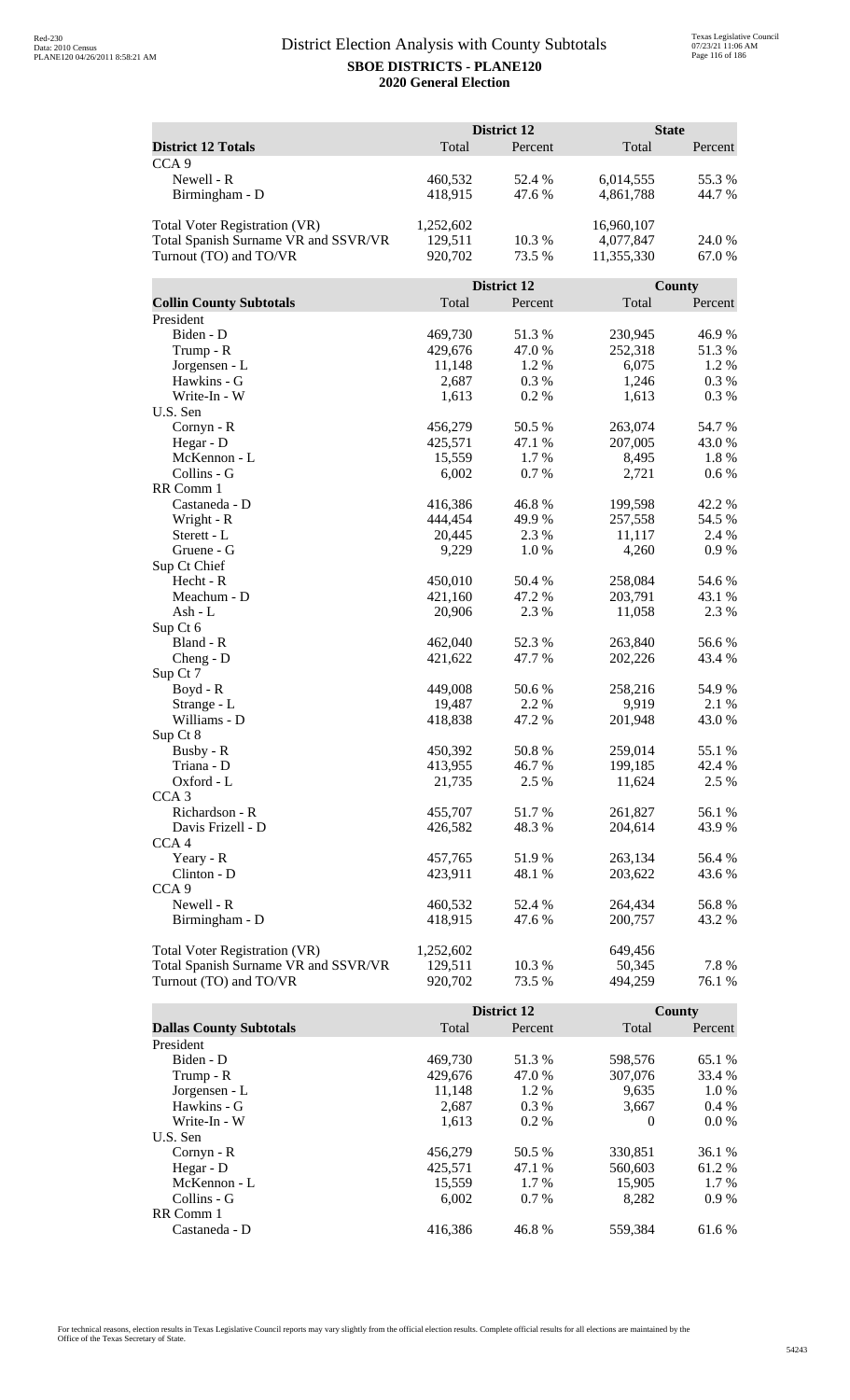# District Election Analysis with County Subtotals

**SBOE DISTRICTS - PLANE120**

**2020 General Election**

| District 12 Totals | District 12 Total | District 12 Percent | State Total | State Percent |
|---|---|---|---|---|
| CCA 9 | | | | |
| Newell - R | 460,532 | 52.4 % | 6,014,555 | 55.3 % |
| Birmingham - D | 418,915 | 47.6 % | 4,861,788 | 44.7 % |
| | | | | |
| Total Voter Registration (VR) | 1,252,602 | | 16,960,107 | |
| Total Spanish Surname VR and SSVR/VR | 129,511 | 10.3 % | 4,077,847 | 24.0 % |
| Turnout (TO) and TO/VR | 920,702 | 73.5 % | 11,355,330 | 67.0 % |

| Collin County Subtotals | District 12 Total | District 12 Percent | County Total | County Percent |
|---|---|---|---|---|
| President | | | | |
| Biden - D | 469,730 | 51.3 % | 230,945 | 46.9 % |
| Trump - R | 429,676 | 47.0 % | 252,318 | 51.3 % |
| Jorgensen - L | 11,148 | 1.2 % | 6,075 | 1.2 % |
| Hawkins - G | 2,687 | 0.3 % | 1,246 | 0.3 % |
| Write-In - W | 1,613 | 0.2 % | 1,613 | 0.3 % |
| U.S. Sen | | | | |
| Cornyn - R | 456,279 | 50.5 % | 263,074 | 54.7 % |
| Hegar - D | 425,571 | 47.1 % | 207,005 | 43.0 % |
| McKennon - L | 15,559 | 1.7 % | 8,495 | 1.8 % |
| Collins - G | 6,002 | 0.7 % | 2,721 | 0.6 % |
| RR Comm 1 | | | | |
| Castaneda - D | 416,386 | 46.8 % | 199,598 | 42.2 % |
| Wright - R | 444,454 | 49.9 % | 257,558 | 54.5 % |
| Sterett - L | 20,445 | 2.3 % | 11,117 | 2.4 % |
| Gruene - G | 9,229 | 1.0 % | 4,260 | 0.9 % |
| Sup Ct Chief | | | | |
| Hecht - R | 450,010 | 50.4 % | 258,084 | 54.6 % |
| Meachum - D | 421,160 | 47.2 % | 203,791 | 43.1 % |
| Ash - L | 20,906 | 2.3 % | 11,058 | 2.3 % |
| Sup Ct 6 | | | | |
| Bland - R | 462,040 | 52.3 % | 263,840 | 56.6 % |
| Cheng - D | 421,622 | 47.7 % | 202,226 | 43.4 % |
| Sup Ct 7 | | | | |
| Boyd - R | 449,008 | 50.6 % | 258,216 | 54.9 % |
| Strange - L | 19,487 | 2.2 % | 9,919 | 2.1 % |
| Williams - D | 418,838 | 47.2 % | 201,948 | 43.0 % |
| Sup Ct 8 | | | | |
| Busby - R | 450,392 | 50.8 % | 259,014 | 55.1 % |
| Triana - D | 413,955 | 46.7 % | 199,185 | 42.4 % |
| Oxford - L | 21,735 | 2.5 % | 11,624 | 2.5 % |
| CCA 3 | | | | |
| Richardson - R | 455,707 | 51.7 % | 261,827 | 56.1 % |
| Davis Frizell - D | 426,582 | 48.3 % | 204,614 | 43.9 % |
| CCA 4 | | | | |
| Yeary - R | 457,765 | 51.9 % | 263,134 | 56.4 % |
| Clinton - D | 423,911 | 48.1 % | 203,622 | 43.6 % |
| CCA 9 | | | | |
| Newell - R | 460,532 | 52.4 % | 264,434 | 56.8 % |
| Birmingham - D | 418,915 | 47.6 % | 200,757 | 43.2 % |
| | | | | |
| Total Voter Registration (VR) | 1,252,602 | | 649,456 | |
| Total Spanish Surname VR and SSVR/VR | 129,511 | 10.3 % | 50,345 | 7.8 % |
| Turnout (TO) and TO/VR | 920,702 | 73.5 % | 494,259 | 76.1 % |

| Dallas County Subtotals | District 12 Total | District 12 Percent | County Total | County Percent |
|---|---|---|---|---|
| President | | | | |
| Biden - D | 469,730 | 51.3 % | 598,576 | 65.1 % |
| Trump - R | 429,676 | 47.0 % | 307,076 | 33.4 % |
| Jorgensen - L | 11,148 | 1.2 % | 9,635 | 1.0 % |
| Hawkins - G | 2,687 | 0.3 % | 3,667 | 0.4 % |
| Write-In - W | 1,613 | 0.2 % | 0 | 0.0 % |
| U.S. Sen | | | | |
| Cornyn - R | 456,279 | 50.5 % | 330,851 | 36.1 % |
| Hegar - D | 425,571 | 47.1 % | 560,603 | 61.2 % |
| McKennon - L | 15,559 | 1.7 % | 15,905 | 1.7 % |
| Collins - G | 6,002 | 0.7 % | 8,282 | 0.9 % |
| RR Comm 1 | | | | |
| Castaneda - D | 416,386 | 46.8 % | 559,384 | 61.6 % |

For technical reasons, election results in Texas Legislative Council reports may vary slightly from the official election results. Complete official results for all elections are maintained by the Office of the Texas Secretary of State.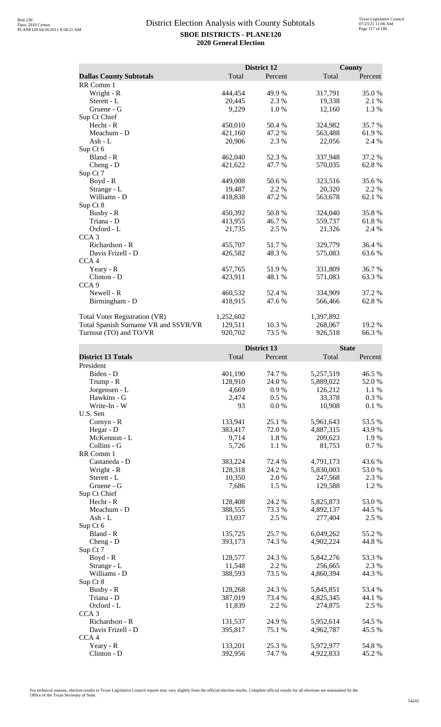# District Election Analysis with County Subtotals

**SBOE DISTRICTS - PLANE120**

**2020 General Election**

| | District 12 | | County | |
|---|---|---|---|---|
| **Dallas County Subtotals** | Total | Percent | Total | Percent |
| RR Comm 1 | | | | |
| Wright - R | 444,454 | 49.9 % | 317,791 | 35.0 % |
| Sterett - L | 20,445 | 2.3 % | 19,338 | 2.1 % |
| Gruene - G | 9,229 | 1.0 % | 12,160 | 1.3 % |
| Sup Ct Chief | | | | |
| Hecht - R | 450,010 | 50.4 % | 324,982 | 35.7 % |
| Meachum - D | 421,160 | 47.2 % | 563,488 | 61.9 % |
| Ash - L | 20,906 | 2.3 % | 22,056 | 2.4 % |
| Sup Ct 6 | | | | |
| Bland - R | 462,040 | 52.3 % | 337,948 | 37.2 % |
| Cheng - D | 421,622 | 47.7 % | 570,035 | 62.8 % |
| Sup Ct 7 | | | | |
| Boyd - R | 449,008 | 50.6 % | 323,516 | 35.6 % |
| Strange - L | 19,487 | 2.2 % | 20,320 | 2.2 % |
| Williams - D | 418,838 | 47.2 % | 563,678 | 62.1 % |
| Sup Ct 8 | | | | |
| Busby - R | 450,392 | 50.8 % | 324,040 | 35.8 % |
| Triana - D | 413,955 | 46.7 % | 559,737 | 61.8 % |
| Oxford - L | 21,735 | 2.5 % | 21,326 | 2.4 % |
| CCA 3 | | | | |
| Richardson - R | 455,707 | 51.7 % | 329,779 | 36.4 % |
| Davis Frizell - D | 426,582 | 48.3 % | 575,083 | 63.6 % |
| CCA 4 | | | | |
| Yeary - R | 457,765 | 51.9 % | 331,809 | 36.7 % |
| Clinton - D | 423,911 | 48.1 % | 571,083 | 63.3 % |
| CCA 9 | | | | |
| Newell - R | 460,532 | 52.4 % | 334,909 | 37.2 % |
| Birmingham - D | 418,915 | 47.6 % | 566,466 | 62.8 % |
| | | | | |
| Total Voter Registration (VR) | 1,252,602 | | 1,397,892 | |
| Total Spanish Surname VR and SSVR/VR | 129,511 | 10.3 % | 268,067 | 19.2 % |
| Turnout (TO) and TO/VR | 920,702 | 73.5 % | 926,518 | 66.3 % |

| | District 13 | | State | |
|---|---|---|---|---|
| **District 13 Totals** | Total | Percent | Total | Percent |
| President | | | | |
| Biden - D | 401,190 | 74.7 % | 5,257,519 | 46.5 % |
| Trump - R | 128,910 | 24.0 % | 5,889,022 | 52.0 % |
| Jorgensen - L | 4,669 | 0.9 % | 126,212 | 1.1 % |
| Hawkins - G | 2,474 | 0.5 % | 33,378 | 0.3 % |
| Write-In - W | 93 | 0.0 % | 10,908 | 0.1 % |
| U.S. Sen | | | | |
| Cornyn - R | 133,941 | 25.1 % | 5,961,643 | 53.5 % |
| Hegar - D | 383,417 | 72.0 % | 4,887,315 | 43.9 % |
| McKennon - L | 9,714 | 1.8 % | 209,623 | 1.9 % |
| Collins - G | 5,726 | 1.1 % | 81,753 | 0.7 % |
| RR Comm 1 | | | | |
| Castaneda - D | 383,224 | 72.4 % | 4,791,173 | 43.6 % |
| Wright - R | 128,318 | 24.2 % | 5,830,003 | 53.0 % |
| Sterett - L | 10,350 | 2.0 % | 247,568 | 2.3 % |
| Gruene - G | 7,686 | 1.5 % | 129,588 | 1.2 % |
| Sup Ct Chief | | | | |
| Hecht - R | 128,408 | 24.2 % | 5,825,873 | 53.0 % |
| Meachum - D | 388,555 | 73.3 % | 4,892,137 | 44.5 % |
| Ash - L | 13,037 | 2.5 % | 277,404 | 2.5 % |
| Sup Ct 6 | | | | |
| Bland - R | 135,725 | 25.7 % | 6,049,262 | 55.2 % |
| Cheng - D | 393,173 | 74.3 % | 4,902,224 | 44.8 % |
| Sup Ct 7 | | | | |
| Boyd - R | 128,577 | 24.3 % | 5,842,276 | 53.3 % |
| Strange - L | 11,548 | 2.2 % | 256,665 | 2.3 % |
| Williams - D | 388,593 | 73.5 % | 4,860,394 | 44.3 % |
| Sup Ct 8 | | | | |
| Busby - R | 128,268 | 24.3 % | 5,845,851 | 53.4 % |
| Triana - D | 387,019 | 73.4 % | 4,825,345 | 44.1 % |
| Oxford - L | 11,839 | 2.2 % | 274,875 | 2.5 % |
| CCA 3 | | | | |
| Richardson - R | 131,537 | 24.9 % | 5,952,614 | 54.5 % |
| Davis Frizell - D | 395,817 | 75.1 % | 4,962,787 | 45.5 % |
| CCA 4 | | | | |
| Yeary - R | 133,201 | 25.3 % | 5,972,977 | 54.8 % |
| Clinton - D | 392,956 | 74.7 % | 4,922,833 | 45.2 % |

For technical reasons, election results in Texas Legislative Council reports may vary slightly from the official election results. Complete official results for all elections are maintained by the Office of the Texas Secretary of State.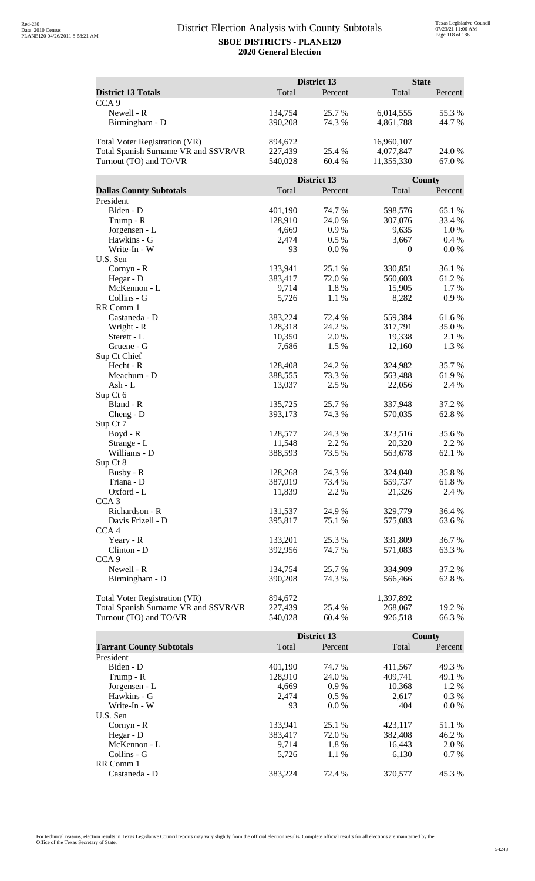# District Election Analysis with County Subtotals

**SBOE DISTRICTS - PLANE120**
**2020 General Election**

| District 13 Totals | District 13 Total | District 13 Percent | State Total | State Percent |
|---|---|---|---|---|
| CCA 9 | | | | |
| Newell - R | 134,754 | 25.7 % | 6,014,555 | 55.3 % |
| Birmingham - D | 390,208 | 74.3 % | 4,861,788 | 44.7 % |
| | | | | |
| Total Voter Registration (VR) | 894,672 | | 16,960,107 | |
| Total Spanish Surname VR and SSVR/VR | 227,439 | 25.4 % | 4,077,847 | 24.0 % |
| Turnout (TO) and TO/VR | 540,028 | 60.4 % | 11,355,330 | 67.0 % |

| Dallas County Subtotals | District 13 Total | District 13 Percent | County Total | County Percent |
|---|---|---|---|---|
| President | | | | |
| Biden - D | 401,190 | 74.7 % | 598,576 | 65.1 % |
| Trump - R | 128,910 | 24.0 % | 307,076 | 33.4 % |
| Jorgensen - L | 4,669 | 0.9 % | 9,635 | 1.0 % |
| Hawkins - G | 2,474 | 0.5 % | 3,667 | 0.4 % |
| Write-In - W | 93 | 0.0 % | 0 | 0.0 % |
| U.S. Sen | | | | |
| Cornyn - R | 133,941 | 25.1 % | 330,851 | 36.1 % |
| Hegar - D | 383,417 | 72.0 % | 560,603 | 61.2 % |
| McKennon - L | 9,714 | 1.8 % | 15,905 | 1.7 % |
| Collins - G | 5,726 | 1.1 % | 8,282 | 0.9 % |
| RR Comm 1 | | | | |
| Castaneda - D | 383,224 | 72.4 % | 559,384 | 61.6 % |
| Wright - R | 128,318 | 24.2 % | 317,791 | 35.0 % |
| Sterett - L | 10,350 | 2.0 % | 19,338 | 2.1 % |
| Gruene - G | 7,686 | 1.5 % | 12,160 | 1.3 % |
| Sup Ct Chief | | | | |
| Hecht - R | 128,408 | 24.2 % | 324,982 | 35.7 % |
| Meachum - D | 388,555 | 73.3 % | 563,488 | 61.9 % |
| Ash - L | 13,037 | 2.5 % | 22,056 | 2.4 % |
| Sup Ct 6 | | | | |
| Bland - R | 135,725 | 25.7 % | 337,948 | 37.2 % |
| Cheng - D | 393,173 | 74.3 % | 570,035 | 62.8 % |
| Sup Ct 7 | | | | |
| Boyd - R | 128,577 | 24.3 % | 323,516 | 35.6 % |
| Strange - L | 11,548 | 2.2 % | 20,320 | 2.2 % |
| Williams - D | 388,593 | 73.5 % | 563,678 | 62.1 % |
| Sup Ct 8 | | | | |
| Busby - R | 128,268 | 24.3 % | 324,040 | 35.8 % |
| Triana - D | 387,019 | 73.4 % | 559,737 | 61.8 % |
| Oxford - L | 11,839 | 2.2 % | 21,326 | 2.4 % |
| CCA 3 | | | | |
| Richardson - R | 131,537 | 24.9 % | 329,779 | 36.4 % |
| Davis Frizell - D | 395,817 | 75.1 % | 575,083 | 63.6 % |
| CCA 4 | | | | |
| Yeary - R | 133,201 | 25.3 % | 331,809 | 36.7 % |
| Clinton - D | 392,956 | 74.7 % | 571,083 | 63.3 % |
| CCA 9 | | | | |
| Newell - R | 134,754 | 25.7 % | 334,909 | 37.2 % |
| Birmingham - D | 390,208 | 74.3 % | 566,466 | 62.8 % |
| | | | | |
| Total Voter Registration (VR) | 894,672 | | 1,397,892 | |
| Total Spanish Surname VR and SSVR/VR | 227,439 | 25.4 % | 268,067 | 19.2 % |
| Turnout (TO) and TO/VR | 540,028 | 60.4 % | 926,518 | 66.3 % |

| Tarrant County Subtotals | District 13 Total | District 13 Percent | County Total | County Percent |
|---|---|---|---|---|
| President | | | | |
| Biden - D | 401,190 | 74.7 % | 411,567 | 49.3 % |
| Trump - R | 128,910 | 24.0 % | 409,741 | 49.1 % |
| Jorgensen - L | 4,669 | 0.9 % | 10,368 | 1.2 % |
| Hawkins - G | 2,474 | 0.5 % | 2,617 | 0.3 % |
| Write-In - W | 93 | 0.0 % | 404 | 0.0 % |
| U.S. Sen | | | | |
| Cornyn - R | 133,941 | 25.1 % | 423,117 | 51.1 % |
| Hegar - D | 383,417 | 72.0 % | 382,408 | 46.2 % |
| McKennon - L | 9,714 | 1.8 % | 16,443 | 2.0 % |
| Collins - G | 5,726 | 1.1 % | 6,130 | 0.7 % |
| RR Comm 1 | | | | |
| Castaneda - D | 383,224 | 72.4 % | 370,577 | 45.3 % |

For technical reasons, election results in Texas Legislative Council reports may vary slightly from the official election results. Complete official results for all elections are maintained by the Office of the Texas Secretary of State.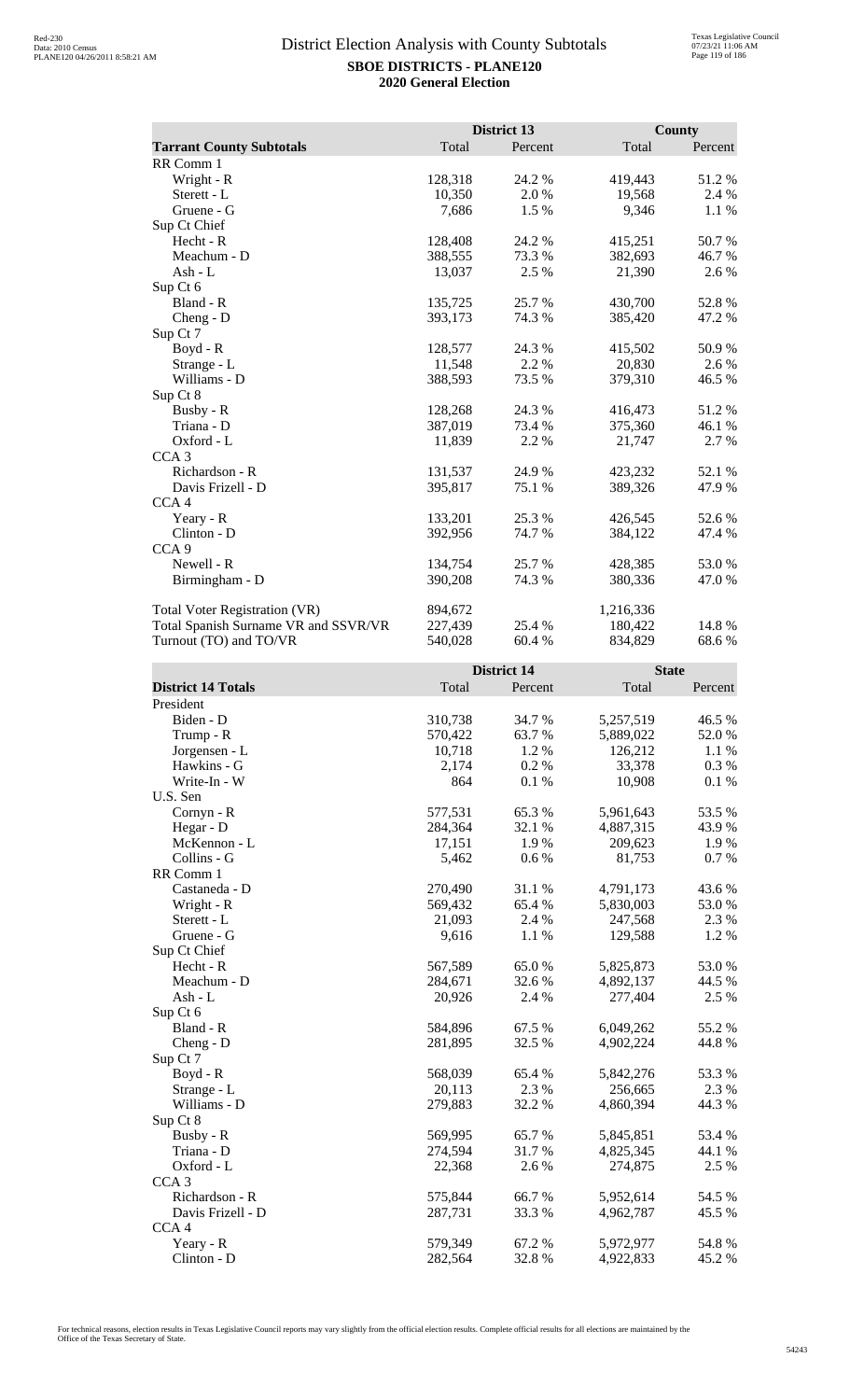# District Election Analysis with County Subtotals

**SBOE DISTRICTS - PLANE120**
**2020 General Election**

| | District 13 | | County | |
|---|---|---|---|---|
| **Tarrant County Subtotals** | Total | Percent | Total | Percent |
| RR Comm 1 | | | | |
| Wright - R | 128,318 | 24.2 % | 419,443 | 51.2 % |
| Sterett - L | 10,350 | 2.0 % | 19,568 | 2.4 % |
| Gruene - G | 7,686 | 1.5 % | 9,346 | 1.1 % |
| Sup Ct Chief | | | | |
| Hecht - R | 128,408 | 24.2 % | 415,251 | 50.7 % |
| Meachum - D | 388,555 | 73.3 % | 382,693 | 46.7 % |
| Ash - L | 13,037 | 2.5 % | 21,390 | 2.6 % |
| Sup Ct 6 | | | | |
| Bland - R | 135,725 | 25.7 % | 430,700 | 52.8 % |
| Cheng - D | 393,173 | 74.3 % | 385,420 | 47.2 % |
| Sup Ct 7 | | | | |
| Boyd - R | 128,577 | 24.3 % | 415,502 | 50.9 % |
| Strange - L | 11,548 | 2.2 % | 20,830 | 2.6 % |
| Williams - D | 388,593 | 73.5 % | 379,310 | 46.5 % |
| Sup Ct 8 | | | | |
| Busby - R | 128,268 | 24.3 % | 416,473 | 51.2 % |
| Triana - D | 387,019 | 73.4 % | 375,360 | 46.1 % |
| Oxford - L | 11,839 | 2.2 % | 21,747 | 2.7 % |
| CCA 3 | | | | |
| Richardson - R | 131,537 | 24.9 % | 423,232 | 52.1 % |
| Davis Frizell - D | 395,817 | 75.1 % | 389,326 | 47.9 % |
| CCA 4 | | | | |
| Yeary - R | 133,201 | 25.3 % | 426,545 | 52.6 % |
| Clinton - D | 392,956 | 74.7 % | 384,122 | 47.4 % |
| CCA 9 | | | | |
| Newell - R | 134,754 | 25.7 % | 428,385 | 53.0 % |
| Birmingham - D | 390,208 | 74.3 % | 380,336 | 47.0 % |
| | | | | |
| Total Voter Registration (VR) | 894,672 | | 1,216,336 | |
| Total Spanish Surname VR and SSVR/VR | 227,439 | 25.4 % | 180,422 | 14.8 % |
| Turnout (TO) and TO/VR | 540,028 | 60.4 % | 834,829 | 68.6 % |

| | District 14 | | State | |
|---|---|---|---|---|
| **District 14 Totals** | Total | Percent | Total | Percent |
| President | | | | |
| Biden - D | 310,738 | 34.7 % | 5,257,519 | 46.5 % |
| Trump - R | 570,422 | 63.7 % | 5,889,022 | 52.0 % |
| Jorgensen - L | 10,718 | 1.2 % | 126,212 | 1.1 % |
| Hawkins - G | 2,174 | 0.2 % | 33,378 | 0.3 % |
| Write-In - W | 864 | 0.1 % | 10,908 | 0.1 % |
| U.S. Sen | | | | |
| Cornyn - R | 577,531 | 65.3 % | 5,961,643 | 53.5 % |
| Hegar - D | 284,364 | 32.1 % | 4,887,315 | 43.9 % |
| McKennon - L | 17,151 | 1.9 % | 209,623 | 1.9 % |
| Collins - G | 5,462 | 0.6 % | 81,753 | 0.7 % |
| RR Comm 1 | | | | |
| Castaneda - D | 270,490 | 31.1 % | 4,791,173 | 43.6 % |
| Wright - R | 569,432 | 65.4 % | 5,830,003 | 53.0 % |
| Sterett - L | 21,093 | 2.4 % | 247,568 | 2.3 % |
| Gruene - G | 9,616 | 1.1 % | 129,588 | 1.2 % |
| Sup Ct Chief | | | | |
| Hecht - R | 567,589 | 65.0 % | 5,825,873 | 53.0 % |
| Meachum - D | 284,671 | 32.6 % | 4,892,137 | 44.5 % |
| Ash - L | 20,926 | 2.4 % | 277,404 | 2.5 % |
| Sup Ct 6 | | | | |
| Bland - R | 584,896 | 67.5 % | 6,049,262 | 55.2 % |
| Cheng - D | 281,895 | 32.5 % | 4,902,224 | 44.8 % |
| Sup Ct 7 | | | | |
| Boyd - R | 568,039 | 65.4 % | 5,842,276 | 53.3 % |
| Strange - L | 20,113 | 2.3 % | 256,665 | 2.3 % |
| Williams - D | 279,883 | 32.2 % | 4,860,394 | 44.3 % |
| Sup Ct 8 | | | | |
| Busby - R | 569,995 | 65.7 % | 5,845,851 | 53.4 % |
| Triana - D | 274,594 | 31.7 % | 4,825,345 | 44.1 % |
| Oxford - L | 22,368 | 2.6 % | 274,875 | 2.5 % |
| CCA 3 | | | | |
| Richardson - R | 575,844 | 66.7 % | 5,952,614 | 54.5 % |
| Davis Frizell - D | 287,731 | 33.3 % | 4,962,787 | 45.5 % |
| CCA 4 | | | | |
| Yeary - R | 579,349 | 67.2 % | 5,972,977 | 54.8 % |
| Clinton - D | 282,564 | 32.8 % | 4,922,833 | 45.2 % |

For technical reasons, election results in Texas Legislative Council reports may vary slightly from the official election results. Complete official results for all elections are maintained by the Office of the Texas Secretary of State.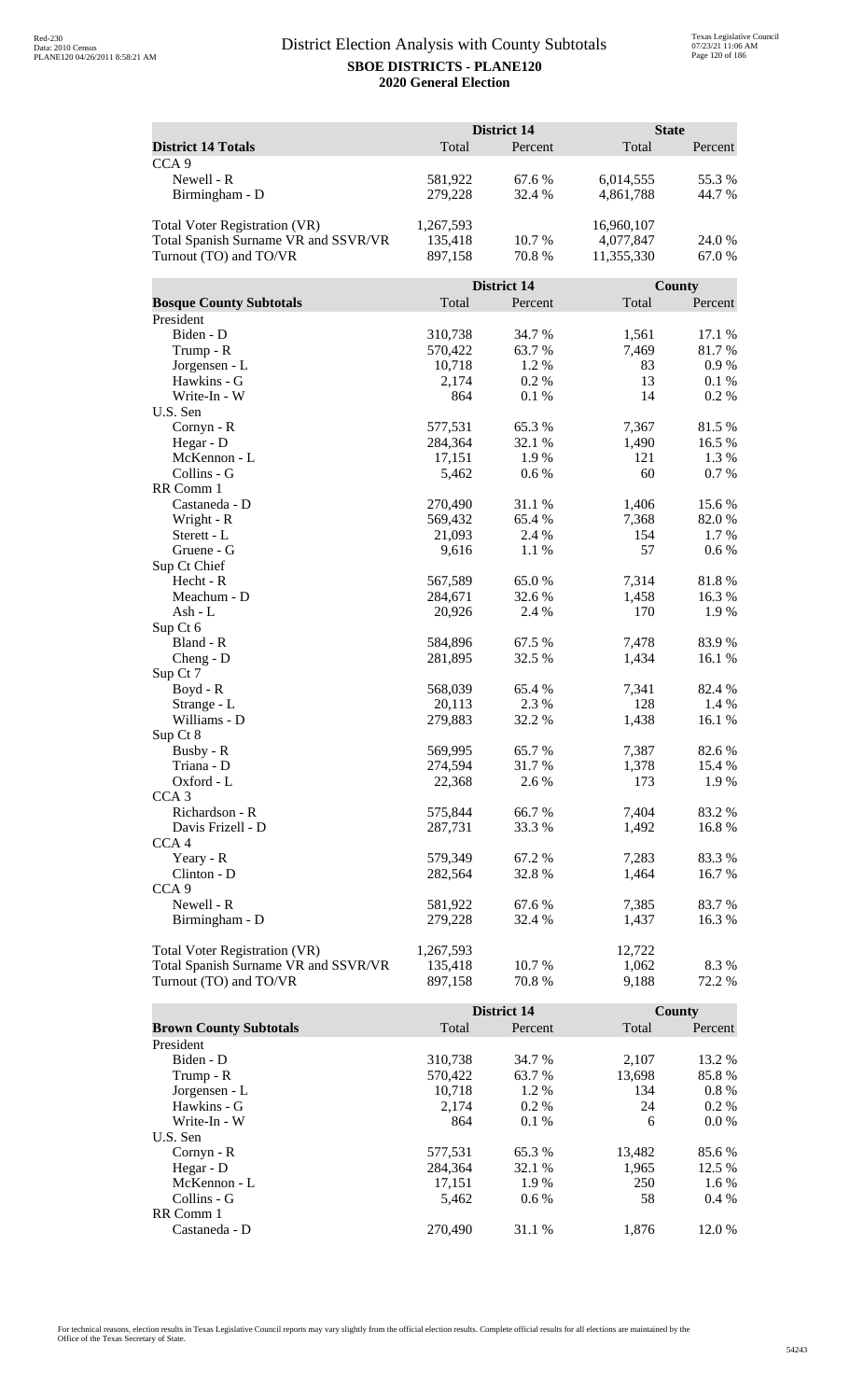# District Election Analysis with County Subtotals

**SBOE DISTRICTS - PLANE120**

**2020 General Election**

| District 14 Totals | District 14 Total | District 14 Percent | State Total | State Percent |
|---|---|---|---|---|
| CCA 9 | | | | |
| Newell - R | 581,922 | 67.6 % | 6,014,555 | 55.3 % |
| Birmingham - D | 279,228 | 32.4 % | 4,861,788 | 44.7 % |
| Total Voter Registration (VR) | 1,267,593 | | 16,960,107 | |
| Total Spanish Surname VR and SSVR/VR | 135,418 | 10.7 % | 4,077,847 | 24.0 % |
| Turnout (TO) and TO/VR | 897,158 | 70.8 % | 11,355,330 | 67.0 % |

| Bosque County Subtotals | District 14 Total | District 14 Percent | County Total | County Percent |
|---|---|---|---|---|
| President | | | | |
| Biden - D | 310,738 | 34.7 % | 1,561 | 17.1 % |
| Trump - R | 570,422 | 63.7 % | 7,469 | 81.7 % |
| Jorgensen - L | 10,718 | 1.2 % | 83 | 0.9 % |
| Hawkins - G | 2,174 | 0.2 % | 13 | 0.1 % |
| Write-In - W | 864 | 0.1 % | 14 | 0.2 % |
| U.S. Sen | | | | |
| Cornyn - R | 577,531 | 65.3 % | 7,367 | 81.5 % |
| Hegar - D | 284,364 | 32.1 % | 1,490 | 16.5 % |
| McKennon - L | 17,151 | 1.9 % | 121 | 1.3 % |
| Collins - G | 5,462 | 0.6 % | 60 | 0.7 % |
| RR Comm 1 | | | | |
| Castaneda - D | 270,490 | 31.1 % | 1,406 | 15.6 % |
| Wright - R | 569,432 | 65.4 % | 7,368 | 82.0 % |
| Sterett - L | 21,093 | 2.4 % | 154 | 1.7 % |
| Gruene - G | 9,616 | 1.1 % | 57 | 0.6 % |
| Sup Ct Chief | | | | |
| Hecht - R | 567,589 | 65.0 % | 7,314 | 81.8 % |
| Meachum - D | 284,671 | 32.6 % | 1,458 | 16.3 % |
| Ash - L | 20,926 | 2.4 % | 170 | 1.9 % |
| Sup Ct 6 | | | | |
| Bland - R | 584,896 | 67.5 % | 7,478 | 83.9 % |
| Cheng - D | 281,895 | 32.5 % | 1,434 | 16.1 % |
| Sup Ct 7 | | | | |
| Boyd - R | 568,039 | 65.4 % | 7,341 | 82.4 % |
| Strange - L | 20,113 | 2.3 % | 128 | 1.4 % |
| Williams - D | 279,883 | 32.2 % | 1,438 | 16.1 % |
| Sup Ct 8 | | | | |
| Busby - R | 569,995 | 65.7 % | 7,387 | 82.6 % |
| Triana - D | 274,594 | 31.7 % | 1,378 | 15.4 % |
| Oxford - L | 22,368 | 2.6 % | 173 | 1.9 % |
| CCA 3 | | | | |
| Richardson - R | 575,844 | 66.7 % | 7,404 | 83.2 % |
| Davis Frizell - D | 287,731 | 33.3 % | 1,492 | 16.8 % |
| CCA 4 | | | | |
| Yeary - R | 579,349 | 67.2 % | 7,283 | 83.3 % |
| Clinton - D | 282,564 | 32.8 % | 1,464 | 16.7 % |
| CCA 9 | | | | |
| Newell - R | 581,922 | 67.6 % | 7,385 | 83.7 % |
| Birmingham - D | 279,228 | 32.4 % | 1,437 | 16.3 % |
| Total Voter Registration (VR) | 1,267,593 | | 12,722 | |
| Total Spanish Surname VR and SSVR/VR | 135,418 | 10.7 % | 1,062 | 8.3 % |
| Turnout (TO) and TO/VR | 897,158 | 70.8 % | 9,188 | 72.2 % |

| Brown County Subtotals | District 14 Total | District 14 Percent | County Total | County Percent |
|---|---|---|---|---|
| President | | | | |
| Biden - D | 310,738 | 34.7 % | 2,107 | 13.2 % |
| Trump - R | 570,422 | 63.7 % | 13,698 | 85.8 % |
| Jorgensen - L | 10,718 | 1.2 % | 134 | 0.8 % |
| Hawkins - G | 2,174 | 0.2 % | 24 | 0.2 % |
| Write-In - W | 864 | 0.1 % | 6 | 0.0 % |
| U.S. Sen | | | | |
| Cornyn - R | 577,531 | 65.3 % | 13,482 | 85.6 % |
| Hegar - D | 284,364 | 32.1 % | 1,965 | 12.5 % |
| McKennon - L | 17,151 | 1.9 % | 250 | 1.6 % |
| Collins - G | 5,462 | 0.6 % | 58 | 0.4 % |
| RR Comm 1 | | | | |
| Castaneda - D | 270,490 | 31.1 % | 1,876 | 12.0 % |

For technical reasons, election results in Texas Legislative Council reports may vary slightly from the official election results. Complete official results for all elections are maintained by the Office of the Texas Secretary of State.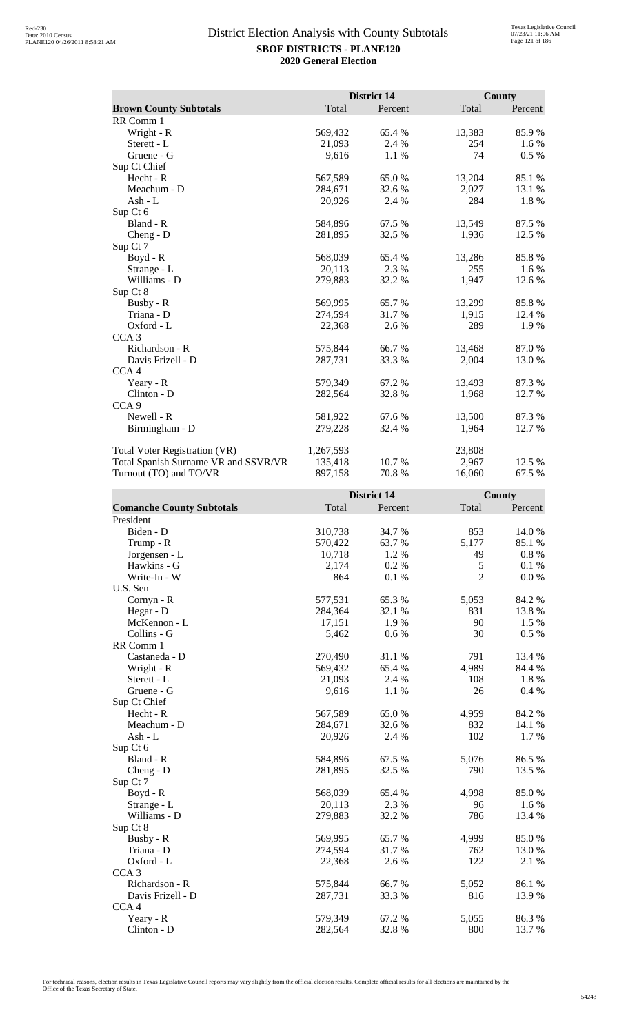# District Election Analysis with County Subtotals

**SBOE DISTRICTS - PLANE120**

**2020 General Election**

| Brown County Subtotals | District 14 Total | District 14 Percent | County Total | County Percent |
|---|---|---|---|---|
| RR Comm 1 | | | | |
| Wright - R | 569,432 | 65.4 % | 13,383 | 85.9 % |
| Sterett - L | 21,093 | 2.4 % | 254 | 1.6 % |
| Gruene - G | 9,616 | 1.1 % | 74 | 0.5 % |
| Sup Ct Chief | | | | |
| Hecht - R | 567,589 | 65.0 % | 13,204 | 85.1 % |
| Meachum - D | 284,671 | 32.6 % | 2,027 | 13.1 % |
| Ash - L | 20,926 | 2.4 % | 284 | 1.8 % |
| Sup Ct 6 | | | | |
| Bland - R | 584,896 | 67.5 % | 13,549 | 87.5 % |
| Cheng - D | 281,895 | 32.5 % | 1,936 | 12.5 % |
| Sup Ct 7 | | | | |
| Boyd - R | 568,039 | 65.4 % | 13,286 | 85.8 % |
| Strange - L | 20,113 | 2.3 % | 255 | 1.6 % |
| Williams - D | 279,883 | 32.2 % | 1,947 | 12.6 % |
| Sup Ct 8 | | | | |
| Busby - R | 569,995 | 65.7 % | 13,299 | 85.8 % |
| Triana - D | 274,594 | 31.7 % | 1,915 | 12.4 % |
| Oxford - L | 22,368 | 2.6 % | 289 | 1.9 % |
| CCA 3 | | | | |
| Richardson - R | 575,844 | 66.7 % | 13,468 | 87.0 % |
| Davis Frizell - D | 287,731 | 33.3 % | 2,004 | 13.0 % |
| CCA 4 | | | | |
| Yeary - R | 579,349 | 67.2 % | 13,493 | 87.3 % |
| Clinton - D | 282,564 | 32.8 % | 1,968 | 12.7 % |
| CCA 9 | | | | |
| Newell - R | 581,922 | 67.6 % | 13,500 | 87.3 % |
| Birmingham - D | 279,228 | 32.4 % | 1,964 | 12.7 % |
| | | | | |
| Total Voter Registration (VR) | 1,267,593 | | 23,808 | |
| Total Spanish Surname VR and SSVR/VR | 135,418 | 10.7 % | 2,967 | 12.5 % |
| Turnout (TO) and TO/VR | 897,158 | 70.8 % | 16,060 | 67.5 % |

| Comanche County Subtotals | District 14 Total | District 14 Percent | County Total | County Percent |
|---|---|---|---|---|
| President | | | | |
| Biden - D | 310,738 | 34.7 % | 853 | 14.0 % |
| Trump - R | 570,422 | 63.7 % | 5,177 | 85.1 % |
| Jorgensen - L | 10,718 | 1.2 % | 49 | 0.8 % |
| Hawkins - G | 2,174 | 0.2 % | 5 | 0.1 % |
| Write-In - W | 864 | 0.1 % | 2 | 0.0 % |
| U.S. Sen | | | | |
| Cornyn - R | 577,531 | 65.3 % | 5,053 | 84.2 % |
| Hegar - D | 284,364 | 32.1 % | 831 | 13.8 % |
| McKennon - L | 17,151 | 1.9 % | 90 | 1.5 % |
| Collins - G | 5,462 | 0.6 % | 30 | 0.5 % |
| RR Comm 1 | | | | |
| Castaneda - D | 270,490 | 31.1 % | 791 | 13.4 % |
| Wright - R | 569,432 | 65.4 % | 4,989 | 84.4 % |
| Sterett - L | 21,093 | 2.4 % | 108 | 1.8 % |
| Gruene - G | 9,616 | 1.1 % | 26 | 0.4 % |
| Sup Ct Chief | | | | |
| Hecht - R | 567,589 | 65.0 % | 4,959 | 84.2 % |
| Meachum - D | 284,671 | 32.6 % | 832 | 14.1 % |
| Ash - L | 20,926 | 2.4 % | 102 | 1.7 % |
| Sup Ct 6 | | | | |
| Bland - R | 584,896 | 67.5 % | 5,076 | 86.5 % |
| Cheng - D | 281,895 | 32.5 % | 790 | 13.5 % |
| Sup Ct 7 | | | | |
| Boyd - R | 568,039 | 65.4 % | 4,998 | 85.0 % |
| Strange - L | 20,113 | 2.3 % | 96 | 1.6 % |
| Williams - D | 279,883 | 32.2 % | 786 | 13.4 % |
| Sup Ct 8 | | | | |
| Busby - R | 569,995 | 65.7 % | 4,999 | 85.0 % |
| Triana - D | 274,594 | 31.7 % | 762 | 13.0 % |
| Oxford - L | 22,368 | 2.6 % | 122 | 2.1 % |
| CCA 3 | | | | |
| Richardson - R | 575,844 | 66.7 % | 5,052 | 86.1 % |
| Davis Frizell - D | 287,731 | 33.3 % | 816 | 13.9 % |
| CCA 4 | | | | |
| Yeary - R | 579,349 | 67.2 % | 5,055 | 86.3 % |
| Clinton - D | 282,564 | 32.8 % | 800 | 13.7 % |

For technical reasons, election results in Texas Legislative Council reports may vary slightly from the official election results. Complete official results for all elections are maintained by the Office of the Texas Secretary of State.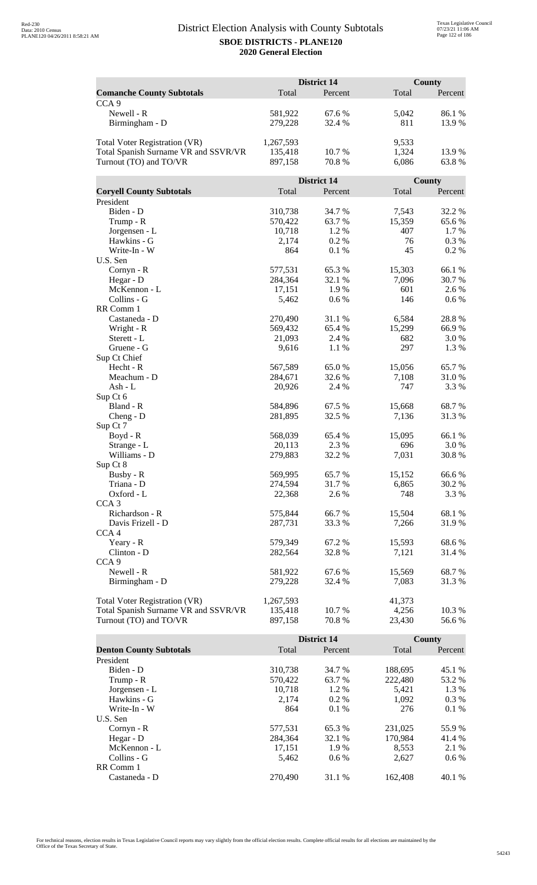# District Election Analysis with County Subtotals

**SBOE DISTRICTS - PLANE120**

**2020 General Election**

| Comanche County Subtotals | District 14 Total | District 14 Percent | County Total | County Percent |
|---|---|---|---|---|
| CCA 9 | | | | |
| Newell - R | 581,922 | 67.6 % | 5,042 | 86.1 % |
| Birmingham - D | 279,228 | 32.4 % | 811 | 13.9 % |
| | | | | |
| Total Voter Registration (VR) | 1,267,593 | | 9,533 | |
| Total Spanish Surname VR and SSVR/VR | 135,418 | 10.7 % | 1,324 | 13.9 % |
| Turnout (TO) and TO/VR | 897,158 | 70.8 % | 6,086 | 63.8 % |

| Coryell County Subtotals | District 14 Total | District 14 Percent | County Total | County Percent |
|---|---|---|---|---|
| President | | | | |
| Biden - D | 310,738 | 34.7 % | 7,543 | 32.2 % |
| Trump - R | 570,422 | 63.7 % | 15,359 | 65.6 % |
| Jorgensen - L | 10,718 | 1.2 % | 407 | 1.7 % |
| Hawkins - G | 2,174 | 0.2 % | 76 | 0.3 % |
| Write-In - W | 864 | 0.1 % | 45 | 0.2 % |
| U.S. Sen | | | | |
| Cornyn - R | 577,531 | 65.3 % | 15,303 | 66.1 % |
| Hegar - D | 284,364 | 32.1 % | 7,096 | 30.7 % |
| McKennon - L | 17,151 | 1.9 % | 601 | 2.6 % |
| Collins - G | 5,462 | 0.6 % | 146 | 0.6 % |
| RR Comm 1 | | | | |
| Castaneda - D | 270,490 | 31.1 % | 6,584 | 28.8 % |
| Wright - R | 569,432 | 65.4 % | 15,299 | 66.9 % |
| Sterett - L | 21,093 | 2.4 % | 682 | 3.0 % |
| Gruene - G | 9,616 | 1.1 % | 297 | 1.3 % |
| Sup Ct Chief | | | | |
| Hecht - R | 567,589 | 65.0 % | 15,056 | 65.7 % |
| Meachum - D | 284,671 | 32.6 % | 7,108 | 31.0 % |
| Ash - L | 20,926 | 2.4 % | 747 | 3.3 % |
| Sup Ct 6 | | | | |
| Bland - R | 584,896 | 67.5 % | 15,668 | 68.7 % |
| Cheng - D | 281,895 | 32.5 % | 7,136 | 31.3 % |
| Sup Ct 7 | | | | |
| Boyd - R | 568,039 | 65.4 % | 15,095 | 66.1 % |
| Strange - L | 20,113 | 2.3 % | 696 | 3.0 % |
| Williams - D | 279,883 | 32.2 % | 7,031 | 30.8 % |
| Sup Ct 8 | | | | |
| Busby - R | 569,995 | 65.7 % | 15,152 | 66.6 % |
| Triana - D | 274,594 | 31.7 % | 6,865 | 30.2 % |
| Oxford - L | 22,368 | 2.6 % | 748 | 3.3 % |
| CCA 3 | | | | |
| Richardson - R | 575,844 | 66.7 % | 15,504 | 68.1 % |
| Davis Frizell - D | 287,731 | 33.3 % | 7,266 | 31.9 % |
| CCA 4 | | | | |
| Yeary - R | 579,349 | 67.2 % | 15,593 | 68.6 % |
| Clinton - D | 282,564 | 32.8 % | 7,121 | 31.4 % |
| CCA 9 | | | | |
| Newell - R | 581,922 | 67.6 % | 15,569 | 68.7 % |
| Birmingham - D | 279,228 | 32.4 % | 7,083 | 31.3 % |
| | | | | |
| Total Voter Registration (VR) | 1,267,593 | | 41,373 | |
| Total Spanish Surname VR and SSVR/VR | 135,418 | 10.7 % | 4,256 | 10.3 % |
| Turnout (TO) and TO/VR | 897,158 | 70.8 % | 23,430 | 56.6 % |

| Denton County Subtotals | District 14 Total | District 14 Percent | County Total | County Percent |
|---|---|---|---|---|
| President | | | | |
| Biden - D | 310,738 | 34.7 % | 188,695 | 45.1 % |
| Trump - R | 570,422 | 63.7 % | 222,480 | 53.2 % |
| Jorgensen - L | 10,718 | 1.2 % | 5,421 | 1.3 % |
| Hawkins - G | 2,174 | 0.2 % | 1,092 | 0.3 % |
| Write-In - W | 864 | 0.1 % | 276 | 0.1 % |
| U.S. Sen | | | | |
| Cornyn - R | 577,531 | 65.3 % | 231,025 | 55.9 % |
| Hegar - D | 284,364 | 32.1 % | 170,984 | 41.4 % |
| McKennon - L | 17,151 | 1.9 % | 8,553 | 2.1 % |
| Collins - G | 5,462 | 0.6 % | 2,627 | 0.6 % |
| RR Comm 1 | | | | |
| Castaneda - D | 270,490 | 31.1 % | 162,408 | 40.1 % |

For technical reasons, election results in Texas Legislative Council reports may vary slightly from the official election results. Complete official results for all elections are maintained by the Office of the Texas Secretary of State.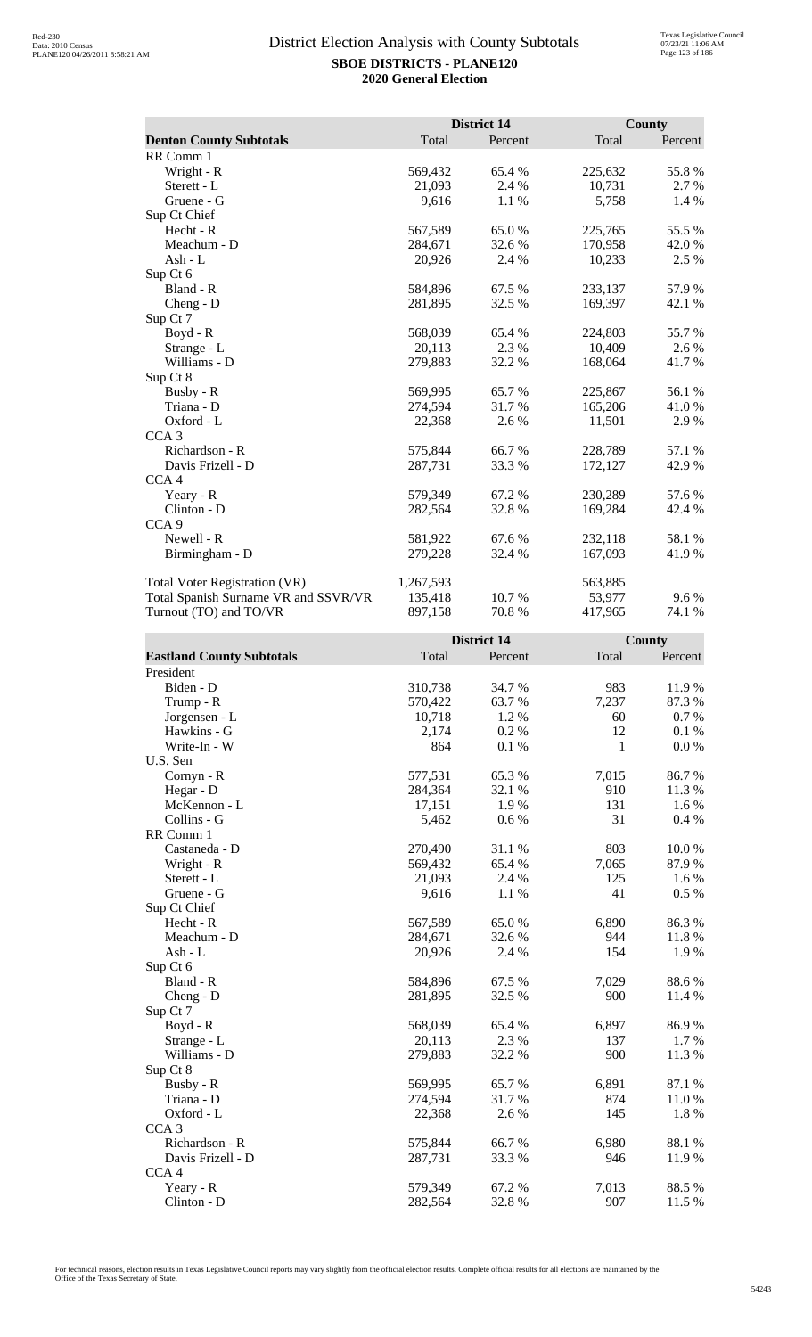# District Election Analysis with County Subtotals

**SBOE DISTRICTS - PLANE120**

**2020 General Election**

| **Denton County Subtotals** | District 14 Total | District 14 Percent | County Total | County Percent |
|---|---|---|---|---|
| RR Comm 1 | | | | |
| Wright - R | 569,432 | 65.4 % | 225,632 | 55.8 % |
| Sterett - L | 21,093 | 2.4 % | 10,731 | 2.7 % |
| Gruene - G | 9,616 | 1.1 % | 5,758 | 1.4 % |
| Sup Ct Chief | | | | |
| Hecht - R | 567,589 | 65.0 % | 225,765 | 55.5 % |
| Meachum - D | 284,671 | 32.6 % | 170,958 | 42.0 % |
| Ash - L | 20,926 | 2.4 % | 10,233 | 2.5 % |
| Sup Ct 6 | | | | |
| Bland - R | 584,896 | 67.5 % | 233,137 | 57.9 % |
| Cheng - D | 281,895 | 32.5 % | 169,397 | 42.1 % |
| Sup Ct 7 | | | | |
| Boyd - R | 568,039 | 65.4 % | 224,803 | 55.7 % |
| Strange - L | 20,113 | 2.3 % | 10,409 | 2.6 % |
| Williams - D | 279,883 | 32.2 % | 168,064 | 41.7 % |
| Sup Ct 8 | | | | |
| Busby - R | 569,995 | 65.7 % | 225,867 | 56.1 % |
| Triana - D | 274,594 | 31.7 % | 165,206 | 41.0 % |
| Oxford - L | 22,368 | 2.6 % | 11,501 | 2.9 % |
| CCA 3 | | | | |
| Richardson - R | 575,844 | 66.7 % | 228,789 | 57.1 % |
| Davis Frizell - D | 287,731 | 33.3 % | 172,127 | 42.9 % |
| CCA 4 | | | | |
| Yeary - R | 579,349 | 67.2 % | 230,289 | 57.6 % |
| Clinton - D | 282,564 | 32.8 % | 169,284 | 42.4 % |
| CCA 9 | | | | |
| Newell - R | 581,922 | 67.6 % | 232,118 | 58.1 % |
| Birmingham - D | 279,228 | 32.4 % | 167,093 | 41.9 % |
| | | | | |
| Total Voter Registration (VR) | 1,267,593 | | 563,885 | |
| Total Spanish Surname VR and SSVR/VR | 135,418 | 10.7 % | 53,977 | 9.6 % |
| Turnout (TO) and TO/VR | 897,158 | 70.8 % | 417,965 | 74.1 % |

| **Eastland County Subtotals** | District 14 Total | District 14 Percent | County Total | County Percent |
|---|---|---|---|---|
| President | | | | |
| Biden - D | 310,738 | 34.7 % | 983 | 11.9 % |
| Trump - R | 570,422 | 63.7 % | 7,237 | 87.3 % |
| Jorgensen - L | 10,718 | 1.2 % | 60 | 0.7 % |
| Hawkins - G | 2,174 | 0.2 % | 12 | 0.1 % |
| Write-In - W | 864 | 0.1 % | 1 | 0.0 % |
| U.S. Sen | | | | |
| Cornyn - R | 577,531 | 65.3 % | 7,015 | 86.7 % |
| Hegar - D | 284,364 | 32.1 % | 910 | 11.3 % |
| McKennon - L | 17,151 | 1.9 % | 131 | 1.6 % |
| Collins - G | 5,462 | 0.6 % | 31 | 0.4 % |
| RR Comm 1 | | | | |
| Castaneda - D | 270,490 | 31.1 % | 803 | 10.0 % |
| Wright - R | 569,432 | 65.4 % | 7,065 | 87.9 % |
| Sterett - L | 21,093 | 2.4 % | 125 | 1.6 % |
| Gruene - G | 9,616 | 1.1 % | 41 | 0.5 % |
| Sup Ct Chief | | | | |
| Hecht - R | 567,589 | 65.0 % | 6,890 | 86.3 % |
| Meachum - D | 284,671 | 32.6 % | 944 | 11.8 % |
| Ash - L | 20,926 | 2.4 % | 154 | 1.9 % |
| Sup Ct 6 | | | | |
| Bland - R | 584,896 | 67.5 % | 7,029 | 88.6 % |
| Cheng - D | 281,895 | 32.5 % | 900 | 11.4 % |
| Sup Ct 7 | | | | |
| Boyd - R | 568,039 | 65.4 % | 6,897 | 86.9 % |
| Strange - L | 20,113 | 2.3 % | 137 | 1.7 % |
| Williams - D | 279,883 | 32.2 % | 900 | 11.3 % |
| Sup Ct 8 | | | | |
| Busby - R | 569,995 | 65.7 % | 6,891 | 87.1 % |
| Triana - D | 274,594 | 31.7 % | 874 | 11.0 % |
| Oxford - L | 22,368 | 2.6 % | 145 | 1.8 % |
| CCA 3 | | | | |
| Richardson - R | 575,844 | 66.7 % | 6,980 | 88.1 % |
| Davis Frizell - D | 287,731 | 33.3 % | 946 | 11.9 % |
| CCA 4 | | | | |
| Yeary - R | 579,349 | 67.2 % | 7,013 | 88.5 % |
| Clinton - D | 282,564 | 32.8 % | 907 | 11.5 % |

For technical reasons, election results in Texas Legislative Council reports may vary slightly from the official election results. Complete official results for all elections are maintained by the Office of the Texas Secretary of State.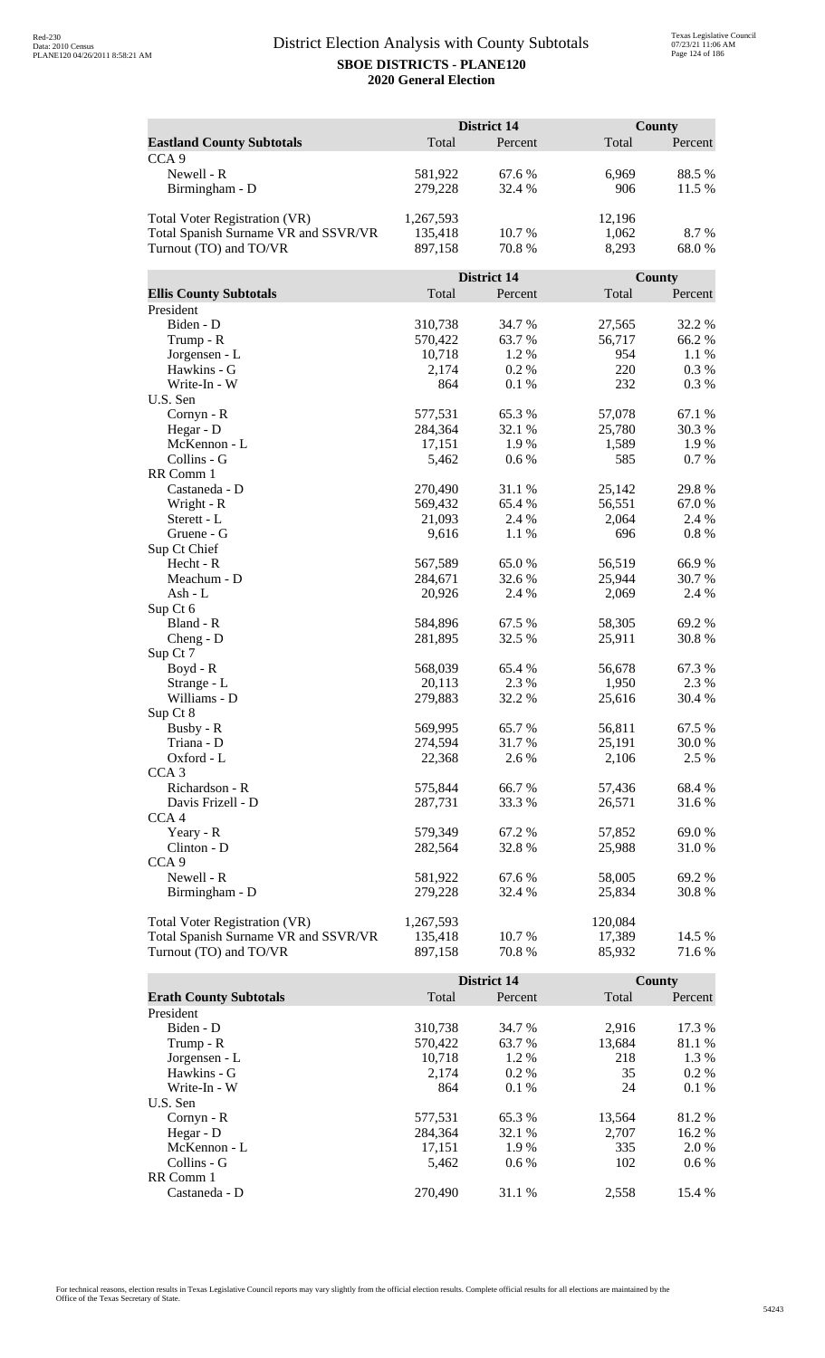# District Election Analysis with County Subtotals

**SBOE DISTRICTS - PLANE120**

**2020 General Election**

| | District 14 | | County | |
|---|---|---|---|---|
| **Eastland County Subtotals** | Total | Percent | Total | Percent |
| CCA 9 | | | | |
| Newell - R | 581,922 | 67.6 % | 6,969 | 88.5 % |
| Birmingham - D | 279,228 | 32.4 % | 906 | 11.5 % |
| | | | | |
| Total Voter Registration (VR) | 1,267,593 | | 12,196 | |
| Total Spanish Surname VR and SSVR/VR | 135,418 | 10.7 % | 1,062 | 8.7 % |
| Turnout (TO) and TO/VR | 897,158 | 70.8 % | 8,293 | 68.0 % |

| | District 14 | | County | |
|---|---|---|---|---|
| **Ellis County Subtotals** | Total | Percent | Total | Percent |
| President | | | | |
| Biden - D | 310,738 | 34.7 % | 27,565 | 32.2 % |
| Trump - R | 570,422 | 63.7 % | 56,717 | 66.2 % |
| Jorgensen - L | 10,718 | 1.2 % | 954 | 1.1 % |
| Hawkins - G | 2,174 | 0.2 % | 220 | 0.3 % |
| Write-In - W | 864 | 0.1 % | 232 | 0.3 % |
| U.S. Sen | | | | |
| Cornyn - R | 577,531 | 65.3 % | 57,078 | 67.1 % |
| Hegar - D | 284,364 | 32.1 % | 25,780 | 30.3 % |
| McKennon - L | 17,151 | 1.9 % | 1,589 | 1.9 % |
| Collins - G | 5,462 | 0.6 % | 585 | 0.7 % |
| RR Comm 1 | | | | |
| Castaneda - D | 270,490 | 31.1 % | 25,142 | 29.8 % |
| Wright - R | 569,432 | 65.4 % | 56,551 | 67.0 % |
| Sterett - L | 21,093 | 2.4 % | 2,064 | 2.4 % |
| Gruene - G | 9,616 | 1.1 % | 696 | 0.8 % |
| Sup Ct Chief | | | | |
| Hecht - R | 567,589 | 65.0 % | 56,519 | 66.9 % |
| Meachum - D | 284,671 | 32.6 % | 25,944 | 30.7 % |
| Ash - L | 20,926 | 2.4 % | 2,069 | 2.4 % |
| Sup Ct 6 | | | | |
| Bland - R | 584,896 | 67.5 % | 58,305 | 69.2 % |
| Cheng - D | 281,895 | 32.5 % | 25,911 | 30.8 % |
| Sup Ct 7 | | | | |
| Boyd - R | 568,039 | 65.4 % | 56,678 | 67.3 % |
| Strange - L | 20,113 | 2.3 % | 1,950 | 2.3 % |
| Williams - D | 279,883 | 32.2 % | 25,616 | 30.4 % |
| Sup Ct 8 | | | | |
| Busby - R | 569,995 | 65.7 % | 56,811 | 67.5 % |
| Triana - D | 274,594 | 31.7 % | 25,191 | 30.0 % |
| Oxford - L | 22,368 | 2.6 % | 2,106 | 2.5 % |
| CCA 3 | | | | |
| Richardson - R | 575,844 | 66.7 % | 57,436 | 68.4 % |
| Davis Frizell - D | 287,731 | 33.3 % | 26,571 | 31.6 % |
| CCA 4 | | | | |
| Yeary - R | 579,349 | 67.2 % | 57,852 | 69.0 % |
| Clinton - D | 282,564 | 32.8 % | 25,988 | 31.0 % |
| CCA 9 | | | | |
| Newell - R | 581,922 | 67.6 % | 58,005 | 69.2 % |
| Birmingham - D | 279,228 | 32.4 % | 25,834 | 30.8 % |
| | | | | |
| Total Voter Registration (VR) | 1,267,593 | | 120,084 | |
| Total Spanish Surname VR and SSVR/VR | 135,418 | 10.7 % | 17,389 | 14.5 % |
| Turnout (TO) and TO/VR | 897,158 | 70.8 % | 85,932 | 71.6 % |

| | District 14 | | County | |
|---|---|---|---|---|
| **Erath County Subtotals** | Total | Percent | Total | Percent |
| President | | | | |
| Biden - D | 310,738 | 34.7 % | 2,916 | 17.3 % |
| Trump - R | 570,422 | 63.7 % | 13,684 | 81.1 % |
| Jorgensen - L | 10,718 | 1.2 % | 218 | 1.3 % |
| Hawkins - G | 2,174 | 0.2 % | 35 | 0.2 % |
| Write-In - W | 864 | 0.1 % | 24 | 0.1 % |
| U.S. Sen | | | | |
| Cornyn - R | 577,531 | 65.3 % | 13,564 | 81.2 % |
| Hegar - D | 284,364 | 32.1 % | 2,707 | 16.2 % |
| McKennon - L | 17,151 | 1.9 % | 335 | 2.0 % |
| Collins - G | 5,462 | 0.6 % | 102 | 0.6 % |
| RR Comm 1 | | | | |
| Castaneda - D | 270,490 | 31.1 % | 2,558 | 15.4 % |

For technical reasons, election results in Texas Legislative Council reports may vary slightly from the official election results. Complete official results for all elections are maintained by the Office of the Texas Secretary of State.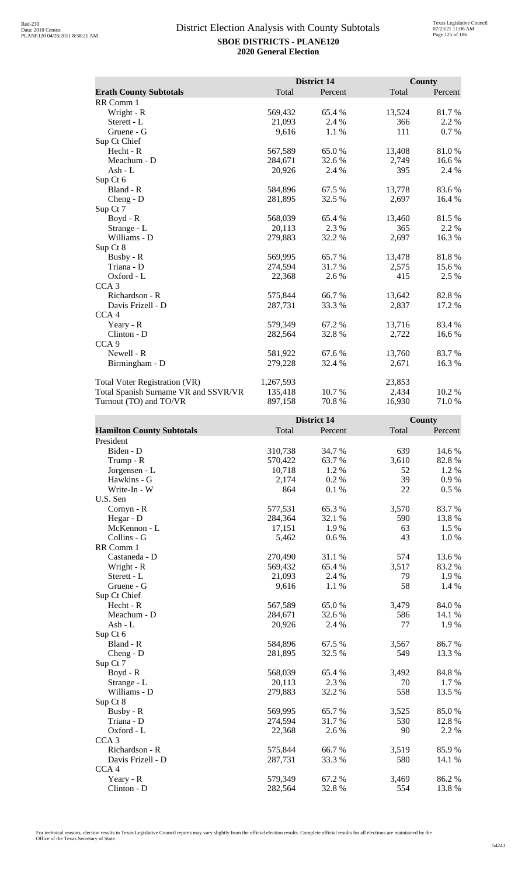# District Election Analysis with County Subtotals

**SBOE DISTRICTS - PLANE120**

**2020 General Election**

| Erath County Subtotals | District 14 Total | District 14 Percent | County Total | County Percent |
|---|---|---|---|---|
| RR Comm 1 | | | | |
| Wright - R | 569,432 | 65.4 % | 13,524 | 81.7 % |
| Sterett - L | 21,093 | 2.4 % | 366 | 2.2 % |
| Gruene - G | 9,616 | 1.1 % | 111 | 0.7 % |
| Sup Ct Chief | | | | |
| Hecht - R | 567,589 | 65.0 % | 13,408 | 81.0 % |
| Meachum - D | 284,671 | 32.6 % | 2,749 | 16.6 % |
| Ash - L | 20,926 | 2.4 % | 395 | 2.4 % |
| Sup Ct 6 | | | | |
| Bland - R | 584,896 | 67.5 % | 13,778 | 83.6 % |
| Cheng - D | 281,895 | 32.5 % | 2,697 | 16.4 % |
| Sup Ct 7 | | | | |
| Boyd - R | 568,039 | 65.4 % | 13,460 | 81.5 % |
| Strange - L | 20,113 | 2.3 % | 365 | 2.2 % |
| Williams - D | 279,883 | 32.2 % | 2,697 | 16.3 % |
| Sup Ct 8 | | | | |
| Busby - R | 569,995 | 65.7 % | 13,478 | 81.8 % |
| Triana - D | 274,594 | 31.7 % | 2,575 | 15.6 % |
| Oxford - L | 22,368 | 2.6 % | 415 | 2.5 % |
| CCA 3 | | | | |
| Richardson - R | 575,844 | 66.7 % | 13,642 | 82.8 % |
| Davis Frizell - D | 287,731 | 33.3 % | 2,837 | 17.2 % |
| CCA 4 | | | | |
| Yeary - R | 579,349 | 67.2 % | 13,716 | 83.4 % |
| Clinton - D | 282,564 | 32.8 % | 2,722 | 16.6 % |
| CCA 9 | | | | |
| Newell - R | 581,922 | 67.6 % | 13,760 | 83.7 % |
| Birmingham - D | 279,228 | 32.4 % | 2,671 | 16.3 % |
| | | | | |
| Total Voter Registration (VR) | 1,267,593 | | 23,853 | |
| Total Spanish Surname VR and SSVR/VR | 135,418 | 10.7 % | 2,434 | 10.2 % |
| Turnout (TO) and TO/VR | 897,158 | 70.8 % | 16,930 | 71.0 % |

| Hamilton County Subtotals | District 14 Total | District 14 Percent | County Total | County Percent |
|---|---|---|---|---|
| President | | | | |
| Biden - D | 310,738 | 34.7 % | 639 | 14.6 % |
| Trump - R | 570,422 | 63.7 % | 3,610 | 82.8 % |
| Jorgensen - L | 10,718 | 1.2 % | 52 | 1.2 % |
| Hawkins - G | 2,174 | 0.2 % | 39 | 0.9 % |
| Write-In - W | 864 | 0.1 % | 22 | 0.5 % |
| U.S. Sen | | | | |
| Cornyn - R | 577,531 | 65.3 % | 3,570 | 83.7 % |
| Hegar - D | 284,364 | 32.1 % | 590 | 13.8 % |
| McKennon - L | 17,151 | 1.9 % | 63 | 1.5 % |
| Collins - G | 5,462 | 0.6 % | 43 | 1.0 % |
| RR Comm 1 | | | | |
| Castaneda - D | 270,490 | 31.1 % | 574 | 13.6 % |
| Wright - R | 569,432 | 65.4 % | 3,517 | 83.2 % |
| Sterett - L | 21,093 | 2.4 % | 79 | 1.9 % |
| Gruene - G | 9,616 | 1.1 % | 58 | 1.4 % |
| Sup Ct Chief | | | | |
| Hecht - R | 567,589 | 65.0 % | 3,479 | 84.0 % |
| Meachum - D | 284,671 | 32.6 % | 586 | 14.1 % |
| Ash - L | 20,926 | 2.4 % | 77 | 1.9 % |
| Sup Ct 6 | | | | |
| Bland - R | 584,896 | 67.5 % | 3,567 | 86.7 % |
| Cheng - D | 281,895 | 32.5 % | 549 | 13.3 % |
| Sup Ct 7 | | | | |
| Boyd - R | 568,039 | 65.4 % | 3,492 | 84.8 % |
| Strange - L | 20,113 | 2.3 % | 70 | 1.7 % |
| Williams - D | 279,883 | 32.2 % | 558 | 13.5 % |
| Sup Ct 8 | | | | |
| Busby - R | 569,995 | 65.7 % | 3,525 | 85.0 % |
| Triana - D | 274,594 | 31.7 % | 530 | 12.8 % |
| Oxford - L | 22,368 | 2.6 % | 90 | 2.2 % |
| CCA 3 | | | | |
| Richardson - R | 575,844 | 66.7 % | 3,519 | 85.9 % |
| Davis Frizell - D | 287,731 | 33.3 % | 580 | 14.1 % |
| CCA 4 | | | | |
| Yeary - R | 579,349 | 67.2 % | 3,469 | 86.2 % |
| Clinton - D | 282,564 | 32.8 % | 554 | 13.8 % |

For technical reasons, election results in Texas Legislative Council reports may vary slightly from the official election results. Complete official results for all elections are maintained by the Office of the Texas Secretary of State.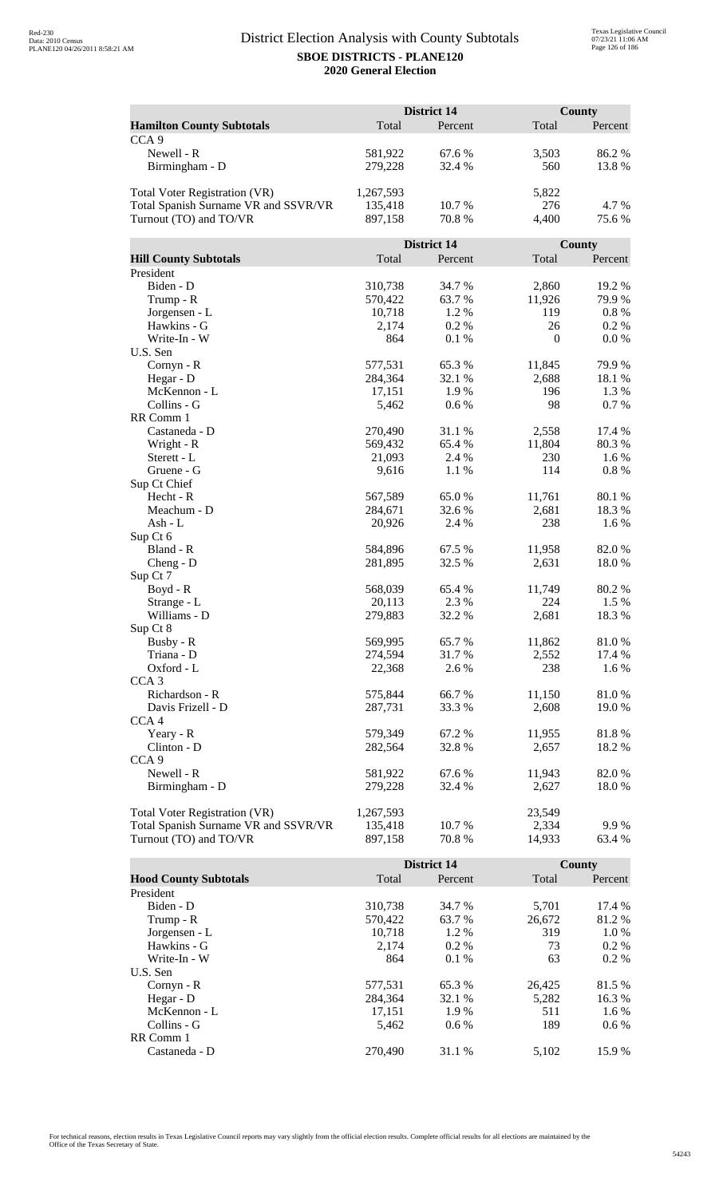# District Election Analysis with County Subtotals

**SBOE DISTRICTS - PLANE120**

**2020 General Election**

| **Hamilton County Subtotals** | District 14 Total | District 14 Percent | County Total | County Percent |
|---|---|---|---|---|
| CCA 9 | | | | |
| Newell - R | 581,922 | 67.6 % | 3,503 | 86.2 % |
| Birmingham - D | 279,228 | 32.4 % | 560 | 13.8 % |
| | | | | |
| Total Voter Registration (VR) | 1,267,593 | | 5,822 | |
| Total Spanish Surname VR and SSVR/VR | 135,418 | 10.7 % | 276 | 4.7 % |
| Turnout (TO) and TO/VR | 897,158 | 70.8 % | 4,400 | 75.6 % |

| **Hill County Subtotals** | District 14 Total | District 14 Percent | County Total | County Percent |
|---|---|---|---|---|
| President | | | | |
| Biden - D | 310,738 | 34.7 % | 2,860 | 19.2 % |
| Trump - R | 570,422 | 63.7 % | 11,926 | 79.9 % |
| Jorgensen - L | 10,718 | 1.2 % | 119 | 0.8 % |
| Hawkins - G | 2,174 | 0.2 % | 26 | 0.2 % |
| Write-In - W | 864 | 0.1 % | 0 | 0.0 % |
| U.S. Sen | | | | |
| Cornyn - R | 577,531 | 65.3 % | 11,845 | 79.9 % |
| Hegar - D | 284,364 | 32.1 % | 2,688 | 18.1 % |
| McKennon - L | 17,151 | 1.9 % | 196 | 1.3 % |
| Collins - G | 5,462 | 0.6 % | 98 | 0.7 % |
| RR Comm 1 | | | | |
| Castaneda - D | 270,490 | 31.1 % | 2,558 | 17.4 % |
| Wright - R | 569,432 | 65.4 % | 11,804 | 80.3 % |
| Sterett - L | 21,093 | 2.4 % | 230 | 1.6 % |
| Gruene - G | 9,616 | 1.1 % | 114 | 0.8 % |
| Sup Ct Chief | | | | |
| Hecht - R | 567,589 | 65.0 % | 11,761 | 80.1 % |
| Meachum - D | 284,671 | 32.6 % | 2,681 | 18.3 % |
| Ash - L | 20,926 | 2.4 % | 238 | 1.6 % |
| Sup Ct 6 | | | | |
| Bland - R | 584,896 | 67.5 % | 11,958 | 82.0 % |
| Cheng - D | 281,895 | 32.5 % | 2,631 | 18.0 % |
| Sup Ct 7 | | | | |
| Boyd - R | 568,039 | 65.4 % | 11,749 | 80.2 % |
| Strange - L | 20,113 | 2.3 % | 224 | 1.5 % |
| Williams - D | 279,883 | 32.2 % | 2,681 | 18.3 % |
| Sup Ct 8 | | | | |
| Busby - R | 569,995 | 65.7 % | 11,862 | 81.0 % |
| Triana - D | 274,594 | 31.7 % | 2,552 | 17.4 % |
| Oxford - L | 22,368 | 2.6 % | 238 | 1.6 % |
| CCA 3 | | | | |
| Richardson - R | 575,844 | 66.7 % | 11,150 | 81.0 % |
| Davis Frizell - D | 287,731 | 33.3 % | 2,608 | 19.0 % |
| CCA 4 | | | | |
| Yeary - R | 579,349 | 67.2 % | 11,955 | 81.8 % |
| Clinton - D | 282,564 | 32.8 % | 2,657 | 18.2 % |
| CCA 9 | | | | |
| Newell - R | 581,922 | 67.6 % | 11,943 | 82.0 % |
| Birmingham - D | 279,228 | 32.4 % | 2,627 | 18.0 % |
| | | | | |
| Total Voter Registration (VR) | 1,267,593 | | 23,549 | |
| Total Spanish Surname VR and SSVR/VR | 135,418 | 10.7 % | 2,334 | 9.9 % |
| Turnout (TO) and TO/VR | 897,158 | 70.8 % | 14,933 | 63.4 % |

| **Hood County Subtotals** | District 14 Total | District 14 Percent | County Total | County Percent |
|---|---|---|---|---|
| President | | | | |
| Biden - D | 310,738 | 34.7 % | 5,701 | 17.4 % |
| Trump - R | 570,422 | 63.7 % | 26,672 | 81.2 % |
| Jorgensen - L | 10,718 | 1.2 % | 319 | 1.0 % |
| Hawkins - G | 2,174 | 0.2 % | 73 | 0.2 % |
| Write-In - W | 864 | 0.1 % | 63 | 0.2 % |
| U.S. Sen | | | | |
| Cornyn - R | 577,531 | 65.3 % | 26,425 | 81.5 % |
| Hegar - D | 284,364 | 32.1 % | 5,282 | 16.3 % |
| McKennon - L | 17,151 | 1.9 % | 511 | 1.6 % |
| Collins - G | 5,462 | 0.6 % | 189 | 0.6 % |
| RR Comm 1 | | | | |
| Castaneda - D | 270,490 | 31.1 % | 5,102 | 15.9 % |

For technical reasons, election results in Texas Legislative Council reports may vary slightly from the official election results. Complete official results for all elections are maintained by the Office of the Texas Secretary of State.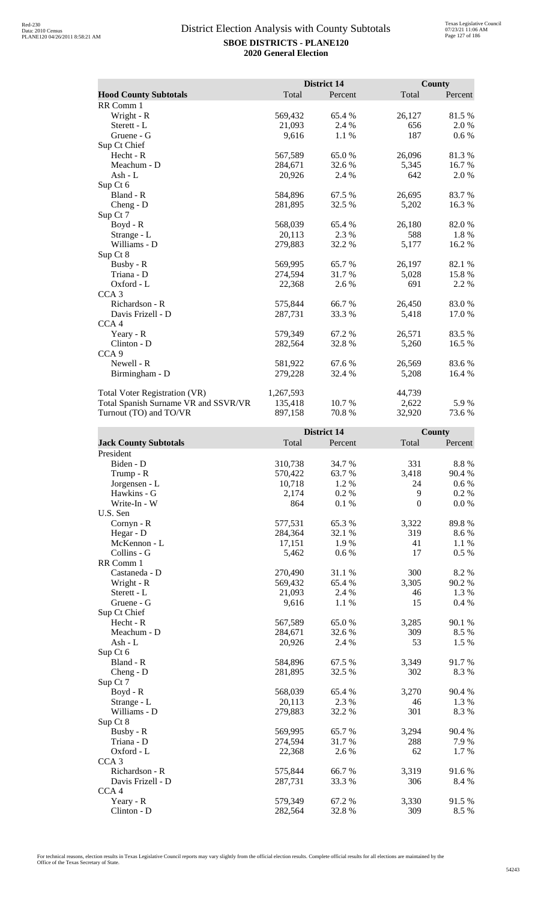# District Election Analysis with County Subtotals

**SBOE DISTRICTS - PLANE120**
**2020 General Election**

| Hood County Subtotals | District 14 Total | District 14 Percent | County Total | County Percent |
|---|---|---|---|---|
| RR Comm 1 | | | | |
| Wright - R | 569,432 | 65.4 % | 26,127 | 81.5 % |
| Sterett - L | 21,093 | 2.4 % | 656 | 2.0 % |
| Gruene - G | 9,616 | 1.1 % | 187 | 0.6 % |
| Sup Ct Chief | | | | |
| Hecht - R | 567,589 | 65.0 % | 26,096 | 81.3 % |
| Meachum - D | 284,671 | 32.6 % | 5,345 | 16.7 % |
| Ash - L | 20,926 | 2.4 % | 642 | 2.0 % |
| Sup Ct 6 | | | | |
| Bland - R | 584,896 | 67.5 % | 26,695 | 83.7 % |
| Cheng - D | 281,895 | 32.5 % | 5,202 | 16.3 % |
| Sup Ct 7 | | | | |
| Boyd - R | 568,039 | 65.4 % | 26,180 | 82.0 % |
| Strange - L | 20,113 | 2.3 % | 588 | 1.8 % |
| Williams - D | 279,883 | 32.2 % | 5,177 | 16.2 % |
| Sup Ct 8 | | | | |
| Busby - R | 569,995 | 65.7 % | 26,197 | 82.1 % |
| Triana - D | 274,594 | 31.7 % | 5,028 | 15.8 % |
| Oxford - L | 22,368 | 2.6 % | 691 | 2.2 % |
| CCA 3 | | | | |
| Richardson - R | 575,844 | 66.7 % | 26,450 | 83.0 % |
| Davis Frizell - D | 287,731 | 33.3 % | 5,418 | 17.0 % |
| CCA 4 | | | | |
| Yeary - R | 579,349 | 67.2 % | 26,571 | 83.5 % |
| Clinton - D | 282,564 | 32.8 % | 5,260 | 16.5 % |
| CCA 9 | | | | |
| Newell - R | 581,922 | 67.6 % | 26,569 | 83.6 % |
| Birmingham - D | 279,228 | 32.4 % | 5,208 | 16.4 % |
| | | | | |
| Total Voter Registration (VR) | 1,267,593 | | 44,739 | |
| Total Spanish Surname VR and SSVR/VR | 135,418 | 10.7 % | 2,622 | 5.9 % |
| Turnout (TO) and TO/VR | 897,158 | 70.8 % | 32,920 | 73.6 % |

| Jack County Subtotals | District 14 Total | District 14 Percent | County Total | County Percent |
|---|---|---|---|---|
| President | | | | |
| Biden - D | 310,738 | 34.7 % | 331 | 8.8 % |
| Trump - R | 570,422 | 63.7 % | 3,418 | 90.4 % |
| Jorgensen - L | 10,718 | 1.2 % | 24 | 0.6 % |
| Hawkins - G | 2,174 | 0.2 % | 9 | 0.2 % |
| Write-In - W | 864 | 0.1 % | 0 | 0.0 % |
| U.S. Sen | | | | |
| Cornyn - R | 577,531 | 65.3 % | 3,322 | 89.8 % |
| Hegar - D | 284,364 | 32.1 % | 319 | 8.6 % |
| McKennon - L | 17,151 | 1.9 % | 41 | 1.1 % |
| Collins - G | 5,462 | 0.6 % | 17 | 0.5 % |
| RR Comm 1 | | | | |
| Castaneda - D | 270,490 | 31.1 % | 300 | 8.2 % |
| Wright - R | 569,432 | 65.4 % | 3,305 | 90.2 % |
| Sterett - L | 21,093 | 2.4 % | 46 | 1.3 % |
| Gruene - G | 9,616 | 1.1 % | 15 | 0.4 % |
| Sup Ct Chief | | | | |
| Hecht - R | 567,589 | 65.0 % | 3,285 | 90.1 % |
| Meachum - D | 284,671 | 32.6 % | 309 | 8.5 % |
| Ash - L | 20,926 | 2.4 % | 53 | 1.5 % |
| Sup Ct 6 | | | | |
| Bland - R | 584,896 | 67.5 % | 3,349 | 91.7 % |
| Cheng - D | 281,895 | 32.5 % | 302 | 8.3 % |
| Sup Ct 7 | | | | |
| Boyd - R | 568,039 | 65.4 % | 3,270 | 90.4 % |
| Strange - L | 20,113 | 2.3 % | 46 | 1.3 % |
| Williams - D | 279,883 | 32.2 % | 301 | 8.3 % |
| Sup Ct 8 | | | | |
| Busby - R | 569,995 | 65.7 % | 3,294 | 90.4 % |
| Triana - D | 274,594 | 31.7 % | 288 | 7.9 % |
| Oxford - L | 22,368 | 2.6 % | 62 | 1.7 % |
| CCA 3 | | | | |
| Richardson - R | 575,844 | 66.7 % | 3,319 | 91.6 % |
| Davis Frizell - D | 287,731 | 33.3 % | 306 | 8.4 % |
| CCA 4 | | | | |
| Yeary - R | 579,349 | 67.2 % | 3,330 | 91.5 % |
| Clinton - D | 282,564 | 32.8 % | 309 | 8.5 % |

For technical reasons, election results in Texas Legislative Council reports may vary slightly from the official election results. Complete official results for all elections are maintained by the Office of the Texas Secretary of State.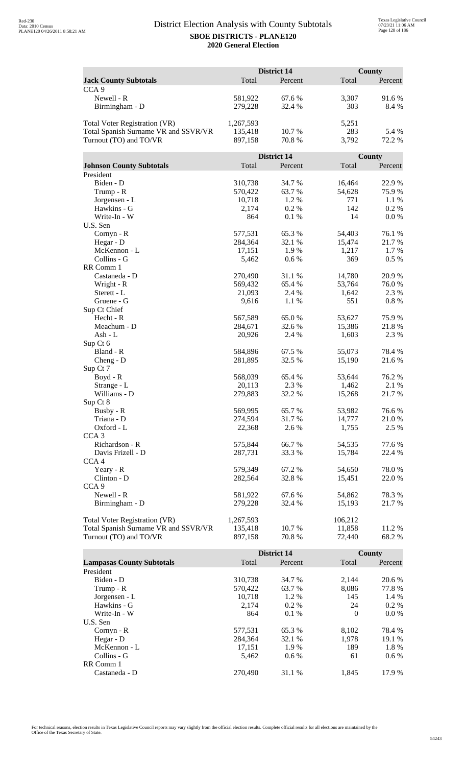# District Election Analysis with County Subtotals

**SBOE DISTRICTS - PLANE120**

**2020 General Election**

| **Jack County Subtotals** | District 14 Total | District 14 Percent | County Total | County Percent |
|---|---|---|---|---|
| CCA 9 | | | | |
| Newell - R | 581,922 | 67.6 % | 3,307 | 91.6 % |
| Birmingham - D | 279,228 | 32.4 % | 303 | 8.4 % |
| | | | | |
| Total Voter Registration (VR) | 1,267,593 | | 5,251 | |
| Total Spanish Surname VR and SSVR/VR | 135,418 | 10.7 % | 283 | 5.4 % |
| Turnout (TO) and TO/VR | 897,158 | 70.8 % | 3,792 | 72.2 % |

| **Johnson County Subtotals** | District 14 Total | District 14 Percent | County Total | County Percent |
|---|---|---|---|---|
| President | | | | |
| Biden - D | 310,738 | 34.7 % | 16,464 | 22.9 % |
| Trump - R | 570,422 | 63.7 % | 54,628 | 75.9 % |
| Jorgensen - L | 10,718 | 1.2 % | 771 | 1.1 % |
| Hawkins - G | 2,174 | 0.2 % | 142 | 0.2 % |
| Write-In - W | 864 | 0.1 % | 14 | 0.0 % |
| U.S. Sen | | | | |
| Cornyn - R | 577,531 | 65.3 % | 54,403 | 76.1 % |
| Hegar - D | 284,364 | 32.1 % | 15,474 | 21.7 % |
| McKennon - L | 17,151 | 1.9 % | 1,217 | 1.7 % |
| Collins - G | 5,462 | 0.6 % | 369 | 0.5 % |
| RR Comm 1 | | | | |
| Castaneda - D | 270,490 | 31.1 % | 14,780 | 20.9 % |
| Wright - R | 569,432 | 65.4 % | 53,764 | 76.0 % |
| Sterett - L | 21,093 | 2.4 % | 1,642 | 2.3 % |
| Gruene - G | 9,616 | 1.1 % | 551 | 0.8 % |
| Sup Ct Chief | | | | |
| Hecht - R | 567,589 | 65.0 % | 53,627 | 75.9 % |
| Meachum - D | 284,671 | 32.6 % | 15,386 | 21.8 % |
| Ash - L | 20,926 | 2.4 % | 1,603 | 2.3 % |
| Sup Ct 6 | | | | |
| Bland - R | 584,896 | 67.5 % | 55,073 | 78.4 % |
| Cheng - D | 281,895 | 32.5 % | 15,190 | 21.6 % |
| Sup Ct 7 | | | | |
| Boyd - R | 568,039 | 65.4 % | 53,644 | 76.2 % |
| Strange - L | 20,113 | 2.3 % | 1,462 | 2.1 % |
| Williams - D | 279,883 | 32.2 % | 15,268 | 21.7 % |
| Sup Ct 8 | | | | |
| Busby - R | 569,995 | 65.7 % | 53,982 | 76.6 % |
| Triana - D | 274,594 | 31.7 % | 14,777 | 21.0 % |
| Oxford - L | 22,368 | 2.6 % | 1,755 | 2.5 % |
| CCA 3 | | | | |
| Richardson - R | 575,844 | 66.7 % | 54,535 | 77.6 % |
| Davis Frizell - D | 287,731 | 33.3 % | 15,784 | 22.4 % |
| CCA 4 | | | | |
| Yeary - R | 579,349 | 67.2 % | 54,650 | 78.0 % |
| Clinton - D | 282,564 | 32.8 % | 15,451 | 22.0 % |
| CCA 9 | | | | |
| Newell - R | 581,922 | 67.6 % | 54,862 | 78.3 % |
| Birmingham - D | 279,228 | 32.4 % | 15,193 | 21.7 % |
| | | | | |
| Total Voter Registration (VR) | 1,267,593 | | 106,212 | |
| Total Spanish Surname VR and SSVR/VR | 135,418 | 10.7 % | 11,858 | 11.2 % |
| Turnout (TO) and TO/VR | 897,158 | 70.8 % | 72,440 | 68.2 % |

| **Lampasas County Subtotals** | District 14 Total | District 14 Percent | County Total | County Percent |
|---|---|---|---|---|
| President | | | | |
| Biden - D | 310,738 | 34.7 % | 2,144 | 20.6 % |
| Trump - R | 570,422 | 63.7 % | 8,086 | 77.8 % |
| Jorgensen - L | 10,718 | 1.2 % | 145 | 1.4 % |
| Hawkins - G | 2,174 | 0.2 % | 24 | 0.2 % |
| Write-In - W | 864 | 0.1 % | 0 | 0.0 % |
| U.S. Sen | | | | |
| Cornyn - R | 577,531 | 65.3 % | 8,102 | 78.4 % |
| Hegar - D | 284,364 | 32.1 % | 1,978 | 19.1 % |
| McKennon - L | 17,151 | 1.9 % | 189 | 1.8 % |
| Collins - G | 5,462 | 0.6 % | 61 | 0.6 % |
| RR Comm 1 | | | | |
| Castaneda - D | 270,490 | 31.1 % | 1,845 | 17.9 % |

For technical reasons, election results in Texas Legislative Council reports may vary slightly from the official election results. Complete official results for all elections are maintained by the Office of the Texas Secretary of State.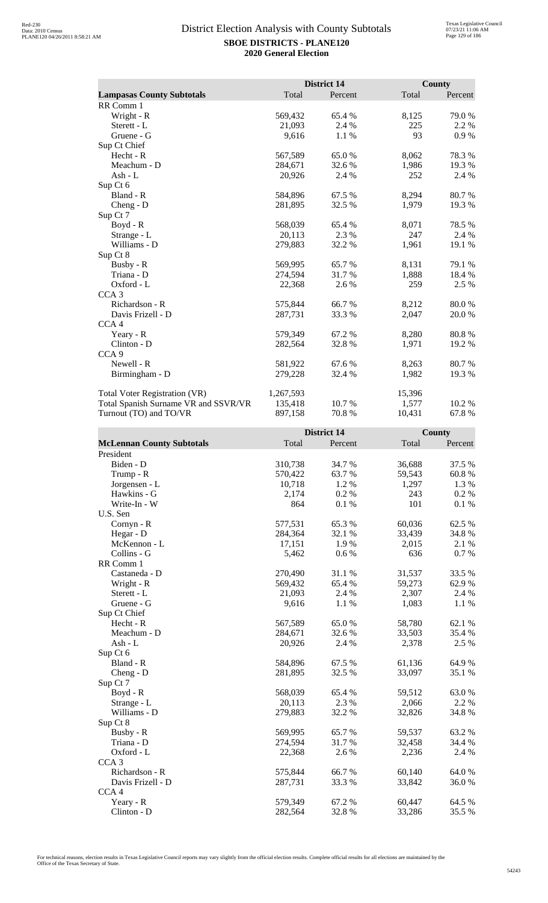## District Election Analysis with County Subtotals

**SBOE DISTRICTS - PLANE120**
**2020 General Election**

| Lampasas County Subtotals | District 14 Total | District 14 Percent | County Total | County Percent |
|---|---|---|---|---|
| RR Comm 1 | | | | |
| Wright - R | 569,432 | 65.4 % | 8,125 | 79.0 % |
| Sterett - L | 21,093 | 2.4 % | 225 | 2.2 % |
| Gruene - G | 9,616 | 1.1 % | 93 | 0.9 % |
| Sup Ct Chief | | | | |
| Hecht - R | 567,589 | 65.0 % | 8,062 | 78.3 % |
| Meachum - D | 284,671 | 32.6 % | 1,986 | 19.3 % |
| Ash - L | 20,926 | 2.4 % | 252 | 2.4 % |
| Sup Ct 6 | | | | |
| Bland - R | 584,896 | 67.5 % | 8,294 | 80.7 % |
| Cheng - D | 281,895 | 32.5 % | 1,979 | 19.3 % |
| Sup Ct 7 | | | | |
| Boyd - R | 568,039 | 65.4 % | 8,071 | 78.5 % |
| Strange - L | 20,113 | 2.3 % | 247 | 2.4 % |
| Williams - D | 279,883 | 32.2 % | 1,961 | 19.1 % |
| Sup Ct 8 | | | | |
| Busby - R | 569,995 | 65.7 % | 8,131 | 79.1 % |
| Triana - D | 274,594 | 31.7 % | 1,888 | 18.4 % |
| Oxford - L | 22,368 | 2.6 % | 259 | 2.5 % |
| CCA 3 | | | | |
| Richardson - R | 575,844 | 66.7 % | 8,212 | 80.0 % |
| Davis Frizell - D | 287,731 | 33.3 % | 2,047 | 20.0 % |
| CCA 4 | | | | |
| Yeary - R | 579,349 | 67.2 % | 8,280 | 80.8 % |
| Clinton - D | 282,564 | 32.8 % | 1,971 | 19.2 % |
| CCA 9 | | | | |
| Newell - R | 581,922 | 67.6 % | 8,263 | 80.7 % |
| Birmingham - D | 279,228 | 32.4 % | 1,982 | 19.3 % |
| | | | | |
| Total Voter Registration (VR) | 1,267,593 | | 15,396 | |
| Total Spanish Surname VR and SSVR/VR | 135,418 | 10.7 % | 1,577 | 10.2 % |
| Turnout (TO) and TO/VR | 897,158 | 70.8 % | 10,431 | 67.8 % |

| McLennan County Subtotals | District 14 Total | District 14 Percent | County Total | County Percent |
|---|---|---|---|---|
| President | | | | |
| Biden - D | 310,738 | 34.7 % | 36,688 | 37.5 % |
| Trump - R | 570,422 | 63.7 % | 59,543 | 60.8 % |
| Jorgensen - L | 10,718 | 1.2 % | 1,297 | 1.3 % |
| Hawkins - G | 2,174 | 0.2 % | 243 | 0.2 % |
| Write-In - W | 864 | 0.1 % | 101 | 0.1 % |
| U.S. Sen | | | | |
| Cornyn - R | 577,531 | 65.3 % | 60,036 | 62.5 % |
| Hegar - D | 284,364 | 32.1 % | 33,439 | 34.8 % |
| McKennon - L | 17,151 | 1.9 % | 2,015 | 2.1 % |
| Collins - G | 5,462 | 0.6 % | 636 | 0.7 % |
| RR Comm 1 | | | | |
| Castaneda - D | 270,490 | 31.1 % | 31,537 | 33.5 % |
| Wright - R | 569,432 | 65.4 % | 59,273 | 62.9 % |
| Sterett - L | 21,093 | 2.4 % | 2,307 | 2.4 % |
| Gruene - G | 9,616 | 1.1 % | 1,083 | 1.1 % |
| Sup Ct Chief | | | | |
| Hecht - R | 567,589 | 65.0 % | 58,780 | 62.1 % |
| Meachum - D | 284,671 | 32.6 % | 33,503 | 35.4 % |
| Ash - L | 20,926 | 2.4 % | 2,378 | 2.5 % |
| Sup Ct 6 | | | | |
| Bland - R | 584,896 | 67.5 % | 61,136 | 64.9 % |
| Cheng - D | 281,895 | 32.5 % | 33,097 | 35.1 % |
| Sup Ct 7 | | | | |
| Boyd - R | 568,039 | 65.4 % | 59,512 | 63.0 % |
| Strange - L | 20,113 | 2.3 % | 2,066 | 2.2 % |
| Williams - D | 279,883 | 32.2 % | 32,826 | 34.8 % |
| Sup Ct 8 | | | | |
| Busby - R | 569,995 | 65.7 % | 59,537 | 63.2 % |
| Triana - D | 274,594 | 31.7 % | 32,458 | 34.4 % |
| Oxford - L | 22,368 | 2.6 % | 2,236 | 2.4 % |
| CCA 3 | | | | |
| Richardson - R | 575,844 | 66.7 % | 60,140 | 64.0 % |
| Davis Frizell - D | 287,731 | 33.3 % | 33,842 | 36.0 % |
| CCA 4 | | | | |
| Yeary - R | 579,349 | 67.2 % | 60,447 | 64.5 % |
| Clinton - D | 282,564 | 32.8 % | 33,286 | 35.5 % |

For technical reasons, election results in Texas Legislative Council reports may vary slightly from the official election results. Complete official results for all elections are maintained by the Office of the Texas Secretary of State.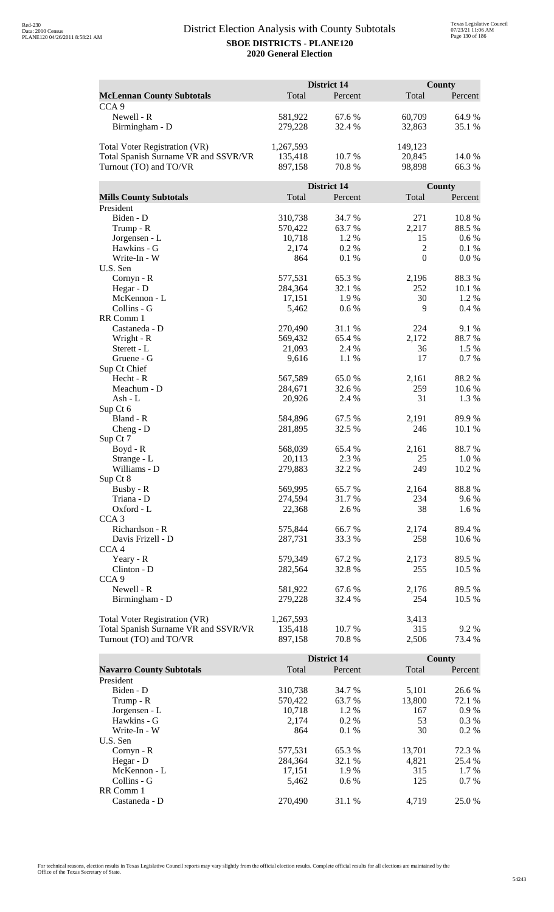# District Election Analysis with County Subtotals

**SBOE DISTRICTS - PLANE120**

**2020 General Election**

| McLennan County Subtotals | District 14 Total | District 14 Percent | County Total | County Percent |
|---|---|---|---|---|
| CCA 9 | | | | |
| Newell - R | 581,922 | 67.6 % | 60,709 | 64.9 % |
| Birmingham - D | 279,228 | 32.4 % | 32,863 | 35.1 % |
| | | | | |
| Total Voter Registration (VR) | 1,267,593 | | 149,123 | |
| Total Spanish Surname VR and SSVR/VR | 135,418 | 10.7 % | 20,845 | 14.0 % |
| Turnout (TO) and TO/VR | 897,158 | 70.8 % | 98,898 | 66.3 % |

| Mills County Subtotals | District 14 Total | District 14 Percent | County Total | County Percent |
|---|---|---|---|---|
| President | | | | |
| Biden - D | 310,738 | 34.7 % | 271 | 10.8 % |
| Trump - R | 570,422 | 63.7 % | 2,217 | 88.5 % |
| Jorgensen - L | 10,718 | 1.2 % | 15 | 0.6 % |
| Hawkins - G | 2,174 | 0.2 % | 2 | 0.1 % |
| Write-In - W | 864 | 0.1 % | 0 | 0.0 % |
| U.S. Sen | | | | |
| Cornyn - R | 577,531 | 65.3 % | 2,196 | 88.3 % |
| Hegar - D | 284,364 | 32.1 % | 252 | 10.1 % |
| McKennon - L | 17,151 | 1.9 % | 30 | 1.2 % |
| Collins - G | 5,462 | 0.6 % | 9 | 0.4 % |
| RR Comm 1 | | | | |
| Castaneda - D | 270,490 | 31.1 % | 224 | 9.1 % |
| Wright - R | 569,432 | 65.4 % | 2,172 | 88.7 % |
| Sterett - L | 21,093 | 2.4 % | 36 | 1.5 % |
| Gruene - G | 9,616 | 1.1 % | 17 | 0.7 % |
| Sup Ct Chief | | | | |
| Hecht - R | 567,589 | 65.0 % | 2,161 | 88.2 % |
| Meachum - D | 284,671 | 32.6 % | 259 | 10.6 % |
| Ash - L | 20,926 | 2.4 % | 31 | 1.3 % |
| Sup Ct 6 | | | | |
| Bland - R | 584,896 | 67.5 % | 2,191 | 89.9 % |
| Cheng - D | 281,895 | 32.5 % | 246 | 10.1 % |
| Sup Ct 7 | | | | |
| Boyd - R | 568,039 | 65.4 % | 2,161 | 88.7 % |
| Strange - L | 20,113 | 2.3 % | 25 | 1.0 % |
| Williams - D | 279,883 | 32.2 % | 249 | 10.2 % |
| Sup Ct 8 | | | | |
| Busby - R | 569,995 | 65.7 % | 2,164 | 88.8 % |
| Triana - D | 274,594 | 31.7 % | 234 | 9.6 % |
| Oxford - L | 22,368 | 2.6 % | 38 | 1.6 % |
| CCA 3 | | | | |
| Richardson - R | 575,844 | 66.7 % | 2,174 | 89.4 % |
| Davis Frizell - D | 287,731 | 33.3 % | 258 | 10.6 % |
| CCA 4 | | | | |
| Yeary - R | 579,349 | 67.2 % | 2,173 | 89.5 % |
| Clinton - D | 282,564 | 32.8 % | 255 | 10.5 % |
| CCA 9 | | | | |
| Newell - R | 581,922 | 67.6 % | 2,176 | 89.5 % |
| Birmingham - D | 279,228 | 32.4 % | 254 | 10.5 % |
| | | | | |
| Total Voter Registration (VR) | 1,267,593 | | 3,413 | |
| Total Spanish Surname VR and SSVR/VR | 135,418 | 10.7 % | 315 | 9.2 % |
| Turnout (TO) and TO/VR | 897,158 | 70.8 % | 2,506 | 73.4 % |

| Navarro County Subtotals | District 14 Total | District 14 Percent | County Total | County Percent |
|---|---|---|---|---|
| President | | | | |
| Biden - D | 310,738 | 34.7 % | 5,101 | 26.6 % |
| Trump - R | 570,422 | 63.7 % | 13,800 | 72.1 % |
| Jorgensen - L | 10,718 | 1.2 % | 167 | 0.9 % |
| Hawkins - G | 2,174 | 0.2 % | 53 | 0.3 % |
| Write-In - W | 864 | 0.1 % | 30 | 0.2 % |
| U.S. Sen | | | | |
| Cornyn - R | 577,531 | 65.3 % | 13,701 | 72.3 % |
| Hegar - D | 284,364 | 32.1 % | 4,821 | 25.4 % |
| McKennon - L | 17,151 | 1.9 % | 315 | 1.7 % |
| Collins - G | 5,462 | 0.6 % | 125 | 0.7 % |
| RR Comm 1 | | | | |
| Castaneda - D | 270,490 | 31.1 % | 4,719 | 25.0 % |

For technical reasons, election results in Texas Legislative Council reports may vary slightly from the official election results. Complete official results for all elections are maintained by the Office of the Texas Secretary of State.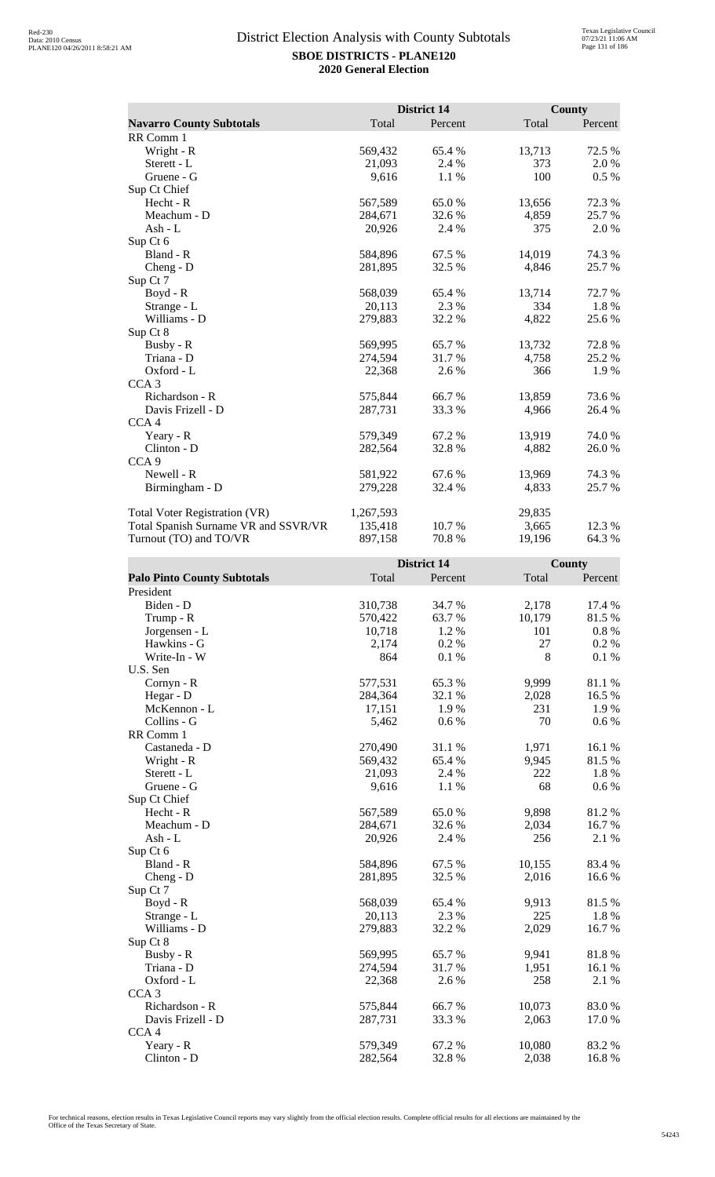# District Election Analysis with County Subtotals

**SBOE DISTRICTS - PLANE120**
**2020 General Election**

| Navarro County Subtotals | District 14 Total | District 14 Percent | County Total | County Percent |
|---|---|---|---|---|
| RR Comm 1 | | | | |
| Wright - R | 569,432 | 65.4 % | 13,713 | 72.5 % |
| Sterett - L | 21,093 | 2.4 % | 373 | 2.0 % |
| Gruene - G | 9,616 | 1.1 % | 100 | 0.5 % |
| Sup Ct Chief | | | | |
| Hecht - R | 567,589 | 65.0 % | 13,656 | 72.3 % |
| Meachum - D | 284,671 | 32.6 % | 4,859 | 25.7 % |
| Ash - L | 20,926 | 2.4 % | 375 | 2.0 % |
| Sup Ct 6 | | | | |
| Bland - R | 584,896 | 67.5 % | 14,019 | 74.3 % |
| Cheng - D | 281,895 | 32.5 % | 4,846 | 25.7 % |
| Sup Ct 7 | | | | |
| Boyd - R | 568,039 | 65.4 % | 13,714 | 72.7 % |
| Strange - L | 20,113 | 2.3 % | 334 | 1.8 % |
| Williams - D | 279,883 | 32.2 % | 4,822 | 25.6 % |
| Sup Ct 8 | | | | |
| Busby - R | 569,995 | 65.7 % | 13,732 | 72.8 % |
| Triana - D | 274,594 | 31.7 % | 4,758 | 25.2 % |
| Oxford - L | 22,368 | 2.6 % | 366 | 1.9 % |
| CCA 3 | | | | |
| Richardson - R | 575,844 | 66.7 % | 13,859 | 73.6 % |
| Davis Frizell - D | 287,731 | 33.3 % | 4,966 | 26.4 % |
| CCA 4 | | | | |
| Yeary - R | 579,349 | 67.2 % | 13,919 | 74.0 % |
| Clinton - D | 282,564 | 32.8 % | 4,882 | 26.0 % |
| CCA 9 | | | | |
| Newell - R | 581,922 | 67.6 % | 13,969 | 74.3 % |
| Birmingham - D | 279,228 | 32.4 % | 4,833 | 25.7 % |
| | | | | |
| Total Voter Registration (VR) | 1,267,593 | | 29,835 | |
| Total Spanish Surname VR and SSVR/VR | 135,418 | 10.7 % | 3,665 | 12.3 % |
| Turnout (TO) and TO/VR | 897,158 | 70.8 % | 19,196 | 64.3 % |

| Palo Pinto County Subtotals | District 14 Total | District 14 Percent | County Total | County Percent |
|---|---|---|---|---|
| President | | | | |
| Biden - D | 310,738 | 34.7 % | 2,178 | 17.4 % |
| Trump - R | 570,422 | 63.7 % | 10,179 | 81.5 % |
| Jorgensen - L | 10,718 | 1.2 % | 101 | 0.8 % |
| Hawkins - G | 2,174 | 0.2 % | 27 | 0.2 % |
| Write-In - W | 864 | 0.1 % | 8 | 0.1 % |
| U.S. Sen | | | | |
| Cornyn - R | 577,531 | 65.3 % | 9,999 | 81.1 % |
| Hegar - D | 284,364 | 32.1 % | 2,028 | 16.5 % |
| McKennon - L | 17,151 | 1.9 % | 231 | 1.9 % |
| Collins - G | 5,462 | 0.6 % | 70 | 0.6 % |
| RR Comm 1 | | | | |
| Castaneda - D | 270,490 | 31.1 % | 1,971 | 16.1 % |
| Wright - R | 569,432 | 65.4 % | 9,945 | 81.5 % |
| Sterett - L | 21,093 | 2.4 % | 222 | 1.8 % |
| Gruene - G | 9,616 | 1.1 % | 68 | 0.6 % |
| Sup Ct Chief | | | | |
| Hecht - R | 567,589 | 65.0 % | 9,898 | 81.2 % |
| Meachum - D | 284,671 | 32.6 % | 2,034 | 16.7 % |
| Ash - L | 20,926 | 2.4 % | 256 | 2.1 % |
| Sup Ct 6 | | | | |
| Bland - R | 584,896 | 67.5 % | 10,155 | 83.4 % |
| Cheng - D | 281,895 | 32.5 % | 2,016 | 16.6 % |
| Sup Ct 7 | | | | |
| Boyd - R | 568,039 | 65.4 % | 9,913 | 81.5 % |
| Strange - L | 20,113 | 2.3 % | 225 | 1.8 % |
| Williams - D | 279,883 | 32.2 % | 2,029 | 16.7 % |
| Sup Ct 8 | | | | |
| Busby - R | 569,995 | 65.7 % | 9,941 | 81.8 % |
| Triana - D | 274,594 | 31.7 % | 1,951 | 16.1 % |
| Oxford - L | 22,368 | 2.6 % | 258 | 2.1 % |
| CCA 3 | | | | |
| Richardson - R | 575,844 | 66.7 % | 10,073 | 83.0 % |
| Davis Frizell - D | 287,731 | 33.3 % | 2,063 | 17.0 % |
| CCA 4 | | | | |
| Yeary - R | 579,349 | 67.2 % | 10,080 | 83.2 % |
| Clinton - D | 282,564 | 32.8 % | 2,038 | 16.8 % |

For technical reasons, election results in Texas Legislative Council reports may vary slightly from the official election results. Complete official results for all elections are maintained by the Office of the Texas Secretary of State.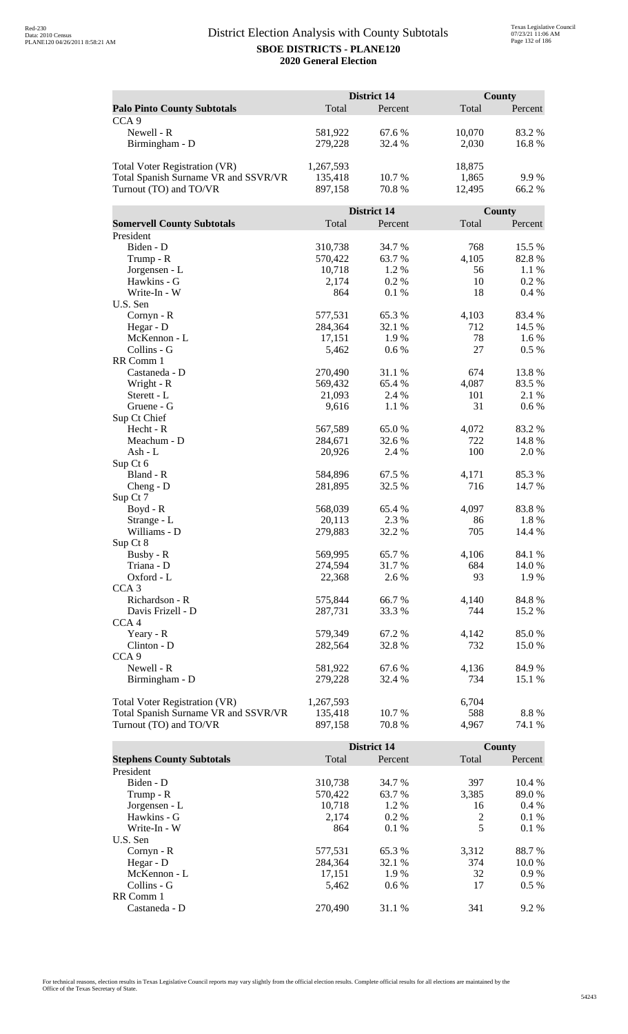# District Election Analysis with County Subtotals

**SBOE DISTRICTS - PLANE120**

**2020 General Election**

| Palo Pinto County Subtotals | District 14 Total | District 14 Percent | County Total | County Percent |
|---|---|---|---|---|
| CCA 9 | | | | |
| Newell - R | 581,922 | 67.6 % | 10,070 | 83.2 % |
| Birmingham - D | 279,228 | 32.4 % | 2,030 | 16.8 % |
| | | | | |
| Total Voter Registration (VR) | 1,267,593 | | 18,875 | |
| Total Spanish Surname VR and SSVR/VR | 135,418 | 10.7 % | 1,865 | 9.9 % |
| Turnout (TO) and TO/VR | 897,158 | 70.8 % | 12,495 | 66.2 % |

| Somervell County Subtotals | District 14 Total | District 14 Percent | County Total | County Percent |
|---|---|---|---|---|
| President | | | | |
| Biden - D | 310,738 | 34.7 % | 768 | 15.5 % |
| Trump - R | 570,422 | 63.7 % | 4,105 | 82.8 % |
| Jorgensen - L | 10,718 | 1.2 % | 56 | 1.1 % |
| Hawkins - G | 2,174 | 0.2 % | 10 | 0.2 % |
| Write-In - W | 864 | 0.1 % | 18 | 0.4 % |
| U.S. Sen | | | | |
| Cornyn - R | 577,531 | 65.3 % | 4,103 | 83.4 % |
| Hegar - D | 284,364 | 32.1 % | 712 | 14.5 % |
| McKennon - L | 17,151 | 1.9 % | 78 | 1.6 % |
| Collins - G | 5,462 | 0.6 % | 27 | 0.5 % |
| RR Comm 1 | | | | |
| Castaneda - D | 270,490 | 31.1 % | 674 | 13.8 % |
| Wright - R | 569,432 | 65.4 % | 4,087 | 83.5 % |
| Sterett - L | 21,093 | 2.4 % | 101 | 2.1 % |
| Gruene - G | 9,616 | 1.1 % | 31 | 0.6 % |
| Sup Ct Chief | | | | |
| Hecht - R | 567,589 | 65.0 % | 4,072 | 83.2 % |
| Meachum - D | 284,671 | 32.6 % | 722 | 14.8 % |
| Ash - L | 20,926 | 2.4 % | 100 | 2.0 % |
| Sup Ct 6 | | | | |
| Bland - R | 584,896 | 67.5 % | 4,171 | 85.3 % |
| Cheng - D | 281,895 | 32.5 % | 716 | 14.7 % |
| Sup Ct 7 | | | | |
| Boyd - R | 568,039 | 65.4 % | 4,097 | 83.8 % |
| Strange - L | 20,113 | 2.3 % | 86 | 1.8 % |
| Williams - D | 279,883 | 32.2 % | 705 | 14.4 % |
| Sup Ct 8 | | | | |
| Busby - R | 569,995 | 65.7 % | 4,106 | 84.1 % |
| Triana - D | 274,594 | 31.7 % | 684 | 14.0 % |
| Oxford - L | 22,368 | 2.6 % | 93 | 1.9 % |
| CCA 3 | | | | |
| Richardson - R | 575,844 | 66.7 % | 4,140 | 84.8 % |
| Davis Frizell - D | 287,731 | 33.3 % | 744 | 15.2 % |
| CCA 4 | | | | |
| Yeary - R | 579,349 | 67.2 % | 4,142 | 85.0 % |
| Clinton - D | 282,564 | 32.8 % | 732 | 15.0 % |
| CCA 9 | | | | |
| Newell - R | 581,922 | 67.6 % | 4,136 | 84.9 % |
| Birmingham - D | 279,228 | 32.4 % | 734 | 15.1 % |
| | | | | |
| Total Voter Registration (VR) | 1,267,593 | | 6,704 | |
| Total Spanish Surname VR and SSVR/VR | 135,418 | 10.7 % | 588 | 8.8 % |
| Turnout (TO) and TO/VR | 897,158 | 70.8 % | 4,967 | 74.1 % |

| Stephens County Subtotals | District 14 Total | District 14 Percent | County Total | County Percent |
|---|---|---|---|---|
| President | | | | |
| Biden - D | 310,738 | 34.7 % | 397 | 10.4 % |
| Trump - R | 570,422 | 63.7 % | 3,385 | 89.0 % |
| Jorgensen - L | 10,718 | 1.2 % | 16 | 0.4 % |
| Hawkins - G | 2,174 | 0.2 % | 2 | 0.1 % |
| Write-In - W | 864 | 0.1 % | 5 | 0.1 % |
| U.S. Sen | | | | |
| Cornyn - R | 577,531 | 65.3 % | 3,312 | 88.7 % |
| Hegar - D | 284,364 | 32.1 % | 374 | 10.0 % |
| McKennon - L | 17,151 | 1.9 % | 32 | 0.9 % |
| Collins - G | 5,462 | 0.6 % | 17 | 0.5 % |
| RR Comm 1 | | | | |
| Castaneda - D | 270,490 | 31.1 % | 341 | 9.2 % |

For technical reasons, election results in Texas Legislative Council reports may vary slightly from the official election results. Complete official results for all elections are maintained by the Office of the Texas Secretary of State.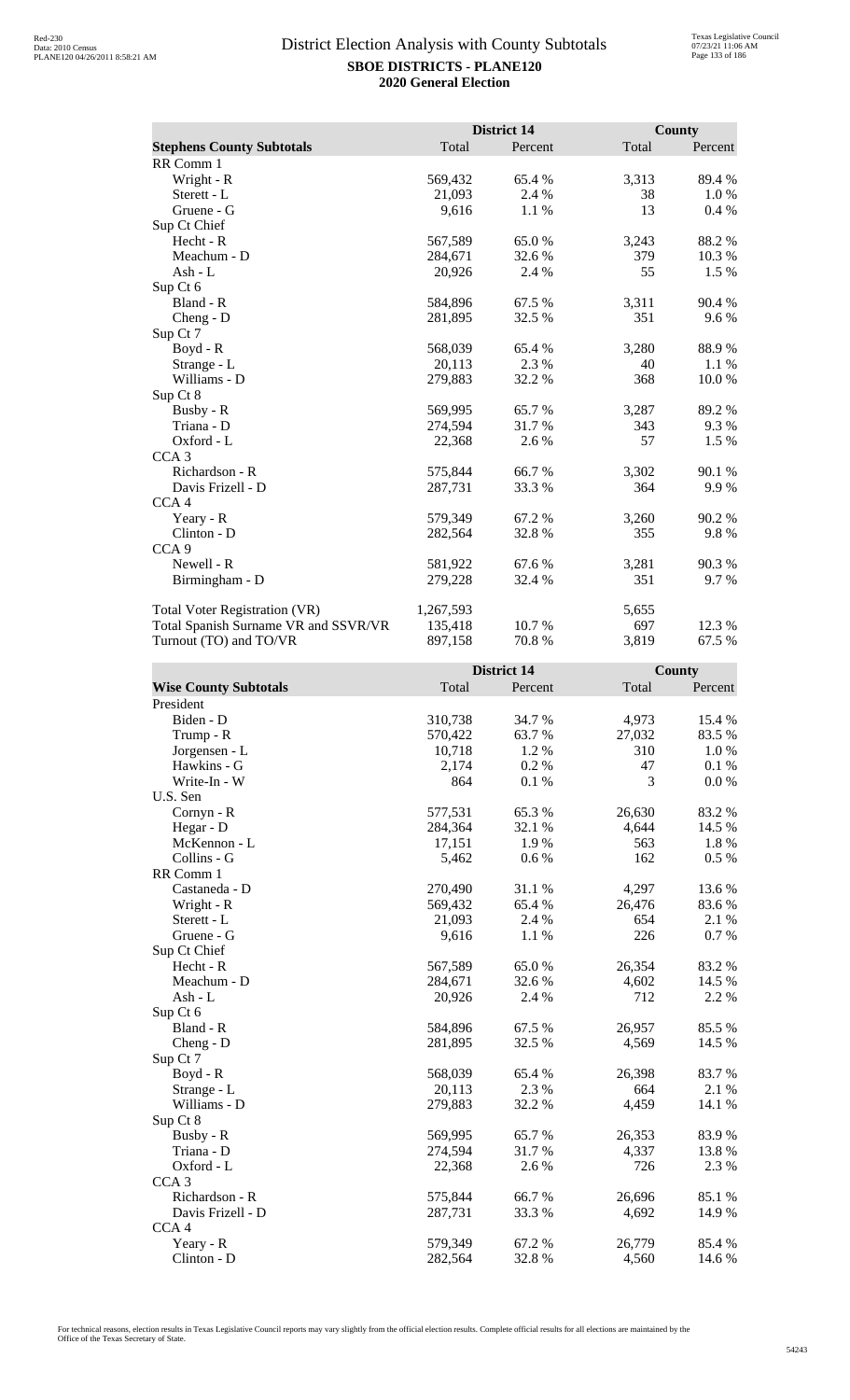## District Election Analysis with County Subtotals

**SBOE DISTRICTS - PLANE120**

**2020 General Election**

| Stephens County Subtotals | District 14 Total | District 14 Percent | County Total | County Percent |
|---|---|---|---|---|
| RR Comm 1 | | | | |
| Wright - R | 569,432 | 65.4 % | 3,313 | 89.4 % |
| Sterett - L | 21,093 | 2.4 % | 38 | 1.0 % |
| Gruene - G | 9,616 | 1.1 % | 13 | 0.4 % |
| Sup Ct Chief | | | | |
| Hecht - R | 567,589 | 65.0 % | 3,243 | 88.2 % |
| Meachum - D | 284,671 | 32.6 % | 379 | 10.3 % |
| Ash - L | 20,926 | 2.4 % | 55 | 1.5 % |
| Sup Ct 6 | | | | |
| Bland - R | 584,896 | 67.5 % | 3,311 | 90.4 % |
| Cheng - D | 281,895 | 32.5 % | 351 | 9.6 % |
| Sup Ct 7 | | | | |
| Boyd - R | 568,039 | 65.4 % | 3,280 | 88.9 % |
| Strange - L | 20,113 | 2.3 % | 40 | 1.1 % |
| Williams - D | 279,883 | 32.2 % | 368 | 10.0 % |
| Sup Ct 8 | | | | |
| Busby - R | 569,995 | 65.7 % | 3,287 | 89.2 % |
| Triana - D | 274,594 | 31.7 % | 343 | 9.3 % |
| Oxford - L | 22,368 | 2.6 % | 57 | 1.5 % |
| CCA 3 | | | | |
| Richardson - R | 575,844 | 66.7 % | 3,302 | 90.1 % |
| Davis Frizell - D | 287,731 | 33.3 % | 364 | 9.9 % |
| CCA 4 | | | | |
| Yeary - R | 579,349 | 67.2 % | 3,260 | 90.2 % |
| Clinton - D | 282,564 | 32.8 % | 355 | 9.8 % |
| CCA 9 | | | | |
| Newell - R | 581,922 | 67.6 % | 3,281 | 90.3 % |
| Birmingham - D | 279,228 | 32.4 % | 351 | 9.7 % |
| | | | | |
| Total Voter Registration (VR) | 1,267,593 | | 5,655 | |
| Total Spanish Surname VR and SSVR/VR | 135,418 | 10.7 % | 697 | 12.3 % |
| Turnout (TO) and TO/VR | 897,158 | 70.8 % | 3,819 | 67.5 % |

| Wise County Subtotals | District 14 Total | District 14 Percent | County Total | County Percent |
|---|---|---|---|---|
| President | | | | |
| Biden - D | 310,738 | 34.7 % | 4,973 | 15.4 % |
| Trump - R | 570,422 | 63.7 % | 27,032 | 83.5 % |
| Jorgensen - L | 10,718 | 1.2 % | 310 | 1.0 % |
| Hawkins - G | 2,174 | 0.2 % | 47 | 0.1 % |
| Write-In - W | 864 | 0.1 % | 3 | 0.0 % |
| U.S. Sen | | | | |
| Cornyn - R | 577,531 | 65.3 % | 26,630 | 83.2 % |
| Hegar - D | 284,364 | 32.1 % | 4,644 | 14.5 % |
| McKennon - L | 17,151 | 1.9 % | 563 | 1.8 % |
| Collins - G | 5,462 | 0.6 % | 162 | 0.5 % |
| RR Comm 1 | | | | |
| Castaneda - D | 270,490 | 31.1 % | 4,297 | 13.6 % |
| Wright - R | 569,432 | 65.4 % | 26,476 | 83.6 % |
| Sterett - L | 21,093 | 2.4 % | 654 | 2.1 % |
| Gruene - G | 9,616 | 1.1 % | 226 | 0.7 % |
| Sup Ct Chief | | | | |
| Hecht - R | 567,589 | 65.0 % | 26,354 | 83.2 % |
| Meachum - D | 284,671 | 32.6 % | 4,602 | 14.5 % |
| Ash - L | 20,926 | 2.4 % | 712 | 2.2 % |
| Sup Ct 6 | | | | |
| Bland - R | 584,896 | 67.5 % | 26,957 | 85.5 % |
| Cheng - D | 281,895 | 32.5 % | 4,569 | 14.5 % |
| Sup Ct 7 | | | | |
| Boyd - R | 568,039 | 65.4 % | 26,398 | 83.7 % |
| Strange - L | 20,113 | 2.3 % | 664 | 2.1 % |
| Williams - D | 279,883 | 32.2 % | 4,459 | 14.1 % |
| Sup Ct 8 | | | | |
| Busby - R | 569,995 | 65.7 % | 26,353 | 83.9 % |
| Triana - D | 274,594 | 31.7 % | 4,337 | 13.8 % |
| Oxford - L | 22,368 | 2.6 % | 726 | 2.3 % |
| CCA 3 | | | | |
| Richardson - R | 575,844 | 66.7 % | 26,696 | 85.1 % |
| Davis Frizell - D | 287,731 | 33.3 % | 4,692 | 14.9 % |
| CCA 4 | | | | |
| Yeary - R | 579,349 | 67.2 % | 26,779 | 85.4 % |
| Clinton - D | 282,564 | 32.8 % | 4,560 | 14.6 % |

For technical reasons, election results in Texas Legislative Council reports may vary slightly from the official election results. Complete official results for all elections are maintained by the Office of the Texas Secretary of State.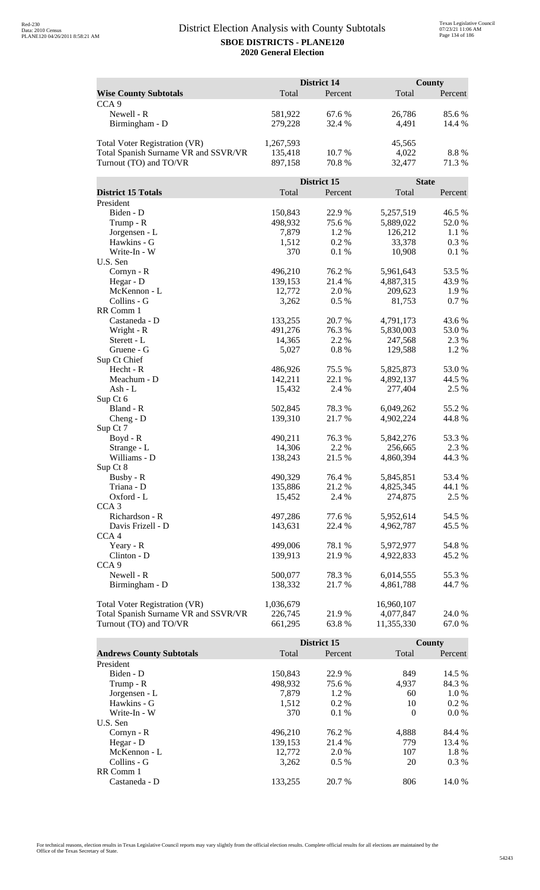# District Election Analysis with County Subtotals

**SBOE DISTRICTS - PLANE120**

**2020 General Election**

| | District 14 | | County | |
|---|---|---|---|---|
| **Wise County Subtotals** | Total | Percent | Total | Percent |
| CCA 9 | | | | |
| Newell - R | 581,922 | 67.6 % | 26,786 | 85.6 % |
| Birmingham - D | 279,228 | 32.4 % | 4,491 | 14.4 % |
| | | | | |
| Total Voter Registration (VR) | 1,267,593 | | 45,565 | |
| Total Spanish Surname VR and SSVR/VR | 135,418 | 10.7 % | 4,022 | 8.8 % |
| Turnout (TO) and TO/VR | 897,158 | 70.8 % | 32,477 | 71.3 % |

| | District 15 | | State | |
|---|---|---|---|---|
| **District 15 Totals** | Total | Percent | Total | Percent |
| President | | | | |
| Biden - D | 150,843 | 22.9 % | 5,257,519 | 46.5 % |
| Trump - R | 498,932 | 75.6 % | 5,889,022 | 52.0 % |
| Jorgensen - L | 7,879 | 1.2 % | 126,212 | 1.1 % |
| Hawkins - G | 1,512 | 0.2 % | 33,378 | 0.3 % |
| Write-In - W | 370 | 0.1 % | 10,908 | 0.1 % |
| U.S. Sen | | | | |
| Cornyn - R | 496,210 | 76.2 % | 5,961,643 | 53.5 % |
| Hegar - D | 139,153 | 21.4 % | 4,887,315 | 43.9 % |
| McKennon - L | 12,772 | 2.0 % | 209,623 | 1.9 % |
| Collins - G | 3,262 | 0.5 % | 81,753 | 0.7 % |
| RR Comm 1 | | | | |
| Castaneda - D | 133,255 | 20.7 % | 4,791,173 | 43.6 % |
| Wright - R | 491,276 | 76.3 % | 5,830,003 | 53.0 % |
| Sterett - L | 14,365 | 2.2 % | 247,568 | 2.3 % |
| Gruene - G | 5,027 | 0.8 % | 129,588 | 1.2 % |
| Sup Ct Chief | | | | |
| Hecht - R | 486,926 | 75.5 % | 5,825,873 | 53.0 % |
| Meachum - D | 142,211 | 22.1 % | 4,892,137 | 44.5 % |
| Ash - L | 15,432 | 2.4 % | 277,404 | 2.5 % |
| Sup Ct 6 | | | | |
| Bland - R | 502,845 | 78.3 % | 6,049,262 | 55.2 % |
| Cheng - D | 139,310 | 21.7 % | 4,902,224 | 44.8 % |
| Sup Ct 7 | | | | |
| Boyd - R | 490,211 | 76.3 % | 5,842,276 | 53.3 % |
| Strange - L | 14,306 | 2.2 % | 256,665 | 2.3 % |
| Williams - D | 138,243 | 21.5 % | 4,860,394 | 44.3 % |
| Sup Ct 8 | | | | |
| Busby - R | 490,329 | 76.4 % | 5,845,851 | 53.4 % |
| Triana - D | 135,886 | 21.2 % | 4,825,345 | 44.1 % |
| Oxford - L | 15,452 | 2.4 % | 274,875 | 2.5 % |
| CCA 3 | | | | |
| Richardson - R | 497,286 | 77.6 % | 5,952,614 | 54.5 % |
| Davis Frizell - D | 143,631 | 22.4 % | 4,962,787 | 45.5 % |
| CCA 4 | | | | |
| Yeary - R | 499,006 | 78.1 % | 5,972,977 | 54.8 % |
| Clinton - D | 139,913 | 21.9 % | 4,922,833 | 45.2 % |
| CCA 9 | | | | |
| Newell - R | 500,077 | 78.3 % | 6,014,555 | 55.3 % |
| Birmingham - D | 138,332 | 21.7 % | 4,861,788 | 44.7 % |
| | | | | |
| Total Voter Registration (VR) | 1,036,679 | | 16,960,107 | |
| Total Spanish Surname VR and SSVR/VR | 226,745 | 21.9 % | 4,077,847 | 24.0 % |
| Turnout (TO) and TO/VR | 661,295 | 63.8 % | 11,355,330 | 67.0 % |

| | District 15 | | County | |
|---|---|---|---|---|
| **Andrews County Subtotals** | Total | Percent | Total | Percent |
| President | | | | |
| Biden - D | 150,843 | 22.9 % | 849 | 14.5 % |
| Trump - R | 498,932 | 75.6 % | 4,937 | 84.3 % |
| Jorgensen - L | 7,879 | 1.2 % | 60 | 1.0 % |
| Hawkins - G | 1,512 | 0.2 % | 10 | 0.2 % |
| Write-In - W | 370 | 0.1 % | 0 | 0.0 % |
| U.S. Sen | | | | |
| Cornyn - R | 496,210 | 76.2 % | 4,888 | 84.4 % |
| Hegar - D | 139,153 | 21.4 % | 779 | 13.4 % |
| McKennon - L | 12,772 | 2.0 % | 107 | 1.8 % |
| Collins - G | 3,262 | 0.5 % | 20 | 0.3 % |
| RR Comm 1 | | | | |
| Castaneda - D | 133,255 | 20.7 % | 806 | 14.0 % |

For technical reasons, election results in Texas Legislative Council reports may vary slightly from the official election results. Complete official results for all elections are maintained by the Office of the Texas Secretary of State.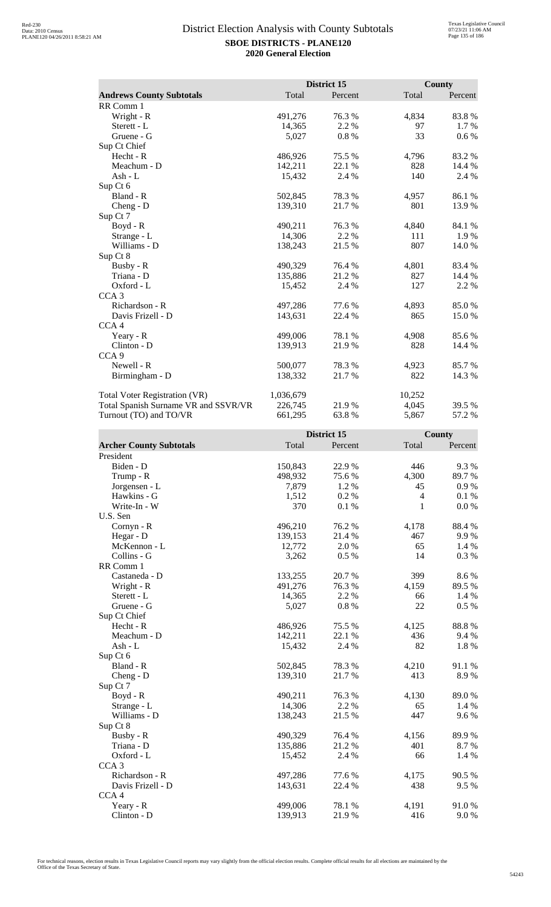# District Election Analysis with County Subtotals

**SBOE DISTRICTS - PLANE120**

**2020 General Election**

| Andrews County Subtotals | District 15 Total | District 15 Percent | County Total | County Percent |
|---|---|---|---|---|
| RR Comm 1 | | | | |
| Wright - R | 491,276 | 76.3 % | 4,834 | 83.8 % |
| Sterett - L | 14,365 | 2.2 % | 97 | 1.7 % |
| Gruene - G | 5,027 | 0.8 % | 33 | 0.6 % |
| Sup Ct Chief | | | | |
| Hecht - R | 486,926 | 75.5 % | 4,796 | 83.2 % |
| Meachum - D | 142,211 | 22.1 % | 828 | 14.4 % |
| Ash - L | 15,432 | 2.4 % | 140 | 2.4 % |
| Sup Ct 6 | | | | |
| Bland - R | 502,845 | 78.3 % | 4,957 | 86.1 % |
| Cheng - D | 139,310 | 21.7 % | 801 | 13.9 % |
| Sup Ct 7 | | | | |
| Boyd - R | 490,211 | 76.3 % | 4,840 | 84.1 % |
| Strange - L | 14,306 | 2.2 % | 111 | 1.9 % |
| Williams - D | 138,243 | 21.5 % | 807 | 14.0 % |
| Sup Ct 8 | | | | |
| Busby - R | 490,329 | 76.4 % | 4,801 | 83.4 % |
| Triana - D | 135,886 | 21.2 % | 827 | 14.4 % |
| Oxford - L | 15,452 | 2.4 % | 127 | 2.2 % |
| CCA 3 | | | | |
| Richardson - R | 497,286 | 77.6 % | 4,893 | 85.0 % |
| Davis Frizell - D | 143,631 | 22.4 % | 865 | 15.0 % |
| CCA 4 | | | | |
| Yeary - R | 499,006 | 78.1 % | 4,908 | 85.6 % |
| Clinton - D | 139,913 | 21.9 % | 828 | 14.4 % |
| CCA 9 | | | | |
| Newell - R | 500,077 | 78.3 % | 4,923 | 85.7 % |
| Birmingham - D | 138,332 | 21.7 % | 822 | 14.3 % |
| | | | | |
| Total Voter Registration (VR) | 1,036,679 | | 10,252 | |
| Total Spanish Surname VR and SSVR/VR | 226,745 | 21.9 % | 4,045 | 39.5 % |
| Turnout (TO) and TO/VR | 661,295 | 63.8 % | 5,867 | 57.2 % |

| Archer County Subtotals | District 15 Total | District 15 Percent | County Total | County Percent |
|---|---|---|---|---|
| President | | | | |
| Biden - D | 150,843 | 22.9 % | 446 | 9.3 % |
| Trump - R | 498,932 | 75.6 % | 4,300 | 89.7 % |
| Jorgensen - L | 7,879 | 1.2 % | 45 | 0.9 % |
| Hawkins - G | 1,512 | 0.2 % | 4 | 0.1 % |
| Write-In - W | 370 | 0.1 % | 1 | 0.0 % |
| U.S. Sen | | | | |
| Cornyn - R | 496,210 | 76.2 % | 4,178 | 88.4 % |
| Hegar - D | 139,153 | 21.4 % | 467 | 9.9 % |
| McKennon - L | 12,772 | 2.0 % | 65 | 1.4 % |
| Collins - G | 3,262 | 0.5 % | 14 | 0.3 % |
| RR Comm 1 | | | | |
| Castaneda - D | 133,255 | 20.7 % | 399 | 8.6 % |
| Wright - R | 491,276 | 76.3 % | 4,159 | 89.5 % |
| Sterett - L | 14,365 | 2.2 % | 66 | 1.4 % |
| Gruene - G | 5,027 | 0.8 % | 22 | 0.5 % |
| Sup Ct Chief | | | | |
| Hecht - R | 486,926 | 75.5 % | 4,125 | 88.8 % |
| Meachum - D | 142,211 | 22.1 % | 436 | 9.4 % |
| Ash - L | 15,432 | 2.4 % | 82 | 1.8 % |
| Sup Ct 6 | | | | |
| Bland - R | 502,845 | 78.3 % | 4,210 | 91.1 % |
| Cheng - D | 139,310 | 21.7 % | 413 | 8.9 % |
| Sup Ct 7 | | | | |
| Boyd - R | 490,211 | 76.3 % | 4,130 | 89.0 % |
| Strange - L | 14,306 | 2.2 % | 65 | 1.4 % |
| Williams - D | 138,243 | 21.5 % | 447 | 9.6 % |
| Sup Ct 8 | | | | |
| Busby - R | 490,329 | 76.4 % | 4,156 | 89.9 % |
| Triana - D | 135,886 | 21.2 % | 401 | 8.7 % |
| Oxford - L | 15,452 | 2.4 % | 66 | 1.4 % |
| CCA 3 | | | | |
| Richardson - R | 497,286 | 77.6 % | 4,175 | 90.5 % |
| Davis Frizell - D | 143,631 | 22.4 % | 438 | 9.5 % |
| CCA 4 | | | | |
| Yeary - R | 499,006 | 78.1 % | 4,191 | 91.0 % |
| Clinton - D | 139,913 | 21.9 % | 416 | 9.0 % |

For technical reasons, election results in Texas Legislative Council reports may vary slightly from the official election results. Complete official results for all elections are maintained by the Office of the Texas Secretary of State.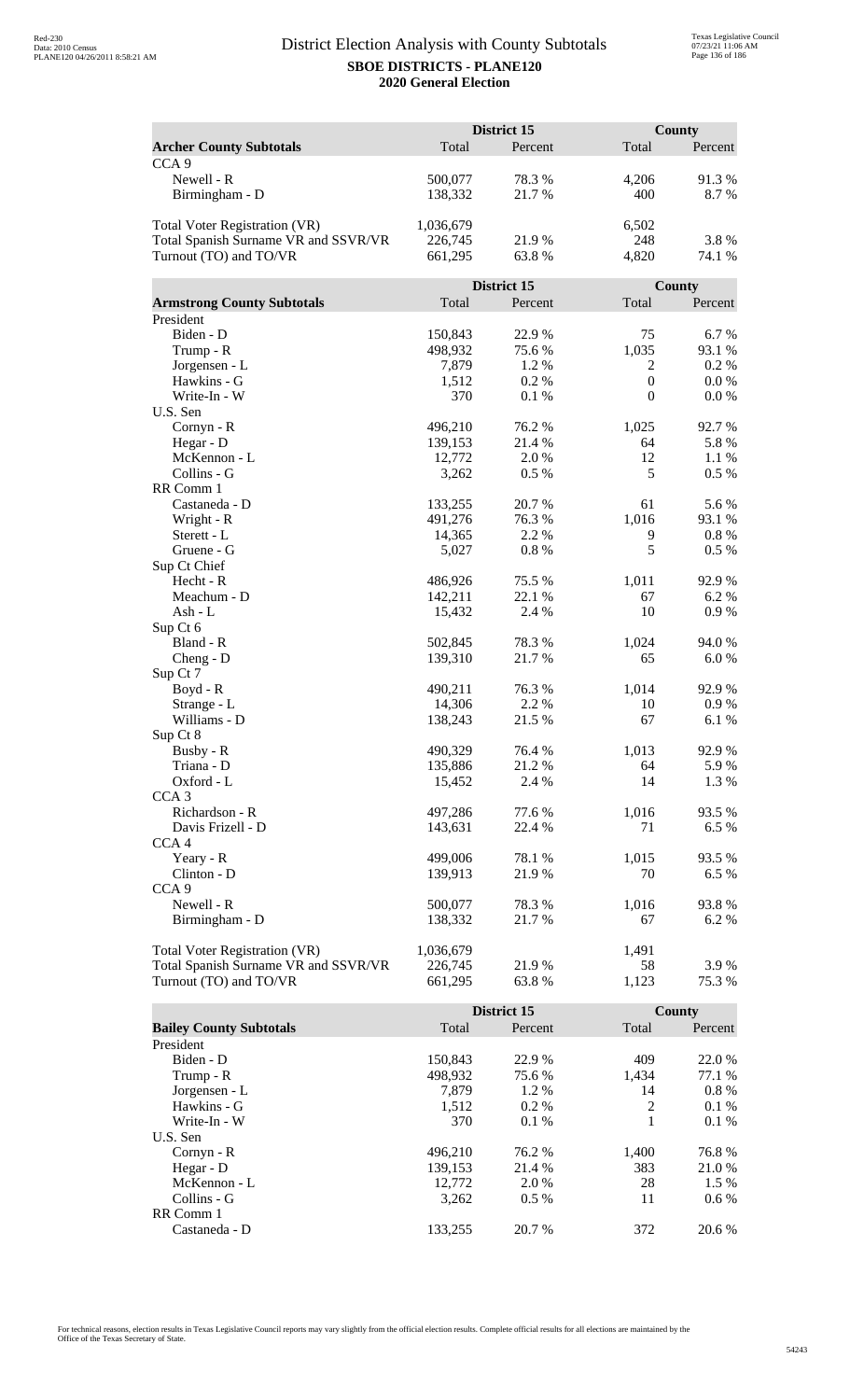# District Election Analysis with County Subtotals

**SBOE DISTRICTS - PLANE120**

**2020 General Election**

| **Archer County Subtotals** | District 15 Total | District 15 Percent | County Total | County Percent |
|---|---|---|---|---|
| CCA 9 | | | | |
| Newell - R | 500,077 | 78.3 % | 4,206 | 91.3 % |
| Birmingham - D | 138,332 | 21.7 % | 400 | 8.7 % |
| | | | | |
| Total Voter Registration (VR) | 1,036,679 | | 6,502 | |
| Total Spanish Surname VR and SSVR/VR | 226,745 | 21.9 % | 248 | 3.8 % |
| Turnout (TO) and TO/VR | 661,295 | 63.8 % | 4,820 | 74.1 % |

| **Armstrong County Subtotals** | District 15 Total | District 15 Percent | County Total | County Percent |
|---|---|---|---|---|
| President | | | | |
| Biden - D | 150,843 | 22.9 % | 75 | 6.7 % |
| Trump - R | 498,932 | 75.6 % | 1,035 | 93.1 % |
| Jorgensen - L | 7,879 | 1.2 % | 2 | 0.2 % |
| Hawkins - G | 1,512 | 0.2 % | 0 | 0.0 % |
| Write-In - W | 370 | 0.1 % | 0 | 0.0 % |
| U.S. Sen | | | | |
| Cornyn - R | 496,210 | 76.2 % | 1,025 | 92.7 % |
| Hegar - D | 139,153 | 21.4 % | 64 | 5.8 % |
| McKennon - L | 12,772 | 2.0 % | 12 | 1.1 % |
| Collins - G | 3,262 | 0.5 % | 5 | 0.5 % |
| RR Comm 1 | | | | |
| Castaneda - D | 133,255 | 20.7 % | 61 | 5.6 % |
| Wright - R | 491,276 | 76.3 % | 1,016 | 93.1 % |
| Sterett - L | 14,365 | 2.2 % | 9 | 0.8 % |
| Gruene - G | 5,027 | 0.8 % | 5 | 0.5 % |
| Sup Ct Chief | | | | |
| Hecht - R | 486,926 | 75.5 % | 1,011 | 92.9 % |
| Meachum - D | 142,211 | 22.1 % | 67 | 6.2 % |
| Ash - L | 15,432 | 2.4 % | 10 | 0.9 % |
| Sup Ct 6 | | | | |
| Bland - R | 502,845 | 78.3 % | 1,024 | 94.0 % |
| Cheng - D | 139,310 | 21.7 % | 65 | 6.0 % |
| Sup Ct 7 | | | | |
| Boyd - R | 490,211 | 76.3 % | 1,014 | 92.9 % |
| Strange - L | 14,306 | 2.2 % | 10 | 0.9 % |
| Williams - D | 138,243 | 21.5 % | 67 | 6.1 % |
| Sup Ct 8 | | | | |
| Busby - R | 490,329 | 76.4 % | 1,013 | 92.9 % |
| Triana - D | 135,886 | 21.2 % | 64 | 5.9 % |
| Oxford - L | 15,452 | 2.4 % | 14 | 1.3 % |
| CCA 3 | | | | |
| Richardson - R | 497,286 | 77.6 % | 1,016 | 93.5 % |
| Davis Frizell - D | 143,631 | 22.4 % | 71 | 6.5 % |
| CCA 4 | | | | |
| Yeary - R | 499,006 | 78.1 % | 1,015 | 93.5 % |
| Clinton - D | 139,913 | 21.9 % | 70 | 6.5 % |
| CCA 9 | | | | |
| Newell - R | 500,077 | 78.3 % | 1,016 | 93.8 % |
| Birmingham - D | 138,332 | 21.7 % | 67 | 6.2 % |
| | | | | |
| Total Voter Registration (VR) | 1,036,679 | | 1,491 | |
| Total Spanish Surname VR and SSVR/VR | 226,745 | 21.9 % | 58 | 3.9 % |
| Turnout (TO) and TO/VR | 661,295 | 63.8 % | 1,123 | 75.3 % |

| **Bailey County Subtotals** | District 15 Total | District 15 Percent | County Total | County Percent |
|---|---|---|---|---|
| President | | | | |
| Biden - D | 150,843 | 22.9 % | 409 | 22.0 % |
| Trump - R | 498,932 | 75.6 % | 1,434 | 77.1 % |
| Jorgensen - L | 7,879 | 1.2 % | 14 | 0.8 % |
| Hawkins - G | 1,512 | 0.2 % | 2 | 0.1 % |
| Write-In - W | 370 | 0.1 % | 1 | 0.1 % |
| U.S. Sen | | | | |
| Cornyn - R | 496,210 | 76.2 % | 1,400 | 76.8 % |
| Hegar - D | 139,153 | 21.4 % | 383 | 21.0 % |
| McKennon - L | 12,772 | 2.0 % | 28 | 1.5 % |
| Collins - G | 3,262 | 0.5 % | 11 | 0.6 % |
| RR Comm 1 | | | | |
| Castaneda - D | 133,255 | 20.7 % | 372 | 20.6 % |

For technical reasons, election results in Texas Legislative Council reports may vary slightly from the official election results. Complete official results for all elections are maintained by the Office of the Texas Secretary of State.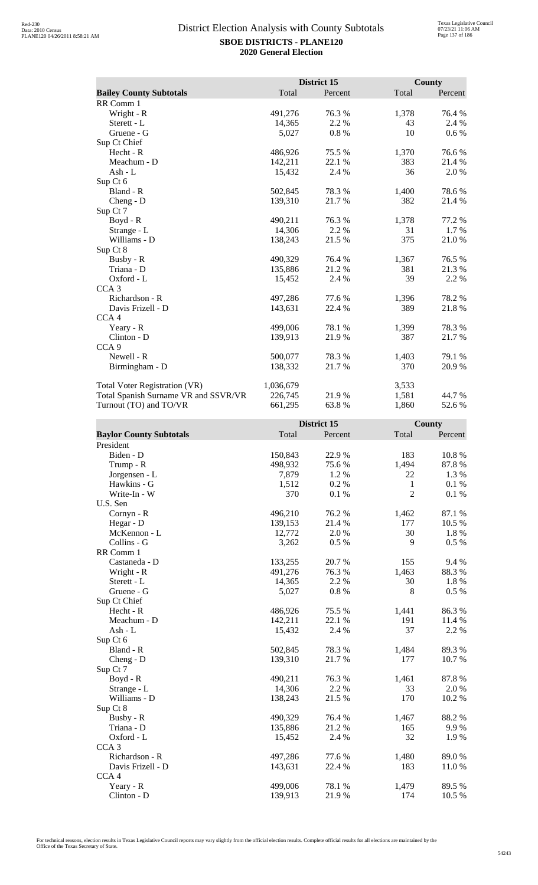# District Election Analysis with County Subtotals

**SBOE DISTRICTS - PLANE120**

**2020 General Election**

| **Bailey County Subtotals** | District 15 Total | District 15 Percent | County Total | County Percent |
|---|---|---|---|---|
| RR Comm 1 | | | | |
| Wright - R | 491,276 | 76.3 % | 1,378 | 76.4 % |
| Sterett - L | 14,365 | 2.2 % | 43 | 2.4 % |
| Gruene - G | 5,027 | 0.8 % | 10 | 0.6 % |
| Sup Ct Chief | | | | |
| Hecht - R | 486,926 | 75.5 % | 1,370 | 76.6 % |
| Meachum - D | 142,211 | 22.1 % | 383 | 21.4 % |
| Ash - L | 15,432 | 2.4 % | 36 | 2.0 % |
| Sup Ct 6 | | | | |
| Bland - R | 502,845 | 78.3 % | 1,400 | 78.6 % |
| Cheng - D | 139,310 | 21.7 % | 382 | 21.4 % |
| Sup Ct 7 | | | | |
| Boyd - R | 490,211 | 76.3 % | 1,378 | 77.2 % |
| Strange - L | 14,306 | 2.2 % | 31 | 1.7 % |
| Williams - D | 138,243 | 21.5 % | 375 | 21.0 % |
| Sup Ct 8 | | | | |
| Busby - R | 490,329 | 76.4 % | 1,367 | 76.5 % |
| Triana - D | 135,886 | 21.2 % | 381 | 21.3 % |
| Oxford - L | 15,452 | 2.4 % | 39 | 2.2 % |
| CCA 3 | | | | |
| Richardson - R | 497,286 | 77.6 % | 1,396 | 78.2 % |
| Davis Frizell - D | 143,631 | 22.4 % | 389 | 21.8 % |
| CCA 4 | | | | |
| Yeary - R | 499,006 | 78.1 % | 1,399 | 78.3 % |
| Clinton - D | 139,913 | 21.9 % | 387 | 21.7 % |
| CCA 9 | | | | |
| Newell - R | 500,077 | 78.3 % | 1,403 | 79.1 % |
| Birmingham - D | 138,332 | 21.7 % | 370 | 20.9 % |
| | | | | |
| Total Voter Registration (VR) | 1,036,679 | | 3,533 | |
| Total Spanish Surname VR and SSVR/VR | 226,745 | 21.9 % | 1,581 | 44.7 % |
| Turnout (TO) and TO/VR | 661,295 | 63.8 % | 1,860 | 52.6 % |

| **Baylor County Subtotals** | District 15 Total | District 15 Percent | County Total | County Percent |
|---|---|---|---|---|
| President | | | | |
| Biden - D | 150,843 | 22.9 % | 183 | 10.8 % |
| Trump - R | 498,932 | 75.6 % | 1,494 | 87.8 % |
| Jorgensen - L | 7,879 | 1.2 % | 22 | 1.3 % |
| Hawkins - G | 1,512 | 0.2 % | 1 | 0.1 % |
| Write-In - W | 370 | 0.1 % | 2 | 0.1 % |
| U.S. Sen | | | | |
| Cornyn - R | 496,210 | 76.2 % | 1,462 | 87.1 % |
| Hegar - D | 139,153 | 21.4 % | 177 | 10.5 % |
| McKennon - L | 12,772 | 2.0 % | 30 | 1.8 % |
| Collins - G | 3,262 | 0.5 % | 9 | 0.5 % |
| RR Comm 1 | | | | |
| Castaneda - D | 133,255 | 20.7 % | 155 | 9.4 % |
| Wright - R | 491,276 | 76.3 % | 1,463 | 88.3 % |
| Sterett - L | 14,365 | 2.2 % | 30 | 1.8 % |
| Gruene - G | 5,027 | 0.8 % | 8 | 0.5 % |
| Sup Ct Chief | | | | |
| Hecht - R | 486,926 | 75.5 % | 1,441 | 86.3 % |
| Meachum - D | 142,211 | 22.1 % | 191 | 11.4 % |
| Ash - L | 15,432 | 2.4 % | 37 | 2.2 % |
| Sup Ct 6 | | | | |
| Bland - R | 502,845 | 78.3 % | 1,484 | 89.3 % |
| Cheng - D | 139,310 | 21.7 % | 177 | 10.7 % |
| Sup Ct 7 | | | | |
| Boyd - R | 490,211 | 76.3 % | 1,461 | 87.8 % |
| Strange - L | 14,306 | 2.2 % | 33 | 2.0 % |
| Williams - D | 138,243 | 21.5 % | 170 | 10.2 % |
| Sup Ct 8 | | | | |
| Busby - R | 490,329 | 76.4 % | 1,467 | 88.2 % |
| Triana - D | 135,886 | 21.2 % | 165 | 9.9 % |
| Oxford - L | 15,452 | 2.4 % | 32 | 1.9 % |
| CCA 3 | | | | |
| Richardson - R | 497,286 | 77.6 % | 1,480 | 89.0 % |
| Davis Frizell - D | 143,631 | 22.4 % | 183 | 11.0 % |
| CCA 4 | | | | |
| Yeary - R | 499,006 | 78.1 % | 1,479 | 89.5 % |
| Clinton - D | 139,913 | 21.9 % | 174 | 10.5 % |

For technical reasons, election results in Texas Legislative Council reports may vary slightly from the official election results. Complete official results for all elections are maintained by the Office of the Texas Secretary of State.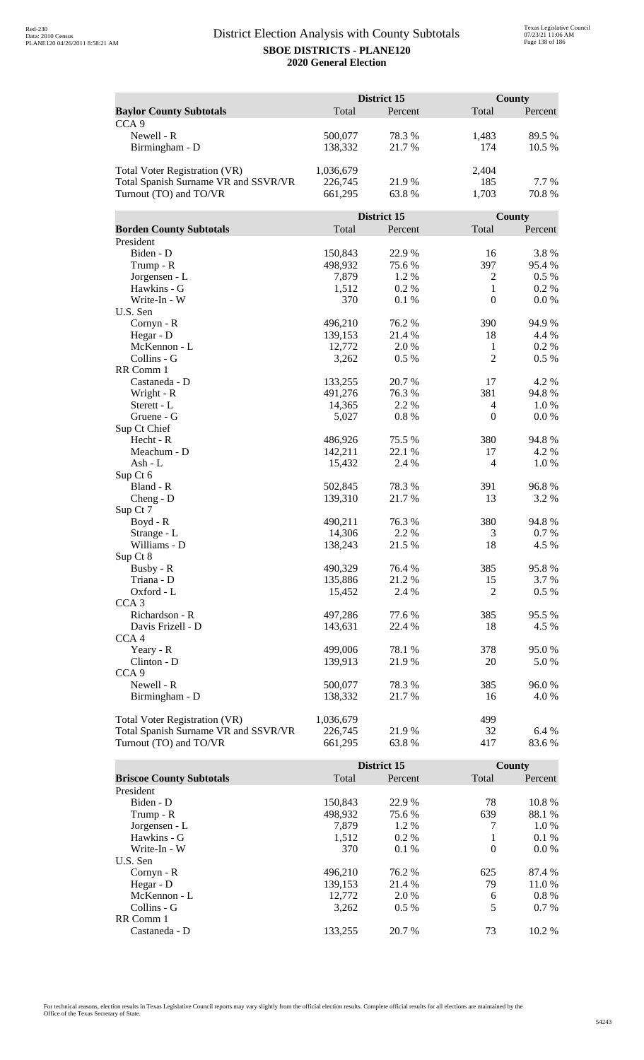# District Election Analysis with County Subtotals

**SBOE DISTRICTS - PLANE120**

**2020 General Election**

| **Baylor County Subtotals** | District 15 Total | District 15 Percent | County Total | County Percent |
|---|---|---|---|---|
| CCA 9 | | | | |
| Newell - R | 500,077 | 78.3 % | 1,483 | 89.5 % |
| Birmingham - D | 138,332 | 21.7 % | 174 | 10.5 % |
| | | | | |
| Total Voter Registration (VR) | 1,036,679 | | 2,404 | |
| Total Spanish Surname VR and SSVR/VR | 226,745 | 21.9 % | 185 | 7.7 % |
| Turnout (TO) and TO/VR | 661,295 | 63.8 % | 1,703 | 70.8 % |

| **Borden County Subtotals** | District 15 Total | District 15 Percent | County Total | County Percent |
|---|---|---|---|---|
| President | | | | |
| Biden - D | 150,843 | 22.9 % | 16 | 3.8 % |
| Trump - R | 498,932 | 75.6 % | 397 | 95.4 % |
| Jorgensen - L | 7,879 | 1.2 % | 2 | 0.5 % |
| Hawkins - G | 1,512 | 0.2 % | 1 | 0.2 % |
| Write-In - W | 370 | 0.1 % | 0 | 0.0 % |
| U.S. Sen | | | | |
| Cornyn - R | 496,210 | 76.2 % | 390 | 94.9 % |
| Hegar - D | 139,153 | 21.4 % | 18 | 4.4 % |
| McKennon - L | 12,772 | 2.0 % | 1 | 0.2 % |
| Collins - G | 3,262 | 0.5 % | 2 | 0.5 % |
| RR Comm 1 | | | | |
| Castaneda - D | 133,255 | 20.7 % | 17 | 4.2 % |
| Wright - R | 491,276 | 76.3 % | 381 | 94.8 % |
| Sterett - L | 14,365 | 2.2 % | 4 | 1.0 % |
| Gruene - G | 5,027 | 0.8 % | 0 | 0.0 % |
| Sup Ct Chief | | | | |
| Hecht - R | 486,926 | 75.5 % | 380 | 94.8 % |
| Meachum - D | 142,211 | 22.1 % | 17 | 4.2 % |
| Ash - L | 15,432 | 2.4 % | 4 | 1.0 % |
| Sup Ct 6 | | | | |
| Bland - R | 502,845 | 78.3 % | 391 | 96.8 % |
| Cheng - D | 139,310 | 21.7 % | 13 | 3.2 % |
| Sup Ct 7 | | | | |
| Boyd - R | 490,211 | 76.3 % | 380 | 94.8 % |
| Strange - L | 14,306 | 2.2 % | 3 | 0.7 % |
| Williams - D | 138,243 | 21.5 % | 18 | 4.5 % |
| Sup Ct 8 | | | | |
| Busby - R | 490,329 | 76.4 % | 385 | 95.8 % |
| Triana - D | 135,886 | 21.2 % | 15 | 3.7 % |
| Oxford - L | 15,452 | 2.4 % | 2 | 0.5 % |
| CCA 3 | | | | |
| Richardson - R | 497,286 | 77.6 % | 385 | 95.5 % |
| Davis Frizell - D | 143,631 | 22.4 % | 18 | 4.5 % |
| CCA 4 | | | | |
| Yeary - R | 499,006 | 78.1 % | 378 | 95.0 % |
| Clinton - D | 139,913 | 21.9 % | 20 | 5.0 % |
| CCA 9 | | | | |
| Newell - R | 500,077 | 78.3 % | 385 | 96.0 % |
| Birmingham - D | 138,332 | 21.7 % | 16 | 4.0 % |
| | | | | |
| Total Voter Registration (VR) | 1,036,679 | | 499 | |
| Total Spanish Surname VR and SSVR/VR | 226,745 | 21.9 % | 32 | 6.4 % |
| Turnout (TO) and TO/VR | 661,295 | 63.8 % | 417 | 83.6 % |

| **Briscoe County Subtotals** | District 15 Total | District 15 Percent | County Total | County Percent |
|---|---|---|---|---|
| President | | | | |
| Biden - D | 150,843 | 22.9 % | 78 | 10.8 % |
| Trump - R | 498,932 | 75.6 % | 639 | 88.1 % |
| Jorgensen - L | 7,879 | 1.2 % | 7 | 1.0 % |
| Hawkins - G | 1,512 | 0.2 % | 1 | 0.1 % |
| Write-In - W | 370 | 0.1 % | 0 | 0.0 % |
| U.S. Sen | | | | |
| Cornyn - R | 496,210 | 76.2 % | 625 | 87.4 % |
| Hegar - D | 139,153 | 21.4 % | 79 | 11.0 % |
| McKennon - L | 12,772 | 2.0 % | 6 | 0.8 % |
| Collins - G | 3,262 | 0.5 % | 5 | 0.7 % |
| RR Comm 1 | | | | |
| Castaneda - D | 133,255 | 20.7 % | 73 | 10.2 % |

For technical reasons, election results in Texas Legislative Council reports may vary slightly from the official election results. Complete official results for all elections are maintained by the Office of the Texas Secretary of State.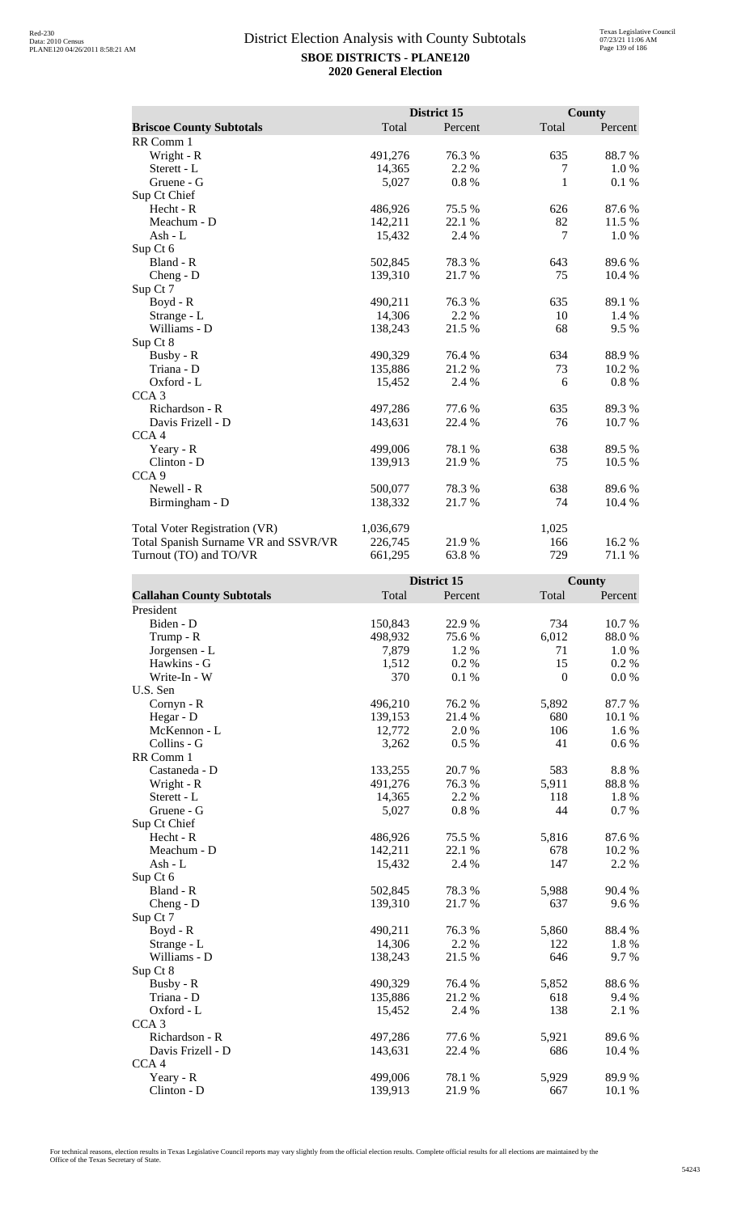## District Election Analysis with County Subtotals

**SBOE DISTRICTS - PLANE120**

**2020 General Election**

| **Briscoe County Subtotals** | District 15 Total | District 15 Percent | County Total | County Percent |
|---|---|---|---|---|
| RR Comm 1 | | | | |
| Wright - R | 491,276 | 76.3 % | 635 | 88.7 % |
| Sterett - L | 14,365 | 2.2 % | 7 | 1.0 % |
| Gruene - G | 5,027 | 0.8 % | 1 | 0.1 % |
| Sup Ct Chief | | | | |
| Hecht - R | 486,926 | 75.5 % | 626 | 87.6 % |
| Meachum - D | 142,211 | 22.1 % | 82 | 11.5 % |
| Ash - L | 15,432 | 2.4 % | 7 | 1.0 % |
| Sup Ct 6 | | | | |
| Bland - R | 502,845 | 78.3 % | 643 | 89.6 % |
| Cheng - D | 139,310 | 21.7 % | 75 | 10.4 % |
| Sup Ct 7 | | | | |
| Boyd - R | 490,211 | 76.3 % | 635 | 89.1 % |
| Strange - L | 14,306 | 2.2 % | 10 | 1.4 % |
| Williams - D | 138,243 | 21.5 % | 68 | 9.5 % |
| Sup Ct 8 | | | | |
| Busby - R | 490,329 | 76.4 % | 634 | 88.9 % |
| Triana - D | 135,886 | 21.2 % | 73 | 10.2 % |
| Oxford - L | 15,452 | 2.4 % | 6 | 0.8 % |
| CCA 3 | | | | |
| Richardson - R | 497,286 | 77.6 % | 635 | 89.3 % |
| Davis Frizell - D | 143,631 | 22.4 % | 76 | 10.7 % |
| CCA 4 | | | | |
| Yeary - R | 499,006 | 78.1 % | 638 | 89.5 % |
| Clinton - D | 139,913 | 21.9 % | 75 | 10.5 % |
| CCA 9 | | | | |
| Newell - R | 500,077 | 78.3 % | 638 | 89.6 % |
| Birmingham - D | 138,332 | 21.7 % | 74 | 10.4 % |
| | | | | |
| Total Voter Registration (VR) | 1,036,679 | | 1,025 | |
| Total Spanish Surname VR and SSVR/VR | 226,745 | 21.9 % | 166 | 16.2 % |
| Turnout (TO) and TO/VR | 661,295 | 63.8 % | 729 | 71.1 % |

| **Callahan County Subtotals** | District 15 Total | District 15 Percent | County Total | County Percent |
|---|---|---|---|---|
| President | | | | |
| Biden - D | 150,843 | 22.9 % | 734 | 10.7 % |
| Trump - R | 498,932 | 75.6 % | 6,012 | 88.0 % |
| Jorgensen - L | 7,879 | 1.2 % | 71 | 1.0 % |
| Hawkins - G | 1,512 | 0.2 % | 15 | 0.2 % |
| Write-In - W | 370 | 0.1 % | 0 | 0.0 % |
| U.S. Sen | | | | |
| Cornyn - R | 496,210 | 76.2 % | 5,892 | 87.7 % |
| Hegar - D | 139,153 | 21.4 % | 680 | 10.1 % |
| McKennon - L | 12,772 | 2.0 % | 106 | 1.6 % |
| Collins - G | 3,262 | 0.5 % | 41 | 0.6 % |
| RR Comm 1 | | | | |
| Castaneda - D | 133,255 | 20.7 % | 583 | 8.8 % |
| Wright - R | 491,276 | 76.3 % | 5,911 | 88.8 % |
| Sterett - L | 14,365 | 2.2 % | 118 | 1.8 % |
| Gruene - G | 5,027 | 0.8 % | 44 | 0.7 % |
| Sup Ct Chief | | | | |
| Hecht - R | 486,926 | 75.5 % | 5,816 | 87.6 % |
| Meachum - D | 142,211 | 22.1 % | 678 | 10.2 % |
| Ash - L | 15,432 | 2.4 % | 147 | 2.2 % |
| Sup Ct 6 | | | | |
| Bland - R | 502,845 | 78.3 % | 5,988 | 90.4 % |
| Cheng - D | 139,310 | 21.7 % | 637 | 9.6 % |
| Sup Ct 7 | | | | |
| Boyd - R | 490,211 | 76.3 % | 5,860 | 88.4 % |
| Strange - L | 14,306 | 2.2 % | 122 | 1.8 % |
| Williams - D | 138,243 | 21.5 % | 646 | 9.7 % |
| Sup Ct 8 | | | | |
| Busby - R | 490,329 | 76.4 % | 5,852 | 88.6 % |
| Triana - D | 135,886 | 21.2 % | 618 | 9.4 % |
| Oxford - L | 15,452 | 2.4 % | 138 | 2.1 % |
| CCA 3 | | | | |
| Richardson - R | 497,286 | 77.6 % | 5,921 | 89.6 % |
| Davis Frizell - D | 143,631 | 22.4 % | 686 | 10.4 % |
| CCA 4 | | | | |
| Yeary - R | 499,006 | 78.1 % | 5,929 | 89.9 % |
| Clinton - D | 139,913 | 21.9 % | 667 | 10.1 % |

For technical reasons, election results in Texas Legislative Council reports may vary slightly from the official election results. Complete official results for all elections are maintained by the Office of the Texas Secretary of State.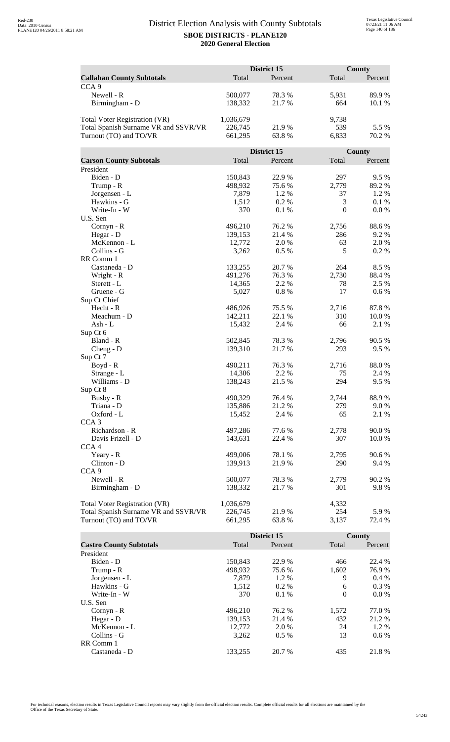# District Election Analysis with County Subtotals

**SBOE DISTRICTS - PLANE120**

**2020 General Election**

| **Callahan County Subtotals** | District 15 Total | District 15 Percent | County Total | County Percent |
|---|---|---|---|---|
| CCA 9 | | | | |
| Newell - R | 500,077 | 78.3 % | 5,931 | 89.9 % |
| Birmingham - D | 138,332 | 21.7 % | 664 | 10.1 % |
| | | | | |
| Total Voter Registration (VR) | 1,036,679 | | 9,738 | |
| Total Spanish Surname VR and SSVR/VR | 226,745 | 21.9 % | 539 | 5.5 % |
| Turnout (TO) and TO/VR | 661,295 | 63.8 % | 6,833 | 70.2 % |

| **Carson County Subtotals** | District 15 Total | District 15 Percent | County Total | County Percent |
|---|---|---|---|---|
| President | | | | |
| Biden - D | 150,843 | 22.9 % | 297 | 9.5 % |
| Trump - R | 498,932 | 75.6 % | 2,779 | 89.2 % |
| Jorgensen - L | 7,879 | 1.2 % | 37 | 1.2 % |
| Hawkins - G | 1,512 | 0.2 % | 3 | 0.1 % |
| Write-In - W | 370 | 0.1 % | 0 | 0.0 % |
| U.S. Sen | | | | |
| Cornyn - R | 496,210 | 76.2 % | 2,756 | 88.6 % |
| Hegar - D | 139,153 | 21.4 % | 286 | 9.2 % |
| McKennon - L | 12,772 | 2.0 % | 63 | 2.0 % |
| Collins - G | 3,262 | 0.5 % | 5 | 0.2 % |
| RR Comm 1 | | | | |
| Castaneda - D | 133,255 | 20.7 % | 264 | 8.5 % |
| Wright - R | 491,276 | 76.3 % | 2,730 | 88.4 % |
| Sterett - L | 14,365 | 2.2 % | 78 | 2.5 % |
| Gruene - G | 5,027 | 0.8 % | 17 | 0.6 % |
| Sup Ct Chief | | | | |
| Hecht - R | 486,926 | 75.5 % | 2,716 | 87.8 % |
| Meachum - D | 142,211 | 22.1 % | 310 | 10.0 % |
| Ash - L | 15,432 | 2.4 % | 66 | 2.1 % |
| Sup Ct 6 | | | | |
| Bland - R | 502,845 | 78.3 % | 2,796 | 90.5 % |
| Cheng - D | 139,310 | 21.7 % | 293 | 9.5 % |
| Sup Ct 7 | | | | |
| Boyd - R | 490,211 | 76.3 % | 2,716 | 88.0 % |
| Strange - L | 14,306 | 2.2 % | 75 | 2.4 % |
| Williams - D | 138,243 | 21.5 % | 294 | 9.5 % |
| Sup Ct 8 | | | | |
| Busby - R | 490,329 | 76.4 % | 2,744 | 88.9 % |
| Triana - D | 135,886 | 21.2 % | 279 | 9.0 % |
| Oxford - L | 15,452 | 2.4 % | 65 | 2.1 % |
| CCA 3 | | | | |
| Richardson - R | 497,286 | 77.6 % | 2,778 | 90.0 % |
| Davis Frizell - D | 143,631 | 22.4 % | 307 | 10.0 % |
| CCA 4 | | | | |
| Yeary - R | 499,006 | 78.1 % | 2,795 | 90.6 % |
| Clinton - D | 139,913 | 21.9 % | 290 | 9.4 % |
| CCA 9 | | | | |
| Newell - R | 500,077 | 78.3 % | 2,779 | 90.2 % |
| Birmingham - D | 138,332 | 21.7 % | 301 | 9.8 % |
| | | | | |
| Total Voter Registration (VR) | 1,036,679 | | 4,332 | |
| Total Spanish Surname VR and SSVR/VR | 226,745 | 21.9 % | 254 | 5.9 % |
| Turnout (TO) and TO/VR | 661,295 | 63.8 % | 3,137 | 72.4 % |

| **Castro County Subtotals** | District 15 Total | District 15 Percent | County Total | County Percent |
|---|---|---|---|---|
| President | | | | |
| Biden - D | 150,843 | 22.9 % | 466 | 22.4 % |
| Trump - R | 498,932 | 75.6 % | 1,602 | 76.9 % |
| Jorgensen - L | 7,879 | 1.2 % | 9 | 0.4 % |
| Hawkins - G | 1,512 | 0.2 % | 6 | 0.3 % |
| Write-In - W | 370 | 0.1 % | 0 | 0.0 % |
| U.S. Sen | | | | |
| Cornyn - R | 496,210 | 76.2 % | 1,572 | 77.0 % |
| Hegar - D | 139,153 | 21.4 % | 432 | 21.2 % |
| McKennon - L | 12,772 | 2.0 % | 24 | 1.2 % |
| Collins - G | 3,262 | 0.5 % | 13 | 0.6 % |
| RR Comm 1 | | | | |
| Castaneda - D | 133,255 | 20.7 % | 435 | 21.8 % |

For technical reasons, election results in Texas Legislative Council reports may vary slightly from the official election results. Complete official results for all elections are maintained by the Office of the Texas Secretary of State.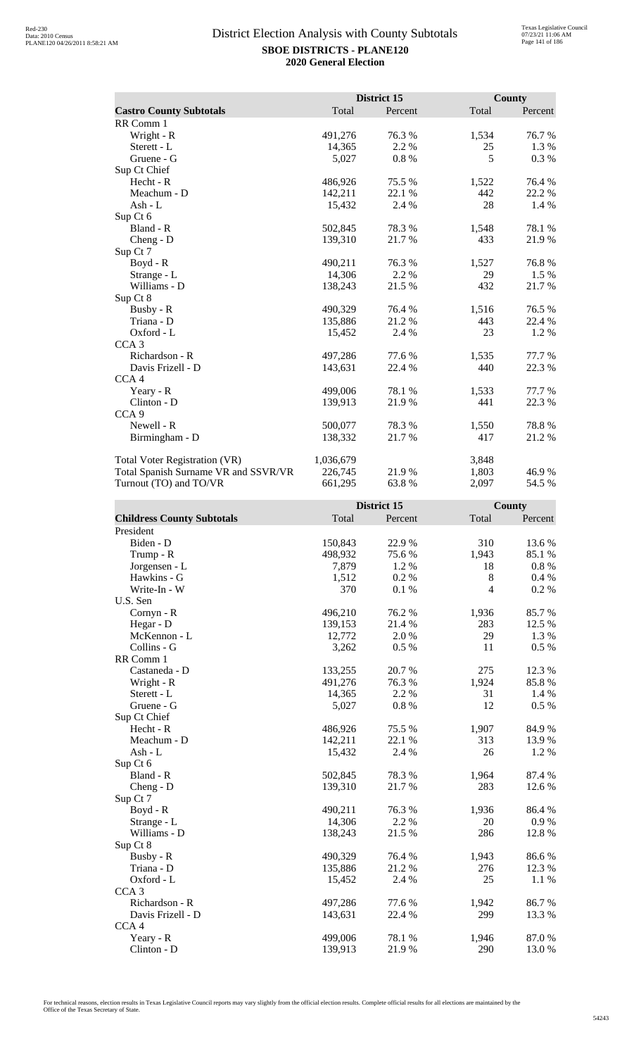# District Election Analysis with County Subtotals

**SBOE DISTRICTS - PLANE120**
**2020 General Election**

| Castro County Subtotals | District 15 Total | District 15 Percent | County Total | County Percent |
|---|---|---|---|---|
| RR Comm 1 | | | | |
| Wright - R | 491,276 | 76.3 % | 1,534 | 76.7 % |
| Sterett - L | 14,365 | 2.2 % | 25 | 1.3 % |
| Gruene - G | 5,027 | 0.8 % | 5 | 0.3 % |
| Sup Ct Chief | | | | |
| Hecht - R | 486,926 | 75.5 % | 1,522 | 76.4 % |
| Meachum - D | 142,211 | 22.1 % | 442 | 22.2 % |
| Ash - L | 15,432 | 2.4 % | 28 | 1.4 % |
| Sup Ct 6 | | | | |
| Bland - R | 502,845 | 78.3 % | 1,548 | 78.1 % |
| Cheng - D | 139,310 | 21.7 % | 433 | 21.9 % |
| Sup Ct 7 | | | | |
| Boyd - R | 490,211 | 76.3 % | 1,527 | 76.8 % |
| Strange - L | 14,306 | 2.2 % | 29 | 1.5 % |
| Williams - D | 138,243 | 21.5 % | 432 | 21.7 % |
| Sup Ct 8 | | | | |
| Busby - R | 490,329 | 76.4 % | 1,516 | 76.5 % |
| Triana - D | 135,886 | 21.2 % | 443 | 22.4 % |
| Oxford - L | 15,452 | 2.4 % | 23 | 1.2 % |
| CCA 3 | | | | |
| Richardson - R | 497,286 | 77.6 % | 1,535 | 77.7 % |
| Davis Frizell - D | 143,631 | 22.4 % | 440 | 22.3 % |
| CCA 4 | | | | |
| Yeary - R | 499,006 | 78.1 % | 1,533 | 77.7 % |
| Clinton - D | 139,913 | 21.9 % | 441 | 22.3 % |
| CCA 9 | | | | |
| Newell - R | 500,077 | 78.3 % | 1,550 | 78.8 % |
| Birmingham - D | 138,332 | 21.7 % | 417 | 21.2 % |
| | | | | |
| Total Voter Registration (VR) | 1,036,679 | | 3,848 | |
| Total Spanish Surname VR and SSVR/VR | 226,745 | 21.9 % | 1,803 | 46.9 % |
| Turnout (TO) and TO/VR | 661,295 | 63.8 % | 2,097 | 54.5 % |

| Childress County Subtotals | District 15 Total | District 15 Percent | County Total | County Percent |
|---|---|---|---|---|
| President | | | | |
| Biden - D | 150,843 | 22.9 % | 310 | 13.6 % |
| Trump - R | 498,932 | 75.6 % | 1,943 | 85.1 % |
| Jorgensen - L | 7,879 | 1.2 % | 18 | 0.8 % |
| Hawkins - G | 1,512 | 0.2 % | 8 | 0.4 % |
| Write-In - W | 370 | 0.1 % | 4 | 0.2 % |
| U.S. Sen | | | | |
| Cornyn - R | 496,210 | 76.2 % | 1,936 | 85.7 % |
| Hegar - D | 139,153 | 21.4 % | 283 | 12.5 % |
| McKennon - L | 12,772 | 2.0 % | 29 | 1.3 % |
| Collins - G | 3,262 | 0.5 % | 11 | 0.5 % |
| RR Comm 1 | | | | |
| Castaneda - D | 133,255 | 20.7 % | 275 | 12.3 % |
| Wright - R | 491,276 | 76.3 % | 1,924 | 85.8 % |
| Sterett - L | 14,365 | 2.2 % | 31 | 1.4 % |
| Gruene - G | 5,027 | 0.8 % | 12 | 0.5 % |
| Sup Ct Chief | | | | |
| Hecht - R | 486,926 | 75.5 % | 1,907 | 84.9 % |
| Meachum - D | 142,211 | 22.1 % | 313 | 13.9 % |
| Ash - L | 15,432 | 2.4 % | 26 | 1.2 % |
| Sup Ct 6 | | | | |
| Bland - R | 502,845 | 78.3 % | 1,964 | 87.4 % |
| Cheng - D | 139,310 | 21.7 % | 283 | 12.6 % |
| Sup Ct 7 | | | | |
| Boyd - R | 490,211 | 76.3 % | 1,936 | 86.4 % |
| Strange - L | 14,306 | 2.2 % | 20 | 0.9 % |
| Williams - D | 138,243 | 21.5 % | 286 | 12.8 % |
| Sup Ct 8 | | | | |
| Busby - R | 490,329 | 76.4 % | 1,943 | 86.6 % |
| Triana - D | 135,886 | 21.2 % | 276 | 12.3 % |
| Oxford - L | 15,452 | 2.4 % | 25 | 1.1 % |
| CCA 3 | | | | |
| Richardson - R | 497,286 | 77.6 % | 1,942 | 86.7 % |
| Davis Frizell - D | 143,631 | 22.4 % | 299 | 13.3 % |
| CCA 4 | | | | |
| Yeary - R | 499,006 | 78.1 % | 1,946 | 87.0 % |
| Clinton - D | 139,913 | 21.9 % | 290 | 13.0 % |

For technical reasons, election results in Texas Legislative Council reports may vary slightly from the official election results. Complete official results for all elections are maintained by the Office of the Texas Secretary of State.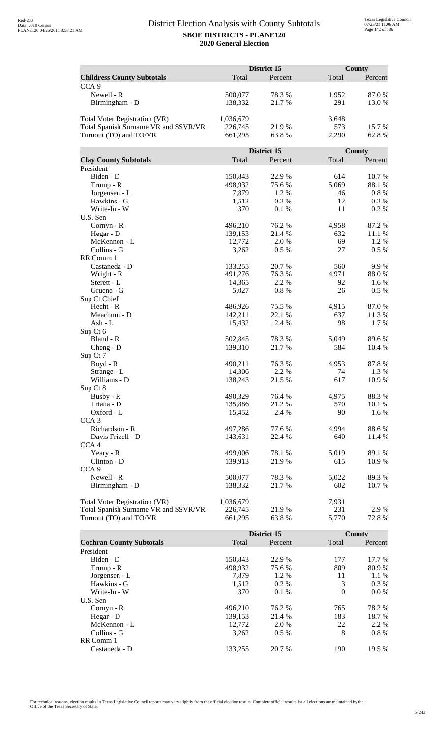# District Election Analysis with County Subtotals

**SBOE DISTRICTS - PLANE120**

**2020 General Election**

| **Childress County Subtotals** | District 15 Total | District 15 Percent | County Total | County Percent |
|---|---|---|---|---|
| CCA 9 | | | | |
| Newell - R | 500,077 | 78.3 % | 1,952 | 87.0 % |
| Birmingham - D | 138,332 | 21.7 % | 291 | 13.0 % |
| | | | | |
| Total Voter Registration (VR) | 1,036,679 | | 3,648 | |
| Total Spanish Surname VR and SSVR/VR | 226,745 | 21.9 % | 573 | 15.7 % |
| Turnout (TO) and TO/VR | 661,295 | 63.8 % | 2,290 | 62.8 % |

| **Clay County Subtotals** | District 15 Total | District 15 Percent | County Total | County Percent |
|---|---|---|---|---|
| President | | | | |
| Biden - D | 150,843 | 22.9 % | 614 | 10.7 % |
| Trump - R | 498,932 | 75.6 % | 5,069 | 88.1 % |
| Jorgensen - L | 7,879 | 1.2 % | 46 | 0.8 % |
| Hawkins - G | 1,512 | 0.2 % | 12 | 0.2 % |
| Write-In - W | 370 | 0.1 % | 11 | 0.2 % |
| U.S. Sen | | | | |
| Cornyn - R | 496,210 | 76.2 % | 4,958 | 87.2 % |
| Hegar - D | 139,153 | 21.4 % | 632 | 11.1 % |
| McKennon - L | 12,772 | 2.0 % | 69 | 1.2 % |
| Collins - G | 3,262 | 0.5 % | 27 | 0.5 % |
| RR Comm 1 | | | | |
| Castaneda - D | 133,255 | 20.7 % | 560 | 9.9 % |
| Wright - R | 491,276 | 76.3 % | 4,971 | 88.0 % |
| Sterett - L | 14,365 | 2.2 % | 92 | 1.6 % |
| Gruene - G | 5,027 | 0.8 % | 26 | 0.5 % |
| Sup Ct Chief | | | | |
| Hecht - R | 486,926 | 75.5 % | 4,915 | 87.0 % |
| Meachum - D | 142,211 | 22.1 % | 637 | 11.3 % |
| Ash - L | 15,432 | 2.4 % | 98 | 1.7 % |
| Sup Ct 6 | | | | |
| Bland - R | 502,845 | 78.3 % | 5,049 | 89.6 % |
| Cheng - D | 139,310 | 21.7 % | 584 | 10.4 % |
| Sup Ct 7 | | | | |
| Boyd - R | 490,211 | 76.3 % | 4,953 | 87.8 % |
| Strange - L | 14,306 | 2.2 % | 74 | 1.3 % |
| Williams - D | 138,243 | 21.5 % | 617 | 10.9 % |
| Sup Ct 8 | | | | |
| Busby - R | 490,329 | 76.4 % | 4,975 | 88.3 % |
| Triana - D | 135,886 | 21.2 % | 570 | 10.1 % |
| Oxford - L | 15,452 | 2.4 % | 90 | 1.6 % |
| CCA 3 | | | | |
| Richardson - R | 497,286 | 77.6 % | 4,994 | 88.6 % |
| Davis Frizell - D | 143,631 | 22.4 % | 640 | 11.4 % |
| CCA 4 | | | | |
| Yeary - R | 499,006 | 78.1 % | 5,019 | 89.1 % |
| Clinton - D | 139,913 | 21.9 % | 615 | 10.9 % |
| CCA 9 | | | | |
| Newell - R | 500,077 | 78.3 % | 5,022 | 89.3 % |
| Birmingham - D | 138,332 | 21.7 % | 602 | 10.7 % |
| | | | | |
| Total Voter Registration (VR) | 1,036,679 | | 7,931 | |
| Total Spanish Surname VR and SSVR/VR | 226,745 | 21.9 % | 231 | 2.9 % |
| Turnout (TO) and TO/VR | 661,295 | 63.8 % | 5,770 | 72.8 % |

| **Cochran County Subtotals** | District 15 Total | District 15 Percent | County Total | County Percent |
|---|---|---|---|---|
| President | | | | |
| Biden - D | 150,843 | 22.9 % | 177 | 17.7 % |
| Trump - R | 498,932 | 75.6 % | 809 | 80.9 % |
| Jorgensen - L | 7,879 | 1.2 % | 11 | 1.1 % |
| Hawkins - G | 1,512 | 0.2 % | 3 | 0.3 % |
| Write-In - W | 370 | 0.1 % | 0 | 0.0 % |
| U.S. Sen | | | | |
| Cornyn - R | 496,210 | 76.2 % | 765 | 78.2 % |
| Hegar - D | 139,153 | 21.4 % | 183 | 18.7 % |
| McKennon - L | 12,772 | 2.0 % | 22 | 2.2 % |
| Collins - G | 3,262 | 0.5 % | 8 | 0.8 % |
| RR Comm 1 | | | | |
| Castaneda - D | 133,255 | 20.7 % | 190 | 19.5 % |

For technical reasons, election results in Texas Legislative Council reports may vary slightly from the official election results. Complete official results for all elections are maintained by the Office of the Texas Secretary of State.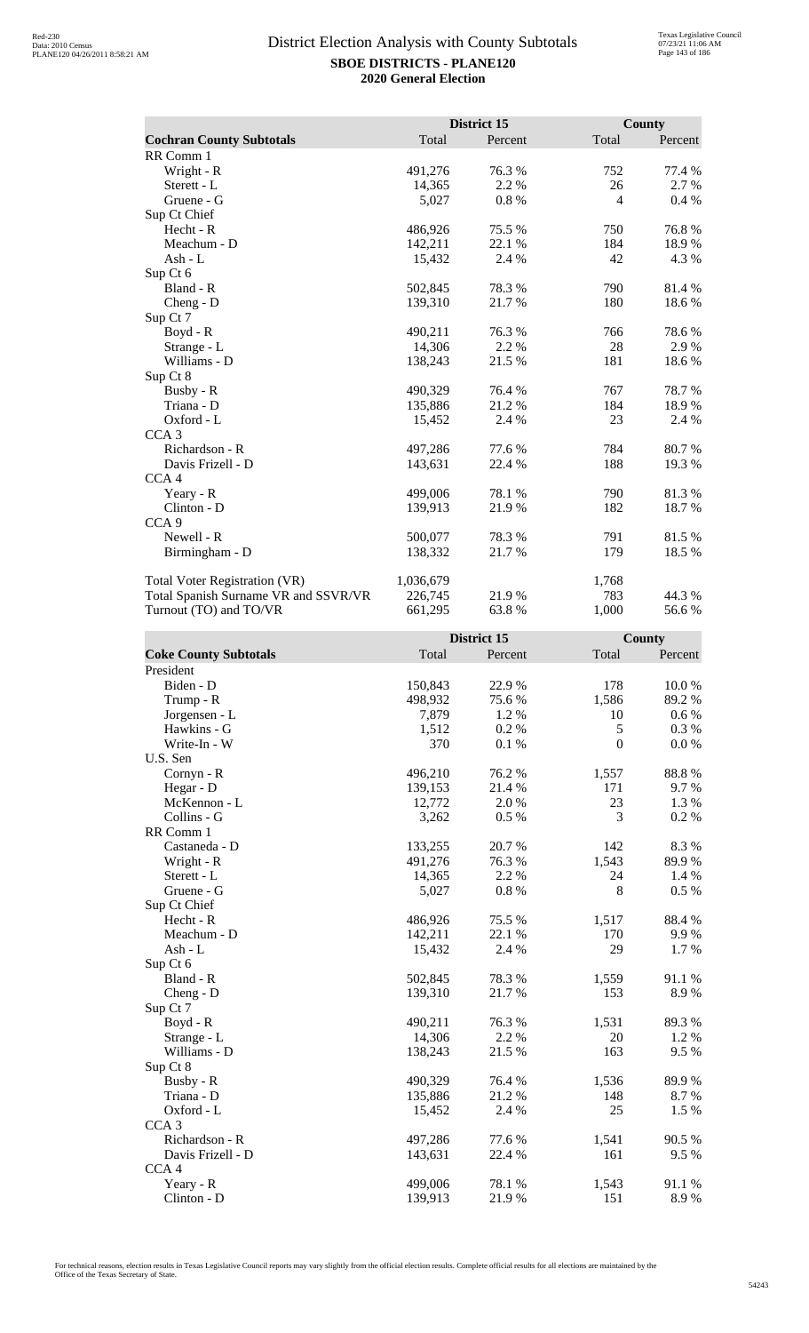# District Election Analysis with County Subtotals

**SBOE DISTRICTS - PLANE120**
**2020 General Election**

| Cochran County Subtotals | District 15 Total | District 15 Percent | County Total | County Percent |
|---|---|---|---|---|
| RR Comm 1 | | | | |
| Wright - R | 491,276 | 76.3 % | 752 | 77.4 % |
| Sterett - L | 14,365 | 2.2 % | 26 | 2.7 % |
| Gruene - G | 5,027 | 0.8 % | 4 | 0.4 % |
| Sup Ct Chief | | | | |
| Hecht - R | 486,926 | 75.5 % | 750 | 76.8 % |
| Meachum - D | 142,211 | 22.1 % | 184 | 18.9 % |
| Ash - L | 15,432 | 2.4 % | 42 | 4.3 % |
| Sup Ct 6 | | | | |
| Bland - R | 502,845 | 78.3 % | 790 | 81.4 % |
| Cheng - D | 139,310 | 21.7 % | 180 | 18.6 % |
| Sup Ct 7 | | | | |
| Boyd - R | 490,211 | 76.3 % | 766 | 78.6 % |
| Strange - L | 14,306 | 2.2 % | 28 | 2.9 % |
| Williams - D | 138,243 | 21.5 % | 181 | 18.6 % |
| Sup Ct 8 | | | | |
| Busby - R | 490,329 | 76.4 % | 767 | 78.7 % |
| Triana - D | 135,886 | 21.2 % | 184 | 18.9 % |
| Oxford - L | 15,452 | 2.4 % | 23 | 2.4 % |
| CCA 3 | | | | |
| Richardson - R | 497,286 | 77.6 % | 784 | 80.7 % |
| Davis Frizell - D | 143,631 | 22.4 % | 188 | 19.3 % |
| CCA 4 | | | | |
| Yeary - R | 499,006 | 78.1 % | 790 | 81.3 % |
| Clinton - D | 139,913 | 21.9 % | 182 | 18.7 % |
| CCA 9 | | | | |
| Newell - R | 500,077 | 78.3 % | 791 | 81.5 % |
| Birmingham - D | 138,332 | 21.7 % | 179 | 18.5 % |
| | | | | |
| Total Voter Registration (VR) | 1,036,679 | | 1,768 | |
| Total Spanish Surname VR and SSVR/VR | 226,745 | 21.9 % | 783 | 44.3 % |
| Turnout (TO) and TO/VR | 661,295 | 63.8 % | 1,000 | 56.6 % |

| Coke County Subtotals | District 15 Total | District 15 Percent | County Total | County Percent |
|---|---|---|---|---|
| President | | | | |
| Biden - D | 150,843 | 22.9 % | 178 | 10.0 % |
| Trump - R | 498,932 | 75.6 % | 1,586 | 89.2 % |
| Jorgensen - L | 7,879 | 1.2 % | 10 | 0.6 % |
| Hawkins - G | 1,512 | 0.2 % | 5 | 0.3 % |
| Write-In - W | 370 | 0.1 % | 0 | 0.0 % |
| U.S. Sen | | | | |
| Cornyn - R | 496,210 | 76.2 % | 1,557 | 88.8 % |
| Hegar - D | 139,153 | 21.4 % | 171 | 9.7 % |
| McKennon - L | 12,772 | 2.0 % | 23 | 1.3 % |
| Collins - G | 3,262 | 0.5 % | 3 | 0.2 % |
| RR Comm 1 | | | | |
| Castaneda - D | 133,255 | 20.7 % | 142 | 8.3 % |
| Wright - R | 491,276 | 76.3 % | 1,543 | 89.9 % |
| Sterett - L | 14,365 | 2.2 % | 24 | 1.4 % |
| Gruene - G | 5,027 | 0.8 % | 8 | 0.5 % |
| Sup Ct Chief | | | | |
| Hecht - R | 486,926 | 75.5 % | 1,517 | 88.4 % |
| Meachum - D | 142,211 | 22.1 % | 170 | 9.9 % |
| Ash - L | 15,432 | 2.4 % | 29 | 1.7 % |
| Sup Ct 6 | | | | |
| Bland - R | 502,845 | 78.3 % | 1,559 | 91.1 % |
| Cheng - D | 139,310 | 21.7 % | 153 | 8.9 % |
| Sup Ct 7 | | | | |
| Boyd - R | 490,211 | 76.3 % | 1,531 | 89.3 % |
| Strange - L | 14,306 | 2.2 % | 20 | 1.2 % |
| Williams - D | 138,243 | 21.5 % | 163 | 9.5 % |
| Sup Ct 8 | | | | |
| Busby - R | 490,329 | 76.4 % | 1,536 | 89.9 % |
| Triana - D | 135,886 | 21.2 % | 148 | 8.7 % |
| Oxford - L | 15,452 | 2.4 % | 25 | 1.5 % |
| CCA 3 | | | | |
| Richardson - R | 497,286 | 77.6 % | 1,541 | 90.5 % |
| Davis Frizell - D | 143,631 | 22.4 % | 161 | 9.5 % |
| CCA 4 | | | | |
| Yeary - R | 499,006 | 78.1 % | 1,543 | 91.1 % |
| Clinton - D | 139,913 | 21.9 % | 151 | 8.9 % |

For technical reasons, election results in Texas Legislative Council reports may vary slightly from the official election results. Complete official results for all elections are maintained by the Office of the Texas Secretary of State.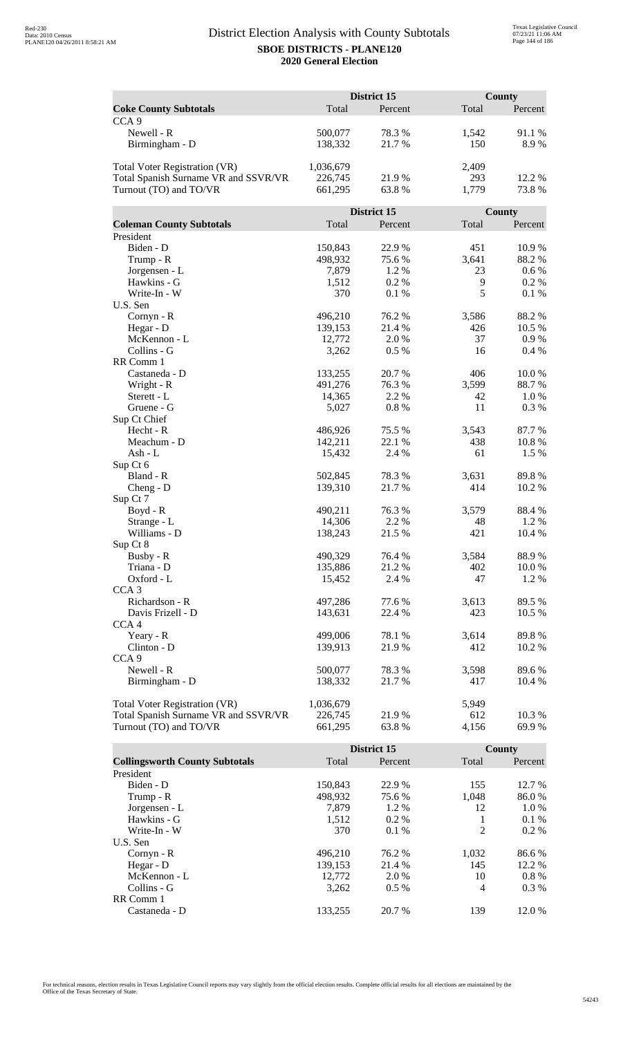# District Election Analysis with County Subtotals

**SBOE DISTRICTS - PLANE120**

**2020 General Election**

| Coke County Subtotals | District 15 Total | District 15 Percent | County Total | County Percent |
|---|---|---|---|---|
| CCA 9 | | | | |
| Newell - R | 500,077 | 78.3 % | 1,542 | 91.1 % |
| Birmingham - D | 138,332 | 21.7 % | 150 | 8.9 % |
| | | | | |
| Total Voter Registration (VR) | 1,036,679 | | 2,409 | |
| Total Spanish Surname VR and SSVR/VR | 226,745 | 21.9 % | 293 | 12.2 % |
| Turnout (TO) and TO/VR | 661,295 | 63.8 % | 1,779 | 73.8 % |

| Coleman County Subtotals | District 15 Total | District 15 Percent | County Total | County Percent |
|---|---|---|---|---|
| President | | | | |
| Biden - D | 150,843 | 22.9 % | 451 | 10.9 % |
| Trump - R | 498,932 | 75.6 % | 3,641 | 88.2 % |
| Jorgensen - L | 7,879 | 1.2 % | 23 | 0.6 % |
| Hawkins - G | 1,512 | 0.2 % | 9 | 0.2 % |
| Write-In - W | 370 | 0.1 % | 5 | 0.1 % |
| U.S. Sen | | | | |
| Cornyn - R | 496,210 | 76.2 % | 3,586 | 88.2 % |
| Hegar - D | 139,153 | 21.4 % | 426 | 10.5 % |
| McKennon - L | 12,772 | 2.0 % | 37 | 0.9 % |
| Collins - G | 3,262 | 0.5 % | 16 | 0.4 % |
| RR Comm 1 | | | | |
| Castaneda - D | 133,255 | 20.7 % | 406 | 10.0 % |
| Wright - R | 491,276 | 76.3 % | 3,599 | 88.7 % |
| Sterett - L | 14,365 | 2.2 % | 42 | 1.0 % |
| Gruene - G | 5,027 | 0.8 % | 11 | 0.3 % |
| Sup Ct Chief | | | | |
| Hecht - R | 486,926 | 75.5 % | 3,543 | 87.7 % |
| Meachum - D | 142,211 | 22.1 % | 438 | 10.8 % |
| Ash - L | 15,432 | 2.4 % | 61 | 1.5 % |
| Sup Ct 6 | | | | |
| Bland - R | 502,845 | 78.3 % | 3,631 | 89.8 % |
| Cheng - D | 139,310 | 21.7 % | 414 | 10.2 % |
| Sup Ct 7 | | | | |
| Boyd - R | 490,211 | 76.3 % | 3,579 | 88.4 % |
| Strange - L | 14,306 | 2.2 % | 48 | 1.2 % |
| Williams - D | 138,243 | 21.5 % | 421 | 10.4 % |
| Sup Ct 8 | | | | |
| Busby - R | 490,329 | 76.4 % | 3,584 | 88.9 % |
| Triana - D | 135,886 | 21.2 % | 402 | 10.0 % |
| Oxford - L | 15,452 | 2.4 % | 47 | 1.2 % |
| CCA 3 | | | | |
| Richardson - R | 497,286 | 77.6 % | 3,613 | 89.5 % |
| Davis Frizell - D | 143,631 | 22.4 % | 423 | 10.5 % |
| CCA 4 | | | | |
| Yeary - R | 499,006 | 78.1 % | 3,614 | 89.8 % |
| Clinton - D | 139,913 | 21.9 % | 412 | 10.2 % |
| CCA 9 | | | | |
| Newell - R | 500,077 | 78.3 % | 3,598 | 89.6 % |
| Birmingham - D | 138,332 | 21.7 % | 417 | 10.4 % |
| | | | | |
| Total Voter Registration (VR) | 1,036,679 | | 5,949 | |
| Total Spanish Surname VR and SSVR/VR | 226,745 | 21.9 % | 612 | 10.3 % |
| Turnout (TO) and TO/VR | 661,295 | 63.8 % | 4,156 | 69.9 % |

| Collingsworth County Subtotals | District 15 Total | District 15 Percent | County Total | County Percent |
|---|---|---|---|---|
| President | | | | |
| Biden - D | 150,843 | 22.9 % | 155 | 12.7 % |
| Trump - R | 498,932 | 75.6 % | 1,048 | 86.0 % |
| Jorgensen - L | 7,879 | 1.2 % | 12 | 1.0 % |
| Hawkins - G | 1,512 | 0.2 % | 1 | 0.1 % |
| Write-In - W | 370 | 0.1 % | 2 | 0.2 % |
| U.S. Sen | | | | |
| Cornyn - R | 496,210 | 76.2 % | 1,032 | 86.6 % |
| Hegar - D | 139,153 | 21.4 % | 145 | 12.2 % |
| McKennon - L | 12,772 | 2.0 % | 10 | 0.8 % |
| Collins - G | 3,262 | 0.5 % | 4 | 0.3 % |
| RR Comm 1 | | | | |
| Castaneda - D | 133,255 | 20.7 % | 139 | 12.0 % |

For technical reasons, election results in Texas Legislative Council reports may vary slightly from the official election results. Complete official results for all elections are maintained by the Office of the Texas Secretary of State.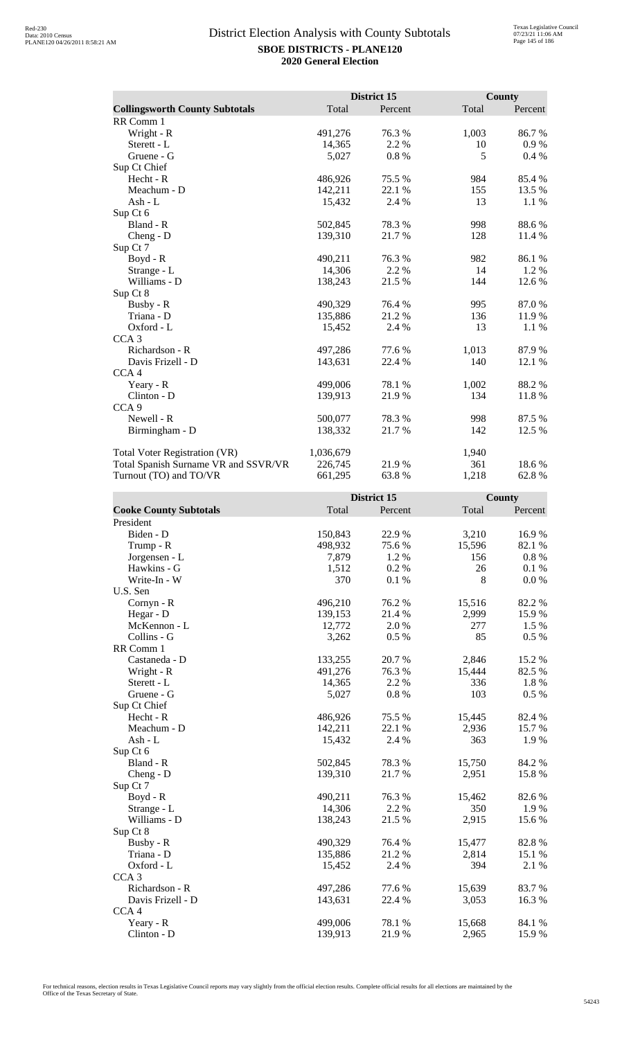# District Election Analysis with County Subtotals

**SBOE DISTRICTS - PLANE120**
**2020 General Election**

| Collingsworth County Subtotals | District 15 Total | District 15 Percent | County Total | County Percent |
|---|---|---|---|---|
| RR Comm 1 | | | | |
| Wright - R | 491,276 | 76.3 % | 1,003 | 86.7 % |
| Sterett - L | 14,365 | 2.2 % | 10 | 0.9 % |
| Gruene - G | 5,027 | 0.8 % | 5 | 0.4 % |
| Sup Ct Chief | | | | |
| Hecht - R | 486,926 | 75.5 % | 984 | 85.4 % |
| Meachum - D | 142,211 | 22.1 % | 155 | 13.5 % |
| Ash - L | 15,432 | 2.4 % | 13 | 1.1 % |
| Sup Ct 6 | | | | |
| Bland - R | 502,845 | 78.3 % | 998 | 88.6 % |
| Cheng - D | 139,310 | 21.7 % | 128 | 11.4 % |
| Sup Ct 7 | | | | |
| Boyd - R | 490,211 | 76.3 % | 982 | 86.1 % |
| Strange - L | 14,306 | 2.2 % | 14 | 1.2 % |
| Williams - D | 138,243 | 21.5 % | 144 | 12.6 % |
| Sup Ct 8 | | | | |
| Busby - R | 490,329 | 76.4 % | 995 | 87.0 % |
| Triana - D | 135,886 | 21.2 % | 136 | 11.9 % |
| Oxford - L | 15,452 | 2.4 % | 13 | 1.1 % |
| CCA 3 | | | | |
| Richardson - R | 497,286 | 77.6 % | 1,013 | 87.9 % |
| Davis Frizell - D | 143,631 | 22.4 % | 140 | 12.1 % |
| CCA 4 | | | | |
| Yeary - R | 499,006 | 78.1 % | 1,002 | 88.2 % |
| Clinton - D | 139,913 | 21.9 % | 134 | 11.8 % |
| CCA 9 | | | | |
| Newell - R | 500,077 | 78.3 % | 998 | 87.5 % |
| Birmingham - D | 138,332 | 21.7 % | 142 | 12.5 % |
| | | | | |
| Total Voter Registration (VR) | 1,036,679 | | 1,940 | |
| Total Spanish Surname VR and SSVR/VR | 226,745 | 21.9 % | 361 | 18.6 % |
| Turnout (TO) and TO/VR | 661,295 | 63.8 % | 1,218 | 62.8 % |

| Cooke County Subtotals | District 15 Total | District 15 Percent | County Total | County Percent |
|---|---|---|---|---|
| President | | | | |
| Biden - D | 150,843 | 22.9 % | 3,210 | 16.9 % |
| Trump - R | 498,932 | 75.6 % | 15,596 | 82.1 % |
| Jorgensen - L | 7,879 | 1.2 % | 156 | 0.8 % |
| Hawkins - G | 1,512 | 0.2 % | 26 | 0.1 % |
| Write-In - W | 370 | 0.1 % | 8 | 0.0 % |
| U.S. Sen | | | | |
| Cornyn - R | 496,210 | 76.2 % | 15,516 | 82.2 % |
| Hegar - D | 139,153 | 21.4 % | 2,999 | 15.9 % |
| McKennon - L | 12,772 | 2.0 % | 277 | 1.5 % |
| Collins - G | 3,262 | 0.5 % | 85 | 0.5 % |
| RR Comm 1 | | | | |
| Castaneda - D | 133,255 | 20.7 % | 2,846 | 15.2 % |
| Wright - R | 491,276 | 76.3 % | 15,444 | 82.5 % |
| Sterett - L | 14,365 | 2.2 % | 336 | 1.8 % |
| Gruene - G | 5,027 | 0.8 % | 103 | 0.5 % |
| Sup Ct Chief | | | | |
| Hecht - R | 486,926 | 75.5 % | 15,445 | 82.4 % |
| Meachum - D | 142,211 | 22.1 % | 2,936 | 15.7 % |
| Ash - L | 15,432 | 2.4 % | 363 | 1.9 % |
| Sup Ct 6 | | | | |
| Bland - R | 502,845 | 78.3 % | 15,750 | 84.2 % |
| Cheng - D | 139,310 | 21.7 % | 2,951 | 15.8 % |
| Sup Ct 7 | | | | |
| Boyd - R | 490,211 | 76.3 % | 15,462 | 82.6 % |
| Strange - L | 14,306 | 2.2 % | 350 | 1.9 % |
| Williams - D | 138,243 | 21.5 % | 2,915 | 15.6 % |
| Sup Ct 8 | | | | |
| Busby - R | 490,329 | 76.4 % | 15,477 | 82.8 % |
| Triana - D | 135,886 | 21.2 % | 2,814 | 15.1 % |
| Oxford - L | 15,452 | 2.4 % | 394 | 2.1 % |
| CCA 3 | | | | |
| Richardson - R | 497,286 | 77.6 % | 15,639 | 83.7 % |
| Davis Frizell - D | 143,631 | 22.4 % | 3,053 | 16.3 % |
| CCA 4 | | | | |
| Yeary - R | 499,006 | 78.1 % | 15,668 | 84.1 % |
| Clinton - D | 139,913 | 21.9 % | 2,965 | 15.9 % |

For technical reasons, election results in Texas Legislative Council reports may vary slightly from the official election results. Complete official results for all elections are maintained by the Office of the Texas Secretary of State.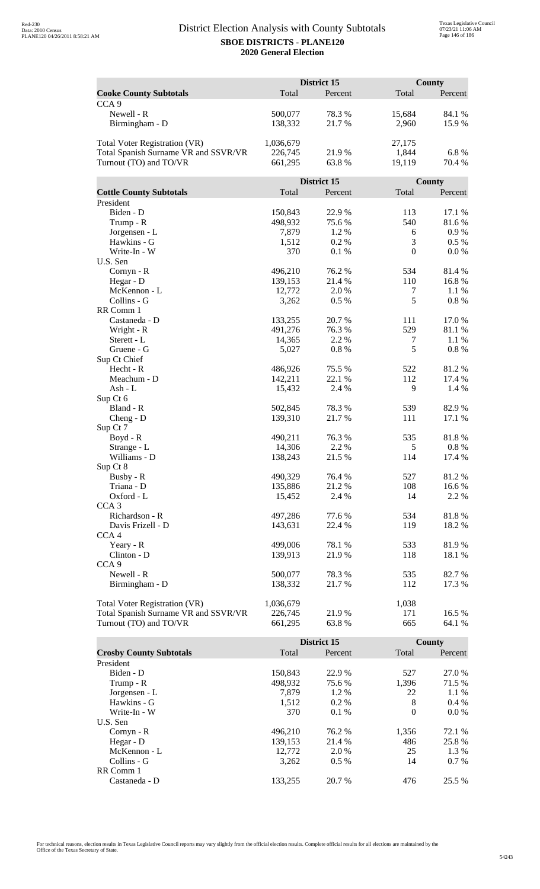# District Election Analysis with County Subtotals

**SBOE DISTRICTS - PLANE120**

**2020 General Election**

| Cooke County Subtotals | District 15 Total | District 15 Percent | County Total | County Percent |
|---|---|---|---|---|
| CCA 9 | | | | |
| Newell - R | 500,077 | 78.3 % | 15,684 | 84.1 % |
| Birmingham - D | 138,332 | 21.7 % | 2,960 | 15.9 % |
| | | | | |
| Total Voter Registration (VR) | 1,036,679 | | 27,175 | |
| Total Spanish Surname VR and SSVR/VR | 226,745 | 21.9 % | 1,844 | 6.8 % |
| Turnout (TO) and TO/VR | 661,295 | 63.8 % | 19,119 | 70.4 % |

| Cottle County Subtotals | District 15 Total | District 15 Percent | County Total | County Percent |
|---|---|---|---|---|
| President | | | | |
| Biden - D | 150,843 | 22.9 % | 113 | 17.1 % |
| Trump - R | 498,932 | 75.6 % | 540 | 81.6 % |
| Jorgensen - L | 7,879 | 1.2 % | 6 | 0.9 % |
| Hawkins - G | 1,512 | 0.2 % | 3 | 0.5 % |
| Write-In - W | 370 | 0.1 % | 0 | 0.0 % |
| U.S. Sen | | | | |
| Cornyn - R | 496,210 | 76.2 % | 534 | 81.4 % |
| Hegar - D | 139,153 | 21.4 % | 110 | 16.8 % |
| McKennon - L | 12,772 | 2.0 % | 7 | 1.1 % |
| Collins - G | 3,262 | 0.5 % | 5 | 0.8 % |
| RR Comm 1 | | | | |
| Castaneda - D | 133,255 | 20.7 % | 111 | 17.0 % |
| Wright - R | 491,276 | 76.3 % | 529 | 81.1 % |
| Sterett - L | 14,365 | 2.2 % | 7 | 1.1 % |
| Gruene - G | 5,027 | 0.8 % | 5 | 0.8 % |
| Sup Ct Chief | | | | |
| Hecht - R | 486,926 | 75.5 % | 522 | 81.2 % |
| Meachum - D | 142,211 | 22.1 % | 112 | 17.4 % |
| Ash - L | 15,432 | 2.4 % | 9 | 1.4 % |
| Sup Ct 6 | | | | |
| Bland - R | 502,845 | 78.3 % | 539 | 82.9 % |
| Cheng - D | 139,310 | 21.7 % | 111 | 17.1 % |
| Sup Ct 7 | | | | |
| Boyd - R | 490,211 | 76.3 % | 535 | 81.8 % |
| Strange - L | 14,306 | 2.2 % | 5 | 0.8 % |
| Williams - D | 138,243 | 21.5 % | 114 | 17.4 % |
| Sup Ct 8 | | | | |
| Busby - R | 490,329 | 76.4 % | 527 | 81.2 % |
| Triana - D | 135,886 | 21.2 % | 108 | 16.6 % |
| Oxford - L | 15,452 | 2.4 % | 14 | 2.2 % |
| CCA 3 | | | | |
| Richardson - R | 497,286 | 77.6 % | 534 | 81.8 % |
| Davis Frizell - D | 143,631 | 22.4 % | 119 | 18.2 % |
| CCA 4 | | | | |
| Yeary - R | 499,006 | 78.1 % | 533 | 81.9 % |
| Clinton - D | 139,913 | 21.9 % | 118 | 18.1 % |
| CCA 9 | | | | |
| Newell - R | 500,077 | 78.3 % | 535 | 82.7 % |
| Birmingham - D | 138,332 | 21.7 % | 112 | 17.3 % |
| | | | | |
| Total Voter Registration (VR) | 1,036,679 | | 1,038 | |
| Total Spanish Surname VR and SSVR/VR | 226,745 | 21.9 % | 171 | 16.5 % |
| Turnout (TO) and TO/VR | 661,295 | 63.8 % | 665 | 64.1 % |

| Crosby County Subtotals | District 15 Total | District 15 Percent | County Total | County Percent |
|---|---|---|---|---|
| President | | | | |
| Biden - D | 150,843 | 22.9 % | 527 | 27.0 % |
| Trump - R | 498,932 | 75.6 % | 1,396 | 71.5 % |
| Jorgensen - L | 7,879 | 1.2 % | 22 | 1.1 % |
| Hawkins - G | 1,512 | 0.2 % | 8 | 0.4 % |
| Write-In - W | 370 | 0.1 % | 0 | 0.0 % |
| U.S. Sen | | | | |
| Cornyn - R | 496,210 | 76.2 % | 1,356 | 72.1 % |
| Hegar - D | 139,153 | 21.4 % | 486 | 25.8 % |
| McKennon - L | 12,772 | 2.0 % | 25 | 1.3 % |
| Collins - G | 3,262 | 0.5 % | 14 | 0.7 % |
| RR Comm 1 | | | | |
| Castaneda - D | 133,255 | 20.7 % | 476 | 25.5 % |

For technical reasons, election results in Texas Legislative Council reports may vary slightly from the official election results. Complete official results for all elections are maintained by the Office of the Texas Secretary of State.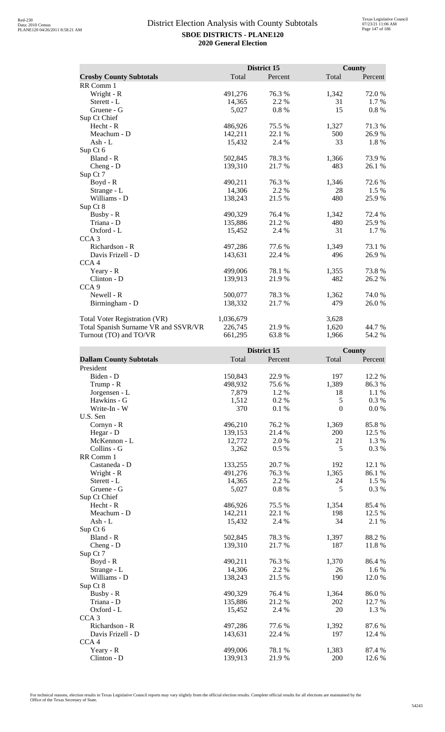# District Election Analysis with County Subtotals

**SBOE DISTRICTS - PLANE120**
**2020 General Election**

| Crosby County Subtotals | District 15 Total | District 15 Percent | County Total | County Percent |
|---|---|---|---|---|
| RR Comm 1 | | | | |
| Wright - R | 491,276 | 76.3 % | 1,342 | 72.0 % |
| Sterett - L | 14,365 | 2.2 % | 31 | 1.7 % |
| Gruene - G | 5,027 | 0.8 % | 15 | 0.8 % |
| Sup Ct Chief | | | | |
| Hecht - R | 486,926 | 75.5 % | 1,327 | 71.3 % |
| Meachum - D | 142,211 | 22.1 % | 500 | 26.9 % |
| Ash - L | 15,432 | 2.4 % | 33 | 1.8 % |
| Sup Ct 6 | | | | |
| Bland - R | 502,845 | 78.3 % | 1,366 | 73.9 % |
| Cheng - D | 139,310 | 21.7 % | 483 | 26.1 % |
| Sup Ct 7 | | | | |
| Boyd - R | 490,211 | 76.3 % | 1,346 | 72.6 % |
| Strange - L | 14,306 | 2.2 % | 28 | 1.5 % |
| Williams - D | 138,243 | 21.5 % | 480 | 25.9 % |
| Sup Ct 8 | | | | |
| Busby - R | 490,329 | 76.4 % | 1,342 | 72.4 % |
| Triana - D | 135,886 | 21.2 % | 480 | 25.9 % |
| Oxford - L | 15,452 | 2.4 % | 31 | 1.7 % |
| CCA 3 | | | | |
| Richardson - R | 497,286 | 77.6 % | 1,349 | 73.1 % |
| Davis Frizell - D | 143,631 | 22.4 % | 496 | 26.9 % |
| CCA 4 | | | | |
| Yeary - R | 499,006 | 78.1 % | 1,355 | 73.8 % |
| Clinton - D | 139,913 | 21.9 % | 482 | 26.2 % |
| CCA 9 | | | | |
| Newell - R | 500,077 | 78.3 % | 1,362 | 74.0 % |
| Birmingham - D | 138,332 | 21.7 % | 479 | 26.0 % |
| | | | | |
| Total Voter Registration (VR) | 1,036,679 | | 3,628 | |
| Total Spanish Surname VR and SSVR/VR | 226,745 | 21.9 % | 1,620 | 44.7 % |
| Turnout (TO) and TO/VR | 661,295 | 63.8 % | 1,966 | 54.2 % |

| Dallam County Subtotals | District 15 Total | District 15 Percent | County Total | County Percent |
|---|---|---|---|---|
| President | | | | |
| Biden - D | 150,843 | 22.9 % | 197 | 12.2 % |
| Trump - R | 498,932 | 75.6 % | 1,389 | 86.3 % |
| Jorgensen - L | 7,879 | 1.2 % | 18 | 1.1 % |
| Hawkins - G | 1,512 | 0.2 % | 5 | 0.3 % |
| Write-In - W | 370 | 0.1 % | 0 | 0.0 % |
| U.S. Sen | | | | |
| Cornyn - R | 496,210 | 76.2 % | 1,369 | 85.8 % |
| Hegar - D | 139,153 | 21.4 % | 200 | 12.5 % |
| McKennon - L | 12,772 | 2.0 % | 21 | 1.3 % |
| Collins - G | 3,262 | 0.5 % | 5 | 0.3 % |
| RR Comm 1 | | | | |
| Castaneda - D | 133,255 | 20.7 % | 192 | 12.1 % |
| Wright - R | 491,276 | 76.3 % | 1,365 | 86.1 % |
| Sterett - L | 14,365 | 2.2 % | 24 | 1.5 % |
| Gruene - G | 5,027 | 0.8 % | 5 | 0.3 % |
| Sup Ct Chief | | | | |
| Hecht - R | 486,926 | 75.5 % | 1,354 | 85.4 % |
| Meachum - D | 142,211 | 22.1 % | 198 | 12.5 % |
| Ash - L | 15,432 | 2.4 % | 34 | 2.1 % |
| Sup Ct 6 | | | | |
| Bland - R | 502,845 | 78.3 % | 1,397 | 88.2 % |
| Cheng - D | 139,310 | 21.7 % | 187 | 11.8 % |
| Sup Ct 7 | | | | |
| Boyd - R | 490,211 | 76.3 % | 1,370 | 86.4 % |
| Strange - L | 14,306 | 2.2 % | 26 | 1.6 % |
| Williams - D | 138,243 | 21.5 % | 190 | 12.0 % |
| Sup Ct 8 | | | | |
| Busby - R | 490,329 | 76.4 % | 1,364 | 86.0 % |
| Triana - D | 135,886 | 21.2 % | 202 | 12.7 % |
| Oxford - L | 15,452 | 2.4 % | 20 | 1.3 % |
| CCA 3 | | | | |
| Richardson - R | 497,286 | 77.6 % | 1,392 | 87.6 % |
| Davis Frizell - D | 143,631 | 22.4 % | 197 | 12.4 % |
| CCA 4 | | | | |
| Yeary - R | 499,006 | 78.1 % | 1,383 | 87.4 % |
| Clinton - D | 139,913 | 21.9 % | 200 | 12.6 % |

For technical reasons, election results in Texas Legislative Council reports may vary slightly from the official election results. Complete official results for all elections are maintained by the Office of the Texas Secretary of State.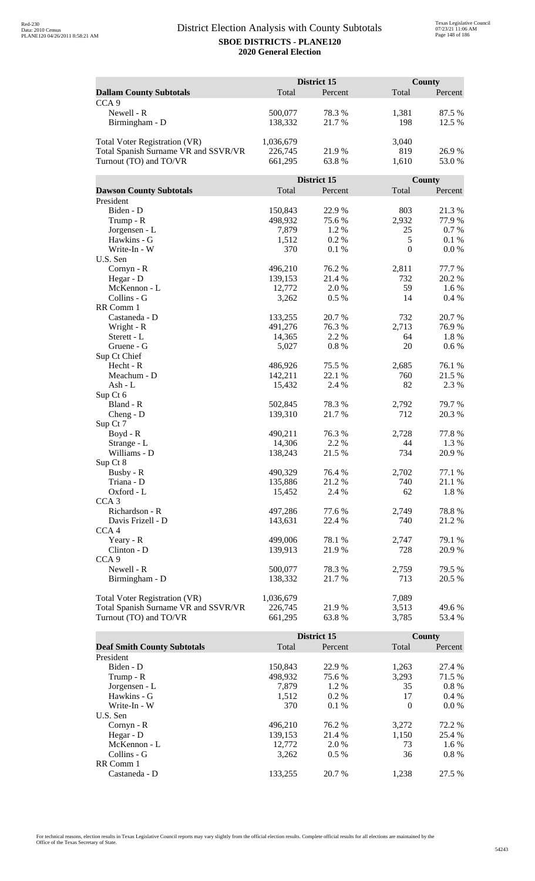# District Election Analysis with County Subtotals

**SBOE DISTRICTS - PLANE120**

**2020 General Election**

| **Dallam County Subtotals** | District 15 Total | District 15 Percent | County Total | County Percent |
|---|---|---|---|---|
| CCA 9 | | | | |
| Newell - R | 500,077 | 78.3 % | 1,381 | 87.5 % |
| Birmingham - D | 138,332 | 21.7 % | 198 | 12.5 % |
| | | | | |
| Total Voter Registration (VR) | 1,036,679 | | 3,040 | |
| Total Spanish Surname VR and SSVR/VR | 226,745 | 21.9 % | 819 | 26.9 % |
| Turnout (TO) and TO/VR | 661,295 | 63.8 % | 1,610 | 53.0 % |

| **Dawson County Subtotals** | District 15 Total | District 15 Percent | County Total | County Percent |
|---|---|---|---|---|
| President | | | | |
| Biden - D | 150,843 | 22.9 % | 803 | 21.3 % |
| Trump - R | 498,932 | 75.6 % | 2,932 | 77.9 % |
| Jorgensen - L | 7,879 | 1.2 % | 25 | 0.7 % |
| Hawkins - G | 1,512 | 0.2 % | 5 | 0.1 % |
| Write-In - W | 370 | 0.1 % | 0 | 0.0 % |
| U.S. Sen | | | | |
| Cornyn - R | 496,210 | 76.2 % | 2,811 | 77.7 % |
| Hegar - D | 139,153 | 21.4 % | 732 | 20.2 % |
| McKennon - L | 12,772 | 2.0 % | 59 | 1.6 % |
| Collins - G | 3,262 | 0.5 % | 14 | 0.4 % |
| RR Comm 1 | | | | |
| Castaneda - D | 133,255 | 20.7 % | 732 | 20.7 % |
| Wright - R | 491,276 | 76.3 % | 2,713 | 76.9 % |
| Sterett - L | 14,365 | 2.2 % | 64 | 1.8 % |
| Gruene - G | 5,027 | 0.8 % | 20 | 0.6 % |
| Sup Ct Chief | | | | |
| Hecht - R | 486,926 | 75.5 % | 2,685 | 76.1 % |
| Meachum - D | 142,211 | 22.1 % | 760 | 21.5 % |
| Ash - L | 15,432 | 2.4 % | 82 | 2.3 % |
| Sup Ct 6 | | | | |
| Bland - R | 502,845 | 78.3 % | 2,792 | 79.7 % |
| Cheng - D | 139,310 | 21.7 % | 712 | 20.3 % |
| Sup Ct 7 | | | | |
| Boyd - R | 490,211 | 76.3 % | 2,728 | 77.8 % |
| Strange - L | 14,306 | 2.2 % | 44 | 1.3 % |
| Williams - D | 138,243 | 21.5 % | 734 | 20.9 % |
| Sup Ct 8 | | | | |
| Busby - R | 490,329 | 76.4 % | 2,702 | 77.1 % |
| Triana - D | 135,886 | 21.2 % | 740 | 21.1 % |
| Oxford - L | 15,452 | 2.4 % | 62 | 1.8 % |
| CCA 3 | | | | |
| Richardson - R | 497,286 | 77.6 % | 2,749 | 78.8 % |
| Davis Frizell - D | 143,631 | 22.4 % | 740 | 21.2 % |
| CCA 4 | | | | |
| Yeary - R | 499,006 | 78.1 % | 2,747 | 79.1 % |
| Clinton - D | 139,913 | 21.9 % | 728 | 20.9 % |
| CCA 9 | | | | |
| Newell - R | 500,077 | 78.3 % | 2,759 | 79.5 % |
| Birmingham - D | 138,332 | 21.7 % | 713 | 20.5 % |
| | | | | |
| Total Voter Registration (VR) | 1,036,679 | | 7,089 | |
| Total Spanish Surname VR and SSVR/VR | 226,745 | 21.9 % | 3,513 | 49.6 % |
| Turnout (TO) and TO/VR | 661,295 | 63.8 % | 3,785 | 53.4 % |

| **Deaf Smith County Subtotals** | District 15 Total | District 15 Percent | County Total | County Percent |
|---|---|---|---|---|
| President | | | | |
| Biden - D | 150,843 | 22.9 % | 1,263 | 27.4 % |
| Trump - R | 498,932 | 75.6 % | 3,293 | 71.5 % |
| Jorgensen - L | 7,879 | 1.2 % | 35 | 0.8 % |
| Hawkins - G | 1,512 | 0.2 % | 17 | 0.4 % |
| Write-In - W | 370 | 0.1 % | 0 | 0.0 % |
| U.S. Sen | | | | |
| Cornyn - R | 496,210 | 76.2 % | 3,272 | 72.2 % |
| Hegar - D | 139,153 | 21.4 % | 1,150 | 25.4 % |
| McKennon - L | 12,772 | 2.0 % | 73 | 1.6 % |
| Collins - G | 3,262 | 0.5 % | 36 | 0.8 % |
| RR Comm 1 | | | | |
| Castaneda - D | 133,255 | 20.7 % | 1,238 | 27.5 % |

For technical reasons, election results in Texas Legislative Council reports may vary slightly from the official election results. Complete official results for all elections are maintained by the Office of the Texas Secretary of State.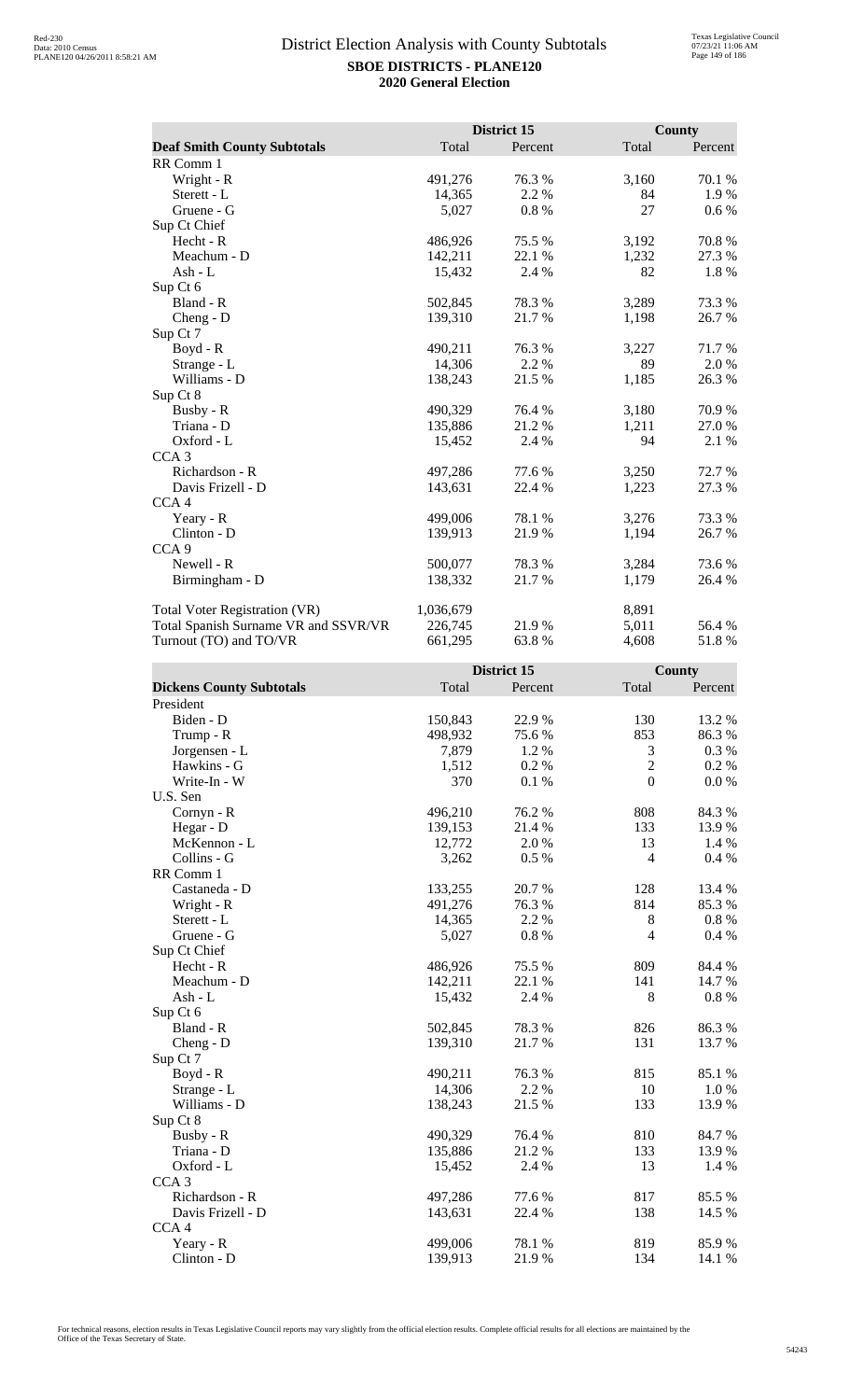# District Election Analysis with County Subtotals

**SBOE DISTRICTS - PLANE120**
**2020 General Election**

| | District 15 | | County | |
|---|---|---|---|---|
| **Deaf Smith County Subtotals** | Total | Percent | Total | Percent |
| RR Comm 1 | | | | |
| Wright - R | 491,276 | 76.3 % | 3,160 | 70.1 % |
| Sterett - L | 14,365 | 2.2 % | 84 | 1.9 % |
| Gruene - G | 5,027 | 0.8 % | 27 | 0.6 % |
| Sup Ct Chief | | | | |
| Hecht - R | 486,926 | 75.5 % | 3,192 | 70.8 % |
| Meachum - D | 142,211 | 22.1 % | 1,232 | 27.3 % |
| Ash - L | 15,432 | 2.4 % | 82 | 1.8 % |
| Sup Ct 6 | | | | |
| Bland - R | 502,845 | 78.3 % | 3,289 | 73.3 % |
| Cheng - D | 139,310 | 21.7 % | 1,198 | 26.7 % |
| Sup Ct 7 | | | | |
| Boyd - R | 490,211 | 76.3 % | 3,227 | 71.7 % |
| Strange - L | 14,306 | 2.2 % | 89 | 2.0 % |
| Williams - D | 138,243 | 21.5 % | 1,185 | 26.3 % |
| Sup Ct 8 | | | | |
| Busby - R | 490,329 | 76.4 % | 3,180 | 70.9 % |
| Triana - D | 135,886 | 21.2 % | 1,211 | 27.0 % |
| Oxford - L | 15,452 | 2.4 % | 94 | 2.1 % |
| CCA 3 | | | | |
| Richardson - R | 497,286 | 77.6 % | 3,250 | 72.7 % |
| Davis Frizell - D | 143,631 | 22.4 % | 1,223 | 27.3 % |
| CCA 4 | | | | |
| Yeary - R | 499,006 | 78.1 % | 3,276 | 73.3 % |
| Clinton - D | 139,913 | 21.9 % | 1,194 | 26.7 % |
| CCA 9 | | | | |
| Newell - R | 500,077 | 78.3 % | 3,284 | 73.6 % |
| Birmingham - D | 138,332 | 21.7 % | 1,179 | 26.4 % |
| | | | | |
| Total Voter Registration (VR) | 1,036,679 | | 8,891 | |
| Total Spanish Surname VR and SSVR/VR | 226,745 | 21.9 % | 5,011 | 56.4 % |
| Turnout (TO) and TO/VR | 661,295 | 63.8 % | 4,608 | 51.8 % |

| | District 15 | | County | |
|---|---|---|---|---|
| **Dickens County Subtotals** | Total | Percent | Total | Percent |
| President | | | | |
| Biden - D | 150,843 | 22.9 % | 130 | 13.2 % |
| Trump - R | 498,932 | 75.6 % | 853 | 86.3 % |
| Jorgensen - L | 7,879 | 1.2 % | 3 | 0.3 % |
| Hawkins - G | 1,512 | 0.2 % | 2 | 0.2 % |
| Write-In - W | 370 | 0.1 % | 0 | 0.0 % |
| U.S. Sen | | | | |
| Cornyn - R | 496,210 | 76.2 % | 808 | 84.3 % |
| Hegar - D | 139,153 | 21.4 % | 133 | 13.9 % |
| McKennon - L | 12,772 | 2.0 % | 13 | 1.4 % |
| Collins - G | 3,262 | 0.5 % | 4 | 0.4 % |
| RR Comm 1 | | | | |
| Castaneda - D | 133,255 | 20.7 % | 128 | 13.4 % |
| Wright - R | 491,276 | 76.3 % | 814 | 85.3 % |
| Sterett - L | 14,365 | 2.2 % | 8 | 0.8 % |
| Gruene - G | 5,027 | 0.8 % | 4 | 0.4 % |
| Sup Ct Chief | | | | |
| Hecht - R | 486,926 | 75.5 % | 809 | 84.4 % |
| Meachum - D | 142,211 | 22.1 % | 141 | 14.7 % |
| Ash - L | 15,432 | 2.4 % | 8 | 0.8 % |
| Sup Ct 6 | | | | |
| Bland - R | 502,845 | 78.3 % | 826 | 86.3 % |
| Cheng - D | 139,310 | 21.7 % | 131 | 13.7 % |
| Sup Ct 7 | | | | |
| Boyd - R | 490,211 | 76.3 % | 815 | 85.1 % |
| Strange - L | 14,306 | 2.2 % | 10 | 1.0 % |
| Williams - D | 138,243 | 21.5 % | 133 | 13.9 % |
| Sup Ct 8 | | | | |
| Busby - R | 490,329 | 76.4 % | 810 | 84.7 % |
| Triana - D | 135,886 | 21.2 % | 133 | 13.9 % |
| Oxford - L | 15,452 | 2.4 % | 13 | 1.4 % |
| CCA 3 | | | | |
| Richardson - R | 497,286 | 77.6 % | 817 | 85.5 % |
| Davis Frizell - D | 143,631 | 22.4 % | 138 | 14.5 % |
| CCA 4 | | | | |
| Yeary - R | 499,006 | 78.1 % | 819 | 85.9 % |
| Clinton - D | 139,913 | 21.9 % | 134 | 14.1 % |

For technical reasons, election results in Texas Legislative Council reports may vary slightly from the official election results. Complete official results for all elections are maintained by the Office of the Texas Secretary of State.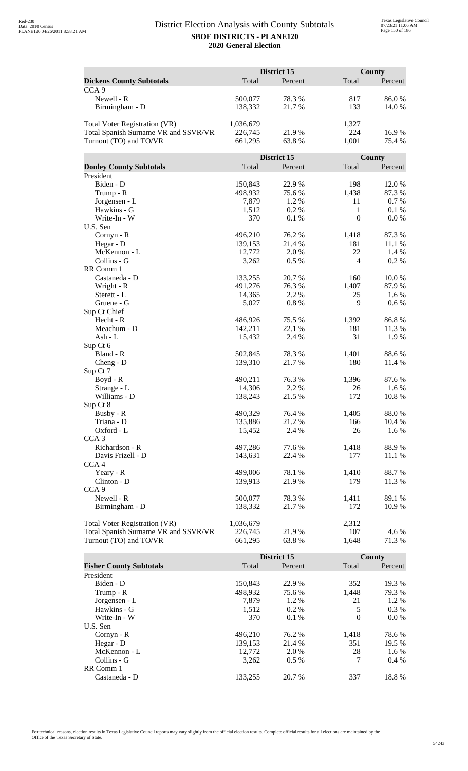# District Election Analysis with County Subtotals

**SBOE DISTRICTS - PLANE120**
**2020 General Election**

| Dickens County Subtotals | District 15 Total | District 15 Percent | County Total | County Percent |
|---|---|---|---|---|
| CCA 9 | | | | |
| Newell - R | 500,077 | 78.3 % | 817 | 86.0 % |
| Birmingham - D | 138,332 | 21.7 % | 133 | 14.0 % |
| | | | | |
| Total Voter Registration (VR) | 1,036,679 | | 1,327 | |
| Total Spanish Surname VR and SSVR/VR | 226,745 | 21.9 % | 224 | 16.9 % |
| Turnout (TO) and TO/VR | 661,295 | 63.8 % | 1,001 | 75.4 % |

| Donley County Subtotals | District 15 Total | District 15 Percent | County Total | County Percent |
|---|---|---|---|---|
| President | | | | |
| Biden - D | 150,843 | 22.9 % | 198 | 12.0 % |
| Trump - R | 498,932 | 75.6 % | 1,438 | 87.3 % |
| Jorgensen - L | 7,879 | 1.2 % | 11 | 0.7 % |
| Hawkins - G | 1,512 | 0.2 % | 1 | 0.1 % |
| Write-In - W | 370 | 0.1 % | 0 | 0.0 % |
| U.S. Sen | | | | |
| Cornyn - R | 496,210 | 76.2 % | 1,418 | 87.3 % |
| Hegar - D | 139,153 | 21.4 % | 181 | 11.1 % |
| McKennon - L | 12,772 | 2.0 % | 22 | 1.4 % |
| Collins - G | 3,262 | 0.5 % | 4 | 0.2 % |
| RR Comm 1 | | | | |
| Castaneda - D | 133,255 | 20.7 % | 160 | 10.0 % |
| Wright - R | 491,276 | 76.3 % | 1,407 | 87.9 % |
| Sterett - L | 14,365 | 2.2 % | 25 | 1.6 % |
| Gruene - G | 5,027 | 0.8 % | 9 | 0.6 % |
| Sup Ct Chief | | | | |
| Hecht - R | 486,926 | 75.5 % | 1,392 | 86.8 % |
| Meachum - D | 142,211 | 22.1 % | 181 | 11.3 % |
| Ash - L | 15,432 | 2.4 % | 31 | 1.9 % |
| Sup Ct 6 | | | | |
| Bland - R | 502,845 | 78.3 % | 1,401 | 88.6 % |
| Cheng - D | 139,310 | 21.7 % | 180 | 11.4 % |
| Sup Ct 7 | | | | |
| Boyd - R | 490,211 | 76.3 % | 1,396 | 87.6 % |
| Strange - L | 14,306 | 2.2 % | 26 | 1.6 % |
| Williams - D | 138,243 | 21.5 % | 172 | 10.8 % |
| Sup Ct 8 | | | | |
| Busby - R | 490,329 | 76.4 % | 1,405 | 88.0 % |
| Triana - D | 135,886 | 21.2 % | 166 | 10.4 % |
| Oxford - L | 15,452 | 2.4 % | 26 | 1.6 % |
| CCA 3 | | | | |
| Richardson - R | 497,286 | 77.6 % | 1,418 | 88.9 % |
| Davis Frizell - D | 143,631 | 22.4 % | 177 | 11.1 % |
| CCA 4 | | | | |
| Yeary - R | 499,006 | 78.1 % | 1,410 | 88.7 % |
| Clinton - D | 139,913 | 21.9 % | 179 | 11.3 % |
| CCA 9 | | | | |
| Newell - R | 500,077 | 78.3 % | 1,411 | 89.1 % |
| Birmingham - D | 138,332 | 21.7 % | 172 | 10.9 % |
| | | | | |
| Total Voter Registration (VR) | 1,036,679 | | 2,312 | |
| Total Spanish Surname VR and SSVR/VR | 226,745 | 21.9 % | 107 | 4.6 % |
| Turnout (TO) and TO/VR | 661,295 | 63.8 % | 1,648 | 71.3 % |

| Fisher County Subtotals | District 15 Total | District 15 Percent | County Total | County Percent |
|---|---|---|---|---|
| President | | | | |
| Biden - D | 150,843 | 22.9 % | 352 | 19.3 % |
| Trump - R | 498,932 | 75.6 % | 1,448 | 79.3 % |
| Jorgensen - L | 7,879 | 1.2 % | 21 | 1.2 % |
| Hawkins - G | 1,512 | 0.2 % | 5 | 0.3 % |
| Write-In - W | 370 | 0.1 % | 0 | 0.0 % |
| U.S. Sen | | | | |
| Cornyn - R | 496,210 | 76.2 % | 1,418 | 78.6 % |
| Hegar - D | 139,153 | 21.4 % | 351 | 19.5 % |
| McKennon - L | 12,772 | 2.0 % | 28 | 1.6 % |
| Collins - G | 3,262 | 0.5 % | 7 | 0.4 % |
| RR Comm 1 | | | | |
| Castaneda - D | 133,255 | 20.7 % | 337 | 18.8 % |

For technical reasons, election results in Texas Legislative Council reports may vary slightly from the official election results. Complete official results for all elections are maintained by the Office of the Texas Secretary of State.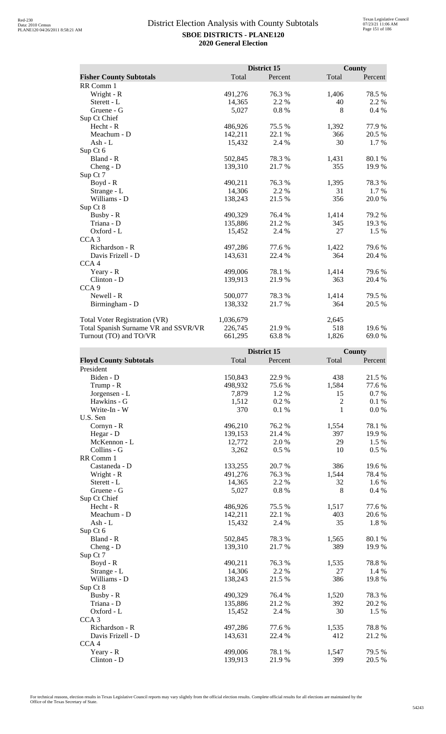# District Election Analysis with County Subtotals

**SBOE DISTRICTS - PLANE120**

**2020 General Election**

| Fisher County Subtotals | District 15 Total | District 15 Percent | County Total | County Percent |
|---|---|---|---|---|
| RR Comm 1 | | | | |
| Wright - R | 491,276 | 76.3 % | 1,406 | 78.5 % |
| Sterett - L | 14,365 | 2.2 % | 40 | 2.2 % |
| Gruene - G | 5,027 | 0.8 % | 8 | 0.4 % |
| Sup Ct Chief | | | | |
| Hecht - R | 486,926 | 75.5 % | 1,392 | 77.9 % |
| Meachum - D | 142,211 | 22.1 % | 366 | 20.5 % |
| Ash - L | 15,432 | 2.4 % | 30 | 1.7 % |
| Sup Ct 6 | | | | |
| Bland - R | 502,845 | 78.3 % | 1,431 | 80.1 % |
| Cheng - D | 139,310 | 21.7 % | 355 | 19.9 % |
| Sup Ct 7 | | | | |
| Boyd - R | 490,211 | 76.3 % | 1,395 | 78.3 % |
| Strange - L | 14,306 | 2.2 % | 31 | 1.7 % |
| Williams - D | 138,243 | 21.5 % | 356 | 20.0 % |
| Sup Ct 8 | | | | |
| Busby - R | 490,329 | 76.4 % | 1,414 | 79.2 % |
| Triana - D | 135,886 | 21.2 % | 345 | 19.3 % |
| Oxford - L | 15,452 | 2.4 % | 27 | 1.5 % |
| CCA 3 | | | | |
| Richardson - R | 497,286 | 77.6 % | 1,422 | 79.6 % |
| Davis Frizell - D | 143,631 | 22.4 % | 364 | 20.4 % |
| CCA 4 | | | | |
| Yeary - R | 499,006 | 78.1 % | 1,414 | 79.6 % |
| Clinton - D | 139,913 | 21.9 % | 363 | 20.4 % |
| CCA 9 | | | | |
| Newell - R | 500,077 | 78.3 % | 1,414 | 79.5 % |
| Birmingham - D | 138,332 | 21.7 % | 364 | 20.5 % |
| | | | | |
| Total Voter Registration (VR) | 1,036,679 | | 2,645 | |
| Total Spanish Surname VR and SSVR/VR | 226,745 | 21.9 % | 518 | 19.6 % |
| Turnout (TO) and TO/VR | 661,295 | 63.8 % | 1,826 | 69.0 % |

| Floyd County Subtotals | District 15 Total | District 15 Percent | County Total | County Percent |
|---|---|---|---|---|
| President | | | | |
| Biden - D | 150,843 | 22.9 % | 438 | 21.5 % |
| Trump - R | 498,932 | 75.6 % | 1,584 | 77.6 % |
| Jorgensen - L | 7,879 | 1.2 % | 15 | 0.7 % |
| Hawkins - G | 1,512 | 0.2 % | 2 | 0.1 % |
| Write-In - W | 370 | 0.1 % | 1 | 0.0 % |
| U.S. Sen | | | | |
| Cornyn - R | 496,210 | 76.2 % | 1,554 | 78.1 % |
| Hegar - D | 139,153 | 21.4 % | 397 | 19.9 % |
| McKennon - L | 12,772 | 2.0 % | 29 | 1.5 % |
| Collins - G | 3,262 | 0.5 % | 10 | 0.5 % |
| RR Comm 1 | | | | |
| Castaneda - D | 133,255 | 20.7 % | 386 | 19.6 % |
| Wright - R | 491,276 | 76.3 % | 1,544 | 78.4 % |
| Sterett - L | 14,365 | 2.2 % | 32 | 1.6 % |
| Gruene - G | 5,027 | 0.8 % | 8 | 0.4 % |
| Sup Ct Chief | | | | |
| Hecht - R | 486,926 | 75.5 % | 1,517 | 77.6 % |
| Meachum - D | 142,211 | 22.1 % | 403 | 20.6 % |
| Ash - L | 15,432 | 2.4 % | 35 | 1.8 % |
| Sup Ct 6 | | | | |
| Bland - R | 502,845 | 78.3 % | 1,565 | 80.1 % |
| Cheng - D | 139,310 | 21.7 % | 389 | 19.9 % |
| Sup Ct 7 | | | | |
| Boyd - R | 490,211 | 76.3 % | 1,535 | 78.8 % |
| Strange - L | 14,306 | 2.2 % | 27 | 1.4 % |
| Williams - D | 138,243 | 21.5 % | 386 | 19.8 % |
| Sup Ct 8 | | | | |
| Busby - R | 490,329 | 76.4 % | 1,520 | 78.3 % |
| Triana - D | 135,886 | 21.2 % | 392 | 20.2 % |
| Oxford - L | 15,452 | 2.4 % | 30 | 1.5 % |
| CCA 3 | | | | |
| Richardson - R | 497,286 | 77.6 % | 1,535 | 78.8 % |
| Davis Frizell - D | 143,631 | 22.4 % | 412 | 21.2 % |
| CCA 4 | | | | |
| Yeary - R | 499,006 | 78.1 % | 1,547 | 79.5 % |
| Clinton - D | 139,913 | 21.9 % | 399 | 20.5 % |

For technical reasons, election results in Texas Legislative Council reports may vary slightly from the official election results. Complete official results for all elections are maintained by the Office of the Texas Secretary of State.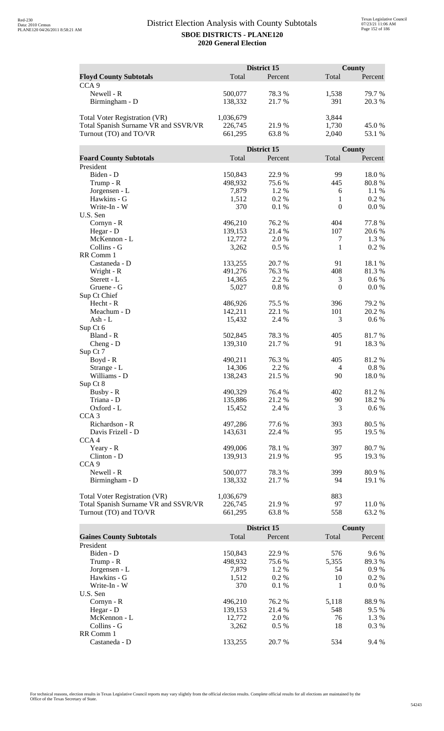# District Election Analysis with County Subtotals

**SBOE DISTRICTS - PLANE120**

**2020 General Election**

| Floyd County Subtotals | District 15 Total | District 15 Percent | County Total | County Percent |
|---|---|---|---|---|
| CCA 9 | | | | |
| Newell - R | 500,077 | 78.3 % | 1,538 | 79.7 % |
| Birmingham - D | 138,332 | 21.7 % | 391 | 20.3 % |
| | | | | |
| Total Voter Registration (VR) | 1,036,679 | | 3,844 | |
| Total Spanish Surname VR and SSVR/VR | 226,745 | 21.9 % | 1,730 | 45.0 % |
| Turnout (TO) and TO/VR | 661,295 | 63.8 % | 2,040 | 53.1 % |

| Foard County Subtotals | District 15 Total | District 15 Percent | County Total | County Percent |
|---|---|---|---|---|
| President | | | | |
| Biden - D | 150,843 | 22.9 % | 99 | 18.0 % |
| Trump - R | 498,932 | 75.6 % | 445 | 80.8 % |
| Jorgensen - L | 7,879 | 1.2 % | 6 | 1.1 % |
| Hawkins - G | 1,512 | 0.2 % | 1 | 0.2 % |
| Write-In - W | 370 | 0.1 % | 0 | 0.0 % |
| U.S. Sen | | | | |
| Cornyn - R | 496,210 | 76.2 % | 404 | 77.8 % |
| Hegar - D | 139,153 | 21.4 % | 107 | 20.6 % |
| McKennon - L | 12,772 | 2.0 % | 7 | 1.3 % |
| Collins - G | 3,262 | 0.5 % | 1 | 0.2 % |
| RR Comm 1 | | | | |
| Castaneda - D | 133,255 | 20.7 % | 91 | 18.1 % |
| Wright - R | 491,276 | 76.3 % | 408 | 81.3 % |
| Sterett - L | 14,365 | 2.2 % | 3 | 0.6 % |
| Gruene - G | 5,027 | 0.8 % | 0 | 0.0 % |
| Sup Ct Chief | | | | |
| Hecht - R | 486,926 | 75.5 % | 396 | 79.2 % |
| Meachum - D | 142,211 | 22.1 % | 101 | 20.2 % |
| Ash - L | 15,432 | 2.4 % | 3 | 0.6 % |
| Sup Ct 6 | | | | |
| Bland - R | 502,845 | 78.3 % | 405 | 81.7 % |
| Cheng - D | 139,310 | 21.7 % | 91 | 18.3 % |
| Sup Ct 7 | | | | |
| Boyd - R | 490,211 | 76.3 % | 405 | 81.2 % |
| Strange - L | 14,306 | 2.2 % | 4 | 0.8 % |
| Williams - D | 138,243 | 21.5 % | 90 | 18.0 % |
| Sup Ct 8 | | | | |
| Busby - R | 490,329 | 76.4 % | 402 | 81.2 % |
| Triana - D | 135,886 | 21.2 % | 90 | 18.2 % |
| Oxford - L | 15,452 | 2.4 % | 3 | 0.6 % |
| CCA 3 | | | | |
| Richardson - R | 497,286 | 77.6 % | 393 | 80.5 % |
| Davis Frizell - D | 143,631 | 22.4 % | 95 | 19.5 % |
| CCA 4 | | | | |
| Yeary - R | 499,006 | 78.1 % | 397 | 80.7 % |
| Clinton - D | 139,913 | 21.9 % | 95 | 19.3 % |
| CCA 9 | | | | |
| Newell - R | 500,077 | 78.3 % | 399 | 80.9 % |
| Birmingham - D | 138,332 | 21.7 % | 94 | 19.1 % |
| | | | | |
| Total Voter Registration (VR) | 1,036,679 | | 883 | |
| Total Spanish Surname VR and SSVR/VR | 226,745 | 21.9 % | 97 | 11.0 % |
| Turnout (TO) and TO/VR | 661,295 | 63.8 % | 558 | 63.2 % |

| Gaines County Subtotals | District 15 Total | District 15 Percent | County Total | County Percent |
|---|---|---|---|---|
| President | | | | |
| Biden - D | 150,843 | 22.9 % | 576 | 9.6 % |
| Trump - R | 498,932 | 75.6 % | 5,355 | 89.3 % |
| Jorgensen - L | 7,879 | 1.2 % | 54 | 0.9 % |
| Hawkins - G | 1,512 | 0.2 % | 10 | 0.2 % |
| Write-In - W | 370 | 0.1 % | 1 | 0.0 % |
| U.S. Sen | | | | |
| Cornyn - R | 496,210 | 76.2 % | 5,118 | 88.9 % |
| Hegar - D | 139,153 | 21.4 % | 548 | 9.5 % |
| McKennon - L | 12,772 | 2.0 % | 76 | 1.3 % |
| Collins - G | 3,262 | 0.5 % | 18 | 0.3 % |
| RR Comm 1 | | | | |
| Castaneda - D | 133,255 | 20.7 % | 534 | 9.4 % |

For technical reasons, election results in Texas Legislative Council reports may vary slightly from the official election results. Complete official results for all elections are maintained by the Office of the Texas Secretary of State.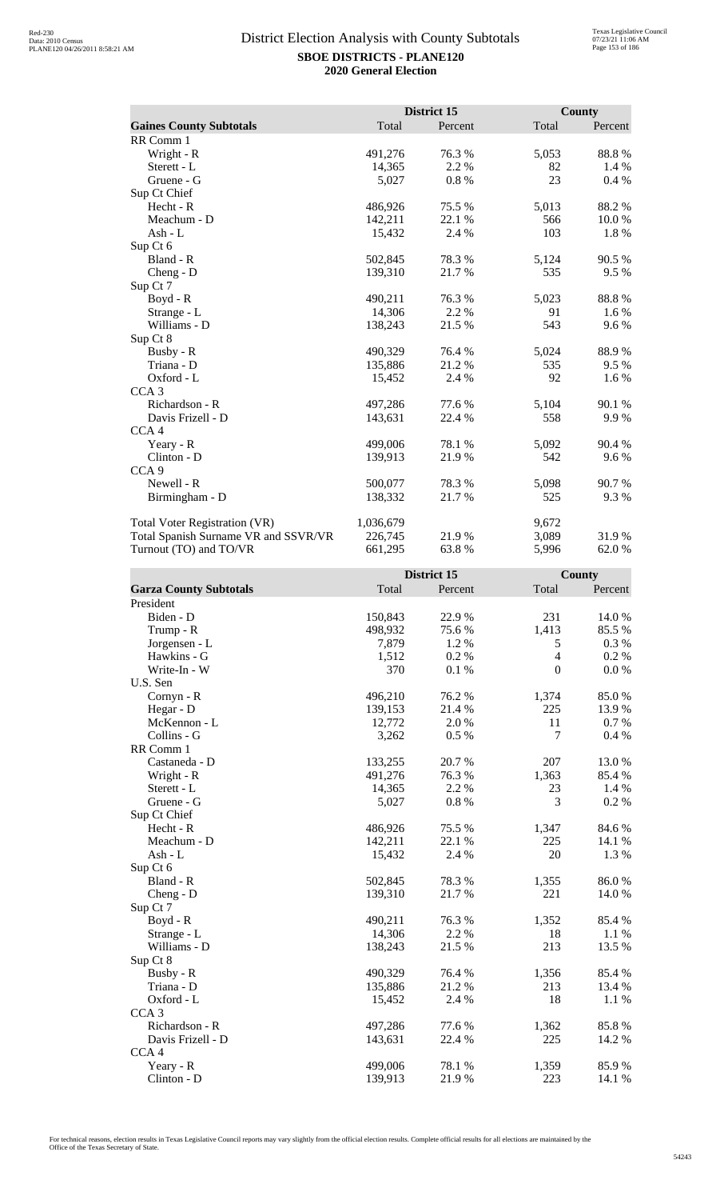# District Election Analysis with County Subtotals

**SBOE DISTRICTS - PLANE120**
**2020 General Election**

| Gaines County Subtotals | District 15 Total | District 15 Percent | County Total | County Percent |
|---|---|---|---|---|
| RR Comm 1 | | | | |
| Wright - R | 491,276 | 76.3 % | 5,053 | 88.8 % |
| Sterett - L | 14,365 | 2.2 % | 82 | 1.4 % |
| Gruene - G | 5,027 | 0.8 % | 23 | 0.4 % |
| Sup Ct Chief | | | | |
| Hecht - R | 486,926 | 75.5 % | 5,013 | 88.2 % |
| Meachum - D | 142,211 | 22.1 % | 566 | 10.0 % |
| Ash - L | 15,432 | 2.4 % | 103 | 1.8 % |
| Sup Ct 6 | | | | |
| Bland - R | 502,845 | 78.3 % | 5,124 | 90.5 % |
| Cheng - D | 139,310 | 21.7 % | 535 | 9.5 % |
| Sup Ct 7 | | | | |
| Boyd - R | 490,211 | 76.3 % | 5,023 | 88.8 % |
| Strange - L | 14,306 | 2.2 % | 91 | 1.6 % |
| Williams - D | 138,243 | 21.5 % | 543 | 9.6 % |
| Sup Ct 8 | | | | |
| Busby - R | 490,329 | 76.4 % | 5,024 | 88.9 % |
| Triana - D | 135,886 | 21.2 % | 535 | 9.5 % |
| Oxford - L | 15,452 | 2.4 % | 92 | 1.6 % |
| CCA 3 | | | | |
| Richardson - R | 497,286 | 77.6 % | 5,104 | 90.1 % |
| Davis Frizell - D | 143,631 | 22.4 % | 558 | 9.9 % |
| CCA 4 | | | | |
| Yeary - R | 499,006 | 78.1 % | 5,092 | 90.4 % |
| Clinton - D | 139,913 | 21.9 % | 542 | 9.6 % |
| CCA 9 | | | | |
| Newell - R | 500,077 | 78.3 % | 5,098 | 90.7 % |
| Birmingham - D | 138,332 | 21.7 % | 525 | 9.3 % |
| | | | | |
| Total Voter Registration (VR) | 1,036,679 | | 9,672 | |
| Total Spanish Surname VR and SSVR/VR | 226,745 | 21.9 % | 3,089 | 31.9 % |
| Turnout (TO) and TO/VR | 661,295 | 63.8 % | 5,996 | 62.0 % |

| Garza County Subtotals | District 15 Total | District 15 Percent | County Total | County Percent |
|---|---|---|---|---|
| President | | | | |
| Biden - D | 150,843 | 22.9 % | 231 | 14.0 % |
| Trump - R | 498,932 | 75.6 % | 1,413 | 85.5 % |
| Jorgensen - L | 7,879 | 1.2 % | 5 | 0.3 % |
| Hawkins - G | 1,512 | 0.2 % | 4 | 0.2 % |
| Write-In - W | 370 | 0.1 % | 0 | 0.0 % |
| U.S. Sen | | | | |
| Cornyn - R | 496,210 | 76.2 % | 1,374 | 85.0 % |
| Hegar - D | 139,153 | 21.4 % | 225 | 13.9 % |
| McKennon - L | 12,772 | 2.0 % | 11 | 0.7 % |
| Collins - G | 3,262 | 0.5 % | 7 | 0.4 % |
| RR Comm 1 | | | | |
| Castaneda - D | 133,255 | 20.7 % | 207 | 13.0 % |
| Wright - R | 491,276 | 76.3 % | 1,363 | 85.4 % |
| Sterett - L | 14,365 | 2.2 % | 23 | 1.4 % |
| Gruene - G | 5,027 | 0.8 % | 3 | 0.2 % |
| Sup Ct Chief | | | | |
| Hecht - R | 486,926 | 75.5 % | 1,347 | 84.6 % |
| Meachum - D | 142,211 | 22.1 % | 225 | 14.1 % |
| Ash - L | 15,432 | 2.4 % | 20 | 1.3 % |
| Sup Ct 6 | | | | |
| Bland - R | 502,845 | 78.3 % | 1,355 | 86.0 % |
| Cheng - D | 139,310 | 21.7 % | 221 | 14.0 % |
| Sup Ct 7 | | | | |
| Boyd - R | 490,211 | 76.3 % | 1,352 | 85.4 % |
| Strange - L | 14,306 | 2.2 % | 18 | 1.1 % |
| Williams - D | 138,243 | 21.5 % | 213 | 13.5 % |
| Sup Ct 8 | | | | |
| Busby - R | 490,329 | 76.4 % | 1,356 | 85.4 % |
| Triana - D | 135,886 | 21.2 % | 213 | 13.4 % |
| Oxford - L | 15,452 | 2.4 % | 18 | 1.1 % |
| CCA 3 | | | | |
| Richardson - R | 497,286 | 77.6 % | 1,362 | 85.8 % |
| Davis Frizell - D | 143,631 | 22.4 % | 225 | 14.2 % |
| CCA 4 | | | | |
| Yeary - R | 499,006 | 78.1 % | 1,359 | 85.9 % |
| Clinton - D | 139,913 | 21.9 % | 223 | 14.1 % |

For technical reasons, election results in Texas Legislative Council reports may vary slightly from the official election results. Complete official results for all elections are maintained by the Office of the Texas Secretary of State.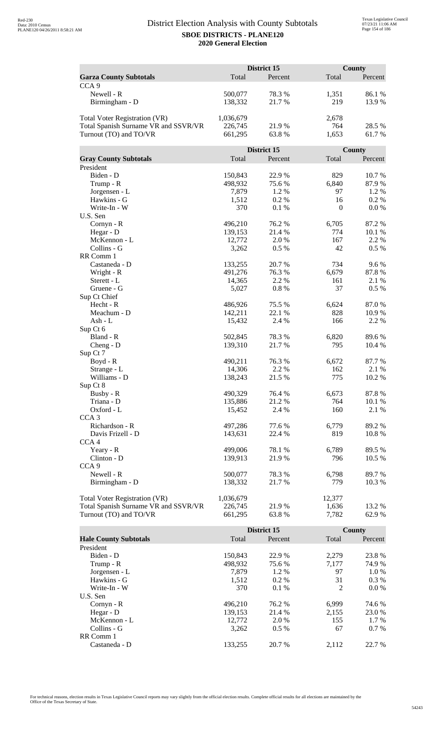# District Election Analysis with County Subtotals

**SBOE DISTRICTS - PLANE120**

**2020 General Election**

| **Garza County Subtotals** | District 15 Total | District 15 Percent | County Total | County Percent |
|---|---|---|---|---|
| CCA 9 | | | | |
| Newell - R | 500,077 | 78.3 % | 1,351 | 86.1 % |
| Birmingham - D | 138,332 | 21.7 % | 219 | 13.9 % |
| | | | | |
| Total Voter Registration (VR) | 1,036,679 | | 2,678 | |
| Total Spanish Surname VR and SSVR/VR | 226,745 | 21.9 % | 764 | 28.5 % |
| Turnout (TO) and TO/VR | 661,295 | 63.8 % | 1,653 | 61.7 % |

| **Gray County Subtotals** | District 15 Total | District 15 Percent | County Total | County Percent |
|---|---|---|---|---|
| President | | | | |
| Biden - D | 150,843 | 22.9 % | 829 | 10.7 % |
| Trump - R | 498,932 | 75.6 % | 6,840 | 87.9 % |
| Jorgensen - L | 7,879 | 1.2 % | 97 | 1.2 % |
| Hawkins - G | 1,512 | 0.2 % | 16 | 0.2 % |
| Write-In - W | 370 | 0.1 % | 0 | 0.0 % |
| U.S. Sen | | | | |
| Cornyn - R | 496,210 | 76.2 % | 6,705 | 87.2 % |
| Hegar - D | 139,153 | 21.4 % | 774 | 10.1 % |
| McKennon - L | 12,772 | 2.0 % | 167 | 2.2 % |
| Collins - G | 3,262 | 0.5 % | 42 | 0.5 % |
| RR Comm 1 | | | | |
| Castaneda - D | 133,255 | 20.7 % | 734 | 9.6 % |
| Wright - R | 491,276 | 76.3 % | 6,679 | 87.8 % |
| Sterett - L | 14,365 | 2.2 % | 161 | 2.1 % |
| Gruene - G | 5,027 | 0.8 % | 37 | 0.5 % |
| Sup Ct Chief | | | | |
| Hecht - R | 486,926 | 75.5 % | 6,624 | 87.0 % |
| Meachum - D | 142,211 | 22.1 % | 828 | 10.9 % |
| Ash - L | 15,432 | 2.4 % | 166 | 2.2 % |
| Sup Ct 6 | | | | |
| Bland - R | 502,845 | 78.3 % | 6,820 | 89.6 % |
| Cheng - D | 139,310 | 21.7 % | 795 | 10.4 % |
| Sup Ct 7 | | | | |
| Boyd - R | 490,211 | 76.3 % | 6,672 | 87.7 % |
| Strange - L | 14,306 | 2.2 % | 162 | 2.1 % |
| Williams - D | 138,243 | 21.5 % | 775 | 10.2 % |
| Sup Ct 8 | | | | |
| Busby - R | 490,329 | 76.4 % | 6,673 | 87.8 % |
| Triana - D | 135,886 | 21.2 % | 764 | 10.1 % |
| Oxford - L | 15,452 | 2.4 % | 160 | 2.1 % |
| CCA 3 | | | | |
| Richardson - R | 497,286 | 77.6 % | 6,779 | 89.2 % |
| Davis Frizell - D | 143,631 | 22.4 % | 819 | 10.8 % |
| CCA 4 | | | | |
| Yeary - R | 499,006 | 78.1 % | 6,789 | 89.5 % |
| Clinton - D | 139,913 | 21.9 % | 796 | 10.5 % |
| CCA 9 | | | | |
| Newell - R | 500,077 | 78.3 % | 6,798 | 89.7 % |
| Birmingham - D | 138,332 | 21.7 % | 779 | 10.3 % |
| | | | | |
| Total Voter Registration (VR) | 1,036,679 | | 12,377 | |
| Total Spanish Surname VR and SSVR/VR | 226,745 | 21.9 % | 1,636 | 13.2 % |
| Turnout (TO) and TO/VR | 661,295 | 63.8 % | 7,782 | 62.9 % |

| **Hale County Subtotals** | District 15 Total | District 15 Percent | County Total | County Percent |
|---|---|---|---|---|
| President | | | | |
| Biden - D | 150,843 | 22.9 % | 2,279 | 23.8 % |
| Trump - R | 498,932 | 75.6 % | 7,177 | 74.9 % |
| Jorgensen - L | 7,879 | 1.2 % | 97 | 1.0 % |
| Hawkins - G | 1,512 | 0.2 % | 31 | 0.3 % |
| Write-In - W | 370 | 0.1 % | 2 | 0.0 % |
| U.S. Sen | | | | |
| Cornyn - R | 496,210 | 76.2 % | 6,999 | 74.6 % |
| Hegar - D | 139,153 | 21.4 % | 2,155 | 23.0 % |
| McKennon - L | 12,772 | 2.0 % | 155 | 1.7 % |
| Collins - G | 3,262 | 0.5 % | 67 | 0.7 % |
| RR Comm 1 | | | | |
| Castaneda - D | 133,255 | 20.7 % | 2,112 | 22.7 % |

For technical reasons, election results in Texas Legislative Council reports may vary slightly from the official election results. Complete official results for all elections are maintained by the Office of the Texas Secretary of State.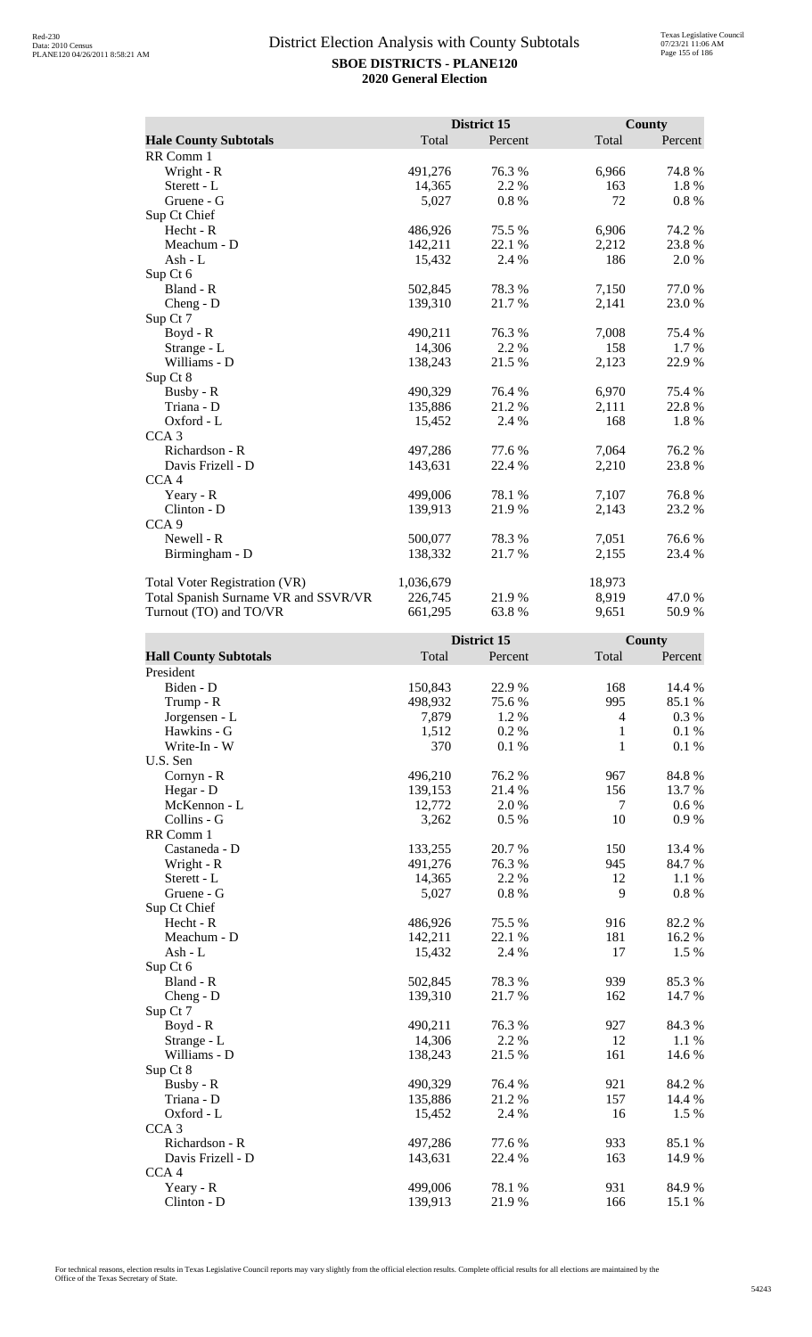# District Election Analysis with County Subtotals

**SBOE DISTRICTS - PLANE120**
**2020 General Election**

| Hale County Subtotals | District 15 Total | District 15 Percent | County Total | County Percent |
|---|---|---|---|---|
| RR Comm 1 | | | | |
| Wright - R | 491,276 | 76.3 % | 6,966 | 74.8 % |
| Sterett - L | 14,365 | 2.2 % | 163 | 1.8 % |
| Gruene - G | 5,027 | 0.8 % | 72 | 0.8 % |
| Sup Ct Chief | | | | |
| Hecht - R | 486,926 | 75.5 % | 6,906 | 74.2 % |
| Meachum - D | 142,211 | 22.1 % | 2,212 | 23.8 % |
| Ash - L | 15,432 | 2.4 % | 186 | 2.0 % |
| Sup Ct 6 | | | | |
| Bland - R | 502,845 | 78.3 % | 7,150 | 77.0 % |
| Cheng - D | 139,310 | 21.7 % | 2,141 | 23.0 % |
| Sup Ct 7 | | | | |
| Boyd - R | 490,211 | 76.3 % | 7,008 | 75.4 % |
| Strange - L | 14,306 | 2.2 % | 158 | 1.7 % |
| Williams - D | 138,243 | 21.5 % | 2,123 | 22.9 % |
| Sup Ct 8 | | | | |
| Busby - R | 490,329 | 76.4 % | 6,970 | 75.4 % |
| Triana - D | 135,886 | 21.2 % | 2,111 | 22.8 % |
| Oxford - L | 15,452 | 2.4 % | 168 | 1.8 % |
| CCA 3 | | | | |
| Richardson - R | 497,286 | 77.6 % | 7,064 | 76.2 % |
| Davis Frizell - D | 143,631 | 22.4 % | 2,210 | 23.8 % |
| CCA 4 | | | | |
| Yeary - R | 499,006 | 78.1 % | 7,107 | 76.8 % |
| Clinton - D | 139,913 | 21.9 % | 2,143 | 23.2 % |
| CCA 9 | | | | |
| Newell - R | 500,077 | 78.3 % | 7,051 | 76.6 % |
| Birmingham - D | 138,332 | 21.7 % | 2,155 | 23.4 % |
| | | | | |
| Total Voter Registration (VR) | 1,036,679 | | 18,973 | |
| Total Spanish Surname VR and SSVR/VR | 226,745 | 21.9 % | 8,919 | 47.0 % |
| Turnout (TO) and TO/VR | 661,295 | 63.8 % | 9,651 | 50.9 % |

| Hall County Subtotals | District 15 Total | District 15 Percent | County Total | County Percent |
|---|---|---|---|---|
| President | | | | |
| Biden - D | 150,843 | 22.9 % | 168 | 14.4 % |
| Trump - R | 498,932 | 75.6 % | 995 | 85.1 % |
| Jorgensen - L | 7,879 | 1.2 % | 4 | 0.3 % |
| Hawkins - G | 1,512 | 0.2 % | 1 | 0.1 % |
| Write-In - W | 370 | 0.1 % | 1 | 0.1 % |
| U.S. Sen | | | | |
| Cornyn - R | 496,210 | 76.2 % | 967 | 84.8 % |
| Hegar - D | 139,153 | 21.4 % | 156 | 13.7 % |
| McKennon - L | 12,772 | 2.0 % | 7 | 0.6 % |
| Collins - G | 3,262 | 0.5 % | 10 | 0.9 % |
| RR Comm 1 | | | | |
| Castaneda - D | 133,255 | 20.7 % | 150 | 13.4 % |
| Wright - R | 491,276 | 76.3 % | 945 | 84.7 % |
| Sterett - L | 14,365 | 2.2 % | 12 | 1.1 % |
| Gruene - G | 5,027 | 0.8 % | 9 | 0.8 % |
| Sup Ct Chief | | | | |
| Hecht - R | 486,926 | 75.5 % | 916 | 82.2 % |
| Meachum - D | 142,211 | 22.1 % | 181 | 16.2 % |
| Ash - L | 15,432 | 2.4 % | 17 | 1.5 % |
| Sup Ct 6 | | | | |
| Bland - R | 502,845 | 78.3 % | 939 | 85.3 % |
| Cheng - D | 139,310 | 21.7 % | 162 | 14.7 % |
| Sup Ct 7 | | | | |
| Boyd - R | 490,211 | 76.3 % | 927 | 84.3 % |
| Strange - L | 14,306 | 2.2 % | 12 | 1.1 % |
| Williams - D | 138,243 | 21.5 % | 161 | 14.6 % |
| Sup Ct 8 | | | | |
| Busby - R | 490,329 | 76.4 % | 921 | 84.2 % |
| Triana - D | 135,886 | 21.2 % | 157 | 14.4 % |
| Oxford - L | 15,452 | 2.4 % | 16 | 1.5 % |
| CCA 3 | | | | |
| Richardson - R | 497,286 | 77.6 % | 933 | 85.1 % |
| Davis Frizell - D | 143,631 | 22.4 % | 163 | 14.9 % |
| CCA 4 | | | | |
| Yeary - R | 499,006 | 78.1 % | 931 | 84.9 % |
| Clinton - D | 139,913 | 21.9 % | 166 | 15.1 % |

For technical reasons, election results in Texas Legislative Council reports may vary slightly from the official election results. Complete official results for all elections are maintained by the Office of the Texas Secretary of State.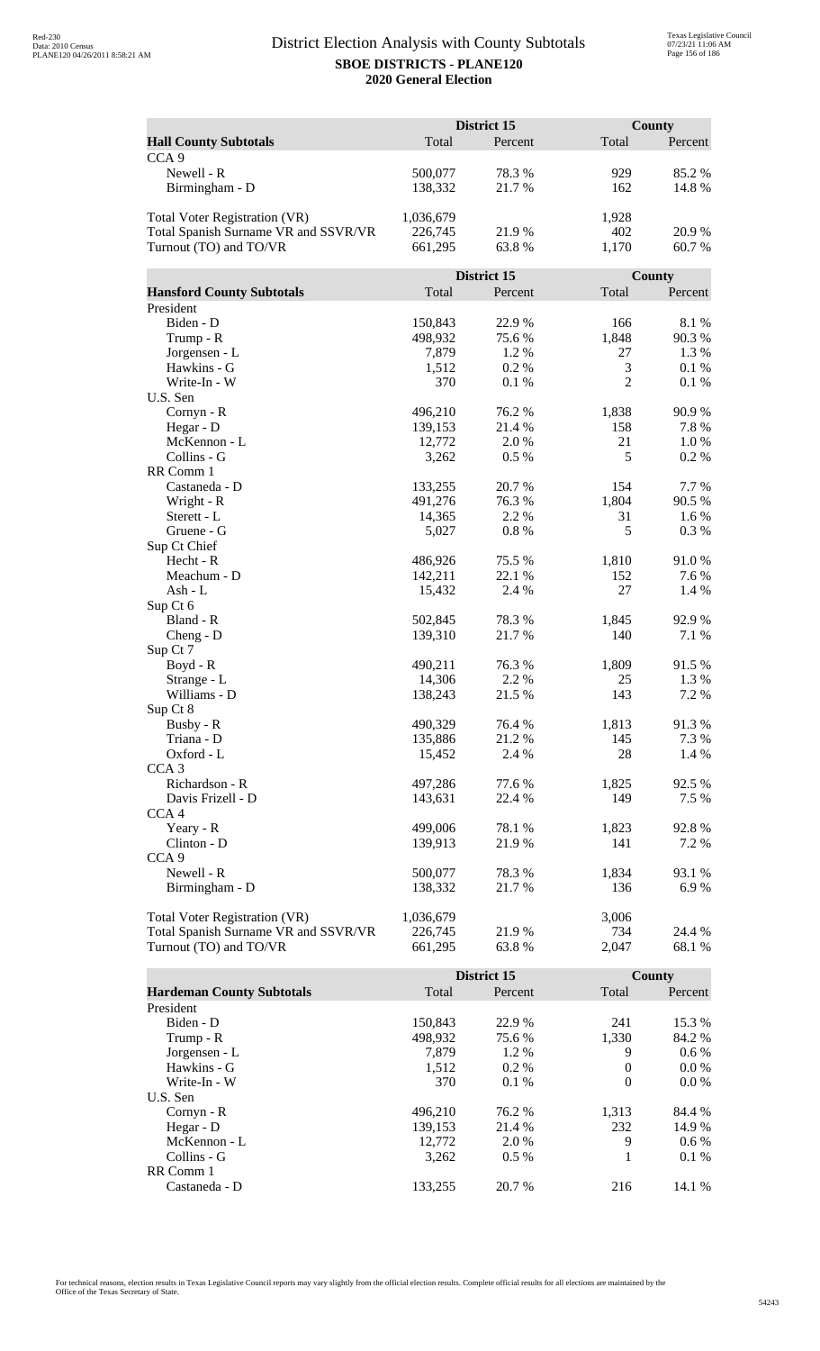# District Election Analysis with County Subtotals

**SBOE DISTRICTS - PLANE120**

**2020 General Election**

| Hall County Subtotals | District 15 Total | District 15 Percent | County Total | County Percent |
|---|---|---|---|---|
| CCA 9 | | | | |
| Newell - R | 500,077 | 78.3 % | 929 | 85.2 % |
| Birmingham - D | 138,332 | 21.7 % | 162 | 14.8 % |
| | | | | |
| Total Voter Registration (VR) | 1,036,679 | | 1,928 | |
| Total Spanish Surname VR and SSVR/VR | 226,745 | 21.9 % | 402 | 20.9 % |
| Turnout (TO) and TO/VR | 661,295 | 63.8 % | 1,170 | 60.7 % |

| Hansford County Subtotals | District 15 Total | District 15 Percent | County Total | County Percent |
|---|---|---|---|---|
| President | | | | |
| Biden - D | 150,843 | 22.9 % | 166 | 8.1 % |
| Trump - R | 498,932 | 75.6 % | 1,848 | 90.3 % |
| Jorgensen - L | 7,879 | 1.2 % | 27 | 1.3 % |
| Hawkins - G | 1,512 | 0.2 % | 3 | 0.1 % |
| Write-In - W | 370 | 0.1 % | 2 | 0.1 % |
| U.S. Sen | | | | |
| Cornyn - R | 496,210 | 76.2 % | 1,838 | 90.9 % |
| Hegar - D | 139,153 | 21.4 % | 158 | 7.8 % |
| McKennon - L | 12,772 | 2.0 % | 21 | 1.0 % |
| Collins - G | 3,262 | 0.5 % | 5 | 0.2 % |
| RR Comm 1 | | | | |
| Castaneda - D | 133,255 | 20.7 % | 154 | 7.7 % |
| Wright - R | 491,276 | 76.3 % | 1,804 | 90.5 % |
| Sterett - L | 14,365 | 2.2 % | 31 | 1.6 % |
| Gruene - G | 5,027 | 0.8 % | 5 | 0.3 % |
| Sup Ct Chief | | | | |
| Hecht - R | 486,926 | 75.5 % | 1,810 | 91.0 % |
| Meachum - D | 142,211 | 22.1 % | 152 | 7.6 % |
| Ash - L | 15,432 | 2.4 % | 27 | 1.4 % |
| Sup Ct 6 | | | | |
| Bland - R | 502,845 | 78.3 % | 1,845 | 92.9 % |
| Cheng - D | 139,310 | 21.7 % | 140 | 7.1 % |
| Sup Ct 7 | | | | |
| Boyd - R | 490,211 | 76.3 % | 1,809 | 91.5 % |
| Strange - L | 14,306 | 2.2 % | 25 | 1.3 % |
| Williams - D | 138,243 | 21.5 % | 143 | 7.2 % |
| Sup Ct 8 | | | | |
| Busby - R | 490,329 | 76.4 % | 1,813 | 91.3 % |
| Triana - D | 135,886 | 21.2 % | 145 | 7.3 % |
| Oxford - L | 15,452 | 2.4 % | 28 | 1.4 % |
| CCA 3 | | | | |
| Richardson - R | 497,286 | 77.6 % | 1,825 | 92.5 % |
| Davis Frizell - D | 143,631 | 22.4 % | 149 | 7.5 % |
| CCA 4 | | | | |
| Yeary - R | 499,006 | 78.1 % | 1,823 | 92.8 % |
| Clinton - D | 139,913 | 21.9 % | 141 | 7.2 % |
| CCA 9 | | | | |
| Newell - R | 500,077 | 78.3 % | 1,834 | 93.1 % |
| Birmingham - D | 138,332 | 21.7 % | 136 | 6.9 % |
| | | | | |
| Total Voter Registration (VR) | 1,036,679 | | 3,006 | |
| Total Spanish Surname VR and SSVR/VR | 226,745 | 21.9 % | 734 | 24.4 % |
| Turnout (TO) and TO/VR | 661,295 | 63.8 % | 2,047 | 68.1 % |

| Hardeman County Subtotals | District 15 Total | District 15 Percent | County Total | County Percent |
|---|---|---|---|---|
| President | | | | |
| Biden - D | 150,843 | 22.9 % | 241 | 15.3 % |
| Trump - R | 498,932 | 75.6 % | 1,330 | 84.2 % |
| Jorgensen - L | 7,879 | 1.2 % | 9 | 0.6 % |
| Hawkins - G | 1,512 | 0.2 % | 0 | 0.0 % |
| Write-In - W | 370 | 0.1 % | 0 | 0.0 % |
| U.S. Sen | | | | |
| Cornyn - R | 496,210 | 76.2 % | 1,313 | 84.4 % |
| Hegar - D | 139,153 | 21.4 % | 232 | 14.9 % |
| McKennon - L | 12,772 | 2.0 % | 9 | 0.6 % |
| Collins - G | 3,262 | 0.5 % | 1 | 0.1 % |
| RR Comm 1 | | | | |
| Castaneda - D | 133,255 | 20.7 % | 216 | 14.1 % |

For technical reasons, election results in Texas Legislative Council reports may vary slightly from the official election results. Complete official results for all elections are maintained by the Office of the Texas Secretary of State.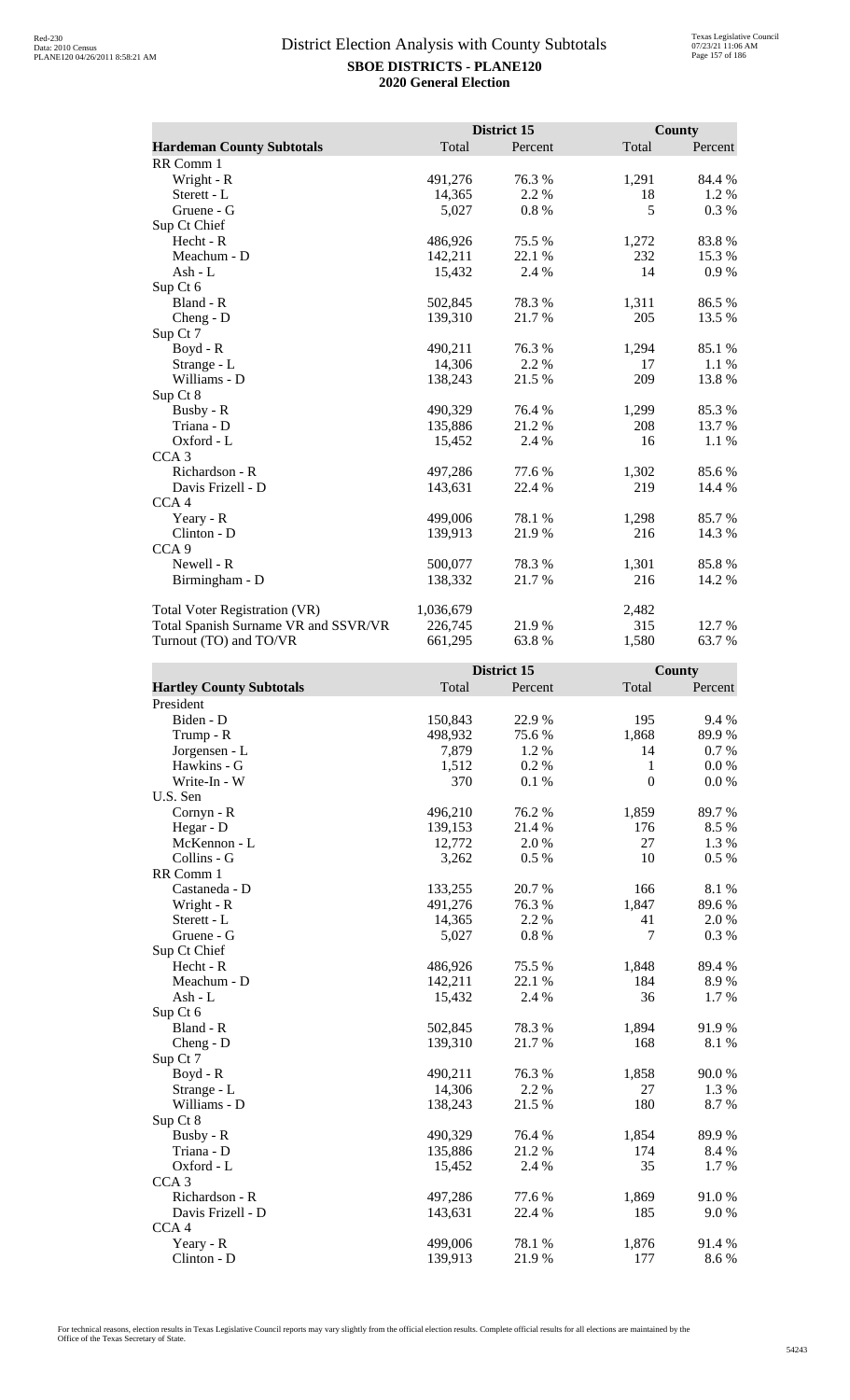# District Election Analysis with County Subtotals

**SBOE DISTRICTS - PLANE120**

**2020 General Election**

| | District 15 | | County | |
|---|---|---|---|---|
| **Hardeman County Subtotals** | Total | Percent | Total | Percent |
| RR Comm 1 | | | | |
| Wright - R | 491,276 | 76.3 % | 1,291 | 84.4 % |
| Sterett - L | 14,365 | 2.2 % | 18 | 1.2 % |
| Gruene - G | 5,027 | 0.8 % | 5 | 0.3 % |
| Sup Ct Chief | | | | |
| Hecht - R | 486,926 | 75.5 % | 1,272 | 83.8 % |
| Meachum - D | 142,211 | 22.1 % | 232 | 15.3 % |
| Ash - L | 15,432 | 2.4 % | 14 | 0.9 % |
| Sup Ct 6 | | | | |
| Bland - R | 502,845 | 78.3 % | 1,311 | 86.5 % |
| Cheng - D | 139,310 | 21.7 % | 205 | 13.5 % |
| Sup Ct 7 | | | | |
| Boyd - R | 490,211 | 76.3 % | 1,294 | 85.1 % |
| Strange - L | 14,306 | 2.2 % | 17 | 1.1 % |
| Williams - D | 138,243 | 21.5 % | 209 | 13.8 % |
| Sup Ct 8 | | | | |
| Busby - R | 490,329 | 76.4 % | 1,299 | 85.3 % |
| Triana - D | 135,886 | 21.2 % | 208 | 13.7 % |
| Oxford - L | 15,452 | 2.4 % | 16 | 1.1 % |
| CCA 3 | | | | |
| Richardson - R | 497,286 | 77.6 % | 1,302 | 85.6 % |
| Davis Frizell - D | 143,631 | 22.4 % | 219 | 14.4 % |
| CCA 4 | | | | |
| Yeary - R | 499,006 | 78.1 % | 1,298 | 85.7 % |
| Clinton - D | 139,913 | 21.9 % | 216 | 14.3 % |
| CCA 9 | | | | |
| Newell - R | 500,077 | 78.3 % | 1,301 | 85.8 % |
| Birmingham - D | 138,332 | 21.7 % | 216 | 14.2 % |
| | | | | |
| Total Voter Registration (VR) | 1,036,679 | | 2,482 | |
| Total Spanish Surname VR and SSVR/VR | 226,745 | 21.9 % | 315 | 12.7 % |
| Turnout (TO) and TO/VR | 661,295 | 63.8 % | 1,580 | 63.7 % |

| | District 15 | | County | |
|---|---|---|---|---|
| **Hartley County Subtotals** | Total | Percent | Total | Percent |
| President | | | | |
| Biden - D | 150,843 | 22.9 % | 195 | 9.4 % |
| Trump - R | 498,932 | 75.6 % | 1,868 | 89.9 % |
| Jorgensen - L | 7,879 | 1.2 % | 14 | 0.7 % |
| Hawkins - G | 1,512 | 0.2 % | 1 | 0.0 % |
| Write-In - W | 370 | 0.1 % | 0 | 0.0 % |
| U.S. Sen | | | | |
| Cornyn - R | 496,210 | 76.2 % | 1,859 | 89.7 % |
| Hegar - D | 139,153 | 21.4 % | 176 | 8.5 % |
| McKennon - L | 12,772 | 2.0 % | 27 | 1.3 % |
| Collins - G | 3,262 | 0.5 % | 10 | 0.5 % |
| RR Comm 1 | | | | |
| Castaneda - D | 133,255 | 20.7 % | 166 | 8.1 % |
| Wright - R | 491,276 | 76.3 % | 1,847 | 89.6 % |
| Sterett - L | 14,365 | 2.2 % | 41 | 2.0 % |
| Gruene - G | 5,027 | 0.8 % | 7 | 0.3 % |
| Sup Ct Chief | | | | |
| Hecht - R | 486,926 | 75.5 % | 1,848 | 89.4 % |
| Meachum - D | 142,211 | 22.1 % | 184 | 8.9 % |
| Ash - L | 15,432 | 2.4 % | 36 | 1.7 % |
| Sup Ct 6 | | | | |
| Bland - R | 502,845 | 78.3 % | 1,894 | 91.9 % |
| Cheng - D | 139,310 | 21.7 % | 168 | 8.1 % |
| Sup Ct 7 | | | | |
| Boyd - R | 490,211 | 76.3 % | 1,858 | 90.0 % |
| Strange - L | 14,306 | 2.2 % | 27 | 1.3 % |
| Williams - D | 138,243 | 21.5 % | 180 | 8.7 % |
| Sup Ct 8 | | | | |
| Busby - R | 490,329 | 76.4 % | 1,854 | 89.9 % |
| Triana - D | 135,886 | 21.2 % | 174 | 8.4 % |
| Oxford - L | 15,452 | 2.4 % | 35 | 1.7 % |
| CCA 3 | | | | |
| Richardson - R | 497,286 | 77.6 % | 1,869 | 91.0 % |
| Davis Frizell - D | 143,631 | 22.4 % | 185 | 9.0 % |
| CCA 4 | | | | |
| Yeary - R | 499,006 | 78.1 % | 1,876 | 91.4 % |
| Clinton - D | 139,913 | 21.9 % | 177 | 8.6 % |

For technical reasons, election results in Texas Legislative Council reports may vary slightly from the official election results. Complete official results for all elections are maintained by the Office of the Texas Secretary of State.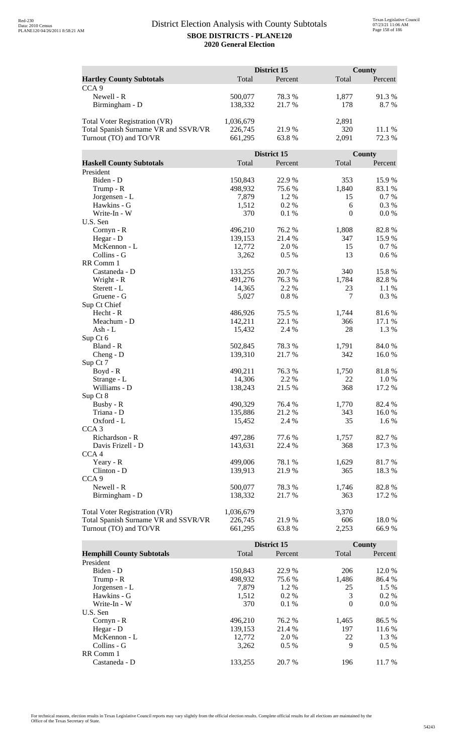# District Election Analysis with County Subtotals

**SBOE DISTRICTS - PLANE120**

**2020 General Election**

| Hartley County Subtotals | District 15 Total | District 15 Percent | County Total | County Percent |
|---|---|---|---|---|
| CCA 9 | | | | |
| Newell - R | 500,077 | 78.3 % | 1,877 | 91.3 % |
| Birmingham - D | 138,332 | 21.7 % | 178 | 8.7 % |
| | | | | |
| Total Voter Registration (VR) | 1,036,679 | | 2,891 | |
| Total Spanish Surname VR and SSVR/VR | 226,745 | 21.9 % | 320 | 11.1 % |
| Turnout (TO) and TO/VR | 661,295 | 63.8 % | 2,091 | 72.3 % |

| Haskell County Subtotals | District 15 Total | District 15 Percent | County Total | County Percent |
|---|---|---|---|---|
| President | | | | |
| Biden - D | 150,843 | 22.9 % | 353 | 15.9 % |
| Trump - R | 498,932 | 75.6 % | 1,840 | 83.1 % |
| Jorgensen - L | 7,879 | 1.2 % | 15 | 0.7 % |
| Hawkins - G | 1,512 | 0.2 % | 6 | 0.3 % |
| Write-In - W | 370 | 0.1 % | 0 | 0.0 % |
| U.S. Sen | | | | |
| Cornyn - R | 496,210 | 76.2 % | 1,808 | 82.8 % |
| Hegar - D | 139,153 | 21.4 % | 347 | 15.9 % |
| McKennon - L | 12,772 | 2.0 % | 15 | 0.7 % |
| Collins - G | 3,262 | 0.5 % | 13 | 0.6 % |
| RR Comm 1 | | | | |
| Castaneda - D | 133,255 | 20.7 % | 340 | 15.8 % |
| Wright - R | 491,276 | 76.3 % | 1,784 | 82.8 % |
| Sterett - L | 14,365 | 2.2 % | 23 | 1.1 % |
| Gruene - G | 5,027 | 0.8 % | 7 | 0.3 % |
| Sup Ct Chief | | | | |
| Hecht - R | 486,926 | 75.5 % | 1,744 | 81.6 % |
| Meachum - D | 142,211 | 22.1 % | 366 | 17.1 % |
| Ash - L | 15,432 | 2.4 % | 28 | 1.3 % |
| Sup Ct 6 | | | | |
| Bland - R | 502,845 | 78.3 % | 1,791 | 84.0 % |
| Cheng - D | 139,310 | 21.7 % | 342 | 16.0 % |
| Sup Ct 7 | | | | |
| Boyd - R | 490,211 | 76.3 % | 1,750 | 81.8 % |
| Strange - L | 14,306 | 2.2 % | 22 | 1.0 % |
| Williams - D | 138,243 | 21.5 % | 368 | 17.2 % |
| Sup Ct 8 | | | | |
| Busby - R | 490,329 | 76.4 % | 1,770 | 82.4 % |
| Triana - D | 135,886 | 21.2 % | 343 | 16.0 % |
| Oxford - L | 15,452 | 2.4 % | 35 | 1.6 % |
| CCA 3 | | | | |
| Richardson - R | 497,286 | 77.6 % | 1,757 | 82.7 % |
| Davis Frizell - D | 143,631 | 22.4 % | 368 | 17.3 % |
| CCA 4 | | | | |
| Yeary - R | 499,006 | 78.1 % | 1,629 | 81.7 % |
| Clinton - D | 139,913 | 21.9 % | 365 | 18.3 % |
| CCA 9 | | | | |
| Newell - R | 500,077 | 78.3 % | 1,746 | 82.8 % |
| Birmingham - D | 138,332 | 21.7 % | 363 | 17.2 % |
| | | | | |
| Total Voter Registration (VR) | 1,036,679 | | 3,370 | |
| Total Spanish Surname VR and SSVR/VR | 226,745 | 21.9 % | 606 | 18.0 % |
| Turnout (TO) and TO/VR | 661,295 | 63.8 % | 2,253 | 66.9 % |

| Hemphill County Subtotals | District 15 Total | District 15 Percent | County Total | County Percent |
|---|---|---|---|---|
| President | | | | |
| Biden - D | 150,843 | 22.9 % | 206 | 12.0 % |
| Trump - R | 498,932 | 75.6 % | 1,486 | 86.4 % |
| Jorgensen - L | 7,879 | 1.2 % | 25 | 1.5 % |
| Hawkins - G | 1,512 | 0.2 % | 3 | 0.2 % |
| Write-In - W | 370 | 0.1 % | 0 | 0.0 % |
| U.S. Sen | | | | |
| Cornyn - R | 496,210 | 76.2 % | 1,465 | 86.5 % |
| Hegar - D | 139,153 | 21.4 % | 197 | 11.6 % |
| McKennon - L | 12,772 | 2.0 % | 22 | 1.3 % |
| Collins - G | 3,262 | 0.5 % | 9 | 0.5 % |
| RR Comm 1 | | | | |
| Castaneda - D | 133,255 | 20.7 % | 196 | 11.7 % |

For technical reasons, election results in Texas Legislative Council reports may vary slightly from the official election results. Complete official results for all elections are maintained by the Office of the Texas Secretary of State.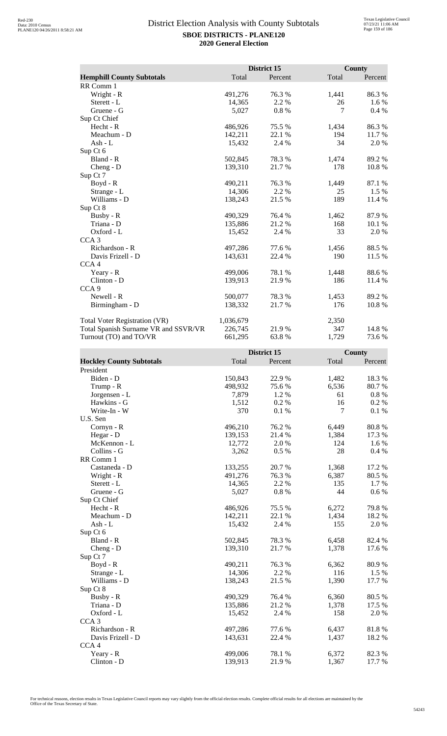# District Election Analysis with County Subtotals

**SBOE DISTRICTS - PLANE120**

**2020 General Election**

| Hemphill County Subtotals | District 15 Total | District 15 Percent | County Total | County Percent |
|---|---|---|---|---|
| RR Comm 1 | | | | |
| Wright - R | 491,276 | 76.3 % | 1,441 | 86.3 % |
| Sterett - L | 14,365 | 2.2 % | 26 | 1.6 % |
| Gruene - G | 5,027 | 0.8 % | 7 | 0.4 % |
| Sup Ct Chief | | | | |
| Hecht - R | 486,926 | 75.5 % | 1,434 | 86.3 % |
| Meachum - D | 142,211 | 22.1 % | 194 | 11.7 % |
| Ash - L | 15,432 | 2.4 % | 34 | 2.0 % |
| Sup Ct 6 | | | | |
| Bland - R | 502,845 | 78.3 % | 1,474 | 89.2 % |
| Cheng - D | 139,310 | 21.7 % | 178 | 10.8 % |
| Sup Ct 7 | | | | |
| Boyd - R | 490,211 | 76.3 % | 1,449 | 87.1 % |
| Strange - L | 14,306 | 2.2 % | 25 | 1.5 % |
| Williams - D | 138,243 | 21.5 % | 189 | 11.4 % |
| Sup Ct 8 | | | | |
| Busby - R | 490,329 | 76.4 % | 1,462 | 87.9 % |
| Triana - D | 135,886 | 21.2 % | 168 | 10.1 % |
| Oxford - L | 15,452 | 2.4 % | 33 | 2.0 % |
| CCA 3 | | | | |
| Richardson - R | 497,286 | 77.6 % | 1,456 | 88.5 % |
| Davis Frizell - D | 143,631 | 22.4 % | 190 | 11.5 % |
| CCA 4 | | | | |
| Yeary - R | 499,006 | 78.1 % | 1,448 | 88.6 % |
| Clinton - D | 139,913 | 21.9 % | 186 | 11.4 % |
| CCA 9 | | | | |
| Newell - R | 500,077 | 78.3 % | 1,453 | 89.2 % |
| Birmingham - D | 138,332 | 21.7 % | 176 | 10.8 % |
| | | | | |
| Total Voter Registration (VR) | 1,036,679 | | 2,350 | |
| Total Spanish Surname VR and SSVR/VR | 226,745 | 21.9 % | 347 | 14.8 % |
| Turnout (TO) and TO/VR | 661,295 | 63.8 % | 1,729 | 73.6 % |

| Hockley County Subtotals | District 15 Total | District 15 Percent | County Total | County Percent |
|---|---|---|---|---|
| President | | | | |
| Biden - D | 150,843 | 22.9 % | 1,482 | 18.3 % |
| Trump - R | 498,932 | 75.6 % | 6,536 | 80.7 % |
| Jorgensen - L | 7,879 | 1.2 % | 61 | 0.8 % |
| Hawkins - G | 1,512 | 0.2 % | 16 | 0.2 % |
| Write-In - W | 370 | 0.1 % | 7 | 0.1 % |
| U.S. Sen | | | | |
| Cornyn - R | 496,210 | 76.2 % | 6,449 | 80.8 % |
| Hegar - D | 139,153 | 21.4 % | 1,384 | 17.3 % |
| McKennon - L | 12,772 | 2.0 % | 124 | 1.6 % |
| Collins - G | 3,262 | 0.5 % | 28 | 0.4 % |
| RR Comm 1 | | | | |
| Castaneda - D | 133,255 | 20.7 % | 1,368 | 17.2 % |
| Wright - R | 491,276 | 76.3 % | 6,387 | 80.5 % |
| Sterett - L | 14,365 | 2.2 % | 135 | 1.7 % |
| Gruene - G | 5,027 | 0.8 % | 44 | 0.6 % |
| Sup Ct Chief | | | | |
| Hecht - R | 486,926 | 75.5 % | 6,272 | 79.8 % |
| Meachum - D | 142,211 | 22.1 % | 1,434 | 18.2 % |
| Ash - L | 15,432 | 2.4 % | 155 | 2.0 % |
| Sup Ct 6 | | | | |
| Bland - R | 502,845 | 78.3 % | 6,458 | 82.4 % |
| Cheng - D | 139,310 | 21.7 % | 1,378 | 17.6 % |
| Sup Ct 7 | | | | |
| Boyd - R | 490,211 | 76.3 % | 6,362 | 80.9 % |
| Strange - L | 14,306 | 2.2 % | 116 | 1.5 % |
| Williams - D | 138,243 | 21.5 % | 1,390 | 17.7 % |
| Sup Ct 8 | | | | |
| Busby - R | 490,329 | 76.4 % | 6,360 | 80.5 % |
| Triana - D | 135,886 | 21.2 % | 1,378 | 17.5 % |
| Oxford - L | 15,452 | 2.4 % | 158 | 2.0 % |
| CCA 3 | | | | |
| Richardson - R | 497,286 | 77.6 % | 6,437 | 81.8 % |
| Davis Frizell - D | 143,631 | 22.4 % | 1,437 | 18.2 % |
| CCA 4 | | | | |
| Yeary - R | 499,006 | 78.1 % | 6,372 | 82.3 % |
| Clinton - D | 139,913 | 21.9 % | 1,367 | 17.7 % |

For technical reasons, election results in Texas Legislative Council reports may vary slightly from the official election results. Complete official results for all elections are maintained by the Office of the Texas Secretary of State.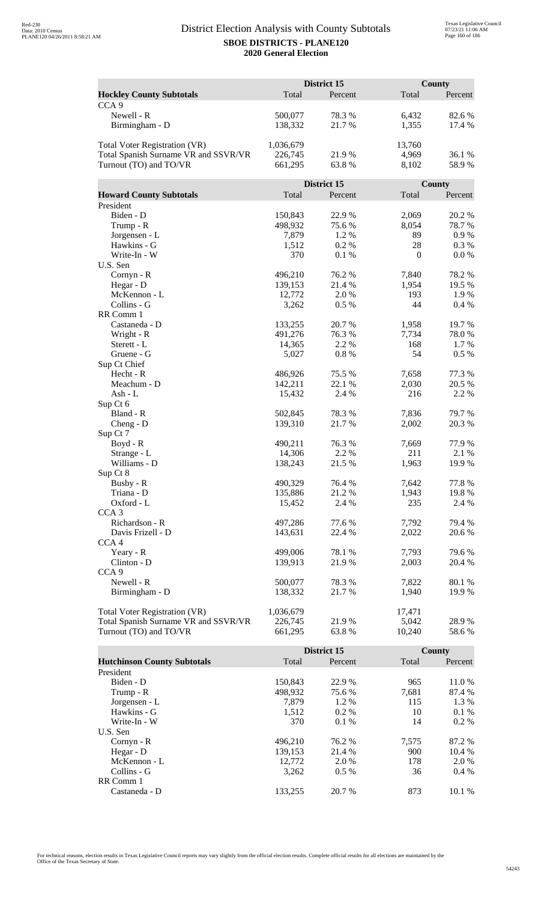# District Election Analysis with County Subtotals

**SBOE DISTRICTS - PLANE120**

**2020 General Election**

| Hockley County Subtotals | District 15 Total | District 15 Percent | County Total | County Percent |
|---|---|---|---|---|
| CCA 9 | | | | |
| Newell - R | 500,077 | 78.3 % | 6,432 | 82.6 % |
| Birmingham - D | 138,332 | 21.7 % | 1,355 | 17.4 % |
| | | | | |
| Total Voter Registration (VR) | 1,036,679 | | 13,760 | |
| Total Spanish Surname VR and SSVR/VR | 226,745 | 21.9 % | 4,969 | 36.1 % |
| Turnout (TO) and TO/VR | 661,295 | 63.8 % | 8,102 | 58.9 % |

| Howard County Subtotals | District 15 Total | District 15 Percent | County Total | County Percent |
|---|---|---|---|---|
| President | | | | |
| Biden - D | 150,843 | 22.9 % | 2,069 | 20.2 % |
| Trump - R | 498,932 | 75.6 % | 8,054 | 78.7 % |
| Jorgensen - L | 7,879 | 1.2 % | 89 | 0.9 % |
| Hawkins - G | 1,512 | 0.2 % | 28 | 0.3 % |
| Write-In - W | 370 | 0.1 % | 0 | 0.0 % |
| U.S. Sen | | | | |
| Cornyn - R | 496,210 | 76.2 % | 7,840 | 78.2 % |
| Hegar - D | 139,153 | 21.4 % | 1,954 | 19.5 % |
| McKennon - L | 12,772 | 2.0 % | 193 | 1.9 % |
| Collins - G | 3,262 | 0.5 % | 44 | 0.4 % |
| RR Comm 1 | | | | |
| Castaneda - D | 133,255 | 20.7 % | 1,958 | 19.7 % |
| Wright - R | 491,276 | 76.3 % | 7,734 | 78.0 % |
| Sterett - L | 14,365 | 2.2 % | 168 | 1.7 % |
| Gruene - G | 5,027 | 0.8 % | 54 | 0.5 % |
| Sup Ct Chief | | | | |
| Hecht - R | 486,926 | 75.5 % | 7,658 | 77.3 % |
| Meachum - D | 142,211 | 22.1 % | 2,030 | 20.5 % |
| Ash - L | 15,432 | 2.4 % | 216 | 2.2 % |
| Sup Ct 6 | | | | |
| Bland - R | 502,845 | 78.3 % | 7,836 | 79.7 % |
| Cheng - D | 139,310 | 21.7 % | 2,002 | 20.3 % |
| Sup Ct 7 | | | | |
| Boyd - R | 490,211 | 76.3 % | 7,669 | 77.9 % |
| Strange - L | 14,306 | 2.2 % | 211 | 2.1 % |
| Williams - D | 138,243 | 21.5 % | 1,963 | 19.9 % |
| Sup Ct 8 | | | | |
| Busby - R | 490,329 | 76.4 % | 7,642 | 77.8 % |
| Triana - D | 135,886 | 21.2 % | 1,943 | 19.8 % |
| Oxford - L | 15,452 | 2.4 % | 235 | 2.4 % |
| CCA 3 | | | | |
| Richardson - R | 497,286 | 77.6 % | 7,792 | 79.4 % |
| Davis Frizell - D | 143,631 | 22.4 % | 2,022 | 20.6 % |
| CCA 4 | | | | |
| Yeary - R | 499,006 | 78.1 % | 7,793 | 79.6 % |
| Clinton - D | 139,913 | 21.9 % | 2,003 | 20.4 % |
| CCA 9 | | | | |
| Newell - R | 500,077 | 78.3 % | 7,822 | 80.1 % |
| Birmingham - D | 138,332 | 21.7 % | 1,940 | 19.9 % |
| | | | | |
| Total Voter Registration (VR) | 1,036,679 | | 17,471 | |
| Total Spanish Surname VR and SSVR/VR | 226,745 | 21.9 % | 5,042 | 28.9 % |
| Turnout (TO) and TO/VR | 661,295 | 63.8 % | 10,240 | 58.6 % |

| Hutchinson County Subtotals | District 15 Total | District 15 Percent | County Total | County Percent |
|---|---|---|---|---|
| President | | | | |
| Biden - D | 150,843 | 22.9 % | 965 | 11.0 % |
| Trump - R | 498,932 | 75.6 % | 7,681 | 87.4 % |
| Jorgensen - L | 7,879 | 1.2 % | 115 | 1.3 % |
| Hawkins - G | 1,512 | 0.2 % | 10 | 0.1 % |
| Write-In - W | 370 | 0.1 % | 14 | 0.2 % |
| U.S. Sen | | | | |
| Cornyn - R | 496,210 | 76.2 % | 7,575 | 87.2 % |
| Hegar - D | 139,153 | 21.4 % | 900 | 10.4 % |
| McKennon - L | 12,772 | 2.0 % | 178 | 2.0 % |
| Collins - G | 3,262 | 0.5 % | 36 | 0.4 % |
| RR Comm 1 | | | | |
| Castaneda - D | 133,255 | 20.7 % | 873 | 10.1 % |

For technical reasons, election results in Texas Legislative Council reports may vary slightly from the official election results. Complete official results for all elections are maintained by the Office of the Texas Secretary of State.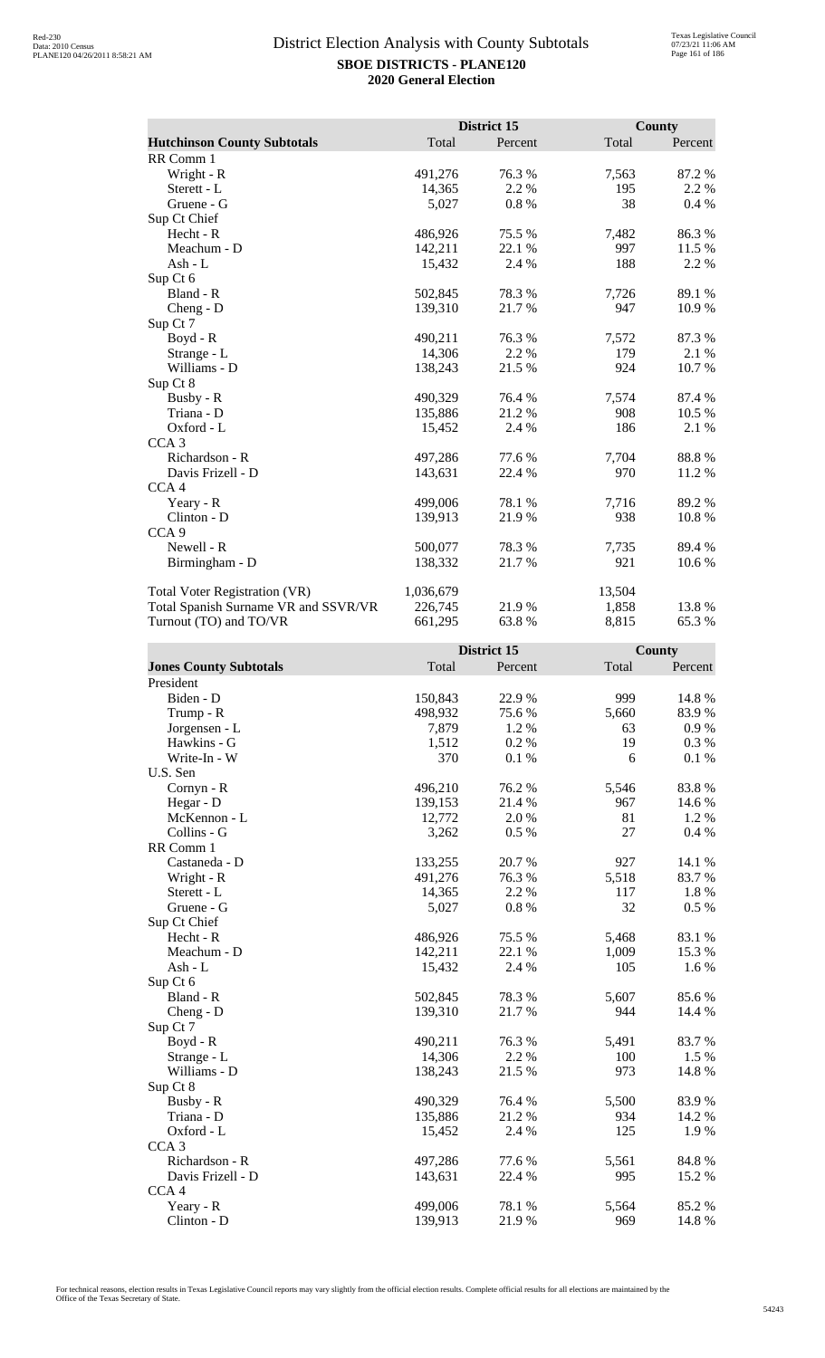# District Election Analysis with County Subtotals

**SBOE DISTRICTS - PLANE120**

**2020 General Election**

| Hutchinson County Subtotals | District 15 Total | District 15 Percent | County Total | County Percent |
|---|---|---|---|---|
| RR Comm 1 | | | | |
| Wright - R | 491,276 | 76.3 % | 7,563 | 87.2 % |
| Sterett - L | 14,365 | 2.2 % | 195 | 2.2 % |
| Gruene - G | 5,027 | 0.8 % | 38 | 0.4 % |
| Sup Ct Chief | | | | |
| Hecht - R | 486,926 | 75.5 % | 7,482 | 86.3 % |
| Meachum - D | 142,211 | 22.1 % | 997 | 11.5 % |
| Ash - L | 15,432 | 2.4 % | 188 | 2.2 % |
| Sup Ct 6 | | | | |
| Bland - R | 502,845 | 78.3 % | 7,726 | 89.1 % |
| Cheng - D | 139,310 | 21.7 % | 947 | 10.9 % |
| Sup Ct 7 | | | | |
| Boyd - R | 490,211 | 76.3 % | 7,572 | 87.3 % |
| Strange - L | 14,306 | 2.2 % | 179 | 2.1 % |
| Williams - D | 138,243 | 21.5 % | 924 | 10.7 % |
| Sup Ct 8 | | | | |
| Busby - R | 490,329 | 76.4 % | 7,574 | 87.4 % |
| Triana - D | 135,886 | 21.2 % | 908 | 10.5 % |
| Oxford - L | 15,452 | 2.4 % | 186 | 2.1 % |
| CCA 3 | | | | |
| Richardson - R | 497,286 | 77.6 % | 7,704 | 88.8 % |
| Davis Frizell - D | 143,631 | 22.4 % | 970 | 11.2 % |
| CCA 4 | | | | |
| Yeary - R | 499,006 | 78.1 % | 7,716 | 89.2 % |
| Clinton - D | 139,913 | 21.9 % | 938 | 10.8 % |
| CCA 9 | | | | |
| Newell - R | 500,077 | 78.3 % | 7,735 | 89.4 % |
| Birmingham - D | 138,332 | 21.7 % | 921 | 10.6 % |
| | | | | |
| Total Voter Registration (VR) | 1,036,679 | | 13,504 | |
| Total Spanish Surname VR and SSVR/VR | 226,745 | 21.9 % | 1,858 | 13.8 % |
| Turnout (TO) and TO/VR | 661,295 | 63.8 % | 8,815 | 65.3 % |

| Jones County Subtotals | District 15 Total | District 15 Percent | County Total | County Percent |
|---|---|---|---|---|
| President | | | | |
| Biden - D | 150,843 | 22.9 % | 999 | 14.8 % |
| Trump - R | 498,932 | 75.6 % | 5,660 | 83.9 % |
| Jorgensen - L | 7,879 | 1.2 % | 63 | 0.9 % |
| Hawkins - G | 1,512 | 0.2 % | 19 | 0.3 % |
| Write-In - W | 370 | 0.1 % | 6 | 0.1 % |
| U.S. Sen | | | | |
| Cornyn - R | 496,210 | 76.2 % | 5,546 | 83.8 % |
| Hegar - D | 139,153 | 21.4 % | 967 | 14.6 % |
| McKennon - L | 12,772 | 2.0 % | 81 | 1.2 % |
| Collins - G | 3,262 | 0.5 % | 27 | 0.4 % |
| RR Comm 1 | | | | |
| Castaneda - D | 133,255 | 20.7 % | 927 | 14.1 % |
| Wright - R | 491,276 | 76.3 % | 5,518 | 83.7 % |
| Sterett - L | 14,365 | 2.2 % | 117 | 1.8 % |
| Gruene - G | 5,027 | 0.8 % | 32 | 0.5 % |
| Sup Ct Chief | | | | |
| Hecht - R | 486,926 | 75.5 % | 5,468 | 83.1 % |
| Meachum - D | 142,211 | 22.1 % | 1,009 | 15.3 % |
| Ash - L | 15,432 | 2.4 % | 105 | 1.6 % |
| Sup Ct 6 | | | | |
| Bland - R | 502,845 | 78.3 % | 5,607 | 85.6 % |
| Cheng - D | 139,310 | 21.7 % | 944 | 14.4 % |
| Sup Ct 7 | | | | |
| Boyd - R | 490,211 | 76.3 % | 5,491 | 83.7 % |
| Strange - L | 14,306 | 2.2 % | 100 | 1.5 % |
| Williams - D | 138,243 | 21.5 % | 973 | 14.8 % |
| Sup Ct 8 | | | | |
| Busby - R | 490,329 | 76.4 % | 5,500 | 83.9 % |
| Triana - D | 135,886 | 21.2 % | 934 | 14.2 % |
| Oxford - L | 15,452 | 2.4 % | 125 | 1.9 % |
| CCA 3 | | | | |
| Richardson - R | 497,286 | 77.6 % | 5,561 | 84.8 % |
| Davis Frizell - D | 143,631 | 22.4 % | 995 | 15.2 % |
| CCA 4 | | | | |
| Yeary - R | 499,006 | 78.1 % | 5,564 | 85.2 % |
| Clinton - D | 139,913 | 21.9 % | 969 | 14.8 % |

For technical reasons, election results in Texas Legislative Council reports may vary slightly from the official election results. Complete official results for all elections are maintained by the Office of the Texas Secretary of State.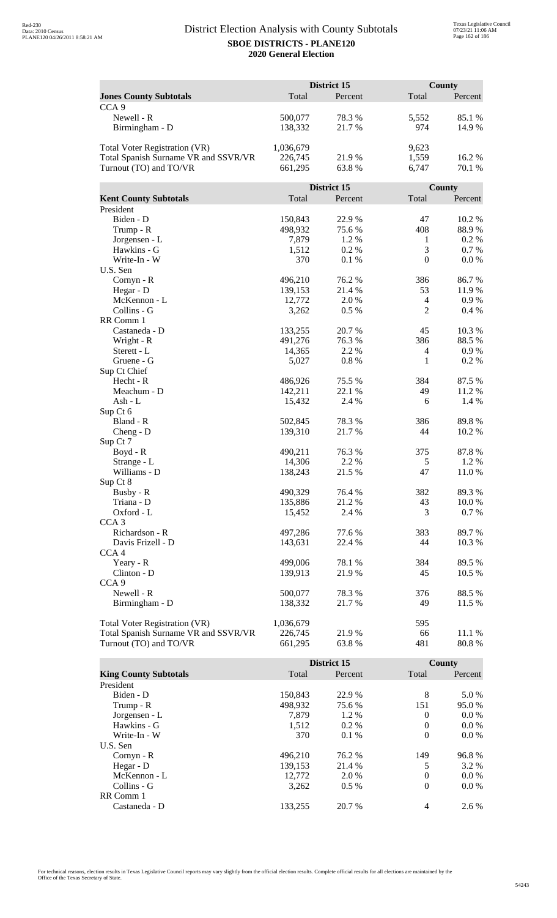# District Election Analysis with County Subtotals

**SBOE DISTRICTS - PLANE120**

**2020 General Election**

| Jones County Subtotals | District 15 Total | District 15 Percent | County Total | County Percent |
|---|---|---|---|---|
| CCA 9 | | | | |
| Newell - R | 500,077 | 78.3 % | 5,552 | 85.1 % |
| Birmingham - D | 138,332 | 21.7 % | 974 | 14.9 % |
| Total Voter Registration (VR) | 1,036,679 | | 9,623 | |
| Total Spanish Surname VR and SSVR/VR | 226,745 | 21.9 % | 1,559 | 16.2 % |
| Turnout (TO) and TO/VR | 661,295 | 63.8 % | 6,747 | 70.1 % |

| Kent County Subtotals | District 15 Total | District 15 Percent | County Total | County Percent |
|---|---|---|---|---|
| President | | | | |
| Biden - D | 150,843 | 22.9 % | 47 | 10.2 % |
| Trump - R | 498,932 | 75.6 % | 408 | 88.9 % |
| Jorgensen - L | 7,879 | 1.2 % | 1 | 0.2 % |
| Hawkins - G | 1,512 | 0.2 % | 3 | 0.7 % |
| Write-In - W | 370 | 0.1 % | 0 | 0.0 % |
| U.S. Sen | | | | |
| Cornyn - R | 496,210 | 76.2 % | 386 | 86.7 % |
| Hegar - D | 139,153 | 21.4 % | 53 | 11.9 % |
| McKennon - L | 12,772 | 2.0 % | 4 | 0.9 % |
| Collins - G | 3,262 | 0.5 % | 2 | 0.4 % |
| RR Comm 1 | | | | |
| Castaneda - D | 133,255 | 20.7 % | 45 | 10.3 % |
| Wright - R | 491,276 | 76.3 % | 386 | 88.5 % |
| Sterett - L | 14,365 | 2.2 % | 4 | 0.9 % |
| Gruene - G | 5,027 | 0.8 % | 1 | 0.2 % |
| Sup Ct Chief | | | | |
| Hecht - R | 486,926 | 75.5 % | 384 | 87.5 % |
| Meachum - D | 142,211 | 22.1 % | 49 | 11.2 % |
| Ash - L | 15,432 | 2.4 % | 6 | 1.4 % |
| Sup Ct 6 | | | | |
| Bland - R | 502,845 | 78.3 % | 386 | 89.8 % |
| Cheng - D | 139,310 | 21.7 % | 44 | 10.2 % |
| Sup Ct 7 | | | | |
| Boyd - R | 490,211 | 76.3 % | 375 | 87.8 % |
| Strange - L | 14,306 | 2.2 % | 5 | 1.2 % |
| Williams - D | 138,243 | 21.5 % | 47 | 11.0 % |
| Sup Ct 8 | | | | |
| Busby - R | 490,329 | 76.4 % | 382 | 89.3 % |
| Triana - D | 135,886 | 21.2 % | 43 | 10.0 % |
| Oxford - L | 15,452 | 2.4 % | 3 | 0.7 % |
| CCA 3 | | | | |
| Richardson - R | 497,286 | 77.6 % | 383 | 89.7 % |
| Davis Frizell - D | 143,631 | 22.4 % | 44 | 10.3 % |
| CCA 4 | | | | |
| Yeary - R | 499,006 | 78.1 % | 384 | 89.5 % |
| Clinton - D | 139,913 | 21.9 % | 45 | 10.5 % |
| CCA 9 | | | | |
| Newell - R | 500,077 | 78.3 % | 376 | 88.5 % |
| Birmingham - D | 138,332 | 21.7 % | 49 | 11.5 % |
| Total Voter Registration (VR) | 1,036,679 | | 595 | |
| Total Spanish Surname VR and SSVR/VR | 226,745 | 21.9 % | 66 | 11.1 % |
| Turnout (TO) and TO/VR | 661,295 | 63.8 % | 481 | 80.8 % |

| King County Subtotals | District 15 Total | District 15 Percent | County Total | County Percent |
|---|---|---|---|---|
| President | | | | |
| Biden - D | 150,843 | 22.9 % | 8 | 5.0 % |
| Trump - R | 498,932 | 75.6 % | 151 | 95.0 % |
| Jorgensen - L | 7,879 | 1.2 % | 0 | 0.0 % |
| Hawkins - G | 1,512 | 0.2 % | 0 | 0.0 % |
| Write-In - W | 370 | 0.1 % | 0 | 0.0 % |
| U.S. Sen | | | | |
| Cornyn - R | 496,210 | 76.2 % | 149 | 96.8 % |
| Hegar - D | 139,153 | 21.4 % | 5 | 3.2 % |
| McKennon - L | 12,772 | 2.0 % | 0 | 0.0 % |
| Collins - G | 3,262 | 0.5 % | 0 | 0.0 % |
| RR Comm 1 | | | | |
| Castaneda - D | 133,255 | 20.7 % | 4 | 2.6 % |

For technical reasons, election results in Texas Legislative Council reports may vary slightly from the official election results. Complete official results for all elections are maintained by the Office of the Texas Secretary of State.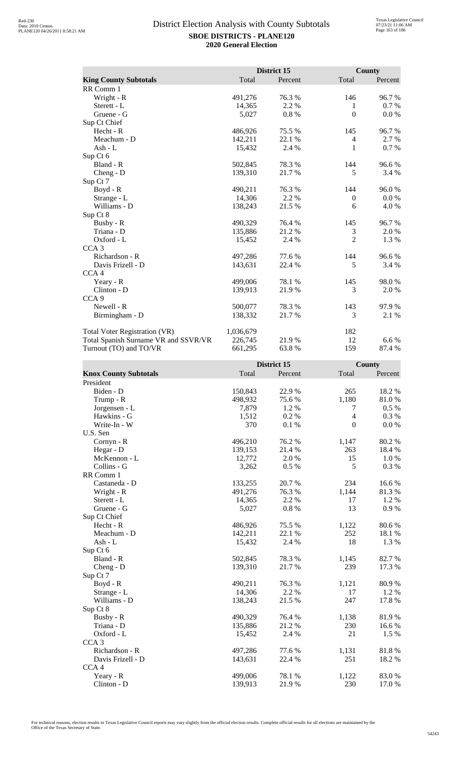# District Election Analysis with County Subtotals

**SBOE DISTRICTS - PLANE120**

**2020 General Election**

| King County Subtotals | District 15 Total | District 15 Percent | County Total | County Percent |
|---|---|---|---|---|
| RR Comm 1 | | | | |
| Wright - R | 491,276 | 76.3 % | 146 | 96.7 % |
| Sterett - L | 14,365 | 2.2 % | 1 | 0.7 % |
| Gruene - G | 5,027 | 0.8 % | 0 | 0.0 % |
| Sup Ct Chief | | | | |
| Hecht - R | 486,926 | 75.5 % | 145 | 96.7 % |
| Meachum - D | 142,211 | 22.1 % | 4 | 2.7 % |
| Ash - L | 15,432 | 2.4 % | 1 | 0.7 % |
| Sup Ct 6 | | | | |
| Bland - R | 502,845 | 78.3 % | 144 | 96.6 % |
| Cheng - D | 139,310 | 21.7 % | 5 | 3.4 % |
| Sup Ct 7 | | | | |
| Boyd - R | 490,211 | 76.3 % | 144 | 96.0 % |
| Strange - L | 14,306 | 2.2 % | 0 | 0.0 % |
| Williams - D | 138,243 | 21.5 % | 6 | 4.0 % |
| Sup Ct 8 | | | | |
| Busby - R | 490,329 | 76.4 % | 145 | 96.7 % |
| Triana - D | 135,886 | 21.2 % | 3 | 2.0 % |
| Oxford - L | 15,452 | 2.4 % | 2 | 1.3 % |
| CCA 3 | | | | |
| Richardson - R | 497,286 | 77.6 % | 144 | 96.6 % |
| Davis Frizell - D | 143,631 | 22.4 % | 5 | 3.4 % |
| CCA 4 | | | | |
| Yeary - R | 499,006 | 78.1 % | 145 | 98.0 % |
| Clinton - D | 139,913 | 21.9 % | 3 | 2.0 % |
| CCA 9 | | | | |
| Newell - R | 500,077 | 78.3 % | 143 | 97.9 % |
| Birmingham - D | 138,332 | 21.7 % | 3 | 2.1 % |
| | | | | |
| Total Voter Registration (VR) | 1,036,679 | | 182 | |
| Total Spanish Surname VR and SSVR/VR | 226,745 | 21.9 % | 12 | 6.6 % |
| Turnout (TO) and TO/VR | 661,295 | 63.8 % | 159 | 87.4 % |

| Knox County Subtotals | District 15 Total | District 15 Percent | County Total | County Percent |
|---|---|---|---|---|
| President | | | | |
| Biden - D | 150,843 | 22.9 % | 265 | 18.2 % |
| Trump - R | 498,932 | 75.6 % | 1,180 | 81.0 % |
| Jorgensen - L | 7,879 | 1.2 % | 7 | 0.5 % |
| Hawkins - G | 1,512 | 0.2 % | 4 | 0.3 % |
| Write-In - W | 370 | 0.1 % | 0 | 0.0 % |
| U.S. Sen | | | | |
| Cornyn - R | 496,210 | 76.2 % | 1,147 | 80.2 % |
| Hegar - D | 139,153 | 21.4 % | 263 | 18.4 % |
| McKennon - L | 12,772 | 2.0 % | 15 | 1.0 % |
| Collins - G | 3,262 | 0.5 % | 5 | 0.3 % |
| RR Comm 1 | | | | |
| Castaneda - D | 133,255 | 20.7 % | 234 | 16.6 % |
| Wright - R | 491,276 | 76.3 % | 1,144 | 81.3 % |
| Sterett - L | 14,365 | 2.2 % | 17 | 1.2 % |
| Gruene - G | 5,027 | 0.8 % | 13 | 0.9 % |
| Sup Ct Chief | | | | |
| Hecht - R | 486,926 | 75.5 % | 1,122 | 80.6 % |
| Meachum - D | 142,211 | 22.1 % | 252 | 18.1 % |
| Ash - L | 15,432 | 2.4 % | 18 | 1.3 % |
| Sup Ct 6 | | | | |
| Bland - R | 502,845 | 78.3 % | 1,145 | 82.7 % |
| Cheng - D | 139,310 | 21.7 % | 239 | 17.3 % |
| Sup Ct 7 | | | | |
| Boyd - R | 490,211 | 76.3 % | 1,121 | 80.9 % |
| Strange - L | 14,306 | 2.2 % | 17 | 1.2 % |
| Williams - D | 138,243 | 21.5 % | 247 | 17.8 % |
| Sup Ct 8 | | | | |
| Busby - R | 490,329 | 76.4 % | 1,138 | 81.9 % |
| Triana - D | 135,886 | 21.2 % | 230 | 16.6 % |
| Oxford - L | 15,452 | 2.4 % | 21 | 1.5 % |
| CCA 3 | | | | |
| Richardson - R | 497,286 | 77.6 % | 1,131 | 81.8 % |
| Davis Frizell - D | 143,631 | 22.4 % | 251 | 18.2 % |
| CCA 4 | | | | |
| Yeary - R | 499,006 | 78.1 % | 1,122 | 83.0 % |
| Clinton - D | 139,913 | 21.9 % | 230 | 17.0 % |

For technical reasons, election results in Texas Legislative Council reports may vary slightly from the official election results. Complete official results for all elections are maintained by the Office of the Texas Secretary of State.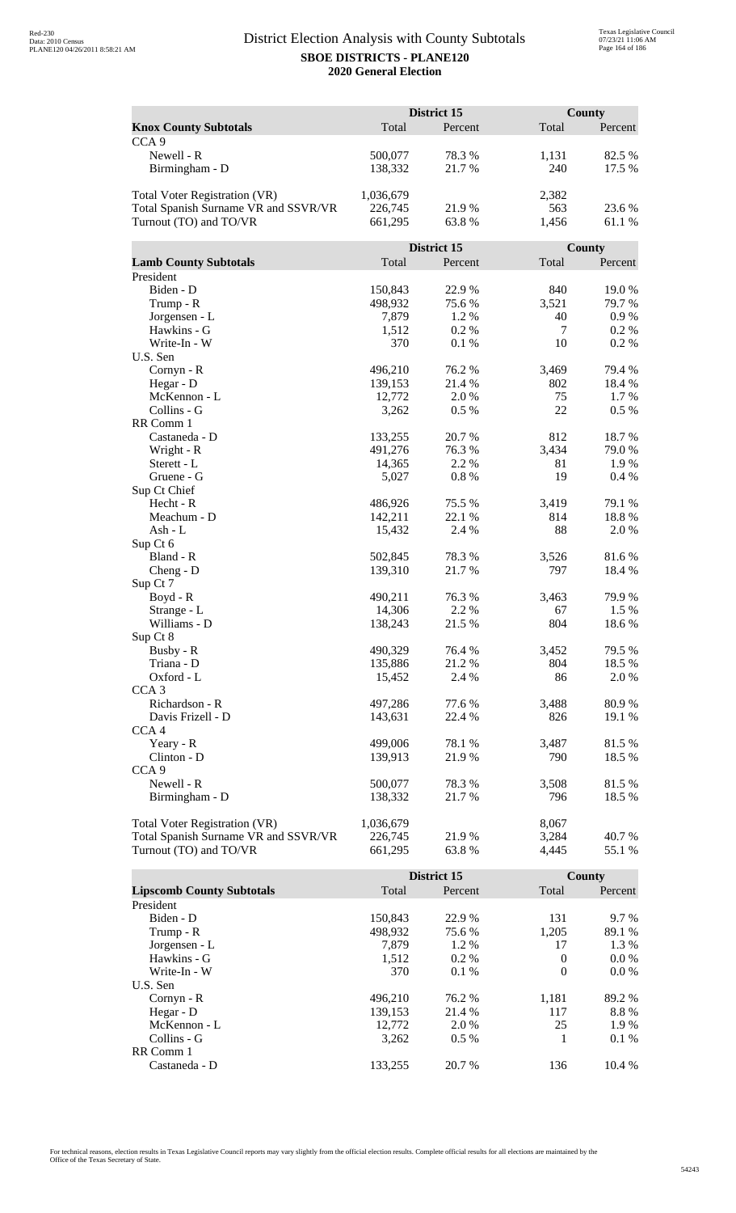# District Election Analysis with County Subtotals

**SBOE DISTRICTS - PLANE120**

**2020 General Election**

| Knox County Subtotals | District 15 Total | District 15 Percent | County Total | County Percent |
|---|---|---|---|---|
| CCA 9 | | | | |
| Newell - R | 500,077 | 78.3 % | 1,131 | 82.5 % |
| Birmingham - D | 138,332 | 21.7 % | 240 | 17.5 % |
| | | | | |
| Total Voter Registration (VR) | 1,036,679 | | 2,382 | |
| Total Spanish Surname VR and SSVR/VR | 226,745 | 21.9 % | 563 | 23.6 % |
| Turnout (TO) and TO/VR | 661,295 | 63.8 % | 1,456 | 61.1 % |

| Lamb County Subtotals | District 15 Total | District 15 Percent | County Total | County Percent |
|---|---|---|---|---|
| President | | | | |
| Biden - D | 150,843 | 22.9 % | 840 | 19.0 % |
| Trump - R | 498,932 | 75.6 % | 3,521 | 79.7 % |
| Jorgensen - L | 7,879 | 1.2 % | 40 | 0.9 % |
| Hawkins - G | 1,512 | 0.2 % | 7 | 0.2 % |
| Write-In - W | 370 | 0.1 % | 10 | 0.2 % |
| U.S. Sen | | | | |
| Cornyn - R | 496,210 | 76.2 % | 3,469 | 79.4 % |
| Hegar - D | 139,153 | 21.4 % | 802 | 18.4 % |
| McKennon - L | 12,772 | 2.0 % | 75 | 1.7 % |
| Collins - G | 3,262 | 0.5 % | 22 | 0.5 % |
| RR Comm 1 | | | | |
| Castaneda - D | 133,255 | 20.7 % | 812 | 18.7 % |
| Wright - R | 491,276 | 76.3 % | 3,434 | 79.0 % |
| Sterett - L | 14,365 | 2.2 % | 81 | 1.9 % |
| Gruene - G | 5,027 | 0.8 % | 19 | 0.4 % |
| Sup Ct Chief | | | | |
| Hecht - R | 486,926 | 75.5 % | 3,419 | 79.1 % |
| Meachum - D | 142,211 | 22.1 % | 814 | 18.8 % |
| Ash - L | 15,432 | 2.4 % | 88 | 2.0 % |
| Sup Ct 6 | | | | |
| Bland - R | 502,845 | 78.3 % | 3,526 | 81.6 % |
| Cheng - D | 139,310 | 21.7 % | 797 | 18.4 % |
| Sup Ct 7 | | | | |
| Boyd - R | 490,211 | 76.3 % | 3,463 | 79.9 % |
| Strange - L | 14,306 | 2.2 % | 67 | 1.5 % |
| Williams - D | 138,243 | 21.5 % | 804 | 18.6 % |
| Sup Ct 8 | | | | |
| Busby - R | 490,329 | 76.4 % | 3,452 | 79.5 % |
| Triana - D | 135,886 | 21.2 % | 804 | 18.5 % |
| Oxford - L | 15,452 | 2.4 % | 86 | 2.0 % |
| CCA 3 | | | | |
| Richardson - R | 497,286 | 77.6 % | 3,488 | 80.9 % |
| Davis Frizell - D | 143,631 | 22.4 % | 826 | 19.1 % |
| CCA 4 | | | | |
| Yeary - R | 499,006 | 78.1 % | 3,487 | 81.5 % |
| Clinton - D | 139,913 | 21.9 % | 790 | 18.5 % |
| CCA 9 | | | | |
| Newell - R | 500,077 | 78.3 % | 3,508 | 81.5 % |
| Birmingham - D | 138,332 | 21.7 % | 796 | 18.5 % |
| | | | | |
| Total Voter Registration (VR) | 1,036,679 | | 8,067 | |
| Total Spanish Surname VR and SSVR/VR | 226,745 | 21.9 % | 3,284 | 40.7 % |
| Turnout (TO) and TO/VR | 661,295 | 63.8 % | 4,445 | 55.1 % |

| Lipscomb County Subtotals | District 15 Total | District 15 Percent | County Total | County Percent |
|---|---|---|---|---|
| President | | | | |
| Biden - D | 150,843 | 22.9 % | 131 | 9.7 % |
| Trump - R | 498,932 | 75.6 % | 1,205 | 89.1 % |
| Jorgensen - L | 7,879 | 1.2 % | 17 | 1.3 % |
| Hawkins - G | 1,512 | 0.2 % | 0 | 0.0 % |
| Write-In - W | 370 | 0.1 % | 0 | 0.0 % |
| U.S. Sen | | | | |
| Cornyn - R | 496,210 | 76.2 % | 1,181 | 89.2 % |
| Hegar - D | 139,153 | 21.4 % | 117 | 8.8 % |
| McKennon - L | 12,772 | 2.0 % | 25 | 1.9 % |
| Collins - G | 3,262 | 0.5 % | 1 | 0.1 % |
| RR Comm 1 | | | | |
| Castaneda - D | 133,255 | 20.7 % | 136 | 10.4 % |

For technical reasons, election results in Texas Legislative Council reports may vary slightly from the official election results. Complete official results for all elections are maintained by the Office of the Texas Secretary of State.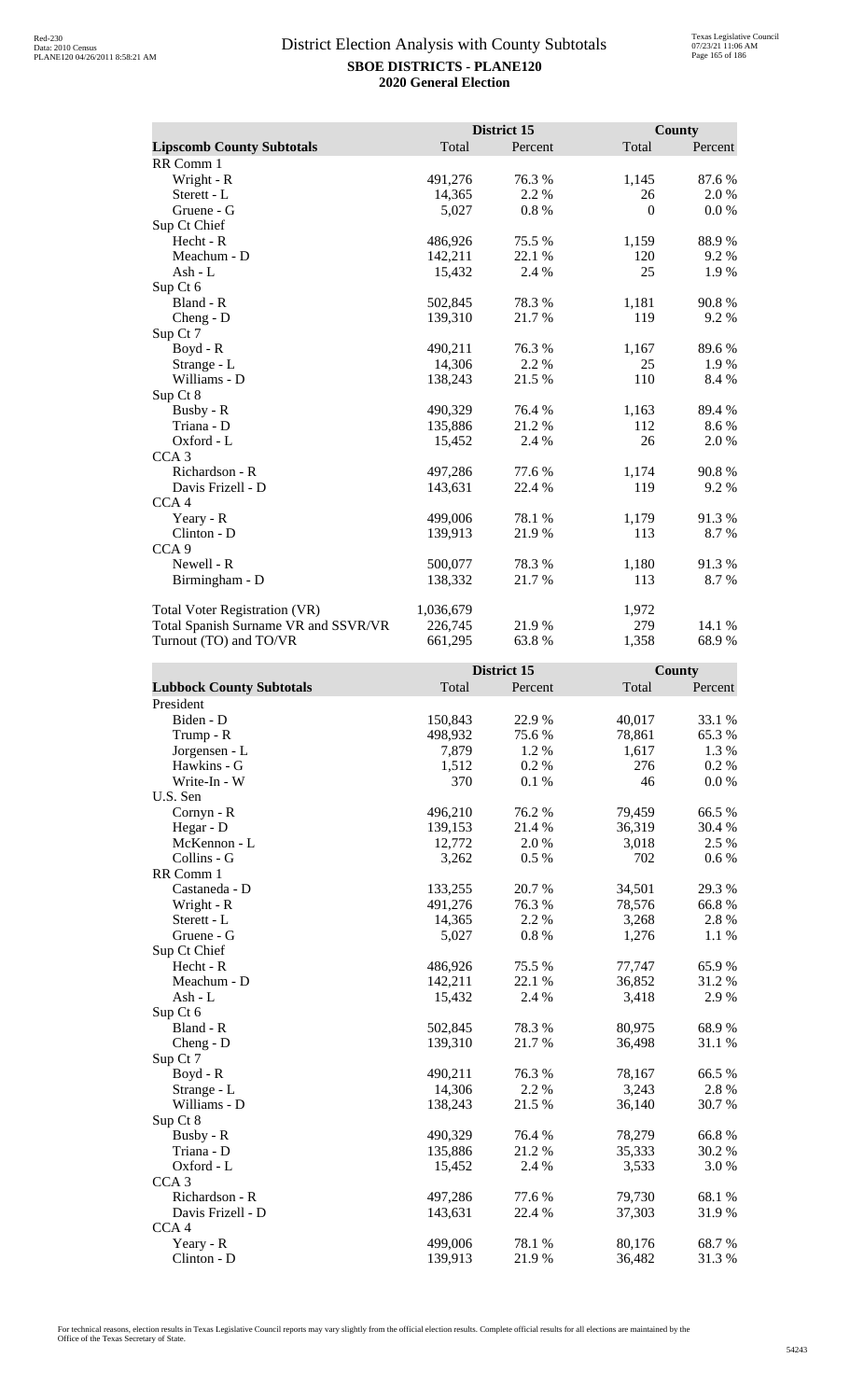# District Election Analysis with County Subtotals

**SBOE DISTRICTS - PLANE120**
**2020 General Election**

| Lipscomb County Subtotals | District 15 Total | District 15 Percent | County Total | County Percent |
|---|---|---|---|---|
| RR Comm 1 | | | | |
| Wright - R | 491,276 | 76.3 % | 1,145 | 87.6 % |
| Sterett - L | 14,365 | 2.2 % | 26 | 2.0 % |
| Gruene - G | 5,027 | 0.8 % | 0 | 0.0 % |
| Sup Ct Chief | | | | |
| Hecht - R | 486,926 | 75.5 % | 1,159 | 88.9 % |
| Meachum - D | 142,211 | 22.1 % | 120 | 9.2 % |
| Ash - L | 15,432 | 2.4 % | 25 | 1.9 % |
| Sup Ct 6 | | | | |
| Bland - R | 502,845 | 78.3 % | 1,181 | 90.8 % |
| Cheng - D | 139,310 | 21.7 % | 119 | 9.2 % |
| Sup Ct 7 | | | | |
| Boyd - R | 490,211 | 76.3 % | 1,167 | 89.6 % |
| Strange - L | 14,306 | 2.2 % | 25 | 1.9 % |
| Williams - D | 138,243 | 21.5 % | 110 | 8.4 % |
| Sup Ct 8 | | | | |
| Busby - R | 490,329 | 76.4 % | 1,163 | 89.4 % |
| Triana - D | 135,886 | 21.2 % | 112 | 8.6 % |
| Oxford - L | 15,452 | 2.4 % | 26 | 2.0 % |
| CCA 3 | | | | |
| Richardson - R | 497,286 | 77.6 % | 1,174 | 90.8 % |
| Davis Frizell - D | 143,631 | 22.4 % | 119 | 9.2 % |
| CCA 4 | | | | |
| Yeary - R | 499,006 | 78.1 % | 1,179 | 91.3 % |
| Clinton - D | 139,913 | 21.9 % | 113 | 8.7 % |
| CCA 9 | | | | |
| Newell - R | 500,077 | 78.3 % | 1,180 | 91.3 % |
| Birmingham - D | 138,332 | 21.7 % | 113 | 8.7 % |
| | | | | |
| Total Voter Registration (VR) | 1,036,679 | | 1,972 | |
| Total Spanish Surname VR and SSVR/VR | 226,745 | 21.9 % | 279 | 14.1 % |
| Turnout (TO) and TO/VR | 661,295 | 63.8 % | 1,358 | 68.9 % |

| Lubbock County Subtotals | District 15 Total | District 15 Percent | County Total | County Percent |
|---|---|---|---|---|
| President | | | | |
| Biden - D | 150,843 | 22.9 % | 40,017 | 33.1 % |
| Trump - R | 498,932 | 75.6 % | 78,861 | 65.3 % |
| Jorgensen - L | 7,879 | 1.2 % | 1,617 | 1.3 % |
| Hawkins - G | 1,512 | 0.2 % | 276 | 0.2 % |
| Write-In - W | 370 | 0.1 % | 46 | 0.0 % |
| U.S. Sen | | | | |
| Cornyn - R | 496,210 | 76.2 % | 79,459 | 66.5 % |
| Hegar - D | 139,153 | 21.4 % | 36,319 | 30.4 % |
| McKennon - L | 12,772 | 2.0 % | 3,018 | 2.5 % |
| Collins - G | 3,262 | 0.5 % | 702 | 0.6 % |
| RR Comm 1 | | | | |
| Castaneda - D | 133,255 | 20.7 % | 34,501 | 29.3 % |
| Wright - R | 491,276 | 76.3 % | 78,576 | 66.8 % |
| Sterett - L | 14,365 | 2.2 % | 3,268 | 2.8 % |
| Gruene - G | 5,027 | 0.8 % | 1,276 | 1.1 % |
| Sup Ct Chief | | | | |
| Hecht - R | 486,926 | 75.5 % | 77,747 | 65.9 % |
| Meachum - D | 142,211 | 22.1 % | 36,852 | 31.2 % |
| Ash - L | 15,432 | 2.4 % | 3,418 | 2.9 % |
| Sup Ct 6 | | | | |
| Bland - R | 502,845 | 78.3 % | 80,975 | 68.9 % |
| Cheng - D | 139,310 | 21.7 % | 36,498 | 31.1 % |
| Sup Ct 7 | | | | |
| Boyd - R | 490,211 | 76.3 % | 78,167 | 66.5 % |
| Strange - L | 14,306 | 2.2 % | 3,243 | 2.8 % |
| Williams - D | 138,243 | 21.5 % | 36,140 | 30.7 % |
| Sup Ct 8 | | | | |
| Busby - R | 490,329 | 76.4 % | 78,279 | 66.8 % |
| Triana - D | 135,886 | 21.2 % | 35,333 | 30.2 % |
| Oxford - L | 15,452 | 2.4 % | 3,533 | 3.0 % |
| CCA 3 | | | | |
| Richardson - R | 497,286 | 77.6 % | 79,730 | 68.1 % |
| Davis Frizell - D | 143,631 | 22.4 % | 37,303 | 31.9 % |
| CCA 4 | | | | |
| Yeary - R | 499,006 | 78.1 % | 80,176 | 68.7 % |
| Clinton - D | 139,913 | 21.9 % | 36,482 | 31.3 % |

For technical reasons, election results in Texas Legislative Council reports may vary slightly from the official election results. Complete official results for all elections are maintained by the Office of the Texas Secretary of State.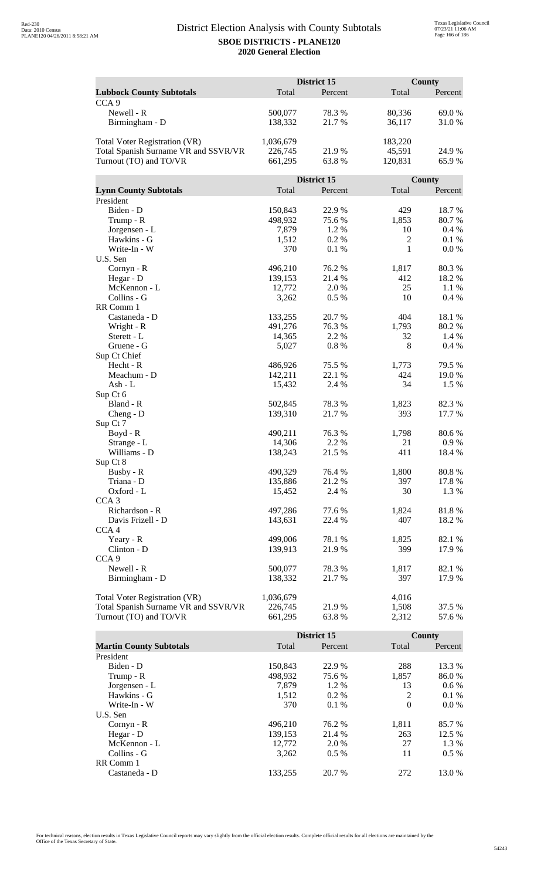# District Election Analysis with County Subtotals

**SBOE DISTRICTS - PLANE120**

**2020 General Election**

| Lubbock County Subtotals | District 15 Total | District 15 Percent | County Total | County Percent |
|---|---|---|---|---|
| CCA 9 | | | | |
| Newell - R | 500,077 | 78.3 % | 80,336 | 69.0 % |
| Birmingham - D | 138,332 | 21.7 % | 36,117 | 31.0 % |
| | | | | |
| Total Voter Registration (VR) | 1,036,679 | | 183,220 | |
| Total Spanish Surname VR and SSVR/VR | 226,745 | 21.9 % | 45,591 | 24.9 % |
| Turnout (TO) and TO/VR | 661,295 | 63.8 % | 120,831 | 65.9 % |

| Lynn County Subtotals | District 15 Total | District 15 Percent | County Total | County Percent |
|---|---|---|---|---|
| President | | | | |
| Biden - D | 150,843 | 22.9 % | 429 | 18.7 % |
| Trump - R | 498,932 | 75.6 % | 1,853 | 80.7 % |
| Jorgensen - L | 7,879 | 1.2 % | 10 | 0.4 % |
| Hawkins - G | 1,512 | 0.2 % | 2 | 0.1 % |
| Write-In - W | 370 | 0.1 % | 1 | 0.0 % |
| U.S. Sen | | | | |
| Cornyn - R | 496,210 | 76.2 % | 1,817 | 80.3 % |
| Hegar - D | 139,153 | 21.4 % | 412 | 18.2 % |
| McKennon - L | 12,772 | 2.0 % | 25 | 1.1 % |
| Collins - G | 3,262 | 0.5 % | 10 | 0.4 % |
| RR Comm 1 | | | | |
| Castaneda - D | 133,255 | 20.7 % | 404 | 18.1 % |
| Wright - R | 491,276 | 76.3 % | 1,793 | 80.2 % |
| Sterett - L | 14,365 | 2.2 % | 32 | 1.4 % |
| Gruene - G | 5,027 | 0.8 % | 8 | 0.4 % |
| Sup Ct Chief | | | | |
| Hecht - R | 486,926 | 75.5 % | 1,773 | 79.5 % |
| Meachum - D | 142,211 | 22.1 % | 424 | 19.0 % |
| Ash - L | 15,432 | 2.4 % | 34 | 1.5 % |
| Sup Ct 6 | | | | |
| Bland - R | 502,845 | 78.3 % | 1,823 | 82.3 % |
| Cheng - D | 139,310 | 21.7 % | 393 | 17.7 % |
| Sup Ct 7 | | | | |
| Boyd - R | 490,211 | 76.3 % | 1,798 | 80.6 % |
| Strange - L | 14,306 | 2.2 % | 21 | 0.9 % |
| Williams - D | 138,243 | 21.5 % | 411 | 18.4 % |
| Sup Ct 8 | | | | |
| Busby - R | 490,329 | 76.4 % | 1,800 | 80.8 % |
| Triana - D | 135,886 | 21.2 % | 397 | 17.8 % |
| Oxford - L | 15,452 | 2.4 % | 30 | 1.3 % |
| CCA 3 | | | | |
| Richardson - R | 497,286 | 77.6 % | 1,824 | 81.8 % |
| Davis Frizell - D | 143,631 | 22.4 % | 407 | 18.2 % |
| CCA 4 | | | | |
| Yeary - R | 499,006 | 78.1 % | 1,825 | 82.1 % |
| Clinton - D | 139,913 | 21.9 % | 399 | 17.9 % |
| CCA 9 | | | | |
| Newell - R | 500,077 | 78.3 % | 1,817 | 82.1 % |
| Birmingham - D | 138,332 | 21.7 % | 397 | 17.9 % |
| | | | | |
| Total Voter Registration (VR) | 1,036,679 | | 4,016 | |
| Total Spanish Surname VR and SSVR/VR | 226,745 | 21.9 % | 1,508 | 37.5 % |
| Turnout (TO) and TO/VR | 661,295 | 63.8 % | 2,312 | 57.6 % |

| Martin County Subtotals | District 15 Total | District 15 Percent | County Total | County Percent |
|---|---|---|---|---|
| President | | | | |
| Biden - D | 150,843 | 22.9 % | 288 | 13.3 % |
| Trump - R | 498,932 | 75.6 % | 1,857 | 86.0 % |
| Jorgensen - L | 7,879 | 1.2 % | 13 | 0.6 % |
| Hawkins - G | 1,512 | 0.2 % | 2 | 0.1 % |
| Write-In - W | 370 | 0.1 % | 0 | 0.0 % |
| U.S. Sen | | | | |
| Cornyn - R | 496,210 | 76.2 % | 1,811 | 85.7 % |
| Hegar - D | 139,153 | 21.4 % | 263 | 12.5 % |
| McKennon - L | 12,772 | 2.0 % | 27 | 1.3 % |
| Collins - G | 3,262 | 0.5 % | 11 | 0.5 % |
| RR Comm 1 | | | | |
| Castaneda - D | 133,255 | 20.7 % | 272 | 13.0 % |

For technical reasons, election results in Texas Legislative Council reports may vary slightly from the official election results. Complete official results for all elections are maintained by the Office of the Texas Secretary of State.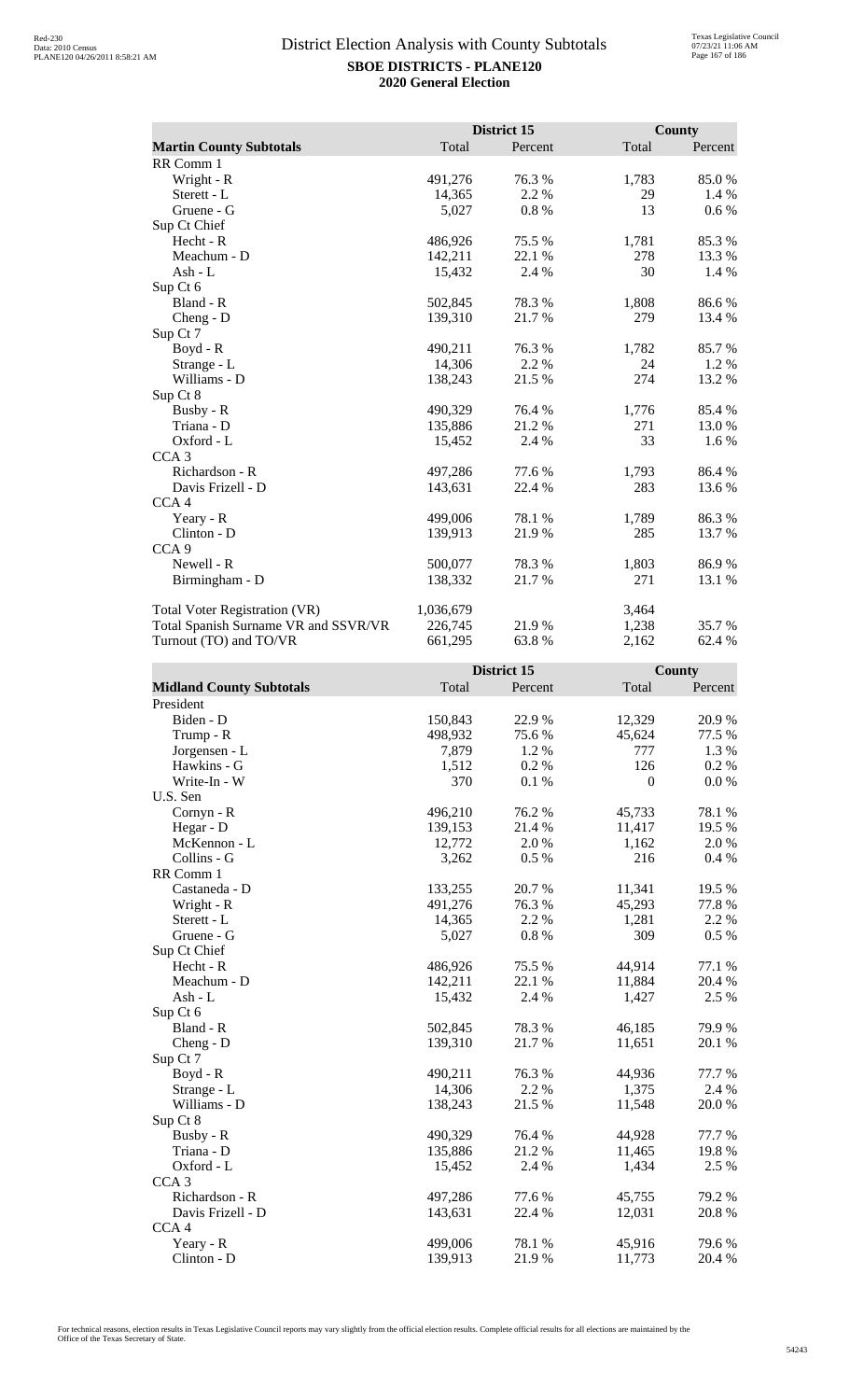# District Election Analysis with County Subtotals

**SBOE DISTRICTS - PLANE120**

**2020 General Election**

| Martin County Subtotals | District 15 Total | District 15 Percent | County Total | County Percent |
|---|---|---|---|---|
| RR Comm 1 | | | | |
| Wright - R | 491,276 | 76.3 % | 1,783 | 85.0 % |
| Sterett - L | 14,365 | 2.2 % | 29 | 1.4 % |
| Gruene - G | 5,027 | 0.8 % | 13 | 0.6 % |
| Sup Ct Chief | | | | |
| Hecht - R | 486,926 | 75.5 % | 1,781 | 85.3 % |
| Meachum - D | 142,211 | 22.1 % | 278 | 13.3 % |
| Ash - L | 15,432 | 2.4 % | 30 | 1.4 % |
| Sup Ct 6 | | | | |
| Bland - R | 502,845 | 78.3 % | 1,808 | 86.6 % |
| Cheng - D | 139,310 | 21.7 % | 279 | 13.4 % |
| Sup Ct 7 | | | | |
| Boyd - R | 490,211 | 76.3 % | 1,782 | 85.7 % |
| Strange - L | 14,306 | 2.2 % | 24 | 1.2 % |
| Williams - D | 138,243 | 21.5 % | 274 | 13.2 % |
| Sup Ct 8 | | | | |
| Busby - R | 490,329 | 76.4 % | 1,776 | 85.4 % |
| Triana - D | 135,886 | 21.2 % | 271 | 13.0 % |
| Oxford - L | 15,452 | 2.4 % | 33 | 1.6 % |
| CCA 3 | | | | |
| Richardson - R | 497,286 | 77.6 % | 1,793 | 86.4 % |
| Davis Frizell - D | 143,631 | 22.4 % | 283 | 13.6 % |
| CCA 4 | | | | |
| Yeary - R | 499,006 | 78.1 % | 1,789 | 86.3 % |
| Clinton - D | 139,913 | 21.9 % | 285 | 13.7 % |
| CCA 9 | | | | |
| Newell - R | 500,077 | 78.3 % | 1,803 | 86.9 % |
| Birmingham - D | 138,332 | 21.7 % | 271 | 13.1 % |
| | | | | |
| Total Voter Registration (VR) | 1,036,679 | | 3,464 | |
| Total Spanish Surname VR and SSVR/VR | 226,745 | 21.9 % | 1,238 | 35.7 % |
| Turnout (TO) and TO/VR | 661,295 | 63.8 % | 2,162 | 62.4 % |

| Midland County Subtotals | District 15 Total | District 15 Percent | County Total | County Percent |
|---|---|---|---|---|
| President | | | | |
| Biden - D | 150,843 | 22.9 % | 12,329 | 20.9 % |
| Trump - R | 498,932 | 75.6 % | 45,624 | 77.5 % |
| Jorgensen - L | 7,879 | 1.2 % | 777 | 1.3 % |
| Hawkins - G | 1,512 | 0.2 % | 126 | 0.2 % |
| Write-In - W | 370 | 0.1 % | 0 | 0.0 % |
| U.S. Sen | | | | |
| Cornyn - R | 496,210 | 76.2 % | 45,733 | 78.1 % |
| Hegar - D | 139,153 | 21.4 % | 11,417 | 19.5 % |
| McKennon - L | 12,772 | 2.0 % | 1,162 | 2.0 % |
| Collins - G | 3,262 | 0.5 % | 216 | 0.4 % |
| RR Comm 1 | | | | |
| Castaneda - D | 133,255 | 20.7 % | 11,341 | 19.5 % |
| Wright - R | 491,276 | 76.3 % | 45,293 | 77.8 % |
| Sterett - L | 14,365 | 2.2 % | 1,281 | 2.2 % |
| Gruene - G | 5,027 | 0.8 % | 309 | 0.5 % |
| Sup Ct Chief | | | | |
| Hecht - R | 486,926 | 75.5 % | 44,914 | 77.1 % |
| Meachum - D | 142,211 | 22.1 % | 11,884 | 20.4 % |
| Ash - L | 15,432 | 2.4 % | 1,427 | 2.5 % |
| Sup Ct 6 | | | | |
| Bland - R | 502,845 | 78.3 % | 46,185 | 79.9 % |
| Cheng - D | 139,310 | 21.7 % | 11,651 | 20.1 % |
| Sup Ct 7 | | | | |
| Boyd - R | 490,211 | 76.3 % | 44,936 | 77.7 % |
| Strange - L | 14,306 | 2.2 % | 1,375 | 2.4 % |
| Williams - D | 138,243 | 21.5 % | 11,548 | 20.0 % |
| Sup Ct 8 | | | | |
| Busby - R | 490,329 | 76.4 % | 44,928 | 77.7 % |
| Triana - D | 135,886 | 21.2 % | 11,465 | 19.8 % |
| Oxford - L | 15,452 | 2.4 % | 1,434 | 2.5 % |
| CCA 3 | | | | |
| Richardson - R | 497,286 | 77.6 % | 45,755 | 79.2 % |
| Davis Frizell - D | 143,631 | 22.4 % | 12,031 | 20.8 % |
| CCA 4 | | | | |
| Yeary - R | 499,006 | 78.1 % | 45,916 | 79.6 % |
| Clinton - D | 139,913 | 21.9 % | 11,773 | 20.4 % |

For technical reasons, election results in Texas Legislative Council reports may vary slightly from the official election results. Complete official results for all elections are maintained by the Office of the Texas Secretary of State.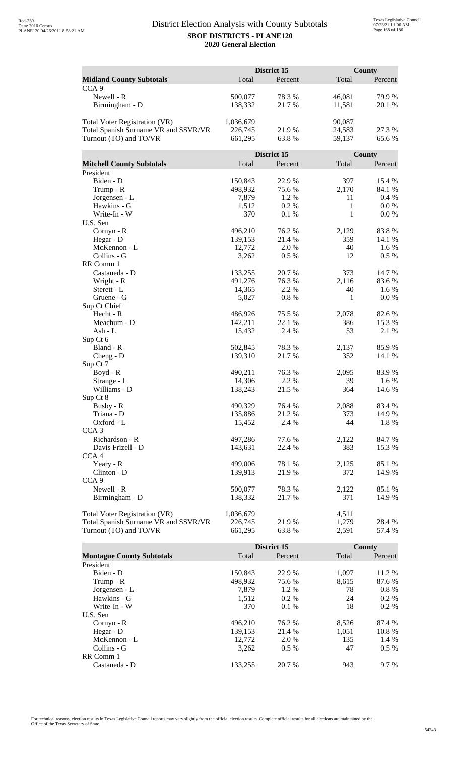# District Election Analysis with County Subtotals

**SBOE DISTRICTS - PLANE120**
**2020 General Election**

| Midland County Subtotals | District 15 Total | District 15 Percent | County Total | County Percent |
|---|---|---|---|---|
| CCA 9 | | | | |
| Newell - R | 500,077 | 78.3 % | 46,081 | 79.9 % |
| Birmingham - D | 138,332 | 21.7 % | 11,581 | 20.1 % |
| | | | | |
| Total Voter Registration (VR) | 1,036,679 | | 90,087 | |
| Total Spanish Surname VR and SSVR/VR | 226,745 | 21.9 % | 24,583 | 27.3 % |
| Turnout (TO) and TO/VR | 661,295 | 63.8 % | 59,137 | 65.6 % |

| Mitchell County Subtotals | District 15 Total | District 15 Percent | County Total | County Percent |
|---|---|---|---|---|
| President | | | | |
| Biden - D | 150,843 | 22.9 % | 397 | 15.4 % |
| Trump - R | 498,932 | 75.6 % | 2,170 | 84.1 % |
| Jorgensen - L | 7,879 | 1.2 % | 11 | 0.4 % |
| Hawkins - G | 1,512 | 0.2 % | 1 | 0.0 % |
| Write-In - W | 370 | 0.1 % | 1 | 0.0 % |
| U.S. Sen | | | | |
| Cornyn - R | 496,210 | 76.2 % | 2,129 | 83.8 % |
| Hegar - D | 139,153 | 21.4 % | 359 | 14.1 % |
| McKennon - L | 12,772 | 2.0 % | 40 | 1.6 % |
| Collins - G | 3,262 | 0.5 % | 12 | 0.5 % |
| RR Comm 1 | | | | |
| Castaneda - D | 133,255 | 20.7 % | 373 | 14.7 % |
| Wright - R | 491,276 | 76.3 % | 2,116 | 83.6 % |
| Sterett - L | 14,365 | 2.2 % | 40 | 1.6 % |
| Gruene - G | 5,027 | 0.8 % | 1 | 0.0 % |
| Sup Ct Chief | | | | |
| Hecht - R | 486,926 | 75.5 % | 2,078 | 82.6 % |
| Meachum - D | 142,211 | 22.1 % | 386 | 15.3 % |
| Ash - L | 15,432 | 2.4 % | 53 | 2.1 % |
| Sup Ct 6 | | | | |
| Bland - R | 502,845 | 78.3 % | 2,137 | 85.9 % |
| Cheng - D | 139,310 | 21.7 % | 352 | 14.1 % |
| Sup Ct 7 | | | | |
| Boyd - R | 490,211 | 76.3 % | 2,095 | 83.9 % |
| Strange - L | 14,306 | 2.2 % | 39 | 1.6 % |
| Williams - D | 138,243 | 21.5 % | 364 | 14.6 % |
| Sup Ct 8 | | | | |
| Busby - R | 490,329 | 76.4 % | 2,088 | 83.4 % |
| Triana - D | 135,886 | 21.2 % | 373 | 14.9 % |
| Oxford - L | 15,452 | 2.4 % | 44 | 1.8 % |
| CCA 3 | | | | |
| Richardson - R | 497,286 | 77.6 % | 2,122 | 84.7 % |
| Davis Frizell - D | 143,631 | 22.4 % | 383 | 15.3 % |
| CCA 4 | | | | |
| Yeary - R | 499,006 | 78.1 % | 2,125 | 85.1 % |
| Clinton - D | 139,913 | 21.9 % | 372 | 14.9 % |
| CCA 9 | | | | |
| Newell - R | 500,077 | 78.3 % | 2,122 | 85.1 % |
| Birmingham - D | 138,332 | 21.7 % | 371 | 14.9 % |
| | | | | |
| Total Voter Registration (VR) | 1,036,679 | | 4,511 | |
| Total Spanish Surname VR and SSVR/VR | 226,745 | 21.9 % | 1,279 | 28.4 % |
| Turnout (TO) and TO/VR | 661,295 | 63.8 % | 2,591 | 57.4 % |

| Montague County Subtotals | District 15 Total | District 15 Percent | County Total | County Percent |
|---|---|---|---|---|
| President | | | | |
| Biden - D | 150,843 | 22.9 % | 1,097 | 11.2 % |
| Trump - R | 498,932 | 75.6 % | 8,615 | 87.6 % |
| Jorgensen - L | 7,879 | 1.2 % | 78 | 0.8 % |
| Hawkins - G | 1,512 | 0.2 % | 24 | 0.2 % |
| Write-In - W | 370 | 0.1 % | 18 | 0.2 % |
| U.S. Sen | | | | |
| Cornyn - R | 496,210 | 76.2 % | 8,526 | 87.4 % |
| Hegar - D | 139,153 | 21.4 % | 1,051 | 10.8 % |
| McKennon - L | 12,772 | 2.0 % | 135 | 1.4 % |
| Collins - G | 3,262 | 0.5 % | 47 | 0.5 % |
| RR Comm 1 | | | | |
| Castaneda - D | 133,255 | 20.7 % | 943 | 9.7 % |

For technical reasons, election results in Texas Legislative Council reports may vary slightly from the official election results. Complete official results for all elections are maintained by the Office of the Texas Secretary of State.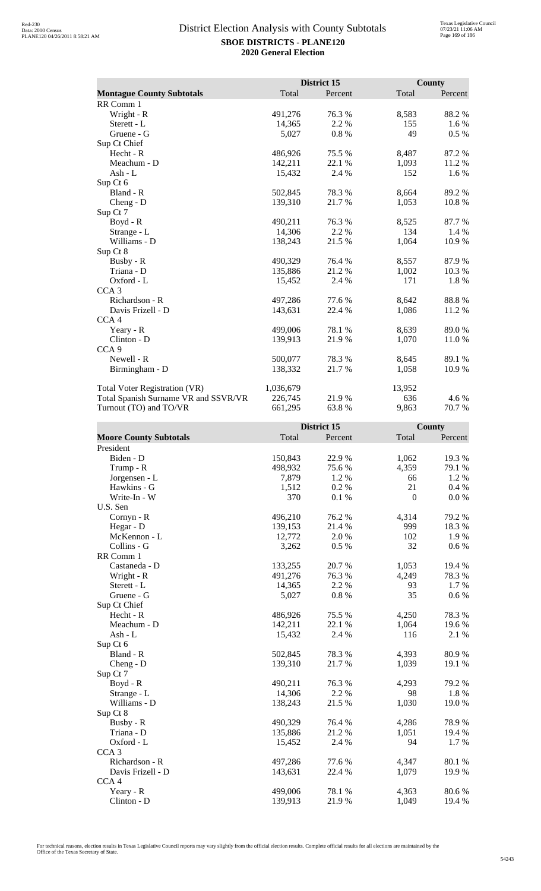# District Election Analysis with County Subtotals

**SBOE DISTRICTS - PLANE120**

**2020 General Election**

| Montague County Subtotals | District 15 Total | District 15 Percent | County Total | County Percent |
|---|---|---|---|---|
| RR Comm 1 | | | | |
| Wright - R | 491,276 | 76.3 % | 8,583 | 88.2 % |
| Sterett - L | 14,365 | 2.2 % | 155 | 1.6 % |
| Gruene - G | 5,027 | 0.8 % | 49 | 0.5 % |
| Sup Ct Chief | | | | |
| Hecht - R | 486,926 | 75.5 % | 8,487 | 87.2 % |
| Meachum - D | 142,211 | 22.1 % | 1,093 | 11.2 % |
| Ash - L | 15,432 | 2.4 % | 152 | 1.6 % |
| Sup Ct 6 | | | | |
| Bland - R | 502,845 | 78.3 % | 8,664 | 89.2 % |
| Cheng - D | 139,310 | 21.7 % | 1,053 | 10.8 % |
| Sup Ct 7 | | | | |
| Boyd - R | 490,211 | 76.3 % | 8,525 | 87.7 % |
| Strange - L | 14,306 | 2.2 % | 134 | 1.4 % |
| Williams - D | 138,243 | 21.5 % | 1,064 | 10.9 % |
| Sup Ct 8 | | | | |
| Busby - R | 490,329 | 76.4 % | 8,557 | 87.9 % |
| Triana - D | 135,886 | 21.2 % | 1,002 | 10.3 % |
| Oxford - L | 15,452 | 2.4 % | 171 | 1.8 % |
| CCA 3 | | | | |
| Richardson - R | 497,286 | 77.6 % | 8,642 | 88.8 % |
| Davis Frizell - D | 143,631 | 22.4 % | 1,086 | 11.2 % |
| CCA 4 | | | | |
| Yeary - R | 499,006 | 78.1 % | 8,639 | 89.0 % |
| Clinton - D | 139,913 | 21.9 % | 1,070 | 11.0 % |
| CCA 9 | | | | |
| Newell - R | 500,077 | 78.3 % | 8,645 | 89.1 % |
| Birmingham - D | 138,332 | 21.7 % | 1,058 | 10.9 % |
| | | | | |
| Total Voter Registration (VR) | 1,036,679 | | 13,952 | |
| Total Spanish Surname VR and SSVR/VR | 226,745 | 21.9 % | 636 | 4.6 % |
| Turnout (TO) and TO/VR | 661,295 | 63.8 % | 9,863 | 70.7 % |

| Moore County Subtotals | District 15 Total | District 15 Percent | County Total | County Percent |
|---|---|---|---|---|
| President | | | | |
| Biden - D | 150,843 | 22.9 % | 1,062 | 19.3 % |
| Trump - R | 498,932 | 75.6 % | 4,359 | 79.1 % |
| Jorgensen - L | 7,879 | 1.2 % | 66 | 1.2 % |
| Hawkins - G | 1,512 | 0.2 % | 21 | 0.4 % |
| Write-In - W | 370 | 0.1 % | 0 | 0.0 % |
| U.S. Sen | | | | |
| Cornyn - R | 496,210 | 76.2 % | 4,314 | 79.2 % |
| Hegar - D | 139,153 | 21.4 % | 999 | 18.3 % |
| McKennon - L | 12,772 | 2.0 % | 102 | 1.9 % |
| Collins - G | 3,262 | 0.5 % | 32 | 0.6 % |
| RR Comm 1 | | | | |
| Castaneda - D | 133,255 | 20.7 % | 1,053 | 19.4 % |
| Wright - R | 491,276 | 76.3 % | 4,249 | 78.3 % |
| Sterett - L | 14,365 | 2.2 % | 93 | 1.7 % |
| Gruene - G | 5,027 | 0.8 % | 35 | 0.6 % |
| Sup Ct Chief | | | | |
| Hecht - R | 486,926 | 75.5 % | 4,250 | 78.3 % |
| Meachum - D | 142,211 | 22.1 % | 1,064 | 19.6 % |
| Ash - L | 15,432 | 2.4 % | 116 | 2.1 % |
| Sup Ct 6 | | | | |
| Bland - R | 502,845 | 78.3 % | 4,393 | 80.9 % |
| Cheng - D | 139,310 | 21.7 % | 1,039 | 19.1 % |
| Sup Ct 7 | | | | |
| Boyd - R | 490,211 | 76.3 % | 4,293 | 79.2 % |
| Strange - L | 14,306 | 2.2 % | 98 | 1.8 % |
| Williams - D | 138,243 | 21.5 % | 1,030 | 19.0 % |
| Sup Ct 8 | | | | |
| Busby - R | 490,329 | 76.4 % | 4,286 | 78.9 % |
| Triana - D | 135,886 | 21.2 % | 1,051 | 19.4 % |
| Oxford - L | 15,452 | 2.4 % | 94 | 1.7 % |
| CCA 3 | | | | |
| Richardson - R | 497,286 | 77.6 % | 4,347 | 80.1 % |
| Davis Frizell - D | 143,631 | 22.4 % | 1,079 | 19.9 % |
| CCA 4 | | | | |
| Yeary - R | 499,006 | 78.1 % | 4,363 | 80.6 % |
| Clinton - D | 139,913 | 21.9 % | 1,049 | 19.4 % |

For technical reasons, election results in Texas Legislative Council reports may vary slightly from the official election results. Complete official results for all elections are maintained by the Office of the Texas Secretary of State.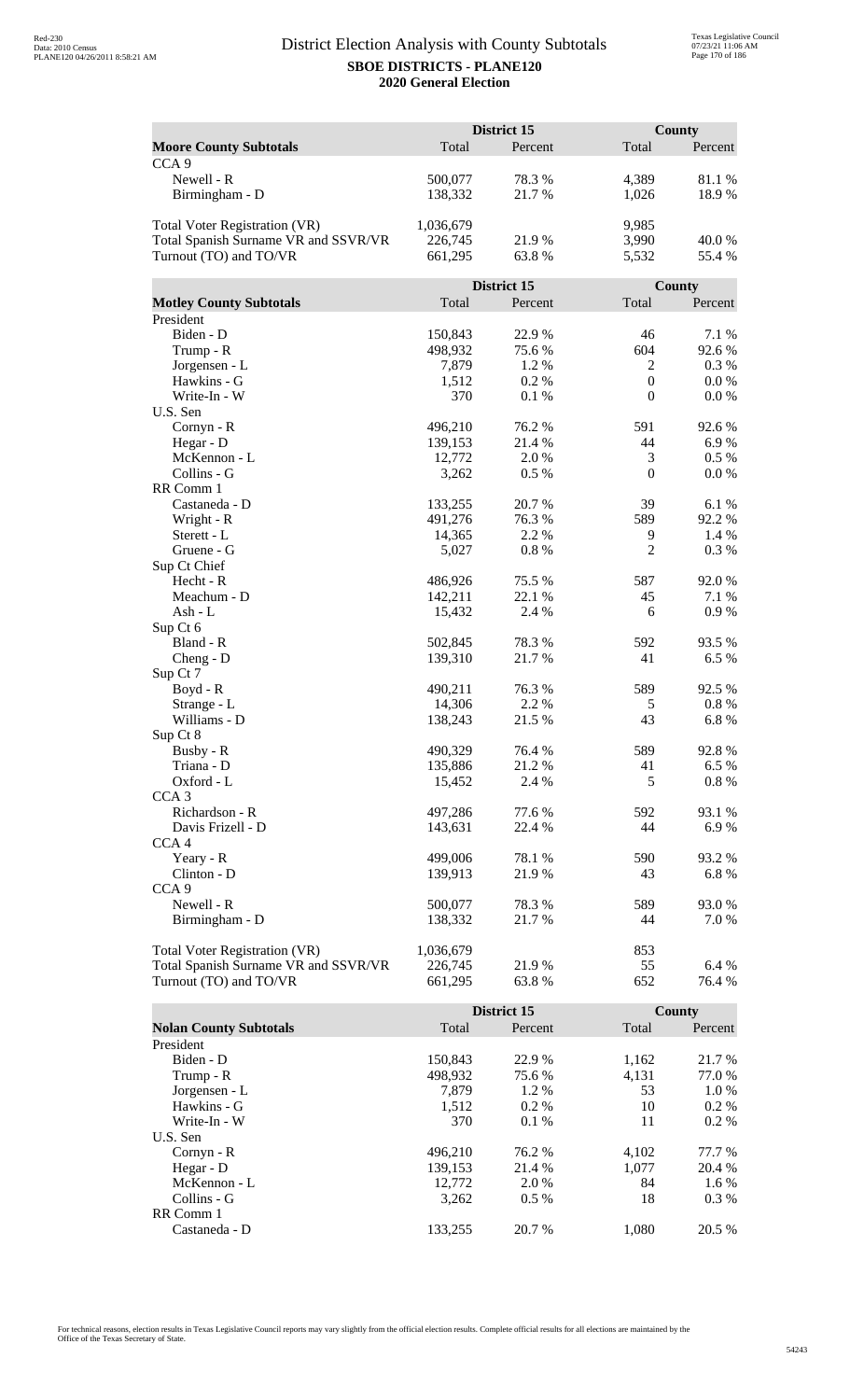## District Election Analysis with County Subtotals

**SBOE DISTRICTS - PLANE120**
**2020 General Election**

| **Moore County Subtotals** | District 15 Total | District 15 Percent | County Total | County Percent |
|---|---|---|---|---|
| CCA 9 | | | | |
| Newell - R | 500,077 | 78.3 % | 4,389 | 81.1 % |
| Birmingham - D | 138,332 | 21.7 % | 1,026 | 18.9 % |
| | | | | |
| Total Voter Registration (VR) | 1,036,679 | | 9,985 | |
| Total Spanish Surname VR and SSVR/VR | 226,745 | 21.9 % | 3,990 | 40.0 % |
| Turnout (TO) and TO/VR | 661,295 | 63.8 % | 5,532 | 55.4 % |

| **Motley County Subtotals** | District 15 Total | District 15 Percent | County Total | County Percent |
|---|---|---|---|---|
| President | | | | |
| Biden - D | 150,843 | 22.9 % | 46 | 7.1 % |
| Trump - R | 498,932 | 75.6 % | 604 | 92.6 % |
| Jorgensen - L | 7,879 | 1.2 % | 2 | 0.3 % |
| Hawkins - G | 1,512 | 0.2 % | 0 | 0.0 % |
| Write-In - W | 370 | 0.1 % | 0 | 0.0 % |
| U.S. Sen | | | | |
| Cornyn - R | 496,210 | 76.2 % | 591 | 92.6 % |
| Hegar - D | 139,153 | 21.4 % | 44 | 6.9 % |
| McKennon - L | 12,772 | 2.0 % | 3 | 0.5 % |
| Collins - G | 3,262 | 0.5 % | 0 | 0.0 % |
| RR Comm 1 | | | | |
| Castaneda - D | 133,255 | 20.7 % | 39 | 6.1 % |
| Wright - R | 491,276 | 76.3 % | 589 | 92.2 % |
| Sterett - L | 14,365 | 2.2 % | 9 | 1.4 % |
| Gruene - G | 5,027 | 0.8 % | 2 | 0.3 % |
| Sup Ct Chief | | | | |
| Hecht - R | 486,926 | 75.5 % | 587 | 92.0 % |
| Meachum - D | 142,211 | 22.1 % | 45 | 7.1 % |
| Ash - L | 15,432 | 2.4 % | 6 | 0.9 % |
| Sup Ct 6 | | | | |
| Bland - R | 502,845 | 78.3 % | 592 | 93.5 % |
| Cheng - D | 139,310 | 21.7 % | 41 | 6.5 % |
| Sup Ct 7 | | | | |
| Boyd - R | 490,211 | 76.3 % | 589 | 92.5 % |
| Strange - L | 14,306 | 2.2 % | 5 | 0.8 % |
| Williams - D | 138,243 | 21.5 % | 43 | 6.8 % |
| Sup Ct 8 | | | | |
| Busby - R | 490,329 | 76.4 % | 589 | 92.8 % |
| Triana - D | 135,886 | 21.2 % | 41 | 6.5 % |
| Oxford - L | 15,452 | 2.4 % | 5 | 0.8 % |
| CCA 3 | | | | |
| Richardson - R | 497,286 | 77.6 % | 592 | 93.1 % |
| Davis Frizell - D | 143,631 | 22.4 % | 44 | 6.9 % |
| CCA 4 | | | | |
| Yeary - R | 499,006 | 78.1 % | 590 | 93.2 % |
| Clinton - D | 139,913 | 21.9 % | 43 | 6.8 % |
| CCA 9 | | | | |
| Newell - R | 500,077 | 78.3 % | 589 | 93.0 % |
| Birmingham - D | 138,332 | 21.7 % | 44 | 7.0 % |
| | | | | |
| Total Voter Registration (VR) | 1,036,679 | | 853 | |
| Total Spanish Surname VR and SSVR/VR | 226,745 | 21.9 % | 55 | 6.4 % |
| Turnout (TO) and TO/VR | 661,295 | 63.8 % | 652 | 76.4 % |

| **Nolan County Subtotals** | District 15 Total | District 15 Percent | County Total | County Percent |
|---|---|---|---|---|
| President | | | | |
| Biden - D | 150,843 | 22.9 % | 1,162 | 21.7 % |
| Trump - R | 498,932 | 75.6 % | 4,131 | 77.0 % |
| Jorgensen - L | 7,879 | 1.2 % | 53 | 1.0 % |
| Hawkins - G | 1,512 | 0.2 % | 10 | 0.2 % |
| Write-In - W | 370 | 0.1 % | 11 | 0.2 % |
| U.S. Sen | | | | |
| Cornyn - R | 496,210 | 76.2 % | 4,102 | 77.7 % |
| Hegar - D | 139,153 | 21.4 % | 1,077 | 20.4 % |
| McKennon - L | 12,772 | 2.0 % | 84 | 1.6 % |
| Collins - G | 3,262 | 0.5 % | 18 | 0.3 % |
| RR Comm 1 | | | | |
| Castaneda - D | 133,255 | 20.7 % | 1,080 | 20.5 % |

For technical reasons, election results in Texas Legislative Council reports may vary slightly from the official election results. Complete official results for all elections are maintained by the Office of the Texas Secretary of State.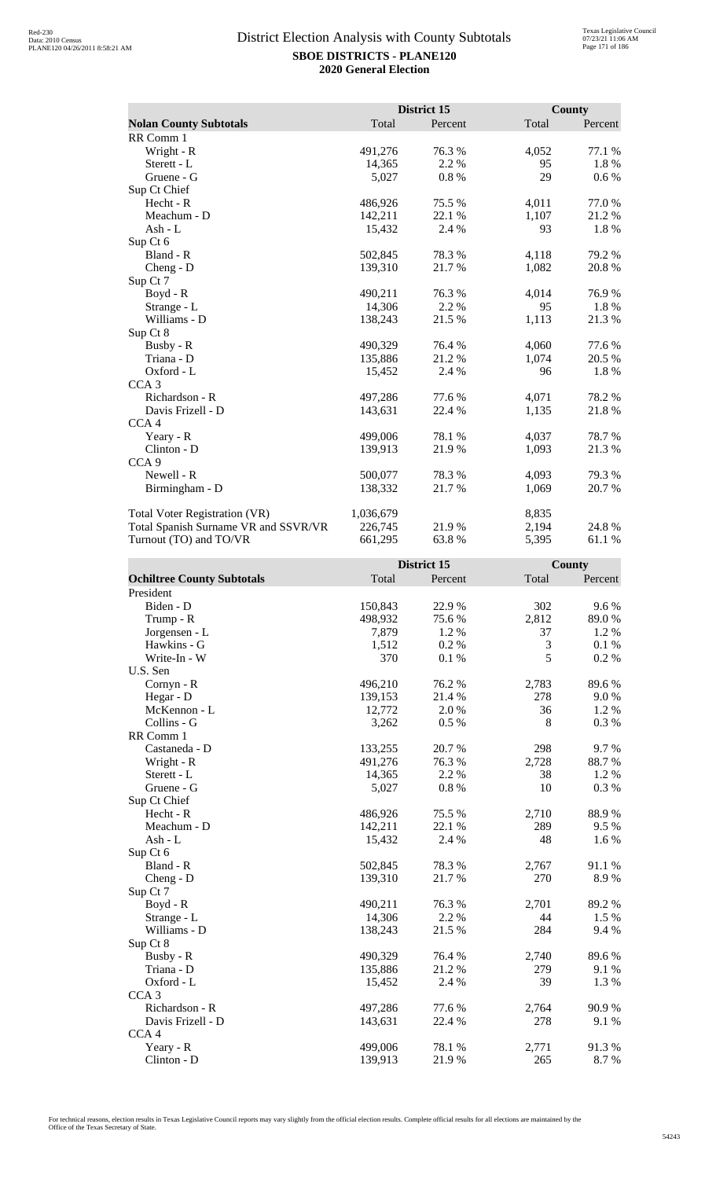# District Election Analysis with County Subtotals

**SBOE DISTRICTS - PLANE120**
**2020 General Election**

| Nolan County Subtotals | District 15 Total | District 15 Percent | County Total | County Percent |
|---|---|---|---|---|
| RR Comm 1 | | | | |
| Wright - R | 491,276 | 76.3 % | 4,052 | 77.1 % |
| Sterett - L | 14,365 | 2.2 % | 95 | 1.8 % |
| Gruene - G | 5,027 | 0.8 % | 29 | 0.6 % |
| Sup Ct Chief | | | | |
| Hecht - R | 486,926 | 75.5 % | 4,011 | 77.0 % |
| Meachum - D | 142,211 | 22.1 % | 1,107 | 21.2 % |
| Ash - L | 15,432 | 2.4 % | 93 | 1.8 % |
| Sup Ct 6 | | | | |
| Bland - R | 502,845 | 78.3 % | 4,118 | 79.2 % |
| Cheng - D | 139,310 | 21.7 % | 1,082 | 20.8 % |
| Sup Ct 7 | | | | |
| Boyd - R | 490,211 | 76.3 % | 4,014 | 76.9 % |
| Strange - L | 14,306 | 2.2 % | 95 | 1.8 % |
| Williams - D | 138,243 | 21.5 % | 1,113 | 21.3 % |
| Sup Ct 8 | | | | |
| Busby - R | 490,329 | 76.4 % | 4,060 | 77.6 % |
| Triana - D | 135,886 | 21.2 % | 1,074 | 20.5 % |
| Oxford - L | 15,452 | 2.4 % | 96 | 1.8 % |
| CCA 3 | | | | |
| Richardson - R | 497,286 | 77.6 % | 4,071 | 78.2 % |
| Davis Frizell - D | 143,631 | 22.4 % | 1,135 | 21.8 % |
| CCA 4 | | | | |
| Yeary - R | 499,006 | 78.1 % | 4,037 | 78.7 % |
| Clinton - D | 139,913 | 21.9 % | 1,093 | 21.3 % |
| CCA 9 | | | | |
| Newell - R | 500,077 | 78.3 % | 4,093 | 79.3 % |
| Birmingham - D | 138,332 | 21.7 % | 1,069 | 20.7 % |
| | | | | |
| Total Voter Registration (VR) | 1,036,679 | | 8,835 | |
| Total Spanish Surname VR and SSVR/VR | 226,745 | 21.9 % | 2,194 | 24.8 % |
| Turnout (TO) and TO/VR | 661,295 | 63.8 % | 5,395 | 61.1 % |

| Ochiltree County Subtotals | District 15 Total | District 15 Percent | County Total | County Percent |
|---|---|---|---|---|
| President | | | | |
| Biden - D | 150,843 | 22.9 % | 302 | 9.6 % |
| Trump - R | 498,932 | 75.6 % | 2,812 | 89.0 % |
| Jorgensen - L | 7,879 | 1.2 % | 37 | 1.2 % |
| Hawkins - G | 1,512 | 0.2 % | 3 | 0.1 % |
| Write-In - W | 370 | 0.1 % | 5 | 0.2 % |
| U.S. Sen | | | | |
| Cornyn - R | 496,210 | 76.2 % | 2,783 | 89.6 % |
| Hegar - D | 139,153 | 21.4 % | 278 | 9.0 % |
| McKennon - L | 12,772 | 2.0 % | 36 | 1.2 % |
| Collins - G | 3,262 | 0.5 % | 8 | 0.3 % |
| RR Comm 1 | | | | |
| Castaneda - D | 133,255 | 20.7 % | 298 | 9.7 % |
| Wright - R | 491,276 | 76.3 % | 2,728 | 88.7 % |
| Sterett - L | 14,365 | 2.2 % | 38 | 1.2 % |
| Gruene - G | 5,027 | 0.8 % | 10 | 0.3 % |
| Sup Ct Chief | | | | |
| Hecht - R | 486,926 | 75.5 % | 2,710 | 88.9 % |
| Meachum - D | 142,211 | 22.1 % | 289 | 9.5 % |
| Ash - L | 15,432 | 2.4 % | 48 | 1.6 % |
| Sup Ct 6 | | | | |
| Bland - R | 502,845 | 78.3 % | 2,767 | 91.1 % |
| Cheng - D | 139,310 | 21.7 % | 270 | 8.9 % |
| Sup Ct 7 | | | | |
| Boyd - R | 490,211 | 76.3 % | 2,701 | 89.2 % |
| Strange - L | 14,306 | 2.2 % | 44 | 1.5 % |
| Williams - D | 138,243 | 21.5 % | 284 | 9.4 % |
| Sup Ct 8 | | | | |
| Busby - R | 490,329 | 76.4 % | 2,740 | 89.6 % |
| Triana - D | 135,886 | 21.2 % | 279 | 9.1 % |
| Oxford - L | 15,452 | 2.4 % | 39 | 1.3 % |
| CCA 3 | | | | |
| Richardson - R | 497,286 | 77.6 % | 2,764 | 90.9 % |
| Davis Frizell - D | 143,631 | 22.4 % | 278 | 9.1 % |
| CCA 4 | | | | |
| Yeary - R | 499,006 | 78.1 % | 2,771 | 91.3 % |
| Clinton - D | 139,913 | 21.9 % | 265 | 8.7 % |

For technical reasons, election results in Texas Legislative Council reports may vary slightly from the official election results. Complete official results for all elections are maintained by the Office of the Texas Secretary of State.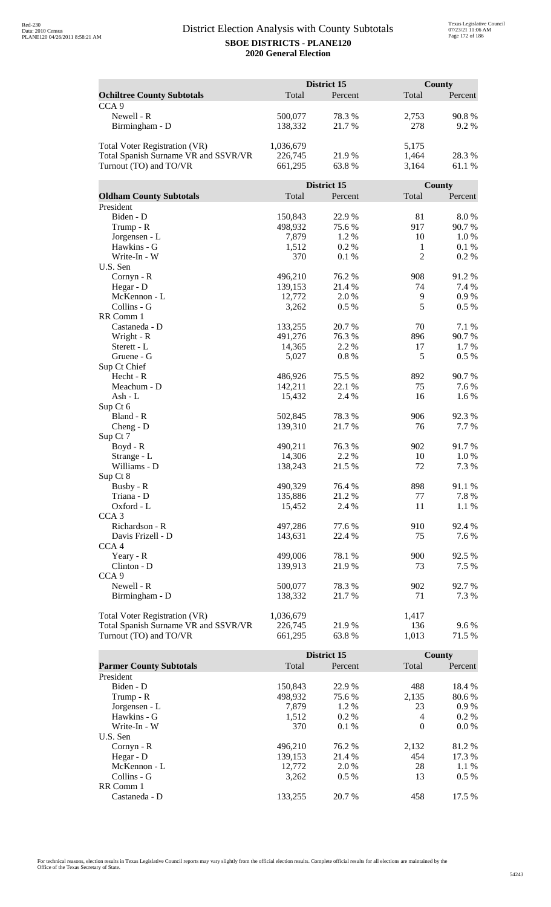# District Election Analysis with County Subtotals

**SBOE DISTRICTS - PLANE120**
**2020 General Election**

| Ochiltree County Subtotals | District 15 Total | District 15 Percent | County Total | County Percent |
|---|---|---|---|---|
| CCA 9 | | | | |
| Newell - R | 500,077 | 78.3 % | 2,753 | 90.8 % |
| Birmingham - D | 138,332 | 21.7 % | 278 | 9.2 % |
| Total Voter Registration (VR) | 1,036,679 | | 5,175 | |
| Total Spanish Surname VR and SSVR/VR | 226,745 | 21.9 % | 1,464 | 28.3 % |
| Turnout (TO) and TO/VR | 661,295 | 63.8 % | 3,164 | 61.1 % |

| Oldham County Subtotals | District 15 Total | District 15 Percent | County Total | County Percent |
|---|---|---|---|---|
| President | | | | |
| Biden - D | 150,843 | 22.9 % | 81 | 8.0 % |
| Trump - R | 498,932 | 75.6 % | 917 | 90.7 % |
| Jorgensen - L | 7,879 | 1.2 % | 10 | 1.0 % |
| Hawkins - G | 1,512 | 0.2 % | 1 | 0.1 % |
| Write-In - W | 370 | 0.1 % | 2 | 0.2 % |
| U.S. Sen | | | | |
| Cornyn - R | 496,210 | 76.2 % | 908 | 91.2 % |
| Hegar - D | 139,153 | 21.4 % | 74 | 7.4 % |
| McKennon - L | 12,772 | 2.0 % | 9 | 0.9 % |
| Collins - G | 3,262 | 0.5 % | 5 | 0.5 % |
| RR Comm 1 | | | | |
| Castaneda - D | 133,255 | 20.7 % | 70 | 7.1 % |
| Wright - R | 491,276 | 76.3 % | 896 | 90.7 % |
| Sterett - L | 14,365 | 2.2 % | 17 | 1.7 % |
| Gruene - G | 5,027 | 0.8 % | 5 | 0.5 % |
| Sup Ct Chief | | | | |
| Hecht - R | 486,926 | 75.5 % | 892 | 90.7 % |
| Meachum - D | 142,211 | 22.1 % | 75 | 7.6 % |
| Ash - L | 15,432 | 2.4 % | 16 | 1.6 % |
| Sup Ct 6 | | | | |
| Bland - R | 502,845 | 78.3 % | 906 | 92.3 % |
| Cheng - D | 139,310 | 21.7 % | 76 | 7.7 % |
| Sup Ct 7 | | | | |
| Boyd - R | 490,211 | 76.3 % | 902 | 91.7 % |
| Strange - L | 14,306 | 2.2 % | 10 | 1.0 % |
| Williams - D | 138,243 | 21.5 % | 72 | 7.3 % |
| Sup Ct 8 | | | | |
| Busby - R | 490,329 | 76.4 % | 898 | 91.1 % |
| Triana - D | 135,886 | 21.2 % | 77 | 7.8 % |
| Oxford - L | 15,452 | 2.4 % | 11 | 1.1 % |
| CCA 3 | | | | |
| Richardson - R | 497,286 | 77.6 % | 910 | 92.4 % |
| Davis Frizell - D | 143,631 | 22.4 % | 75 | 7.6 % |
| CCA 4 | | | | |
| Yeary - R | 499,006 | 78.1 % | 900 | 92.5 % |
| Clinton - D | 139,913 | 21.9 % | 73 | 7.5 % |
| CCA 9 | | | | |
| Newell - R | 500,077 | 78.3 % | 902 | 92.7 % |
| Birmingham - D | 138,332 | 21.7 % | 71 | 7.3 % |
| Total Voter Registration (VR) | 1,036,679 | | 1,417 | |
| Total Spanish Surname VR and SSVR/VR | 226,745 | 21.9 % | 136 | 9.6 % |
| Turnout (TO) and TO/VR | 661,295 | 63.8 % | 1,013 | 71.5 % |

| Parmer County Subtotals | District 15 Total | District 15 Percent | County Total | County Percent |
|---|---|---|---|---|
| President | | | | |
| Biden - D | 150,843 | 22.9 % | 488 | 18.4 % |
| Trump - R | 498,932 | 75.6 % | 2,135 | 80.6 % |
| Jorgensen - L | 7,879 | 1.2 % | 23 | 0.9 % |
| Hawkins - G | 1,512 | 0.2 % | 4 | 0.2 % |
| Write-In - W | 370 | 0.1 % | 0 | 0.0 % |
| U.S. Sen | | | | |
| Cornyn - R | 496,210 | 76.2 % | 2,132 | 81.2 % |
| Hegar - D | 139,153 | 21.4 % | 454 | 17.3 % |
| McKennon - L | 12,772 | 2.0 % | 28 | 1.1 % |
| Collins - G | 3,262 | 0.5 % | 13 | 0.5 % |
| RR Comm 1 | | | | |
| Castaneda - D | 133,255 | 20.7 % | 458 | 17.5 % |

For technical reasons, election results in Texas Legislative Council reports may vary slightly from the official election results. Complete official results for all elections are maintained by the Office of the Texas Secretary of State.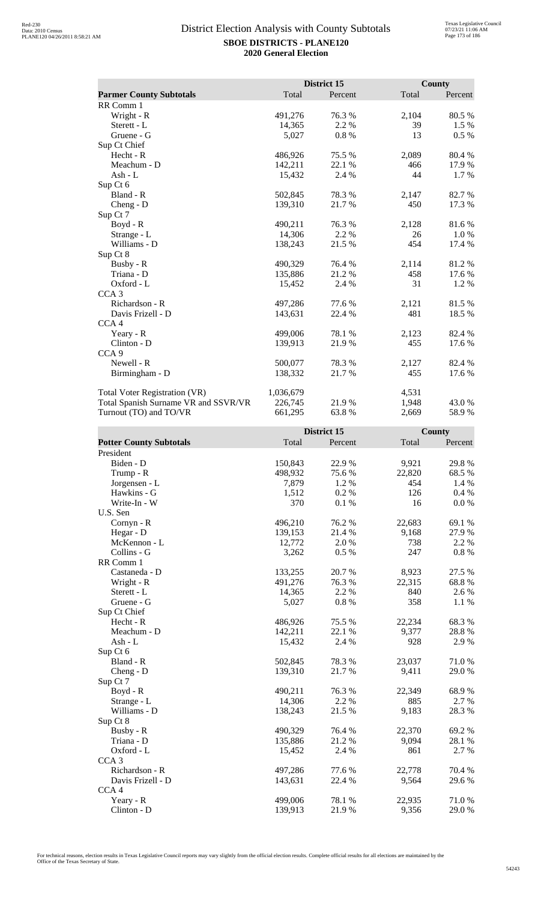# District Election Analysis with County Subtotals

**SBOE DISTRICTS - PLANE120**

**2020 General Election**

| | District 15 | | County | |
|---|---|---|---|---|
| **Parmer County Subtotals** | Total | Percent | Total | Percent |
| RR Comm 1 | | | | |
| Wright - R | 491,276 | 76.3 % | 2,104 | 80.5 % |
| Sterett - L | 14,365 | 2.2 % | 39 | 1.5 % |
| Gruene - G | 5,027 | 0.8 % | 13 | 0.5 % |
| Sup Ct Chief | | | | |
| Hecht - R | 486,926 | 75.5 % | 2,089 | 80.4 % |
| Meachum - D | 142,211 | 22.1 % | 466 | 17.9 % |
| Ash - L | 15,432 | 2.4 % | 44 | 1.7 % |
| Sup Ct 6 | | | | |
| Bland - R | 502,845 | 78.3 % | 2,147 | 82.7 % |
| Cheng - D | 139,310 | 21.7 % | 450 | 17.3 % |
| Sup Ct 7 | | | | |
| Boyd - R | 490,211 | 76.3 % | 2,128 | 81.6 % |
| Strange - L | 14,306 | 2.2 % | 26 | 1.0 % |
| Williams - D | 138,243 | 21.5 % | 454 | 17.4 % |
| Sup Ct 8 | | | | |
| Busby - R | 490,329 | 76.4 % | 2,114 | 81.2 % |
| Triana - D | 135,886 | 21.2 % | 458 | 17.6 % |
| Oxford - L | 15,452 | 2.4 % | 31 | 1.2 % |
| CCA 3 | | | | |
| Richardson - R | 497,286 | 77.6 % | 2,121 | 81.5 % |
| Davis Frizell - D | 143,631 | 22.4 % | 481 | 18.5 % |
| CCA 4 | | | | |
| Yeary - R | 499,006 | 78.1 % | 2,123 | 82.4 % |
| Clinton - D | 139,913 | 21.9 % | 455 | 17.6 % |
| CCA 9 | | | | |
| Newell - R | 500,077 | 78.3 % | 2,127 | 82.4 % |
| Birmingham - D | 138,332 | 21.7 % | 455 | 17.6 % |
| | | | | |
| Total Voter Registration (VR) | 1,036,679 | | 4,531 | |
| Total Spanish Surname VR and SSVR/VR | 226,745 | 21.9 % | 1,948 | 43.0 % |
| Turnout (TO) and TO/VR | 661,295 | 63.8 % | 2,669 | 58.9 % |

| | District 15 | | County | |
|---|---|---|---|---|
| **Potter County Subtotals** | Total | Percent | Total | Percent |
| President | | | | |
| Biden - D | 150,843 | 22.9 % | 9,921 | 29.8 % |
| Trump - R | 498,932 | 75.6 % | 22,820 | 68.5 % |
| Jorgensen - L | 7,879 | 1.2 % | 454 | 1.4 % |
| Hawkins - G | 1,512 | 0.2 % | 126 | 0.4 % |
| Write-In - W | 370 | 0.1 % | 16 | 0.0 % |
| U.S. Sen | | | | |
| Cornyn - R | 496,210 | 76.2 % | 22,683 | 69.1 % |
| Hegar - D | 139,153 | 21.4 % | 9,168 | 27.9 % |
| McKennon - L | 12,772 | 2.0 % | 738 | 2.2 % |
| Collins - G | 3,262 | 0.5 % | 247 | 0.8 % |
| RR Comm 1 | | | | |
| Castaneda - D | 133,255 | 20.7 % | 8,923 | 27.5 % |
| Wright - R | 491,276 | 76.3 % | 22,315 | 68.8 % |
| Sterett - L | 14,365 | 2.2 % | 840 | 2.6 % |
| Gruene - G | 5,027 | 0.8 % | 358 | 1.1 % |
| Sup Ct Chief | | | | |
| Hecht - R | 486,926 | 75.5 % | 22,234 | 68.3 % |
| Meachum - D | 142,211 | 22.1 % | 9,377 | 28.8 % |
| Ash - L | 15,432 | 2.4 % | 928 | 2.9 % |
| Sup Ct 6 | | | | |
| Bland - R | 502,845 | 78.3 % | 23,037 | 71.0 % |
| Cheng - D | 139,310 | 21.7 % | 9,411 | 29.0 % |
| Sup Ct 7 | | | | |
| Boyd - R | 490,211 | 76.3 % | 22,349 | 68.9 % |
| Strange - L | 14,306 | 2.2 % | 885 | 2.7 % |
| Williams - D | 138,243 | 21.5 % | 9,183 | 28.3 % |
| Sup Ct 8 | | | | |
| Busby - R | 490,329 | 76.4 % | 22,370 | 69.2 % |
| Triana - D | 135,886 | 21.2 % | 9,094 | 28.1 % |
| Oxford - L | 15,452 | 2.4 % | 861 | 2.7 % |
| CCA 3 | | | | |
| Richardson - R | 497,286 | 77.6 % | 22,778 | 70.4 % |
| Davis Frizell - D | 143,631 | 22.4 % | 9,564 | 29.6 % |
| CCA 4 | | | | |
| Yeary - R | 499,006 | 78.1 % | 22,935 | 71.0 % |
| Clinton - D | 139,913 | 21.9 % | 9,356 | 29.0 % |

For technical reasons, election results in Texas Legislative Council reports may vary slightly from the official election results. Complete official results for all elections are maintained by the Office of the Texas Secretary of State.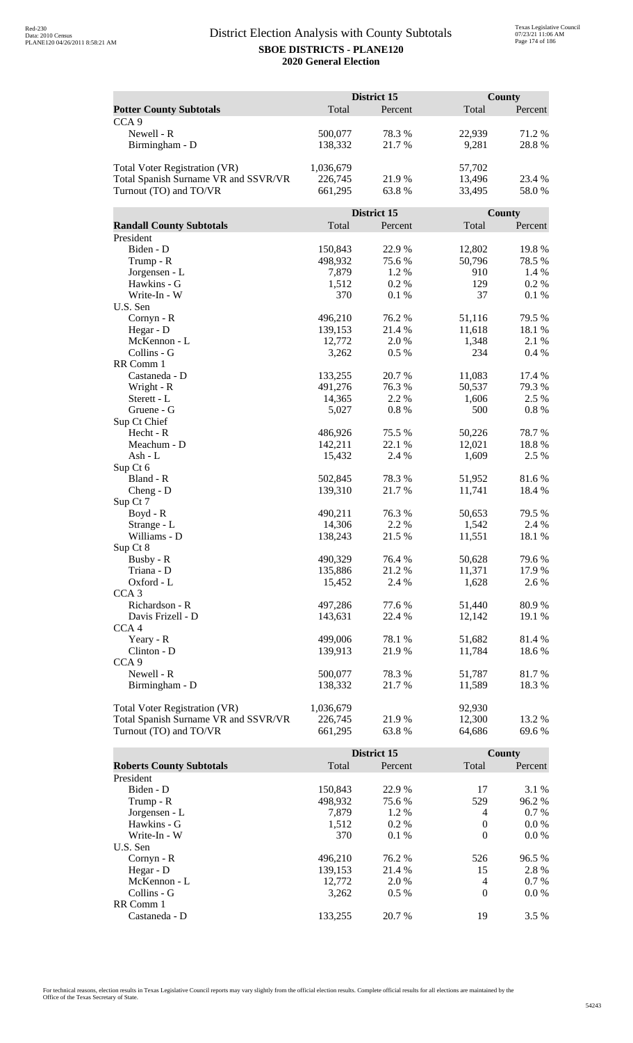# District Election Analysis with County Subtotals

**SBOE DISTRICTS - PLANE120**

**2020 General Election**

| Potter County Subtotals | District 15 Total | District 15 Percent | County Total | County Percent |
|---|---|---|---|---|
| CCA 9 | | | | |
| Newell - R | 500,077 | 78.3 % | 22,939 | 71.2 % |
| Birmingham - D | 138,332 | 21.7 % | 9,281 | 28.8 % |
| | | | | |
| Total Voter Registration (VR) | 1,036,679 | | 57,702 | |
| Total Spanish Surname VR and SSVR/VR | 226,745 | 21.9 % | 13,496 | 23.4 % |
| Turnout (TO) and TO/VR | 661,295 | 63.8 % | 33,495 | 58.0 % |

| Randall County Subtotals | District 15 Total | District 15 Percent | County Total | County Percent |
|---|---|---|---|---|
| President | | | | |
| Biden - D | 150,843 | 22.9 % | 12,802 | 19.8 % |
| Trump - R | 498,932 | 75.6 % | 50,796 | 78.5 % |
| Jorgensen - L | 7,879 | 1.2 % | 910 | 1.4 % |
| Hawkins - G | 1,512 | 0.2 % | 129 | 0.2 % |
| Write-In - W | 370 | 0.1 % | 37 | 0.1 % |
| U.S. Sen | | | | |
| Cornyn - R | 496,210 | 76.2 % | 51,116 | 79.5 % |
| Hegar - D | 139,153 | 21.4 % | 11,618 | 18.1 % |
| McKennon - L | 12,772 | 2.0 % | 1,348 | 2.1 % |
| Collins - G | 3,262 | 0.5 % | 234 | 0.4 % |
| RR Comm 1 | | | | |
| Castaneda - D | 133,255 | 20.7 % | 11,083 | 17.4 % |
| Wright - R | 491,276 | 76.3 % | 50,537 | 79.3 % |
| Sterett - L | 14,365 | 2.2 % | 1,606 | 2.5 % |
| Gruene - G | 5,027 | 0.8 % | 500 | 0.8 % |
| Sup Ct Chief | | | | |
| Hecht - R | 486,926 | 75.5 % | 50,226 | 78.7 % |
| Meachum - D | 142,211 | 22.1 % | 12,021 | 18.8 % |
| Ash - L | 15,432 | 2.4 % | 1,609 | 2.5 % |
| Sup Ct 6 | | | | |
| Bland - R | 502,845 | 78.3 % | 51,952 | 81.6 % |
| Cheng - D | 139,310 | 21.7 % | 11,741 | 18.4 % |
| Sup Ct 7 | | | | |
| Boyd - R | 490,211 | 76.3 % | 50,653 | 79.5 % |
| Strange - L | 14,306 | 2.2 % | 1,542 | 2.4 % |
| Williams - D | 138,243 | 21.5 % | 11,551 | 18.1 % |
| Sup Ct 8 | | | | |
| Busby - R | 490,329 | 76.4 % | 50,628 | 79.6 % |
| Triana - D | 135,886 | 21.2 % | 11,371 | 17.9 % |
| Oxford - L | 15,452 | 2.4 % | 1,628 | 2.6 % |
| CCA 3 | | | | |
| Richardson - R | 497,286 | 77.6 % | 51,440 | 80.9 % |
| Davis Frizell - D | 143,631 | 22.4 % | 12,142 | 19.1 % |
| CCA 4 | | | | |
| Yeary - R | 499,006 | 78.1 % | 51,682 | 81.4 % |
| Clinton - D | 139,913 | 21.9 % | 11,784 | 18.6 % |
| CCA 9 | | | | |
| Newell - R | 500,077 | 78.3 % | 51,787 | 81.7 % |
| Birmingham - D | 138,332 | 21.7 % | 11,589 | 18.3 % |
| | | | | |
| Total Voter Registration (VR) | 1,036,679 | | 92,930 | |
| Total Spanish Surname VR and SSVR/VR | 226,745 | 21.9 % | 12,300 | 13.2 % |
| Turnout (TO) and TO/VR | 661,295 | 63.8 % | 64,686 | 69.6 % |

| Roberts County Subtotals | District 15 Total | District 15 Percent | County Total | County Percent |
|---|---|---|---|---|
| President | | | | |
| Biden - D | 150,843 | 22.9 % | 17 | 3.1 % |
| Trump - R | 498,932 | 75.6 % | 529 | 96.2 % |
| Jorgensen - L | 7,879 | 1.2 % | 4 | 0.7 % |
| Hawkins - G | 1,512 | 0.2 % | 0 | 0.0 % |
| Write-In - W | 370 | 0.1 % | 0 | 0.0 % |
| U.S. Sen | | | | |
| Cornyn - R | 496,210 | 76.2 % | 526 | 96.5 % |
| Hegar - D | 139,153 | 21.4 % | 15 | 2.8 % |
| McKennon - L | 12,772 | 2.0 % | 4 | 0.7 % |
| Collins - G | 3,262 | 0.5 % | 0 | 0.0 % |
| RR Comm 1 | | | | |
| Castaneda - D | 133,255 | 20.7 % | 19 | 3.5 % |

For technical reasons, election results in Texas Legislative Council reports may vary slightly from the official election results. Complete official results for all elections are maintained by the Office of the Texas Secretary of State.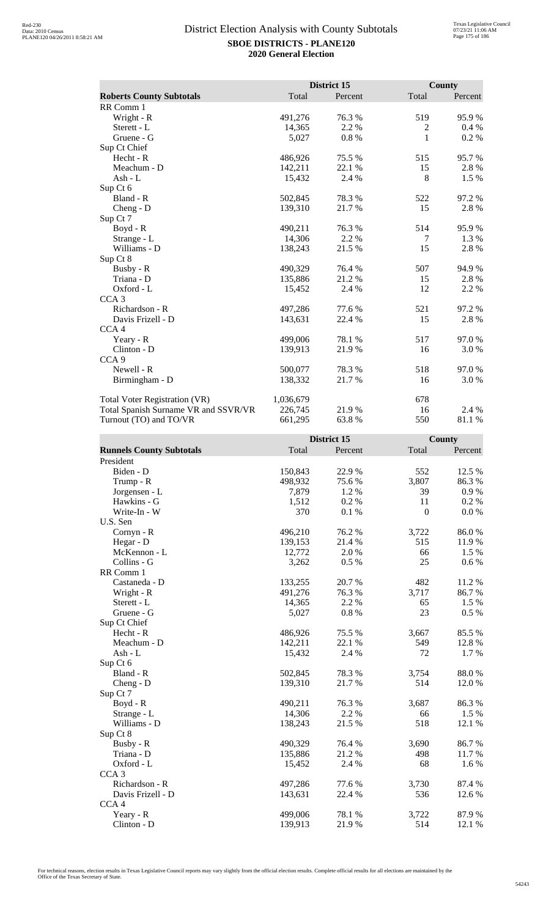# District Election Analysis with County Subtotals

**SBOE DISTRICTS - PLANE120**

**2020 General Election**

| | District 15 | | County | |
|---|---|---|---|---|
| **Roberts County Subtotals** | Total | Percent | Total | Percent |
| RR Comm 1 | | | | |
| Wright - R | 491,276 | 76.3 % | 519 | 95.9 % |
| Sterett - L | 14,365 | 2.2 % | 2 | 0.4 % |
| Gruene - G | 5,027 | 0.8 % | 1 | 0.2 % |
| Sup Ct Chief | | | | |
| Hecht - R | 486,926 | 75.5 % | 515 | 95.7 % |
| Meachum - D | 142,211 | 22.1 % | 15 | 2.8 % |
| Ash - L | 15,432 | 2.4 % | 8 | 1.5 % |
| Sup Ct 6 | | | | |
| Bland - R | 502,845 | 78.3 % | 522 | 97.2 % |
| Cheng - D | 139,310 | 21.7 % | 15 | 2.8 % |
| Sup Ct 7 | | | | |
| Boyd - R | 490,211 | 76.3 % | 514 | 95.9 % |
| Strange - L | 14,306 | 2.2 % | 7 | 1.3 % |
| Williams - D | 138,243 | 21.5 % | 15 | 2.8 % |
| Sup Ct 8 | | | | |
| Busby - R | 490,329 | 76.4 % | 507 | 94.9 % |
| Triana - D | 135,886 | 21.2 % | 15 | 2.8 % |
| Oxford - L | 15,452 | 2.4 % | 12 | 2.2 % |
| CCA 3 | | | | |
| Richardson - R | 497,286 | 77.6 % | 521 | 97.2 % |
| Davis Frizell - D | 143,631 | 22.4 % | 15 | 2.8 % |
| CCA 4 | | | | |
| Yeary - R | 499,006 | 78.1 % | 517 | 97.0 % |
| Clinton - D | 139,913 | 21.9 % | 16 | 3.0 % |
| CCA 9 | | | | |
| Newell - R | 500,077 | 78.3 % | 518 | 97.0 % |
| Birmingham - D | 138,332 | 21.7 % | 16 | 3.0 % |
| | | | | |
| Total Voter Registration (VR) | 1,036,679 | | 678 | |
| Total Spanish Surname VR and SSVR/VR | 226,745 | 21.9 % | 16 | 2.4 % |
| Turnout (TO) and TO/VR | 661,295 | 63.8 % | 550 | 81.1 % |

| | District 15 | | County | |
|---|---|---|---|---|
| **Runnels County Subtotals** | Total | Percent | Total | Percent |
| President | | | | |
| Biden - D | 150,843 | 22.9 % | 552 | 12.5 % |
| Trump - R | 498,932 | 75.6 % | 3,807 | 86.3 % |
| Jorgensen - L | 7,879 | 1.2 % | 39 | 0.9 % |
| Hawkins - G | 1,512 | 0.2 % | 11 | 0.2 % |
| Write-In - W | 370 | 0.1 % | 0 | 0.0 % |
| U.S. Sen | | | | |
| Cornyn - R | 496,210 | 76.2 % | 3,722 | 86.0 % |
| Hegar - D | 139,153 | 21.4 % | 515 | 11.9 % |
| McKennon - L | 12,772 | 2.0 % | 66 | 1.5 % |
| Collins - G | 3,262 | 0.5 % | 25 | 0.6 % |
| RR Comm 1 | | | | |
| Castaneda - D | 133,255 | 20.7 % | 482 | 11.2 % |
| Wright - R | 491,276 | 76.3 % | 3,717 | 86.7 % |
| Sterett - L | 14,365 | 2.2 % | 65 | 1.5 % |
| Gruene - G | 5,027 | 0.8 % | 23 | 0.5 % |
| Sup Ct Chief | | | | |
| Hecht - R | 486,926 | 75.5 % | 3,667 | 85.5 % |
| Meachum - D | 142,211 | 22.1 % | 549 | 12.8 % |
| Ash - L | 15,432 | 2.4 % | 72 | 1.7 % |
| Sup Ct 6 | | | | |
| Bland - R | 502,845 | 78.3 % | 3,754 | 88.0 % |
| Cheng - D | 139,310 | 21.7 % | 514 | 12.0 % |
| Sup Ct 7 | | | | |
| Boyd - R | 490,211 | 76.3 % | 3,687 | 86.3 % |
| Strange - L | 14,306 | 2.2 % | 66 | 1.5 % |
| Williams - D | 138,243 | 21.5 % | 518 | 12.1 % |
| Sup Ct 8 | | | | |
| Busby - R | 490,329 | 76.4 % | 3,690 | 86.7 % |
| Triana - D | 135,886 | 21.2 % | 498 | 11.7 % |
| Oxford - L | 15,452 | 2.4 % | 68 | 1.6 % |
| CCA 3 | | | | |
| Richardson - R | 497,286 | 77.6 % | 3,730 | 87.4 % |
| Davis Frizell - D | 143,631 | 22.4 % | 536 | 12.6 % |
| CCA 4 | | | | |
| Yeary - R | 499,006 | 78.1 % | 3,722 | 87.9 % |
| Clinton - D | 139,913 | 21.9 % | 514 | 12.1 % |

For technical reasons, election results in Texas Legislative Council reports may vary slightly from the official election results. Complete official results for all elections are maintained by the Office of the Texas Secretary of State.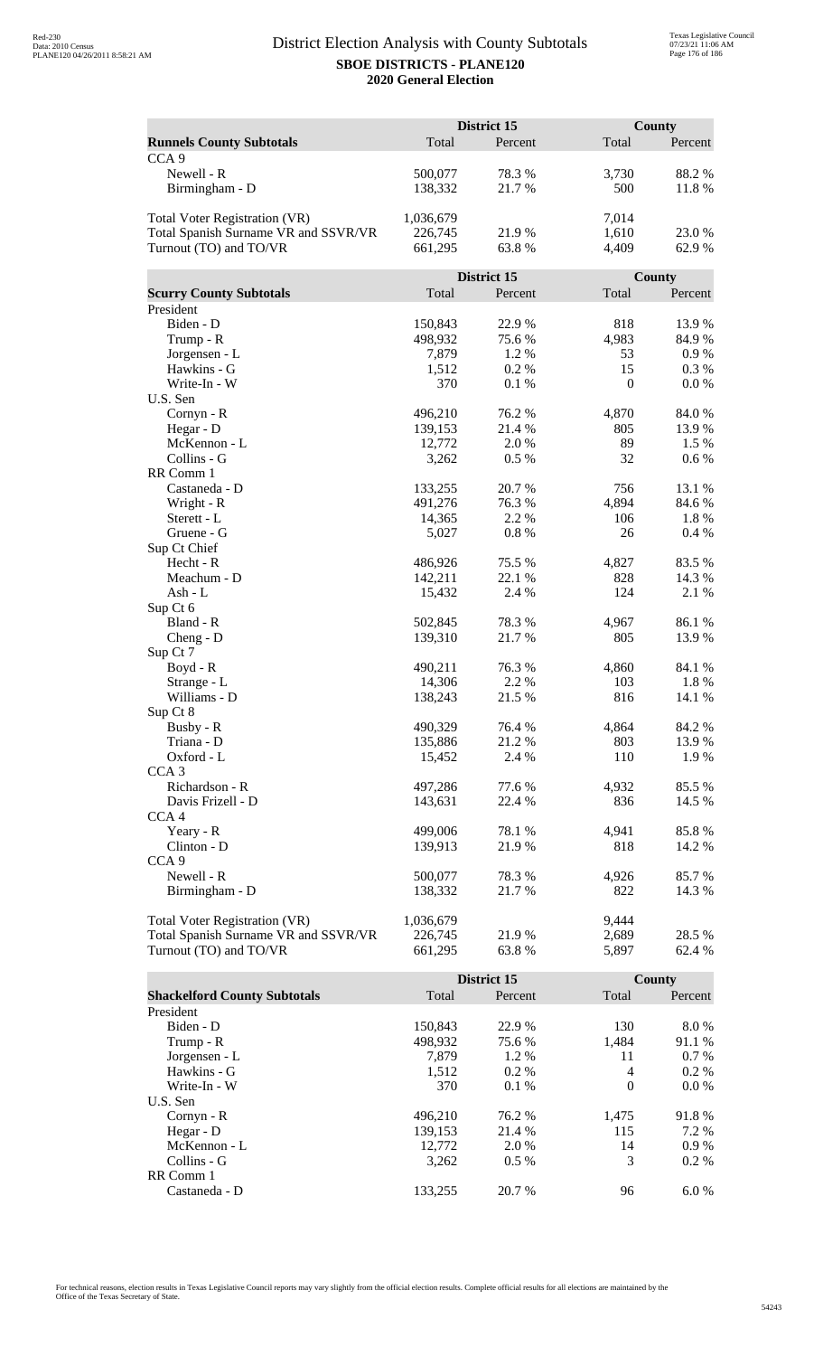# District Election Analysis with County Subtotals

**SBOE DISTRICTS - PLANE120**

**2020 General Election**

| Runnels County Subtotals | District 15 Total | District 15 Percent | County Total | County Percent |
|---|---|---|---|---|
| CCA 9 | | | | |
| Newell - R | 500,077 | 78.3 % | 3,730 | 88.2 % |
| Birmingham - D | 138,332 | 21.7 % | 500 | 11.8 % |
| | | | | |
| Total Voter Registration (VR) | 1,036,679 | | 7,014 | |
| Total Spanish Surname VR and SSVR/VR | 226,745 | 21.9 % | 1,610 | 23.0 % |
| Turnout (TO) and TO/VR | 661,295 | 63.8 % | 4,409 | 62.9 % |

| Scurry County Subtotals | District 15 Total | District 15 Percent | County Total | County Percent |
|---|---|---|---|---|
| President | | | | |
| Biden - D | 150,843 | 22.9 % | 818 | 13.9 % |
| Trump - R | 498,932 | 75.6 % | 4,983 | 84.9 % |
| Jorgensen - L | 7,879 | 1.2 % | 53 | 0.9 % |
| Hawkins - G | 1,512 | 0.2 % | 15 | 0.3 % |
| Write-In - W | 370 | 0.1 % | 0 | 0.0 % |
| U.S. Sen | | | | |
| Cornyn - R | 496,210 | 76.2 % | 4,870 | 84.0 % |
| Hegar - D | 139,153 | 21.4 % | 805 | 13.9 % |
| McKennon - L | 12,772 | 2.0 % | 89 | 1.5 % |
| Collins - G | 3,262 | 0.5 % | 32 | 0.6 % |
| RR Comm 1 | | | | |
| Castaneda - D | 133,255 | 20.7 % | 756 | 13.1 % |
| Wright - R | 491,276 | 76.3 % | 4,894 | 84.6 % |
| Sterett - L | 14,365 | 2.2 % | 106 | 1.8 % |
| Gruene - G | 5,027 | 0.8 % | 26 | 0.4 % |
| Sup Ct Chief | | | | |
| Hecht - R | 486,926 | 75.5 % | 4,827 | 83.5 % |
| Meachum - D | 142,211 | 22.1 % | 828 | 14.3 % |
| Ash - L | 15,432 | 2.4 % | 124 | 2.1 % |
| Sup Ct 6 | | | | |
| Bland - R | 502,845 | 78.3 % | 4,967 | 86.1 % |
| Cheng - D | 139,310 | 21.7 % | 805 | 13.9 % |
| Sup Ct 7 | | | | |
| Boyd - R | 490,211 | 76.3 % | 4,860 | 84.1 % |
| Strange - L | 14,306 | 2.2 % | 103 | 1.8 % |
| Williams - D | 138,243 | 21.5 % | 816 | 14.1 % |
| Sup Ct 8 | | | | |
| Busby - R | 490,329 | 76.4 % | 4,864 | 84.2 % |
| Triana - D | 135,886 | 21.2 % | 803 | 13.9 % |
| Oxford - L | 15,452 | 2.4 % | 110 | 1.9 % |
| CCA 3 | | | | |
| Richardson - R | 497,286 | 77.6 % | 4,932 | 85.5 % |
| Davis Frizell - D | 143,631 | 22.4 % | 836 | 14.5 % |
| CCA 4 | | | | |
| Yeary - R | 499,006 | 78.1 % | 4,941 | 85.8 % |
| Clinton - D | 139,913 | 21.9 % | 818 | 14.2 % |
| CCA 9 | | | | |
| Newell - R | 500,077 | 78.3 % | 4,926 | 85.7 % |
| Birmingham - D | 138,332 | 21.7 % | 822 | 14.3 % |
| | | | | |
| Total Voter Registration (VR) | 1,036,679 | | 9,444 | |
| Total Spanish Surname VR and SSVR/VR | 226,745 | 21.9 % | 2,689 | 28.5 % |
| Turnout (TO) and TO/VR | 661,295 | 63.8 % | 5,897 | 62.4 % |

| Shackelford County Subtotals | District 15 Total | District 15 Percent | County Total | County Percent |
|---|---|---|---|---|
| President | | | | |
| Biden - D | 150,843 | 22.9 % | 130 | 8.0 % |
| Trump - R | 498,932 | 75.6 % | 1,484 | 91.1 % |
| Jorgensen - L | 7,879 | 1.2 % | 11 | 0.7 % |
| Hawkins - G | 1,512 | 0.2 % | 4 | 0.2 % |
| Write-In - W | 370 | 0.1 % | 0 | 0.0 % |
| U.S. Sen | | | | |
| Cornyn - R | 496,210 | 76.2 % | 1,475 | 91.8 % |
| Hegar - D | 139,153 | 21.4 % | 115 | 7.2 % |
| McKennon - L | 12,772 | 2.0 % | 14 | 0.9 % |
| Collins - G | 3,262 | 0.5 % | 3 | 0.2 % |
| RR Comm 1 | | | | |
| Castaneda - D | 133,255 | 20.7 % | 96 | 6.0 % |

For technical reasons, election results in Texas Legislative Council reports may vary slightly from the official election results. Complete official results for all elections are maintained by the Office of the Texas Secretary of State.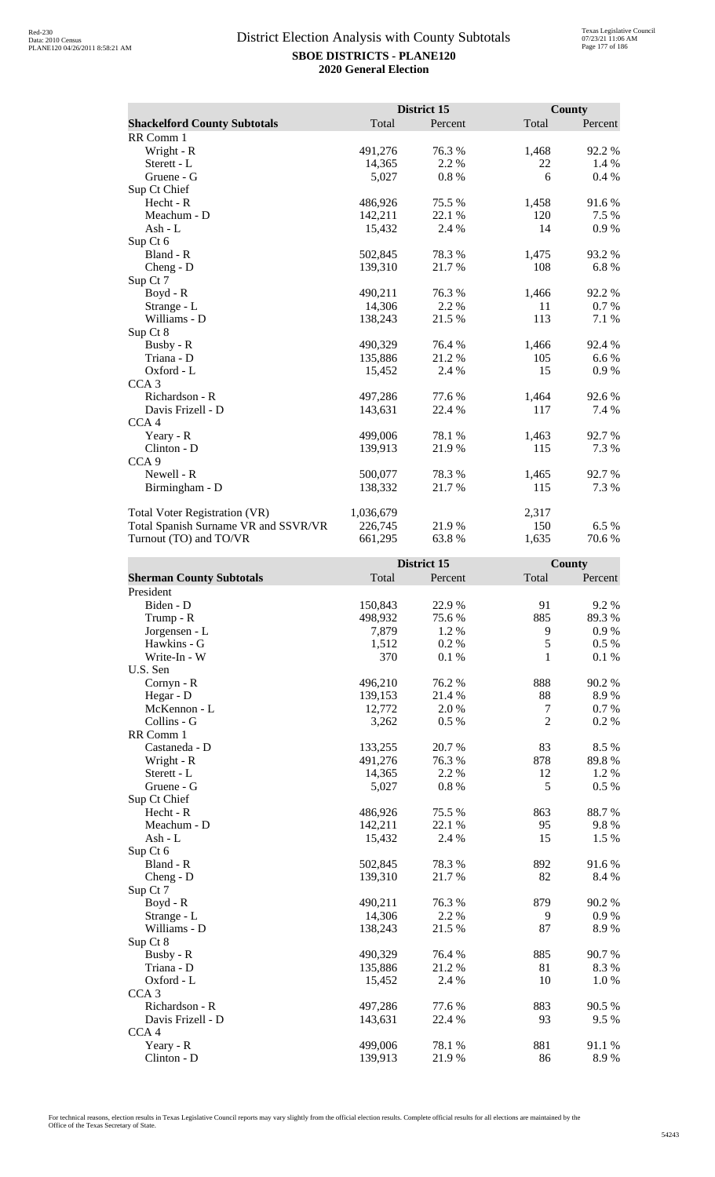# District Election Analysis with County Subtotals

**SBOE DISTRICTS - PLANE120**

**2020 General Election**

| **Shackelford County Subtotals** | District 15 Total | District 15 Percent | County Total | County Percent |
|---|---|---|---|---|
| RR Comm 1 | | | | |
| Wright - R | 491,276 | 76.3 % | 1,468 | 92.2 % |
| Sterett - L | 14,365 | 2.2 % | 22 | 1.4 % |
| Gruene - G | 5,027 | 0.8 % | 6 | 0.4 % |
| Sup Ct Chief | | | | |
| Hecht - R | 486,926 | 75.5 % | 1,458 | 91.6 % |
| Meachum - D | 142,211 | 22.1 % | 120 | 7.5 % |
| Ash - L | 15,432 | 2.4 % | 14 | 0.9 % |
| Sup Ct 6 | | | | |
| Bland - R | 502,845 | 78.3 % | 1,475 | 93.2 % |
| Cheng - D | 139,310 | 21.7 % | 108 | 6.8 % |
| Sup Ct 7 | | | | |
| Boyd - R | 490,211 | 76.3 % | 1,466 | 92.2 % |
| Strange - L | 14,306 | 2.2 % | 11 | 0.7 % |
| Williams - D | 138,243 | 21.5 % | 113 | 7.1 % |
| Sup Ct 8 | | | | |
| Busby - R | 490,329 | 76.4 % | 1,466 | 92.4 % |
| Triana - D | 135,886 | 21.2 % | 105 | 6.6 % |
| Oxford - L | 15,452 | 2.4 % | 15 | 0.9 % |
| CCA 3 | | | | |
| Richardson - R | 497,286 | 77.6 % | 1,464 | 92.6 % |
| Davis Frizell - D | 143,631 | 22.4 % | 117 | 7.4 % |
| CCA 4 | | | | |
| Yeary - R | 499,006 | 78.1 % | 1,463 | 92.7 % |
| Clinton - D | 139,913 | 21.9 % | 115 | 7.3 % |
| CCA 9 | | | | |
| Newell - R | 500,077 | 78.3 % | 1,465 | 92.7 % |
| Birmingham - D | 138,332 | 21.7 % | 115 | 7.3 % |
| | | | | |
| Total Voter Registration (VR) | 1,036,679 | | 2,317 | |
| Total Spanish Surname VR and SSVR/VR | 226,745 | 21.9 % | 150 | 6.5 % |
| Turnout (TO) and TO/VR | 661,295 | 63.8 % | 1,635 | 70.6 % |

| **Sherman County Subtotals** | District 15 Total | District 15 Percent | County Total | County Percent |
|---|---|---|---|---|
| President | | | | |
| Biden - D | 150,843 | 22.9 % | 91 | 9.2 % |
| Trump - R | 498,932 | 75.6 % | 885 | 89.3 % |
| Jorgensen - L | 7,879 | 1.2 % | 9 | 0.9 % |
| Hawkins - G | 1,512 | 0.2 % | 5 | 0.5 % |
| Write-In - W | 370 | 0.1 % | 1 | 0.1 % |
| U.S. Sen | | | | |
| Cornyn - R | 496,210 | 76.2 % | 888 | 90.2 % |
| Hegar - D | 139,153 | 21.4 % | 88 | 8.9 % |
| McKennon - L | 12,772 | 2.0 % | 7 | 0.7 % |
| Collins - G | 3,262 | 0.5 % | 2 | 0.2 % |
| RR Comm 1 | | | | |
| Castaneda - D | 133,255 | 20.7 % | 83 | 8.5 % |
| Wright - R | 491,276 | 76.3 % | 878 | 89.8 % |
| Sterett - L | 14,365 | 2.2 % | 12 | 1.2 % |
| Gruene - G | 5,027 | 0.8 % | 5 | 0.5 % |
| Sup Ct Chief | | | | |
| Hecht - R | 486,926 | 75.5 % | 863 | 88.7 % |
| Meachum - D | 142,211 | 22.1 % | 95 | 9.8 % |
| Ash - L | 15,432 | 2.4 % | 15 | 1.5 % |
| Sup Ct 6 | | | | |
| Bland - R | 502,845 | 78.3 % | 892 | 91.6 % |
| Cheng - D | 139,310 | 21.7 % | 82 | 8.4 % |
| Sup Ct 7 | | | | |
| Boyd - R | 490,211 | 76.3 % | 879 | 90.2 % |
| Strange - L | 14,306 | 2.2 % | 9 | 0.9 % |
| Williams - D | 138,243 | 21.5 % | 87 | 8.9 % |
| Sup Ct 8 | | | | |
| Busby - R | 490,329 | 76.4 % | 885 | 90.7 % |
| Triana - D | 135,886 | 21.2 % | 81 | 8.3 % |
| Oxford - L | 15,452 | 2.4 % | 10 | 1.0 % |
| CCA 3 | | | | |
| Richardson - R | 497,286 | 77.6 % | 883 | 90.5 % |
| Davis Frizell - D | 143,631 | 22.4 % | 93 | 9.5 % |
| CCA 4 | | | | |
| Yeary - R | 499,006 | 78.1 % | 881 | 91.1 % |
| Clinton - D | 139,913 | 21.9 % | 86 | 8.9 % |

For technical reasons, election results in Texas Legislative Council reports may vary slightly from the official election results. Complete official results for all elections are maintained by the Office of the Texas Secretary of State.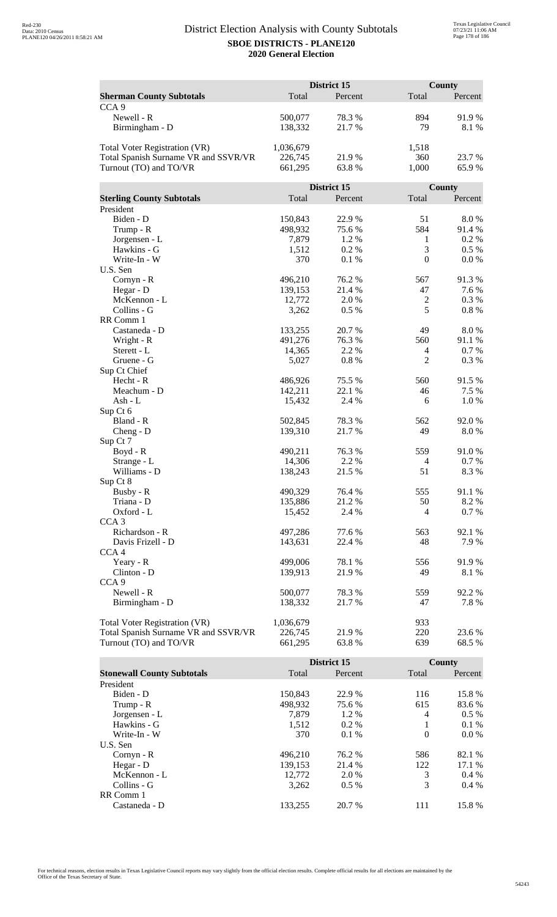# District Election Analysis with County Subtotals

**SBOE DISTRICTS - PLANE120**

**2020 General Election**

| | District 15 | | County | |
|---|---|---|---|---|
| **Sherman County Subtotals** | Total | Percent | Total | Percent |
| CCA 9 | | | | |
| Newell - R | 500,077 | 78.3 % | 894 | 91.9 % |
| Birmingham - D | 138,332 | 21.7 % | 79 | 8.1 % |
| | | | | |
| Total Voter Registration (VR) | 1,036,679 | | 1,518 | |
| Total Spanish Surname VR and SSVR/VR | 226,745 | 21.9 % | 360 | 23.7 % |
| Turnout (TO) and TO/VR | 661,295 | 63.8 % | 1,000 | 65.9 % |

| | District 15 | | County | |
|---|---|---|---|---|
| **Sterling County Subtotals** | Total | Percent | Total | Percent |
| President | | | | |
| Biden - D | 150,843 | 22.9 % | 51 | 8.0 % |
| Trump - R | 498,932 | 75.6 % | 584 | 91.4 % |
| Jorgensen - L | 7,879 | 1.2 % | 1 | 0.2 % |
| Hawkins - G | 1,512 | 0.2 % | 3 | 0.5 % |
| Write-In - W | 370 | 0.1 % | 0 | 0.0 % |
| U.S. Sen | | | | |
| Cornyn - R | 496,210 | 76.2 % | 567 | 91.3 % |
| Hegar - D | 139,153 | 21.4 % | 47 | 7.6 % |
| McKennon - L | 12,772 | 2.0 % | 2 | 0.3 % |
| Collins - G | 3,262 | 0.5 % | 5 | 0.8 % |
| RR Comm 1 | | | | |
| Castaneda - D | 133,255 | 20.7 % | 49 | 8.0 % |
| Wright - R | 491,276 | 76.3 % | 560 | 91.1 % |
| Sterett - L | 14,365 | 2.2 % | 4 | 0.7 % |
| Gruene - G | 5,027 | 0.8 % | 2 | 0.3 % |
| Sup Ct Chief | | | | |
| Hecht - R | 486,926 | 75.5 % | 560 | 91.5 % |
| Meachum - D | 142,211 | 22.1 % | 46 | 7.5 % |
| Ash - L | 15,432 | 2.4 % | 6 | 1.0 % |
| Sup Ct 6 | | | | |
| Bland - R | 502,845 | 78.3 % | 562 | 92.0 % |
| Cheng - D | 139,310 | 21.7 % | 49 | 8.0 % |
| Sup Ct 7 | | | | |
| Boyd - R | 490,211 | 76.3 % | 559 | 91.0 % |
| Strange - L | 14,306 | 2.2 % | 4 | 0.7 % |
| Williams - D | 138,243 | 21.5 % | 51 | 8.3 % |
| Sup Ct 8 | | | | |
| Busby - R | 490,329 | 76.4 % | 555 | 91.1 % |
| Triana - D | 135,886 | 21.2 % | 50 | 8.2 % |
| Oxford - L | 15,452 | 2.4 % | 4 | 0.7 % |
| CCA 3 | | | | |
| Richardson - R | 497,286 | 77.6 % | 563 | 92.1 % |
| Davis Frizell - D | 143,631 | 22.4 % | 48 | 7.9 % |
| CCA 4 | | | | |
| Yeary - R | 499,006 | 78.1 % | 556 | 91.9 % |
| Clinton - D | 139,913 | 21.9 % | 49 | 8.1 % |
| CCA 9 | | | | |
| Newell - R | 500,077 | 78.3 % | 559 | 92.2 % |
| Birmingham - D | 138,332 | 21.7 % | 47 | 7.8 % |
| | | | | |
| Total Voter Registration (VR) | 1,036,679 | | 933 | |
| Total Spanish Surname VR and SSVR/VR | 226,745 | 21.9 % | 220 | 23.6 % |
| Turnout (TO) and TO/VR | 661,295 | 63.8 % | 639 | 68.5 % |

| | District 15 | | County | |
|---|---|---|---|---|
| **Stonewall County Subtotals** | Total | Percent | Total | Percent |
| President | | | | |
| Biden - D | 150,843 | 22.9 % | 116 | 15.8 % |
| Trump - R | 498,932 | 75.6 % | 615 | 83.6 % |
| Jorgensen - L | 7,879 | 1.2 % | 4 | 0.5 % |
| Hawkins - G | 1,512 | 0.2 % | 1 | 0.1 % |
| Write-In - W | 370 | 0.1 % | 0 | 0.0 % |
| U.S. Sen | | | | |
| Cornyn - R | 496,210 | 76.2 % | 586 | 82.1 % |
| Hegar - D | 139,153 | 21.4 % | 122 | 17.1 % |
| McKennon - L | 12,772 | 2.0 % | 3 | 0.4 % |
| Collins - G | 3,262 | 0.5 % | 3 | 0.4 % |
| RR Comm 1 | | | | |
| Castaneda - D | 133,255 | 20.7 % | 111 | 15.8 % |

For technical reasons, election results in Texas Legislative Council reports may vary slightly from the official election results. Complete official results for all elections are maintained by the Office of the Texas Secretary of State.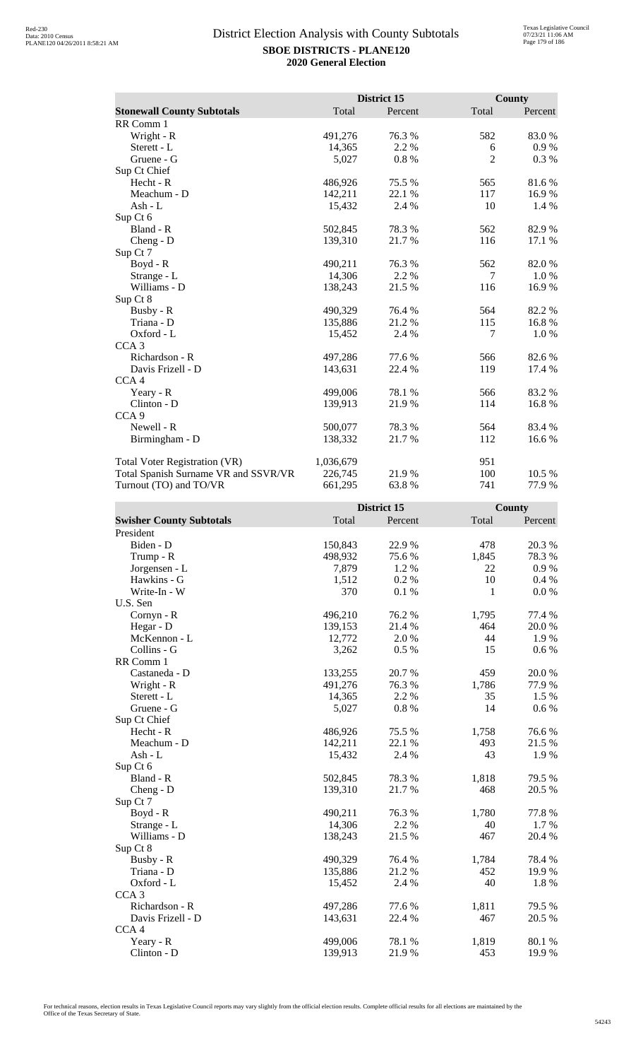# District Election Analysis with County Subtotals

**SBOE DISTRICTS - PLANE120**

**2020 General Election**

| Stonewall County Subtotals | District 15 Total | District 15 Percent | County Total | County Percent |
|---|---|---|---|---|
| RR Comm 1 | | | | |
| Wright - R | 491,276 | 76.3 % | 582 | 83.0 % |
| Sterett - L | 14,365 | 2.2 % | 6 | 0.9 % |
| Gruene - G | 5,027 | 0.8 % | 2 | 0.3 % |
| Sup Ct Chief | | | | |
| Hecht - R | 486,926 | 75.5 % | 565 | 81.6 % |
| Meachum - D | 142,211 | 22.1 % | 117 | 16.9 % |
| Ash - L | 15,432 | 2.4 % | 10 | 1.4 % |
| Sup Ct 6 | | | | |
| Bland - R | 502,845 | 78.3 % | 562 | 82.9 % |
| Cheng - D | 139,310 | 21.7 % | 116 | 17.1 % |
| Sup Ct 7 | | | | |
| Boyd - R | 490,211 | 76.3 % | 562 | 82.0 % |
| Strange - L | 14,306 | 2.2 % | 7 | 1.0 % |
| Williams - D | 138,243 | 21.5 % | 116 | 16.9 % |
| Sup Ct 8 | | | | |
| Busby - R | 490,329 | 76.4 % | 564 | 82.2 % |
| Triana - D | 135,886 | 21.2 % | 115 | 16.8 % |
| Oxford - L | 15,452 | 2.4 % | 7 | 1.0 % |
| CCA 3 | | | | |
| Richardson - R | 497,286 | 77.6 % | 566 | 82.6 % |
| Davis Frizell - D | 143,631 | 22.4 % | 119 | 17.4 % |
| CCA 4 | | | | |
| Yeary - R | 499,006 | 78.1 % | 566 | 83.2 % |
| Clinton - D | 139,913 | 21.9 % | 114 | 16.8 % |
| CCA 9 | | | | |
| Newell - R | 500,077 | 78.3 % | 564 | 83.4 % |
| Birmingham - D | 138,332 | 21.7 % | 112 | 16.6 % |
| | | | | |
| Total Voter Registration (VR) | 1,036,679 | | 951 | |
| Total Spanish Surname VR and SSVR/VR | 226,745 | 21.9 % | 100 | 10.5 % |
| Turnout (TO) and TO/VR | 661,295 | 63.8 % | 741 | 77.9 % |

| Swisher County Subtotals | District 15 Total | District 15 Percent | County Total | County Percent |
|---|---|---|---|---|
| President | | | | |
| Biden - D | 150,843 | 22.9 % | 478 | 20.3 % |
| Trump - R | 498,932 | 75.6 % | 1,845 | 78.3 % |
| Jorgensen - L | 7,879 | 1.2 % | 22 | 0.9 % |
| Hawkins - G | 1,512 | 0.2 % | 10 | 0.4 % |
| Write-In - W | 370 | 0.1 % | 1 | 0.0 % |
| U.S. Sen | | | | |
| Cornyn - R | 496,210 | 76.2 % | 1,795 | 77.4 % |
| Hegar - D | 139,153 | 21.4 % | 464 | 20.0 % |
| McKennon - L | 12,772 | 2.0 % | 44 | 1.9 % |
| Collins - G | 3,262 | 0.5 % | 15 | 0.6 % |
| RR Comm 1 | | | | |
| Castaneda - D | 133,255 | 20.7 % | 459 | 20.0 % |
| Wright - R | 491,276 | 76.3 % | 1,786 | 77.9 % |
| Sterett - L | 14,365 | 2.2 % | 35 | 1.5 % |
| Gruene - G | 5,027 | 0.8 % | 14 | 0.6 % |
| Sup Ct Chief | | | | |
| Hecht - R | 486,926 | 75.5 % | 1,758 | 76.6 % |
| Meachum - D | 142,211 | 22.1 % | 493 | 21.5 % |
| Ash - L | 15,432 | 2.4 % | 43 | 1.9 % |
| Sup Ct 6 | | | | |
| Bland - R | 502,845 | 78.3 % | 1,818 | 79.5 % |
| Cheng - D | 139,310 | 21.7 % | 468 | 20.5 % |
| Sup Ct 7 | | | | |
| Boyd - R | 490,211 | 76.3 % | 1,780 | 77.8 % |
| Strange - L | 14,306 | 2.2 % | 40 | 1.7 % |
| Williams - D | 138,243 | 21.5 % | 467 | 20.4 % |
| Sup Ct 8 | | | | |
| Busby - R | 490,329 | 76.4 % | 1,784 | 78.4 % |
| Triana - D | 135,886 | 21.2 % | 452 | 19.9 % |
| Oxford - L | 15,452 | 2.4 % | 40 | 1.8 % |
| CCA 3 | | | | |
| Richardson - R | 497,286 | 77.6 % | 1,811 | 79.5 % |
| Davis Frizell - D | 143,631 | 22.4 % | 467 | 20.5 % |
| CCA 4 | | | | |
| Yeary - R | 499,006 | 78.1 % | 1,819 | 80.1 % |
| Clinton - D | 139,913 | 21.9 % | 453 | 19.9 % |

For technical reasons, election results in Texas Legislative Council reports may vary slightly from the official election results. Complete official results for all elections are maintained by the Office of the Texas Secretary of State.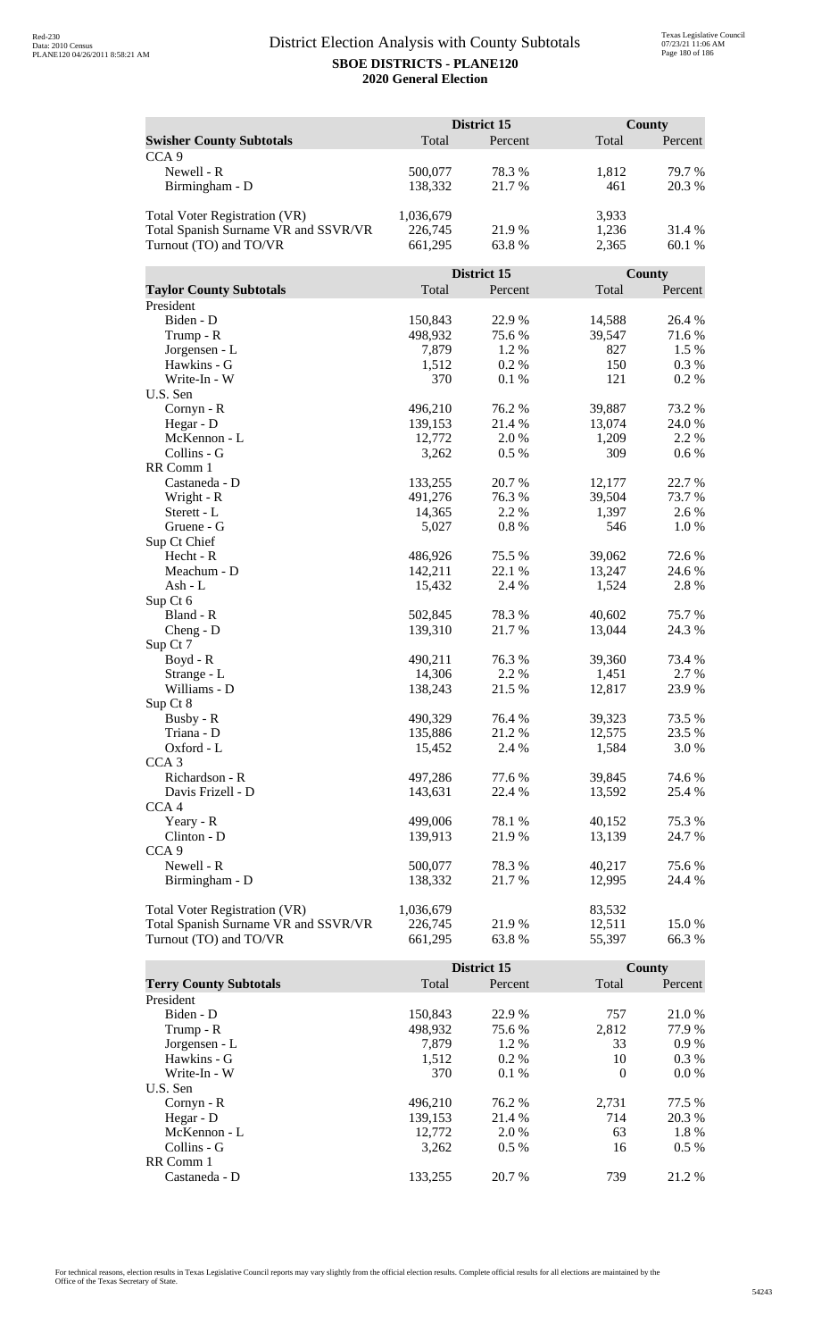# District Election Analysis with County Subtotals

**SBOE DISTRICTS - PLANE120**

**2020 General Election**

| Swisher County Subtotals | District 15 Total | District 15 Percent | County Total | County Percent |
|---|---|---|---|---|
| CCA 9 | | | | |
| Newell - R | 500,077 | 78.3 % | 1,812 | 79.7 % |
| Birmingham - D | 138,332 | 21.7 % | 461 | 20.3 % |
| | | | | |
| Total Voter Registration (VR) | 1,036,679 | | 3,933 | |
| Total Spanish Surname VR and SSVR/VR | 226,745 | 21.9 % | 1,236 | 31.4 % |
| Turnout (TO) and TO/VR | 661,295 | 63.8 % | 2,365 | 60.1 % |

| Taylor County Subtotals | District 15 Total | District 15 Percent | County Total | County Percent |
|---|---|---|---|---|
| President | | | | |
| Biden - D | 150,843 | 22.9 % | 14,588 | 26.4 % |
| Trump - R | 498,932 | 75.6 % | 39,547 | 71.6 % |
| Jorgensen - L | 7,879 | 1.2 % | 827 | 1.5 % |
| Hawkins - G | 1,512 | 0.2 % | 150 | 0.3 % |
| Write-In - W | 370 | 0.1 % | 121 | 0.2 % |
| U.S. Sen | | | | |
| Cornyn - R | 496,210 | 76.2 % | 39,887 | 73.2 % |
| Hegar - D | 139,153 | 21.4 % | 13,074 | 24.0 % |
| McKennon - L | 12,772 | 2.0 % | 1,209 | 2.2 % |
| Collins - G | 3,262 | 0.5 % | 309 | 0.6 % |
| RR Comm 1 | | | | |
| Castaneda - D | 133,255 | 20.7 % | 12,177 | 22.7 % |
| Wright - R | 491,276 | 76.3 % | 39,504 | 73.7 % |
| Sterett - L | 14,365 | 2.2 % | 1,397 | 2.6 % |
| Gruene - G | 5,027 | 0.8 % | 546 | 1.0 % |
| Sup Ct Chief | | | | |
| Hecht - R | 486,926 | 75.5 % | 39,062 | 72.6 % |
| Meachum - D | 142,211 | 22.1 % | 13,247 | 24.6 % |
| Ash - L | 15,432 | 2.4 % | 1,524 | 2.8 % |
| Sup Ct 6 | | | | |
| Bland - R | 502,845 | 78.3 % | 40,602 | 75.7 % |
| Cheng - D | 139,310 | 21.7 % | 13,044 | 24.3 % |
| Sup Ct 7 | | | | |
| Boyd - R | 490,211 | 76.3 % | 39,360 | 73.4 % |
| Strange - L | 14,306 | 2.2 % | 1,451 | 2.7 % |
| Williams - D | 138,243 | 21.5 % | 12,817 | 23.9 % |
| Sup Ct 8 | | | | |
| Busby - R | 490,329 | 76.4 % | 39,323 | 73.5 % |
| Triana - D | 135,886 | 21.2 % | 12,575 | 23.5 % |
| Oxford - L | 15,452 | 2.4 % | 1,584 | 3.0 % |
| CCA 3 | | | | |
| Richardson - R | 497,286 | 77.6 % | 39,845 | 74.6 % |
| Davis Frizell - D | 143,631 | 22.4 % | 13,592 | 25.4 % |
| CCA 4 | | | | |
| Yeary - R | 499,006 | 78.1 % | 40,152 | 75.3 % |
| Clinton - D | 139,913 | 21.9 % | 13,139 | 24.7 % |
| CCA 9 | | | | |
| Newell - R | 500,077 | 78.3 % | 40,217 | 75.6 % |
| Birmingham - D | 138,332 | 21.7 % | 12,995 | 24.4 % |
| | | | | |
| Total Voter Registration (VR) | 1,036,679 | | 83,532 | |
| Total Spanish Surname VR and SSVR/VR | 226,745 | 21.9 % | 12,511 | 15.0 % |
| Turnout (TO) and TO/VR | 661,295 | 63.8 % | 55,397 | 66.3 % |

| Terry County Subtotals | District 15 Total | District 15 Percent | County Total | County Percent |
|---|---|---|---|---|
| President | | | | |
| Biden - D | 150,843 | 22.9 % | 757 | 21.0 % |
| Trump - R | 498,932 | 75.6 % | 2,812 | 77.9 % |
| Jorgensen - L | 7,879 | 1.2 % | 33 | 0.9 % |
| Hawkins - G | 1,512 | 0.2 % | 10 | 0.3 % |
| Write-In - W | 370 | 0.1 % | 0 | 0.0 % |
| U.S. Sen | | | | |
| Cornyn - R | 496,210 | 76.2 % | 2,731 | 77.5 % |
| Hegar - D | 139,153 | 21.4 % | 714 | 20.3 % |
| McKennon - L | 12,772 | 2.0 % | 63 | 1.8 % |
| Collins - G | 3,262 | 0.5 % | 16 | 0.5 % |
| RR Comm 1 | | | | |
| Castaneda - D | 133,255 | 20.7 % | 739 | 21.2 % |

For technical reasons, election results in Texas Legislative Council reports may vary slightly from the official election results. Complete official results for all elections are maintained by the Office of the Texas Secretary of State.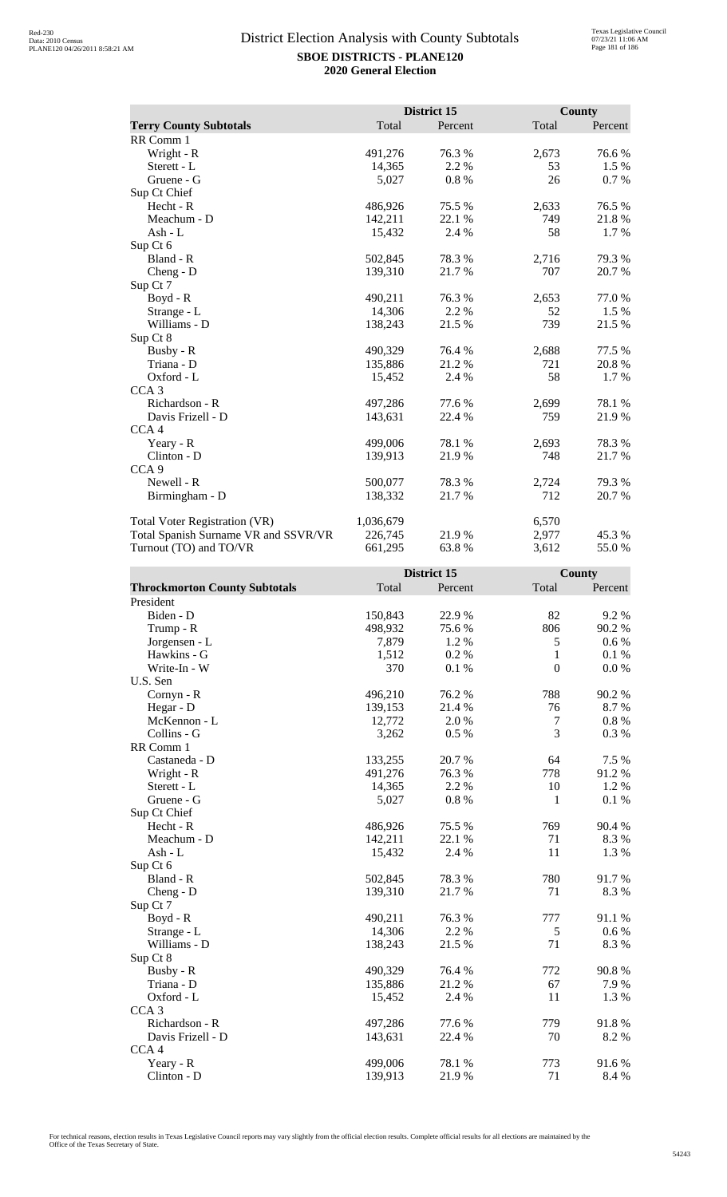# District Election Analysis with County Subtotals

**SBOE DISTRICTS - PLANE120**

**2020 General Election**

| | District 15 | | County | |
|---|---|---|---|---|
| **Terry County Subtotals** | Total | Percent | Total | Percent |
| RR Comm 1 | | | | |
| Wright - R | 491,276 | 76.3 % | 2,673 | 76.6 % |
| Sterett - L | 14,365 | 2.2 % | 53 | 1.5 % |
| Gruene - G | 5,027 | 0.8 % | 26 | 0.7 % |
| Sup Ct Chief | | | | |
| Hecht - R | 486,926 | 75.5 % | 2,633 | 76.5 % |
| Meachum - D | 142,211 | 22.1 % | 749 | 21.8 % |
| Ash - L | 15,432 | 2.4 % | 58 | 1.7 % |
| Sup Ct 6 | | | | |
| Bland - R | 502,845 | 78.3 % | 2,716 | 79.3 % |
| Cheng - D | 139,310 | 21.7 % | 707 | 20.7 % |
| Sup Ct 7 | | | | |
| Boyd - R | 490,211 | 76.3 % | 2,653 | 77.0 % |
| Strange - L | 14,306 | 2.2 % | 52 | 1.5 % |
| Williams - D | 138,243 | 21.5 % | 739 | 21.5 % |
| Sup Ct 8 | | | | |
| Busby - R | 490,329 | 76.4 % | 2,688 | 77.5 % |
| Triana - D | 135,886 | 21.2 % | 721 | 20.8 % |
| Oxford - L | 15,452 | 2.4 % | 58 | 1.7 % |
| CCA 3 | | | | |
| Richardson - R | 497,286 | 77.6 % | 2,699 | 78.1 % |
| Davis Frizell - D | 143,631 | 22.4 % | 759 | 21.9 % |
| CCA 4 | | | | |
| Yeary - R | 499,006 | 78.1 % | 2,693 | 78.3 % |
| Clinton - D | 139,913 | 21.9 % | 748 | 21.7 % |
| CCA 9 | | | | |
| Newell - R | 500,077 | 78.3 % | 2,724 | 79.3 % |
| Birmingham - D | 138,332 | 21.7 % | 712 | 20.7 % |
| | | | | |
| Total Voter Registration (VR) | 1,036,679 | | 6,570 | |
| Total Spanish Surname VR and SSVR/VR | 226,745 | 21.9 % | 2,977 | 45.3 % |
| Turnout (TO) and TO/VR | 661,295 | 63.8 % | 3,612 | 55.0 % |

| | District 15 | | County | |
|---|---|---|---|---|
| **Throckmorton County Subtotals** | Total | Percent | Total | Percent |
| President | | | | |
| Biden - D | 150,843 | 22.9 % | 82 | 9.2 % |
| Trump - R | 498,932 | 75.6 % | 806 | 90.2 % |
| Jorgensen - L | 7,879 | 1.2 % | 5 | 0.6 % |
| Hawkins - G | 1,512 | 0.2 % | 1 | 0.1 % |
| Write-In - W | 370 | 0.1 % | 0 | 0.0 % |
| U.S. Sen | | | | |
| Cornyn - R | 496,210 | 76.2 % | 788 | 90.2 % |
| Hegar - D | 139,153 | 21.4 % | 76 | 8.7 % |
| McKennon - L | 12,772 | 2.0 % | 7 | 0.8 % |
| Collins - G | 3,262 | 0.5 % | 3 | 0.3 % |
| RR Comm 1 | | | | |
| Castaneda - D | 133,255 | 20.7 % | 64 | 7.5 % |
| Wright - R | 491,276 | 76.3 % | 778 | 91.2 % |
| Sterett - L | 14,365 | 2.2 % | 10 | 1.2 % |
| Gruene - G | 5,027 | 0.8 % | 1 | 0.1 % |
| Sup Ct Chief | | | | |
| Hecht - R | 486,926 | 75.5 % | 769 | 90.4 % |
| Meachum - D | 142,211 | 22.1 % | 71 | 8.3 % |
| Ash - L | 15,432 | 2.4 % | 11 | 1.3 % |
| Sup Ct 6 | | | | |
| Bland - R | 502,845 | 78.3 % | 780 | 91.7 % |
| Cheng - D | 139,310 | 21.7 % | 71 | 8.3 % |
| Sup Ct 7 | | | | |
| Boyd - R | 490,211 | 76.3 % | 777 | 91.1 % |
| Strange - L | 14,306 | 2.2 % | 5 | 0.6 % |
| Williams - D | 138,243 | 21.5 % | 71 | 8.3 % |
| Sup Ct 8 | | | | |
| Busby - R | 490,329 | 76.4 % | 772 | 90.8 % |
| Triana - D | 135,886 | 21.2 % | 67 | 7.9 % |
| Oxford - L | 15,452 | 2.4 % | 11 | 1.3 % |
| CCA 3 | | | | |
| Richardson - R | 497,286 | 77.6 % | 779 | 91.8 % |
| Davis Frizell - D | 143,631 | 22.4 % | 70 | 8.2 % |
| CCA 4 | | | | |
| Yeary - R | 499,006 | 78.1 % | 773 | 91.6 % |
| Clinton - D | 139,913 | 21.9 % | 71 | 8.4 % |

For technical reasons, election results in Texas Legislative Council reports may vary slightly from the official election results. Complete official results for all elections are maintained by the Office of the Texas Secretary of State.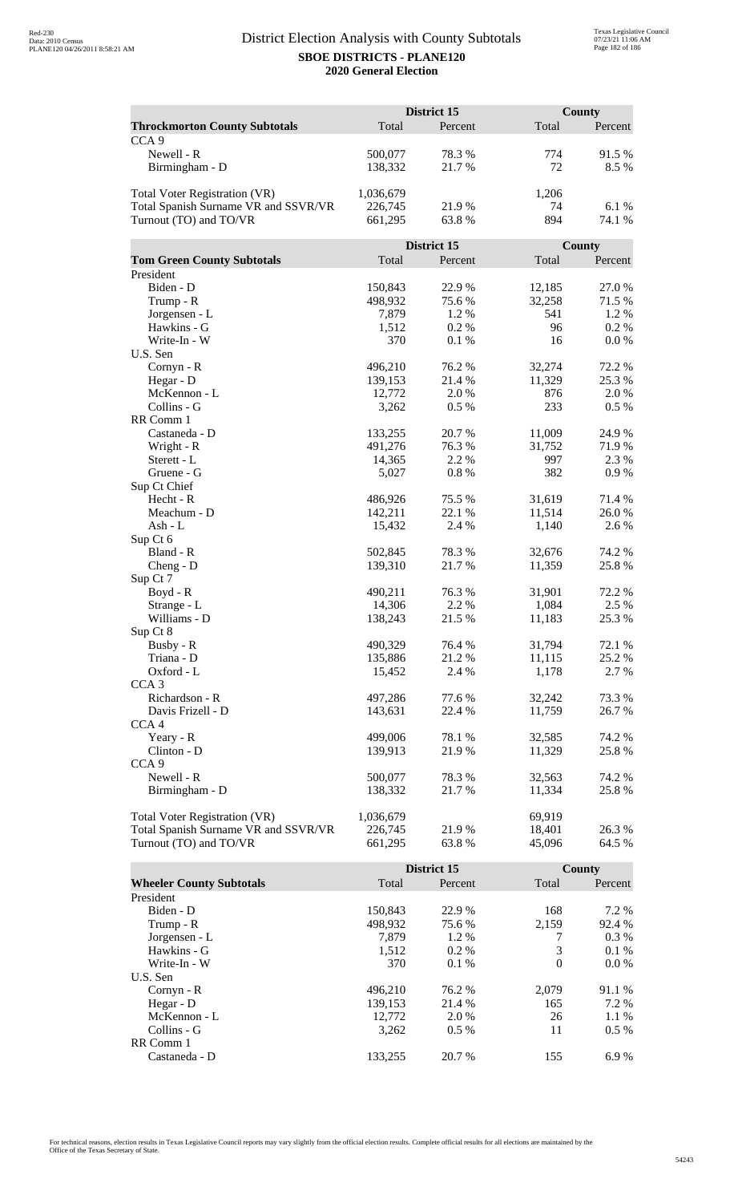## District Election Analysis with County Subtotals

**SBOE DISTRICTS - PLANE120**

**2020 General Election**

| **Throckmorton County Subtotals** | District 15 Total | District 15 Percent | County Total | County Percent |
|---|---|---|---|---|
| CCA 9 | | | | |
| Newell - R | 500,077 | 78.3 % | 774 | 91.5 % |
| Birmingham - D | 138,332 | 21.7 % | 72 | 8.5 % |
| | | | | |
| Total Voter Registration (VR) | 1,036,679 | | 1,206 | |
| Total Spanish Surname VR and SSVR/VR | 226,745 | 21.9 % | 74 | 6.1 % |
| Turnout (TO) and TO/VR | 661,295 | 63.8 % | 894 | 74.1 % |

| **Tom Green County Subtotals** | District 15 Total | District 15 Percent | County Total | County Percent |
|---|---|---|---|---|
| President | | | | |
| Biden - D | 150,843 | 22.9 % | 12,185 | 27.0 % |
| Trump - R | 498,932 | 75.6 % | 32,258 | 71.5 % |
| Jorgensen - L | 7,879 | 1.2 % | 541 | 1.2 % |
| Hawkins - G | 1,512 | 0.2 % | 96 | 0.2 % |
| Write-In - W | 370 | 0.1 % | 16 | 0.0 % |
| U.S. Sen | | | | |
| Cornyn - R | 496,210 | 76.2 % | 32,274 | 72.2 % |
| Hegar - D | 139,153 | 21.4 % | 11,329 | 25.3 % |
| McKennon - L | 12,772 | 2.0 % | 876 | 2.0 % |
| Collins - G | 3,262 | 0.5 % | 233 | 0.5 % |
| RR Comm 1 | | | | |
| Castaneda - D | 133,255 | 20.7 % | 11,009 | 24.9 % |
| Wright - R | 491,276 | 76.3 % | 31,752 | 71.9 % |
| Sterett - L | 14,365 | 2.2 % | 997 | 2.3 % |
| Gruene - G | 5,027 | 0.8 % | 382 | 0.9 % |
| Sup Ct Chief | | | | |
| Hecht - R | 486,926 | 75.5 % | 31,619 | 71.4 % |
| Meachum - D | 142,211 | 22.1 % | 11,514 | 26.0 % |
| Ash - L | 15,432 | 2.4 % | 1,140 | 2.6 % |
| Sup Ct 6 | | | | |
| Bland - R | 502,845 | 78.3 % | 32,676 | 74.2 % |
| Cheng - D | 139,310 | 21.7 % | 11,359 | 25.8 % |
| Sup Ct 7 | | | | |
| Boyd - R | 490,211 | 76.3 % | 31,901 | 72.2 % |
| Strange - L | 14,306 | 2.2 % | 1,084 | 2.5 % |
| Williams - D | 138,243 | 21.5 % | 11,183 | 25.3 % |
| Sup Ct 8 | | | | |
| Busby - R | 490,329 | 76.4 % | 31,794 | 72.1 % |
| Triana - D | 135,886 | 21.2 % | 11,115 | 25.2 % |
| Oxford - L | 15,452 | 2.4 % | 1,178 | 2.7 % |
| CCA 3 | | | | |
| Richardson - R | 497,286 | 77.6 % | 32,242 | 73.3 % |
| Davis Frizell - D | 143,631 | 22.4 % | 11,759 | 26.7 % |
| CCA 4 | | | | |
| Yeary - R | 499,006 | 78.1 % | 32,585 | 74.2 % |
| Clinton - D | 139,913 | 21.9 % | 11,329 | 25.8 % |
| CCA 9 | | | | |
| Newell - R | 500,077 | 78.3 % | 32,563 | 74.2 % |
| Birmingham - D | 138,332 | 21.7 % | 11,334 | 25.8 % |
| | | | | |
| Total Voter Registration (VR) | 1,036,679 | | 69,919 | |
| Total Spanish Surname VR and SSVR/VR | 226,745 | 21.9 % | 18,401 | 26.3 % |
| Turnout (TO) and TO/VR | 661,295 | 63.8 % | 45,096 | 64.5 % |

| **Wheeler County Subtotals** | District 15 Total | District 15 Percent | County Total | County Percent |
|---|---|---|---|---|
| President | | | | |
| Biden - D | 150,843 | 22.9 % | 168 | 7.2 % |
| Trump - R | 498,932 | 75.6 % | 2,159 | 92.4 % |
| Jorgensen - L | 7,879 | 1.2 % | 7 | 0.3 % |
| Hawkins - G | 1,512 | 0.2 % | 3 | 0.1 % |
| Write-In - W | 370 | 0.1 % | 0 | 0.0 % |
| U.S. Sen | | | | |
| Cornyn - R | 496,210 | 76.2 % | 2,079 | 91.1 % |
| Hegar - D | 139,153 | 21.4 % | 165 | 7.2 % |
| McKennon - L | 12,772 | 2.0 % | 26 | 1.1 % |
| Collins - G | 3,262 | 0.5 % | 11 | 0.5 % |
| RR Comm 1 | | | | |
| Castaneda - D | 133,255 | 20.7 % | 155 | 6.9 % |

For technical reasons, election results in Texas Legislative Council reports may vary slightly from the official election results. Complete official results for all elections are maintained by the Office of the Texas Secretary of State.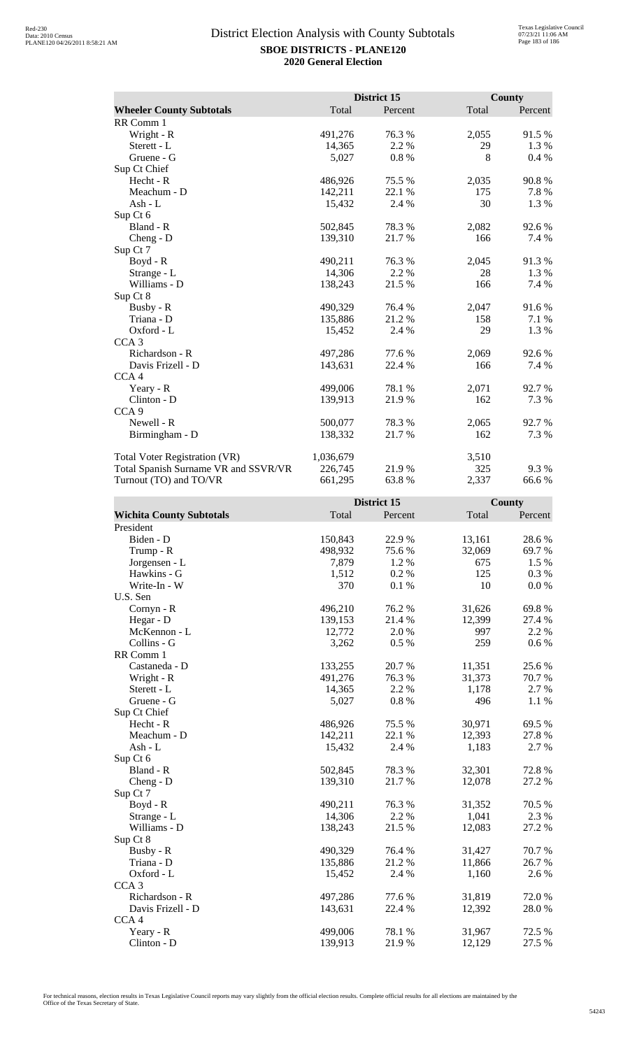# District Election Analysis with County Subtotals

**SBOE DISTRICTS - PLANE120**
**2020 General Election**

| Wheeler County Subtotals | District 15 Total | District 15 Percent | County Total | County Percent |
|---|---|---|---|---|
| RR Comm 1 | | | | |
| Wright - R | 491,276 | 76.3 % | 2,055 | 91.5 % |
| Sterett - L | 14,365 | 2.2 % | 29 | 1.3 % |
| Gruene - G | 5,027 | 0.8 % | 8 | 0.4 % |
| Sup Ct Chief | | | | |
| Hecht - R | 486,926 | 75.5 % | 2,035 | 90.8 % |
| Meachum - D | 142,211 | 22.1 % | 175 | 7.8 % |
| Ash - L | 15,432 | 2.4 % | 30 | 1.3 % |
| Sup Ct 6 | | | | |
| Bland - R | 502,845 | 78.3 % | 2,082 | 92.6 % |
| Cheng - D | 139,310 | 21.7 % | 166 | 7.4 % |
| Sup Ct 7 | | | | |
| Boyd - R | 490,211 | 76.3 % | 2,045 | 91.3 % |
| Strange - L | 14,306 | 2.2 % | 28 | 1.3 % |
| Williams - D | 138,243 | 21.5 % | 166 | 7.4 % |
| Sup Ct 8 | | | | |
| Busby - R | 490,329 | 76.4 % | 2,047 | 91.6 % |
| Triana - D | 135,886 | 21.2 % | 158 | 7.1 % |
| Oxford - L | 15,452 | 2.4 % | 29 | 1.3 % |
| CCA 3 | | | | |
| Richardson - R | 497,286 | 77.6 % | 2,069 | 92.6 % |
| Davis Frizell - D | 143,631 | 22.4 % | 166 | 7.4 % |
| CCA 4 | | | | |
| Yeary - R | 499,006 | 78.1 % | 2,071 | 92.7 % |
| Clinton - D | 139,913 | 21.9 % | 162 | 7.3 % |
| CCA 9 | | | | |
| Newell - R | 500,077 | 78.3 % | 2,065 | 92.7 % |
| Birmingham - D | 138,332 | 21.7 % | 162 | 7.3 % |
| | | | | |
| Total Voter Registration (VR) | 1,036,679 | | 3,510 | |
| Total Spanish Surname VR and SSVR/VR | 226,745 | 21.9 % | 325 | 9.3 % |
| Turnout (TO) and TO/VR | 661,295 | 63.8 % | 2,337 | 66.6 % |

| Wichita County Subtotals | District 15 Total | District 15 Percent | County Total | County Percent |
|---|---|---|---|---|
| President | | | | |
| Biden - D | 150,843 | 22.9 % | 13,161 | 28.6 % |
| Trump - R | 498,932 | 75.6 % | 32,069 | 69.7 % |
| Jorgensen - L | 7,879 | 1.2 % | 675 | 1.5 % |
| Hawkins - G | 1,512 | 0.2 % | 125 | 0.3 % |
| Write-In - W | 370 | 0.1 % | 10 | 0.0 % |
| U.S. Sen | | | | |
| Cornyn - R | 496,210 | 76.2 % | 31,626 | 69.8 % |
| Hegar - D | 139,153 | 21.4 % | 12,399 | 27.4 % |
| McKennon - L | 12,772 | 2.0 % | 997 | 2.2 % |
| Collins - G | 3,262 | 0.5 % | 259 | 0.6 % |
| RR Comm 1 | | | | |
| Castaneda - D | 133,255 | 20.7 % | 11,351 | 25.6 % |
| Wright - R | 491,276 | 76.3 % | 31,373 | 70.7 % |
| Sterett - L | 14,365 | 2.2 % | 1,178 | 2.7 % |
| Gruene - G | 5,027 | 0.8 % | 496 | 1.1 % |
| Sup Ct Chief | | | | |
| Hecht - R | 486,926 | 75.5 % | 30,971 | 69.5 % |
| Meachum - D | 142,211 | 22.1 % | 12,393 | 27.8 % |
| Ash - L | 15,432 | 2.4 % | 1,183 | 2.7 % |
| Sup Ct 6 | | | | |
| Bland - R | 502,845 | 78.3 % | 32,301 | 72.8 % |
| Cheng - D | 139,310 | 21.7 % | 12,078 | 27.2 % |
| Sup Ct 7 | | | | |
| Boyd - R | 490,211 | 76.3 % | 31,352 | 70.5 % |
| Strange - L | 14,306 | 2.2 % | 1,041 | 2.3 % |
| Williams - D | 138,243 | 21.5 % | 12,083 | 27.2 % |
| Sup Ct 8 | | | | |
| Busby - R | 490,329 | 76.4 % | 31,427 | 70.7 % |
| Triana - D | 135,886 | 21.2 % | 11,866 | 26.7 % |
| Oxford - L | 15,452 | 2.4 % | 1,160 | 2.6 % |
| CCA 3 | | | | |
| Richardson - R | 497,286 | 77.6 % | 31,819 | 72.0 % |
| Davis Frizell - D | 143,631 | 22.4 % | 12,392 | 28.0 % |
| CCA 4 | | | | |
| Yeary - R | 499,006 | 78.1 % | 31,967 | 72.5 % |
| Clinton - D | 139,913 | 21.9 % | 12,129 | 27.5 % |

For technical reasons, election results in Texas Legislative Council reports may vary slightly from the official election results. Complete official results for all elections are maintained by the Office of the Texas Secretary of State.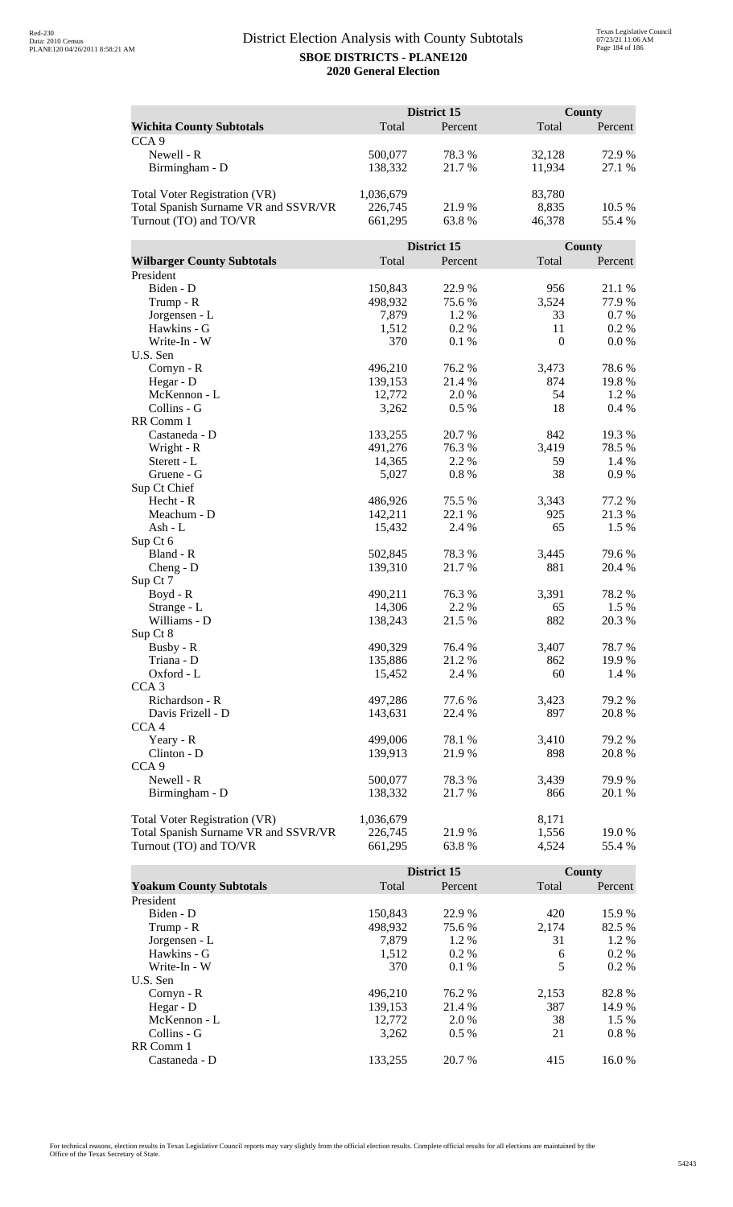## District Election Analysis with County Subtotals

**SBOE DISTRICTS - PLANE120**

**2020 General Election**

| Wichita County Subtotals | District 15 Total | District 15 Percent | County Total | County Percent |
|---|---|---|---|---|
| CCA 9 | | | | |
| Newell - R | 500,077 | 78.3 % | 32,128 | 72.9 % |
| Birmingham - D | 138,332 | 21.7 % | 11,934 | 27.1 % |
| | | | | |
| Total Voter Registration (VR) | 1,036,679 | | 83,780 | |
| Total Spanish Surname VR and SSVR/VR | 226,745 | 21.9 % | 8,835 | 10.5 % |
| Turnout (TO) and TO/VR | 661,295 | 63.8 % | 46,378 | 55.4 % |

| Wilbarger County Subtotals | District 15 Total | District 15 Percent | County Total | County Percent |
|---|---|---|---|---|
| President | | | | |
| Biden - D | 150,843 | 22.9 % | 956 | 21.1 % |
| Trump - R | 498,932 | 75.6 % | 3,524 | 77.9 % |
| Jorgensen - L | 7,879 | 1.2 % | 33 | 0.7 % |
| Hawkins - G | 1,512 | 0.2 % | 11 | 0.2 % |
| Write-In - W | 370 | 0.1 % | 0 | 0.0 % |
| U.S. Sen | | | | |
| Cornyn - R | 496,210 | 76.2 % | 3,473 | 78.6 % |
| Hegar - D | 139,153 | 21.4 % | 874 | 19.8 % |
| McKennon - L | 12,772 | 2.0 % | 54 | 1.2 % |
| Collins - G | 3,262 | 0.5 % | 18 | 0.4 % |
| RR Comm 1 | | | | |
| Castaneda - D | 133,255 | 20.7 % | 842 | 19.3 % |
| Wright - R | 491,276 | 76.3 % | 3,419 | 78.5 % |
| Sterett - L | 14,365 | 2.2 % | 59 | 1.4 % |
| Gruene - G | 5,027 | 0.8 % | 38 | 0.9 % |
| Sup Ct Chief | | | | |
| Hecht - R | 486,926 | 75.5 % | 3,343 | 77.2 % |
| Meachum - D | 142,211 | 22.1 % | 925 | 21.3 % |
| Ash - L | 15,432 | 2.4 % | 65 | 1.5 % |
| Sup Ct 6 | | | | |
| Bland - R | 502,845 | 78.3 % | 3,445 | 79.6 % |
| Cheng - D | 139,310 | 21.7 % | 881 | 20.4 % |
| Sup Ct 7 | | | | |
| Boyd - R | 490,211 | 76.3 % | 3,391 | 78.2 % |
| Strange - L | 14,306 | 2.2 % | 65 | 1.5 % |
| Williams - D | 138,243 | 21.5 % | 882 | 20.3 % |
| Sup Ct 8 | | | | |
| Busby - R | 490,329 | 76.4 % | 3,407 | 78.7 % |
| Triana - D | 135,886 | 21.2 % | 862 | 19.9 % |
| Oxford - L | 15,452 | 2.4 % | 60 | 1.4 % |
| CCA 3 | | | | |
| Richardson - R | 497,286 | 77.6 % | 3,423 | 79.2 % |
| Davis Frizell - D | 143,631 | 22.4 % | 897 | 20.8 % |
| CCA 4 | | | | |
| Yeary - R | 499,006 | 78.1 % | 3,410 | 79.2 % |
| Clinton - D | 139,913 | 21.9 % | 898 | 20.8 % |
| CCA 9 | | | | |
| Newell - R | 500,077 | 78.3 % | 3,439 | 79.9 % |
| Birmingham - D | 138,332 | 21.7 % | 866 | 20.1 % |
| | | | | |
| Total Voter Registration (VR) | 1,036,679 | | 8,171 | |
| Total Spanish Surname VR and SSVR/VR | 226,745 | 21.9 % | 1,556 | 19.0 % |
| Turnout (TO) and TO/VR | 661,295 | 63.8 % | 4,524 | 55.4 % |

| Yoakum County Subtotals | District 15 Total | District 15 Percent | County Total | County Percent |
|---|---|---|---|---|
| President | | | | |
| Biden - D | 150,843 | 22.9 % | 420 | 15.9 % |
| Trump - R | 498,932 | 75.6 % | 2,174 | 82.5 % |
| Jorgensen - L | 7,879 | 1.2 % | 31 | 1.2 % |
| Hawkins - G | 1,512 | 0.2 % | 6 | 0.2 % |
| Write-In - W | 370 | 0.1 % | 5 | 0.2 % |
| U.S. Sen | | | | |
| Cornyn - R | 496,210 | 76.2 % | 2,153 | 82.8 % |
| Hegar - D | 139,153 | 21.4 % | 387 | 14.9 % |
| McKennon - L | 12,772 | 2.0 % | 38 | 1.5 % |
| Collins - G | 3,262 | 0.5 % | 21 | 0.8 % |
| RR Comm 1 | | | | |
| Castaneda - D | 133,255 | 20.7 % | 415 | 16.0 % |

For technical reasons, election results in Texas Legislative Council reports may vary slightly from the official election results. Complete official results for all elections are maintained by the Office of the Texas Secretary of State.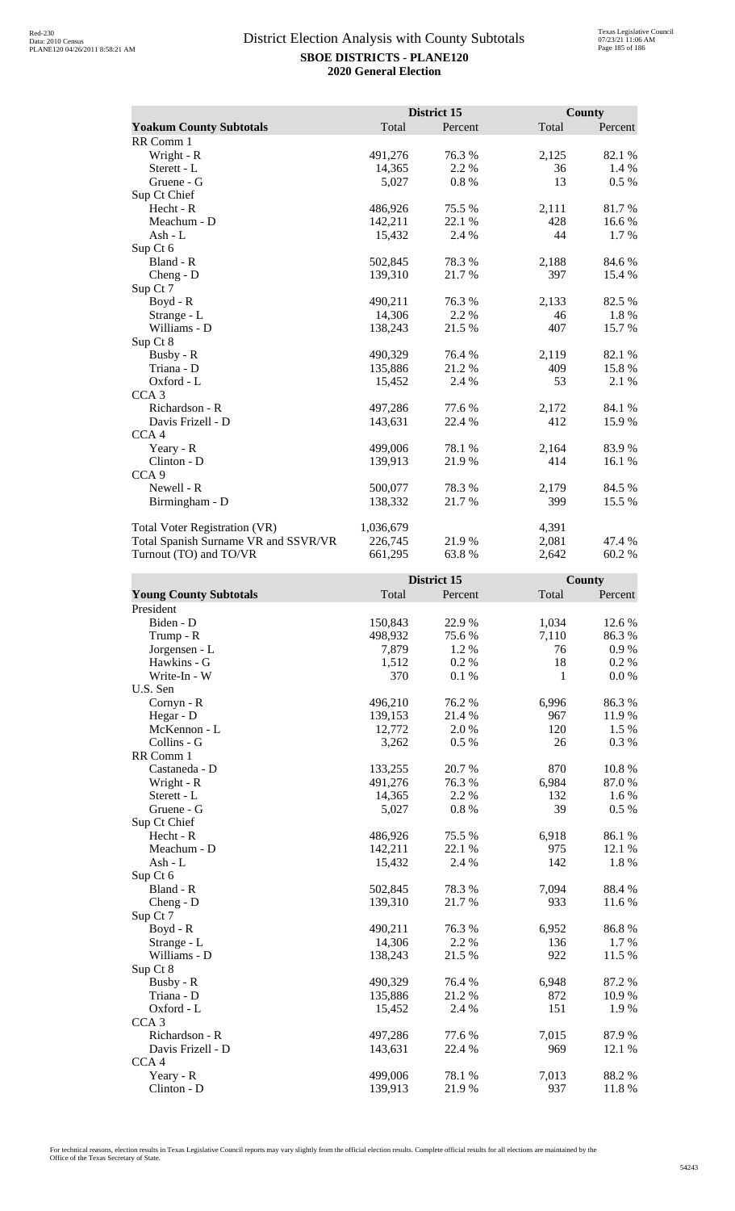# District Election Analysis with County Subtotals

**SBOE DISTRICTS - PLANE120**
**2020 General Election**

| Yoakum County Subtotals | District 15 Total | District 15 Percent | County Total | County Percent |
|---|---|---|---|---|
| RR Comm 1 | | | | |
| Wright - R | 491,276 | 76.3 % | 2,125 | 82.1 % |
| Sterett - L | 14,365 | 2.2 % | 36 | 1.4 % |
| Gruene - G | 5,027 | 0.8 % | 13 | 0.5 % |
| Sup Ct Chief | | | | |
| Hecht - R | 486,926 | 75.5 % | 2,111 | 81.7 % |
| Meachum - D | 142,211 | 22.1 % | 428 | 16.6 % |
| Ash - L | 15,432 | 2.4 % | 44 | 1.7 % |
| Sup Ct 6 | | | | |
| Bland - R | 502,845 | 78.3 % | 2,188 | 84.6 % |
| Cheng - D | 139,310 | 21.7 % | 397 | 15.4 % |
| Sup Ct 7 | | | | |
| Boyd - R | 490,211 | 76.3 % | 2,133 | 82.5 % |
| Strange - L | 14,306 | 2.2 % | 46 | 1.8 % |
| Williams - D | 138,243 | 21.5 % | 407 | 15.7 % |
| Sup Ct 8 | | | | |
| Busby - R | 490,329 | 76.4 % | 2,119 | 82.1 % |
| Triana - D | 135,886 | 21.2 % | 409 | 15.8 % |
| Oxford - L | 15,452 | 2.4 % | 53 | 2.1 % |
| CCA 3 | | | | |
| Richardson - R | 497,286 | 77.6 % | 2,172 | 84.1 % |
| Davis Frizell - D | 143,631 | 22.4 % | 412 | 15.9 % |
| CCA 4 | | | | |
| Yeary - R | 499,006 | 78.1 % | 2,164 | 83.9 % |
| Clinton - D | 139,913 | 21.9 % | 414 | 16.1 % |
| CCA 9 | | | | |
| Newell - R | 500,077 | 78.3 % | 2,179 | 84.5 % |
| Birmingham - D | 138,332 | 21.7 % | 399 | 15.5 % |
| | | | | |
| Total Voter Registration (VR) | 1,036,679 | | 4,391 | |
| Total Spanish Surname VR and SSVR/VR | 226,745 | 21.9 % | 2,081 | 47.4 % |
| Turnout (TO) and TO/VR | 661,295 | 63.8 % | 2,642 | 60.2 % |

| Young County Subtotals | District 15 Total | District 15 Percent | County Total | County Percent |
|---|---|---|---|---|
| President | | | | |
| Biden - D | 150,843 | 22.9 % | 1,034 | 12.6 % |
| Trump - R | 498,932 | 75.6 % | 7,110 | 86.3 % |
| Jorgensen - L | 7,879 | 1.2 % | 76 | 0.9 % |
| Hawkins - G | 1,512 | 0.2 % | 18 | 0.2 % |
| Write-In - W | 370 | 0.1 % | 1 | 0.0 % |
| U.S. Sen | | | | |
| Cornyn - R | 496,210 | 76.2 % | 6,996 | 86.3 % |
| Hegar - D | 139,153 | 21.4 % | 967 | 11.9 % |
| McKennon - L | 12,772 | 2.0 % | 120 | 1.5 % |
| Collins - G | 3,262 | 0.5 % | 26 | 0.3 % |
| RR Comm 1 | | | | |
| Castaneda - D | 133,255 | 20.7 % | 870 | 10.8 % |
| Wright - R | 491,276 | 76.3 % | 6,984 | 87.0 % |
| Sterett - L | 14,365 | 2.2 % | 132 | 1.6 % |
| Gruene - G | 5,027 | 0.8 % | 39 | 0.5 % |
| Sup Ct Chief | | | | |
| Hecht - R | 486,926 | 75.5 % | 6,918 | 86.1 % |
| Meachum - D | 142,211 | 22.1 % | 975 | 12.1 % |
| Ash - L | 15,432 | 2.4 % | 142 | 1.8 % |
| Sup Ct 6 | | | | |
| Bland - R | 502,845 | 78.3 % | 7,094 | 88.4 % |
| Cheng - D | 139,310 | 21.7 % | 933 | 11.6 % |
| Sup Ct 7 | | | | |
| Boyd - R | 490,211 | 76.3 % | 6,952 | 86.8 % |
| Strange - L | 14,306 | 2.2 % | 136 | 1.7 % |
| Williams - D | 138,243 | 21.5 % | 922 | 11.5 % |
| Sup Ct 8 | | | | |
| Busby - R | 490,329 | 76.4 % | 6,948 | 87.2 % |
| Triana - D | 135,886 | 21.2 % | 872 | 10.9 % |
| Oxford - L | 15,452 | 2.4 % | 151 | 1.9 % |
| CCA 3 | | | | |
| Richardson - R | 497,286 | 77.6 % | 7,015 | 87.9 % |
| Davis Frizell - D | 143,631 | 22.4 % | 969 | 12.1 % |
| CCA 4 | | | | |
| Yeary - R | 499,006 | 78.1 % | 7,013 | 88.2 % |
| Clinton - D | 139,913 | 21.9 % | 937 | 11.8 % |

For technical reasons, election results in Texas Legislative Council reports may vary slightly from the official election results. Complete official results for all elections are maintained by the Office of the Texas Secretary of State.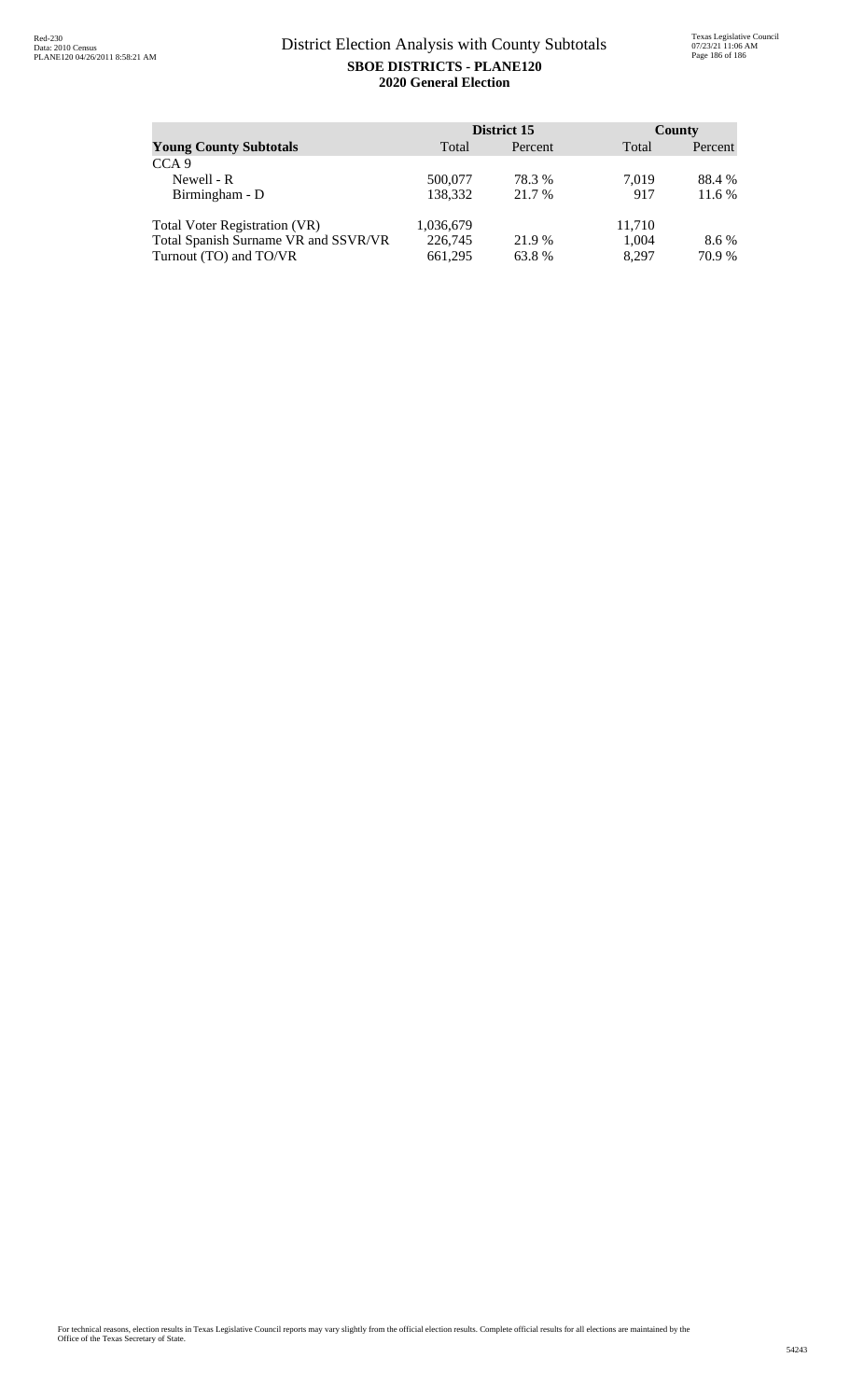# District Election Analysis with County Subtotals

**SBOE DISTRICTS - PLANE120**

**2020 General Election**

| | District 15 | | County | |
|---|---|---|---|---|
| **Young County Subtotals** | Total | Percent | Total | Percent |
| CCA 9 | | | | |
| Newell - R | 500,077 | 78.3 % | 7,019 | 88.4 % |
| Birmingham - D | 138,332 | 21.7 % | 917 | 11.6 % |
| Total Voter Registration (VR) | 1,036,679 | | 11,710 | |
| Total Spanish Surname VR and SSVR/VR | 226,745 | 21.9 % | 1,004 | 8.6 % |
| Turnout (TO) and TO/VR | 661,295 | 63.8 % | 8,297 | 70.9 % |

For technical reasons, election results in Texas Legislative Council reports may vary slightly from the official election results. Complete official results for all elections are maintained by the Office of the Texas Secretary of State.